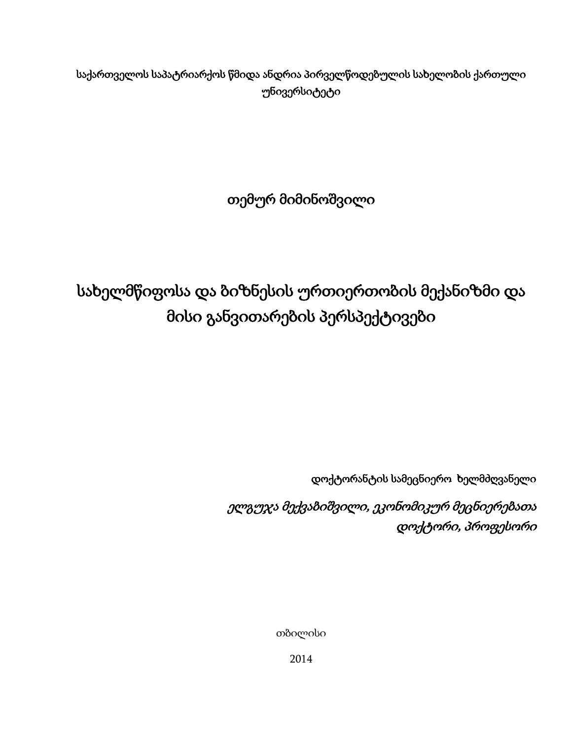საქართველოს საპატრიარქოს წმიდა ანდრია პირველწოდებულის სახელობის ქართული უნივერსიტეტი

თემურ მიმინოშვილი

# სახელმწიფოსა და ბიზნესის ურთიერთობის მექანიზმი და მისი განვითარების პერსპექტივები

დოქტორანტის სამეცნიერო ხელმძღვანელი

*ელგუჯა მექვაბიშვილი, ეკონომიკურ მეცნიერებათა დოქტორი, პროფესორი*

თბილისი

2014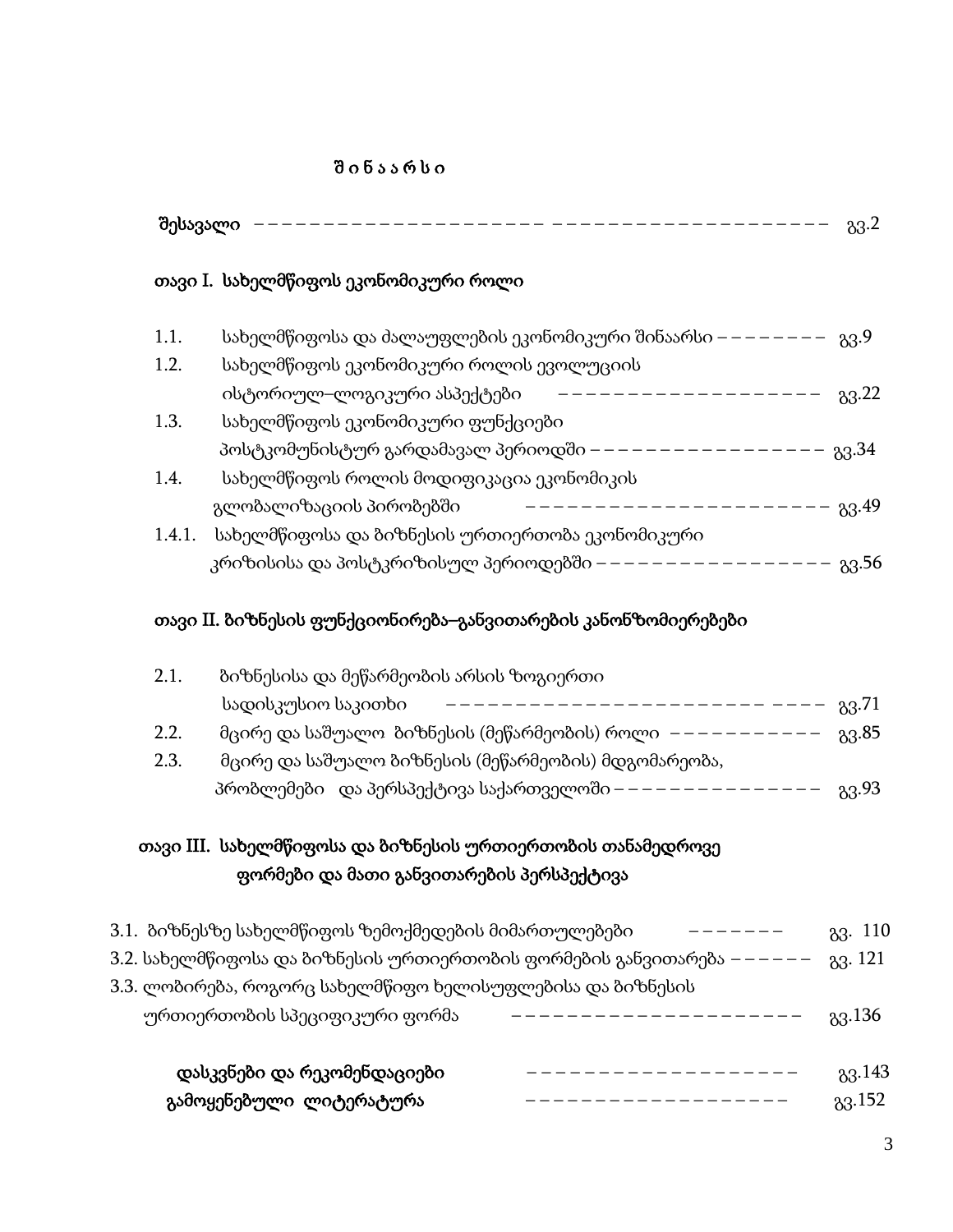# შ ი ნ ა ა რ ს ი

**შესავალი** ------------------------------------------ გვ.2

## თავი I. სახელმწიფოს ეკონომიკური როლი

1.1. სახელმწიფოსა და ძალაუფლების ეკონომიკური შინაარსი -------- გვ.9

1.2. სახელმწიფოს ეკონომიკური როლის ევოლუციის ისტორიულ–ლოგიკური ასპექტები ------------------ გვ.22

1.3. სახელმწიფოს ეკონომიკური ფუნქციები პოსტკომუნისტურ გარდამავალ პერიოდში ----------------- გვ.34

1.4. სახელმწიფოს როლის მოდიფიკაცია ეკონომიკის გლობალიზაციის პირობებში ---------------------- გვ.49

1.4.1. სახელმწიფოსა და ბიზნესის ურთიერთობა ეკონომიკური კრიზისისა და პოსტკრიზისულ პერიოდებში ----------------- გვ.56

## თავი II. ბიზნესის ფუნქციონირება–განვითარების კანონზომიერებები

2.1. ბიზნესისა და მეწარმეობის არსის ზოგიერთი სადისკუსიო საკითხი ---------------------------- გვ.71

2.2. მცირე და საშუალო ბიზნესის (მეწარმეობის) როლი ----------- გვ.85

2.3. მცირე და საშუალო ბიზნესის (მეწარმეობის) მდგომარეობა, პრობლემები და პერსპექტივა საქართველოში --------------- გვ.93

## თავი III. სახელმწიფოსა და ბიზნესის ურთიერთობის თანამედროვე ფორმები და მათი განვითარების პერსპექტივა

3.1. ბიზნესზე სახელმწიფოს ზემოქმედების მიმართულებები ------- გვ. 110

3.2. სახელმწიფოსა და ბიზნესის ურთიერთობის ფორმების განვითარება ------ გვ. 121

3.3. ლობირება, როგორც სახელმწიფო ხელისუფლებისა და ბიზნესის ურთიერთობის სპეციფიკური ფორმა -------------------- გვ.136

**დასკვნები და რეკომენდაციები** ------------------- გვ.143

**გამოყენებული ლიტერატურა** ------------------- გვ.152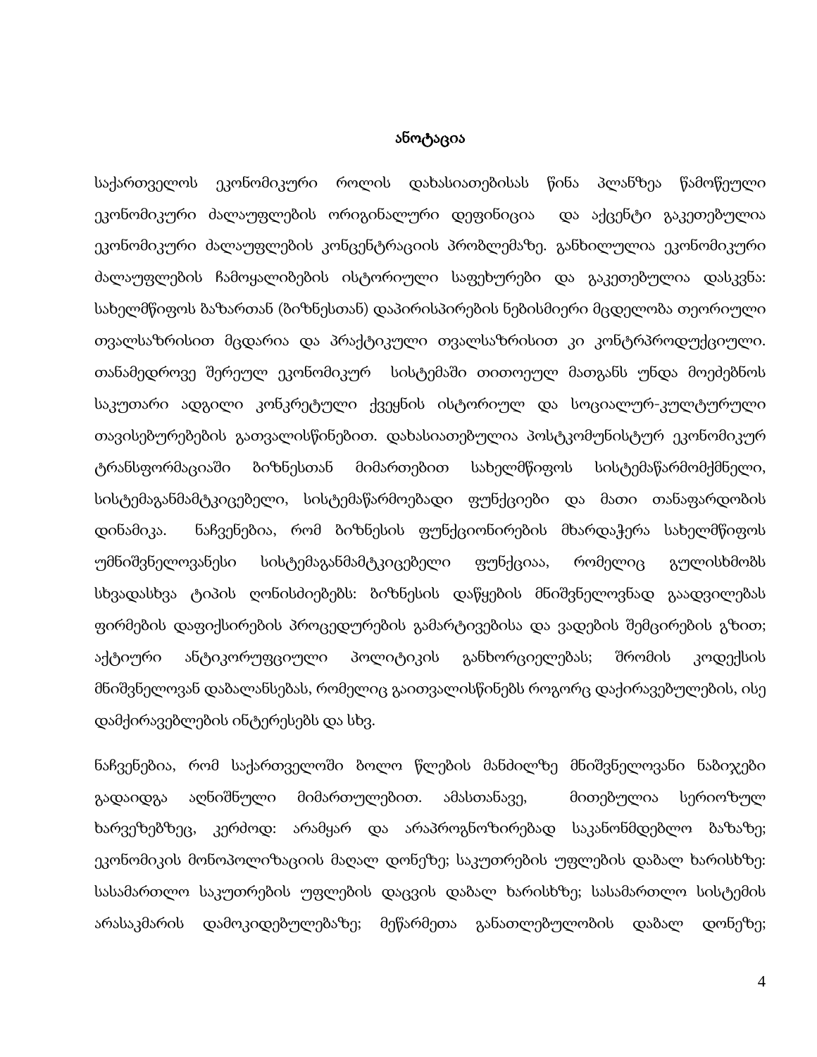## ანოტაცია

საქართველოს ეკონომიკური როლის დახასიათებისას წინა პლანზეა წამოწეული ეკონომიკური ძალაუფლების ორიგინალური დეფინიცია და აქცენტი გაკეთებულია ეკონომიკური ძალაუფლების კონცენტრაციის პრობლემაზე. განხილულია ეკონომიკური ძალაუფლების ჩამოყალიბების ისტორიული საფეხურები და გაკეთებულია დასკვნა: სახელმწიფოს ბაზართან (ბიზნესთან) დაპირისპირების ნებისმიერი მცდელობა თეორიული თვალსაზრისით მცდარია და პრაქტიკული თვალსაზრისით კი კონტრპროდუქციული. თანამედროვე შერეულ ეკონომიკურ სისტემაში თითოეულ მათგანს უნდა მოეძებნოს საკუთარი ადგილი კონკრეტული ქვეყნის ისტორიულ და სოციალურ-კულტურული თავისებურებების გათვალისწინებით. დახასიათებულია პოსტკომუნისტურ ეკონომიკურ ტრანსფორმაციაში ბიზნესთან მიმართებით სახელმწიფოს სისტემაწარმომქმნელი, სისტემაგანმამტკიცებელი, სისტემაწარმოებადი ფუნქციები და მათი თანაფარდობის დინამიკა. ნაჩვენებია, რომ ბიზნესის ფუნქციონირების მხარდაჭერა სახელმწიფოს უმნიშვნელოვანესი სისტემაგანმამტკიცებელი ფუნქციაა, რომელიც გულისხმობს სხვადასხვა ტიპის ღონისძიებებს: ბიზნესის დაწყების მნიშვნელოვნად გაადვილებას ფირმების დაფიქსირების პროცედურების გამარტივებისა და ვადების შემცირების გზით; აქტიური ანტიკორუფციული პოლიტიკის განხორციელებას; შრომის კოდექსის მნიშვნელოვან დაბალანსებას, რომელიც გაითვალისწინებს როგორც დაქირავებულების, ისე დამქირავებლების ინტერესებს და სხვ.

ნაჩვენებია, რომ საქართველოში ბოლო წლების მანძილზე მნიშვნელოვანი ნაბიჯები გადაიდგა აღნიშნული მიმართულებით. ამასთანავე, მითებულია სერიოზულ ხარვეზებზეც, კერძოდ: არამყარ და არაპროგნოზირებად საკანონმდებლო ბაზაზე; ეკონომიკის მონოპოლიზაციის მაღალ დონეზე; საკუთრების უფლების დაბალ ხარისხზე: სასამართლო საკუთრების უფლების დაცვის დაბალ ხარისხზე; სასამართლო სისტემის არასაკმარის დამოკიდებულებაზე; მეწარმეთა განათლებულობის დაბალ დონეზე;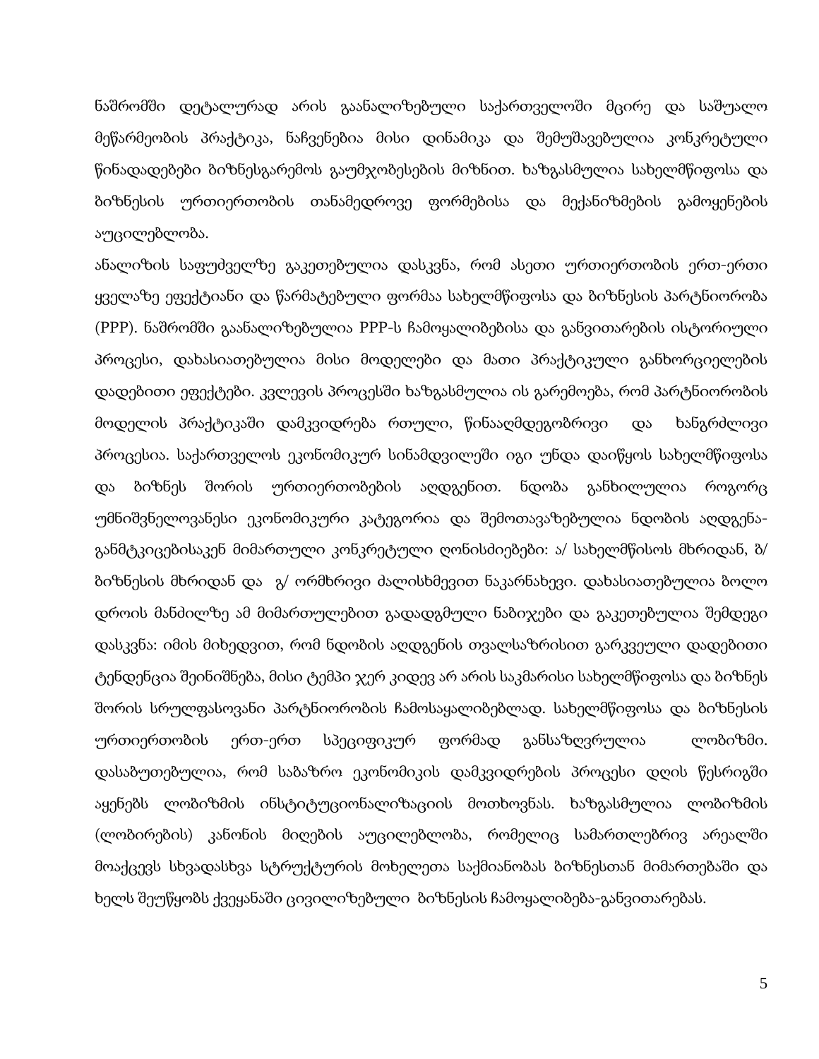ნაშრომში დეტალურად არის გაანალიზებული საქართველოში მცირე და საშუალო მეწარმეობის პრაქტიკა, ნაჩვენებია მისი დინამიკა და შემუშავებულია კონკრეტული წინადადებები ბიზნესგარემოს გაუმჯობესების მიზნით. ხაზგასმულია სახელმწიფოსა და ბიზნესის ურთიერთობის თანამედროვე ფორმებისა და მექანიზმების გამოყენების აუცილებლობა.

ანალიზის საფუძველზე გაკეთებულია დასკვნა, რომ ასეთი ურთიერთობის ერთ-ერთი ყველაზე ეფექტიანი და წარმატებული ფორმაა სახელმწიფოსა და ბიზნესის პარტნიორობა (PPP). ნაშრომში გაანალიზებულია PPP-ს ჩამოყალიბებისა და განვითარების ისტორიული პროცესი, დახასიათებულია მისი მოდელები და მათი პრაქტიკული განხორციელების დადებითი ეფექტები. კვლევის პროცესში ხაზგასმულია ის გარემოება, რომ პარტნიორობის მოდელის პრაქტიკაში დამკვიდრება რთული, წინააღმდეგობრივი და ხანგრძლივი პროცესია. საქართველოს ეკონომიკურ სინამდვილეში იგი უნდა დაიწყოს სახელმწიფოსა და ბიზნეს შორის ურთიერთობების აღდგენით. ნდობა განხილულია როგორც უმნიშვნელოვანესი ეკონომიკური კატეგორია და შემოთავაზებულია ნდობის აღდგენა-განმტკიცებისაკენ მიმართული კონკრეტული ღონისძიებები: ა/ სახელმწისოს მხრიდან, ბ/ ბიზნესის მხრიდან და გ/ ორმხრივი ძალისხმევით ნაკარნახევი. დახასიათებულია ბოლო დროის მანძილზე ამ მიმართულებით გადადგმული ნაბიჯები და გაკეთებულია შემდეგი დასკვნა: იმის მიხედვით, რომ ნდობის აღდგენის თვალსაზრისით გარკვეული დადებითი ტენდენცია შეინიშნება, მისი ტემპი ჯერ კიდევ არ არის საკმარისი სახელმწიფოსა და ბიზნეს შორის სრულფასოვანი პარტნიორობის ჩამოსაყალიბებლად. სახელმწიფოსა და ბიზნესის ურთიერთობის ერთ-ერთ სპეციფიკურ ფორმად განსაზღვრულია ლობიზმი. დასაბუთებულია, რომ საბაზრო ეკონომიკის დამკვიდრების პროცესი დღის წესრიგში აყენებს ლობიზმის ინსტიტუციონალიზაციის მოთხოვნას. ხაზგასმულია ლობიზმის (ლობირების) კანონის მიღების აუცილებლობა, რომელიც სამართლებრივ არეალში მოაქცევს სხვადასხვა სტრუქტურის მოხელეთა საქმიანობას ბიზნესთან მიმართებაში და ხელს შეუწყობს ქვეყანაში ცივილიზებული ბიზნესის ჩამოყალიბება-განვითარებას.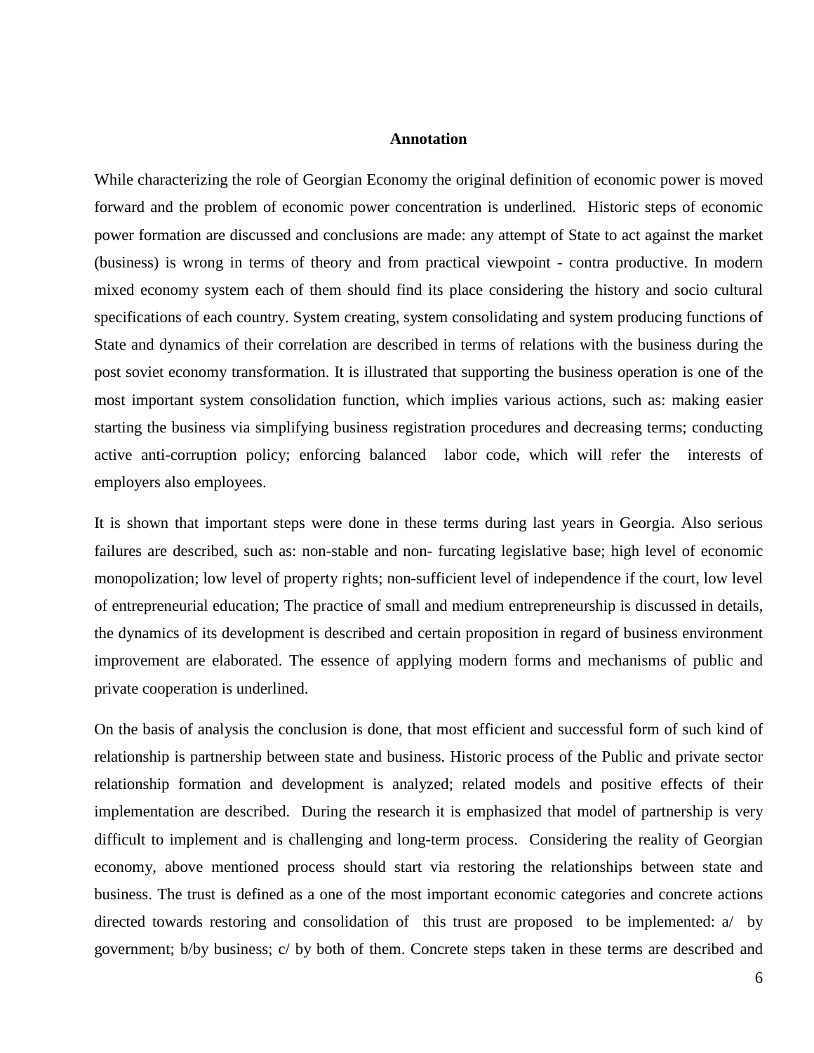## Annotation

While characterizing the role of Georgian Economy the original definition of economic power is moved forward and the problem of economic power concentration is underlined. Historic steps of economic power formation are discussed and conclusions are made: any attempt of State to act against the market (business) is wrong in terms of theory and from practical viewpoint - contra productive. In modern mixed economy system each of them should find its place considering the history and socio cultural specifications of each country. System creating, system consolidating and system producing functions of State and dynamics of their correlation are described in terms of relations with the business during the post soviet economy transformation. It is illustrated that supporting the business operation is one of the most important system consolidation function, which implies various actions, such as: making easier starting the business via simplifying business registration procedures and decreasing terms; conducting active anti-corruption policy; enforcing balanced labor code, which will refer the interests of employers also employees.

It is shown that important steps were done in these terms during last years in Georgia. Also serious failures are described, such as: non-stable and non- furcating legislative base; high level of economic monopolization; low level of property rights; non-sufficient level of independence if the court, low level of entrepreneurial education; The practice of small and medium entrepreneurship is discussed in details, the dynamics of its development is described and certain proposition in regard of business environment improvement are elaborated. The essence of applying modern forms and mechanisms of public and private cooperation is underlined.

On the basis of analysis the conclusion is done, that most efficient and successful form of such kind of relationship is partnership between state and business. Historic process of the Public and private sector relationship formation and development is analyzed; related models and positive effects of their implementation are described. During the research it is emphasized that model of partnership is very difficult to implement and is challenging and long-term process. Considering the reality of Georgian economy, above mentioned process should start via restoring the relationships between state and business. The trust is defined as a one of the most important economic categories and concrete actions directed towards restoring and consolidation of this trust are proposed to be implemented: a/ by government; b/by business; c/ by both of them. Concrete steps taken in these terms are described and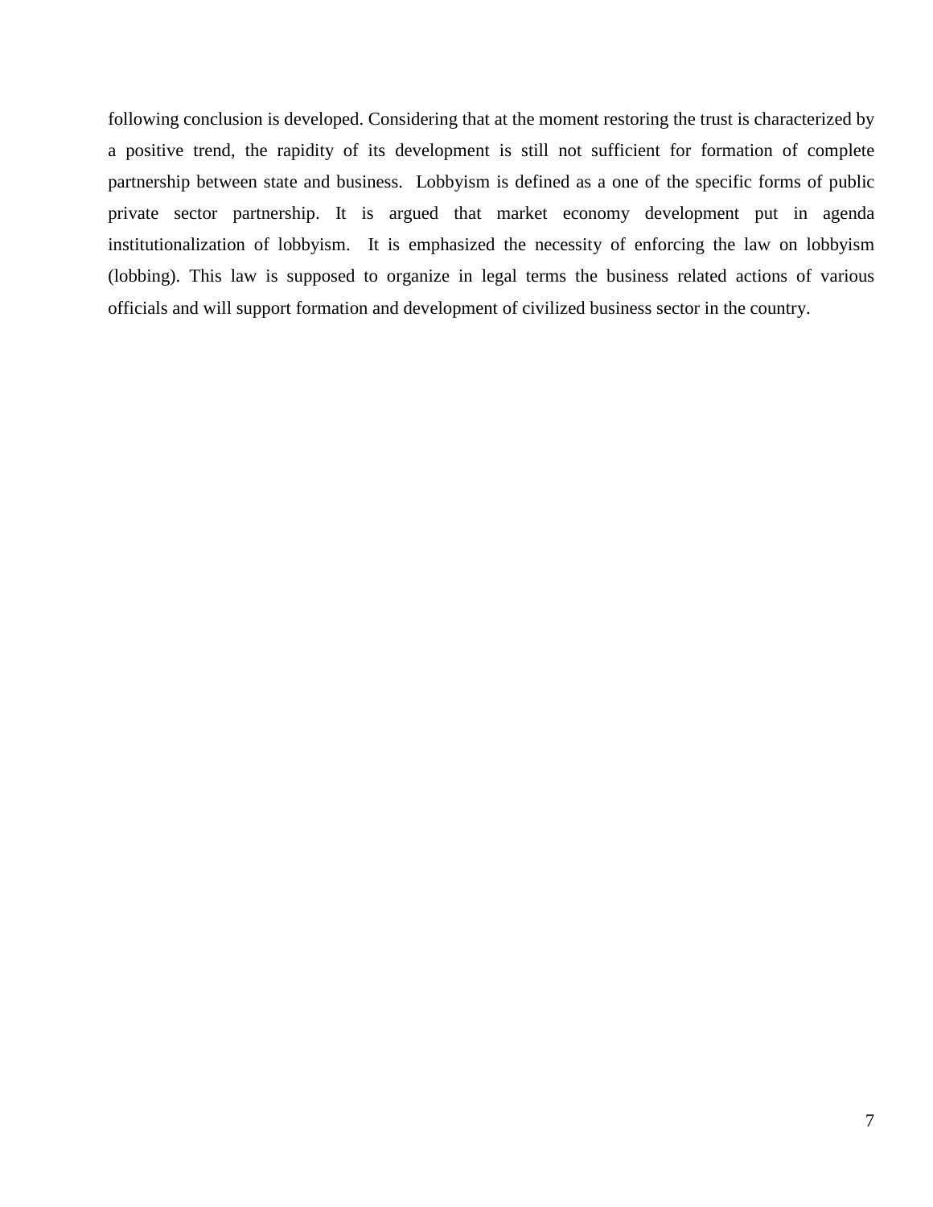following conclusion is developed. Considering that at the moment restoring the trust is characterized by a positive trend, the rapidity of its development is still not sufficient for formation of complete partnership between state and business. Lobbyism is defined as a one of the specific forms of public private sector partnership. It is argued that market economy development put in agenda institutionalization of lobbyism. It is emphasized the necessity of enforcing the law on lobbyism (lobbing). This law is supposed to organize in legal terms the business related actions of various officials and will support formation and development of civilized business sector in the country.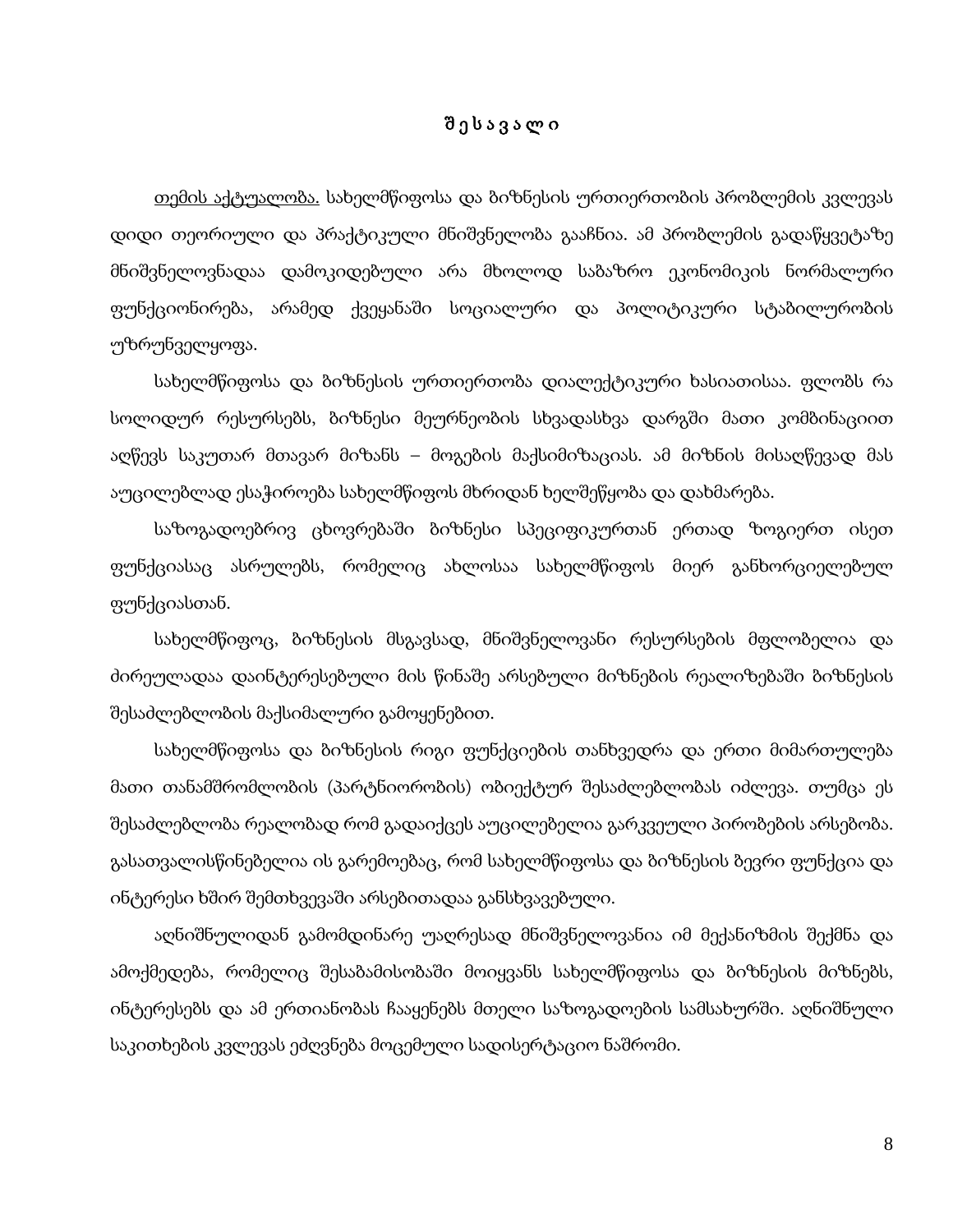## შესავალი

<u>თემის აქტუალობა.</u> სახელმწიფოსა და ბიზნესის ურთიერთობის პრობლემის კვლევას დიდი თეორიული და პრაქტიკული მნიშვნელობა გააჩნია. ამ პრობლემის გადაწყვეტაზე მნიშვნელოვნადაა დამოკიდებული არა მხოლოდ საბაზრო ეკონომიკის ნორმალური ფუნქციონირება, არამედ ქვეყანაში სოციალური და პოლიტიკური სტაბილურობის უზრუნველყოფა.

სახელმწიფოსა და ბიზნესის ურთიერთობა დიალექტიკური ხასიათისაა. ფლობს რა სოლიდურ რესურსებს, ბიზნესი მეურნეობის სხვადასხვა დარგში მათი კომბინაციით აღწევს საკუთარ მთავარ მიზანს – მოგების მაქსიმიზაციას. ამ მიზნის მისაღწევად მას აუცილებლად ესაჭიროება სახელმწიფოს მხრიდან ხელშეწყობა და დახმარება.

საზოგადოებრივ ცხოვრებაში ბიზნესი სპეციფიკურთან ერთად ზოგიერთ ისეთ ფუნქციასაც ასრულებს, რომელიც ახლოსაა სახელმწიფოს მიერ განხორციელებულ ფუნქციასთან.

სახელმწიფოც, ბიზნესის მსგავსად, მნიშვნელოვანი რესურსების მფლობელია და ძირეულადაა დაინტერესებული მის წინაშე არსებული მიზნების რეალიზებაში ბიზნესის შესაძლებლობის მაქსიმალური გამოყენებით.

სახელმწიფოსა და ბიზნესის რიგი ფუნქციების თანხვედრა და ერთი მიმართულება მათი თანამშრომლობის (პარტნიორობის) ობიექტურ შესაძლებლობას იძლევა. თუმცა ეს შესაძლებლობა რეალობად რომ გადაიქცეს აუცილებელია გარკვეული პირობების არსებობა. გასათვალისწინებელია ის გარემოებაც, რომ სახელმწიფოსა და ბიზნესის ბევრი ფუნქცია და ინტერესი ხშირ შემთხვევაში არსებითადაა განსხვავებული.

აღნიშნულიდან გამომდინარე უაღრესად მნიშვნელოვანია იმ მექანიზმის შექმნა და ამოქმედება, რომელიც შესაბამისობაში მოიყვანს სახელმწიფოსა და ბიზნესის მიზნებს, ინტერესებს და ამ ერთიანობას ჩააყენებს მთელი საზოგადოების სამსახურში. აღნიშნული საკითხების კვლევას ეძღვნება მოცემული სადისერტაციო ნაშრომი.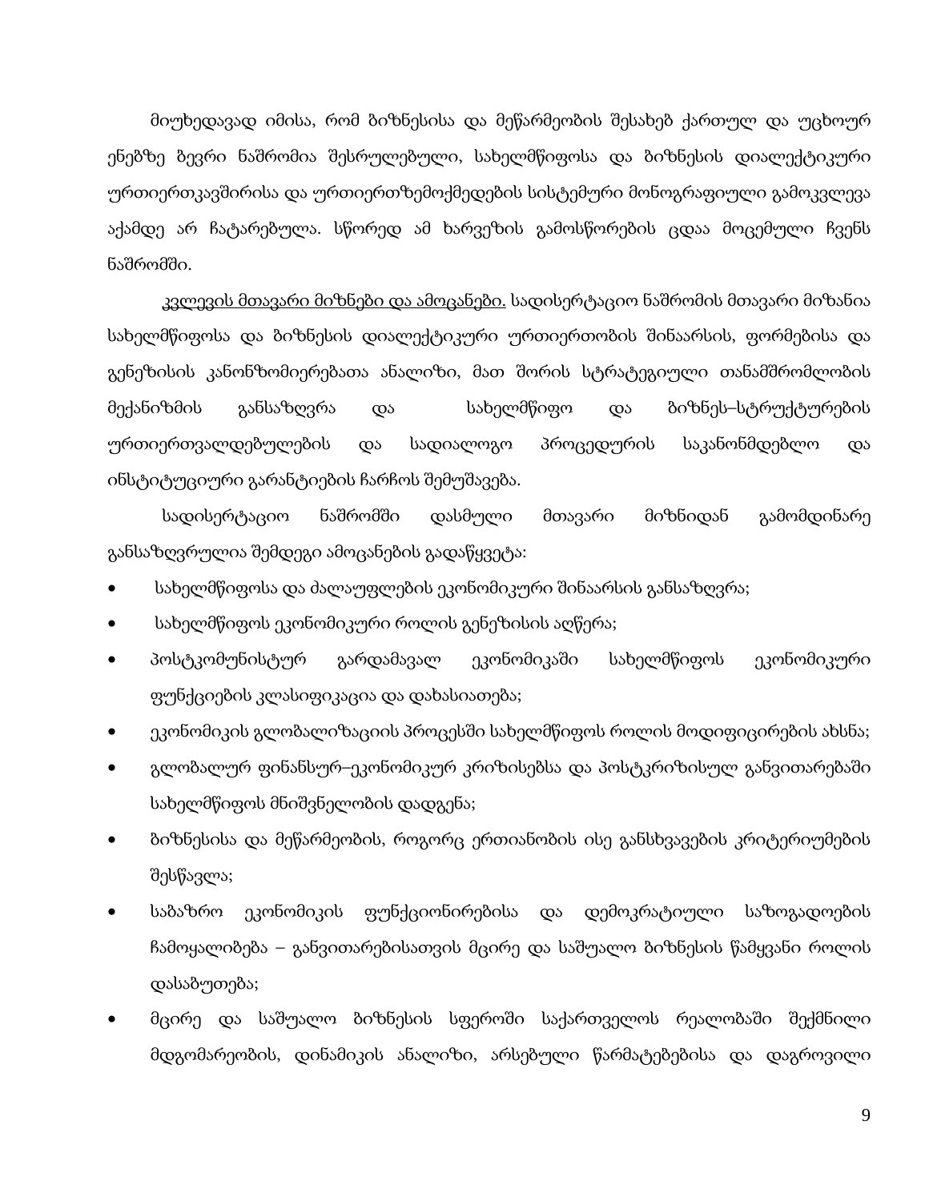მიუხედავად იმისა, რომ ბიზნესისა და მეწარმეობის შესახებ ქართულ და უცხოურ ენებზე ბევრი ნაშრომია შესრულებული, სახელმწიფოსა და ბიზნესის დიალექტიკური ურთიერთკავშირისა და ურთიერთზემოქმედების სისტემური მონოგრაფიული გამოკვლევა აქამდე არ ჩატარებულა. სწორედ ამ ხარვეზის გამოსწორების ცდაა მოცემული ჩვენს ნაშრომში.

კვლევის მთავარი მიზნები და ამოცანები. სადისერტაციო ნაშრომის მთავარი მიზანია სახელმწიფოსა და ბიზნესის დიალექტიკური ურთიერთობის შინაარსის, ფორმებისა და გენეზისის კანონზომიერებათა ანალიზი, მათ შორის სტრატეგიული თანამშრომლობის მექანიზმის განსაზღვრა და სახელმწიფო და ბიზნეს–სტრუქტურების ურთიერთვალდებულების და სადიალოგო პროცედურის საკანონმდებლო და ინსტიტუციური გარანტიების ჩარჩოს შემუშავება.

სადისერტაციო ნაშრომში დასმული მთავარი მიზნიდან გამომდინარე განსაზღვრულია შემდეგი ამოცანების გადაწყვეტა:

- სახელმწიფოსა და ძალაუფლების ეკონომიკური შინაარსის განსაზღვრა;
- სახელმწიფოს ეკონომიკური როლის გენეზისის აღწერა;
- პოსტკომუნისტურ გარდამავალ ეკონომიკაში სახელმწიფოს ეკონომიკური ფუნქციების კლასიფიკაცია და დახასიათება;
- ეკონომიკის გლობალიზაციის პროცესში სახელმწიფოს როლის მოდიფიცირების ახსნა;
- გლობალურ ფინანსურ–ეკონომიკურ კრიზისებსა და პოსტკრიზისულ განვითარებაში სახელმწიფოს მნიშვნელობის დადგენა;
- ბიზნესისა და მეწარმეობის, როგორც ერთიანობის ისე განსხვავების კრიტერიუმების შესწავლა;
- საბაზრო ეკონომიკის ფუნქციონირებისა და დემოკრატიული საზოგადოების ჩამოყალიბება – განვითარებისათვის მცირე და საშუალო ბიზნესის წამყვანი როლის დასაბუთება;
- მცირე და საშუალო ბიზნესის სფეროში საქართველოს რეალობაში შექმნილი მდგომარეობის, დინამიკის ანალიზი, არსებული წარმატებებისა და დაგროვილი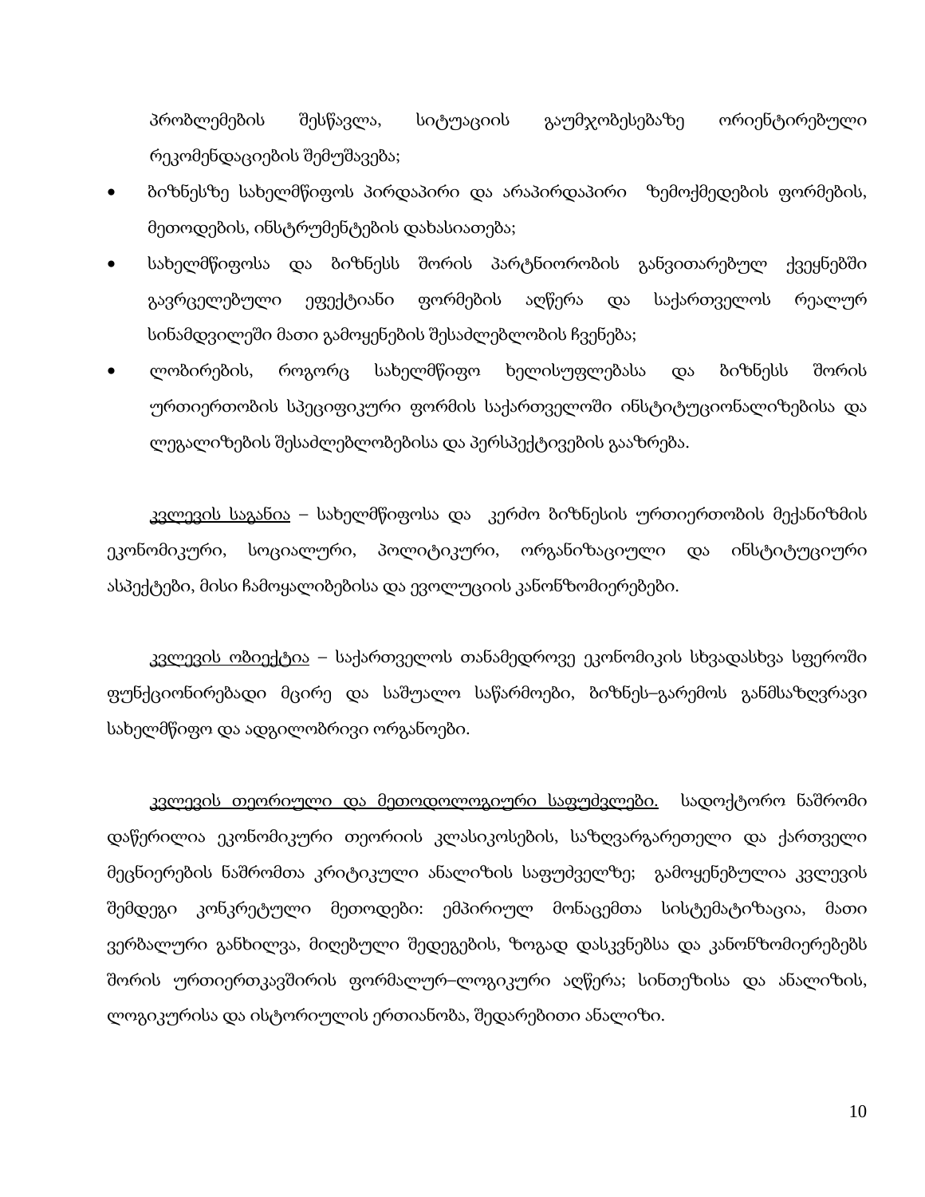პრობლემების შესწავლა, სიტუაციის გაუმჯობესებაზე ორიენტირებული რეკომენდაციების შემუშავება;

- ბიზნესზე სახელმწიფოს პირდაპირი და არაპირდაპირი ზემოქმედების ფორმების, მეთოდების, ინსტრუმენტების დახასიათება;
- სახელმწიფოსა და ბიზნესს შორის პარტნიორობის განვითარებულ ქვეყნებში გავრცელებული ეფექტიანი ფორმების აღწერა და საქართველოს რეალურ სინამდვილეში მათი გამოყენების შესაძლებლობის ჩვენება;
- ლობირების, როგორც სახელმწიფო ხელისუფლებასა და ბიზნესს შორის ურთიერთობის სპეციფიკური ფორმის საქართველოში ინსტიტუციონალიზებისა და ლეგალიზების შესაძლებლობებისა და პერსპექტივების გააზრება.

<u>კვლევის საგანია</u> – სახელმწიფოსა და კერძო ბიზნესის ურთიერთობის მექანიზმის ეკონომიკური, სოციალური, პოლიტიკური, ორგანიზაციული და ინსტიტუციური ასპექტები, მისი ჩამოყალიბებისა და ევოლუციის კანონზომიერებები.

<u>კვლევის ობიექტია</u> – საქართველოს თანამედროვე ეკონომიკის სხვადასხვა სფეროში ფუნქციონირებადი მცირე და საშუალო საწარმოები, ბიზნეს–გარემოს განმსაზღვრავი სახელმწიფო და ადგილობრივი ორგანოები.

<u>კვლევის თეორიული და მეთოდოლოგიური საფუძვლები.</u> სადოქტორო ნაშრომი დაწერილია ეკონომიკური თეორიის კლასიკოსების, საზღვარგარეთელი და ქართველი მეცნიერების ნაშრომთა კრიტიკული ანალიზის საფუძველზე; გამოყენებულია კვლევის შემდეგი კონკრეტული მეთოდები: ემპირიულ მონაცემთა სისტემატიზაცია, მათი ვერბალური განხილვა, მიღებული შედეგების, ზოგად დასკვნებსა და კანონზომიერებებს შორის ურთიერთკავშირის ფორმალურ–ლოგიკური აღწერა; სინთეზისა და ანალიზის, ლოგიკურისა და ისტორიულის ერთიანობა, შედარებითი ანალიზი.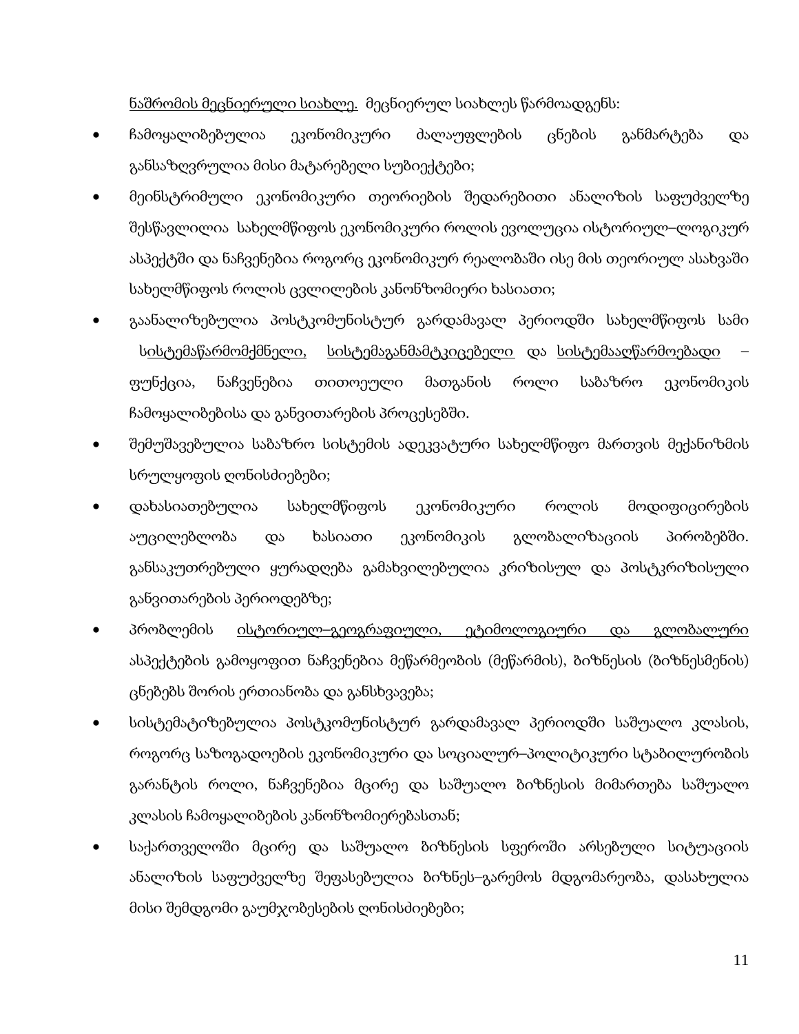ნაშრომის მეცნიერული სიახლე. მეცნიერულ სიახლეს წარმოადგენს:

- ჩამოყალიბებულია ეკონომიკური ძალაუფლების ცნების განმარტება და განსაზღვრულია მისი მატარებელი სუბიექტები;
- მეინსტრიმული ეკონომიკური თეორიების შედარებითი ანალიზის საფუძველზე შესწავლილია სახელმწიფოს ეკონომიკური როლის ევოლუცია ისტორიულ–ლოგიკურ ასპექტში და ნაჩვენებია როგორც ეკონომიკურ რეალობაში ისე მის თეორიულ ასახვაში სახელმწიფოს როლის ცვლილების კანონზომიერი ხასიათი;
- გაანალიზებულია პოსტკომუნისტურ გარდამავალ პერიოდში სახელმწიფოს სამი სისტემაწარმომქმნელი, სისტემაგანმამტკიცებელი და სისტემააღწარმოებადი – ფუნქცია, ნაჩვენებია თითოეული მათგანის როლი საბაზრო ეკონომიკის ჩამოყალიბებისა და განვითარების პროცესებში.
- შემუშავებულია საბაზრო სისტემის ადეკვატური სახელმწიფო მართვის მექანიზმის სრულყოფის ღონისძიებები;
- დახასიათებულია სახელმწიფოს ეკონომიკური როლის მოდიფიცირების აუცილებლობა და ხასიათი ეკონომიკის გლობალიზაციის პირობებში. განსაკუთრებული ყურადღება გამახვილებულია კრიზისულ და პოსტკრიზისული განვითარების პერიოდებზე;
- პრობლემის ისტორიულ–გეოგრაფიული, ეტიმოლოგიური და გლობალური ასპექტების გამოყოფით ნაჩვენებია მეწარმეობის (მეწარმის), ბიზნესის (ბიზნესმენის) ცნებებს შორის ერთიანობა და განსხვავება;
- სისტემატიზებულია პოსტკომუნისტურ გარდამავალ პერიოდში საშუალო კლასის, როგორც საზოგადოების ეკონომიკური და სოციალურ–პოლიტიკური სტაბილურობის გარანტის როლი, ნაჩვენებია მცირე და საშუალო ბიზნესის მიმართება საშუალო კლასის ჩამოყალიბების კანონზომიერებასთან;
- საქართველოში მცირე და საშუალო ბიზნესის სფეროში არსებული სიტუაციის ანალიზის საფუძველზე შეფასებულია ბიზნეს–გარემოს მდგომარეობა, დასახულია მისი შემდგომი გაუმჯობესების ღონისძიებები;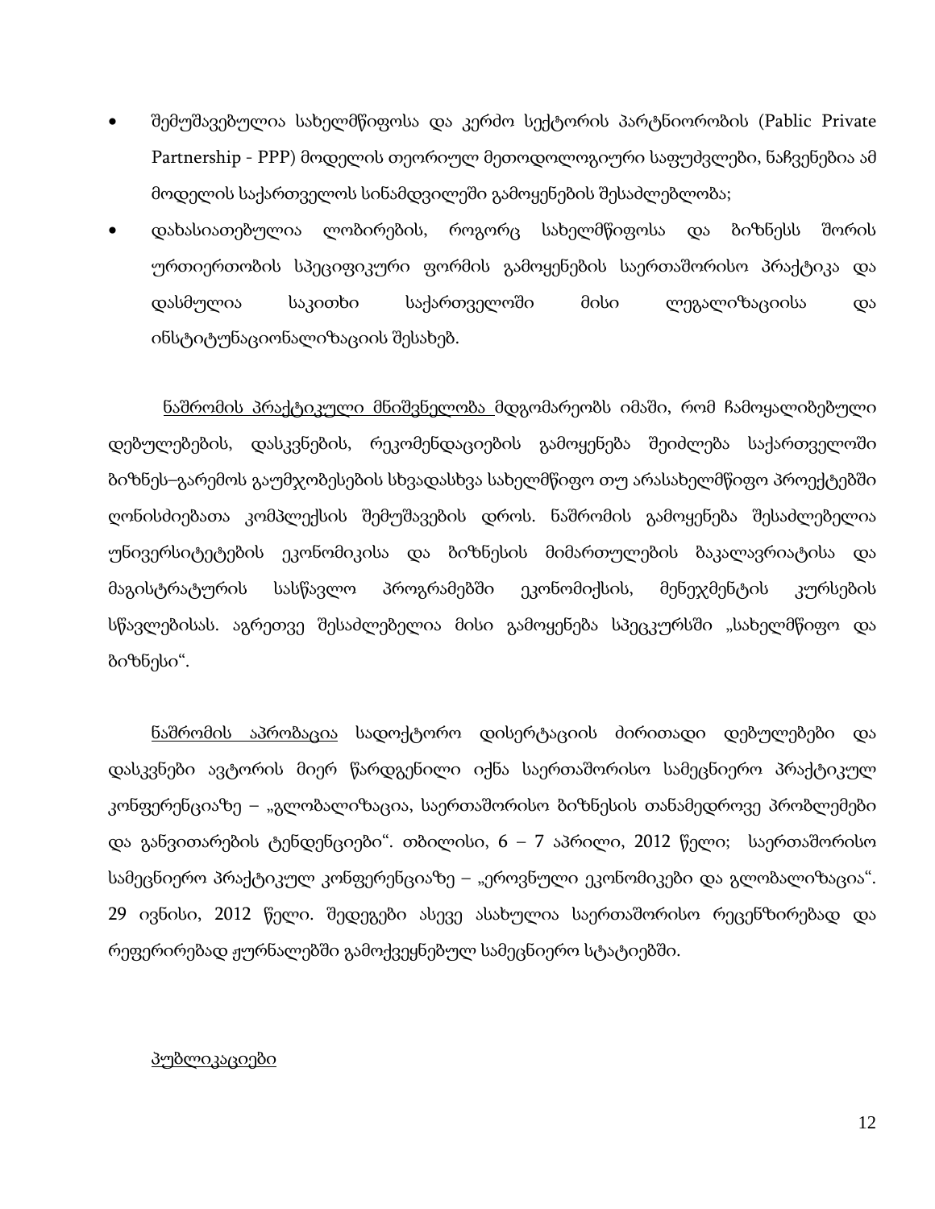- შემუშავებულია სახელმწიფოსა და კერძო სექტორის პარტნიორობის (Pablic Private Partnership - PPP) მოდელის თეორიულ მეთოდოლოგიური საფუძვლები, ნაჩვენებია ამ მოდელის საქართველოს სინამდვილეში გამოყენების შესაძლებლობა;
- დახასიათებულია ლობირების, როგორც სახელმწიფოსა და ბიზნესს შორის ურთიერთობის სპეციფიკური ფორმის გამოყენების საერთაშორისო პრაქტიკა და დასმულია საკითხი საქართველოში მისი ლეგალიზაციისა და ინსტიტუნაციონალიზაციის შესახებ.

<u>ნაშრომის პრაქტიკული მნიშვნელობა</u> მდგომარეობს იმაში, რომ ჩამოყალიბებული დებულებების, დასკვნების, რეკომენდაციების გამოყენება შეიძლება საქართველოში ბიზნეს–გარემოს გაუმჯობესების სხვადასხვა სახელმწიფო თუ არასახელმწიფო პროექტებში ღონისძიებათა კომპლექსის შემუშავების დროს. ნაშრომის გამოყენება შესაძლებელია უნივერსიტეტების ეკონომიკისა და ბიზნესის მიმართულების ბაკალავრიატისა და მაგისტრატურის სასწავლო პროგრამებში ეკონომიქსის, მენეჯმენტის კურსების სწავლებისას. აგრეთვე შესაძლებელია მისი გამოყენება სპეცკურსში „სახელმწიფო და ბიზნესი“.

<u>ნაშრომის აპრობაცია</u> სადოქტორო დისერტაციის ძირითადი დებულებები და დასკვნები ავტორის მიერ წარდგენილი იქნა საერთაშორისო სამეცნიერო პრაქტიკულ კონფერენციაზე – „გლობალიზაცია, საერთაშორისო ბიზნესის თანამედროვე პრობლემები და განვითარების ტენდენციები“. თბილისი, 6 – 7 აპრილი, 2012 წელი; საერთაშორისო სამეცნიერო პრაქტიკულ კონფერენციაზე – „ეროვნული ეკონომიკები და გლობალიზაცია“. 29 ივნისი, 2012 წელი. შედეგები ასევე ასახულია საერთაშორისო რეცენზირებად და რეფერირებად ჟურნალებში გამოქვეყნებულ სამეცნიერო სტატიებში.

<u>პუბლიკაციები</u>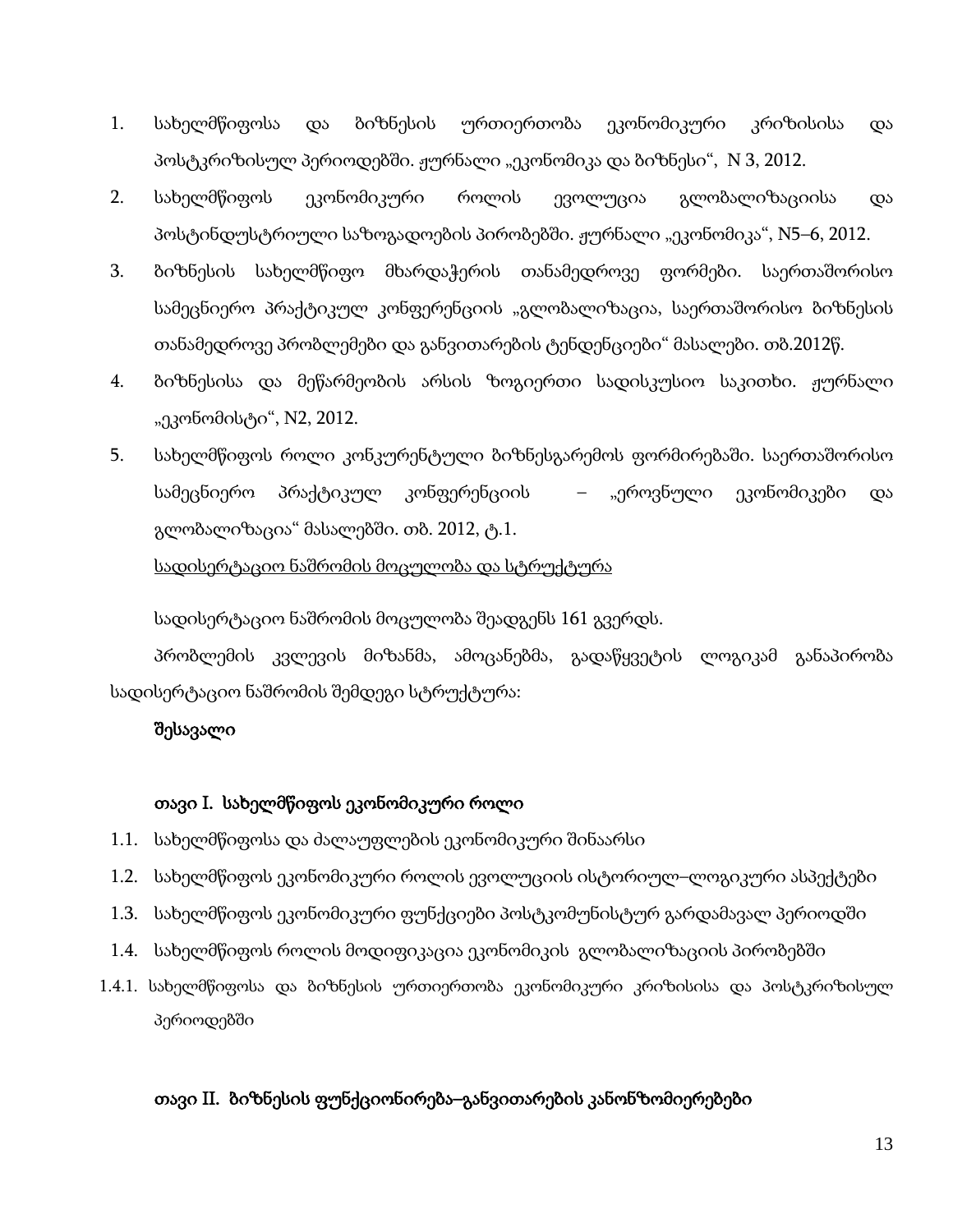1. სახელმწიფოსა და ბიზნესის ურთიერთობა ეკონომიკური კრიზისისა და პოსტკრიზისულ პერიოდებში. ჟურნალი „ეკონომიკა და ბიზნესი“, N 3, 2012.
2. სახელმწიფოს ეკონომიკური როლის ევოლუცია გლობალიზაციისა და პოსტინდუსტრიული საზოგადოების პირობებში. ჟურნალი „ეკონომიკა“, N5–6, 2012.
3. ბიზნესის სახელმწიფო მხარდაჭერის თანამედროვე ფორმები. საერთაშორისო სამეცნიერო პრაქტიკულ კონფერენციის „გლობალიზაცია, საერთაშორისო ბიზნესის თანამედროვე პრობლემები და განვითარების ტენდენციები“ მასალები. თბ.2012წ.
4. ბიზნესისა და მეწარმეობის არსის ზოგიერთი სადისკუსიო საკითხი. ჟურნალი „ეკონომისტი“, N2, 2012.
5. სახელმწიფოს როლი კონკურენტული ბიზნესგარემოს ფორმირებაში. საერთაშორისო სამეცნიერო პრაქტიკულ კონფერენციის – „ეროვნული ეკონომიკები და გლობალიზაცია“ მასალებში. თბ. 2012, ტ.1.

სადისერტაციო ნაშრომის მოცულობა და სტრუქტურა

სადისერტაციო ნაშრომის მოცულობა შეადგენს 161 გვერდს.

პრობლემის კვლევის მიზანმა, ამოცანებმა, გადაწყვეტის ლოგიკამ განაპირობა სადისერტაციო ნაშრომის შემდეგი სტრუქტურა:

**შესავალი**

**თავი I. სახელმწიფოს ეკონომიკური როლი**

1.1. სახელმწიფოსა და ძალაუფლების ეკონომიკური შინაარსი

1.2. სახელმწიფოს ეკონომიკური როლის ევოლუციის ისტორიულ–ლოგიკური ასპექტები

1.3. სახელმწიფოს ეკონომიკური ფუნქციები პოსტკომუნისტურ გარდამავალ პერიოდში

1.4. სახელმწიფოს როლის მოდიფიკაცია ეკონომიკის გლობალიზაციის პირობებში

1.4.1. სახელმწიფოსა და ბიზნესის ურთიერთობა ეკონომიკური კრიზისისა და პოსტკრიზისულ პერიოდებში

**თავი II. ბიზნესის ფუნქციონირება–განვითარების კანონზომიერებები**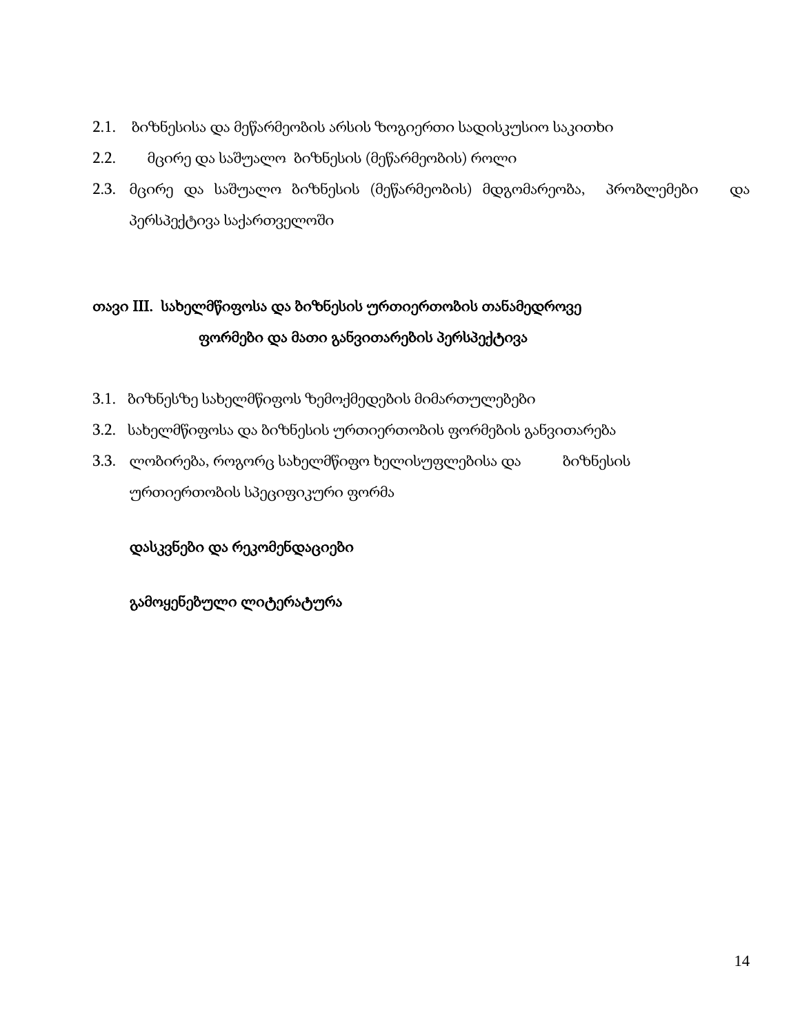2.1. ბიზნესისა და მეწარმეობის არსის ზოგიერთი სადისკუსიო საკითხი

2.2. მცირე და საშუალო ბიზნესის (მეწარმეობის) როლი

2.3. მცირე და საშუალო ბიზნესის (მეწარმეობის) მდგომარეობა, პრობლემები და პერსპექტივა საქართველოში

**თავი III. სახელმწიფოსა და ბიზნესის ურთიერთობის თანამედროვე ფორმები და მათი განვითარების პერსპექტივა**

3.1. ბიზნესზე სახელმწიფოს ზემოქმედების მიმართულებები

3.2. სახელმწიფოსა და ბიზნესის ურთიერთობის ფორმების განვითარება

3.3. ლობირება, როგორც სახელმწიფო ხელისუფლებისა და ბიზნესის ურთიერთობის სპეციფიკური ფორმა

**დასკვნები და რეკომენდაციები**

**გამოყენებული ლიტერატურა**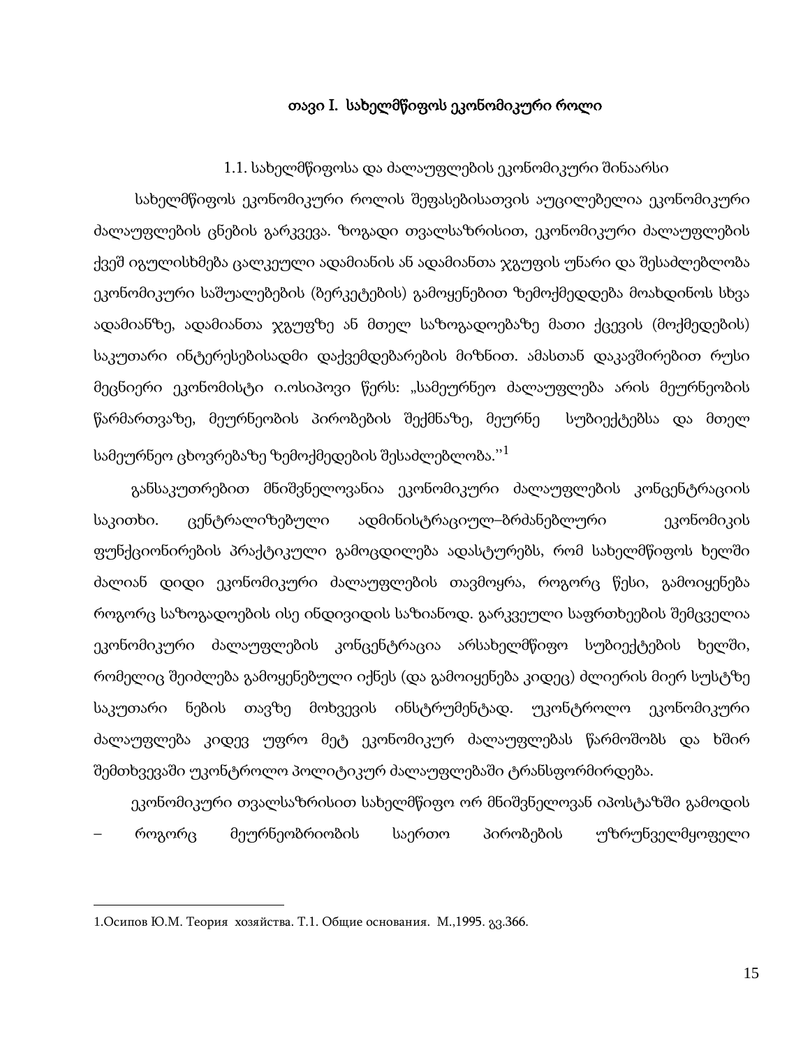# თავი I. სახელმწიფოს ეკონომიკური როლი

## 1.1. სახელმწიფოსა და ძალაუფლების ეკონომიკური შინაარსი

სახელმწიფოს ეკონომიკური როლის შეფასებისათვის აუცილებელია ეკონომიკური ძალაუფლების ცნების გარკვევა. ზოგადი თვალსაზრისით, ეკონომიკური ძალაუფლების ქვეშ იგულისხმება ცალკეული ადამიანის ან ადამიანთა ჯგუფის უნარი და შესაძლებლობა ეკონომიკური საშუალებების (ბერკეტების) გამოყენებით ზემოქმედდება მოახდინოს სხვა ადამიანზე, ადამიანთა ჯგუფზე ან მთელ საზოგადოებაზე მათი ქცევის (მოქმედების) საკუთარი ინტერესებისადმი დაქვემდებარების მიზნით. ამასთან დაკავშირებით რუსი მეცნიერი ეკონომისტი ი.ოსიპოვი წერს: „სამეურნეო ძალაუფლება არის მეურნეობის წარმართვაზე, მეურნეობის პირობების შექმნაზე, მეურნე სუბიექტებსა და მთელ სამეურნეო ცხოვრებაზე ზემოქმედების შესაძლებლობა."[1]

განსაკუთრებით მნიშვნელოვანია ეკონომიკური ძალაუფლების კონცენტრაციის საკითხი. ცენტრალიზებული ადმინისტრაციულ–ბრძანებლური ეკონომიკის ფუნქციონირების პრაქტიკული გამოცდილება ადასტურებს, რომ სახელმწიფოს ხელში ძალიან დიდი ეკონომიკური ძალაუფლების თავმოყრა, როგორც წესი, გამოიყენება როგორც საზოგადოების ისე ინდივიდის საზიანოდ. გარკვეული საფრთხეების შემცველია ეკონომიკური ძალაუფლების კონცენტრაცია არსახელმწიფო სუბიექტების ხელში, რომელიც შეიძლება გამოყენებული იქნეს (და გამოიყენება კიდეც) ძლიერის მიერ სუსტზე საკუთარი ნების თავზე მოხვევის ინსტრუმენტად. უკონტროლო ეკონომიკური ძალაუფლება კიდევ უფრო მეტ ეკონომიკურ ძალაუფლებას წარმოშობს და ხშირ შემთხვევაში უკონტროლო პოლიტიკურ ძალაუფლებაში ტრანსფორმირდება.

ეკონომიკური თვალსაზრისით სახელმწიფო ორ მნიშვნელოვან იპოსტაზში გამოდის – როგორც მეურნეობრიობის საერთო პირობების უზრუნველმყოფელი

---

1.Осипов Ю.М. Теория хозяйства. Т.1. Общие основания. М.,1995. გვ.366.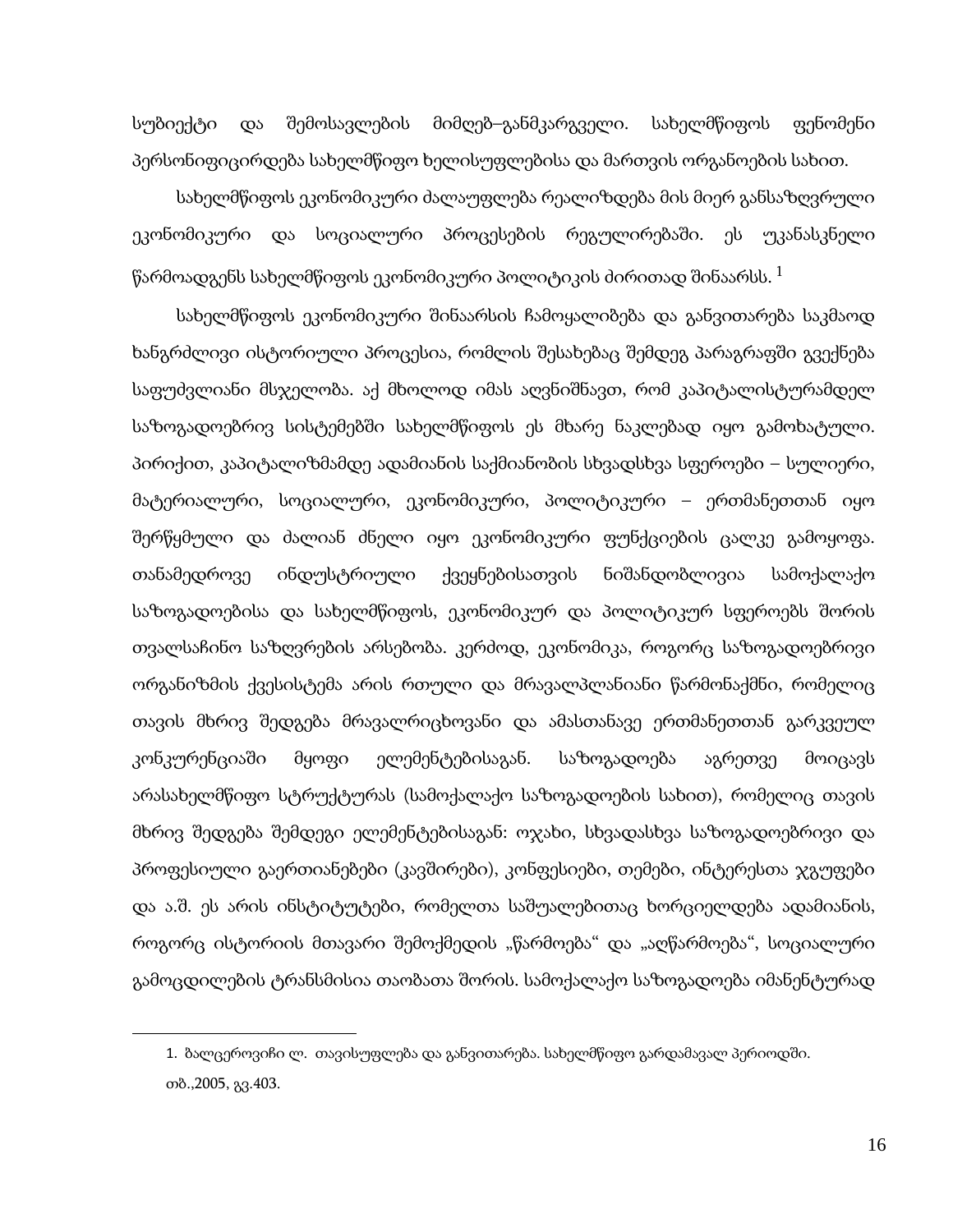სუბიექტი და შემოსავლების მიმღებ–განმკარგველი. სახელმწიფოს ფენომენი პერსონიფიცირდება სახელმწიფო ხელისუფლებისა და მართვის ორგანოების სახით.

სახელმწიფოს ეკონომიკური ძალაუფლება რეალიზდება მის მიერ განსაზღვრული ეკონომიკური და სოციალური პროცესების რეგულირებაში. ეს უკანასკნელი წარმოადგენს სახელმწიფოს ეკონომიკური პოლიტიკის ძირითად შინაარსს. [1]

სახელმწიფოს ეკონომიკური შინაარსის ჩამოყალიბება და განვითარება საკმაოდ ხანგრძლივი ისტორიული პროცესია, რომლის შესახებაც შემდეგ პარაგრაფში გვექნება საფუძვლიანი მსჯელობა. აქ მხოლოდ იმას აღვნიშნავთ, რომ კაპიტალისტურამდელ საზოგადოებრივ სისტემებში სახელმწიფოს ეს მხარე ნაკლებად იყო გამოხატული. პირიქით, კაპიტალიზმამდე ადამიანის საქმიანობის სხვადსხვა სფეროები – სულიერი, მატერიალური, სოციალური, ეკონომიკური, პოლიტიკური – ერთმანეთთან იყო შერწყმული და ძალიან ძნელი იყო ეკონომიკური ფუნქციების ცალკე გამოყოფა. თანამედროვე ინდუსტრიული ქვეყნებისათვის ნიშანდობლივია სამოქალაქო საზოგადოებისა და სახელმწიფოს, ეკონომიკურ და პოლიტიკურ სფეროებს შორის თვალსაჩინო საზღვრების არსებობა. კერძოდ, ეკონომიკა, როგორც საზოგადოებრივი ორგანიზმის ქვესისტემა არის რთული და მრავალპლანიანი წარმონაქმნი, რომელიც თავის მხრივ შედგება მრავალრიცხოვანი და ამასთანავე ერთმანეთთან გარკვეულ კონკურენციაში მყოფი ელემენტებისაგან. საზოგადოება აგრეთვე მოიცავს არასახელმწიფო სტრუქტურას (სამოქალაქო საზოგადოების სახით), რომელიც თავის მხრივ შედგება შემდეგი ელემენტებისაგან: ოჯახი, სხვადასხვა საზოგადოებრივი და პროფესიული გაერთიანებები (კავშირები), კონფესიები, თემები, ინტერესთა ჯგუფები და ა.შ. ეს არის ინსტიტუტები, რომელთა საშუალებითაც ხორციელდება ადამიანის, როგორც ისტორიის მთავარი შემოქმედის „წარმოება“ და „აღწარმოება“, სოციალური გამოცდილების ტრანსმისია თაობათა შორის. სამოქალაქო საზოგადოება იმანენტურად

---

1. ბალცეროვიჩი ლ. თავისუფლება და განვითარება. სახელმწიფო გარდამავალ პერიოდში. თბ.,2005, გვ.403.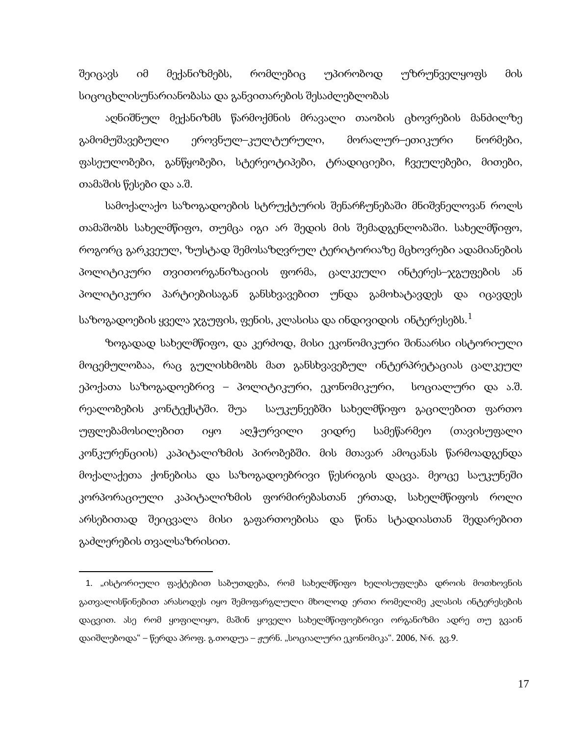შეიცავს იმ მექანიზმებს, რომლებიც უპირობოდ უზრუნველყოფს მის სიცოცხლისუნარიანობასა და განვითარების შესაძლებლობას

აღნიშნულ მექანიზმს წარმოქმნის მრავალი თაობის ცხოვრების მანძილზე გამომუშავებული ეროვნულ–კულტურული, მორალურ–ეთიკური ნორმები, ფასეულობები, განწყობები, სტერეოტიპები, ტრადიციები, ჩვეულებები, მითები, თამაშის წესები და ა.შ.

სამოქალაქო საზოგადოების სტრუქტურის შენარჩუნებაში მნიშვნელოვან როლს თამაშობს სახელმწიფო, თუმცა იგი არ შედის მის შემადგენლობაში. სახელმწიფო, როგორც გარკვეულ, ზუსტად შემოსაზღვრულ ტერიტორიაზე მცხოვრები ადამიანების პოლიტიკური თვითორგანიზაციის ფორმა, ცალკეული ინტერეს–ჯგუფების ან პოლიტიკური პარტიებისაგან განსხვავებით უნდა გამოხატავდეს და იცავდეს საზოგადოების ყველა ჯგუფის, ფენის, კლასისა და ინდივიდის ინტერესებს.[1]

ზოგადად სახელმწიფო, და კერძოდ, მისი ეკონომიკური შინაარსი ისტორიული მოცემულობაა, რაც გულისხმობს მათ განსხვავებულ ინტერპრეტაციას ცალკეულ ეპოქათა საზოგადოებრივ – პოლიტიკური, ეკონომიკური, სოციალური და ა.შ. რეალობების კონტექსტში. შუა საუკუნეებში სახელმწიფო გაცილებით ფართო უფლებამოსილებით იყო აღჭურვილი ვიდრე სამეწარმეო (თავისუფალი კონკურენციის) კაპიტალიზმის პირობებში. მის მთავარ ამოცანას წარმოადგენდა მოქალაქეთა ქონებისა და საზოგადოებრივი წესრიგის დაცვა. მეოცე საუკუნეში კორპორაციული კაპიტალიზმის ფორმირებასთან ერთად, სახელმწიფოს როლი არსებითად შეიცვალა მისი გაფართოებისა და წინა სტადიასთან შედარებით გაძლერების თვალსაზრისით.

---

1. „ისტორიული ფაქტებით საბუთდება, რომ სახელმწიფო ხელისუფლება დროის მოთხოვნის გათვალისწინებით არასოდეს იყო შემოფარგლული მხოლოდ ერთი რომელიმე კლასის ინტერესების დაცვით. ასე რომ ყოფილიყო, მაშინ ყოველი სახელმწიფოებრივი ორგანიზმი ადრე თუ გვიან დაიშლებოდა“ – წერდა პროფ. გ.თოდუა – ჟურნ. „სოციალური ეკონომიკა“. 2006, №6. გვ.9.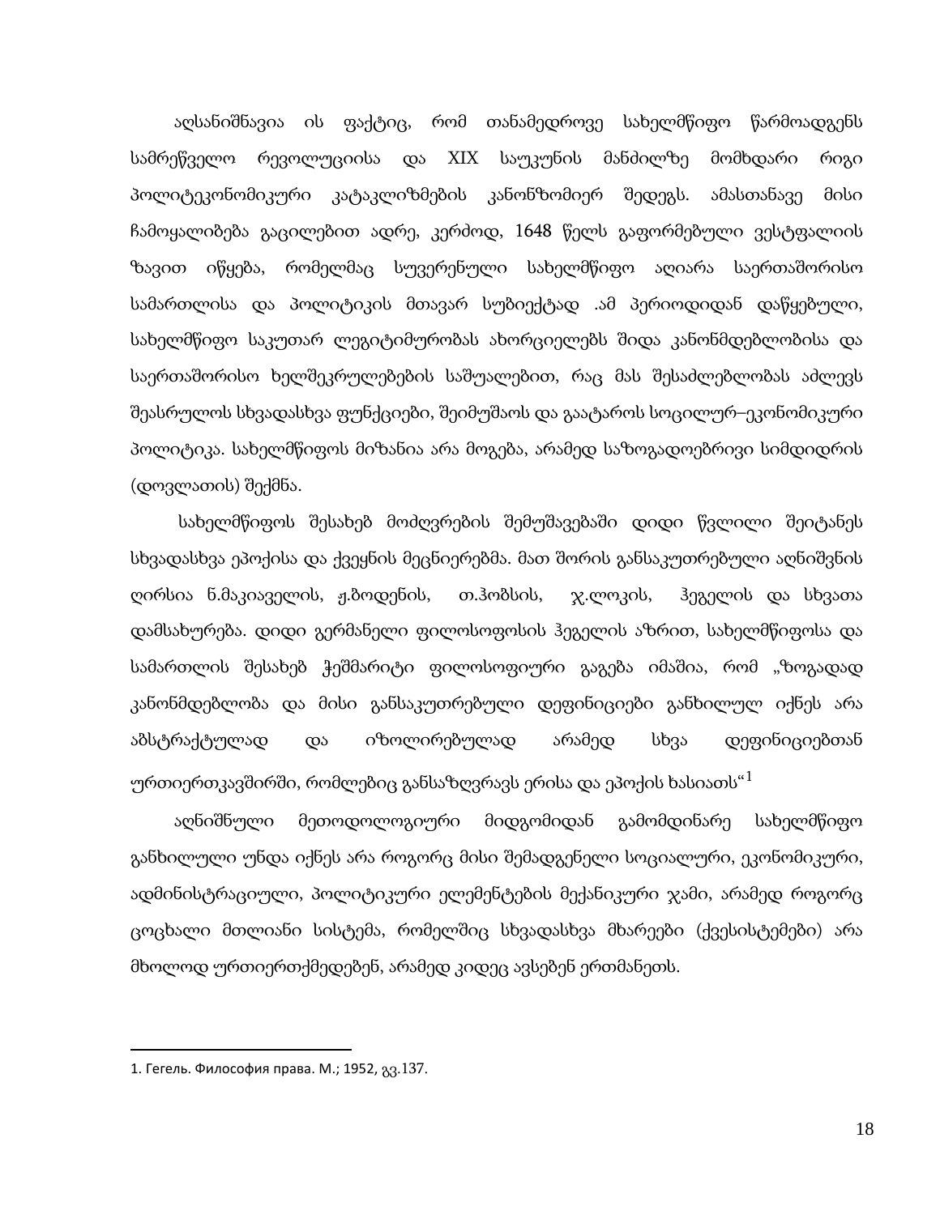აღსანიშნავია ის ფაქტიც, რომ თანამედროვე სახელმწიფო წარმოადგენს სამრეწველო რევოლუციისა და XIX საუკუნის მანძილზე მომხდარი რიგი პოლიტეკონომიკური კატაკლიზმების კანონზომიერ შედეგს. ამასთანავე მისი ჩამოყალიბება გაცილებით ადრე, კერძოდ, 1648 წელს გაფორმებული ვესტფალიის ზავით იწყება, რომელმაც სუვერენული სახელმწიფო აღიარა საერთაშორისო სამართლისა და პოლიტიკის მთავარ სუბიექტად .ამ პერიოდიდან დაწყებული, სახელმწიფო საკუთარ ლეგიტიმურობას ახორციელებს შიდა კანონმდებლობისა და საერთაშორისო ხელშეკრულებების საშუალებით, რაც მას შესაძლებლობას აძლევს შეასრულოს სხვადასხვა ფუნქციები, შეიმუშაოს და გაატაროს სოცილურ–ეკონომიკური პოლიტიკა. სახელმწიფოს მიზანია არა მოგება, არამედ საზოგადოებრივი სიმდიდრის (დოვლათის) შექმნა.

სახელმწიფოს შესახებ მოძღვრების შემუშავებაში დიდი წვლილი შეიტანეს სხვადასხვა ეპოქისა და ქვეყნის მეცნიერებმა. მათ შორის განსაკუთრებული აღნიშვნის ღირსია ნ.მაკიაველის, ჟ.ბოდენის, თ.ჰობსის, ჯ.ლოკის, ჰეგელის და სხვათა დამსახურება. დიდი გერმანელი ფილოსოფოსის ჰეგელის აზრით, სახელმწიფოსა და სამართლის შესახებ ჭეშმარიტი ფილოსოფიური გაგება იმაშია, რომ „ზოგადად კანონმდებლობა და მისი განსაკუთრებული დეფინიციები განხილულ იქნეს არა აბსტრაქტულად და იზოლირებულად არამედ სხვა დეფინიციებთან ურთიერთკავშირში, რომლებიც განსაზღვრავს ერისა და ეპოქის ხასიათს“[1]

აღნიშნული მეთოდოლოგიური მიდგომიდან გამომდინარე სახელმწიფო განხილული უნდა იქნეს არა როგორც მისი შემადგენელი სოციალური, ეკონომიკური, ადმინისტრაციული, პოლიტიკური ელემენტების მექანიკური ჯამი, არამედ როგორც ცოცხალი მთლიანი სისტემა, რომელშიც სხვადასხვა მხარეები (ქვესისტემები) არა მხოლოდ ურთიერთქმედებენ, არამედ კიდეც ავსებენ ერთმანეთს.

---

1. Гегель. Философия права. М.; 1952, გვ.137.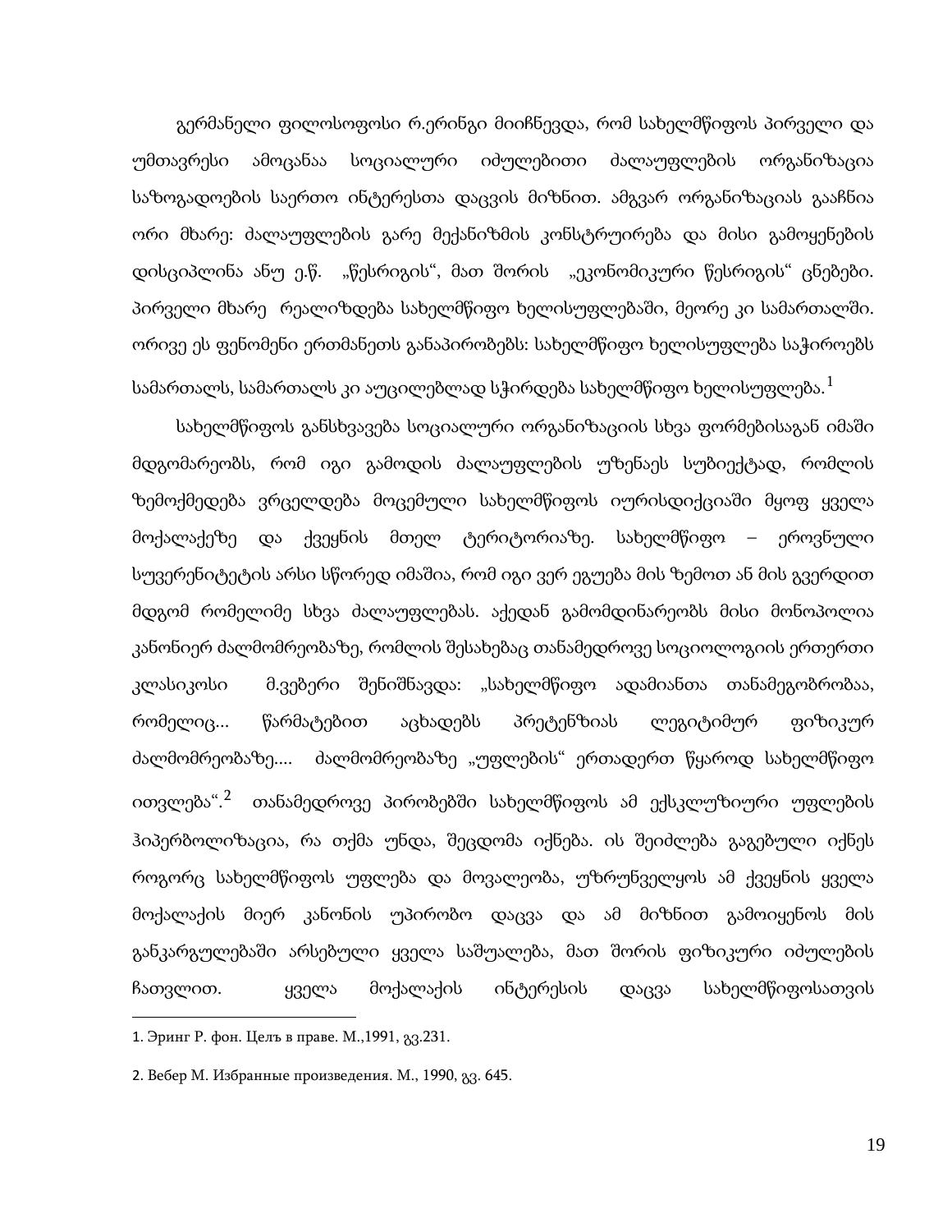გერმანელი ფილოსოფოსი რ.ერინგი მიიჩნევდა, რომ სახელმწიფოს პირველი და უმთავრესი ამოცანაა სოციალური იძულებითი ძალაუფლების ორგანიზაცია საზოგადოების საერთო ინტერესთა დაცვის მიზნით. ამგვარ ორგანიზაციას გააჩნია ორი მხარე: ძალაუფლების გარე მექანიზმის კონსტრუირება და მისი გამოყენების დისციპლინა ანუ ე.წ. „წესრიგის", მათ შორის „ეკონომიკური წესრიგის" ცნებები. პირველი მხარე რეალიზდება სახელმწიფო ხელისუფლებაში, მეორე კი სამართალში. ორივე ეს ფენომენი ერთმანეთს განაპირობებს: სახელმწიფო ხელისუფლება საჭიროებს სამართალს, სამართალს კი აუცილებლად სჭირდება სახელმწიფო ხელისუფლება.[1]

სახელმწიფოს განსხვავება სოციალური ორგანიზაციის სხვა ფორმებისაგან იმაში მდგომარეობს, რომ იგი გამოდის ძალაუფლების უზენაეს სუბიექტად, რომლის ზემოქმედება ვრცელდება მოცემული სახელმწიფოს იურისდიქციაში მყოფ ყველა მოქალაქეზე და ქვეყნის მთელ ტერიტორიაზე. სახელმწიფო – ეროვნული სუვერენიტეტის არსი სწორედ იმაშია, რომ იგი ვერ ეგუება მის ზემოთ ან მის გვერდით მდგომ რომელიმე სხვა ძალაუფლებას. აქედან გამომდინარეობს მისი მონოპოლია კანონიერ ძალმომრეობაზე, რომლის შესახებაც თანამედროვე სოციოლოგიის ერთერთი კლასიკოსი მ.ვებერი შენიშნავდა: „სახელმწიფო ადამიანთა თანამეგობრობაა, რომელიც... წარმატებით აცხადებს პრეტენზიას ლეგიტიმურ ფიზიკურ ძალმომრეობაზე.... ძალმომრეობაზე „უფლების" ერთადერთ წყაროდ სახელმწიფო ითვლება".[2] თანამედროვე პირობებში სახელმწიფოს ამ ექსკლუზიური უფლების ჰიპერბოლიზაცია, რა თქმა უნდა, შეცდომა იქნება. ის შეიძლება გაგებული იქნეს როგორც სახელმწიფოს უფლება და მოვალეობა, უზრუნველყოს ამ ქვეყნის ყველა მოქალაქის მიერ კანონის უპირობო დაცვა და ამ მიზნით გამოიყენოს მის განკარგულებაში არსებული ყველა საშუალება, მათ შორის ფიზიკური იძულების ჩათვლით. ყველა მოქალაქის ინტერესის დაცვა სახელმწიფოსათვის

---

1. Эринг Р. фон. Целъ в праве. М.,1991, გვ.231.

2. Вебер М. Избранные произведения. М., 1990, გვ. 645.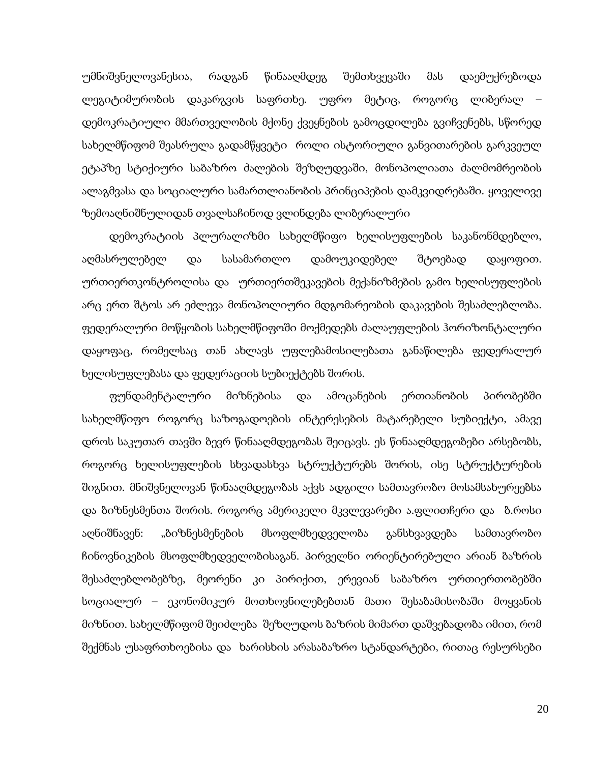უმნიშვნელოვანესია, რადგან წინააღმდეგ შემთხვევაში მას დაემუქრებოდა ლეგიტიმურობის დაკარგვის საფრთხე. უფრო მეტიც, როგორც ლიბერალ – დემოკრატიული მმართველობის მქონე ქვეყნების გამოცდილება გვიჩვენებს, სწორედ სახელმწიფომ შეასრულა გადამწყვეტი როლი ისტორიული განვითარების გარკვეულ ეტაპზე სტიქიური საბაზრო ძალების შეზღუდვაში, მონოპოლიათა ძალმომრეობის ალაგმვასა და სოციალური სამართლიანობის პრინციპების დამკვიდრებაში. ყოველივე ზემოაღნიშნულიდან თვალსაჩინოდ ვლინდება ლიბერალური

დემოკრატიის პლურალიზმი სახელმწიფო ხელისუფლების საკანონმდებლო, აღმასრულებელ და სასამართლო დამოუკიდებელ შტოებად დაყოფით. ურთიერთკონტროლისა და ურთიერთშეკავების მექანიზმების გამო ხელისუფლების არც ერთ შტოს არ ეძლევა მონოპოლიური მდგომარეობის დაკავების შესაძლებლობა. ფედერალური მოწყობის სახელმწიფოში მოქმედებს ძალაუფლების ჰორიზონტალური დაყოფაც, რომელსაც თან ახლავს უფლებამოსილებათა განაწილება ფედერალურ ხელისუფლებასა და ფედერაციის სუბიექტებს შორის.

ფუნდამენტალური მიზნებისა და ამოცანების ერთიანობის პირობებში სახელმწიფო როგორც საზოგადოების ინტერესების მატარებელი სუბიექტი, ამავე დროს საკუთარ თავში ბევრ წინააღმდეგობას შეიცავს. ეს წინააღმდეგობები არსებობს, როგორც ხელისუფლების სხვადასხვა სტრუქტურებს შორის, ისე სტრუქტურების შიგნით. მნიშვნელოვან წინააღმდეგობას აქვს ადგილი სამთავრობო მოსამსახურეებსა და ბიზნესმენთა შორის. როგორც ამერიკელი მკვლევარები ა.ფლითჩერი და ბ.როსი აღნიშნავენ: „ბიზნესმენების მსოფლმხედველობა განსხვავდება სამთავრობო ჩინოვნიკების მსოფლმხედველობისაგან. პირველნი ორიენტირებული არიან ბაზრის შესაძლებლობებზე, მეორენი კი პირიქით, ერევიან საბაზრო ურთიერთობებში სოციალურ – ეკონომიკურ მოთხოვნილებებთან მათი შესაბამისობაში მოყვანის მიზნით. სახელმწიფომ შეიძლება შეზღუდოს ბაზრის მიმართ დაშვებადობა იმით, რომ შექმნას უსაფრთხოებისა და ხარისხის არასაბაზრო სტანდარტები, რითაც რესურსები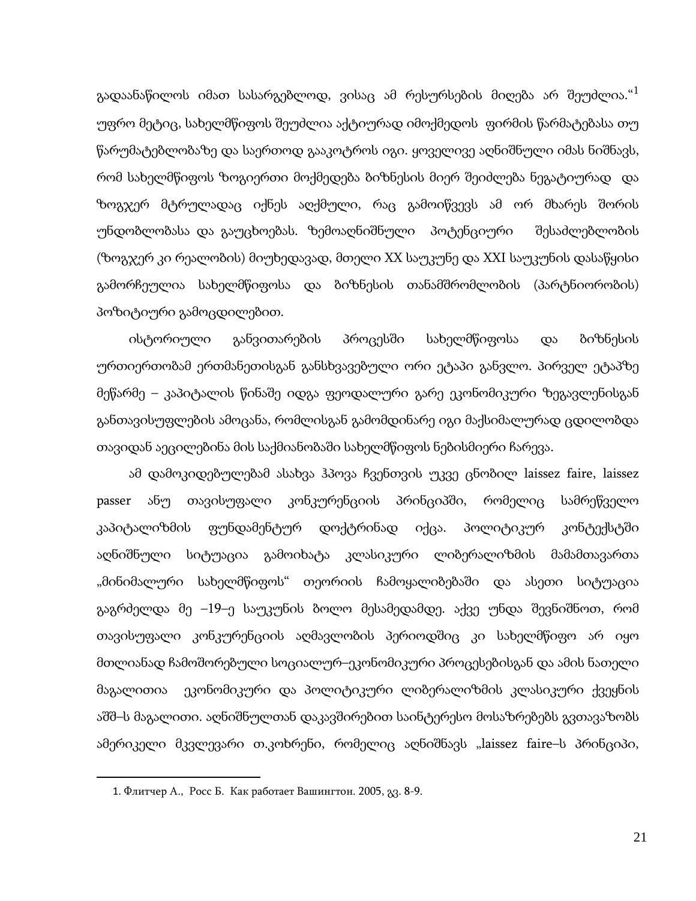გადაანაწილოს იმათ სასარგებლოდ, ვისაც ამ რესურსების მიღება არ შეუძლია.“[1] უფრო მეტიც, სახელმწიფოს შეუძლია აქტიურად იმოქმედოს ფირმის წარმატებასა თუ წარუმატებლობაზე და საერთოდ გააკოტროს იგი. ყოველივე აღნიშნული იმას ნიშნავს, რომ სახელმწიფოს ზოგიერთი მოქმედება ბიზნესის მიერ შეიძლება ნეგატიურად და ზოგჯერ მტრულადაც იქნეს აღქმული, რაც გამოიწვევს ამ ორ მხარეს შორის უნდობლობასა და გაუცხოებას. ზემოაღნიშნული პოტენციური შესაძლებლობის (ზოგჯერ კი რეალობის) მიუხედავად, მთელი XX საუკუნე და XXI საუკუნის დასაწყისი გამორჩეულია სახელმწიფოსა და ბიზნესის თანამშრომლობის (პარტნიორობის) პოზიტიური გამოცდილებით.

ისტორიული განვითარების პროცესში სახელმწიფოსა და ბიზნესის ურთიერთობამ ერთმანეთისგან განსხვავებული ორი ეტაპი განვლო. პირველ ეტაპზე მეწარმე – კაპიტალის წინაშე იდგა ფეოდალური გარე ეკონომიკური ზეგავლენისგან განთავისუფლების ამოცანა, რომლისგან გამომდინარე იგი მაქსიმალურად ცდილობდა თავიდან აეცილებინა მის საქმიანობაში სახელმწიფოს ნებისმიერი ჩარევა.

ამ დამოკიდებულებამ ასახვა ჰპოვა ჩვენთვის უკვე ცნობილ laissez faire, laissez passer ანუ თავისუფალი კონკურენციის პრინციპში, რომელიც სამრეწველო კაპიტალიზმის ფუნდამენტურ დოქტრინად იქცა. პოლიტიკურ კონტექსტში აღნიშნული სიტუაცია გამოიხატა კლასიკური ლიბერალიზმის მამამთავართა „მინიმალური სახელმწიფოს“ თეორიის ჩამოყალიბებაში და ასეთი სიტუაცია გაგრძელდა მე –19–ე საუკუნის ბოლო მესამედამდე. აქვე უნდა შევნიშნოთ, რომ თავისუფალი კონკურენციის აღმავლობის პერიოდშიც კი სახელმწიფო არ იყო მთლიანად ჩამოშორებული სოციალურ–ეკონომიკური პროცესებისგან და ამის ნათელი მაგალითია ეკონომიკური და პოლიტიკური ლიბერალიზმის კლასიკური ქვეყნის აშშ–ს მაგალითი. აღნიშნულთან დაკავშირებით საინტერესო მოსაზრებებს გვთავაზობს ამერიკელი მკვლევარი თ.კოხრენი, რომელიც აღნიშნავს „laissez faire–ს პრინციპი,

---

1. Флитчер А., Росс Б. Как работает Вашингтон. 2005, გვ. 8-9.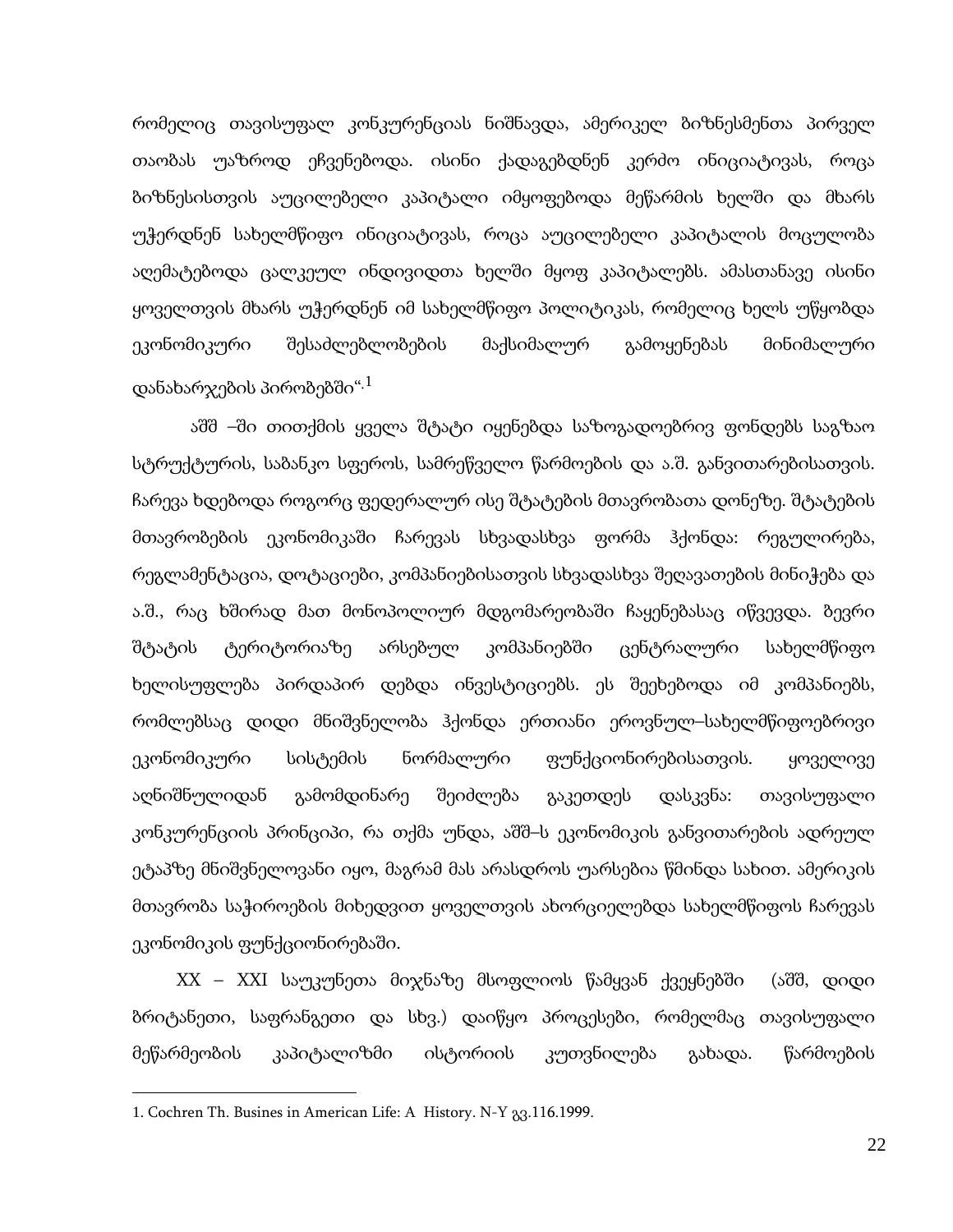რომელიც თავისუფალ კონკურენციას ნიშნავდა, ამერიკელ ბიზნესმენთა პირველ თაობას უაზროდ ეჩვენებოდა. ისინი ქადაგებდნენ კერძო ინიციატივას, როცა ბიზნესისთვის აუცილებელი კაპიტალი იმყოფებოდა მეწარმის ხელში და მხარს უჭერდნენ სახელმწიფო ინიციატივას, როცა აუცილებელი კაპიტალის მოცულობა აღემატებოდა ცალკეულ ინდივიდთა ხელში მყოფ კაპიტალებს. ამასთანავე ისინი ყოველთვის მხარს უჭერდნენ იმ სახელმწიფო პოლიტიკას, რომელიც ხელს უწყობდა ეკონომიკური შესაძლებლობების მაქსიმალურ გამოყენებას მინიმალური დანახარჯების პირობებში".[1]

აშშ –ში თითქმის ყველა შტატი იყენებდა საზოგადოებრივ ფონდებს საგზაო სტრუქტურის, საბანკო სფეროს, სამრეწველო წარმოების და ა.შ. განვითარებისათვის. ჩარევა ხდებოდა როგორც ფედერალურ ისე შტატების მთავრობათა დონეზე. შტატების მთავრობების ეკონომიკაში ჩარევას სხვადასხვა ფორმა ჰქონდა: რეგულირება, რეგლამენტაცია, დოტაციები, კომპანიებისათვის სხვადასხვა შეღავათების მინიჭება და ა.შ., რაც ხშირად მათ მონოპოლიურ მდგომარეობაში ჩაყენებასაც იწვევდა. ბევრი შტატის ტერიტორიაზე არსებულ კომპანიებში ცენტრალური სახელმწიფო ხელისუფლება პირდაპირ დებდა ინვესტიციებს. ეს შეეხებოდა იმ კომპანიებს, რომლებსაც დიდი მნიშვნელობა ჰქონდა ერთიანი ეროვნულ–სახელმწიფოებრივი ეკონომიკური სისტემის ნორმალური ფუნქციონირებისათვის. ყოველივე აღნიშნულიდან გამომდინარე შეიძლება გაკეთდეს დასკვნა: თავისუფალი კონკურენციის პრინციპი, რა თქმა უნდა, აშშ–ს ეკონომიკის განვითარების ადრეულ ეტაპზე მნიშვნელოვანი იყო, მაგრამ მას არასდროს უარსებია წმინდა სახით. ამერიკის მთავრობა საჭიროების მიხედვით ყოველთვის ახორციელებდა სახელმწიფოს ჩარევას ეკონომიკის ფუნქციონირებაში.

XX – XXI საუკუნეთა მიჯნაზე მსოფლიოს წამყვან ქვეყნებში (აშშ, დიდი ბრიტანეთი, საფრანგეთი და სხვ.) დაიწყო პროცესები, რომელმაც თავისუფალი მეწარმეობის კაპიტალიზმი ისტორიის კუთვნილება გახადა. წარმოების

---

1. Cochren Th. Busines in American Life: A History. N-Y გვ.116.1999.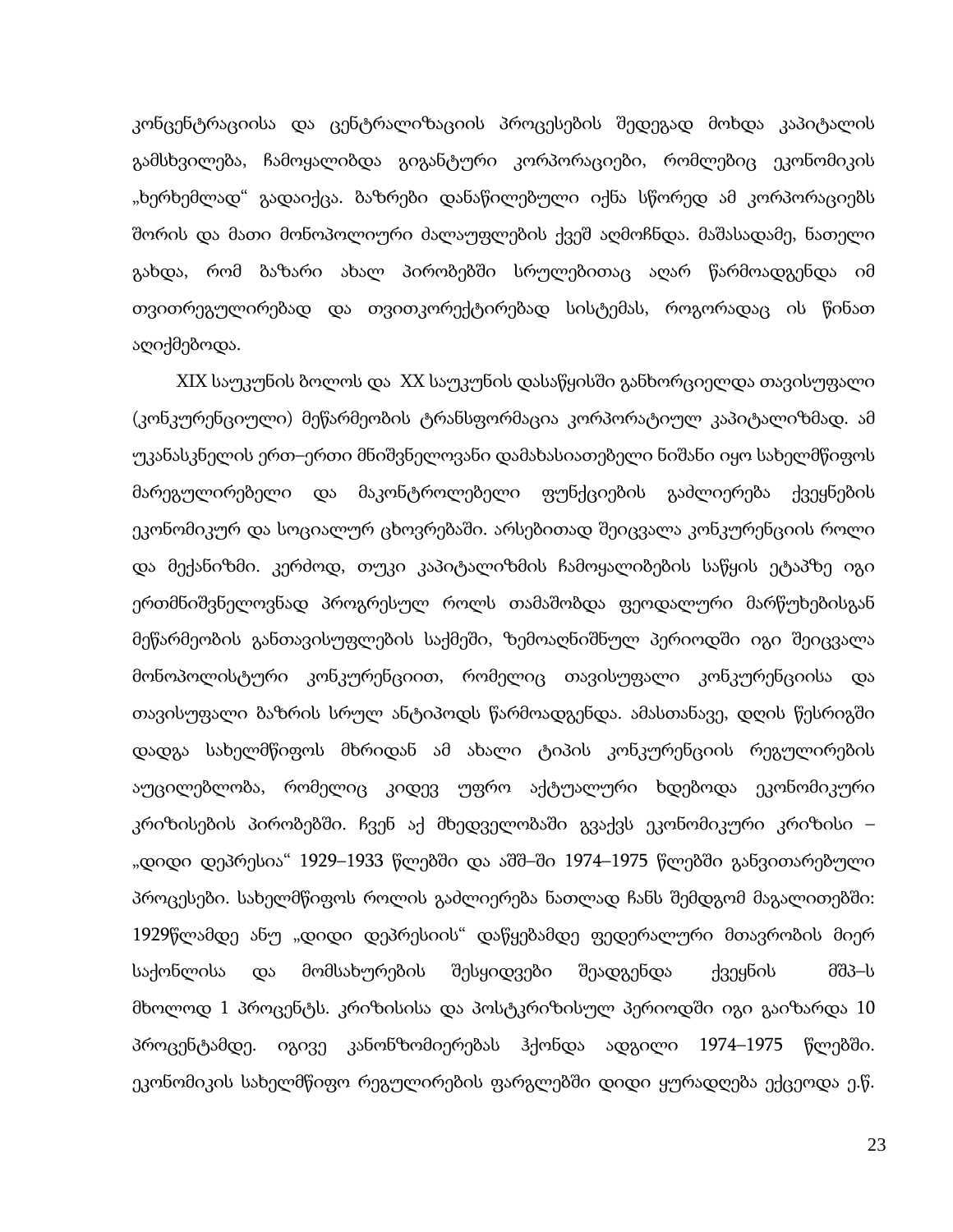კონცენტრაციისა და ცენტრალიზაციის პროცესების შედეგად მოხდა კაპიტალის გამსხვილება, ჩამოყალიბდა გიგანტური კორპორაციები, რომლებიც ეკონომიკის „ხერხემლად“ გადაიქცა. ბაზრები დანაწილებული იქნა სწორედ ამ კორპორაციებს შორის და მათი მონოპოლიური ძალაუფლების ქვეშ აღმოჩნდა. მაშასადამე, ნათელი გახდა, რომ ბაზარი ახალ პირობებში სრულებითაც აღარ წარმოადგენდა იმ თვითრეგულირებად და თვითკორექტირებად სისტემას, როგორადაც ის წინათ აღიქმებოდა.

XIX საუკუნის ბოლოს და XX საუკუნის დასაწყისში განხორციელდა თავისუფალი (კონკურენციული) მეწარმეობის ტრანსფორმაცია კორპორატიულ კაპიტალიზმად. ამ უკანასკნელის ერთ–ერთი მნიშვნელოვანი დამახასიათებელი ნიშანი იყო სახელმწიფოს მარეგულირებელი და მაკონტროლებელი ფუნქციების გაძლიერება ქვეყნების ეკონომიკურ და სოციალურ ცხოვრებაში. არსებითად შეიცვალა კონკურენციის როლი და მექანიზმი. კერძოდ, თუკი კაპიტალიზმის ჩამოყალიბების საწყის ეტაპზე იგი ერთმნიშვნელოვნად პროგრესულ როლს თამაშობდა ფეოდალური მარწუხებისგან მეწარმეობის განთავისუფლების საქმეში, ზემოაღნიშნულ პერიოდში იგი შეიცვალა მონოპოლისტური კონკურენციით, რომელიც თავისუფალი კონკურენციისა და თავისუფალი ბაზრის სრულ ანტიპოდს წარმოადგენდა. ამასთანავე, დღის წესრიგში დადგა სახელმწიფოს მხრიდან ამ ახალი ტიპის კონკურენციის რეგულირების აუცილებლობა, რომელიც კიდევ უფრო აქტუალური ხდებოდა ეკონომიკური კრიზისების პირობებში. ჩვენ აქ მხედველობაში გვაქვს ეკონომიკური კრიზისი – „დიდი დეპრესია“ 1929–1933 წლებში და აშშ–ში 1974–1975 წლებში განვითარებული პროცესები. სახელმწიფოს როლის გაძლიერება ნათლად ჩანს შემდგომ მაგალითებში: 1929წლამდე ანუ „დიდი დეპრესიის“ დაწყებამდე ფედერალური მთავრობის მიერ საქონლისა და მომსახურების შესყიდვები შეადგენდა ქვეყნის მშპ–ს მხოლოდ 1 პროცენტს. კრიზისისა და პოსტკრიზისულ პერიოდში იგი გაიზარდა 10 პროცენტამდე. იგივე კანონზომიერებას ჰქონდა ადგილი 1974–1975 წლებში. ეკონომიკის სახელმწიფო რეგულირების ფარგლებში დიდი ყურადღება ექცეოდა ე.წ.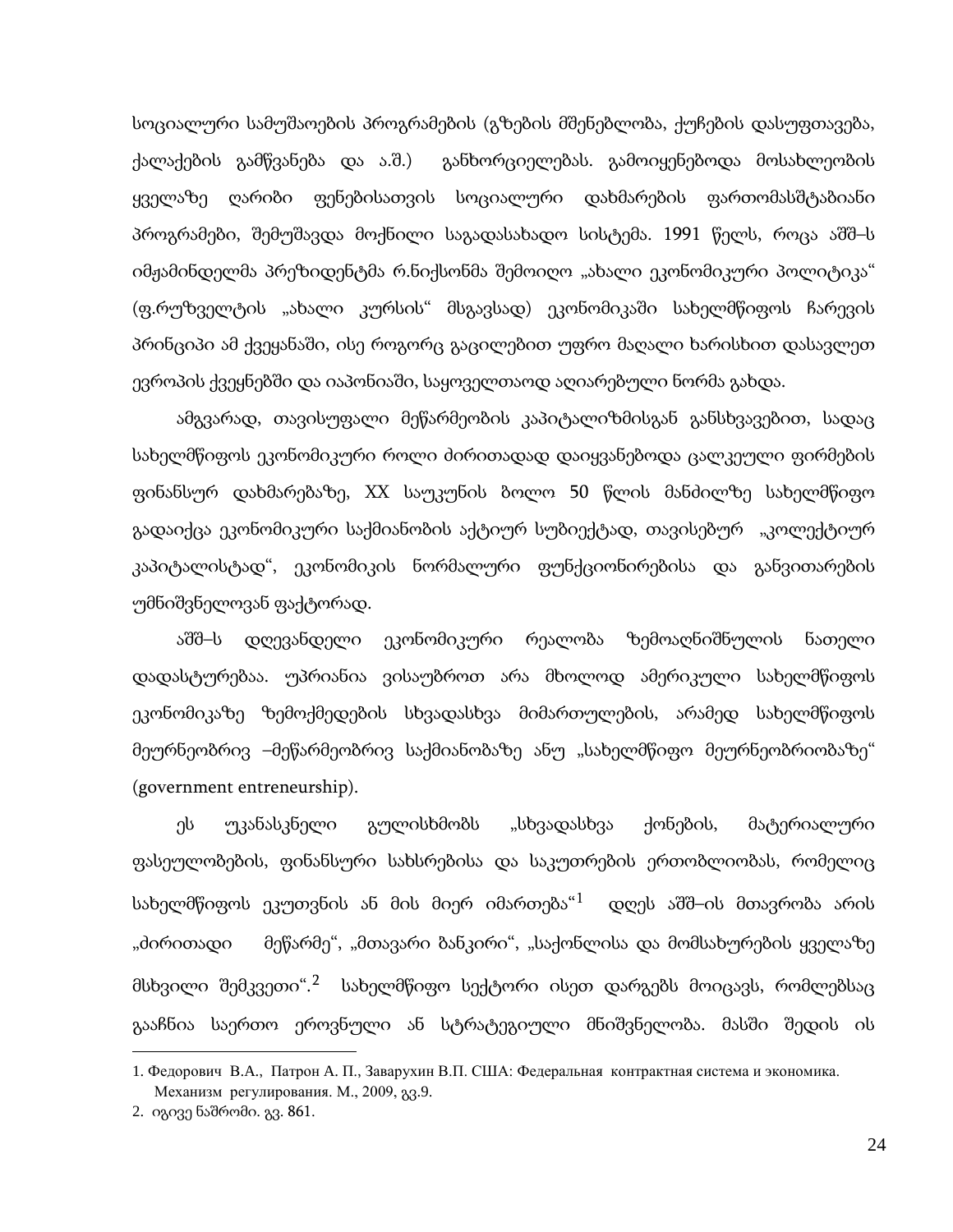სოციალური სამუშაოების პროგრამების (გზების მშენებლობა, ქუჩების დასუფთავება, ქალაქების გამწვანება და ა.შ.) განხორციელებას. გამოიყენებოდა მოსახლეობის ყველაზე ღარიბი ფენებისათვის სოციალური დახმარების ფართომასშტაბიანი პროგრამები, შემუშავდა მოქნილი საგადასახადო სისტემა. 1991 წელს, როცა აშშ–ს იმჟამინდელმა პრეზიდენტმა რ.ნიქსონმა შემოიღო „ახალი ეკონომიკური პოლიტიკა" (ფ.რუზველტის „ახალი კურსის" მსგავსად) ეკონომიკაში სახელმწიფოს ჩარევის პრინციპი ამ ქვეყანაში, ისე როგორც გაცილებით უფრო მაღალი ხარისხით დასავლეთ ევროპის ქვეყნებში და იაპონიაში, საყოველთაოდ აღიარებული ნორმა გახდა.

ამგვარად, თავისუფალი მეწარმეობის კაპიტალიზმისგან განსხვავებით, სადაც სახელმწიფოს ეკონომიკური როლი ძირითადად დაიყვანებოდა ცალკეული ფირმების ფინანსურ დახმარებაზე, XX საუკუნის ბოლო 50 წლის მანძილზე სახელმწიფო გადაიქცა ეკონომიკური საქმიანობის აქტიურ სუბიექტად, თავისებურ „კოლექტიურ კაპიტალისტად", ეკონომიკის ნორმალური ფუნქციონირებისა და განვითარების უმნიშვნელოვან ფაქტორად.

აშშ–ს დღევანდელი ეკონომიკური რეალობა ზემოაღნიშნულის ნათელი დადასტურებაა. უპრიანია ვისაუბროთ არა მხოლოდ ამერიკული სახელმწიფოს ეკონომიკაზე ზემოქმედების სხვადასხვა მიმართულების, არამედ სახელმწიფოს მეურნეობრივ –მეწარმეობრივ საქმიანობაზე ანუ „სახელმწიფო მეურნეობრიობაზე" (government entreneurship).

ეს უკანასკნელი გულისხმობს „სხვადასხვა ქონების, მატერიალური ფასეულობების, ფინანსური სახსრებისა და საკუთრების ერთობლიობას, რომელიც სახელმწიფოს ეკუთვნის ან მის მიერ იმართება"[1] დღეს აშშ–ის მთავრობა არის „ძირითადი მეწარმე", „მთავარი ბანკირი", „საქონლისა და მომსახურების ყველაზე მსხვილი შემკვეთი".[2] სახელმწიფო სექტორი ისეთ დარგებს მოიცავს, რომლებსაც გააჩნია საერთო ეროვნული ან სტრატეგიული მნიშვნელობა. მასში შედის ის

---

1. Федорович В.А., Патрон А. П., Заварухин В.П. США: Федеральная контрактная система и экономика. Механизм регулирования. М., 2009, გვ.9.
2. იგივე ნაშრომი. გვ. 861.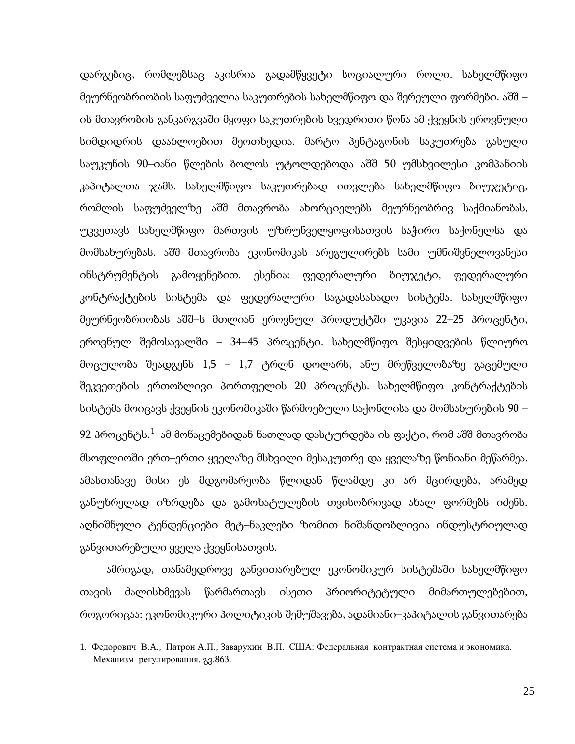დარგებიც, რომლებსაც აკისრია გადამწყვეტი სოციალური როლი. სახელმწიფო მეურნეობრიობის საფუძველია საკუთრების სახელმწიფო და შერეული ფორმები. აშშ – ის მთავრობის განკარგვაში მყოფი საკუთრების ხვედრითი წონა ამ ქვეყნის ეროვნული სიმდიდრის დაახლოებით მეოთხედია. მარტო პენტაგონის საკუთრება გასული საუკუნის 90–იანი წლების ბოლოს უტოლდებოდა აშშ 50 უმსხვილესი კომპანიის კაპიტალთა ჯამს. სახელმწიფო საკუთრებად ითვლება სახელმწიფო ბიუჯეტიც, რომლის საფუძველზე აშშ მთავრობა ახორციელებს მეურნეობრივ საქმიანობას, უკვეთავს სახელმწიფო მართვის უზრუნველყოფისათვის საჭირო საქონელსა და მომსახურებას. აშშ მთავრობა ეკონომიკას არეგულირებს სამი უმნიშვნელოვანესი ინსტრუმენტის გამოყენებით. ესენია: ფედერალური ბიუჯეტი, ფედერალური კონტრაქტების სისტემა და ფედერალური საგადასახადო სისტემა. სახელმწიფო მეურნეობრიობას აშშ–ს მთლიან ეროვნულ პროდუქტში უკავია 22–25 პროცენტი, ეროვნულ შემოსავალში – 34–45 პროცენტი. სახელმწიფო შესყიდვების წლიურო მოცულობა შეადგენს 1,5 – 1,7 ტრლნ დოლარს, ანუ მრეწველობაზე გაცემული შეკვეთების ერთობლივი პორთფელის 20 პროცენტს. სახელმწიფო კონტრაქტების სისტემა მოიცავს ქვეყნის ეკონომიკაში წარმოებული საქონლისა და მომსახურების 90 – 92 პროცენტს.[1] ამ მონაცემებიდან ნათლად დასტურდება ის ფაქტი, რომ აშშ მთავრობა მსოფლიოში ერთ–ერთი ყველაზე მსხვილი მესაკუთრე და ყველაზე წონიანი მეწარმეა. ამასთანავე მისი ეს მდგომარეობა წლიდან წლამდე კი არ მცირდება, არამედ განუხრელად იზრდება და გამოხატულების თვისობრივად ახალ ფორმებს იძენს. აღნიშნული ტენდენციები მეტ–ნაკლები ზომით ნიშანდობლივია ინდუსტრიულად განვითარებული ყველა ქვეყნისათვის.

ამრიგად, თანამედროვე განვითარებულ ეკონომიკურ სისტემაში სახელმწიფო თავის ძალისხმევას წარმართავს ისეთი პრიორიტეტული მიმართულებებით, როგორიცაა: ეკონომიკური პოლიტიკის შემუშავება, ადამიანი–კაპიტალის განვითარება

---

1. Федорович В.А., Патрон А.П., Заварухин В.П. США: Федеральная контрактная система и экономика. Механизм регулирования. გვ.863.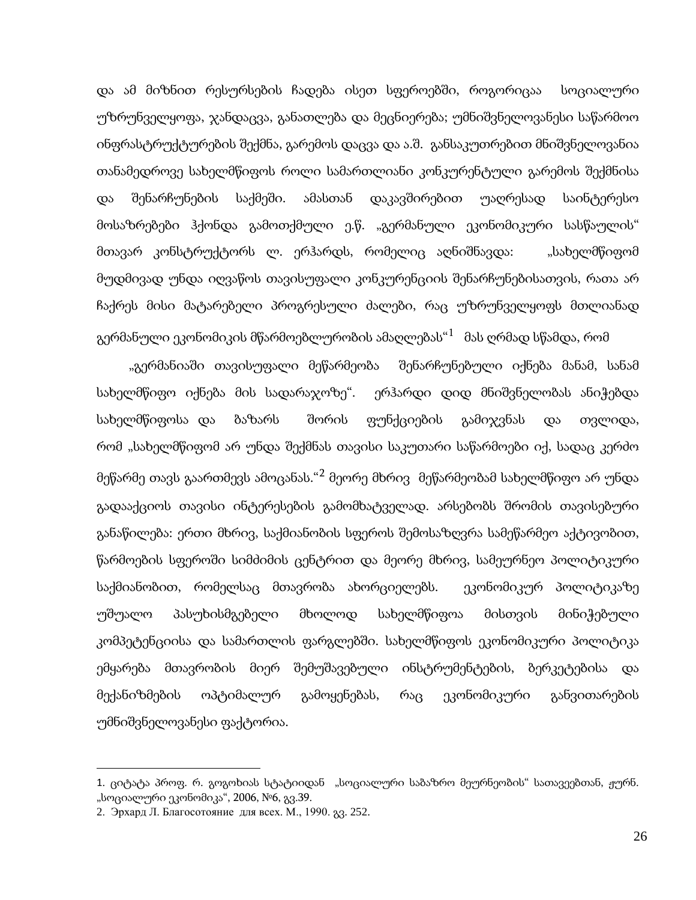და ამ მიზნით რესურსების ჩადება ისეთ სფეროებში, როგორიცაა სოციალური უზრუნველყოფა, ჯანდაცვა, განათლება და მეცნიერება; უმნიშვნელოვანესი საწარმოო ინფრასტრუქტურების შექმნა, გარემოს დაცვა და ა.შ. განსაკუთრებით მნიშვნელოვანია თანამედროვე სახელმწიფოს როლი სამართლიანი კონკურენტული გარემოს შექმნისა და შენარჩუნების საქმეში. ამასთან დაკავშირებით უაღრესად საინტერესო მოსაზრებები ჰქონდა გამოთქმული ე.წ. „გერმანული ეკონომიკური სასწაულის" მთავარ კონსტრუქტორს ლ. ერჰარდს, რომელიც აღნიშნავდა: „სახელმწიფომ მუდმივად უნდა იღვაწოს თავისუფალი კონკურენციის შენარჩუნებისათვის, რათა არ ჩაქრეს მისი მატარებელი პროგრესული ძალები, რაც უზრუნველყოფს მთლიანად გერმანული ეკონომიკის მწარმოებლურობის ამაღლებას"[1] მას ღრმად სწამდა, რომ

„გერმანიაში თავისუფალი მეწარმეობა შენარჩუნებული იქნება მანამ, სანამ სახელმწიფო იქნება მის სადარაჯოზე". ერჰარდი დიდ მნიშვნელობას ანიჭებდა სახელმწიფოსა და ბაზარს შორის ფუნქციების გამიჯვნას და თვლიდა, რომ „სახელმწიფომ არ უნდა შექმნას თავისი საკუთარი საწარმოები იქ, სადაც კერძო მეწარმე თავს გაართმევს ამოცანას."[2] მეორე მხრივ მეწარმეობამ სახელმწიფო არ უნდა გადააქციოს თავისი ინტერესების გამომხატველად. არსებობს შრომის თავისებური განაწილება: ერთი მხრივ, საქმიანობის სფეროს შემოსაზღვრა სამეწარმეო აქტივობით, წარმოების სფეროში სიმძიმის ცენტრით და მეორე მხრივ, სამეურნეო პოლიტიკური საქმიანობით, რომელსაც მთავრობა ახორციელებს. ეკონომიკურ პოლიტიკაზე უშუალო პასუხისმგებელი მხოლოდ სახელმწიფოა მისთვის მინიჭებული კომპეტენციისა და სამართლის ფარგლებში. სახელმწიფოს ეკონომიკური პოლიტიკა ემყარება მთავრობის მიერ შემუშავებული ინსტრუმენტების, ბერკეტებისა და მექანიზმების ოპტიმალურ გამოყენებას, რაც ეკონომიკური განვითარების უმნიშვნელოვანესი ფაქტორია.

---

1. ციტატა პროფ. რ. გოგოხიას სტატიიდან „სოციალური საბაზრო მეურნეობის" სათავეებთან, ჟურნ. „სოციალური ეკონომიკა", 2006, №6, გვ.39.

2. Эрхард Л. Благосотояние для всех. М., 1990. გვ. 252.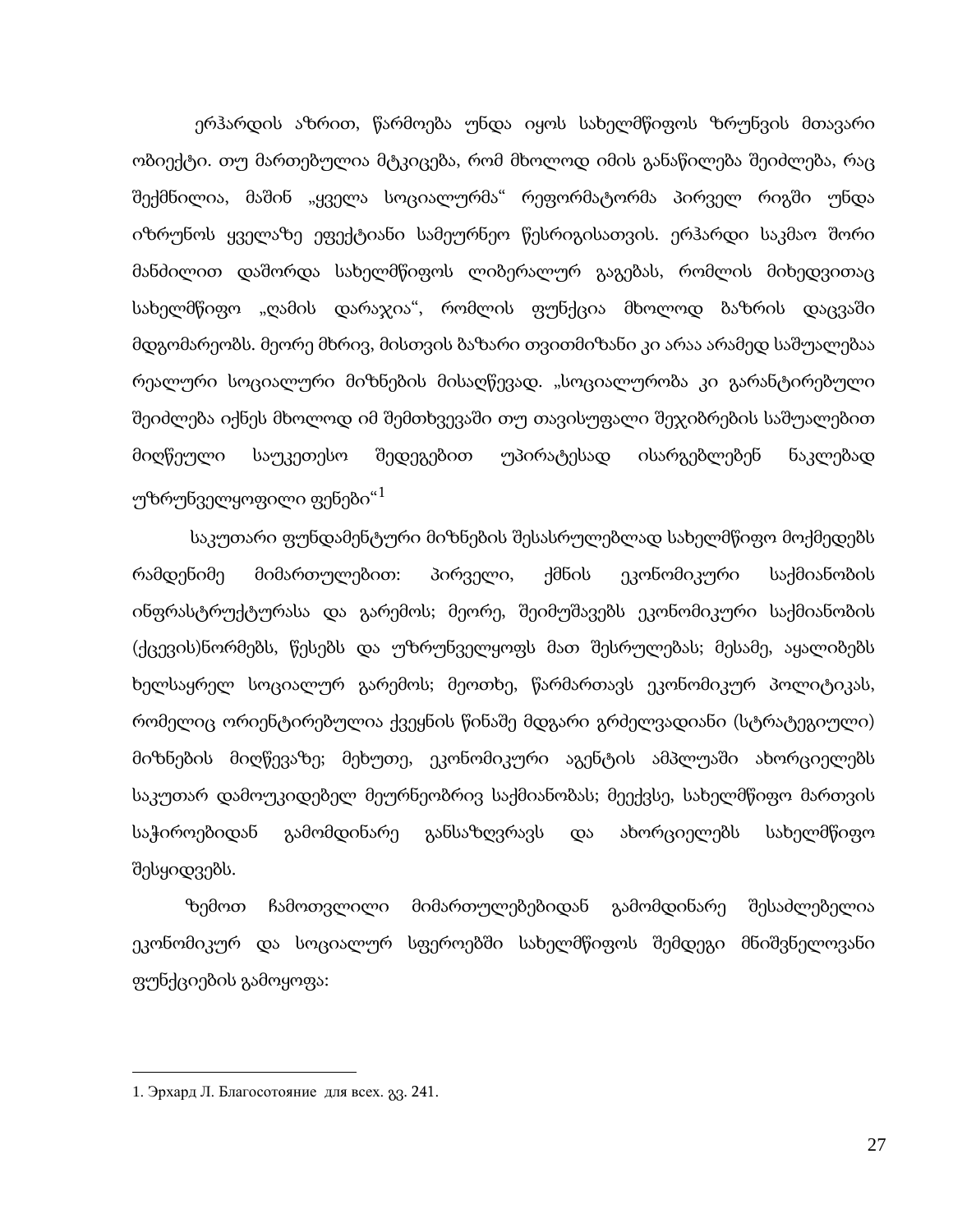ერჰარდის აზრით, წარმოება უნდა იყოს სახელმწიფოს ზრუნვის მთავარი ობიექტი. თუ მართებულია მტკიცება, რომ მხოლოდ იმის განაწილება შეიძლება, რაც შექმნილია, მაშინ „ყველა სოციალურმა“ რეფორმატორმა პირველ რიგში უნდა იზრუნოს ყველაზე ეფექტიანი სამეურნეო წესრიგისათვის. ერჰარდი საკმაო შორი მანძილით დაშორდა სახელმწიფოს ლიბერალურ გაგებას, რომლის მიხედვითაც სახელმწიფო „ღამის დარაჯია“, რომლის ფუნქცია მხოლოდ ბაზრის დაცვაში მდგომარეობს. მეორე მხრივ, მისთვის ბაზარი თვითმიზანი კი არაა არამედ საშუალებაა რეალური სოციალური მიზნების მისაღწევად. „სოციალურობა კი გარანტირებული შეიძლება იქნეს მხოლოდ იმ შემთხვევაში თუ თავისუფალი შეჯიბრების საშუალებით მიღწეული საუკეთესო შედეგებით უპირატესად ისარგებლებენ ნაკლებად უზრუნველყოფილი ფენები“[1]

საკუთარი ფუნდამენტური მიზნების შესასრულებლად სახელმწიფო მოქმედებს რამდენიმე მიმართულებით: პირველი, ქმნის ეკონომიკური საქმიანობის ინფრასტრუქტურასა და გარემოს; მეორე, შეიმუშავებს ეკონომიკური საქმიანობის (ქცევის)ნორმებს, წესებს და უზრუნველყოფს მათ შესრულებას; მესამე, აყალიბებს ხელსაყრელ სოციალურ გარემოს; მეოთხე, წარმართავს ეკონომიკურ პოლიტიკას, რომელიც ორიენტირებულია ქვეყნის წინაშე მდგარი გრძელვადიანი (სტრატეგიული) მიზნების მიღწევაზე; მეხუთე, ეკონომიკური აგენტის ამპლუაში ახორციელებს საკუთარ დამოუკიდებელ მეურნეობრივ საქმიანობას; მეექვსე, სახელმწიფო მართვის საჭიროებიდან გამომდინარე განსაზღვრავს და ახორციელებს სახელმწიფო შესყიდვებს.

ზემოთ ჩამოთვლილი მიმართულებებიდან გამომდინარე შესაძლებელია ეკონომიკურ და სოციალურ სფეროებში სახელმწიფოს შემდეგი მნიშვნელოვანი ფუნქციების გამოყოფა:

---

1. Эрхард Л. Благосотояние для всех. გვ. 241.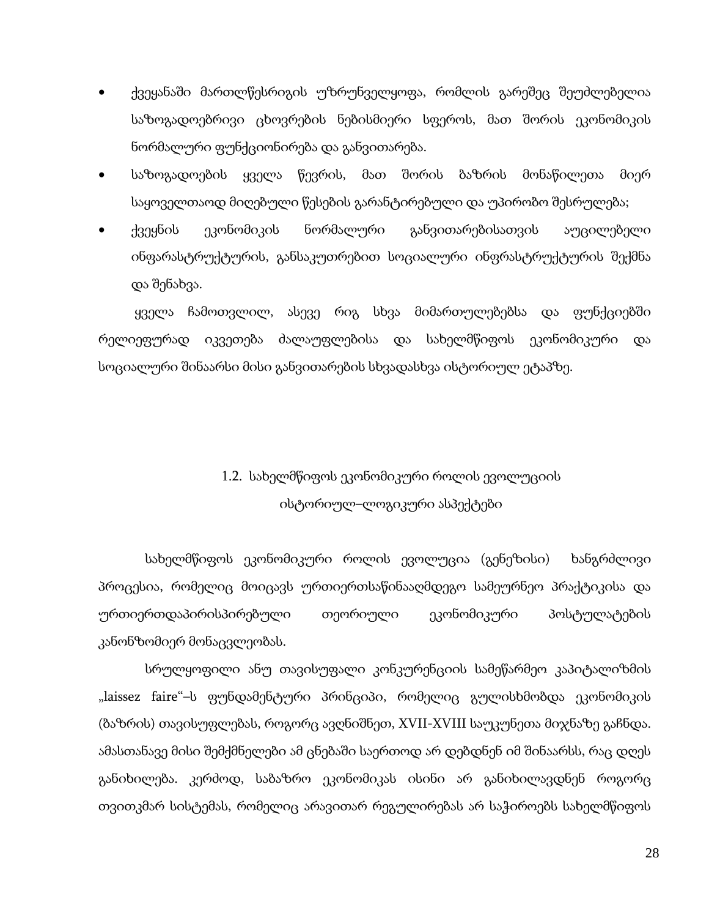- ქვეყანაში მართლწესრიგის უზრუნველყოფა, რომლის გარეშეც შეუძლებელია საზოგადოებრივი ცხოვრების ნებისმიერი სფეროს, მათ შორის ეკონომიკის ნორმალური ფუნქციონირება და განვითარება.
- საზოგადოების ყველა წევრის, მათ შორის ბაზრის მონაწილეთა მიერ საყოველთაოდ მიღებული წესების გარანტირებული და უპირობო შესრულება;
- ქვეყნის ეკონომიკის ნორმალური განვითარებისათვის აუცილებელი ინფარასტრუქტურის, განსაკუთრებით სოციალური ინფრასტრუქტურის შექმნა და შენახვა.

ყველა ჩამოთვლილ, ასევე რიგ სხვა მიმართულებებსა და ფუნქციებში რელიეფურად იკვეთება ძალაუფლებისა და სახელმწიფოს ეკონომიკური და სოციალური შინაარსი მისი განვითარების სხვადასხვა ისტორიულ ეტაპზე.

## 1.2. სახელმწიფოს ეკონომიკური როლის ევოლუციის ისტორიულ–ლოგიკური ასპექტები

სახელმწიფოს ეკონომიკური როლის ევოლუცია (გენეზისი) ხანგრძლივი პროცესია, რომელიც მოიცავს ურთიერთსაწინააღმდეგო სამეურნეო პრაქტიკისა და ურთიერთდაპირისპირებული თეორიული ეკონომიკური პოსტულატების კანონზომიერ მონაცვლეობას.

სრულყოფილი ანუ თავისუფალი კონკურენციის სამეწარმეო კაპიტალიზმის „laissez faire"–ს ფუნდამენტური პრინციპი, რომელიც გულისხმობდა ეკონომიკის (ბაზრის) თავისუფლებას, როგორც ავღნიშნეთ, XVII-XVIII საუკუნეთა მიჯნაზე გაჩნდა. ამასთანავე მისი შემქმნელები ამ ცნებაში საერთოდ არ დებდნენ იმ შინაარსს, რაც დღეს განიხილება. კერძოდ, საბაზრო ეკონომიკას ისინი არ განიხილავდნენ როგორც თვითკმარ სისტემას, რომელიც არავითარ რეგულირებას არ საჭიროებს სახელმწიფოს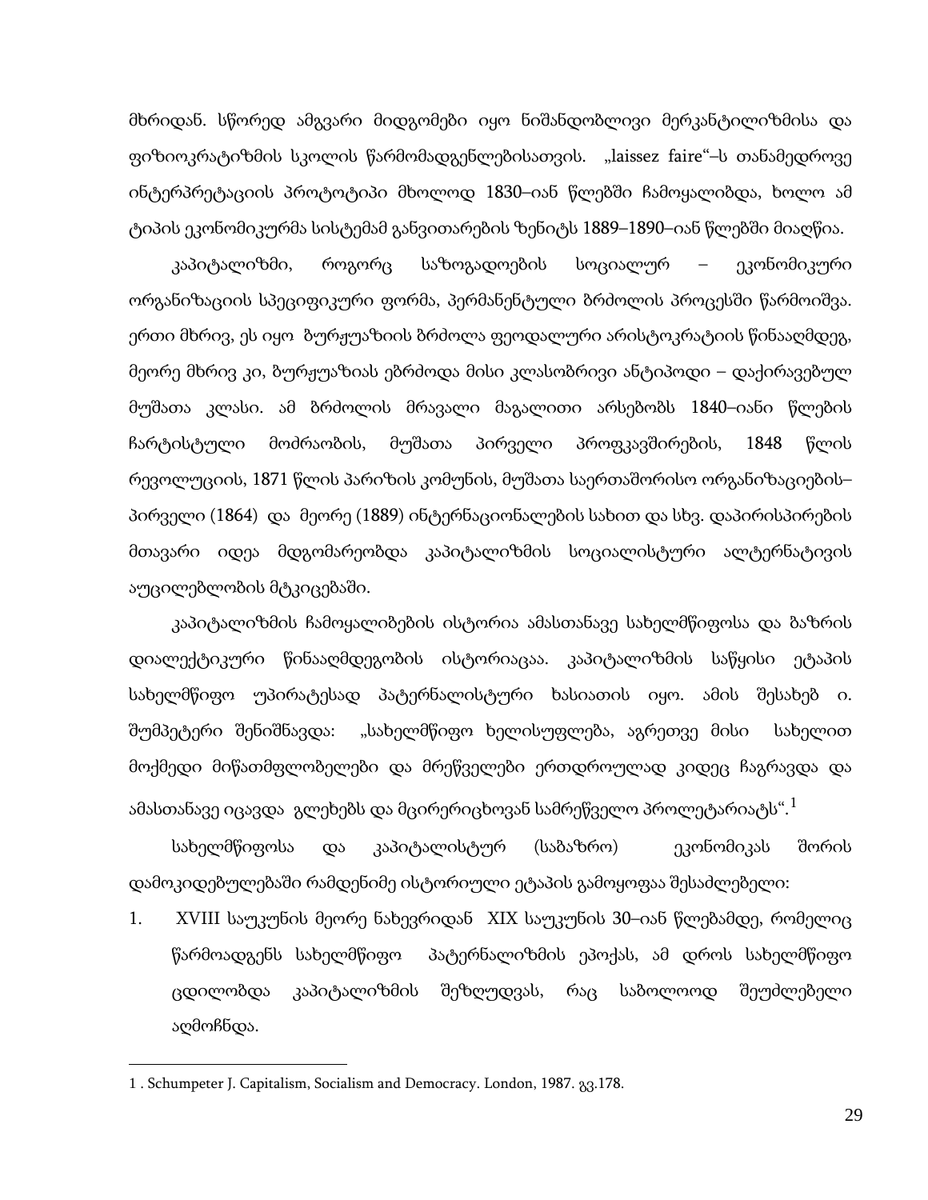მხრიდან. სწორედ ამგვარი მიდგომები იყო ნიშანდობლივი მერკანტილიზმისა და ფიზიოკრატიზმის სკოლის წარმომადგენლებისათვის. „laissez faire"–ს თანამედროვე ინტერპრეტაციის პროტოტიპი მხოლოდ 1830–იან წლებში ჩამოყალიბდა, ხოლო ამ ტიპის ეკონომიკურმა სისტემამ განვითარების ზენიტს 1889–1890–იან წლებში მიაღწია.

კაპიტალიზმი, როგორც საზოგადოების სოციალურ – ეკონომიკური ორგანიზაციის სპეციფიკური ფორმა, პერმანენტული ბრძოლის პროცესში წარმოიშვა. ერთი მხრივ, ეს იყო ბურჟუაზიის ბრძოლა ფეოდალური არისტოკრატიის წინააღმდეგ, მეორე მხრივ კი, ბურჟუაზიას ებრძოდა მისი კლასობრივი ანტიპოდი – დაქირავებულ მუშათა კლასი. ამ ბრძოლის მრავალი მაგალითი არსებობს 1840–იანი წლების ჩარტისტული მოძრაობის, მუშათა პირველი პროფკავშირების, 1848 წლის რევოლუციის, 1871 წლის პარიზის კომუნის, მუშათა საერთაშორისო ორგანიზაციების– პირველი (1864) და მეორე (1889) ინტერნაციონალების სახით და სხვ. დაპირისპირების მთავარი იდეა მდგომარეობდა კაპიტალიზმის სოციალისტური ალტერნატივის აუცილებლობის მტკიცებაში.

კაპიტალიზმის ჩამოყალიბების ისტორია ამასთანავე სახელმწიფოსა და ბაზრის დიალექტიკური წინააღმდეგობის ისტორიაცაა. კაპიტალიზმის საწყისი ეტაპის სახელმწიფო უპირატესად პატერნალისტური ხასიათის იყო. ამის შესახებ ი. შუმპეტერი შენიშნავდა: „სახელმწიფო ხელისუფლება, აგრეთვე მისი სახელით მოქმედი მიწათმფლობელები და მრეწველები ერთდროულად კიდეც ჩაგრავდა და ამასთანავე იცავდა გლეხებს და მცირერიცხოვან სამრეწველო პროლეტარიატს".[1]

სახელმწიფოსა და კაპიტალისტურ (საბაზრო) ეკონომიკას შორის დამოკიდებულებაში რამდენიმე ისტორიული ეტაპის გამოყოფაა შესაძლებელი:

1. XVIII საუკუნის მეორე ნახევრიდან XIX საუკუნის 30–იან წლებამდე, რომელიც წარმოადგენს სახელმწიფო პატერნალიზმის ეპოქას, ამ დროს სახელმწიფო ცდილობდა კაპიტალიზმის შეზღუდვას, რაც საბოლოოდ შეუძლებელი აღმოჩნდა.

---

1 . Schumpeter J. Capitalism, Socialism and Democracy. London, 1987. გვ.178.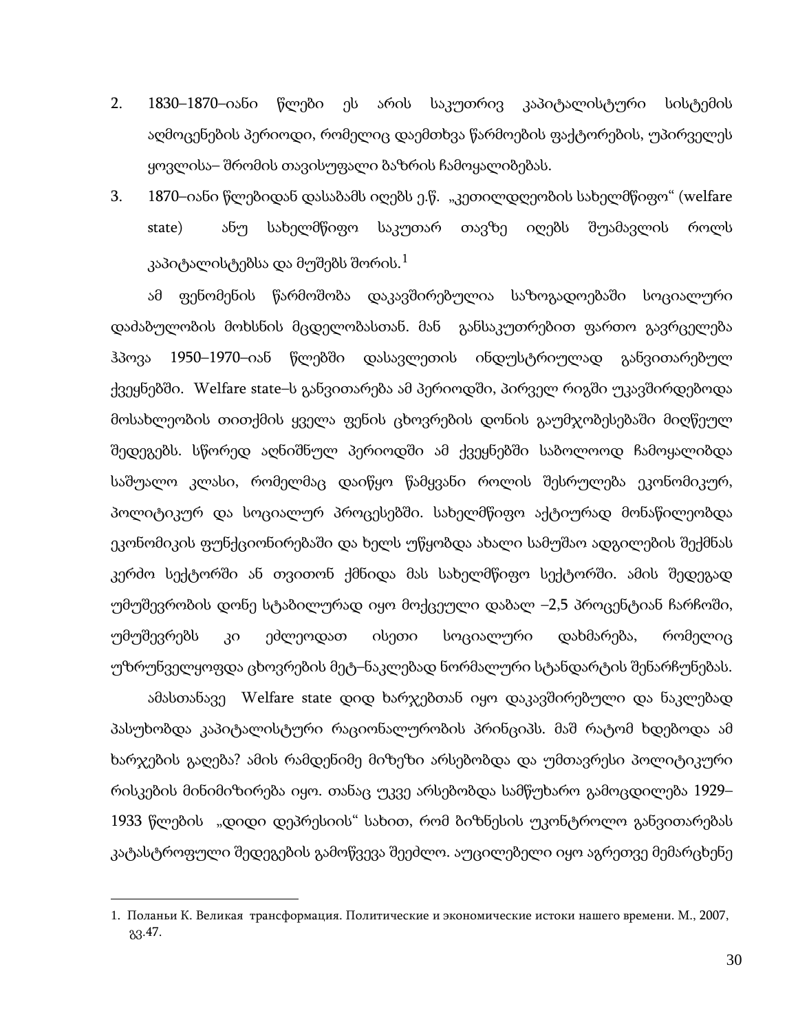2. 1830–1870–იანი წლები ეს არის საკუთრივ კაპიტალისტური სისტემის აღმოცენების პერიოდი, რომელიც დაემთხვა წარმოების ფაქტორების, უპირველეს ყოვლისა– შრომის თავისუფალი ბაზრის ჩამოყალიბებას.
3. 1870–იანი წლებიდან დასაბამს იღებს ე.წ. „კეთილდღეობის სახელმწიფო“ (welfare state) ანუ სახელმწიფო საკუთარ თავზე იღებს შუამავლის როლს კაპიტალისტებსა და მუშებს შორის.[1]

ამ ფენომენის წარმოშობა დაკავშირებულია საზოგადოებაში სოციალური დაძაბულობის მოხსნის მცდელობასთან. მან განსაკუთრებით ფართო გავრცელება ჰპოვა 1950–1970–იან წლებში დასავლეთის ინდუსტრიულად განვითარებულ ქვეყნებში. Welfare state–ს განვითარება ამ პერიოდში, პირველ რიგში უკავშირდებოდა მოსახლეობის თითქმის ყველა ფენის ცხოვრების დონის გაუმჯობესებაში მიღწეულ შედეგებს. სწორედ აღნიშნულ პერიოდში ამ ქვეყნებში საბოლოოდ ჩამოყალიბდა საშუალო კლასი, რომელმაც დაიწყო წამყვანი როლის შესრულება ეკონომიკურ, პოლიტიკურ და სოციალურ პროცესებში. სახელმწიფო აქტიურად მონაწილეობდა ეკონომიკის ფუნქციონირებაში და ხელს უწყობდა ახალი სამუშაო ადგილების შექმნას კერძო სექტორში ან თვითონ ქმნიდა მას სახელმწიფო სექტორში. ამის შედეგად უმუშევრობის დონე სტაბილურად იყო მოქცეული დაბალ –2,5 პროცენტიან ჩარჩოში, უმუშევრებს კი ეძლეოდათ ისეთი სოციალური დახმარება, რომელიც უზრუნველყოფდა ცხოვრების მეტ–ნაკლებად ნორმალური სტანდარტის შენარჩუნებას.

ამასთანავე Welfare state დიდ ხარჯებთან იყო დაკავშირებული და ნაკლებად პასუხობდა კაპიტალისტური რაციონალურობის პრინციპს. მაშ რატომ ხდებოდა ამ ხარჯების გაღება? ამის რამდენიმე მიზეზი არსებობდა და უმთავრესი პოლიტიკური რისკების მინიმიზირება იყო. თანაც უკვე არსებობდა სამწუხარო გამოცდილება 1929–1933 წლების „დიდი დეპრესიის“ სახით, რომ ბიზნესის უკონტროლო განვითარებას კატასტროფული შედეგების გამოწვევა შეეძლო. აუცილებელი იყო აგრეთვე მემარცხენე

---

1. Поланьи К. Великая трансформация. Политические и экономические истоки нашего времени. М., 2007, გვ.47.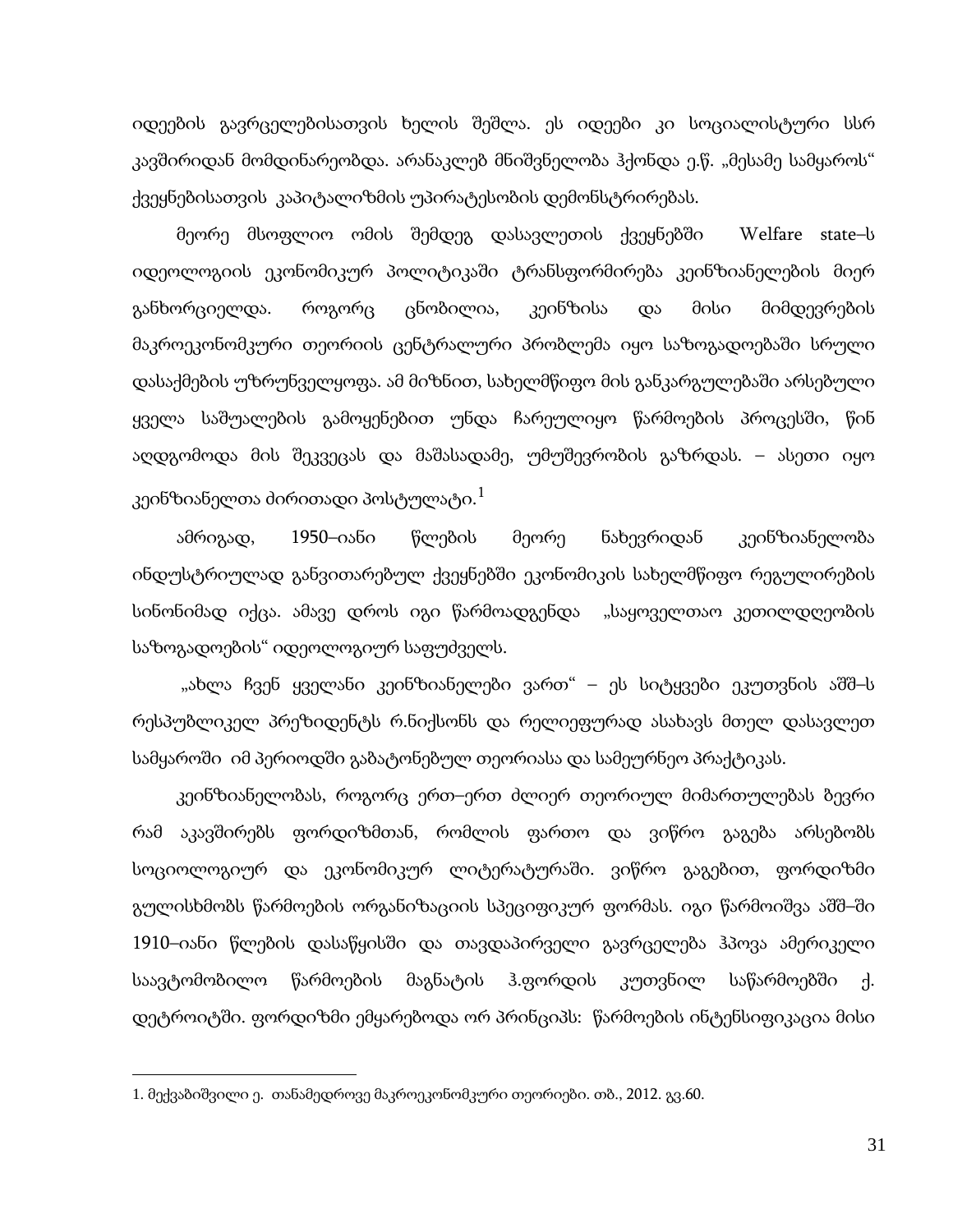იდეების გავრცელებისათვის ხელის შეშლა. ეს იდეები კი სოციალისტური სსრ კავშირიდან მომდინარეობდა. არანაკლებ მნიშვნელობა ჰქონდა ე.წ. „მესამე სამყაროს“ ქვეყნებისათვის კაპიტალიზმის უპირატესობის დემონსტრირებას.

მეორე მსოფლიო ომის შემდეგ დასავლეთის ქვეყნებში Welfare state–ს იდეოლოგიის ეკონომიკურ პოლიტიკაში ტრანსფორმირება კეინზიანელების მიერ განხორციელდა. როგორც ცნობილია, კეინზისა და მისი მიმდევრების მაკროეკონომკური თეორიის ცენტრალური პრობლემა იყო საზოგადოებაში სრული დასაქმების უზრუნველყოფა. ამ მიზნით, სახელმწიფო მის განკარგულებაში არსებული ყველა საშუალების გამოყენებით უნდა ჩარეულიყო წარმოების პროცესში, წინ აღდგომოდა მის შეკვეცას და მაშასადამე, უმუშევრობის გაზრდას. – ასეთი იყო კეინზიანელთა ძირითადი პოსტულატი.[1]

ამრიგად, 1950–იანი წლების მეორე ნახევრიდან კეინზიანელობა ინდუსტრიულად განვითარებულ ქვეყნებში ეკონომიკის სახელმწიფო რეგულირების სინონიმად იქცა. ამავე დროს იგი წარმოადგენდა „საყოველთაო კეთილდღეობის საზოგადოების“ იდეოლოგიურ საფუძველს.

„ახლა ჩვენ ყველანი კეინზიანელები ვართ“ – ეს სიტყვები ეკუთვნის აშშ–ს რესპუბლიკელ პრეზიდენტს რ.ნიქსონს და რელიეფურად ასახავს მთელ დასავლეთ სამყაროში იმ პერიოდში გაბატონებულ თეორიასა და სამეურნეო პრაქტიკას.

კეინზიანელობას, როგორც ერთ–ერთ ძლიერ თეორიულ მიმართულებას ბევრი რამ აკავშირებს ფორდიზმთან, რომლის ფართო და ვიწრო გაგება არსებობს სოციოლოგიურ და ეკონომიკურ ლიტერატურაში. ვიწრო გაგებით, ფორდიზმი გულისხმობს წარმოების ორგანიზაციის სპეციფიკურ ფორმას. იგი წარმოიშვა აშშ–ში 1910–იანი წლების დასაწყისში და თავდაპირველი გავრცელება ჰპოვა ამერიკელი საავტომობილო წარმოების მაგნატის ჰ.ფორდის კუთვნილ საწარმოებში ქ. დეტროიტში. ფორდიზმი ემყარებოდა ორ პრინციპს: წარმოების ინტენსიფიკაცია მისი

---

1. მექვაბიშვილი ე. თანამედროვე მაკროეკონომკური თეორიები. თბ., 2012. გვ.60.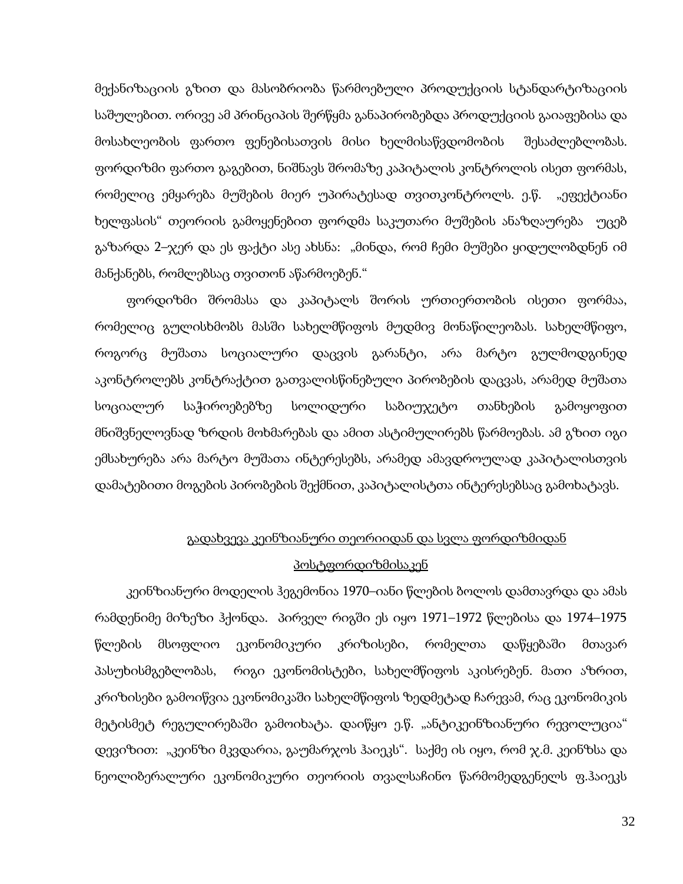მექანიზაციის გზით და მასობრიობა წარმოებული პროდუქციის სტანდარტიზაციის საშულებით. ორივე ამ პრინციპის შერწყმა განაპირობებდა პროდუქციის გაიაფებისა და მოსახლეობის ფართო ფენებისათვის მისი ხელმისაწვდომობის შესაძლებლობას. ფორდიზმი ფართო გაგებით, ნიშნავს შრომაზე კაპიტალის კონტროლის ისეთ ფორმას, რომელიც ემყარება მუშების მიერ უპირატესად თვითკონტროლს. ე.წ. „ეფექტიანი ხელფასის" თეორიის გამოყენებით ფორდმა საკუთარი მუშების ანაზღაურება უცებ გაზარდა 2–ჯერ და ეს ფაქტი ასე ახსნა: „მინდა, რომ ჩემი მუშები ყიდულობდნენ იმ მანქანებს, რომლებსაც თვითონ აწარმოებენ."

ფორდიზმი შრომასა და კაპიტალს შორის ურთიერთობის ისეთი ფორმაა, რომელიც გულისხმობს მასში სახელმწიფოს მუდმივ მონაწილეობას. სახელმწიფო, როგორც მუშათა სოციალური დაცვის გარანტი, არა მარტო გულმოდგინედ აკონტროლებს კონტრაქტით გათვალისწინებული პირობების დაცვას, არამედ მუშათა სოციალურ საჭიროებებზე სოლიდური საბიუჯეტო თანხების გამოყოფით მნიშვნელოვნად ზრდის მოხმარებას და ამით ასტიმულირებს წარმოებას. ამ გზით იგი ემსახურება არა მარტო მუშათა ინტერესებს, არამედ ამავდროულად კაპიტალისთვის დამატებითი მოგების პირობების შექმნით, კაპიტალისტთა ინტერესებსაც გამოხატავს.

## გადახვევა კეინზიანური თეორიიდან და სვლა ფორდიზმიდან პოსტფორდიზმისაკენ

კეინზიანური მოდელის ჰეგემონია 1970–იანი წლების ბოლოს დამთავრდა და ამას რამდენიმე მიზეზი ჰქონდა. პირველ რიგში ეს იყო 1971–1972 წლებისა და 1974–1975 წლების მსოფლიო ეკონომიკური კრიზისები, რომელთა დაწყებაში მთავარ პასუხისმგებლობას, რიგი ეკონომისტები, სახელმწიფოს აკისრებენ. მათი აზრით, კრიზისები გამოიწვია ეკონომიკაში სახელმწიფოს ზედმეტად ჩარევამ, რაც ეკონომიკის მეტისმეტ რეგულირებაში გამოიხატა. დაიწყო ე.წ. „ანტიკეინზიანური რევოლუცია" დევიზით: „კეინზი მკვდარია, გაუმარჯოს ჰაიეკს". საქმე ის იყო, რომ ჯ.მ. კეინზსა და ნეოლიბერალური ეკონომიკური თეორიის თვალსაჩინო წარმომედგენელს ფ.ჰაიეკს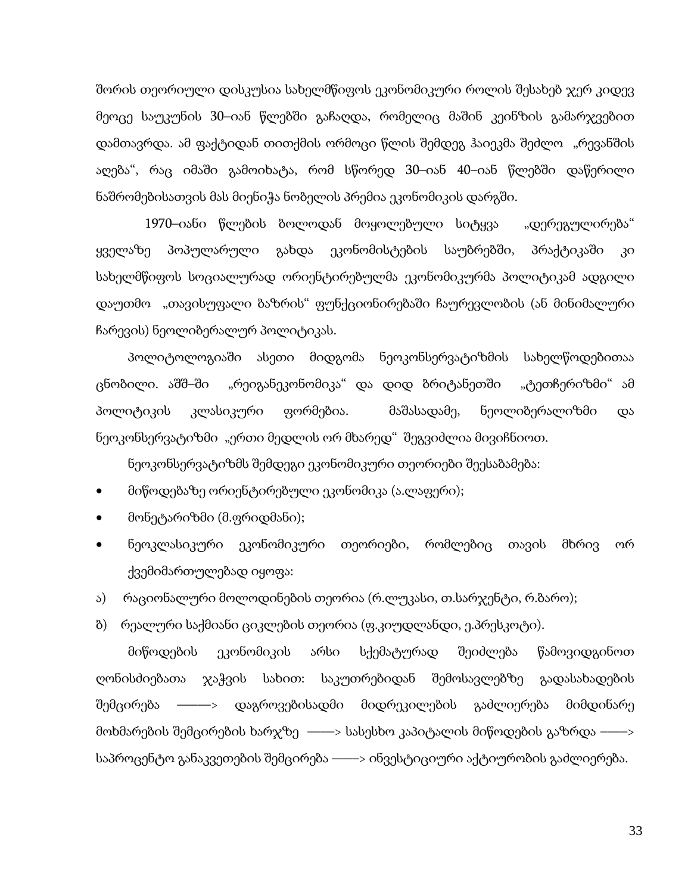შორის თეორიული დისკუსია სახელმწიფოს ეკონომიკური როლის შესახებ ჯერ კიდევ მეოცე საუკუნის 30–იან წლებში გაჩაღდა, რომელიც მაშინ კეინზის გამარჯვებით დამთავრდა. ამ ფაქტიდან თითქმის ორმოცი წლის შემდეგ ჰაიეკმა შეძლო „რევანშის აღება“, რაც იმაში გამოიხატა, რომ სწორედ 30–იან 40–იან წლებში დაწერილი ნაშრომებისათვის მას მიენიჭა ნობელის პრემია ეკონომიკის დარგში.

1970–იანი წლების ბოლოდან მოყოლებული სიტყვა „დერეგულირება“ ყველაზე პოპულარული გახდა ეკონომისტების საუბრებში, პრაქტიკაში კი სახელმწიფოს სოციალურად ორიენტირებულმა ეკონომიკურმა პოლიტიკამ ადგილი დაუთმო „თავისუფალი ბაზრის“ ფუნქციონირებაში ჩაურევლობის (ან მინიმალური ჩარევის) ნეოლიბერალურ პოლიტიკას.

პოლიტოლოგიაში ასეთი მიდგომა ნეოკონსერვატიზმის სახელწოდებითაა ცნობილი. აშშ–ში „რეიგანეკონომიკა“ და დიდ ბრიტანეთში „ტეთჩერიზმი“ ამ პოლიტიკის კლასიკური ფორმებია. მაშასადამე, ნეოლიბერალიზმი და ნეოკონსერვატიზმი „ერთი მედლის ორ მხარედ“ შეგვიძლია მივიჩნიოთ.

ნეოკონსერვატიზმს შემდეგი ეკონომიკური თეორიები შეესაბამება:

- მიწოდებაზე ორიენტირებული ეკონომიკა (ა.ლაფერი);
- მონეტარიზმი (მ.ფრიდმანი);
- ნეოკლასიკური ეკონომიკური თეორიები, რომლებიც თავის მხრივ ორ ქვემიმართულებად იყოფა:

ა) რაციონალური მოლოდინების თეორია (რ.ლუკასი, თ.სარჯენტი, რ.ბარო);

ბ) რეალური საქმიანი ციკლების თეორია (ფ.კიუდლანდი, ე.პრესკოტი).

მიწოდების ეკონომიკის არსი სქემატურად შეიძლება წამოვიდგინოთ ღონისძიებათა ჯაჭვის სახით: საკუთრებიდან შემოსავლებზე გადასახადების შემცირება ———> დაგროვებისადმი მიდრეკილების გაძლიერება მიმდინარე მოხმარების შემცირების ხარჯზე ——> სასესხო კაპიტალის მიწოდების გაზრდა ——> საპროცენტო განაკვეთების შემცირება ——> ინვესტიციური აქტიურობის გაძლიერება.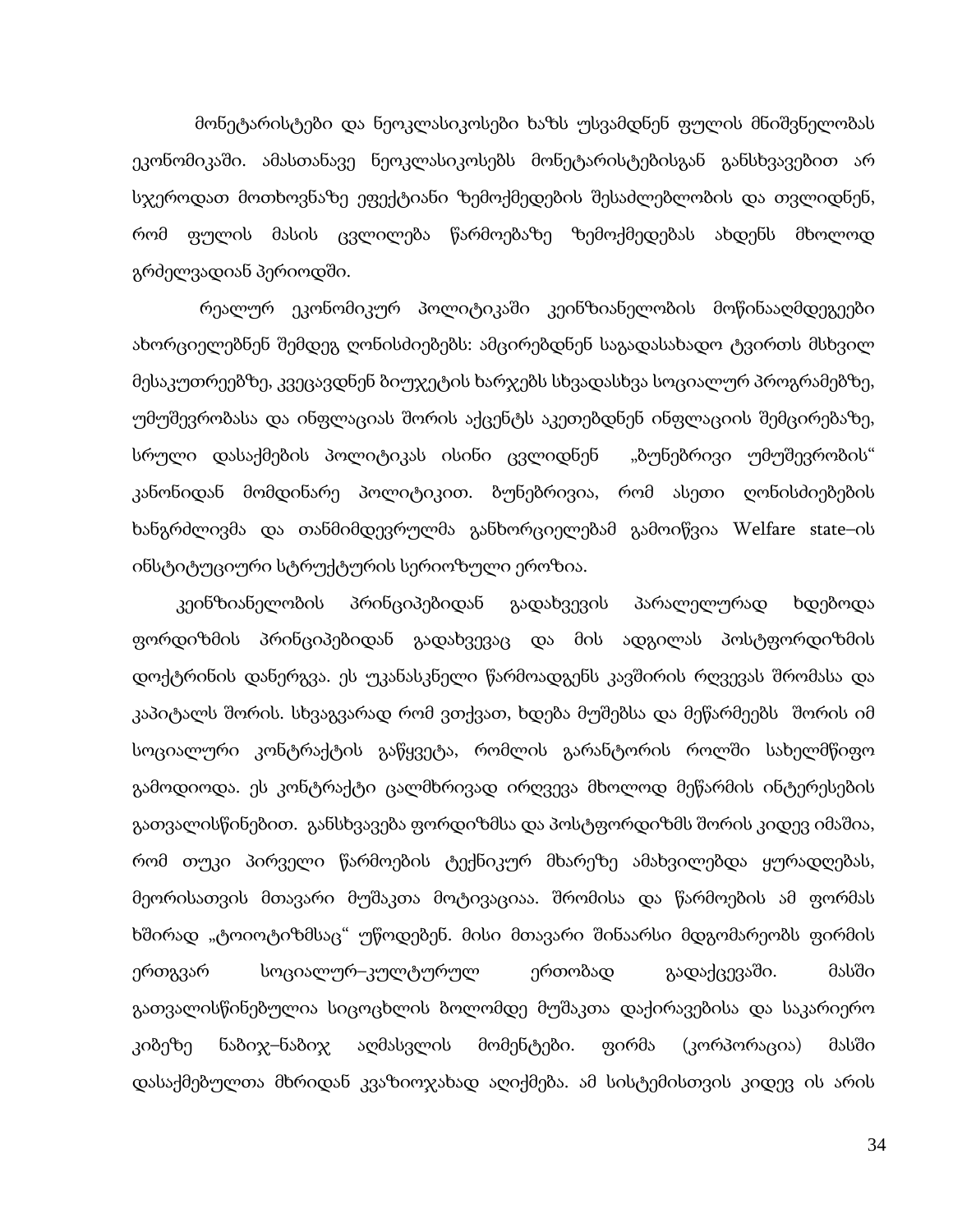მონეტარისტები და ნეოკლასიკოსები ხაზს უსვამდნენ ფულის მნიშვნელობას ეკონომიკაში. ამასთანავე ნეოკლასიკოსებს მონეტარისტებისგან განსხვავებით არ სჯეროდათ მოთხოვნაზე ეფექტიანი ზემოქმედების შესაძლებლობის და თვლიდნენ, რომ ფულის მასის ცვლილება წარმოებაზე ზემოქმედებას ახდენს მხოლოდ გრძელვადიან პერიოდში.

რეალურ ეკონომიკურ პოლიტიკაში კეინზიანელობის მოწინააღმდეგეები ახორციელებნენ შემდეგ ღონისძიებებს: ამცირებდნენ საგადასახადო ტვირთს მსხვილ მესაკუთრეებზე, კვეცავდნენ ბიუჯეტის ხარჯებს სხვადასხვა სოციალურ პროგრამებზე, უმუშევრობასა და ინფლაციას შორის აქცენტს აკეთებდნენ ინფლაციის შემცირებაზე, სრული დასაქმების პოლიტიკას ისინი ცვლიდნენ „ბუნებრივი უმუშევრობის" კანონიდან მომდინარე პოლიტიკით. ბუნებრივია, რომ ასეთი ღონისძიებების ხანგრძლივმა და თანმიმდევრულმა განხორციელებამ გამოიწვია Welfare state–ის ინსტიტუციური სტრუქტურის სერიოზული ეროზია.

კეინზიანელობის პრინციპებიდან გადახვევის პარალელურად ხდებოდა ფორდიზმის პრინციპებიდან გადახვევაც და მის ადგილას პოსტფორდიზმის დოქტრინის დანერგვა. ეს უკანასკნელი წარმოადგენს კავშირის რღვევას შრომასა და კაპიტალს შორის. სხვაგვარად რომ ვთქვათ, ხდება მუშებსა და მეწარმეებს შორის იმ სოციალური კონტრაქტის გაწყვეტა, რომლის გარანტორის როლში სახელმწიფო გამოდიოდა. ეს კონტრაქტი ცალმხრივად ირღვევა მხოლოდ მეწარმის ინტერესების გათვალისწინებით. განსხვავება ფორდიზმსა და პოსტფორდიზმს შორის კიდევ იმაშია, რომ თუკი პირველი წარმოების ტექნიკურ მხარეზე ამახვილებდა ყურადღებას, მეორისათვის მთავარი მუშაკთა მოტივაციაა. შრომისა და წარმოების ამ ფორმას ხშირად „ტოიოტიზმსაც" უწოდებენ. მისი მთავარი შინაარსი მდგომარეობს ფირმის ერთგვარ სოციალურ–კულტურულ ერთობად გადაქცევაში. მასში გათვალისწინებულია სიცოცხლის ბოლომდე მუშაკთა დაქირავებისა და საკარიერო კიბეზე ნაბიჯ–ნაბიჯ აღმასვლის მომენტები. ფირმა (კორპორაცია) მასში დასაქმებულთა მხრიდან კვაზიოჯახად აღიქმება. ამ სისტემისთვის კიდევ ის არის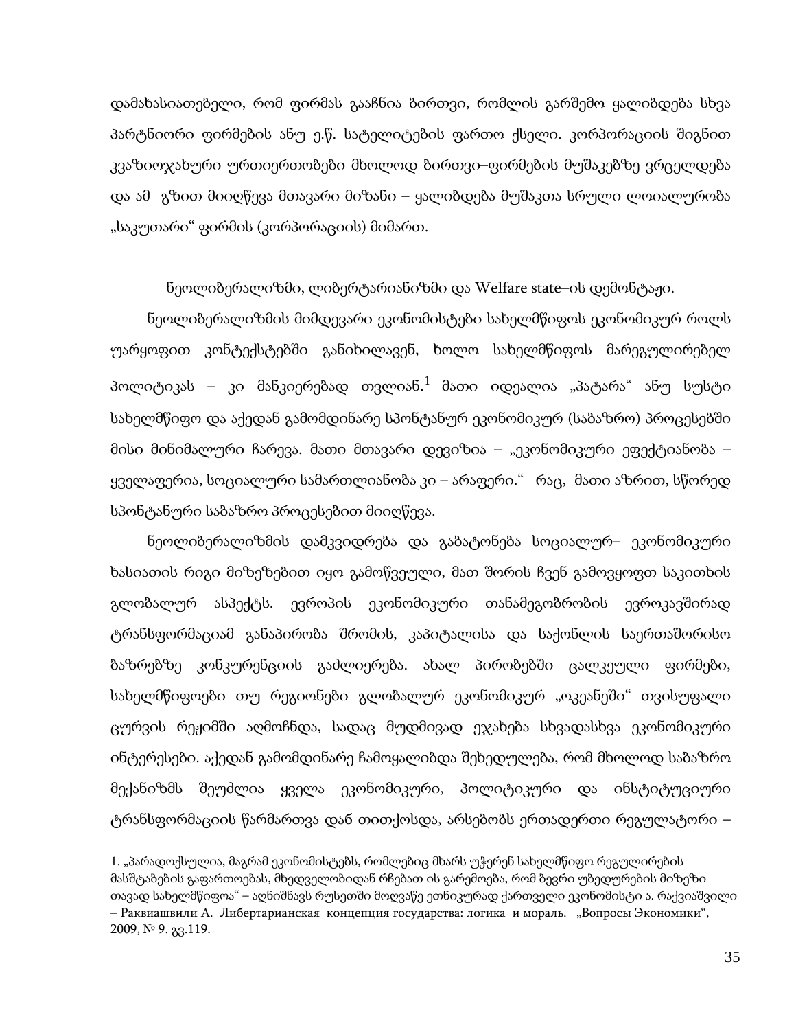დამახასიათებელი, რომ ფირმას გააჩნია ბირთვი, რომლის გარშემო ყალიბდება სხვა პარტნიორი ფირმების ანუ ე.წ. სატელიტების ფართო ქსელი. კორპორაციის შიგნით კვაზიოჯახური ურთიერთობები მხოლოდ ბირთვი–ფირმების მუშაკებზე ვრცელდება და ამ გზით მიიღწევა მთავარი მიზანი – ყალიბდება მუშაკთა სრული ლოიალურობა „საკუთარი“ ფირმის (კორპორაციის) მიმართ.

## ნეოლიბერალიზმი, ლიბერტარიანიზმი და Welfare state–ის დემონტაჟი.

ნეოლიბერალიზმის მიმდევარი ეკონომისტები სახელმწიფოს ეკონომიკურ როლს უარყოფით კონტექსტებში განიხილავენ, ხოლო სახელმწიფოს მარეგულირებელ პოლიტიკას – კი მანკიერებად თვლიან.[1] მათი იდეალია „პატარა“ ანუ სუსტი სახელმწიფო და აქედან გამომდინარე სპონტანურ ეკონომიკურ (საბაზრო) პროცესებში მისი მინიმალური ჩარევა. მათი მთავარი დევიზია – „ეკონომიკური ეფექტიანობა – ყველაფერია, სოციალური სამართლიანობა კი – არაფერი.“ რაც, მათი აზრით, სწორედ სპონტანური საბაზრო პროცესებით მიიღწევა.

ნეოლიბერალიზმის დამკვიდრება და გაბატონება სოციალურ– ეკონომიკური ხასიათის რიგი მიზეზებით იყო გამოწვეული, მათ შორის ჩვენ გამოვყოფთ საკითხის გლობალურ ასპექტს. ევროპის ეკონომიკური თანამეგობრობის ევროკავშირად ტრანსფორმაციამ განაპირობა შრომის, კაპიტალისა და საქონლის საერთაშორისო ბაზრებზე კონკურენციის გაძლიერება. ახალ პირობებში ცალკეული ფირმები, სახელმწიფოები თუ რეგიონები გლობალურ ეკონომიკურ „ოკეანეში“ თვისუფალი ცურვის რეჟიმში აღმოჩნდა, სადაც მუდმივად ეჯახება სხვადასხვა ეკონომიკური ინტერესები. აქედან გამომდინარე ჩამოყალიბდა შეხედულება, რომ მხოლოდ საბაზრო მექანიზმს შეუძლია ყველა ეკონომიკური, პოლიტიკური და ინსტიტუციური ტრანსფორმაციის წარმართვა დან თითქოსდა, არსებობს ერთადერთი რეგულატორი –

---

1. „პარადოქსულია, მაგრამ ეკონომისტებს, რომლებიც მხარს უჭერენ სახელმწიფო რეგულირების მასშტაბების გაფართოებას, მხედველობიდან რჩებათ ის გარემოება, რომ ბევრი უბედურების მიზეზი თავად სახელმწიფოა“ – აღნიშნავს რუსეთში მოღვაწე ეთნიკურად ქართველი ეკონომისტი ა. რაქვიაშვილი – Раквиашвили А. Либертарианская концепция государства: логика и мораль. „Вопросы Экономики“, 2009, № 9. გვ.119.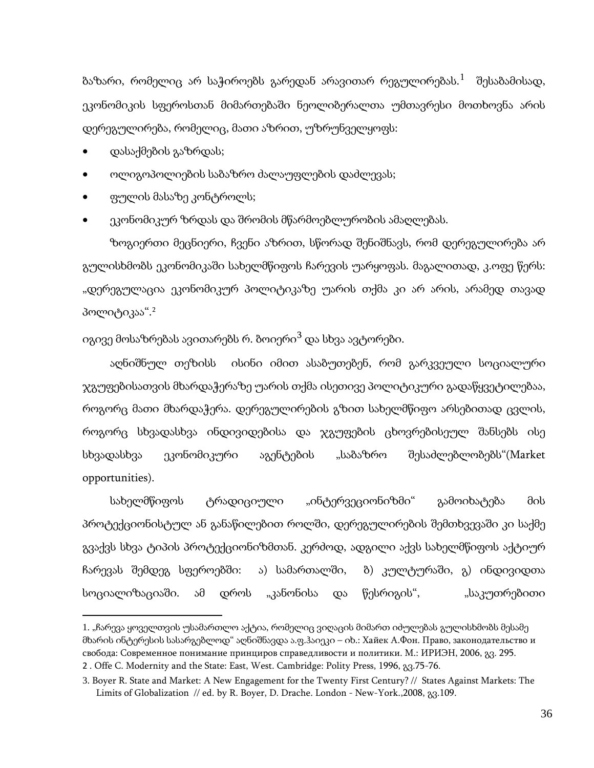ბაზარი, რომელიც არ საჭიროებს გარედან არავითარ რეგულირებას.[1] შესაბამისად, ეკონომიკის სფეროსთან მიმართებაში ნეოლიბერალთა უმთავრესი მოთხოვნა არის დერეგულირება, რომელიც, მათი აზრით, უზრუნველყოფს:

- დასაქმების გაზრდას;
- ოლიგოპოლიების საბაზრო ძალაუფლების დაძლევას;
- ფულის მასაზე კონტროლს;
- ეკონომიკურ ზრდას და შრომის მწარმოებლურობის ამაღლებას.

ზოგიერთი მეცნიერი, ჩვენი აზრით, სწორად შენიშნავს, რომ დერეგულირება არ გულისხმობს ეკონომიკაში სახელმწიფოს ჩარევის უარყოფას. მაგალითად, კ.ოფე წერს: „დერეგულაცია ეკონომიკურ პოლიტიკაზე უარის თქმა კი არ არის, არამედ თავად პოლიტიკაა“.[2]

იგივე მოსაზრებას ავითარებს რ. ბოიერი[3] და სხვა ავტორები.

აღნიშნულ თეზისს ისინი იმით ასაბუთებენ, რომ გარკვეული სოციალური ჯგუფებისათვის მხარდაჭერაზე უარის თქმა ისეთივე პოლიტიკური გადაწყვეტილებაა, როგორც მათი მხარდაჭერა. დერეგულირების გზით სახელმწიფო არსებითად ცვლის, როგორც სხვადასხვა ინდივიდებისა და ჯგუფების ცხოვრებისეულ შანსებს ისე სხვადასხვა ეკონომიკური აგენტების „საბაზრო შესაძლებლობებს“(Market opportunities).

სახელმწიფოს ტრადიციული „ინტერვეციონიზმი“ გამოიხატება მის პროტექციონისტულ ან განაწილებით როლში, დერეგულირების შემთხვევაში კი საქმე გვაქვს სხვა ტიპის პროტექციონიზმთან. კერძოდ, ადგილი აქვს სახელმწიფოს აქტიურ ჩარევას შემდეგ სფეროებში: ა) სამართალში, ბ) კულტურაში, გ) ინდივიდთა სოციალიზაციაში. ამ დროს „კანონისა და წესრიგის“, „საკუთრებითი

---

1. „ჩარევა ყოველთვის უსამართლო აქტია, რომელიც ვიღაცის მიმართ იძულებას გულისხმობს მესამე მხარის ინტერესის სასარგებლოდ“ აღნიშნავდა ა.ფ.ჰაიეკი – იხ.: Хайек А.Фон. Право, законодательство и свобода: Современное понимание принциров справедливости и политики. М.: ИРИЭН, 2006, გვ. 295.

2 . Offe C. Modernity and the State: East, West. Cambridge: Polity Press, 1996, გვ.75-76.

3. Boyer R. State and Market: A New Engagement for the Twenty First Century? // States Against Markets: The Limits of Globalization // ed. by R. Boyer, D. Drache. London - New-York.,2008, გვ.109.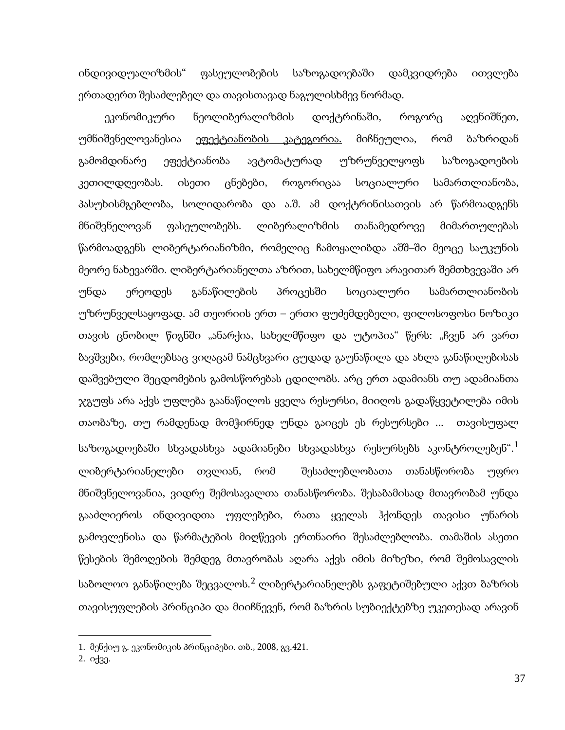ინდივიდუალიზმის“ ფასეულობების საზოგადოებაში დამკვიდრება ითვლება ერთადერთ შესაძლებელ და თავისთავად ნაგულისხმევ ნორმად.

ეკონომიკური ნეოლიბერალიზმის დოქტრინაში, როგორც აღვნიშნეთ, უმნიშვნელოვანესია ეფექტიანობის კატეგორია. მიჩნეულია, რომ ბაზრიდან გამომდინარე ეფექტიანობა ავტომატურად უზრუნველყოფს საზოგადოების კეთილდღეობას. ისეთი ცნებები, როგორიცაა სოციალური სამართლიანობა, პასუხისმგებლობა, სოლიდარობა და ა.შ. ამ დოქტრინისათვის არ წარმოადგენს მნიშვნელოვან ფასეულობებს. ლიბერალიზმის თანამედროვე მიმართულებას წარმოადგენს ლიბერტარიანიზმი, რომელიც ჩამოყალიბდა აშშ–ში მეოცე საუკუნის მეორე ნახევარში. ლიბერტარიანელთა აზრით, სახელმწიფო არავითარ შემთხვევაში არ უნდა ერეოდეს განაწილების პროცესში სოციალური სამართლიანობის უზრუნველსაყოფად. ამ თეორიის ერთ – ერთი ფუძემდებელი, ფილოსოფოსი ნოზიკი თავის ცნობილ წიგნში „ანარქია, სახელმწიფო და უტოპია“ წერს: „ჩვენ არ ვართ ბავშვები, რომლებსაც ვიღაცამ ნამცხვარი ცუდად გაუნაწილა და ახლა განაწილებისას დაშვებული შეცდომების გამოსწორებას ცდილობს. არც ერთ ადამიანს თუ ადამიანთა ჯგუფს არა აქვს უფლება გაანაწილოს ყველა რესურსი, მიიღოს გადაწყვეტილება იმის თაობაზე, თუ რამდენად მომჭირნედ უნდა გაიცეს ეს რესურსები ... თავისუფალ საზოგადოებაში სხვადასხვა ადამიანები სხვადასხვა რესურსებს აკონტროლებენ“.[1] ლიბერტარიანელები თვლიან, რომ შესაძლებლობათა თანასწორობა უფრო მნიშვნელოვანია, ვიდრე შემოსავალთა თანასწორობა. შესაბამისად მთავრობამ უნდა გააძლიეროს ინდივიდთა უფლებები, რათა ყველას ჰქონდეს თავისი უნარის გამოვლენისა და წარმატების მიღწევის ერთნაირი შესაძლებლობა. თამაშის ასეთი წესების შემოღების შემდეგ მთავრობას აღარა აქვს იმის მიზეზი, რომ შემოსავლის საბოლოო განაწილება შეცვალოს.[2] ლიბერტარიანელებს გაფეტიშებული აქვთ ბაზრის თავისუფლების პრინციპი და მიიჩნევენ, რომ ბაზრის სუბიექტებზე უკეთესად არავინ

---

1. მენქიუ გ. ეკონომიკის პრინციპები. თბ., 2008, გვ.421.
2. იქვე.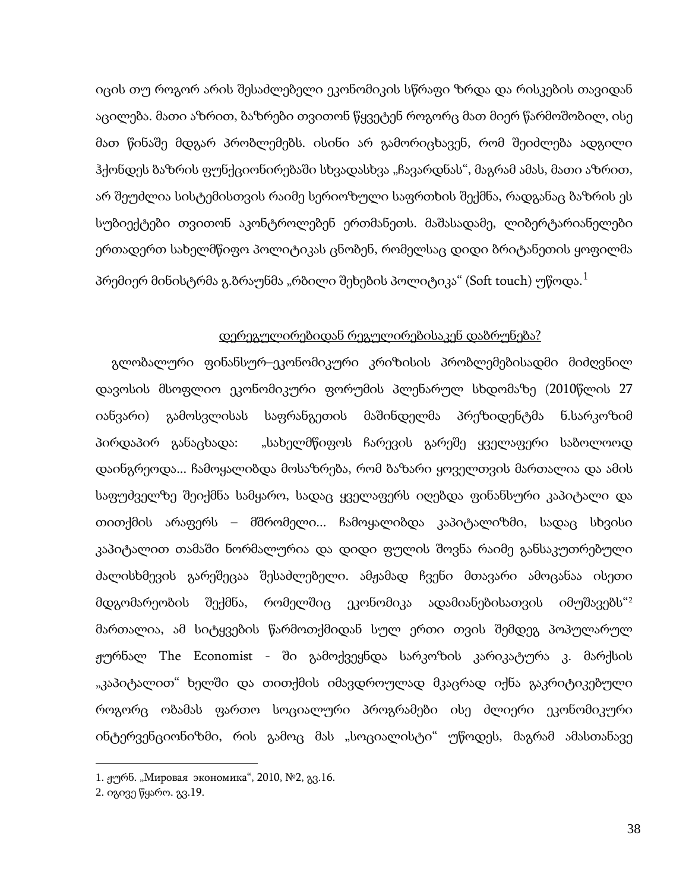იცის თუ როგორ არის შესაძლებელი ეკონომიკის სწრაფი ზრდა და რისკების თავიდან აცილება. მათი აზრით, ბაზრები თვითონ წყვეტენ როგორც მათ მიერ წარმოშობილ, ისე მათ წინაშე მდგარ პრობლემებს. ისინი არ გამორიცხავენ, რომ შეიძლება ადგილი ჰქონდეს ბაზრის ფუნქციონირებაში სხვადასხვა „ჩავარდნას“, მაგრამ ამას, მათი აზრით, არ შეუძლია სისტემისთვის რაიმე სერიოზული საფრთხის შექმნა, რადგანაც ბაზრის ეს სუბიექტები თვითონ აკონტროლებენ ერთმანეთს. მაშასადამე, ლიბერტარიანელები ერთადერთ სახელმწიფო პოლიტიკას ცნობენ, რომელსაც დიდი ბრიტანეთის ყოფილმა პრემიერ მინისტრმა გ.ბრაუნმა „რბილი შეხების პოლიტიკა“ (Soft touch) უწოდა.[1]

<u>დერეგულირებიდან რეგულირებისაკენ დაბრუნება?</u>

გლობალური ფინანსურ–ეკონომიკური კრიზისის პრობლემებისადმი მიძღვნილ დავოსის მსოფლიო ეკონომიკური ფორუმის პლენარულ სხდომაზე (2010წლის 27 იანვარი) გამოსვლისას საფრანგეთის მაშინდელმა პრეზიდენტმა ნ.სარკოზიმ პირდაპირ განაცხადა: „სახელმწიფოს ჩარევის გარეშე ყველაფერი საბოლოოდ დაინგრეოდა... ჩამოყალიბდა მოსაზრება, რომ ბაზარი ყოველთვის მართალია და ამის საფუძველზე შეიქმნა სამყარო, სადაც ყველაფერს იღებდა ფინანსური კაპიტალი და თითქმის არაფერს – მშრომელი... ჩამოყალიბდა კაპიტალიზმი, სადაც სხვისი კაპიტალით თამაში ნორმალურია და დიდი ფულის შოვნა რაიმე განსაკუთრებული ძალისხმევის გარეშეცაა შესაძლებელი. ამჟამად ჩვენი მთავარი ამოცანაა ისეთი მდგომარეობის შექმნა, რომელშიც ეკონომიკა ადამიანებისათვის იმუშავებს“[2] მართალია, ამ სიტყვების წარმოთქმიდან სულ ერთი თვის შემდეგ პოპულარულ ჟურნალ The Economist - ში გამოქვეყნდა სარკოზის კარიკატურა კ. მარქსის „კაპიტალით“ ხელში და თითქმის იმავდროულად მკაცრად იქნა გაკრიტიკებული როგორც ობამას ფართო სოციალური პროგრამები ისე ძლიერი ეკონომიკური ინტერვენციონიზმი, რის გამოც მას „სოციალისტი“ უწოდეს, მაგრამ ამასთანავე

---

1. ჟურნ. „Мировая экономика“, 2010, №2, გვ.16.
2. იგივე წყარო. გვ.19.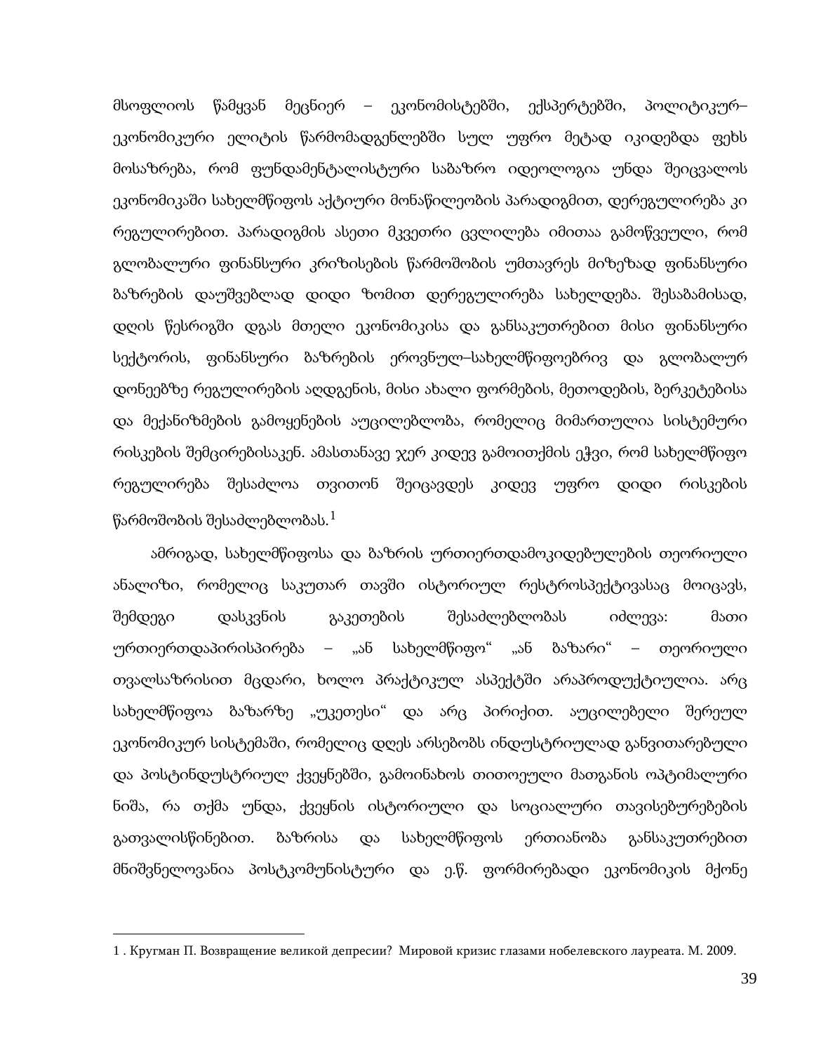მსოფლიოს წამყვან მეცნიერ – ეკონომისტებში, ექსპერტებში, პოლიტიკურ–ეკონომიკური ელიტის წარმომადგენლებში სულ უფრო მეტად იკიდებდა ფეხს მოსაზრება, რომ ფუნდამენტალისტური საბაზრო იდეოლოგია უნდა შეიცვალოს ეკონომიკაში სახელმწიფოს აქტიური მონაწილეობის პარადიგმით, დერეგულირება კი რეგულირებით. პარადიგმის ასეთი მკვეთრი ცვლილება იმითაა გამოწვეული, რომ გლობალური ფინანსური კრიზისების წარმოშობის უმთავრეს მიზეზად ფინანსური ბაზრების დაუშვებლად დიდი ზომით დერეგულირება სახელდება. შესაბამისად, დღის წესრიგში დგას მთელი ეკონომიკისა და განსაკუთრებით მისი ფინანსური სექტორის, ფინანსური ბაზრების ეროვნულ–სახელმწიფოებრივ და გლობალურ დონეებზე რეგულირების აღდგენის, მისი ახალი ფორმების, მეთოდების, ბერკეტებისა და მექანიზმების გამოყენების აუცილებლობა, რომელიც მიმართულია სისტემური რისკების შემცირებისაკენ. ამასთანავე ჯერ კიდევ გამოითქმის ეჭვი, რომ სახელმწიფო რეგულირება შესაძლოა თვითონ შეიცავდეს კიდევ უფრო დიდი რისკების წარმოშობის შესაძლებლობას.[1]

ამრიგად, სახელმწიფოსა და ბაზრის ურთიერთდამოკიდებულების თეორიული ანალიზი, რომელიც საკუთარ თავში ისტორიულ რესტროსპექტივასაც მოიცავს, შემდეგი დასკვნის გაკეთების შესაძლებლობას იძლევა: მათი ურთიერთდაპირისპირება – „ან სახელმწიფო“ „ან ბაზარი“ – თეორიული თვალსაზრისით მცდარი, ხოლო პრაქტიკულ ასპექტში არაპროდუქტიულია. არც სახელმწიფოა ბაზარზე „უკეთესი“ და არც პირიქით. აუცილებელი შერეულ ეკონომიკურ სისტემაში, რომელიც დღეს არსებობს ინდუსტრიულად განვითარებული და პოსტინდუსტრიულ ქვეყნებში, გამოინახოს თითოეული მათგანის ოპტიმალური ნიშა, რა თქმა უნდა, ქვეყნის ისტორიული და სოციალური თავისებურებების გათვალისწინებით. ბაზრისა და სახელმწიფოს ერთიანობა განსაკუთრებით მნიშვნელოვანია პოსტკომუნისტური და ე.წ. ფორმირებადი ეკონომიკის მქონე

---

1 . Кругман П. Возвращение великой депресии? Мировой кризис глазами нобелевского лауреата. М. 2009.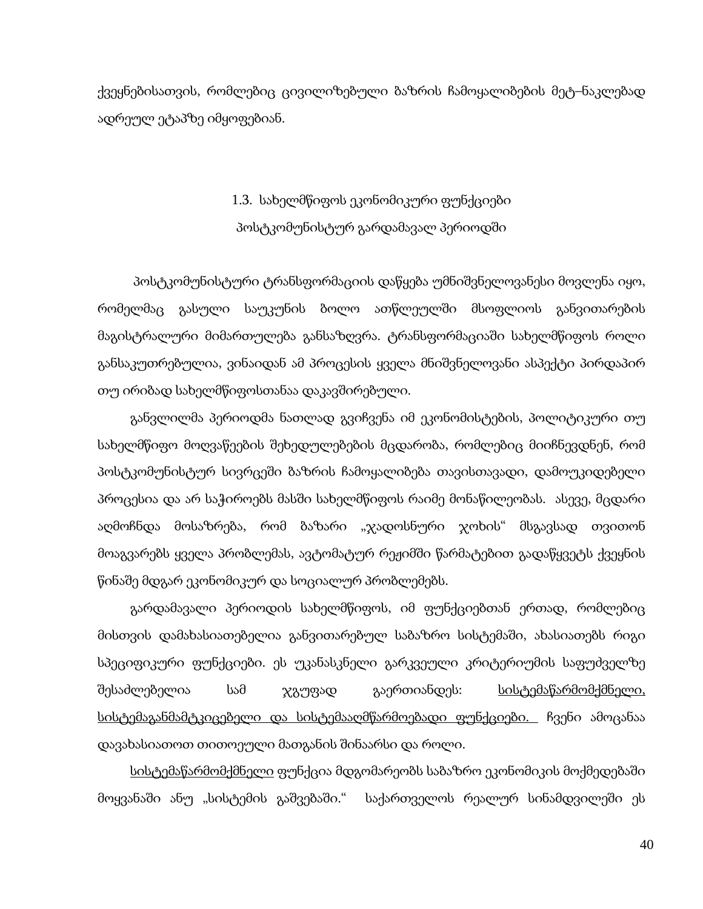ქვეყნებისათვის, რომლებიც ცივილიზებული ბაზრის ჩამოყალიბების მეტ–ნაკლებად ადრეულ ეტაპზე იმყოფებიან.

## 1.3. სახელმწიფოს ეკონომიკური ფუნქციები პოსტკომუნისტურ გარდამავალ პერიოდში

პოსტკომუნისტური ტრანსფორმაციის დაწყება უმნიშვნელოვანესი მოვლენა იყო, რომელმაც გასული საუკუნის ბოლო ათწლეულში მსოფლიოს განვითარების მაგისტრალური მიმართულება განსაზღვრა. ტრანსფორმაციაში სახელმწიფოს როლი განსაკუთრებულია, ვინაიდან ამ პროცესის ყველა მნიშვნელოვანი ასპექტი პირდაპირ თუ ირიბად სახელმწიფოსთანაა დაკავშირებული.

განვლილმა პერიოდმა ნათლად გვიჩვენა იმ ეკონომისტების, პოლიტიკური თუ სახელმწიფო მოღვაწეების შეხედულებების მცდარობა, რომლებიც მიიჩნევდნენ, რომ პოსტკომუნისტურ სივრცეში ბაზრის ჩამოყალიბება თავისთავადი, დამოუკიდებელი პროცესია და არ საჭიროებს მასში სახელმწიფოს რაიმე მონაწილეობას. ასევე, მცდარი აღმოჩნდა მოსაზრება, რომ ბაზარი „ჯადოსნური ჯოხის" მსგავსად თვითონ მოაგვარებს ყველა პრობლემას, ავტომატურ რეჟიმში წარმატებით გადაწყვეტს ქვეყნის წინაშე მდგარ ეკონომიკურ და სოციალურ პრობლემებს.

გარდამავალი პერიოდის სახელმწიფოს, იმ ფუნქციებთან ერთად, რომლებიც მისთვის დამახასიათებელია განვითარებულ საბაზრო სისტემაში, ახასიათებს რიგი სპეციფიკური ფუნქციები. ეს უკანასკნელი გარკვეული კრიტერიუმის საფუძველზე შესაძლებელია სამ ჯგუფად გაერთიანდეს: <u>სისტემაწარმომქმნელი, სისტემაგანმამტკიცებელი და სისტემააღმწარმოებადი ფუნქციები.</u> ჩვენი ამოცანაა დავახასიათოთ თითოეული მათგანის შინაარსი და როლი.

<u>სისტემაწარმომქმნელი</u> ფუნქცია მდგომარეობს საბაზრო ეკონომიკის მოქმედებაში მოყვანაში ანუ „სისტემის გაშვებაში." საქართველოს რეალურ სინამდვილეში ეს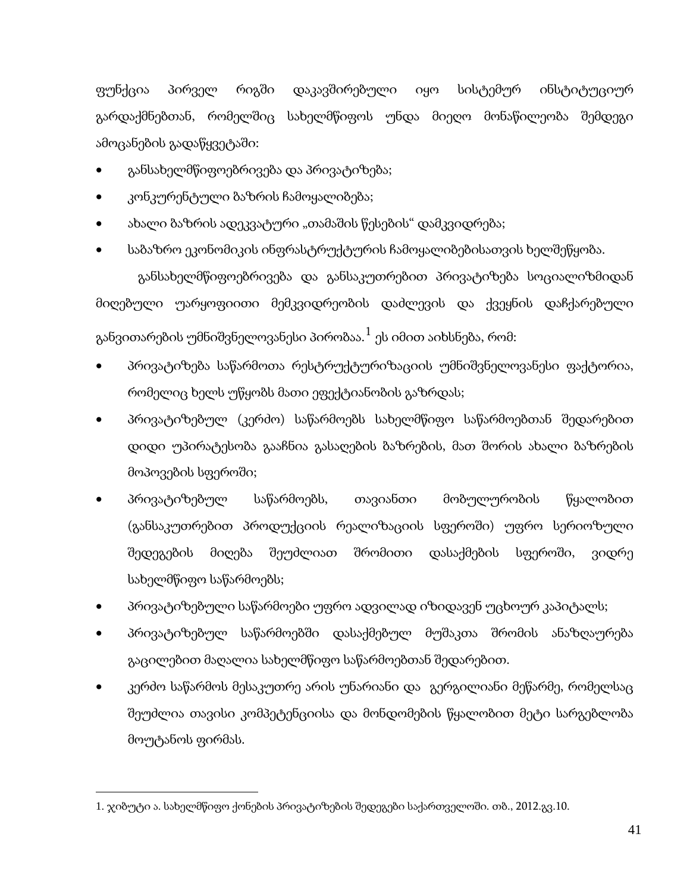ფუნქცია პირველ რიგში დაკავშირებული იყო სისტემურ ინსტიტუციურ გარდაქმნებთან, რომელშიც სახელმწიფოს უნდა მიეღო მონაწილეობა შემდეგი ამოცანების გადაწყვეტაში:

- განსახელმწიფოებრივება და პრივატიზება;
- კონკურენტული ბაზრის ჩამოყალიბება;
- ახალი ბაზრის ადეკვატური „თამაშის წესების" დამკვიდრება;
- საბაზრო ეკონომიკის ინფრასტრუქტურის ჩამოყალიბებისათვის ხელშეწყობა.

განსახელმწიფოებრივება და განსაკუთრებით პრივატიზება სოციალიზმიდან მიღებული უარყოფითი მემკვიდრეობის დაძლევის და ქვეყნის დაჩქარებული განვითარების უმნიშვნელოვანესი პირობაა.[1] ეს იმით აიხსნება, რომ:

- პრივატიზება საწარმოთა რესტრუქტურიზაციის უმნიშვნელოვანესი ფაქტორია, რომელიც ხელს უწყობს მათი ეფექტიანობის გაზრდას;
- პრივატიზებულ (კერძო) საწარმოებს სახელმწიფო საწარმოებთან შედარებით დიდი უპირატესობა გააჩნია გასაღების ბაზრების, მათ შორის ახალი ბაზრების მოპოვების სფეროში;
- პრივატიზებულ საწარმოებს, თავიანთი მობილურობის წყალობით (განსაკუთრებით პროდუქციის რეალიზაციის სფეროში) უფრო სერიოზული შედეგების მიღება შეუძლიათ შრომითი დასაქმების სფეროში, ვიდრე სახელმწიფო საწარმოებს;
- პრივატიზებული საწარმოები უფრო ადვილად იზიდავენ უცხოურ კაპიტალს;
- პრივატიზებულ საწარმოებში დასაქმებულ მუშაკთა შრომის ანაზღაურება გაცილებით მაღალია სახელმწიფო საწარმოებთან შედარებით.
- კერძო საწარმოს მესაკუთრე არის უნარიანი და გერგილიანი მეწარმე, რომელსაც შეუძლია თავისი კომპეტენციისა და მონდომების წყალობით მეტი სარგებლობა მოუტანოს ფირმას.

---

1. ჯიბუტი ა. სახელმწიფო ქონების პრივატიზების შედეგები საქართველოში. თბ., 2012.გვ.10.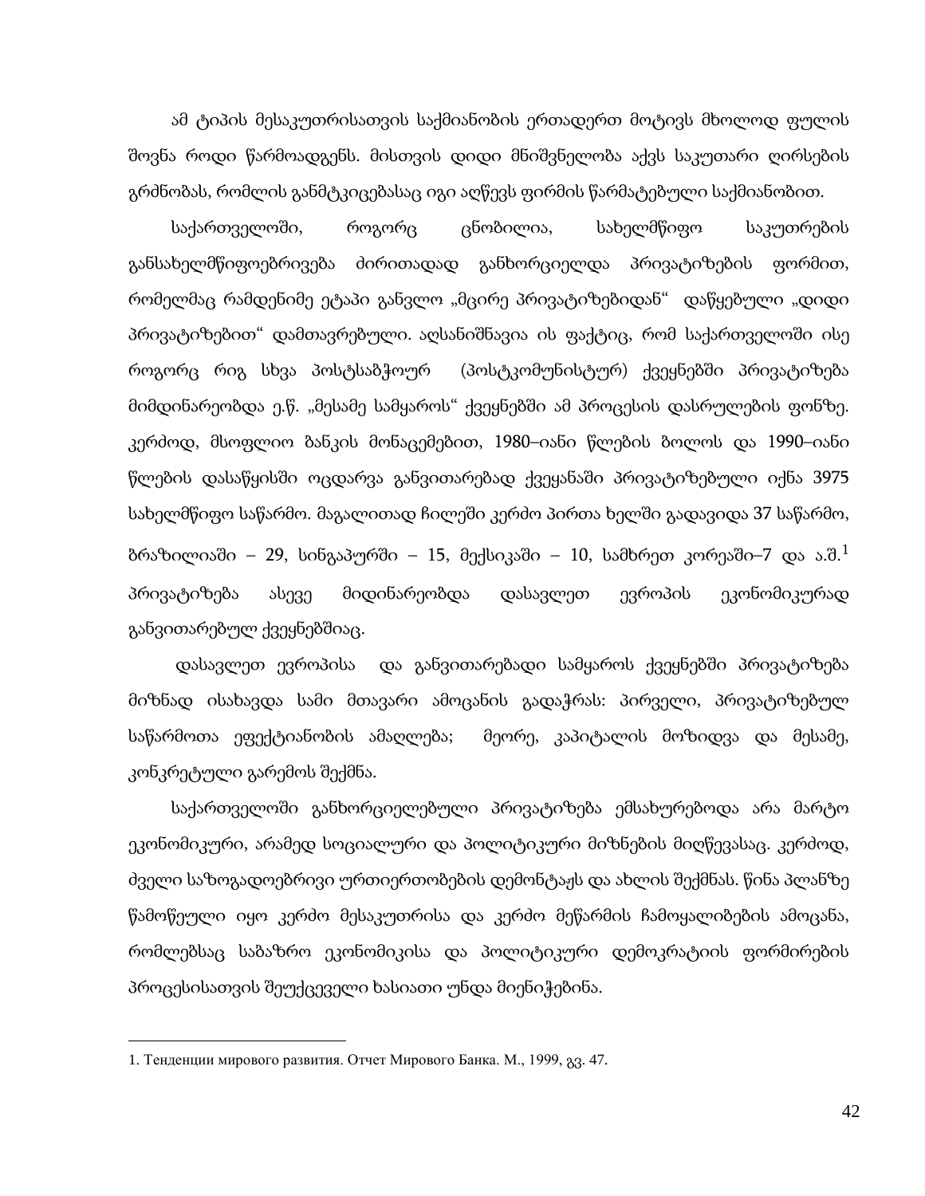ამ ტიპის მესაკუთრისათვის საქმიანობის ერთადერთ მოტივს მხოლოდ ფულის შოვნა როდი წარმოადგენს. მისთვის დიდი მნიშვნელობა აქვს საკუთარი ღირსების გრძნობას, რომლის განმტკიცებასაც იგი აღწევს ფირმის წარმატებული საქმიანობით.

საქართველოში, როგორც ცნობილია, სახელმწიფო საკუთრების განსახელმწიფოებრივება ძირითადად განხორციელდა პრივატიზების ფორმით, რომელმაც რამდენიმე ეტაპი განვლო „მცირე პრივატიზებიდან“ დაწყებული „დიდი პრივატიზებით“ დამთავრებული. აღსანიშნავია ის ფაქტიც, რომ საქართველოში ისე როგორც რიგ სხვა პოსტსაბჭოურ (პოსტკომუნისტურ) ქვეყნებში პრივატიზება მიმდინარეობდა ე.წ. „მესამე სამყაროს“ ქვეყნებში ამ პროცესის დასრულების ფონზე. კერძოდ, მსოფლიო ბანკის მონაცემებით, 1980–იანი წლების ბოლოს და 1990–იანი წლების დასაწყისში ოცდარვა განვითარებად ქვეყანაში პრივატიზებული იქნა 3975 სახელმწიფო საწარმო. მაგალითად ჩილეში კერძო პირთა ხელში გადავიდა 37 საწარმო, ბრაზილიაში – 29, სინგაპურში – 15, მექსიკაში – 10, სამხრეთ კორეაში–7 და ა.შ.[1] პრივატიზება ასევე მიდინარეობდა დასავლეთ ევროპის ეკონომიკურად განვითარებულ ქვეყნებშიაც.

დასავლეთ ევროპისა და განვითარებადი სამყაროს ქვეყნებში პრივატიზება მიზნად ისახავდა სამი მთავარი ამოცანის გადაჭრას: პირველი, პრივატიზებულ საწარმოთა ეფექტიანობის ამაღლება; მეორე, კაპიტალის მოზიდვა და მესამე, კონკრეტული გარემოს შექმნა.

საქართველოში განხორციელებული პრივატიზება ემსახურებოდა არა მარტო ეკონომიკური, არამედ სოციალური და პოლიტიკური მიზნების მიღწევასაც. კერძოდ, ძველი საზოგადოებრივი ურთიერთობების დემონტაჟს და ახლის შექმნას. წინა პლანზე წამოწეული იყო კერძო მესაკუთრისა და კერძო მეწარმის ჩამოყალიბების ამოცანა, რომლებსაც საბაზრო ეკონომიკისა და პოლიტიკური დემოკრატიის ფორმირების პროცესისათვის შეუქცეველი ხასიათი უნდა მიენიჭებინა.

---

1. Тенденции мирового развития. Отчет Мирового Банка. М., 1999, გვ. 47.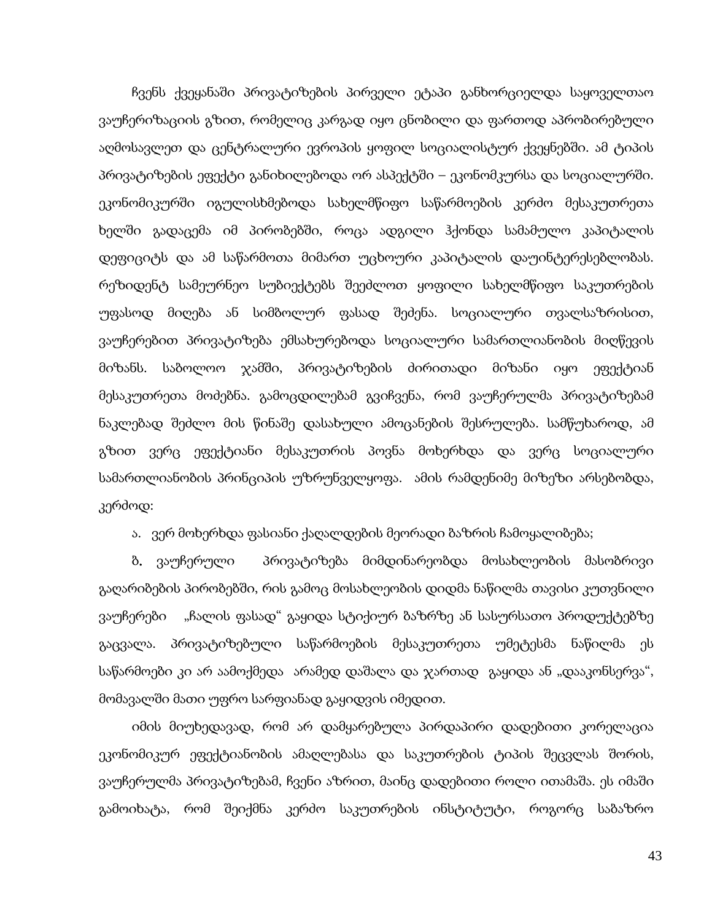ჩვენს ქვეყანაში პრივატიზების პირველი ეტაპი განხორციელდა საყოველთაო ვაუჩერიზაციის გზით, რომელიც კარგად იყო ცნობილი და ფართოდ აპრობირებული აღმოსავლეთ და ცენტრალური ევროპის ყოფილ სოციალისტურ ქვეყნებში. ამ ტიპის პრივატიზების ეფექტი განიხილებოდა ორ ასპექტში – ეკონომკურსა და სოციალურში. ეკონომიკურში იგულისხმებოდა სახელმწიფო საწარმოების კერძო მესაკუთრეთა ხელში გადაცემა იმ პირობებში, როცა ადგილი ჰქონდა სამამულო კაპიტალის დეფიციტს და ამ საწარმოთა მიმართ უცხოური კაპიტალის დაუინტერესებლობას. რეზიდენტ სამეურნეო სუბიექტებს შეეძლოთ ყოფილი სახელმწიფო საკუთრების უფასოდ მიღება ან სიმბოლურ ფასად შეძენა. სოციალური თვალსაზრისით, ვაუჩერებით პრივატიზება ემსახურებოდა სოციალური სამართლიანობის მიღწევის მიზანს. საბოლოო ჯამში, პრივატიზების ძირითადი მიზანი იყო ეფექტიან მესაკუთრეთა მოძებნა. გამოცდილებამ გვიჩვენა, რომ ვაუჩერულმა პრივატიზებამ ნაკლებად შეძლო მის წინაშე დასახული ამოცანების შესრულება. სამწუხაროდ, ამ გზით ვერც ეფექტიანი მესაკუთრის პოვნა მოხერხდა და ვერც სოციალური სამართლიანობის პრინციპის უზრუნველყოფა. ამის რამდენიმე მიზეზი არსებობდა, კერძოდ:

ა. ვერ მოხერხდა ფასიანი ქაღალდების მეორადი ბაზრის ჩამოყალიბება;

ბ. ვაუჩერული პრივატიზება მიმდინარეობდა მოსახლეობის მასობრივი გაღარიბების პირობებში, რის გამოც მოსახლეობის დიდმა ნაწილმა თავისი კუთვნილი ვაუჩერები „ჩალის ფასად" გაყიდა სტიქიურ ბაზრზე ან სასურსათო პროდუქტებზე გაცვალა. პრივატიზებული საწარმოების მესაკუთრეთა უმეტესმა ნაწილმა ეს საწარმოები კი არ აამოქმედა არამედ დაშალა და ჯართად გაყიდა ან „დააკონსერვა", მომავალში მათი უფრო სარფიანად გაყიდვის იმედით.

იმის მიუხედავად, რომ არ დამყარებულა პირდაპირი დადებითი კორელაცია ეკონომიკურ ეფექტიანობის ამაღლებასა და საკუთრების ტიპის შეცვლას შორის, ვაუჩერულმა პრივატიზებამ, ჩვენი აზრით, მაინც დადებითი როლი ითამაშა. ეს იმაში გამოიხატა, რომ შეიქმნა კერძო საკუთრების ინსტიტუტი, როგორც საბაზრო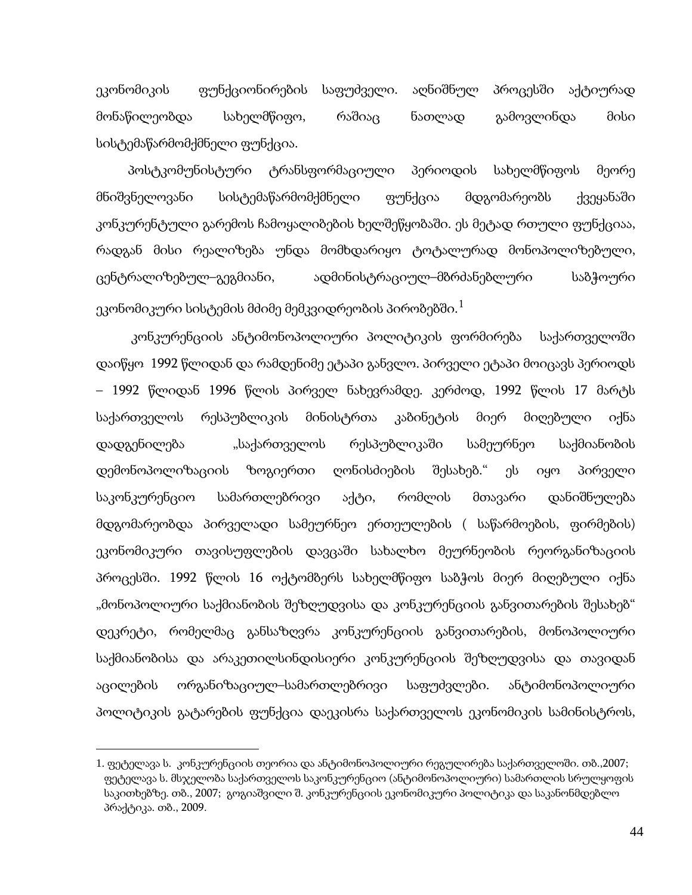ეკონომიკის ფუნქციონირების საფუძველი. აღნიშნულ პროცესში აქტიურად მონაწილეობდა სახელმწიფო, რაშიაც ნათლად გამოვლინდა მისი სისტემაწარმომქმნელი ფუნქცია.

პოსტკომუნისტური ტრანსფორმაციული პერიოდის სახელმწიფოს მეორე მნიშვნელოვანი სისტემაწარმომქმნელი ფუნქცია მდგომარეობს ქვეყანაში კონკურენტული გარემოს ჩამოყალიბების ხელშეწყობაში. ეს მეტად რთული ფუნქციაა, რადგან მისი რეალიზება უნდა მომხდარიყო ტოტალურად მონოპოლიზებული, ცენტრალიზებულ–გეგმიანი, ადმინისტრაციულ–მბრძანებლური საბჭოური ეკონომიკური სისტემის მძიმე მემკვიდრეობის პირობებში.[1]

კონკურენციის ანტიმონოპოლიური პოლიტიკის ფორმირება საქართველოში დაიწყო 1992 წლიდან და რამდენიმე ეტაპი განვლო. პირველი ეტაპი მოიცავს პერიოდს – 1992 წლიდან 1996 წლის პირველ ნახევრამდე. კერძოდ, 1992 წლის 17 მარტს საქართველოს რესპუბლიკის მინისტრთა კაბინეტის მიერ მიღებული იქნა დადგენილება „საქართველოს რესპუბლიკაში სამეურნეო საქმიანობის დემონოპოლიზაციის ზოგიერთი ღონისძიების შესახებ." ეს იყო პირველი საკონკურენციო სამართლებრივი აქტი, რომლის მთავარი დანიშნულება მდგომარეობდა პირველადი სამეურნეო ერთეულების ( საწარმოების, ფირმების) ეკონომიკური თავისუფლების დავცაში სახალხო მეურნეობის რეორგანიზაციის პროცესში. 1992 წლის 16 ოქტომბერს სახელმწიფო საბჭოს მიერ მიღებული იქნა „მონოპოლიური საქმიანობის შეზღუდვისა და კონკურენციის განვითარების შესახებ" დეკრეტი, რომელმაც განსაზღვრა კონკურენციის განვითარების, მონოპოლიური საქმიანობისა და არაკეთილსინდისიერი კონკურენციის შეზღუდვისა და თავიდან აცილების ორგანიზაციულ–სამართლებრივი საფუძვლები. ანტიმონოპოლიური პოლიტიკის გატარების ფუნქცია დაეკისრა საქართველოს ეკონომიკის სამინისტროს,

---

1. ფეტელავა ს. კონკურენციის თეორია და ანტიმონოპოლიური რეგულირება საქართველოში. თბ.,2007; ფეტელავა ს. მსჯელობა საქართველოს საკონკურენციო (ანტიმონოპოლიური) სამართლის სრულყოფის საკითხებზე. თბ., 2007; გოგიაშვილი შ. კონკურენციის ეკონომიკური პოლიტიკა და საკანონმდებლო პრაქტიკა. თბ., 2009.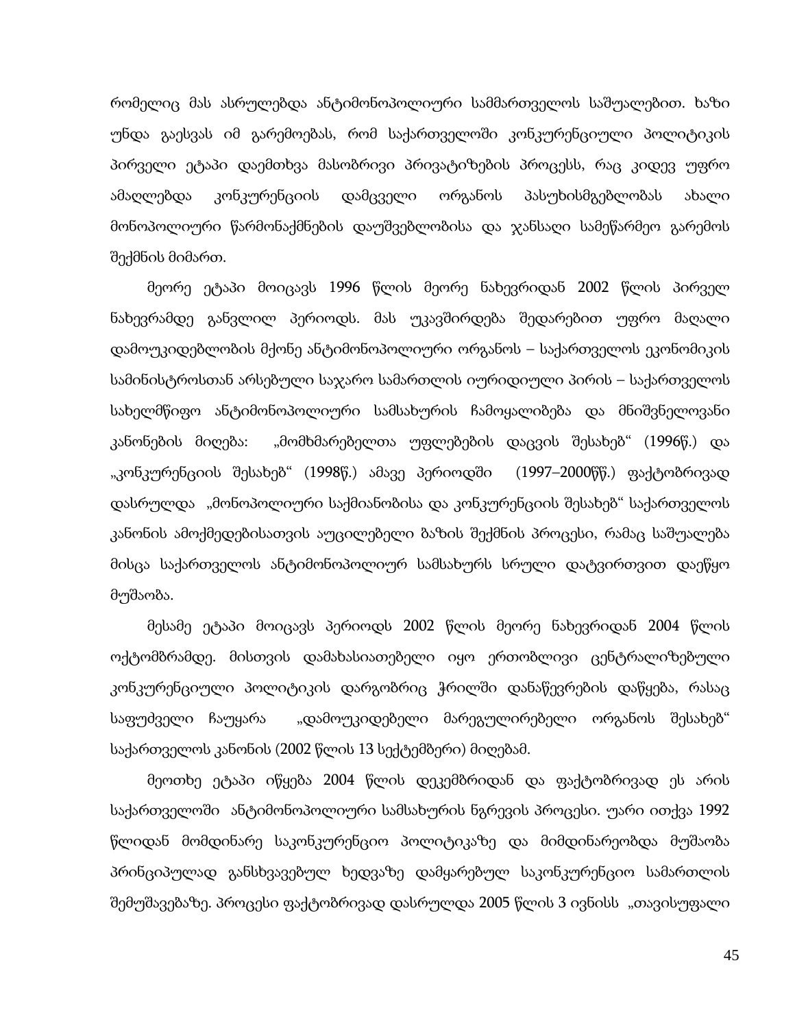რომელიც მას ასრულებდა ანტიმონოპოლიური სამმართველოს საშუალებით. ხაზი უნდა გაესვას იმ გარემოებას, რომ საქართველოში კონკურენციული პოლიტიკის პირველი ეტაპი დაემთხვა მასობრივი პრივატიზების პროცესს, რაც კიდევ უფრო ამაღლებდა კონკურენციის დამცველი ორგანოს პასუხისმგებლობას ახალი მონოპოლიური წარმონაქმნების დაუშვებლობისა და ჯანსაღი სამეწარმეო გარემოს შექმნის მიმართ.

მეორე ეტაპი მოიცავს 1996 წლის მეორე ნახევრიდან 2002 წლის პირველ ნახევრამდე განვლილ პერიოდს. მას უკავშირდება შედარებით უფრო მაღალი დამოუკიდებლობის მქონე ანტიმონოპოლიური ორგანოს – საქართველოს ეკონომიკის სამინისტროსთან არსებული საჯარო სამართლის იურიდიული პირის – საქართველოს სახელმწიფო ანტიმონოპოლიური სამსახურის ჩამოყალიბება და მნიშვნელოვანი კანონების მიღება: „მომხმარებელთა უფლებების დაცვის შესახებ" (1996წ.) და „კონკურენციის შესახებ" (1998წ.) ამავე პერიოდში (1997–2000წწ.) ფაქტობრივად დასრულდა „მონოპოლიური საქმიანობისა და კონკურენციის შესახებ" საქართველოს კანონის ამოქმედებისათვის აუცილებელი ბაზის შექმნის პროცესი, რამაც საშუალება მისცა საქართველოს ანტიმონოპოლიურ სამსახურს სრული დატვირთვით დაეწყო მუშაობა.

მესამე ეტაპი მოიცავს პერიოდს 2002 წლის მეორე ნახევრიდან 2004 წლის ოქტომბრამდე. მისთვის დამახასიათებელი იყო ერთობლივი ცენტრალიზებული კონკურენციული პოლიტიკის დარგობრივ ჭრილში დანაწევრების დაწყება, რასაც საფუძველი ჩაუყარა „დამოუკიდებელი მარეგულირებელი ორგანოს შესახებ" საქართველოს კანონის (2002 წლის 13 სექტემბერი) მიღებამ.

მეოთხე ეტაპი იწყება 2004 წლის დეკემბრიდან და ფაქტობრივად ეს არის საქართველოში ანტიმონოპოლიური სამსახურის ნგრევის პროცესი. უარი ითქვა 1992 წლიდან მომდინარე საკონკურენციო პოლიტიკაზე და მიმდინარეობდა მუშაობა პრინციპულად განსხვავებულ ხედვაზე დამყარებულ საკონკურენციო სამართლის შემუშავებაზე. პროცესი ფაქტობრივად დასრულდა 2005 წლის 3 ივნისს „თავისუფალი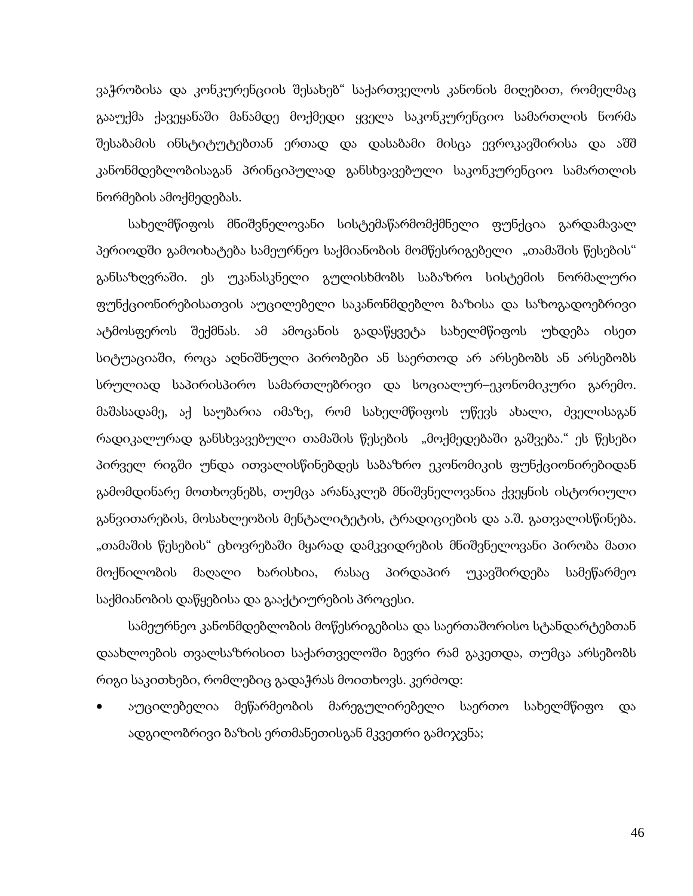ვაჭრობისა და კონკურენციის შესახებ“ საქართველოს კანონის მიღებით, რომელმაც გააუქმა ქვეყანაში მანამდე მოქმედი ყველა საკონკურენციო სამართლის ნორმა შესაბამის ინსტიტუტებთან ერთად და დასაბამი მისცა ევროკავშირისა და აშშ კანონმდებლობისაგან პრინციპულად განსხვავებული საკონკურენციო სამართლის ნორმების ამოქმედებას.

სახელმწიფოს მნიშვნელოვანი სისტემაწარმომქმნელი ფუნქცია გარდამავალ პერიოდში გამოიხატება სამეურნეო საქმიანობის მომწესრიგებელი „თამაშის წესების“ განსაზღვრაში. ეს უკანასკნელი გულისხმობს საბაზრო სისტემის ნორმალური ფუნქციონირებისათვის აუცილებელი საკანონმდებლო ბაზისა და საზოგადოებრივი ატმოსფეროს შექმნას. ამ ამოცანის გადაწყვეტა სახელმწიფოს უხდება ისეთ სიტუაციაში, როცა აღნიშნული პირობები ან საერთოდ არ არსებობს ან არსებობს სრულიად საპირისპირო სამართლებრივი და სოციალურ–ეკონომიკური გარემო. მაშასადამე, აქ საუბარია იმაზე, რომ სახელმწიფოს უწევს ახალი, ძველისაგან რადიკალურად განსხვავებული თამაშის წესების „მოქმედებაში გაშვება.“ ეს წესები პირველ რიგში უნდა ითვალისწინებდეს საბაზრო ეკონომიკის ფუნქციონირებიდან გამომდინარე მოთხოვნებს, თუმცა არანაკლებ მნიშვნელოვანია ქვეყნის ისტორიული განვითარების, მოსახლეობის მენტალიტეტის, ტრადიციების და ა.შ. გათვალისწინება. „თამაშის წესების“ ცხოვრებაში მყარად დამკვიდრების მნიშვნელოვანი პირობა მათი მოქნილობის მაღალი ხარისხია, რასაც პირდაპირ უკავშირდება სამეწარმეო საქმიანობის დაწყებისა და გააქტიურების პროცესი.

სამეურნეო კანონმდებლობის მოწესრიგებისა და საერთაშორისო სტანდარტებთან დაახლოების თვალსაზრისით საქართველოში ბევრი რამ გაკეთდა, თუმცა არსებობს რიგი საკითხები, რომლებიც გადაჭრას მოითხოვს. კერძოდ:

- აუცილებელია მეწარმეობის მარეგულირებელი საერთო სახელმწიფო და ადგილობრივი ბაზის ერთმანეთისგან მკვეთრი გამიჯვნა;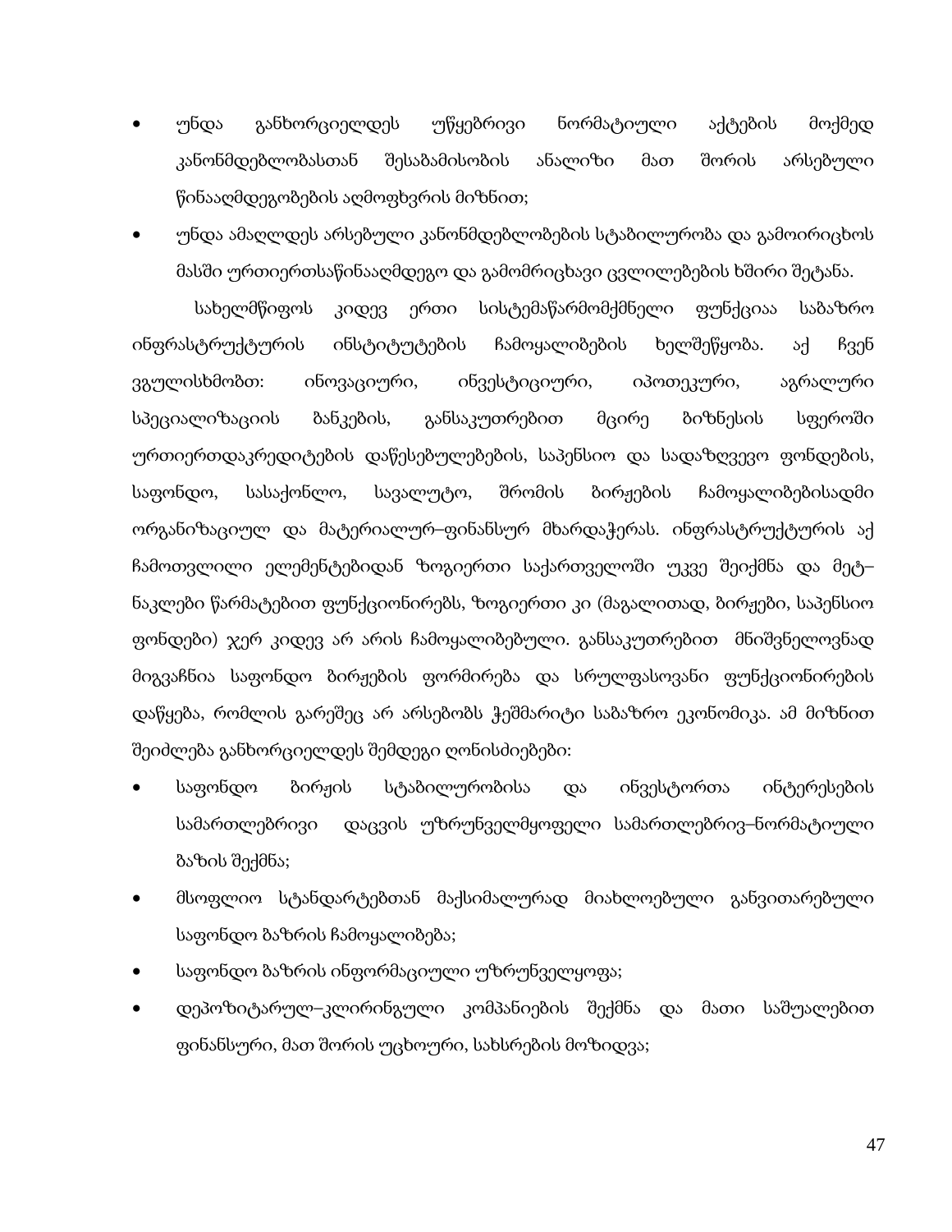- უნდა განხორციელდეს უწყებრივი ნორმატიული აქტების მოქმედ კანონმდებლობასთან შესაბამისობის ანალიზი მათ შორის არსებული წინააღმდეგობების აღმოფხვრის მიზნით;
- უნდა ამაღლდეს არსებული კანონმდებლობების სტაბილურობა და გამოირიცხოს მასში ურთიერთსაწინააღმდეგო და გამომრიცხავი ცვლილებების ხშირი შეტანა.

სახელმწიფოს კიდევ ერთი სისტემაწარმომქმნელი ფუნქციაა საბაზრო ინფრასტრუქტურის ინსტიტუტების ჩამოყალიბების ხელშეწყობა. აქ ჩვენ ვგულისხმობთ: ინოვაციური, ინვესტიციური, იპოთეკური, აგრალური სპეციალიზაციის ბანკების, განსაკუთრებით მცირე ბიზნესის სფეროში ურთიერთდაკრედიტების დაწესებულებების, საპენსიო და სადაზღვევო ფონდების, საფონდო, სასაქონლო, სავალუტო, შრომის ბირჟების ჩამოყალიბებისადმი ორგანიზაციულ და მატერიალურ–ფინანსურ მხარდაჭერას. ინფრასტრუქტურის აქ ჩამოთვლილი ელემენტებიდან ზოგიერთი საქართველოში უკვე შეიქმნა და მეტ–ნაკლები წარმატებით ფუნქციონირებს, ზოგიერთი კი (მაგალითად, ბირჟები, საპენსიო ფონდები) ჯერ კიდევ არ არის ჩამოყალიბებული. განსაკუთრებით მნიშვნელოვნად მიგვაჩნია საფონდო ბირჟების ფორმირება და სრულფასოვანი ფუნქციონირების დაწყება, რომლის გარეშეც არ არსებობს ჭეშმარიტი საბაზრო ეკონომიკა. ამ მიზნით შეიძლება განხორციელდეს შემდეგი ღონისძიებები:

- საფონდო ბირჟის სტაბილურობისა და ინვესტორთა ინტერესების სამართლებრივი დაცვის უზრუნველმყოფელი სამართლებრივ–ნორმატიული ბაზის შექმნა;
- მსოფლიო სტანდარტებთან მაქსიმალურად მიახლოებული განვითარებული საფონდო ბაზრის ჩამოყალიბება;
- საფონდო ბაზრის ინფორმაციული უზრუნველყოფა;
- დეპოზიტარულ–კლირინგული კომპანიების შექმნა და მათი საშუალებით ფინანსური, მათ შორის უცხოური, სახსრების მოზიდვა;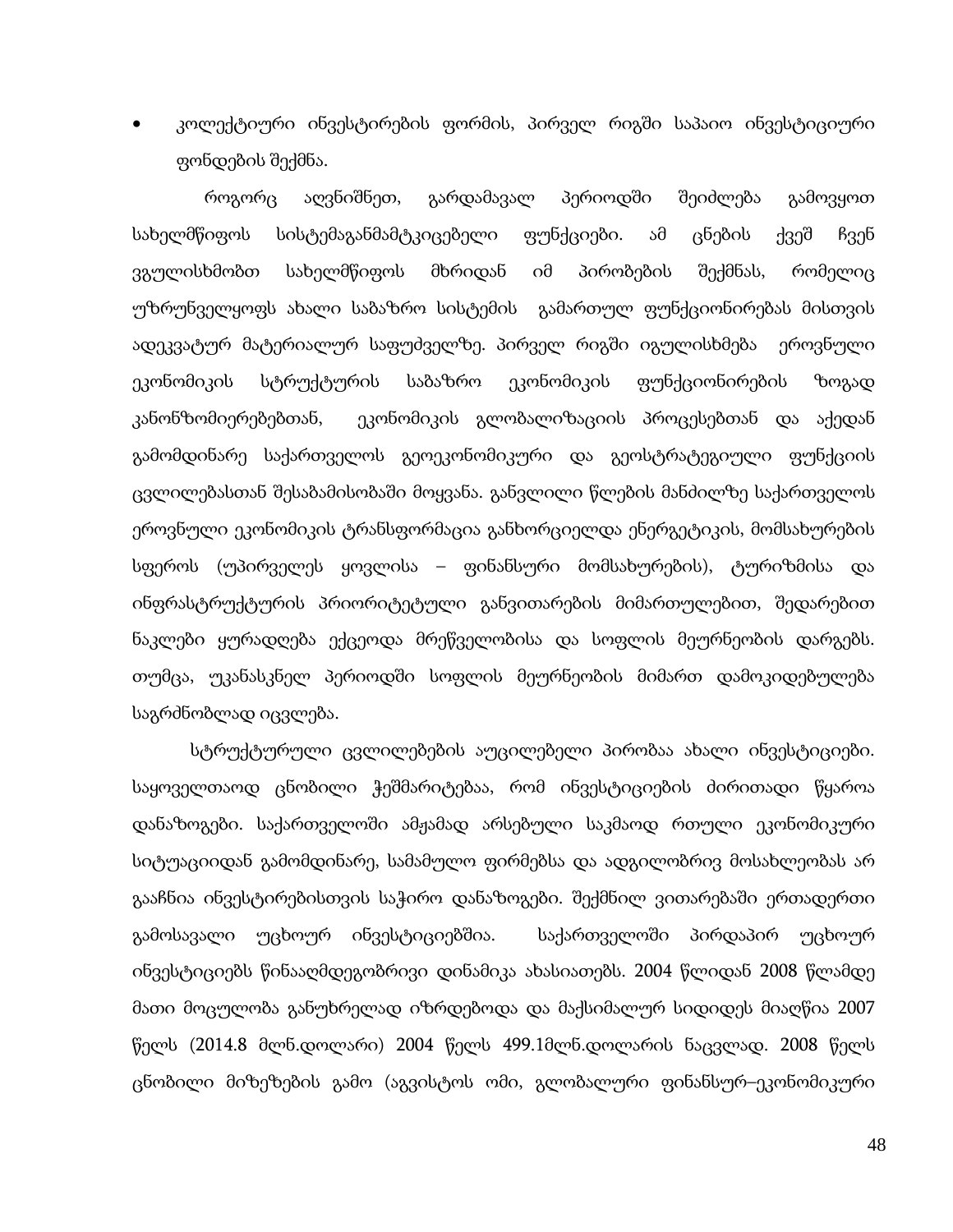- კოლექტიური ინვესტირების ფორმის, პირველ რიგში საპაიო ინვესტიციური ფონდების შექმნა.

როგორც აღვნიშნეთ, გარდამავალ პერიოდში შეიძლება გამოვყოთ სახელმწიფოს სისტემაგანმამტკიცებელი ფუნქციები. ამ ცნების ქვეშ ჩვენ ვგულისხმობთ სახელმწიფოს მხრიდან იმ პირობების შექმნას, რომელიც უზრუნველყოფს ახალი საბაზრო სისტემის გამართულ ფუნქციონირებას მისთვის ადეკვატურ მატერიალურ საფუძველზე. პირველ რიგში იგულისხმება ეროვნული ეკონომიკის სტრუქტურის საბაზრო ეკონომიკის ფუნქციონირების ზოგად კანონზომიერებებთან, ეკონომიკის გლობალიზაციის პროცესებთან და აქედან გამომდინარე საქართველოს გეოეკონომიკური და გეოსტრატეგიული ფუნქციის ცვლილებასთან შესაბამისობაში მოყვანა. განვლილი წლების მანძილზე საქართველოს ეროვნული ეკონომიკის ტრანსფორმაცია განხორციელდა ენერგეტიკის, მომსახურების სფეროს (უპირველეს ყოვლისა – ფინანსური მომსახურების), ტურიზმისა და ინფრასტრუქტურის პრიორიტეტული განვითარების მიმართულებით, შედარებით ნაკლები ყურადღება ექცეოდა მრეწველობისა და სოფლის მეურნეობის დარგებს. თუმცა, უკანასკნელ პერიოდში სოფლის მეურნეობის მიმართ დამოკიდებულება საგრძნობლად იცვლება.

სტრუქტურული ცვლილებების აუცილებელი პირობაა ახალი ინვესტიციები. საყოველთაოდ ცნობილი ჭეშმარიტებაა, რომ ინვესტიციების ძირითადი წყაროა დანაზოგები. საქართველოში ამჟამად არსებული საკმაოდ რთული ეკონომიკური სიტუაციიდან გამომდინარე, სამამულო ფირმებსა და ადგილობრივ მოსახლეობას არ გააჩნია ინვესტირებისთვის საჭირო დანაზოგები. შექმნილ ვითარებაში ერთადერთი გამოსავალი უცხოურ ინვესტიციებშია. საქართველოში პირდაპირ უცხოურ ინვესტიციებს წინააღმდეგობრივი დინამიკა ახასიათებს. 2004 წლიდან 2008 წლამდე მათი მოცულობა განუხრელად იზრდებოდა და მაქსიმალურ სიდიდეს მიაღწია 2007 წელს (2014.8 მლნ.დოლარი) 2004 წელს 499.1მლნ.დოლარის ნაცვლად. 2008 წელს ცნობილი მიზეზების გამო (აგვისტოს ომი, გლობალური ფინანსურ–ეკონომიკური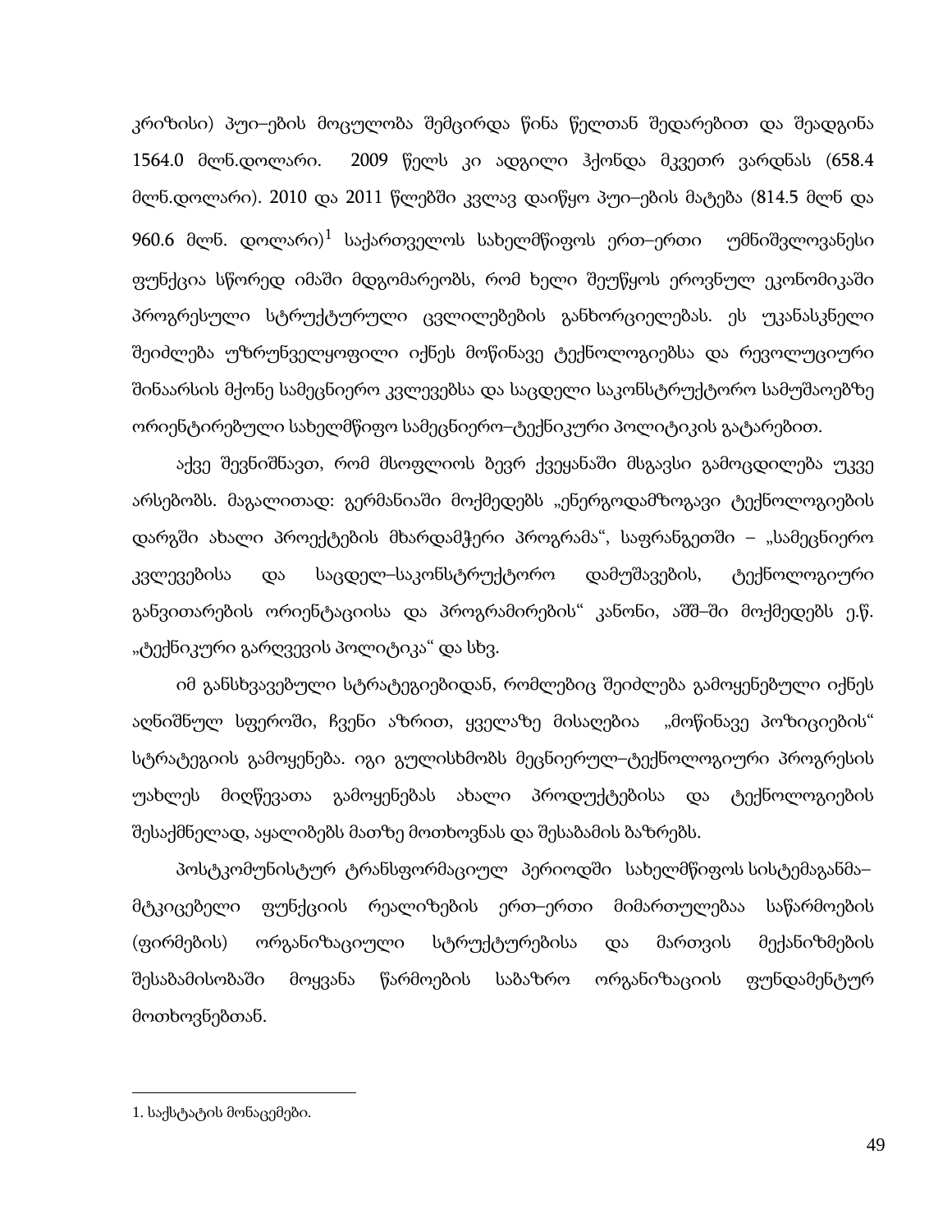კრიზისი) პუი–ების მოცულობა შემცირდა წინა წელთან შედარებით და შეადგინა 1564.0 მლნ.დოლარი. 2009 წელს კი ადგილი ჰქონდა მკვეთრ ვარდნას (658.4 მლნ.დოლარი). 2010 და 2011 წლებში კვლავ დაიწყო პუი–ების მატება (814.5 მლნ და 960.6 მლნ. დოლარი)[1] საქართველოს სახელმწიფოს ერთ–ერთი უმნიშვლოვანესი ფუნქცია სწორედ იმაში მდგომარეობს, რომ ხელი შეუწყოს ეროვნულ ეკონომიკაში პროგრესული სტრუქტურული ცვლილებების განხორციელებას. ეს უკანასკნელი შეიძლება უზრუნველყოფილი იქნეს მოწინავე ტექნოლოგიებსა და რევოლუციური შინაარსის მქონე სამეცნიერო კვლევებსა და საცდელი საკონსტრუქტორო სამუშაოებზე ორიენტირებული სახელმწიფო სამეცნიერო–ტექნიკური პოლიტიკის გატარებით.

აქვე შევნიშნავთ, რომ მსოფლიოს ბევრ ქვეყანაში მსგავსი გამოცდილება უკვე არსებობს. მაგალითად: გერმანიაში მოქმედებს „ენერგოდამზოგავი ტექნოლოგიების დარგში ახალი პროექტების მხარდამჭერი პროგრამა“, საფრანგეთში – „სამეცნიერო კვლევებისა და საცდელ–საკონსტრუქტორო დამუშავების, ტექნოლოგიური განვითარების ორიენტაციისა და პროგრამირების“ კანონი, აშშ–ში მოქმედებს ე.წ. „ტექნიკური გარღვევის პოლიტიკა“ და სხვ.

იმ განსხვავებული სტრატეგიებიდან, რომლებიც შეიძლება გამოყენებული იქნეს აღნიშნულ სფეროში, ჩვენი აზრით, ყველაზე მისაღებია „მოწინავე პოზიციების“ სტრატეგიის გამოყენება. იგი გულისხმობს მეცნიერულ–ტექნოლოგიური პროგრესის უახლეს მიღწევათა გამოყენებას ახალი პროდუქტებისა და ტექნოლოგიების შესაქმნელად, აყალიბებს მათზე მოთხოვნას და შესაბამის ბაზრებს.

პოსტკომუნისტურ ტრანსფორმაციულ პერიოდში სახელმწიფოს სისტემაგანმა–მტკიცებელი ფუნქციის რეალიზების ერთ–ერთი მიმართულებაა საწარმოების (ფირმების) ორგანიზაციული სტრუქტურებისა და მართვის მექანიზმების შესაბამისობაში მოყვანა წარმოების საბაზრო ორგანიზაციის ფუნდამენტურ მოთხოვნებთან.

---

1. საქსტატის მონაცემები.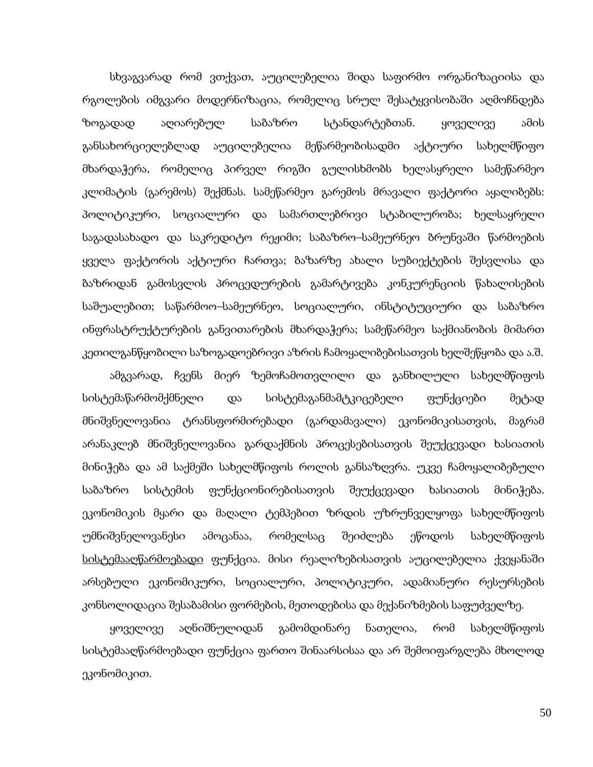სხვაგვარად რომ ვთქვათ, აუცილებელია შიდა საფირმო ორგანიზაციისა და რგოლების იმგვარი მოდერნიზაცია, რომელიც სრულ შესატყვისობაში აღმოჩნდება ზოგადად აღიარებულ საბაზრო სტანდარტებთან. ყოველივე ამის განსახორციელებლად აუცილებელია მეწარმეობისადმი აქტიური სახელმწიფო მხარდაჭერა, რომელიც პირველ რიგში გულისხმობს ხელასყრელი სამეწარმეო კლიმატის (გარემოს) შექმნას. სამეწარმეო გარემოს მრავალი ფაქტორი აყალიბებს: პოლიტიკური, სოციალური და სამართლებრივი სტაბილურობა; ხელსაყრელი საგადასახადო და საკრედიტო რეჟიმი; საბაზრო–სამეურნეო ბრუნვაში წარმოების ყველა ფაქტორის აქტიური ჩართვა; ბაზარზე ახალი სუბიექტების შესვლისა და ბაზრიდან გამოსვლის პროცედურების გამარტივება კონკურენციის წახალისების საშუალებით; საწარმოო–სამეურნეო, სოციალური, ინსტიტუციური და საბაზრო ინფრასტრუქტურების განვითარების მხარდაჭერა; სამეწარმეო საქმიანობის მიმართ კეთილგანწყობილი საზოგადოებრივი აზრის ჩამოყალიბებისათვის ხელშეწყობა და ა.შ.

ამგვარად, ჩვენს მიერ ზემოჩამოთვლილი და განხილული სახელმწიფოს სისტემაწარმომქმნელი და სისტემაგანმამტკიცებელი ფუნქციები მეტად მნიშვნელოვანია ტრანსფორმირებადი (გარდამავალი) ეკონომიკისათვის, მაგრამ არანაკლებ მნიშვნელოვანია გარდაქმნის პროცესებისათვის შეუქცევადი ხასიათის მინიჭება და ამ საქმეში სახელმწიფოს როლის განსაზღვრა. უკვე ჩამოყალიბებული საბაზრო სისტემის ფუნქციონირებისათვის შეუქცევადი ხასიათის მინიჭება. ეკონომიკის მყარი და მაღალი ტემპებით ზრდის უზრუნველყოფა სახელმწიფოს უმნიშვნელოვანესი ამოცანაა, რომელსაც შეიძლება ეწოდოს სახელმწიფოს სისტემააღწარმოებადი ფუნქცია. მისი რეალიზებისათვის აუცილებელია ქვეყანაში არსებული ეკონომიკური, სოციალური, პოლიტიკური, ადამიანური რესურსების კონსოლიდაცია შესაბამისი ფორმების, მეთოდებისა და მექანიზმების საფუძველზე.

ყოველივე აღნიშნულიდან გამომდინარე ნათელია, რომ სახელმწიფოს სისტემააღწარმოებადი ფუნქცია ფართო შინაარსისაა და არ შემოიფარგლება მხოლოდ ეკონომიკით.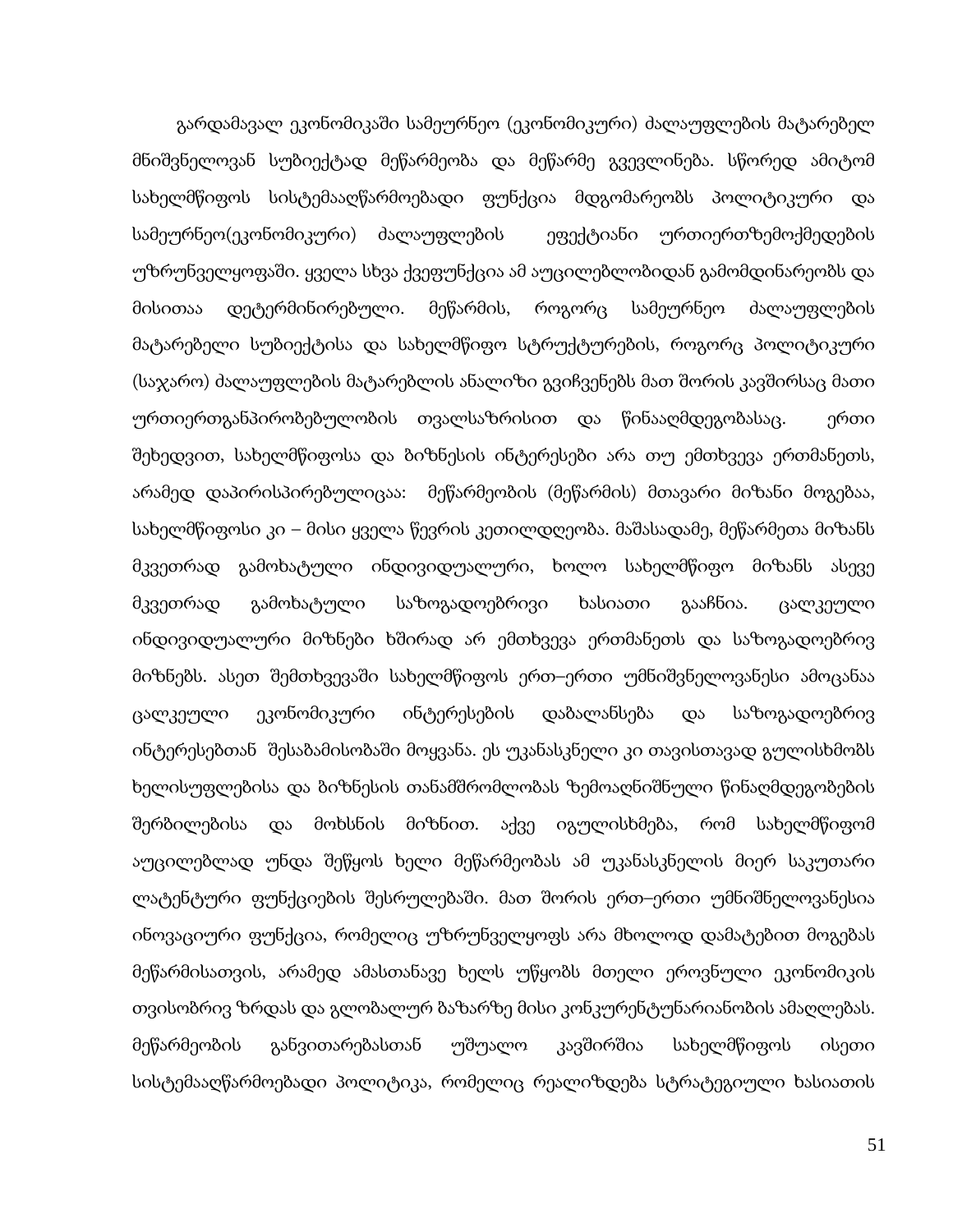გარდამავალ ეკონომიკაში სამეურნეო (ეკონომიკური) ძალაუფლების მატარებელ მნიშვნელოვან სუბიექტად მეწარმეობა და მეწარმე გვევლინება. სწორედ ამიტომ სახელმწიფოს სისტემააღწარმოებადი ფუნქცია მდგომარეობს პოლიტიკური და სამეურნეო(ეკონომიკური) ძალაუფლების ეფექტიანი ურთიერთზემოქმედების უზრუნველყოფაში. ყველა სხვა ქვეფუნქცია ამ აუცილებლობიდან გამომდინარეობს და მისითაა დეტერმინირებული. მეწარმის, როგორც სამეურნეო ძალაუფლების მატარებელი სუბიექტისა და სახელმწიფო სტრუქტურების, როგორც პოლიტიკური (საჯარო) ძალაუფლების მატარებლის ანალიზი გვიჩვენებს მათ შორის კავშირსაც მათი ურთიერთგანპირობებულობის თვალსაზრისით და წინააღმდეგობასაც. ერთი შეხედვით, სახელმწიფოსა და ბიზნესის ინტერესები არა თუ ემთხვევა ერთმანეთს, არამედ დაპირისპირებულიცაა: მეწარმეობის (მეწარმის) მთავარი მიზანი მოგებაა, სახელმწიფოსი კი – მისი ყველა წევრის კეთილდღეობა. მაშასადამე, მეწარმეთა მიზანს მკვეთრად გამოხატული ინდივიდუალური, ხოლო სახელმწიფო მიზანს ასევე მკვეთრად გამოხატული საზოგადოებრივი ხასიათი გააჩნია. ცალკეული ინდივიდუალური მიზნები ხშირად არ ემთხვევა ერთმანეთს და საზოგადოებრივ მიზნებს. ასეთ შემთხვევაში სახელმწიფოს ერთ–ერთი უმნიშვნელოვანესი ამოცანაა ცალკეული ეკონომიკური ინტერესების დაბალანსება და საზოგადოებრივ ინტერესებთან შესაბამისობაში მოყვანა. ეს უკანასკნელი კი თავისთავად გულისხმობს ხელისუფლებისა და ბიზნესის თანამშრომლობას ზემოაღნიშნული წინაღმდეგობების შერბილებისა და მოხსნის მიზნით. აქვე იგულისხმება, რომ სახელმწიფომ აუცილებლად უნდა შეწყოს ხელი მეწარმეობას ამ უკანასკნელის მიერ საკუთარი ლატენტური ფუნქციების შესრულებაში. მათ შორის ერთ–ერთი უმნიშნელოვანესია ინოვაციური ფუნქცია, რომელიც უზრუნველყოფს არა მხოლოდ დამატებით მოგებას მეწარმისათვის, არამედ ამასთანავე ხელს უწყობს მთელი ეროვნული ეკონომიკის თვისობრივ ზრდას და გლობალურ ბაზარზე მისი კონკურენტუნარიანობის ამაღლებას. მეწარმეობის განვითარებასთან უშუალო კავშირშია სახელმწიფოს ისეთი სისტემააღწარმოებადი პოლიტიკა, რომელიც რეალიზდება სტრატეგიული ხასიათის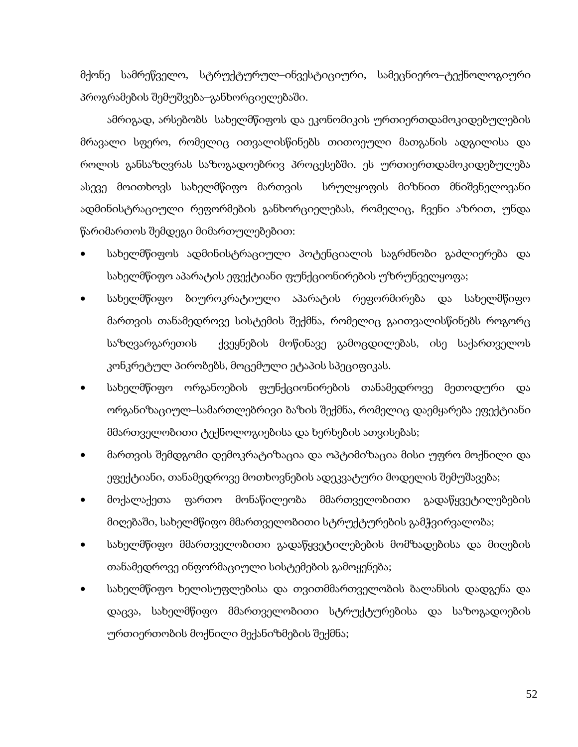მქონე სამრეწველო, სტრუქტურულ–ინვესტიციური, სამეცნიერო–ტექნოლოგიური პროგრამების შემუშვება–განხორციელებაში.

ამრიგად, არსებობს სახელმწიფოს და ეკონომიკის ურთიერთდამოკიდებულების მრავალი სფერო, რომელიც ითვალისწინებს თითოეული მათგანის ადგილისა და როლის განსაზღვრას საზოგადოებრივ პროცესებში. ეს ურთიერთდამოკიდებულება ასევე მოითხოვს სახელმწიფო მართვის სრულყოფის მიზნით მნიშვნელოვანი ადმინისტრაციული რეფორმების განხორციელებას, რომელიც, ჩვენი აზრით, უნდა წარიმართოს შემდეგი მიმართულებებით:

- სახელმწიფოს ადმინისტრაციული პოტენციალის საგრძნობი გაძლიერება და სახელმწიფო აპარატის ეფექტიანი ფუნქციონირების უზრუნველყოფა;
- სახელმწიფო ბიუროკრატიული აპარატის რეფორმირება და სახელმწიფო მართვის თანამედროვე სისტემის შექმნა, რომელიც გაითვალისწინებს როგორც საზღვარგარეთის ქვეყნების მოწინავე გამოცდილებას, ისე საქართველოს კონკრეტულ პირობებს, მოცემული ეტაპის სპეციფიკას.
- სახელმწიფო ორგანოების ფუნქციონირების თანამედროვე მეთოდური და ორგანიზაციულ–სამართლებრივი ბაზის შექმნა, რომელიც დაემყარება ეფექტიანი მმართველობითი ტექნოლოგიებისა და ხერხების ათვისებას;
- მართვის შემდგომი დემოკრატიზაცია და ოპტიმიზაცია მისი უფრო მოქნილი და ეფექტიანი, თანამედროვე მოთხოვნების ადეკვატური მოდელის შემუშავება;
- მოქალაქეთა ფართო მონაწილეობა მმართველობითი გადაწყვეტილებების მიღებაში, სახელმწიფო მმართველობითი სტრუქტურების გამჭვირვალობა;
- სახელმწიფო მმართველობითი გადაწყვეტილებების მომზადებისა და მიღების თანამედროვე ინფორმაციული სისტემების გამოყენება;
- სახელმწიფო ხელისუფლებისა და თვითმმართველობის ბალანსის დადგენა და დაცვა, სახელმწიფო მმართველობითი სტრუქტურებისა და საზოგადოების ურთიერთობის მოქნილი მექანიზმების შექმნა;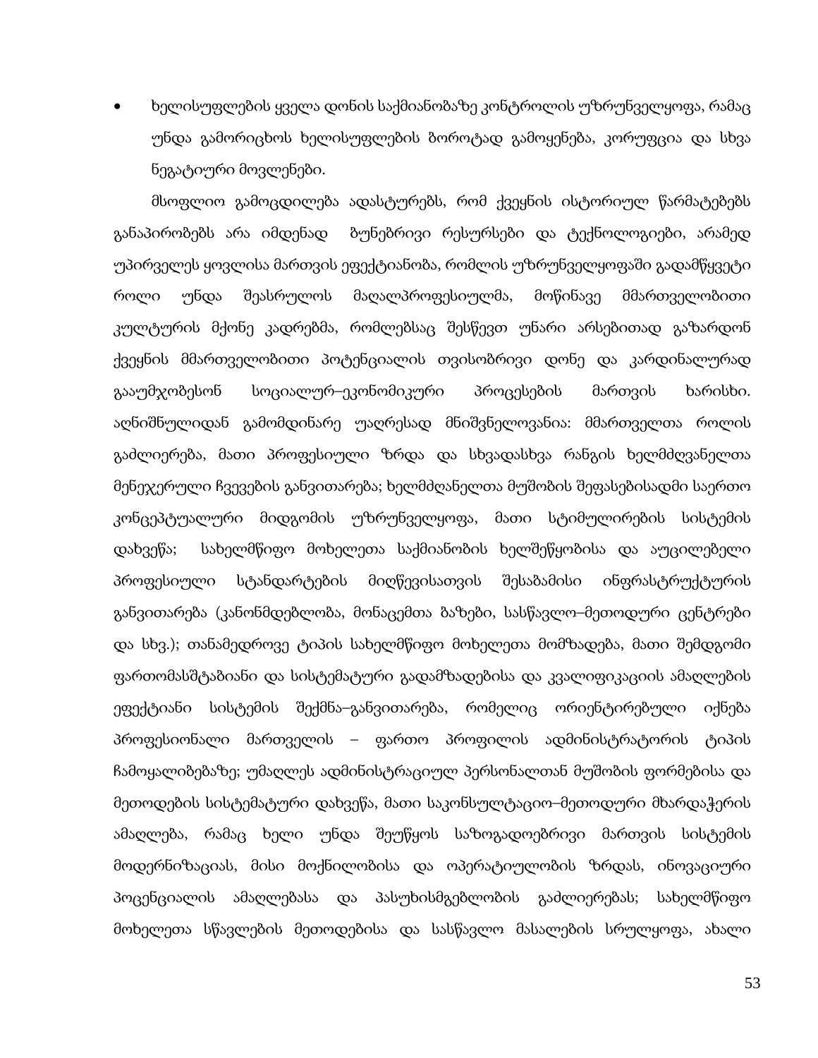- ხელისუფლების ყველა დონის საქმიანობაზე კონტროლის უზრუნველყოფა, რამაც უნდა გამორიცხოს ხელისუფლების ბოროტად გამოყენება, კორუფცია და სხვა ნეგატიური მოვლენები.

მსოფლიო გამოცდილება ადასტურებს, რომ ქვეყნის ისტორიულ წარმატებებს განაპირობებს არა იმდენად ბუნებრივი რესურსები და ტექნოლოგიები, არამედ უპირველეს ყოვლისა მართვის ეფექტიანობა, რომლის უზრუნველყოფაში გადამწყვეტი როლი უნდა შეასრულოს მაღალპროფესიულმა, მოწინავე მმართველობითი კულტურის მქონე კადრებმა, რომლებსაც შესწევთ უნარი არსებითად გაზარდონ ქვეყნის მმართველობითი პოტენციალის თვისობრივი დონე და კარდინალურად გააუმჯობესონ სოციალურ–ეკონომიკური პროცესების მართვის ხარისხი. აღნიშნულიდან გამომდინარე უაღრესად მნიშვნელოვანია: მმართველთა როლის გაძლიერება, მათი პროფესიული ზრდა და სხვადასხვა რანგის ხელმძღვანელთა მენეჯერული ჩვევების განვითარება; ხელმძღანელთა მუშობის შეფასებისადმი საერთო კონცეპტუალური მიდგომის უზრუნველყოფა, მათი სტიმულირების სისტემის დახვეწა; სახელმწიფო მოხელეთა საქმიანობის ხელშეწყობისა და აუცილებელი პროფესიული სტანდარტების მიღწევისათვის შესაბამისი ინფრასტრუქტურის განვითარება (კანონმდებლობა, მონაცემთა ბაზები, სასწავლო–მეთოდური ცენტრები და სხვ.); თანამედროვე ტიპის სახელმწიფო მოხელეთა მომზადება, მათი შემდგომი ფართომასშტაბიანი და სისტემატური გადამზადებისა და კვალიფიკაციის ამაღლების ეფექტიანი სისტემის შექმნა–განვითარება, რომელიც ორიენტირებული იქნება პროფესიონალი მართველის – ფართო პროფილის ადმინისტრატორის ტიპის ჩამოყალიბებაზე; უმაღლეს ადმინისტრაციულ პერსონალთან მუშობის ფორმებისა და მეთოდების სისტემატური დახვეწა, მათი საკონსულტაციო–მეთოდური მხარდაჭერის ამაღლება, რამაც ხელი უნდა შეუწყოს საზოგადოებრივი მართვის სისტემის მოდერნიზაციას, მისი მოქნილობისა და ოპერატიულობის ზრდას, ინოვაციური პოცენციალის ამაღლებასა და პასუხისმგებლობის გაძლიერებას; სახელმწიფო მოხელეთა სწავლების მეთოდებისა და სასწავლო მასალების სრულყოფა, ახალი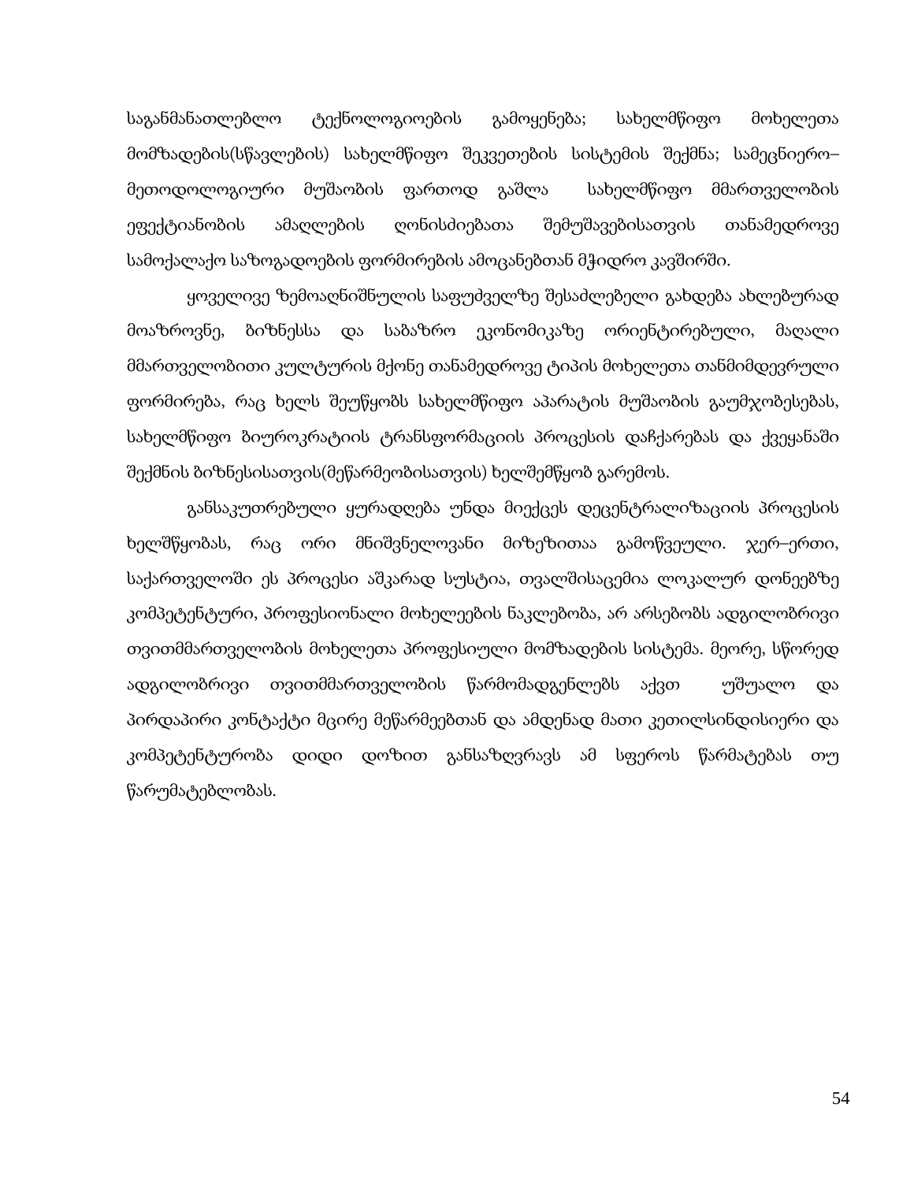საგანმანათლებლო ტექნოლოგიოების გამოყენება; სახელმწიფო მოხელეთა მომზადების(სწავლების) სახელმწიფო შეკვეთების სისტემის შექმნა; სამეცნიერო–მეთოდოლოგიური მუშაობის ფართოდ გაშლა სახელმწიფო მმართველობის ეფექტიანობის ამაღლების ღონისძიებათა შემუშავებისათვის თანამედროვე სამოქალაქო საზოგადოების ფორმირების ამოცანებთან მჭიდრო კავშირში.

ყოველივე ზემოაღნიშნულის საფუძველზე შესაძლებელი გახდება ახლებურად მოაზროვნე, ბიზნესსა და საბაზრო ეკონომიკაზე ორიენტირებული, მაღალი მმართველობითი კულტურის მქონე თანამედროვე ტიპის მოხელეთა თანმიმდევრული ფორმირება, რაც ხელს შეუწყობს სახელმწიფო აპარატის მუშაობის გაუმჯობესებას, სახელმწიფო ბიუროკრატიის ტრანსფორმაციის პროცესის დაჩქარებას და ქვეყანაში შექმნის ბიზნესისათვის(მეწარმეობისათვის) ხელშემწყობ გარემოს.

განსაკუთრებული ყურადღება უნდა მიექცეს დეცენტრალიზაციის პროცესის ხელშეწყობას, რაც ორი მნიშვნელოვანი მიზეზითაა გამოწვეული. ჯერ–ერთი, საქართველოში ეს პროცესი აშკარად სუსტია, თვალშისაცემია ლოკალურ დონეებზე კომპეტენტური, პროფესიონალი მოხელეების ნაკლებობა, არ არსებობს ადგილობრივი თვითმმართველობის მოხელეთა პროფესიული მომზადების სისტემა. მეორე, სწორედ ადგილობრივი თვითმმართველობის წარმომადგენლებს აქვთ უშუალო და პირდაპირი კონტაქტი მცირე მეწარმეებთან და ამდენად მათი კეთილსინდისიერი და კომპეტენტურობა დიდი დოზით განსაზღვრავს ამ სფეროს წარმატებას თუ წარუმატებლობას.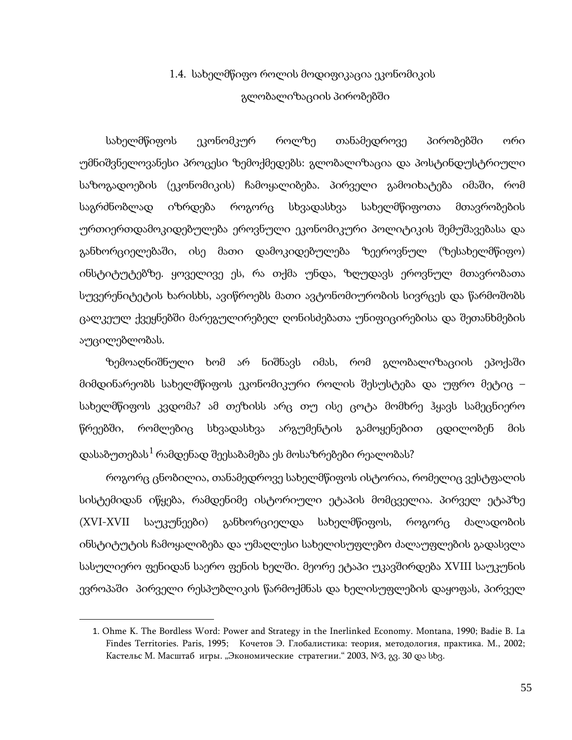## 1.4. სახელმწიფო როლის მოდიფიკაცია ეკონომიკის გლობალიზაციის პირობებში

სახელმწიფოს ეკონომკურ როლზე თანამედროვე პირობებში ორი უმნიშვნელოვანესი პროცესი ზემოქმედებს: გლობალიზაცია და პოსტინდუსტრიული საზოგადოების (ეკონომიკის) ჩამოყალიბება. პირველი გამოიხატება იმაში, რომ საგრძნობლად იზრდება როგორც სხვადასხვა სახელმწიფოთა მთავრობების ურთიერთდამოკიდებულება ეროვნული ეკონომიკური პოლიტიკის შემუშავებასა და განხორციელებაში, ისე მათი დამოკიდებულება ზეეროვნულ (ზესახელმწიფო) ინსტიტუტებზე. ყოველივე ეს, რა თქმა უნდა, ზღუდავს ეროვნულ მთავრობათა სუვერენიტეტის ხარისხს, ავიწროებს მათი ავტონომიურობის სივრცეს და წარმოშობს ცალკეულ ქვეყნებში მარეგულირებელ ღონისძებათა უნიფიცირებისა და შეთანხმების აუცილებლობას.

ზემოაღნიშნული ხომ არ ნიშნავს იმას, რომ გლობალიზაციის ეპოქაში მიმდინარეობს სახელმწიფოს ეკონომიკური როლის შესუსტება და უფრო მეტიც – სახელმწიფოს კვდომა? ამ თეზისს არც თუ ისე ცოტა მომხრე ჰყავს სამეცნიერო წრეებში, რომლებიც სხვადასხვა არგუმენტის გამოყენებით ცდილობენ მის დასაბუთებას[1] რამდენად შეესაბამება ეს მოსაზრებები რეალობას?

როგორც ცნობილია, თანამედროვე სახელმწიფოს ისტორია, რომელიც ვესტფალის სისტემიდან იწყება, რამდენიმე ისტორიული ეტაპის მომცველია. პირველ ეტაპზე (XVI-XVII საუკუნეები) განხორციელდა სახელმწიფოს, როგორც ძალადობის ინსტიტუტის ჩამოყალიბება და უმაღლესი სახელისუფლებო ძალაუფლების გადასვლა სასულიერო ფენიდან საერო ფენის ხელში. მეორე ეტაპი უკავშირდება XVIII საუკუნის ევროპაში პირველი რესპუბლიკის წარმოქმნას და ხელისუფლების დაყოფას, პირველ

---

1. Ohme K. The Bordless Word: Power and Strategy in the Inerlinked Economy. Montana, 1990; Badie B. La Findes Territories. Paris, 1995; Кочетов Э. Глобалистика: теория, методология, практика. М., 2002; Кастельс М. Масштаб игры. „Экономические стратегии." 2003, №3, გვ. 30 და სხვ.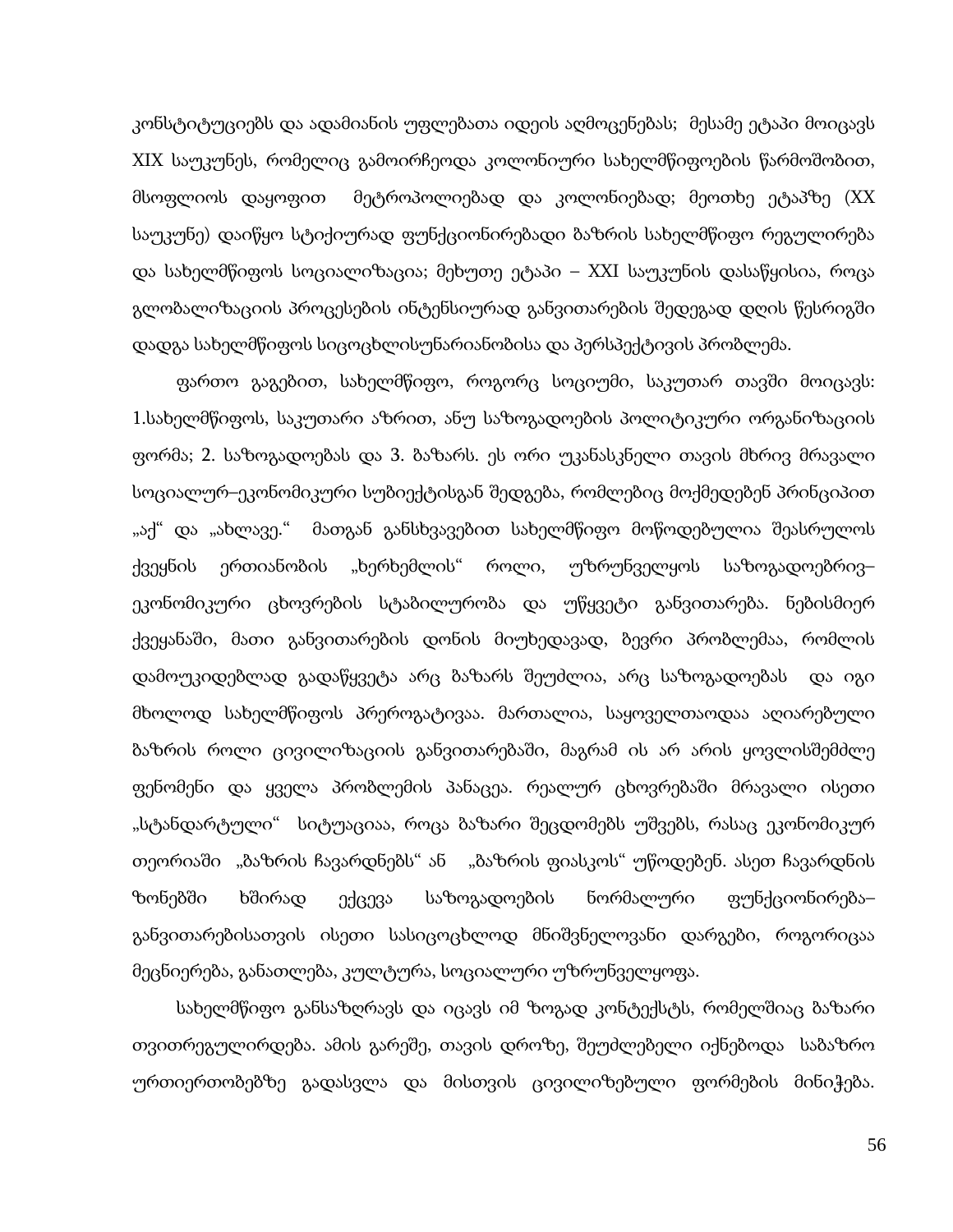კონსტიტუციებს და ადამიანის უფლებათა იდეის აღმოცენებას; მესამე ეტაპი მოიცავს XIX საუკუნეს, რომელიც გამოირჩეოდა კოლონიური სახელმწიფოების წარმოშობით, მსოფლიოს დაყოფით მეტროპოლიებად და კოლონიებად; მეოთხე ეტაპზე (XX საუკუნე) დაიწყო სტიქიურად ფუნქციონირებადი ბაზრის სახელმწიფო რეგულირება და სახელმწიფოს სოციალიზაცია; მეხუთე ეტაპი – XXI საუკუნის დასაწყისია, როცა გლობალიზაციის პროცესების ინტენსიურად განვითარების შედეგად დღის წესრიგში დადგა სახელმწიფოს სიცოცხლისუნარიანობისა და პერსპექტივის პრობლემა.

ფართო გაგებით, სახელმწიფო, როგორც სოციუმი, საკუთარ თავში მოიცავს: 1.სახელმწიფოს, საკუთარი აზრით, ანუ საზოგადოების პოლიტიკური ორგანიზაციის ფორმა; 2. საზოგადოებას და 3. ბაზარს. ეს ორი უკანასკნელი თავის მხრივ მრავალი სოციალურ–ეკონომიკური სუბიექტისგან შედგება, რომლებიც მოქმედებენ პრინციპით „აქ" და „ახლავე." მათგან განსხვავებით სახელმწიფო მოწოდებულია შეასრულოს ქვეყნის ერთიანობის „ხერხემლის" როლი, უზრუნველყოს საზოგადოებრივ–ეკონომიკური ცხოვრების სტაბილურობა და უწყვეტი განვითარება. ნებისმიერ ქვეყანაში, მათი განვითარების დონის მიუხედავად, ბევრი პრობლემაა, რომლის დამოუკიდებლად გადაწყვეტა არც ბაზარს შეუძლია, არც საზოგადოებას და იგი მხოლოდ სახელმწიფოს პრეროგატივაა. მართალია, საყოველთაოდაა აღიარებული ბაზრის როლი ცივილიზაციის განვითარებაში, მაგრამ ის არ არის ყოვლისშემძლე ფენომენი და ყველა პრობლემის პანაცეა. რეალურ ცხოვრებაში მრავალი ისეთი „სტანდარტული" სიტუაციაა, როცა ბაზარი შეცდომებს უშვებს, რასაც ეკონომიკურ თეორიაში „ბაზრის ჩავარდნებს" ან „ბაზრის ფიასკოს" უწოდებენ. ასეთ ჩავარდნის ზონებში ხშირად ექცევა საზოგადოების ნორმალური ფუნქციონირება–განვითარებისათვის ისეთი სასიცოცხლოდ მნიშვნელოვანი დარგები, როგორიცაა მეცნიერება, განათლება, კულტურა, სოციალური უზრუნველყოფა.

სახელმწიფო განსაზღვრავს და იცავს იმ ზოგად კონტექსტს, რომელშიაც ბაზარი თვითრეგულირდება. ამის გარეშე, თავის დროზე, შეუძლებელი იქნებოდა საბაზრო ურთიერთობებზე გადასვლა და მისთვის ცივილიზებული ფორმების მინიჭება.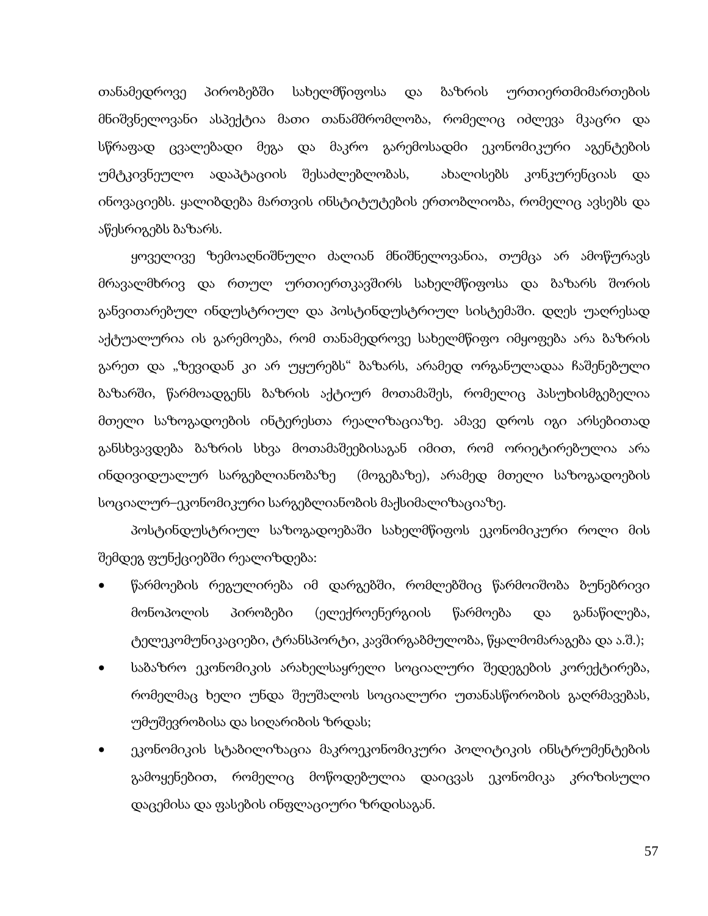თანამედროვე პირობებში სახელმწიფოსა და ბაზრის ურთიერთმიმართების მნიშვნელოვანი ასპექტია მათი თანამშრომლობა, რომელიც იძლევა მკაცრი და სწრაფად ცვალებადი მეგა და მაკრო გარემოსადმი ეკონომიკური აგენტების უმტკივნეულო ადაპტაციის შესაძლებლობას, ახალისებს კონკურენციას და ინოვაციებს. ყალიბდება მართვის ინსტიტუტების ერთობლიობა, რომელიც ავსებს და აწესრიგებს ბაზარს.

ყოველივე ზემოაღნიშნული ძალიან მნიშნელოვანია, თუმცა არ ამოწურავს მრავალმხრივ და რთულ ურთიერთკავშირს სახელმწიფოსა და ბაზარს შორის განვითარებულ ინდუსტრიულ და პოსტინდუსტრიულ სისტემაში. დღეს უაღრესად აქტუალურია ის გარემოება, რომ თანამედროვე სახელმწიფო იმყოფება არა ბაზრის გარეთ და „ზევიდან კი არ უყურებს" ბაზარს, არამედ ორგანულადაა ჩაშენებული ბაზარში, წარმოადგენს ბაზრის აქტიურ მოთამაშეს, რომელიც პასუხისმგებელია მთელი საზოგადოების ინტერესთა რეალიზაციაზე. ამავე დროს იგი არსებითად განსხვავდება ბაზრის სხვა მოთამაშეებისაგან იმით, რომ ორიეტირებულია არა ინდივიდუალურ სარგებლიანობაზე (მოგებაზე), არამედ მთელი საზოგადოების სოციალურ–ეკონომიკური სარგებლიანობის მაქსიმალიზაციაზე.

პოსტინდუსტრიულ საზოგადოებაში სახელმწიფოს ეკონომიკური როლი მის შემდეგ ფუნქციებში რეალიზდება:

- წარმოების რეგულირება იმ დარგებში, რომლებშიც წარმოიშობა ბუნებრივი მონოპოლის პირობები (ელექროენერგიის წარმოება და განაწილება, ტელეკომუნიკაციები, ტრანსპორტი, კავშირგაბმულობა, წყალმომარაგება და ა.შ.);
- საბაზრო ეკონომიკის არახელსაყრელი სოციალური შედეგების კორექტირება, რომელმაც ხელი უნდა შეუშალოს სოციალური უთანასწორობის გაღრმავებას, უმუშევრობისა და სიღარიბის ზრდას;
- ეკონომიკის სტაბილიზაცია მაკროეკონომიკური პოლიტიკის ინსტრუმენტების გამოყენებით, რომელიც მოწოდებულია დაიცვას ეკონომიკა კრიზისული დაცემისა და ფასების ინფლაციური ზრდისაგან.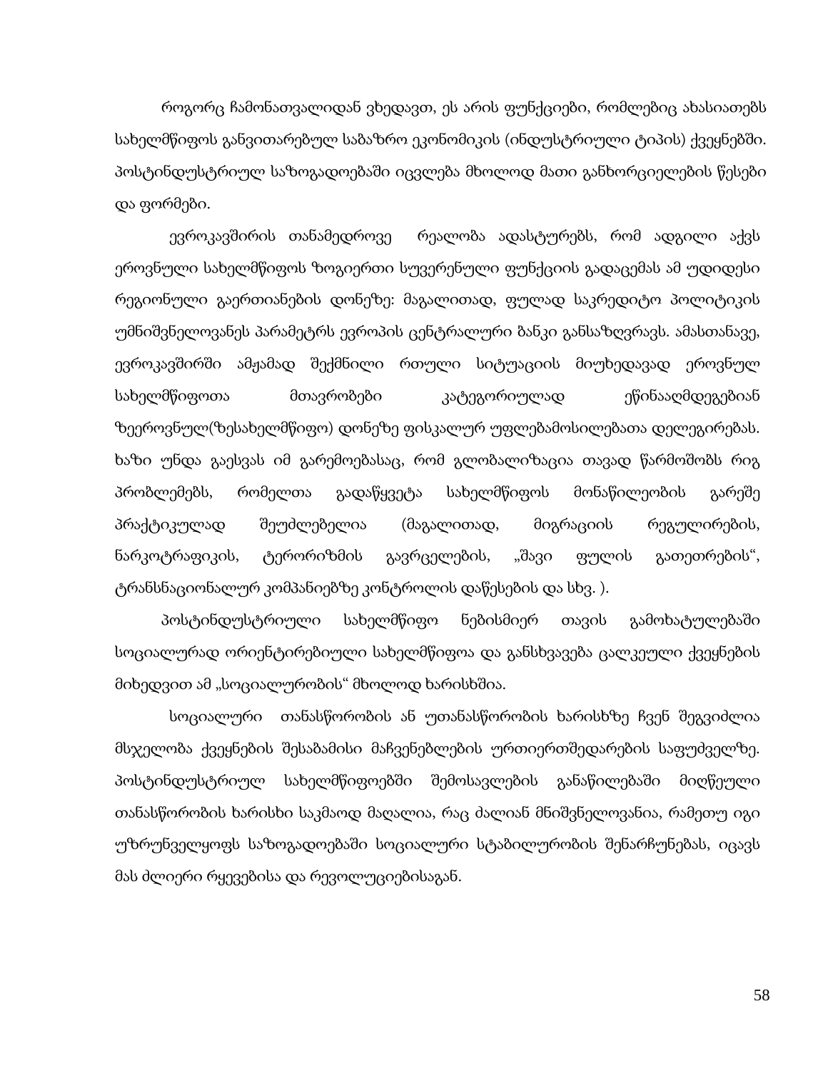როგორც ჩამონათვალიდან ვხედავთ, ეს არის ფუნქციები, რომლებიც ახასიათებს სახელმწიფოს განვითარებულ საბაზრო ეკონომიკის (ინდუსტრიული ტიპის) ქვეყნებში. პოსტინდუსტრიულ საზოგადოებაში იცვლება მხოლოდ მათი განხორციელების წესები და ფორმები.

ევროკავშირის თანამედროვე რეალობა ადასტურებს, რომ ადგილი აქვს ეროვნული სახელმწიფოს ზოგიერთი სუვერენული ფუნქციის გადაცემას ამ უდიდესი რეგიონული გაერთიანების დონეზე: მაგალითად, ფულად საკრედიტო პოლიტიკის უმნიშვნელოვანეს პარამეტრს ევროპის ცენტრალური ბანკი განსაზღვრავს. ამასთანავე, ევროკავშირში ამჟამად შექმნილი რთული სიტუაციის მიუხედავად ეროვნულ სახელმწიფოთა მთავრობები კატეგორიულად ეწინააღმდეგებიან ზეეროვნულ(ზესახელმწიფო) დონეზე ფისკალურ უფლებამოსილებათა დელეგირებას. ხაზი უნდა გაესვას იმ გარემოებასაც, რომ გლობალიზაცია თავად წარმოშობს რიგ პრობლემებს, რომელთა გადაწყვეტა სახელმწიფოს მონაწილეობის გარეშე პრაქტიკულად შეუძლებელია (მაგალითად, მიგრაციის რეგულირების, ნარკოტრაფიკის, ტერორიზმის გავრცელების, „შავი ფულის გათეთრების“, ტრანსნაციონალურ კომპანიებზე კონტროლის დაწესების და სხვ. ).

პოსტინდუსტრიული სახელმწიფო ნებისმიერ თავის გამოხატულებაში სოციალურად ორიენტირებიული სახელმწიფოა და განსხვავება ცალკეული ქვეყნების მიხედვით ამ „სოციალურობის“ მხოლოდ ხარისხშია.

სოციალური თანასწორობის ან უთანასწორობის ხარისხზე ჩვენ შეგვიძლია მსჯელობა ქვეყნების შესაბამისი მაჩვენებლების ურთიერთშედარების საფუძველზე. პოსტინდუსტრიულ სახელმწიფოებში შემოსავლების განაწილებაში მიღწეული თანასწორობის ხარისხი საკმაოდ მაღალია, რაც ძალიან მნიშვნელოვანია, რამეთუ იგი უზრუნველყოფს საზოგადოებაში სოციალური სტაბილურობის შენარჩუნებას, იცავს მას ძლიერი რყევებისა და რევოლუციებისაგან.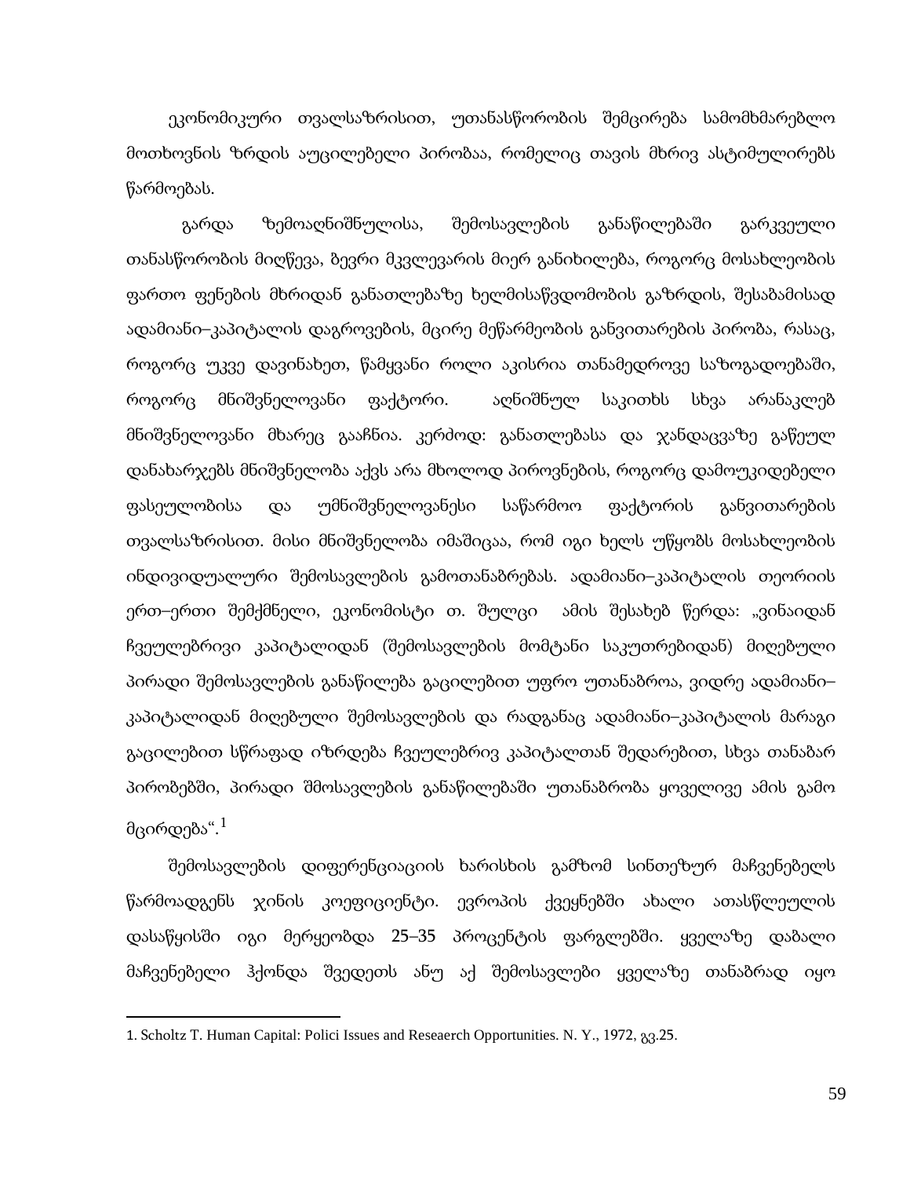ეკონომიკური თვალსაზრისით, უთანასწორობის შემცირება სამომხმარებლო მოთხოვნის ზრდის აუცილებელი პირობაა, რომელიც თავის მხრივ ასტიმულირებს წარმოებას.

გარდა ზემოაღნიშნულისა, შემოსავლების განაწილებაში გარკვეული თანასწორობის მიღწევა, ბევრი მკვლევარის მიერ განიხილება, როგორც მოსახლეობის ფართო ფენების მხრიდან განათლებაზე ხელმისაწვდომობის გაზრდის, შესაბამისად ადამიანი–კაპიტალის დაგროვების, მცირე მეწარმეობის განვითარების პირობა, რასაც, როგორც უკვე დავინახეთ, წამყვანი როლი აკისრია თანამედროვე საზოგადოებაში, როგორც მნიშვნელოვანი ფაქტორი. აღნიშნულ საკითხს სხვა არანაკლებ მნიშვნელოვანი მხარეც გააჩნია. კერძოდ: განათლებასა და ჯანდაცვაზე გაწეულ დანახარჯებს მნიშვნელობა აქვს არა მხოლოდ პიროვნების, როგორც დამოუკიდებელი ფასეულობისა და უმნიშვნელოვანესი საწარმოო ფაქტორის განვითარების თვალსაზრისით. მისი მნიშვნელობა იმაშიცაა, რომ იგი ხელს უწყობს მოსახლეობის ინდივიდუალური შემოსავლების გამოთანაბრებას. ადამიანი–კაპიტალის თეორიის ერთ–ერთი შემქმნელი, ეკონომისტი თ. შულცი ამის შესახებ წერდა: „ვინაიდან ჩვეულებრივი კაპიტალიდან (შემოსავლების მომტანი საკუთრებიდან) მიღებული პირადი შემოსავლების განაწილება გაცილებით უფრო უთანაბროა, ვიდრე ადამიანი–კაპიტალიდან მიღებული შემოსავლების და რადგანაც ადამიანი–კაპიტალის მარაგი გაცილებით სწრაფად იზრდება ჩვეულებრივ კაპიტალთან შედარებით, სხვა თანაბარ პირობებში, პირადი შმოსავლების განაწილებაში უთანაბრობა ყოველივე ამის გამო მცირდება“.[1]

შემოსავლების დიფერენციაციის ხარისხის გამზომ სინთეზურ მაჩვენებელს წარმოადგენს ჯინის კოეფიციენტი. ევროპის ქვეყნებში ახალი ათასწლეულის დასაწყისში იგი მერყეობდა 25–35 პროცენტის ფარგლებში. ყველაზე დაბალი მაჩვენებელი ჰქონდა შვედეთს ანუ აქ შემოსავლები ყველაზე თანაბრად იყო

---

1. Scholtz T. Human Capital: Polici Issues and Reseaerch Opportunities. N. Y., 1972, გვ.25.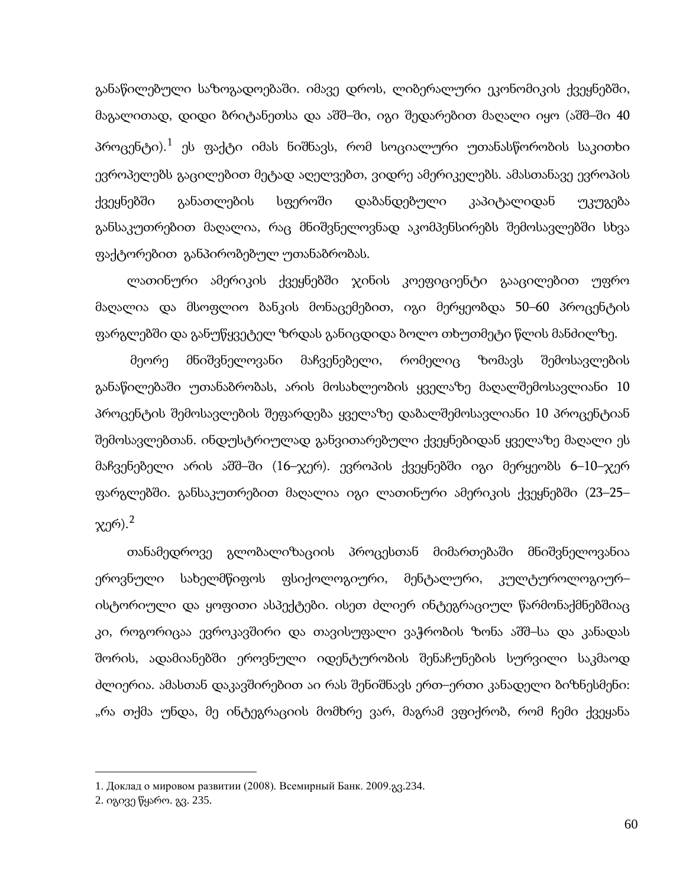განაწილებული საზოგადოებაში. იმავე დროს, ლიბერალური ეკონომიკის ქვეყნებში, მაგალითად, დიდი ბრიტანეთსა და აშშ–ში, იგი შედარებით მაღალი იყო (აშშ–ში 40 პროცენტი).[1] ეს ფაქტი იმას ნიშნავს, რომ სოციალური უთანასწორობის საკითხი ევროპელებს გაცილებით მეტად აღელვებთ, ვიდრე ამერიკელებს. ამასთანავე ევროპის ქვეყნებში განათლების სფეროში დაბანდებული კაპიტალიდან უკუგება განსაკუთრებით მაღალია, რაც მნიშვნელოვნად აკომპენსირებს შემოსავლებში სხვა ფაქტორებით განპირობებულ უთანაბრობას.

ლათინური ამერიკის ქვეყნებში ჯინის კოეფიციენტი გააცილებით უფრო მაღალია და მსოფლიო ბანკის მონაცემებით, იგი მერყეობდა 50–60 პროცენტის ფარგლებში და განუწყვეტელ ზრდას განიცდიდა ბოლო თხუთმეტი წლის მანძილზე.

მეორე მნიშვნელოვანი მაჩვენებელი, რომელიც ზომავს შემოსავლების განაწილებაში უთანაბრობას, არის მოსახლეობის ყველაზე მაღალშემოსავლიანი 10 პროცენტის შემოსავლების შეფარდება ყველაზე დაბალშემოსავლიანი 10 პროცენტიან შემოსავლებთან. ინდუსტრიულად განვითარებული ქვეყნებიდან ყველაზე მაღალი ეს მაჩვენებელი არის აშშ–ში (16–ჯერ). ევროპის ქვეყნებში იგი მერყეობს 6–10–ჯერ ფარგლებში. განსაკუთრებით მაღალია იგი ლათინური ამერიკის ქვეყნებში (23–25–ჯერ).[2]

თანამედროვე გლობალიზაციის პროცესთან მიმართებაში მნიშვნელოვანია ეროვნული სახელმწიფოს ფსიქოლოგიური, მენტალური, კულტუროლოგიურ–ისტორიული და ყოფითი ასპექტები. ისეთ ძლიერ ინტეგრაციულ წარმონაქმნებშიაც კი, როგორიცაა ევროკავშირი და თავისუფალი ვაჭრობის ზონა აშშ–სა და კანადას შორის, ადამიანებში ეროვნული იდენტურობის შენარჩუნების სურვილი საკმაოდ ძლიერია. ამასთან დაკავშირებით აი რას შენიშნავს ერთ–ერთი კანადელი ბიზნესმენი: „რა თქმა უნდა, მე ინტეგრაციის მომხრე ვარ, მაგრამ ვფიქრობ, რომ ჩემი ქვეყანა

---

1. Доклад о мировом развитии (2008). Всемирный Банк. 2009.გვ.234.
2. იგივე წყარო. გვ. 235.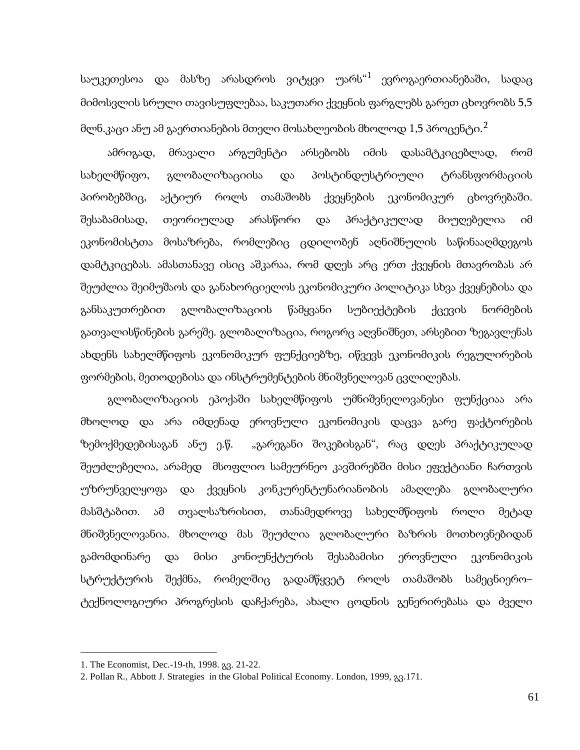საუკეთესოა და მასზე არასდროს ვიტყვი უარს“[1] ევროგაერთიანებაში, სადაც მიმოსვლის სრული თავისუფლებაა, საკუთარი ქვეყნის ფარგლებს გარეთ ცხოვრობს 5,5 მლნ.კაცი ანუ ამ გაერთიანების მთელი მოსახლეობის მხოლოდ 1,5 პროცენტი.[2]

ამრიგად, მრავალი არგუმენტი არსებობს იმის დასამტკიცებლად, რომ სახელმწიფო, გლობალიზაციისა და პოსტინდუსტრიული ტრანსფორმაციის პირობებშიც, აქტიურ როლს თამაშობს ქვეყნების ეკონომიკურ ცხოვრებაში. შესაბამისად, თეორიულად არასწორი და პრაქტიკულად მიუღებელია იმ ეკონომისტთა მოსაზრება, რომლებიც ცდილობენ აღნიშნულის საწინააღმდეგოს დამტკიცებას. ამასთანავე ისიც აშკარაა, რომ დღეს არც ერთ ქვეყნის მთავრობას არ შეუძლია შეიმუშაოს და განახორციელოს ეკონომიკური პოლიტიკა სხვა ქვეყნებისა და განსაკუთრებით გლობალიზაციის წამყვანი სუბიექტების ქცევის ნორმების გათვალისწინების გარეშე. გლობალიზაცია, როგორც აღვნიშნეთ, არსებით ზეგავლენას ახდენს სახელმწიფოს ეკონომიკურ ფუნქციებზე, იწვევს ეკონომიკის რეგულირების ფორმების, მეთოდებისა და ინსტრუმენტების მნიშვნელოვან ცვლილებას.

გლობალიზაციის ეპოქაში სახელმწიფოს უმნიშვნელოვანესი ფუნქციაა არა მხოლოდ და არა იმდენად ეროვნული ეკონომიკის დაცვა გარე ფაქტორების ზემოქმედებისაგან ანუ ე.წ. „გარეგანი შოკებისგან“, რაც დღეს პრაქტიკულად შეუძლებელია, არამედ მსოფლიო სამეურნეო კავშირებში მისი ეფექტიანი ჩართვის უზრუნველყოფა და ქვეყნის კონკურენტუნარიანობის ამაღლება გლობალური მასშტაბით. ამ თვალსაზრისით, თანამედროვე სახელმწიფოს როლი მეტად მნიშვნელოვანია. მხოლოდ მას შეუძლია გლობალური ბაზრის მოთხოვნებიდან გამომდინარე და მისი კონიუნქტურის შესაბამისი ეროვნული ეკონომიკის სტრუქტურის შექმნა, რომელშიც გადამწყვეტ როლს თამაშობს სამეცნიერო–ტექნოლოგიური პროგრესის დაჩქარება, ახალი ცოდნის გენერირებასა და ძველი

---

1. The Economist, Dec.-19-th, 1998. გვ. 21-22.
2. Pollan R., Abbott J. Strategies in the Global Political Economy. London, 1999, გვ.171.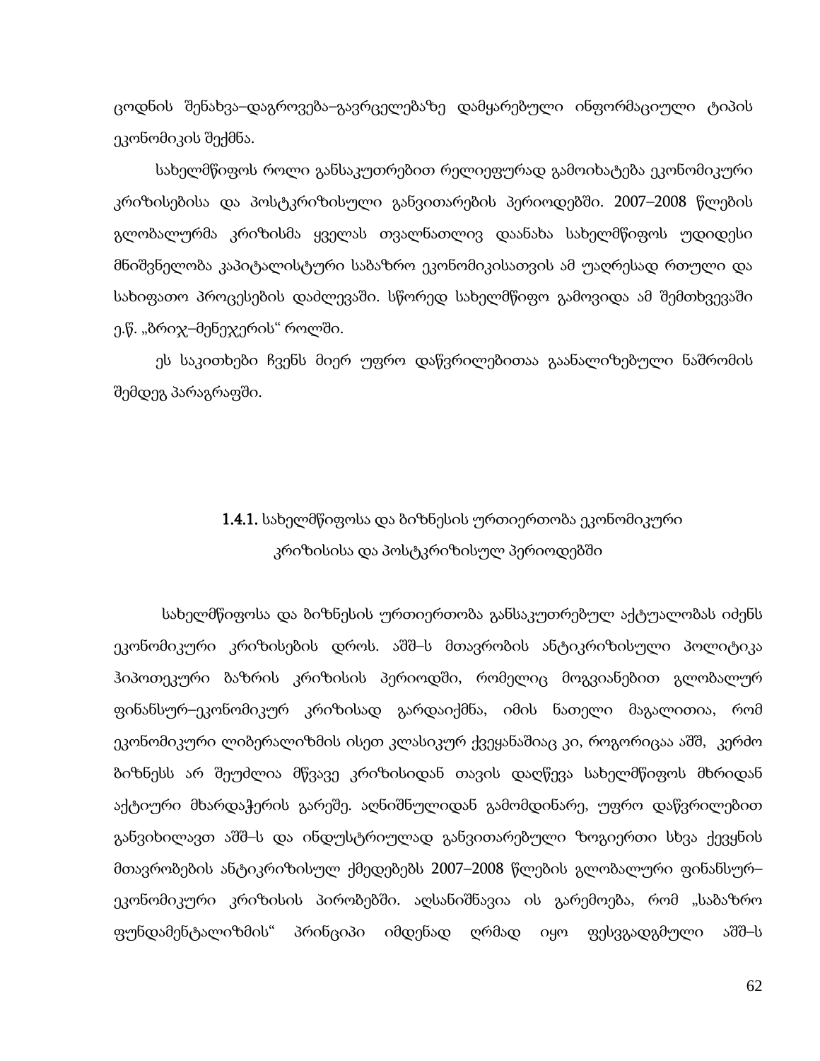ცოდნის შენახვა–დაგროვება–გავრცელებაზე დამყარებული ინფორმაციული ტიპის ეკონომიკის შექმნა.

სახელმწიფოს როლი განსაკუთრებით რელიეფურად გამოიხატება ეკონომიკური კრიზისებისა და პოსტკრიზისული განვითარების პერიოდებში. 2007–2008 წლების გლობალურმა კრიზისმა ყველას თვალნათლივ დაანახა სახელმწიფოს უდიდესი მნიშვნელობა კაპიტალისტური საბაზრო ეკონომიკისათვის ამ უაღრესად რთული და სახიფათო პროცესების დაძლევაში. სწორედ სახელმწიფო გამოვიდა ამ შემთხვევაში ე.წ. „ბრიჯ–მენეჯერის" როლში.

ეს საკითხები ჩვენს მიერ უფრო დაწვრილებითაა გაანალიზებული ნაშრომის შემდეგ პარაგრაფში.

### **1.4.1.** სახელმწიფოსა და ბიზნესის ურთიერთობა ეკონომიკური კრიზისისა და პოსტკრიზისულ პერიოდებში

სახელმწიფოსა და ბიზნესის ურთიერთობა განსაკუთრებულ აქტუალობას იძენს ეკონომიკური კრიზისების დროს. აშშ–ს მთავრობის ანტიკრიზისული პოლიტიკა ჰიპოთეკური ბაზრის კრიზისის პერიოდში, რომელიც მოგვიანებით გლობალურ ფინანსურ–ეკონომიკურ კრიზისად გარდაიქმნა, იმის ნათელი მაგალითია, რომ ეკონომიკური ლიბერალიზმის ისეთ კლასიკურ ქვეყანაშიაც კი, როგორიცაა აშშ, კერძო ბიზნესს არ შეუძლია მწვავე კრიზისიდან თავის დაღწევა სახელმწიფოს მხრიდან აქტიური მხარდაჭერის გარეშე. აღნიშნულიდან გამომდინარე, უფრო დაწვრილებით განვიხილავთ აშშ–ს და ინდუსტრიულად განვითარებული ზოგიერთი სხვა ქვეყნის მთავრობების ანტიკრიზისულ ქმედებებს 2007–2008 წლების გლობალური ფინანსურ–ეკონომიკური კრიზისის პირობებში. აღსანიშნავია ის გარემოება, რომ „საბაზრო ფუნდამენტალიზმის" პრინციპი იმდენად ღრმად იყო ფესვგადგმული აშშ–ს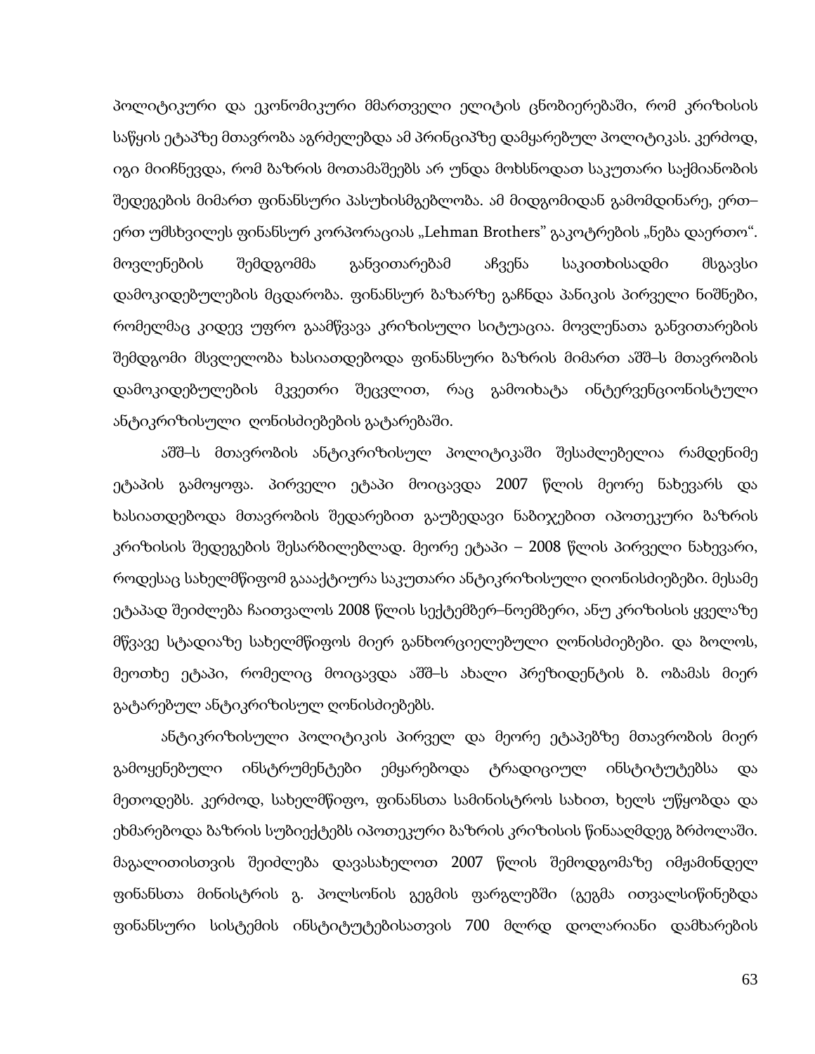პოლიტიკური და ეკონომიკური მმართველი ელიტის ცნობიერებაში, რომ კრიზისის საწყის ეტაპზე მთავრობა აგრძელებდა ამ პრინციპზე დამყარებულ პოლიტიკას. კერძოდ, იგი მიიჩნევდა, რომ ბაზრის მოთამაშეებს არ უნდა მოხსნოდათ საკუთარი საქმიანობის შედეგების მიმართ ფინანსური პასუხისმგებლობა. ამ მიდგომიდან გამომდინარე, ერთ–ერთ უმსხვილეს ფინანსურ კორპორაციას „Lehman Brothers" გაკოტრების „ნება დაერთო". მოვლენების შემდგომმა განვითარებამ აჩვენა საკითხისადმი მსგავსი დამოკიდებულების მცდარობა. ფინანსურ ბაზარზე გაჩნდა პანიკის პირველი ნიშნები, რომელმაც კიდევ უფრო გაამწვავა კრიზისული სიტუაცია. მოვლენათა განვითარების შემდგომი მსვლელობა ხასიათდებოდა ფინანსური ბაზრის მიმართ აშშ–ს მთავრობის დამოკიდებულების მკვეთრი შეცვლით, რაც გამოიხატა ინტერვენციონისტული ანტიკრიზისული ღონისძიებების გატარებაში.

აშშ–ს მთავრობის ანტიკრიზისულ პოლიტიკაში შესაძლებელია რამდენიმე ეტაპის გამოყოფა. პირველი ეტაპი მოიცავდა 2007 წლის მეორე ნახევარს და ხასიათდებოდა მთავრობის შედარებით გაუბედავი ნაბიჯებით იპოთეკური ბაზრის კრიზისის შედეგების შესარბილებლად. მეორე ეტაპი – 2008 წლის პირველი ნახევარი, როდესაც სახელმწიფომ გაააქტიურა საკუთარი ანტიკრიზისული ღიონისძიებები. მესამე ეტაპად შეიძლება ჩაითვალოს 2008 წლის სექტემბერ–ნოემბერი, ანუ კრიზისის ყველაზე მწვავე სტადიაზე სახელმწიფოს მიერ განხორციელებული ღონისძიებები. და ბოლოს, მეოთხე ეტაპი, რომელიც მოიცავდა აშშ–ს ახალი პრეზიდენტის ბ. ობამას მიერ გატარებულ ანტიკრიზისულ ღონისძიებებს.

ანტიკრიზისული პოლიტიკის პირველ და მეორე ეტაპებზე მთავრობის მიერ გამოყენებული ინსტრუმენტები ემყარებოდა ტრადიციულ ინსტიტუტებსა და მეთოდებს. კერძოდ, სახელმწიფო, ფინანსთა სამინისტროს სახით, ხელს უწყობდა და ეხმარებოდა ბაზრის სუბიექტებს იპოთეკური ბაზრის კრიზისის წინააღმდეგ ბრძოლაში. მაგალითისთვის შეიძლება დავასახელოთ 2007 წლის შემოდგომაზე იმჟამინდელ ფინანსთა მინისტრის გ. პოლსონის გეგმის ფარგლებში (გეგმა ითვალსიწინებდა ფინანსური სისტემის ინსტიტუტებისათვის 700 მლრდ დოლარიანი დამხარების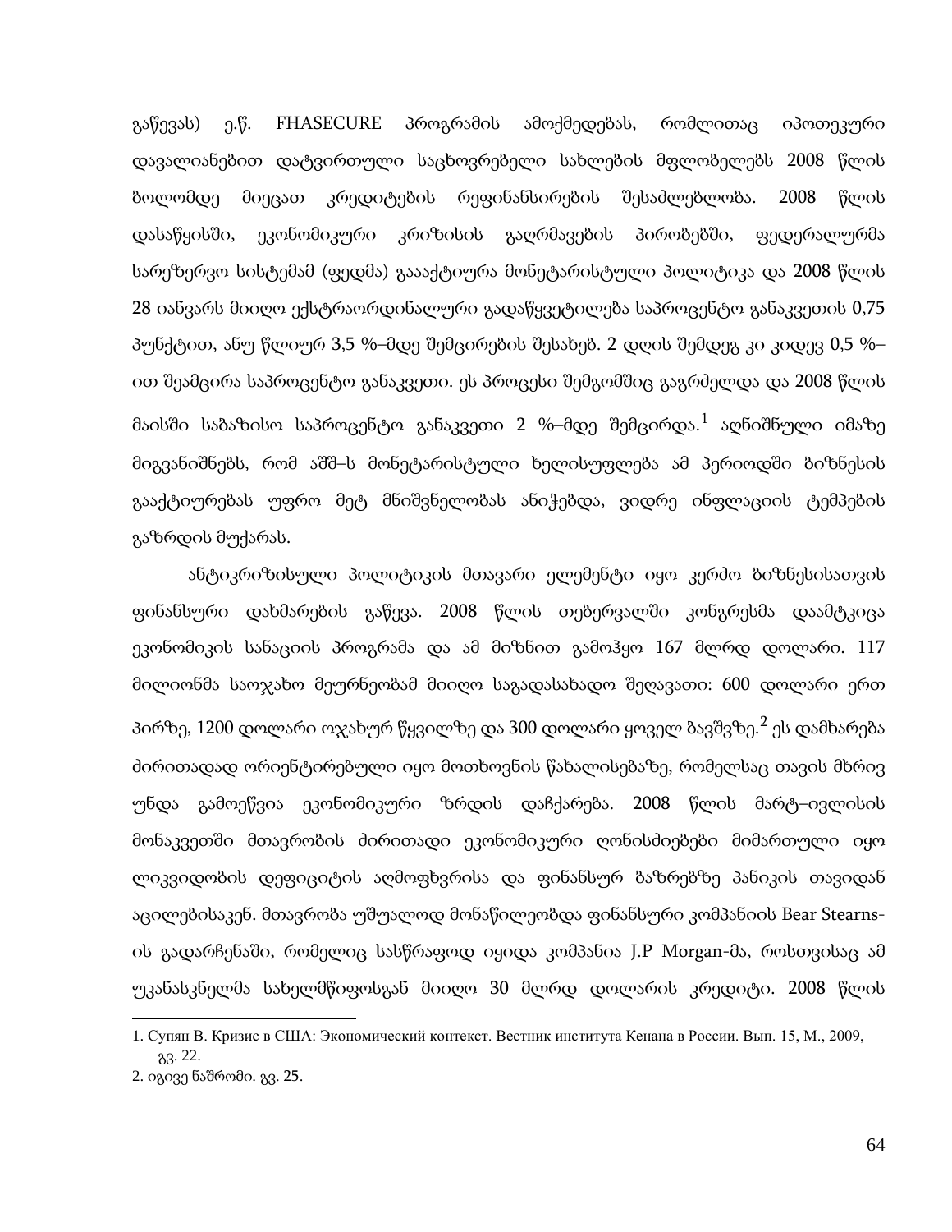გაწევას) ე.წ. FHASECURE პროგრამის ამოქმედებას, რომლითაც იპოთეკური დავალიანებით დატვირთული საცხოვრებელი სახლების მფლობელებს 2008 წლის ბოლომდე მიეცათ კრედიტების რეფინანსირების შესაძლებლობა. 2008 წლის დასაწყისში, ეკონომიკური კრიზისის გაღრმავების პირობებში, ფედერალურმა სარეზერვო სისტემამ (ფედმა) გაააქტიურა მონეტარისტული პოლიტიკა და 2008 წლის 28 იანვარს მიიღო ექსტრაორდინალური გადაწყვეტილება საპროცენტო განაკვეთის 0,75 პუნქტით, ანუ წლიურ 3,5 %–მდე შემცირების შესახებ. 2 დღის შემდეგ კი კიდევ 0,5 %–ით შეამცირა საპროცენტო განაკვეთი. ეს პროცესი შემგომშიც გაგრძელდა და 2008 წლის მაისში საბაზისო საპროცენტო განაკვეთი 2 %–მდე შემცირდა.[1] აღნიშნული იმაზე მიგვანიშნებს, რომ აშშ–ს მონეტარისტული ხელისუფლება ამ პერიოდში ბიზნესის გააქტიურებას უფრო მეტ მნიშვნელობას ანიჭებდა, ვიდრე ინფლაციის ტემპების გაზრდის მუქარას.

ანტიკრიზისული პოლიტიკის მთავარი ელემენტი იყო კერძო ბიზნესისათვის ფინანსური დახმარების გაწევა. 2008 წლის თებერვალში კონგრესმა დაამტკიცა ეკონომიკის სანაციის პროგრამა და ამ მიზნით გამოჰყო 167 მლრდ დოლარი. 117 მილიონმა საოჯახო მეურნეობამ მიიღო საგადასახადო შეღავათი: 600 დოლარი ერთ პირზე, 1200 დოლარი ოჯახურ წყვილზე და 300 დოლარი ყოველ ბავშვზე.[2] ეს დამხარება ძირითადად ორიენტირებული იყო მოთხოვნის წახალისებაზე, რომელსაც თავის მხრივ უნდა გამოეწვია ეკონომიკური ზრდის დაჩქარება. 2008 წლის მარტ–ივლისის მონაკვეთში მთავრობის ძირითადი ეკონომიკური ღონისძიებები მიმართული იყო ლიკვიდობის დეფიციტის აღმოფხვრისა და ფინანსურ ბაზრებზე პანიკის თავიდან აცილებისაკენ. მთავრობა უშუალოდ მონაწილეობდა ფინანსური კომპანიის Bear Stearns-ის გადარჩენაში, რომელიც სასწრაფოდ იყიდა კომპანია J.P Morgan-მა, როსთვისაც ამ უკანასკნელმა სახელმწიფოსგან მიიღო 30 მლრდ დოლარის კრედიტი. 2008 წლის

---

1. Супян В. Кризис в США: Экономический контекст. Вестник института Кенана в России. Вып. 15, М., 2009, გვ. 22.
2. იგივე ნაშრომი. გვ. 25.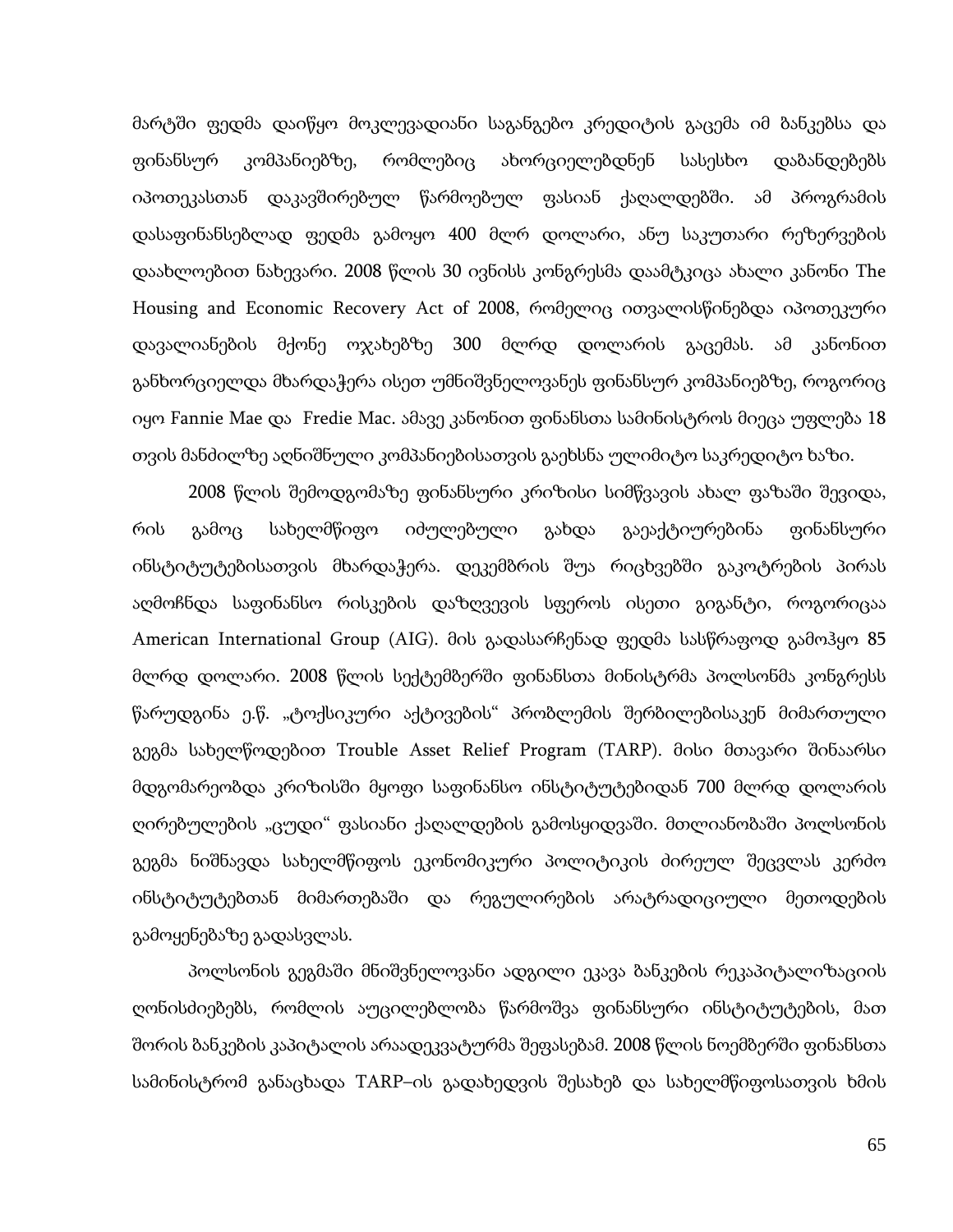მარტში ფედმა დაიწყო მოკლევადიანი საგანგებო კრედიტის გაცემა იმ ბანკებსა და ფინანსურ კომპანიებზე, რომლებიც ახორციელებდნენ სასესხო დაბანდებებს იპოთეკასთან დაკავშირებულ წარმოებულ ფასიან ქაღალდებში. ამ პროგრამის დასაფინანსებლად ფედმა გამოყო 400 მლრ დოლარი, ანუ საკუთარი რეზერვების დაახლოებით ნახევარი. 2008 წლის 30 ივნისს კონგრესმა დაამტკიცა ახალი კანონი The Housing and Economic Recovery Act of 2008, რომელიც ითვალისწინებდა იპოთეკური დავალიანების მქონე ოჯახებზე 300 მლრდ დოლარის გაცემას. ამ კანონით განხორციელდა მხარდაჭერა ისეთ უმნიშვნელოვანეს ფინანსურ კომპანიებზე, როგორიც იყო Fannie Mae და Fredie Mac. ამავე კანონით ფინანსთა სამინისტროს მიეცა უფლება 18 თვის მანძილზე აღნიშნული კომპანიებისათვის გაეხსნა ულიმიტო საკრედიტო ხაზი.

2008 წლის შემოდგომაზე ფინანსური კრიზისი სიმწვავის ახალ ფაზაში შევიდა, რის გამოც სახელმწიფო იძულებული გახდა გაეაქტიურებინა ფინანსური ინსტიტუტებისათვის მხარდაჭერა. დეკემბრის შუა რიცხვებში გაკოტრების პირას აღმოჩნდა საფინანსო რისკების დაზღვევის სფეროს ისეთი გიგანტი, როგორიცაა American International Group (AIG). მის გადასარჩენად ფედმა სასწრაფოდ გამოჰყო 85 მლრდ დოლარი. 2008 წლის სექტემბერში ფინანსთა მინისტრმა პოლსონმა კონგრესს წარუდგინა ე.წ. „ტოქსიკური აქტივების“ პრობლემის შერბილებისაკენ მიმართული გეგმა სახელწოდებით Trouble Asset Relief Program (TARP). მისი მთავარი შინაარსი მდგომარეობდა კრიზისში მყოფი საფინანსო ინსტიტუტებიდან 700 მლრდ დოლარის ღირებულების „ცუდი“ ფასიანი ქაღალდების გამოსყიდვაში. მთლიანობაში პოლსონის გეგმა ნიშნავდა სახელმწიფოს ეკონომიკური პოლიტიკის ძირეულ შეცვლას კერძო ინსტიტუტებთან მიმართებაში და რეგულირების არატრადიციული მეთოდების გამოყენებაზე გადასვლას.

პოლსონის გეგმაში მნიშვნელოვანი ადგილი ეკავა ბანკების რეკაპიტალიზაციის ღონისძიებებს, რომლის აუცილებლობა წარმოშვა ფინანსური ინსტიტუტების, მათ შორის ბანკების კაპიტალის არაადეკვატურმა შეფასებამ. 2008 წლის ნოემბერში ფინანსთა სამინისტრომ განაცხადა TARP–ის გადახედვის შესახებ და სახელმწიფოსათვის ხმის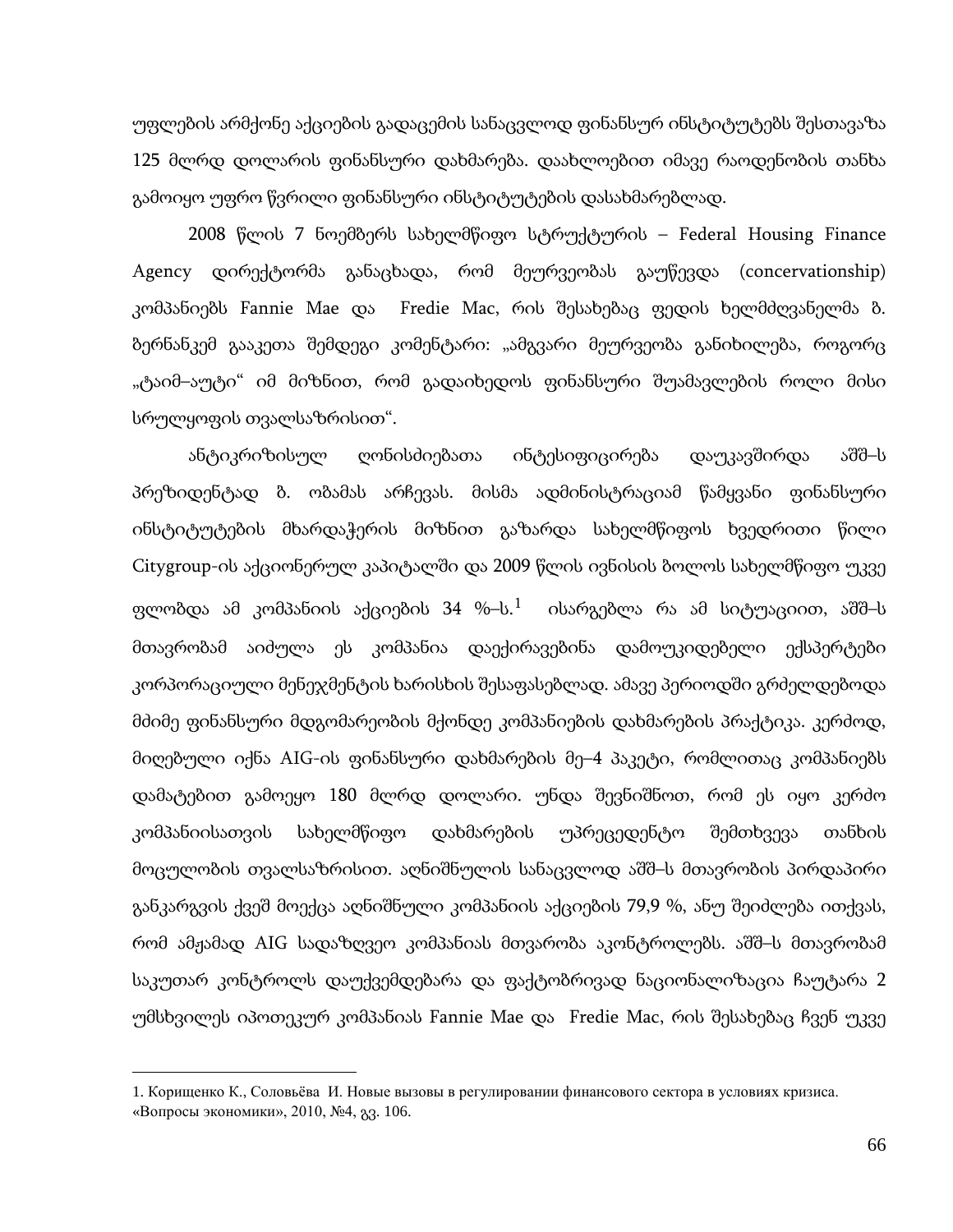უფლების არმქონე აქციების გადაცემის სანაცვლოდ ფინანსურ ინსტიტუტებს შესთავაზა 125 მლრდ დოლარის ფინანსური დახმარება. დაახლოებით იმავე რაოდენობის თანხა გამოიყო უფრო წვრილი ფინანსური ინსტიტუტების დასახმარებლად.

2008 წლის 7 ნოემბერს სახელმწიფო სტრუქტურის – Federal Housing Finance Agency დირექტორმა განაცხადა, რომ მეურვეობას გაუწევდა (concervationship) კომპანიებს Fannie Mae და Fredie Mac, რის შესახებაც ფედის ხელმძღვანელმა ბ. ბერნანკემ გააკეთა შემდეგი კომენტარი: „ამგვარი მეურვეობა განიხილება, როგორც „ტაიმ–აუტი" იმ მიზნით, რომ გადაიხედოს ფინანსური შუამავლების როლი მისი სრულყოფის თვალსაზრისით".

ანტიკრიზისულ ღონისძიებათა ინტესიფიცირება დაუკავშირდა აშშ–ს პრეზიდენტად ბ. ობამას არჩევას. მისმა ადმინისტრაციამ წამყვანი ფინანსური ინსტიტუტების მხარდაჭერის მიზნით გაზარდა სახელმწიფოს ხვედრითი წილი Citygroup-ის აქციონერულ კაპიტალში და 2009 წლის ივნისის ბოლოს სახელმწიფო უკვე ფლობდა ამ კომპანიის აქციების 34 %–ს.[1] ისარგებლა რა ამ სიტუაციით, აშშ–ს მთავრობამ აიძულა ეს კომპანია დაექირავებინა დამოუკიდებელი ექსპერტები კორპორაციული მენეჯმენტის ხარისხის შესაფასებლად. ამავე პერიოდში გრძელდებოდა მძიმე ფინანსური მდგომარეობის მქონდე კომპანიების დახმარების პრაქტიკა. კერძოდ, მიღებული იქნა AIG-ის ფინანსური დახმარების მე–4 პაკეტი, რომლითაც კომპანიებს დამატებით გამოეყო 180 მლრდ დოლარი. უნდა შევნიშნოთ, რომ ეს იყო კერძო კომპანიისათვის სახელმწიფო დახმარების უპრეცედენტო შემთხვევა თანხის მოცულობის თვალსაზრისით. აღნიშნულის სანაცვლოდ აშშ–ს მთავრობის პირდაპირი განკარგვის ქვეშ მოექცა აღნიშნული კომპანიის აქციების 79,9 %, ანუ შეიძლება ითქვას, რომ ამჟამად AIG სადაზღვეო კომპანიას მთვარობა აკონტროლებს. აშშ–ს მთავრობამ საკუთარ კონტროლს დაუქვემდებარა და ფაქტობრივად ნაციონალიზაცია ჩაუტარა 2 უმსხვილეს იპოთეკურ კომპანიას Fannie Mae და Fredie Mac, რის შესახებაც ჩვენ უკვე

---

1. Корищенко К., Соловьёва И. Новые вызовы в регулировании финансового сектора в условиях кризиса. «Вопросы экономики», 2010, №4, გვ. 106.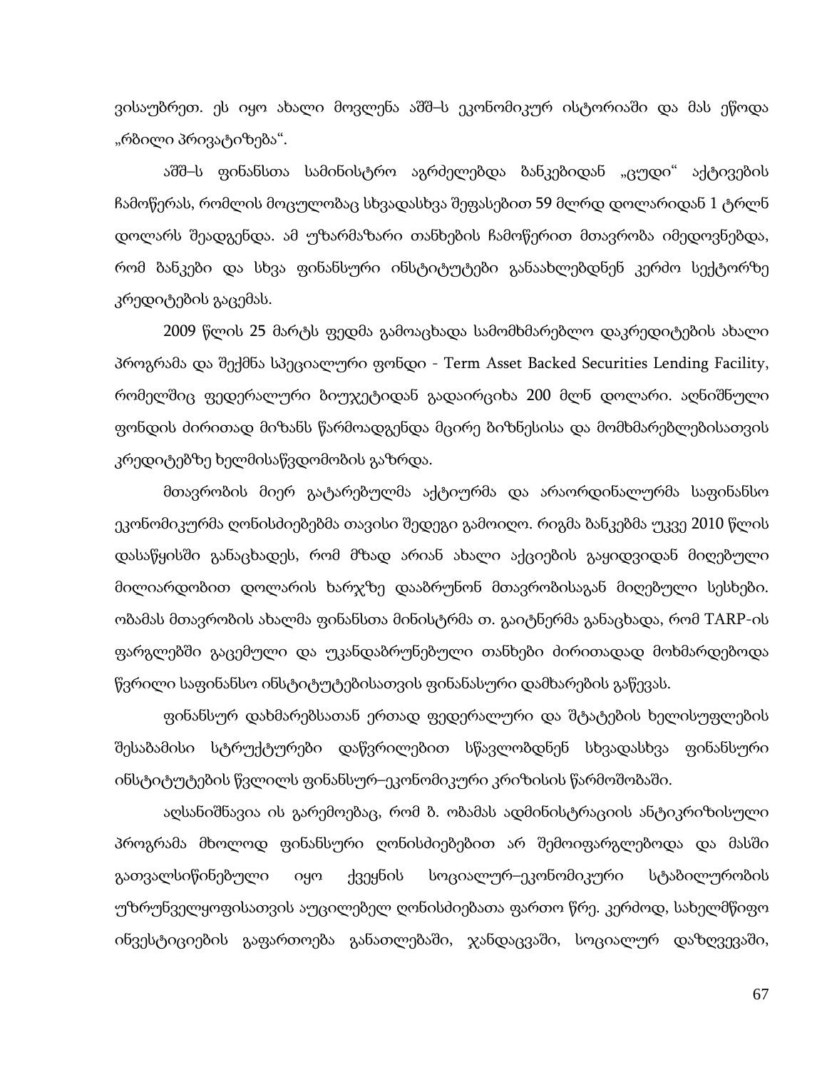ვისაუბრეთ. ეს იყო ახალი მოვლენა აშშ–ს ეკონომიკურ ისტორიაში და მას ეწოდა „რბილი პრივატიზება".

აშშ–ს ფინანსთა სამინისტრო აგრძელებდა ბანკებიდან „ცუდი" აქტივების ჩამოწერას, რომლის მოცულობაც სხვადასხვა შეფასებით 59 მლრდ დოლარიდან 1 ტრლნ დოლარს შეადგენდა. ამ უზარმაზარი თანხების ჩამოწერით მთავრობა იმედოვნებდა, რომ ბანკები და სხვა ფინანსური ინსტიტუტები განაახლებდნენ კერძო სექტორზე კრედიტების გაცემას.

2009 წლის 25 მარტს ფედმა გამოაცხადა სამომხმარებლო დაკრედიტების ახალი პროგრამა და შექმნა სპეციალური ფონდი - Term Asset Backed Securities Lending Facility, რომელშიც ფედერალური ბიუჯეტიდან გადაირციხა 200 მლნ დოლარი. აღნიშნული ფონდის ძირითად მიზანს წარმოადგენდა მცირე ბიზნესისა და მომხმარებლებისათვის კრედიტებზე ხელმისაწვდომობის გაზრდა.

მთავრობის მიერ გატარებულმა აქტიურმა და არაორდინალურმა საფინანსო ეკონომიკურმა ღონისძიებებმა თავისი შედეგი გამოიღო. რიგმა ბანკებმა უკვე 2010 წლის დასაწყისში განაცხადეს, რომ მზად არიან ახალი აქციების გაყიდვიდან მიღებული მილიარდობით დოლარის ხარჯზე დააბრუნონ მთავრობისაგან მიღებული სესხები. ობამას მთავრობის ახალმა ფინანსთა მინისტრმა თ. გაიტნერმა განაცხადა, რომ TARP-ის ფარგლებში გაცემული და უკანდაბრუნებული თანხები ძირითადად მოხმარდებოდა წვრილი საფინანსო ინსტიტუტებისათვის ფინანასური დამხარების გაწევას.

ფინანსურ დახმარებსათან ერთად ფედერალური და შტატების ხელისუფლების შესაბამისი სტრუქტურები დაწვრილებით სწავლობდნენ სხვადასხვა ფინანსური ინსტიტუტების წვლილს ფინანსურ–ეკონომიკური კრიზისის წარმოშობაში.

აღსანიშნავია ის გარემოებაც, რომ ბ. ობამას ადმინისტრაციის ანტიკრიზისული პროგრამა მხოლოდ ფინანსური ღონისძიებებით არ შემოიფარგლებოდა და მასში გათვალისწინებული იყო ქვეყნის სოციალურ–ეკონომიკური სტაბილურობის უზრუნველყოფისათვის აუცილებელ ღონისძიებათა ფართო წრე. კერძოდ, სახელმწიფო ინვესტიციების გაფართოება განათლებაში, ჯანდაცვაში, სოციალურ დაზღვევაში,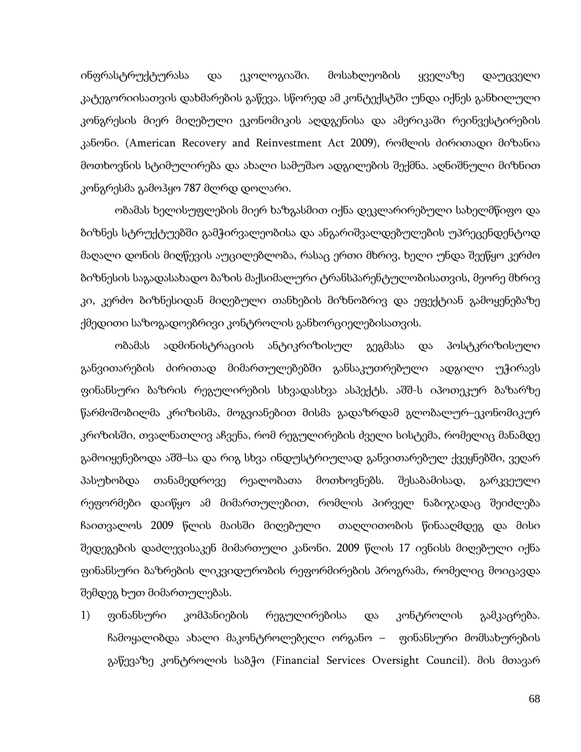ინფრასტრუქტურასა და ეკოლოგიაში. მოსახლეობის ყველაზე დაუცველი კატეგორიისათვის დახმარების გაწევა. სწორედ ამ კონტექსტში უნდა იქნეს განხილული კონგრესის მიერ მიღებული ეკონომიკის აღდგენისა და ამერიკაში რეინვესტირების კანონი. (American Recovery and Reinvestment Act 2009), რომლის ძირითადი მიზანია მოთხოვნის სტიმულირება და ახალი სამუშაო ადგილების შექმნა. აღნიშნული მიზნით კონგრესმა გამოჰყო 787 მლრდ დოლარი.

ობამას ხელისუფლების მიერ ხაზგასმით იქნა დეკლარირებული სახელმწიფო და ბიზნეს სტრუქტურებში გამჭირვალეობისა და ანგარიშვალდებულების უპრეცენდენტოდ მაღალი დონის მიღწევის აუცილებლობა, რასაც ერთი მხრივ, ხელი უნდა შეეწყო კერძო ბიზნესის საგადასახადო ბაზის მაქსიმალური ტრანსპარენტულობისათვის, მეორე მხრივ კი, კერძო ბიზნესიდან მიღებული თანხების მიზნობრივ და ეფექტიან გამოყენებაზე ქმედითი საზოგადოებრივი კონტროლის განხორციელებისათვის.

ობამას ადმინისტრაციის ანტიკრიზისულ გეგმასა და პოსტკრიზისული განვითარების ძირითად მიმართულებებში განსაკუთრებული ადგილი უჭირავს ფინანსური ბაზრის რეგულირების სხვადასხვა ასპექტს. აშშ-ს იპოთეკურ ბაზარზე წარმოშობილმა კრიზისმა, მოგვიანებით მისმა გადაზრდამ გლობალურ–ეკონომიკურ კრიზისში, თვალნათლივ აჩვენა, რომ რეგულირების ძველი სისტემა, რომელიც მანამდე გამოიყენებოდა აშშ–სა და რიგ სხვა ინდუსტრიულად განვითარებულ ქვეყნებში, ვეღარ პასუხობდა თანამედროვე რეალობათა მოთხოვნებს. შესაბამისად, გარკვეული რეფორმები დაიწყო ამ მიმართულებით, რომლის პირველ ნაბიჯადაც შეიძლება ჩაითვალოს 2009 წლის მაისში მიღებული თაღლითობის წინააღმდეგ და მისი შედეგების დაძლევისაკენ მიმართული კანონი. 2009 წლის 17 ივნისს მიღებული იქნა ფინანსური ბაზრების ლიკვიდურობის რეფორმირების პროგრამა, რომელიც მოიცავდა შემდეგ ხუთ მიმართულებას.

1) ფინანსური კომპანიების რეგულირებისა და კონტროლის გამკაცრება. ჩამოყალიბდა ახალი მაკონტროლებელი ორგანო – ფინანსური მომსახურების გაწევაზე კონტროლის საბჭო (Financial Services Oversight Council). მის მთავარ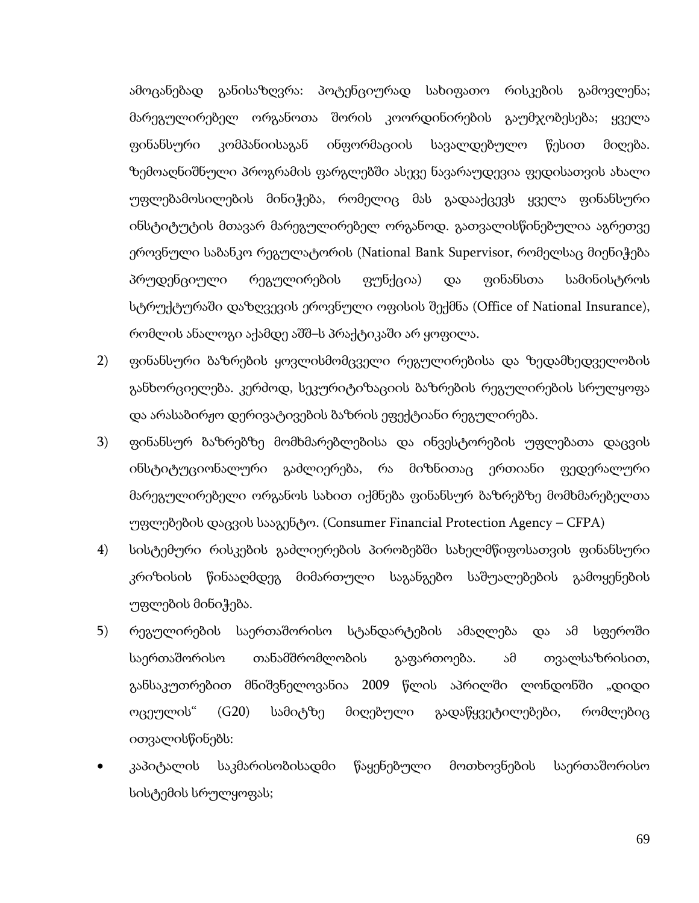ამოცანებად განისაზღვრა: პოტენციურად სახიფათო რისკების გამოვლენა; მარეგულირებელ ორგანოთა შორის კოორდინირების გაუმჯობესება; ყველა ფინანსური კომპანიისაგან ინფორმაციის სავალდებულო წესით მიღება. ზემოაღნიშნული პროგრამის ფარგლებში ასევე ნავარაუდევია ფედისათვის ახალი უფლებამოსილების მინიჭება, რომელიც მას გადააქცევს ყველა ფინანსური ინსტიტუტის მთავარ მარეგულირებელ ორგანოდ. გათვალისწინებულია აგრეთვე ეროვნული საბანკო რეგულატორის (National Bank Supervisor, რომელსაც მიენიჭება პრუდენციული რეგულირების ფუნქცია) და ფინანსთა სამინისტროს სტრუქტურაში დაზღვევის ეროვნული ოფისის შექმნა (Office of National Insurance), რომლის ანალოგი აქამდე აშშ–ს პრაქტიკაში არ ყოფილა.

2) ფინანსური ბაზრების ყოვლისმომცველი რეგულირებისა და ზედამხედველობის განხორციელება. კერძოდ, სეკურიტიზაციის ბაზრების რეგულირების სრულყოფა და არასაბირჟო დერივატივების ბაზრის ეფექტიანი რეგულირება.

3) ფინანსურ ბაზრებზე მომხმარებლებისა და ინვესტორების უფლებათა დაცვის ინსტიტუციონალური გაძლიერება, რა მიზნითაც ერთიანი ფედერალური მარეგულირებელი ორგანოს სახით იქმნება ფინანსურ ბაზრებზე მომხმარებელთა უფლებების დაცვის სააგენტო. (Consumer Financial Protection Agency – CFPA)

4) სისტემური რისკების გაძლიერების პირობებში სახელმწიფოსათვის ფინანსური კრიზისის წინააღმდეგ მიმართული საგანგებო საშუალებების გამოყენების უფლების მინიჭება.

5) რეგულირების საერთაშორისო სტანდარტების ამაღლება და ამ სფეროში საერთაშორისო თანამშრომლობის გაფართოება. ამ თვალსაზრისით, განსაკუთრებით მნიშვნელოვანია 2009 წლის აპრილში ლონდონში „დიდი ოცეულის" (G20) სამიტზე მიღებული გადაწყვეტილებები, რომლებიც ითვალისწინებს:

- კაპიტალის საკმარისობისადმი წაყენებული მოთხოვნების საერთაშორისო სისტემის სრულყოფას;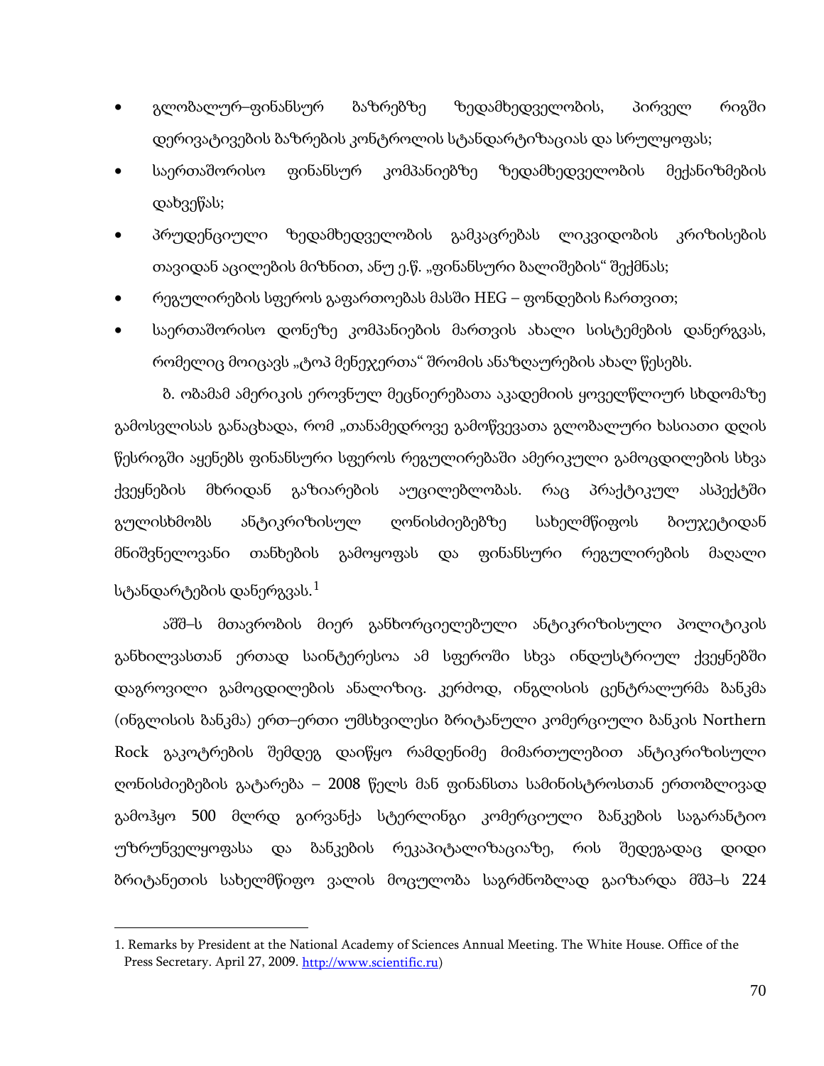- გლობალურ–ფინანსურ ბაზრებზე ზედამხედველობის, პირველ რიგში დერივატივების ბაზრების კონტროლის სტანდარტიზაციას და სრულყოფას;
- საერთაშორისო ფინანსურ კომპანიებზე ზედამხედველობის მექანიზმების დახვეწას;
- პრუდენციული ზედამხედველობის გამკაცრებას ლიკვიდობის კრიზისების თავიდან აცილების მიზნით, ანუ ე.წ. „ფინანსური ბალიშების" შექმნას;
- რეგულირების სფეროს გაფართოებას მასში HEG – ფონდების ჩართვით;
- საერთაშორისო დონეზე კომპანიების მართვის ახალი სისტემების დანერგვას, რომელიც მოიცავს „ტოპ მენეჯერთა" შრომის ანაზღაურების ახალ წესებს.

ბ. ობამამ ამერიკის ეროვნულ მეცნიერებათა აკადემიის ყოველწლიურ სხდომაზე გამოსვლისას განაცხადა, რომ „თანამედროვე გამოწვევათა გლობალური ხასიათი დღის წესრიგში აყენებს ფინანსური სფეროს რეგულირებაში ამერიკული გამოცდილების სხვა ქვეყნების მხრიდან გაზიარების აუცილებლობას. რაც პრაქტიკულ ასპექტში გულისხმობს ანტიკრიზისულ ღონისძიებებზე სახელმწიფოს ბიუჯეტიდან მნიშვნელოვანი თანხების გამოყოფას და ფინანსური რეგულირების მაღალი სტანდარტების დანერგვას.[1]

აშშ–ს მთავრობის მიერ განხორციელებული ანტიკრიზისული პოლიტიკის განხილვასთან ერთად საინტერესოა ამ სფეროში სხვა ინდუსტრიულ ქვეყნებში დაგროვილი გამოცდილების ანალიზიც. კერძოდ, ინგლისის ცენტრალურმა ბანკმა (ინგლისის ბანკმა) ერთ–ერთი უმსხვილესი ბრიტანული კომერციული ბანკის Northern Rock გაკოტრების შემდეგ დაიწყო რამდენიმე მიმართულებით ანტიკრიზისული ღონისძიებების გატარება – 2008 წელს მან ფინანსთა სამინისტროსთან ერთობლივად გამოჰყო 500 მლრდ გირვანქა სტერლინგი კომერციული ბანკების საგარანტიო უზრუნველყოფასა და ბანკების რეკაპიტალიზაციაზე, რის შედეგადაც დიდი ბრიტანეთის სახელმწიფო ვალის მოცულობა საგრძნობლად გაიზარდა მშპ–ს 224

---

1. Remarks by President at the National Academy of Sciences Annual Meeting. The White House. Office of the Press Secretary. April 27, 2009. http://www.scientific.ru)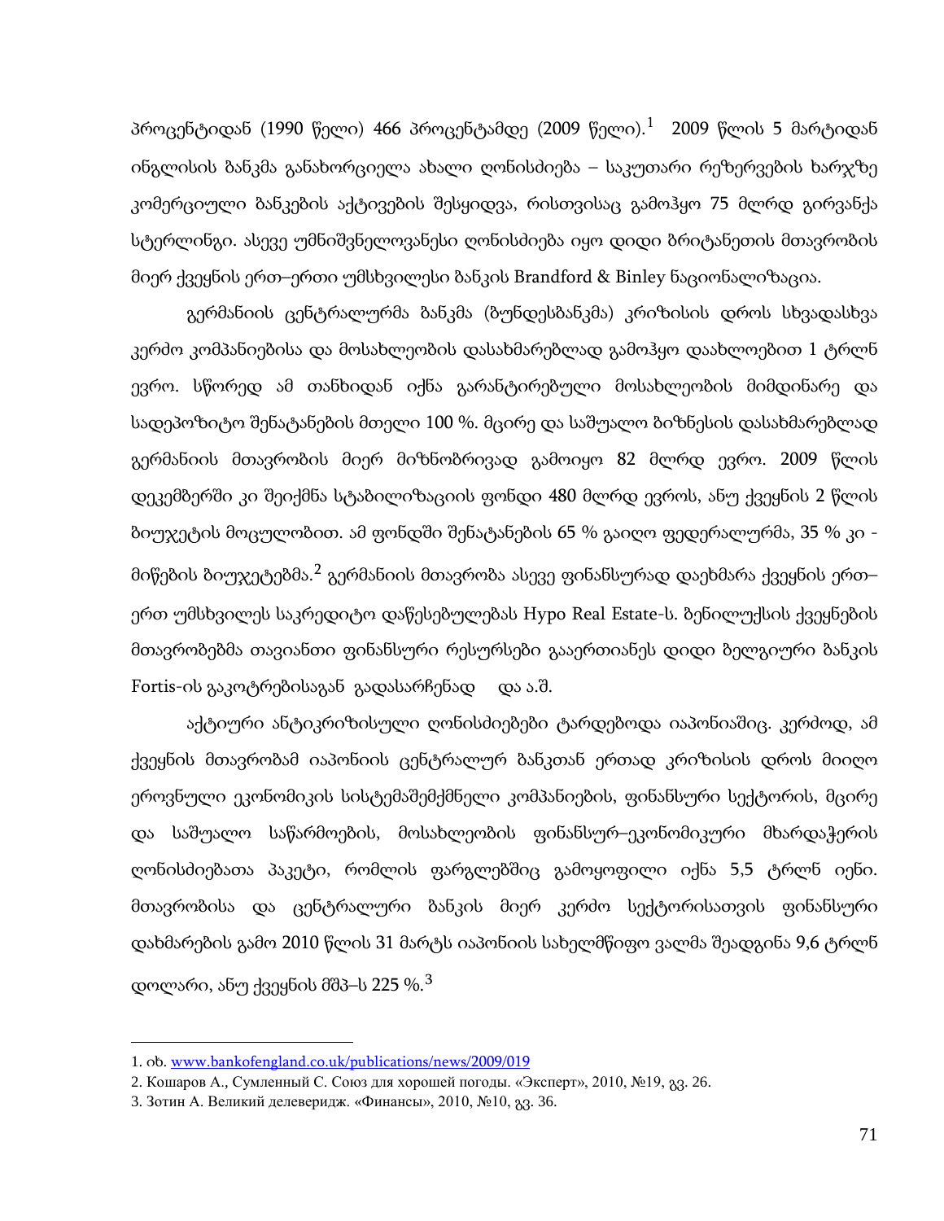პროცენტიდან (1990 წელი) 466 პროცენტამდე (2009 წელი).[1] 2009 წლის 5 მარტიდან ინგლისის ბანკმა განახორციელა ახალი ღონისძიება – საკუთარი რეზერვების ხარჯზე კომერციული ბანკების აქტივების შესყიდვა, რისთვისაც გამოჰყო 75 მლრდ გირვანქა სტერლინგი. ასევე უმნიშვნელოვანესი ღონისძიება იყო დიდი ბრიტანეთის მთავრობის მიერ ქვეყნის ერთ–ერთი უმსხვილესი ბანკის Brandford & Binley ნაციონალიზაცია.

გერმანიის ცენტრალურმა ბანკმა (ბუნდესბანკმა) კრიზისის დროს სხვადასხვა კერძო კომპანიებისა და მოსახლეობის დასახმარებლად გამოჰყო დაახლოებით 1 ტრლნ ევრო. სწორედ ამ თანხიდან იქნა გარანტირებული მოსახლეობის მიმდინარე და სადეპოზიტო შენატანების მთელი 100 %. მცირე და საშუალო ბიზნესის დასახმარებლად გერმანიის მთავრობის მიერ მიზნობრივად გამოიყო 82 მლრდ ევრო. 2009 წლის დეკემბერში კი შეიქმნა სტაბილიზაციის ფონდი 480 მლრდ ევროს, ანუ ქვეყნის 2 წლის ბიუჯეტის მოცულობით. ამ ფონდში შენატანების 65 % გაიღო ფედერალურმა, 35 % კი - მიწების ბიუჯეტებმა.[2] გერმანიის მთავრობა ასევე ფინანსურად დაეხმარა ქვეყნის ერთ–ერთ უმსხვილეს საკრედიტო დაწესებულებას Hypo Real Estate-ს. ბენილუქსის ქვეყნების მთავრობებმა თავიანთი ფინანსური რესურსები გააერთიანეს დიდი ბელგიური ბანკის Fortis-ის გაკოტრებისაგან გადასარჩენად და ა.შ.

აქტიური ანტიკრიზისული ღონისძიებები ტარდებოდა იაპონიაშიც. კერძოდ, ამ ქვეყნის მთავრობამ იაპონიის ცენტრალურ ბანკთან ერთად კრიზისის დროს მიიღო ეროვნული ეკონომიკის სისტემაშემქმნელი კომპანიების, ფინანსური სექტორის, მცირე და საშუალო საწარმოების, მოსახლეობის ფინანსურ–ეკონომიკური მხარდაჭერის ღონისძიებათა პაკეტი, რომლის ფარგლებშიც გამოყოფილი იქნა 5,5 ტრლნ იენი. მთავრობისა და ცენტრალური ბანკის მიერ კერძო სექტორისათვის ფინანსური დახმარების გამო 2010 წლის 31 მარტს იაპონიის სახელმწიფო ვალმა შეადგინა 9,6 ტრლნ დოლარი, ანუ ქვეყნის მშპ–ს 225 %.[3]

---

1. იხ. www.bankofengland.co.uk/publications/news/2009/019
2. Кошаров А., Сумленный С. Союз для хорошей погоды. «Эксперт», 2010, №19, გვ. 26.
3. Зотин А. Великий делеверидж. «Финансы», 2010, №10, გვ. 36.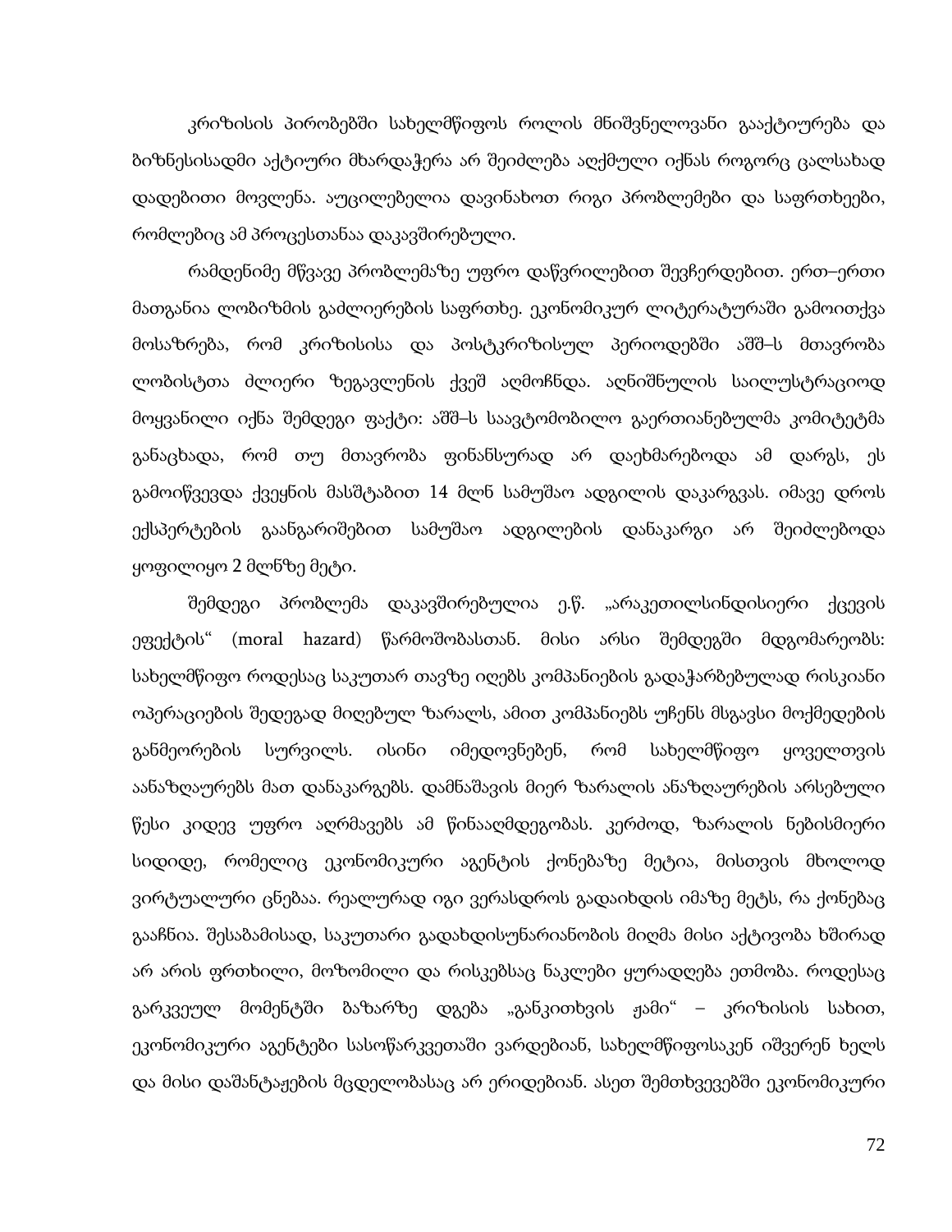კრიზისის პირობებში სახელმწიფოს როლის მნიშვნელოვანი გააქტიურება და ბიზნესისადმი აქტიური მხარდაჭერა არ შეიძლება აღქმული იქნას როგორც ცალსახად დადებითი მოვლენა. აუცილებელია დავინახოთ რიგი პრობლემები და საფრთხეები, რომლებიც ამ პროცესთანაა დაკავშირებული.

რამდენიმე მწვავე პრობლემაზე უფრო დაწვრილებით შევჩერდებით. ერთ–ერთი მათგანია ლობიზმის გაძლიერების საფრთხე. ეკონომიკურ ლიტერატურაში გამოითქვა მოსაზრება, რომ კრიზისისა და პოსტკრიზისულ პერიოდებში აშშ–ს მთავრობა ლობისტთა ძლიერი ზეგავლენის ქვეშ აღმოჩნდა. აღნიშნულის საილუსტრაციოდ მოყვანილი იქნა შემდეგი ფაქტი: აშშ–ს საავტომობილო გაერთიანებულმა კომიტეტმა განაცხადა, რომ თუ მთავრობა ფინანსურად არ დაეხმარებოდა ამ დარგს, ეს გამოიწვევდა ქვეყნის მასშტაბით 14 მლნ სამუშაო ადგილის დაკარგვას. იმავე დროს ექსპერტების გაანგარიშებით სამუშაო ადგილების დანაკარგი არ შეიძლებოდა ყოფილიყო 2 მლნზე მეტი.

შემდეგი პრობლემა დაკავშირებულია ე.წ. „არაკეთილსინდისიერი ქცევის ეფექტის“ (moral hazard) წარმოშობასთან. მისი არსი შემდეგში მდგომარეობს: სახელმწიფო როდესაც საკუთარ თავზე იღებს კომპანიების გადაჭარბებულად რისკიანი ოპერაციების შედეგად მიღებულ ზარალს, ამით კომპანიებს უჩენს მსგავსი მოქმედების განმეორების სურვილს. ისინი იმედოვნებენ, რომ სახელმწიფო ყოველთვის აანაზღაურებს მათ დანაკარგებს. დამნაშავის მიერ ზარალის ანაზღაურების არსებული წესი კიდევ უფრო აღრმავებს ამ წინააღმდეგობას. კერძოდ, ზარალის ნებისმიერი სიდიდე, რომელიც ეკონომიკური აგენტის ქონებაზე მეტია, მისთვის მხოლოდ ვირტუალური ცნებაა. რეალურად იგი ვერასდროს გადაიხდის იმაზე მეტს, რა ქონებაც გააჩნია. შესაბამისად, საკუთარი გადახდისუნარიანობის მიღმა მისი აქტივობა ხშირად არ არის ფრთხილი, მოზომილი და რისკებსაც ნაკლები ყურადღება ეთმობა. როდესაც გარკვეულ მომენტში ბაზარზე დგება „განკითხვის ჟამი“ – კრიზისის სახით, ეკონომიკური აგენტები სასოწარკვეთაში ვარდებიან, სახელმწიფოსაკენ იშვერენ ხელს და მისი დაშანტაჟების მცდელობასაც არ ერიდებიან. ასეთ შემთხვევებში ეკონომიკური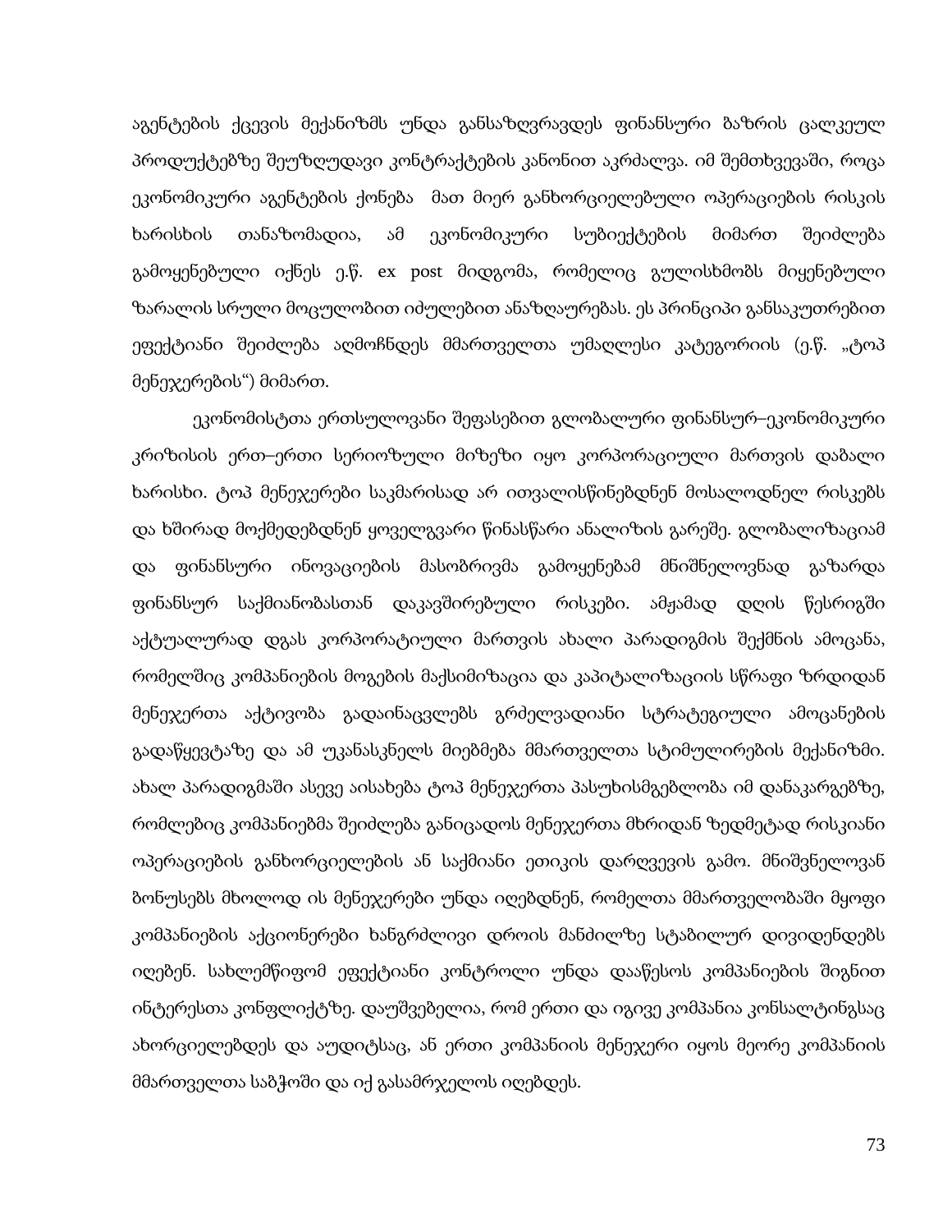აგენტების ქცევის მექანიზმს უნდა განსაზღვრავდეს ფინანსური ბაზრის ცალკეულ პროდუქტებზე შეუზღუდავი კონტრაქტების კანონით აკრძალვა. იმ შემთხვევაში, როცა ეკონომიკური აგენტების ქონება მათ მიერ განხორციელებული ოპერაციების რისკის ხარისხის თანაზომადია, ამ ეკონომიკური სუბიექტების მიმართ შეიძლება გამოყენებული იქნეს ე.წ. ex post მიდგომა, რომელიც გულისხმობს მიყენებული ზარალის სრული მოცულობით იძულებით ანაზღაურებას. ეს პრინციპი განსაკუთრებით ეფექტიანი შეიძლება აღმოჩნდეს მმართველთა უმაღლესი კატეგორიის (ე.წ. „ტოპ მენეჯერების") მიმართ.

ეკონომისტთა ერთსულოვანი შეფასებით გლობალური ფინანსურ–ეკონომიკური კრიზისის ერთ–ერთი სერიოზული მიზეზი იყო კორპორაციული მართვის დაბალი ხარისხი. ტოპ მენეჯერები საკმარისად არ ითვალისწინებდნენ მოსალოდნელ რისკებს და ხშირად მოქმედებდნენ ყოველგვარი წინასწარი ანალიზის გარეშე. გლობალიზაციამ და ფინანსური ინოვაციების მასობრივმა გამოყენებამ მნიშნელოვნად გაზარდა ფინანსურ საქმიანობასთან დაკავშირებული რისკები. ამჟამად დღის წესრიგში აქტუალურად დგას კორპორატიული მართვის ახალი პარადიგმის შექმნის ამოცანა, რომელშიც კომპანიების მოგების მაქსიმიზაცია და კაპიტალიზაციის სწრაფი ზრდიდან მენეჯერთა აქტივობა გადაინაცვლებს გრძელვადიანი სტრატეგიული ამოცანების გადაწყვეტაზე და ამ უკანასკნელს მიებმება მმართველთა სტიმულირების მექანიზმი. ახალ პარადიგმაში ასევე აისახება ტოპ მენეჯერთა პასუხისმგებლობა იმ დანაკარგებზე, რომლებიც კომპანიებმა შეიძლება განიცადოს მენეჯერთა მხრიდან ზედმეტად რისკიანი ოპერაციების განხორციელების ან საქმიანი ეთიკის დარღვევის გამო. მნიშვნელოვან ბონუსებს მხოლოდ ის მენეჯერები უნდა იღებდნენ, რომელთა მმართველობაში მყოფი კომპანიების აქციონერები ხანგრძლივი დროის მანძილზე სტაბილურ დივიდენდებს იღებენ. სახლემწიფომ ეფექტიანი კონტროლი უნდა დააწესოს კომპანიების შიგნით ინტერესთა კონფლიქტზე. დაუშვებელია, რომ ერთი და იგივე კომპანია კონსალტინგსაც ახორციელებდეს და აუდიტსაც, ან ერთი კომპანიის მენეჯერი იყოს მეორე კომპანიის მმართველთა საბჭოში და იქ გასამრჯელოს იღებდეს.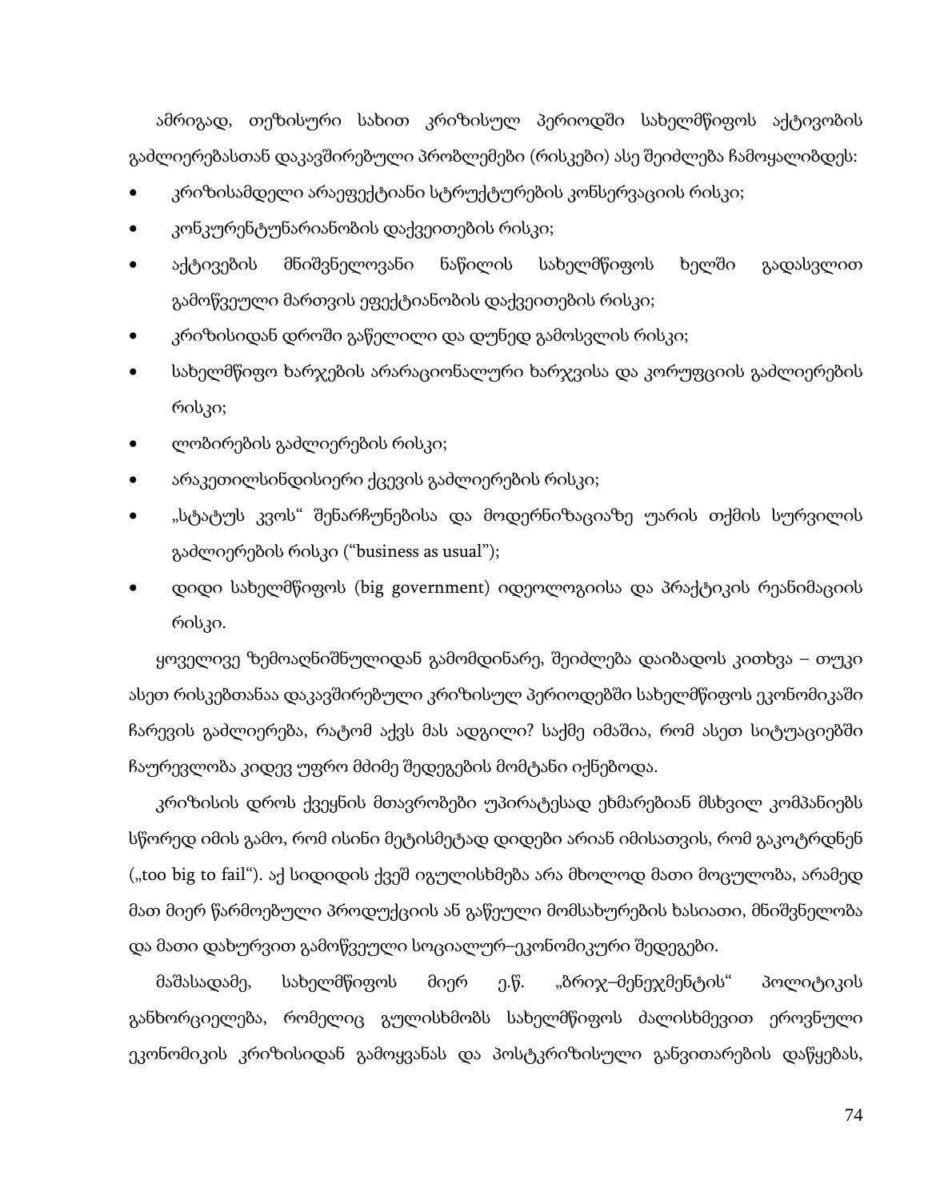ამრიგად, თეზისური სახით კრიზისულ პერიოდში სახელმწიფოს აქტივობის გაძლიერებასთან დაკავშირებული პრობლემები (რისკები) ასე შეიძლება ჩამოყალიბდეს:

- კრიზისამდელი არაეფექტიანი სტრუქტურების კონსერვაციის რისკი;
- კონკურენტუნარიანობის დაქვეითების რისკი;
- აქტივების მნიშვნელოვანი ნაწილის სახელმწიფოს ხელში გადასვლით გამოწვეული მართვის ეფექტიანობის დაქვეითების რისკი;
- კრიზისიდან დროში გაწელილი და დუნედ გამოსვლის რისკი;
- სახელმწიფო ხარჯების არარაციონალური ხარჯვისა და კორუფციის გაძლიერების რისკი;
- ლობირების გაძლიერების რისკი;
- არაკეთილსინდისიერი ქცევის გაძლიერების რისკი;
- „სტატუს კვოს" შენარჩუნებისა და მოდერნიზაციაზე უარის თქმის სურვილის გაძლიერების რისკი ("business as usual");
- დიდი სახელმწიფოს (big government) იდეოლოგიისა და პრაქტიკის რეანიმაციის რისკი.

ყოველივე ზემოაღნიშნულიდან გამომდინარე, შეიძლება დაიბადოს კითხვა – თუკი ასეთ რისკებთანაა დაკავშირებული კრიზისულ პერიოდებში სახელმწიფოს ეკონომიკაში ჩარევის გაძლიერება, რატომ აქვს მას ადგილი? საქმე იმაშია, რომ ასეთ სიტუაციებში ჩაურევლობა კიდევ უფრო მძიმე შედეგების მომტანი იქნებოდა.

კრიზისის დროს ქვეყნის მთავრობები უპირატესად ეხმარებიან მსხვილ კომპანიებს სწორედ იმის გამო, რომ ისინი მეტისმეტად დიდები არიან იმისათვის, რომ გაკოტრდნენ („too big to fail"). აქ სიდიდის ქვეშ იგულისხმება არა მხოლოდ მათი მოცულობა, არამედ მათ მიერ წარმოებული პროდუქციის ან გაწეული მომსახურების ხასიათი, მნიშვნელობა და მათი დახურვით გამოწვეული სოციალურ–ეკონომიკური შედეგები.

მაშასადამე, სახელმწიფოს მიერ ე.წ. „ბრიჯ–მენეჯმენტის" პოლიტიკის განხორციელება, რომელიც გულისხმობს სახელმწიფოს ძალისხმევით ეროვნული ეკონომიკის კრიზისიდან გამოყვანას და პოსტკრიზისული განვითარების დაწყებას,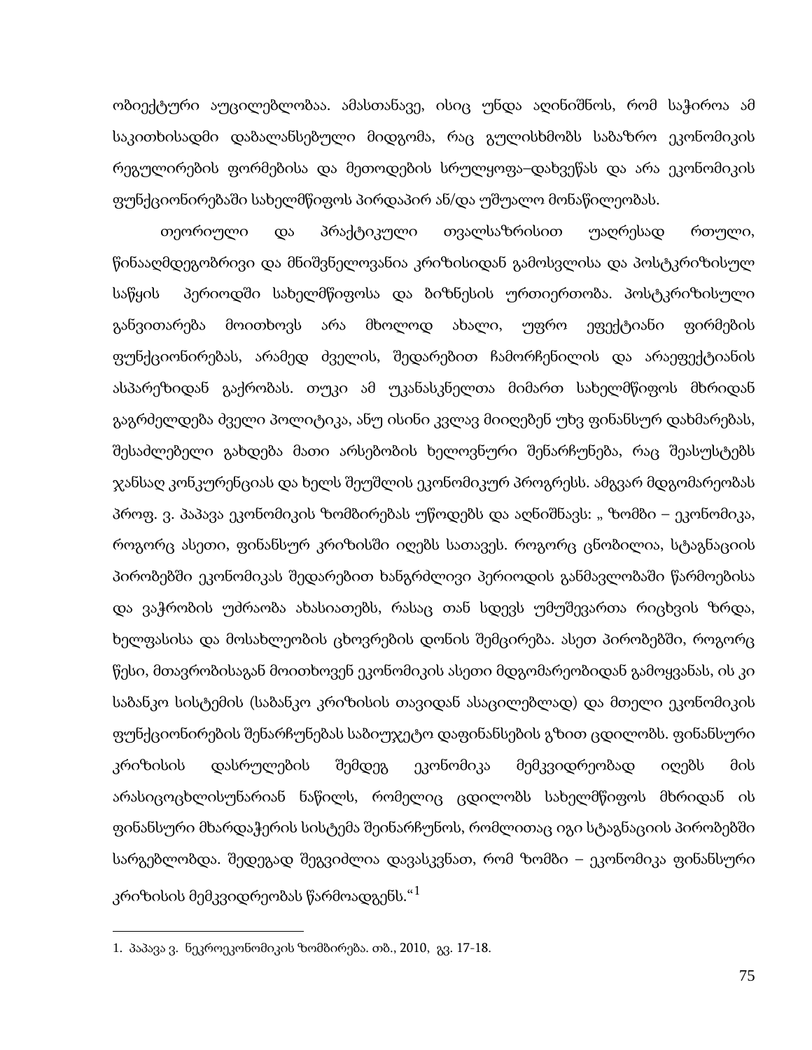ობიექტური აუცილებლობაა. ამასთანავე, ისიც უნდა აღინიშნოს, რომ საჭიროა ამ საკითხისადმი დაბალანსებული მიდგომა, რაც გულისხმობს საბაზრო ეკონომიკის რეგულირების ფორმებისა და მეთოდების სრულყოფა–დახვეწას და არა ეკონომიკის ფუნქციონირებაში სახელმწიფოს პირდაპირ ან/და უშუალო მონაწილეობას.

თეორიული და პრაქტიკული თვალსაზრისით უაღრესად რთული, წინააღმდეგობრივი და მნიშვნელოვანია კრიზისიდან გამოსვლისა და პოსტკრიზისულ საწყის პერიოდში სახელმწიფოსა და ბიზნესის ურთიერთობა. პოსტკრიზისული განვითარება მოითხოვს არა მხოლოდ ახალი, უფრო ეფექტიანი ფირმების ფუნქციონირებას, არამედ ძველის, შედარებით ჩამორჩენილის და არაეფექტიანის ასპარეზიდან გაქრობას. თუკი ამ უკანასკნელთა მიმართ სახელმწიფოს მხრიდან გაგრძელდება ძველი პოლიტიკა, ანუ ისინი კვლავ მიიღებენ უხვ ფინანსურ დახმარებას, შესაძლებელი გახდება მათი არსებობის ხელოვნური შენარჩუნება, რაც შეასუსტებს ჯანსაღ კონკურენციას და ხელს შეუშლის ეკონომიკურ პროგრესს. ამგვარ მდგომარეობას პროფ. ვ. პაპავა ეკონომიკის ზომბირებას უწოდებს და აღნიშნავს: „ ზომბი – ეკონომიკა, როგორც ასეთი, ფინანსურ კრიზისში იღებს სათავეს. როგორც ცნობილია, სტაგნაციის პირობებში ეკონომიკას შედარებით ხანგრძლივი პერიოდის განმავლობაში წარმოებისა და ვაჭრობის უძრაობა ახასიათებს, რასაც თან სდევს უმუშევართა რიცხვის ზრდა, ხელფასისა და მოსახლეობის ცხოვრების დონის შემცირება. ასეთ პირობებში, როგორც წესი, მთავრობისაგან მოითხოვენ ეკონომიკის ასეთი მდგომარეობიდან გამოყვანას, ის კი საბანკო სისტემის (საბანკო კრიზისის თავიდან ასაცილებლად) და მთელი ეკონომიკის ფუნქციონირების შენარჩუნებას საბიუჯეტო დაფინანსების გზით ცდილობს. ფინანსური კრიზისის დასრულების შემდეგ ეკონომიკა მემკვიდრეობად იღებს მის არასიცოცხლისუნარიან ნაწილს, რომელიც ცდილობს სახელმწიფოს მხრიდან ის ფინანსური მხარდაჭერის სისტემა შეინარჩუნოს, რომლითაც იგი სტაგნაციის პირობებში სარგებლობდა. შედეგად შეგვიძლია დავასკვნათ, რომ ზომბი – ეკონომიკა ფინანსური კრიზისის მემკვიდრეობას წარმოადგენს.“[1]

1. პაპავა ვ. ნეკროეკონომიკის ზომბირება. თბ., 2010, გვ. 17-18.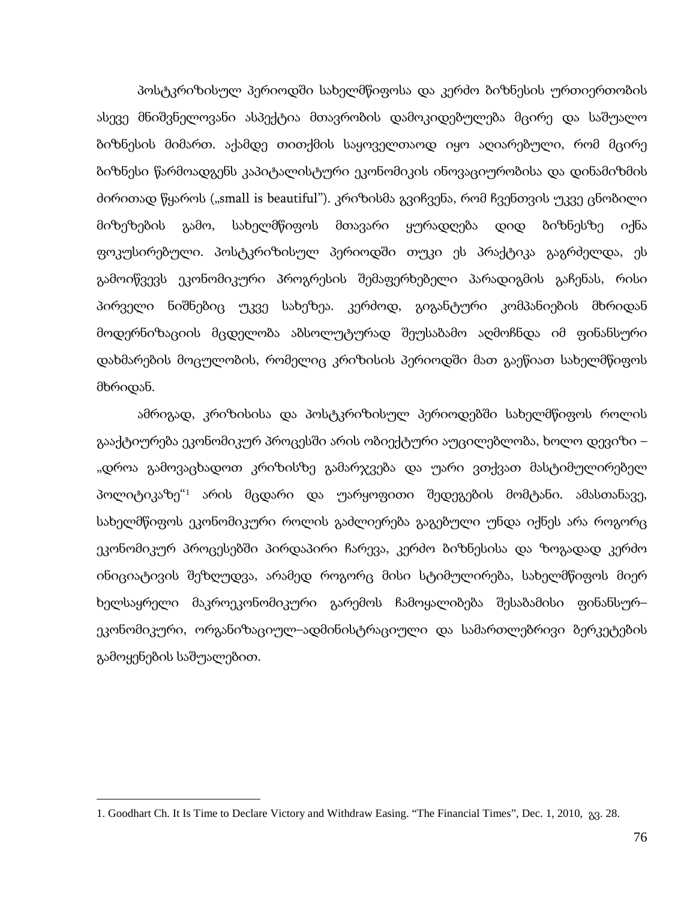პოსტკრიზისულ პერიოდში სახელმწიფოსა და კერძო ბიზნესის ურთიერთობის ასევე მნიშვნელოვანი ასპექტია მთავრობის დამოკიდებულება მცირე და საშუალო ბიზნესის მიმართ. აქამდე თითქმის საყოველთაოდ იყო აღიარებული, რომ მცირე ბიზნესი წარმოადგენს კაპიტალისტური ეკონომიკის ინოვაციურობისა და დინამიზმის ძირითად წყაროს („small is beautiful"). კრიზისმა გვიჩვენა, რომ ჩვენთვის უკვე ცნობილი მიზეზების გამო, სახელმწიფოს მთავარი ყურადღება დიდ ბიზნესზე იქნა ფოკუსირებული. პოსტკრიზისულ პერიოდში თუკი ეს პრაქტიკა გაგრძელდა, ეს გამოიწვევს ეკონომიკური პროგრესის შემაფერხებელი პარადიგმის გაჩენას, რისი პირველი ნიშნებიც უკვე სახეზეა. კერძოდ, გიგანტური კომპანიების მხრიდან მოდერნიზაციის მცდელობა აბსოლუტურად შეუსაბამო აღმოჩნდა იმ ფინანსური დახმარების მოცულობის, რომელიც კრიზისის პერიოდში მათ გაეწიათ სახელმწიფოს მხრიდან.

ამრიგად, კრიზისისა და პოსტკრიზისულ პერიოდებში სახელმწიფოს როლის გააქტიურება ეკონომიკურ პროცესში არის ობიექტური აუცილებლობა, ხოლო დევიზი – „დროა გამოვაცხადოთ კრიზისზე გამარჯვება და უარი ვთქვათ მასტიმულირებელ პოლიტიკაზე"[1] არის მცდარი და უარყოფითი შედეგების მომტანი. ამასთანავე, სახელმწიფოს ეკონომიკური როლის გაძლიერება გაგებული უნდა იქნეს არა როგორც ეკონომიკურ პროცესებში პირდაპირი ჩარევა, კერძო ბიზნესისა და ზოგადად კერძო ინიციატივის შეზღუდვა, არამედ როგორც მისი სტიმულირება, სახელმწიფოს მიერ ხელსაყრელი მაკროეკონომიკური გარემოს ჩამოყალიბება შესაბამისი ფინანსურ–ეკონომიკური, ორგანიზაციულ–ადმინისტრაციული და სამართლებრივი ბერკეტების გამოყენების საშუალებით.

---

1. Goodhart Ch. It Is Time to Declare Victory and Withdraw Easing. "The Financial Times", Dec. 1, 2010, გვ. 28.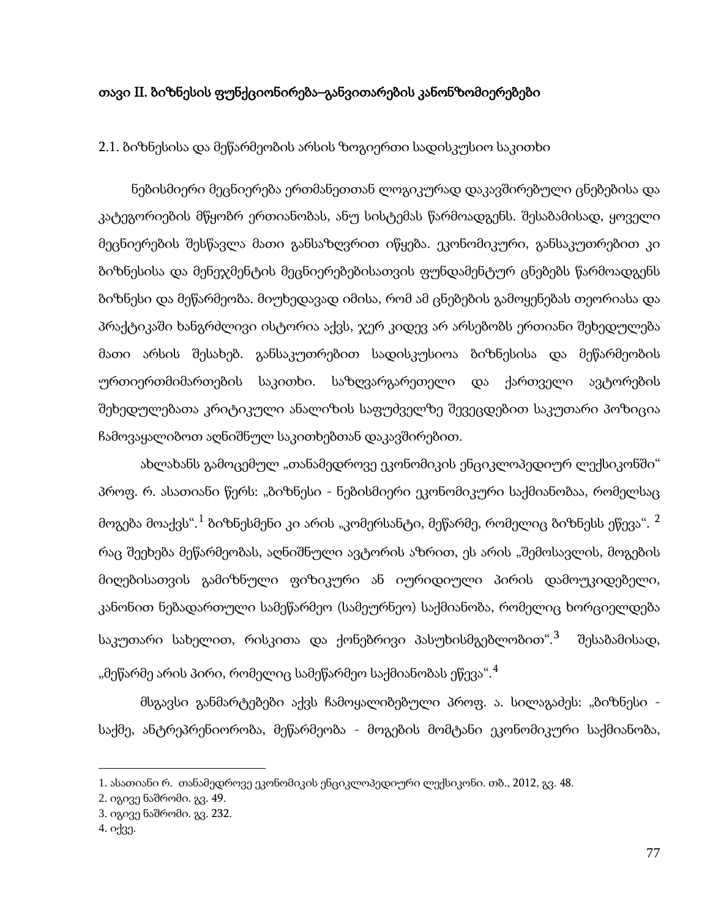# თავი II. ბიზნესის ფუნქციონირება–განვითარების კანონზომიერებები

## 2.1. ბიზნესისა და მეწარმეობის არსის ზოგიერთი სადისკუსიო საკითხი

ნებისმიერი მეცნიერება ერთმანეთთან ლოგიკურად დაკავშირებული ცნებებისა და კატეგორიების მწყობრ ერთიანობას, ანუ სისტემას წარმოადგენს. შესაბამისად, ყოველი მეცნიერების შესწავლა მათი განსაზღვრით იწყება. ეკონომიკური, განსაკუთრებით კი ბიზნესისა და მენეჯმენტის მეცნიერებებისათვის ფუნდამენტურ ცნებებს წარმოადგენს ბიზნესი და მეწარმეობა. მიუხედავად იმისა, რომ ამ ცნებების გამოყენებას თეორიასა და პრაქტიკაში ხანგრძლივი ისტორია აქვს, ჯერ კიდევ არ არსებობს ერთიანი შეხედულება მათი არსის შესახებ. განსაკუთრებით სადისკუსიოა ბიზნესისა და მეწარმეობის ურთიერთმიმართების საკითხი. საზღვარგარეთელი და ქართველი ავტორების შეხედულებათა კრიტიკული ანალიზის საფუძველზე შევეცდებით საკუთარი პოზიცია ჩამოვაყალიბოთ აღნიშნულ საკითხებთან დაკავშირებით.

ახლახანს გამოცემულ „თანამედროვე ეკონომიკის ენციკლოპედიურ ლექსიკონში" პროფ. რ. ასათიანი წერს: „ბიზნესი - ნებისმიერი ეკონომიკური საქმიანობაა, რომელსაც მოგება მოაქვს".[1] ბიზნესმენი კი არის „კომერსანტი, მეწარმე, რომელიც ბიზნესს ეწევა".[2] რაც შეეხება მეწარმეობას, აღნიშნული ავტორის აზრით, ეს არის „შემოსავლის, მოგების მიღებისათვის გამიზნული ფიზიკური ან იურიდიული პირის დამოუკიდებელი, კანონით ნებადართული სამეწარმეო (სამეურნეო) საქმიანობა, რომელიც ხორციელდება საკუთარი სახელით, რისკითა და ქონებრივი პასუხისმგებლობით".[3] შესაბამისად, „მეწარმე არის პირი, რომელიც სამეწარმეო საქმიანობას ეწევა".[4]

მსგავსი განმარტებები აქვს ჩამოყალიბებული პროფ. ა. სილაგაძეს: „ბიზნესი - საქმე, ანტრეპრენიორობა, მეწარმეობა - მოგების მომტანი ეკონომიკური საქმიანობა,

---

1. ასათიანი რ. თანამედროვე ეკონომიკის ენციკლოპედიური ლექსიკონი. თბ., 2012, გვ. 48.
2. იგივე ნაშრომი. გვ. 49.
3. იგივე ნაშრომი. გვ. 232.
4. იქვე.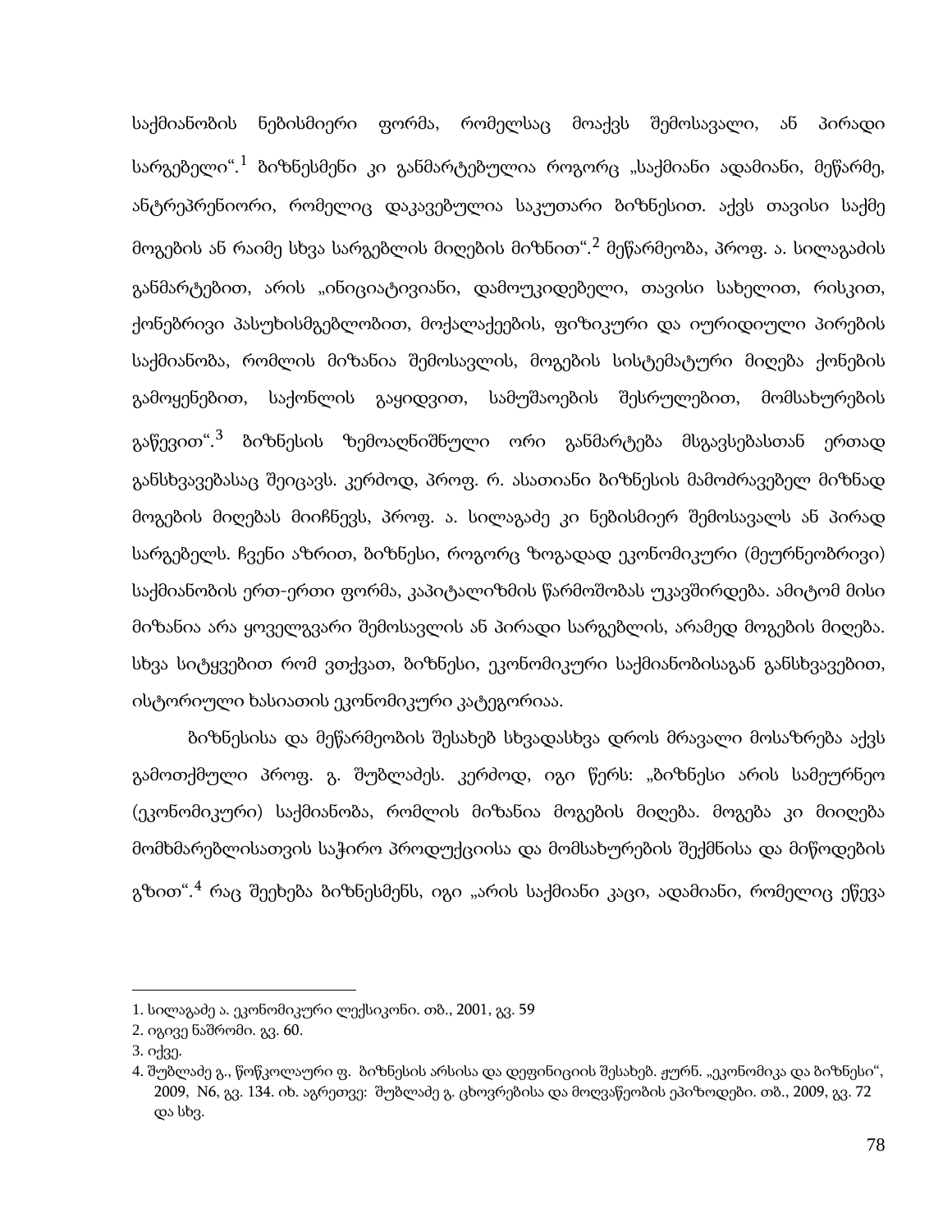საქმიანობის ნებისმიერი ფორმა, რომელსაც მოაქვს შემოსავალი, ან პირადი სარგებელი“.[1] ბიზნესმენი კი განმარტებულია როგორც „საქმიანი ადამიანი, მეწარმე, ანტრეპრენიორი, რომელიც დაკავებულია საკუთარი ბიზნესით. აქვს თავისი საქმე მოგების ან რაიმე სხვა სარგებლის მიღების მიზნით“.[2] მეწარმეობა, პროფ. ა. სილაგაძის განმარტებით, არის „ინიციატივიანი, დამოუკიდებელი, თავისი სახელით, რისკით, ქონებრივი პასუხისმგებლობით, მოქალაქეების, ფიზიკური და იურიდიული პირების საქმიანობა, რომლის მიზანია შემოსავლის, მოგების სისტემატური მიღება ქონების გამოყენებით, საქონლის გაყიდვით, სამუშაოების შესრულებით, მომსახურების გაწევით“.[3] ბიზნესის ზემოაღნიშნული ორი განმარტება მსგავსებასთან ერთად განსხვავებასაც შეიცავს. კერძოდ, პროფ. რ. ასათიანი ბიზნესის მამოძრავებელ მიზნად მოგების მიღებას მიიჩნევს, პროფ. ა. სილაგაძე კი ნებისმიერ შემოსავალს ან პირად სარგებელს. ჩვენი აზრით, ბიზნესი, როგორც ზოგადად ეკონომიკური (მეურნეობრივი) საქმიანობის ერთ-ერთი ფორმა, კაპიტალიზმის წარმოშობას უკავშირდება. ამიტომ მისი მიზანია არა ყოველგვარი შემოსავლის ან პირადი სარგებლის, არამედ მოგების მიღება. სხვა სიტყვებით რომ ვთქვათ, ბიზნესი, ეკონომიკური საქმიანობისაგან განსხვავებით, ისტორიული ხასიათის ეკონომიკური კატეგორიაა.

ბიზნესისა და მეწარმეობის შესახებ სხვადასხვა დროს მრავალი მოსაზრება აქვს გამოთქმული პროფ. გ. შუბლაძეს. კერძოდ, იგი წერს: „ბიზნესი არის სამეურნეო (ეკონომიკური) საქმიანობა, რომლის მიზანია მოგების მიღება. მოგება კი მიიღება მომხმარებლისათვის საჭირო პროდუქციისა და მომსახურების შექმნისა და მიწოდების გზით“.[4] რაც შეეხება ბიზნესმენს, იგი „არის საქმიანი კაცი, ადამიანი, რომელიც ეწევა

---

1. სილაგაძე ა. ეკონომიკური ლექსიკონი. თბ., 2001, გვ. 59
2. იგივე ნაშრომი. გვ. 60.
3. იქვე.
4. შუბლაძე გ., წოწკოლაური ფ. ბიზნესის არსისა და დეფინიციის შესახებ. ჟურნ. „ეკონომიკა და ბიზნესი“, 2009, N6, გვ. 134. იხ. აგრეთვე: შუბლაძე გ. ცხოვრებისა და მოღვაწეობის ეპიზოდები. თბ., 2009, გვ. 72 და სხვ.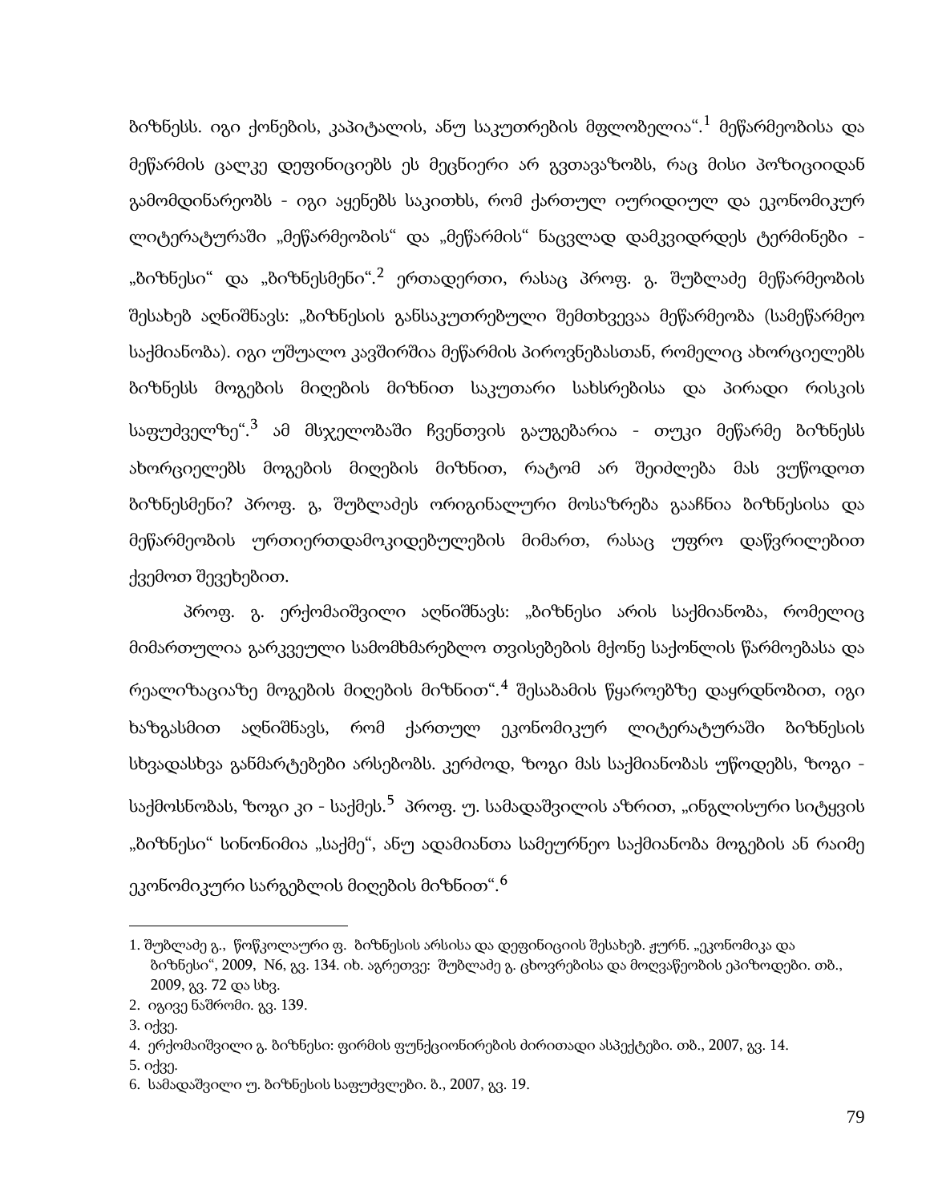ბიზნესს. იგი ქონების, კაპიტალის, ანუ საკუთრების მფლობელია“.[1] მეწარმეობისა და მეწარმის ცალკე დეფინიციებს ეს მეცნიერი არ გვთავაზობს, რაც მისი პოზიციიდან გამომდინარეობს - იგი აყენებს საკითხს, რომ ქართულ იურიდიულ და ეკონომიკურ ლიტერატურაში „მეწარმეობის“ და „მეწარმის“ ნაცვლად დამკვიდრდეს ტერმინები - „ბიზნესი“ და „ბიზნესმენი“.[2] ერთადერთი, რასაც პროფ. გ. შუბლაძე მეწარმეობის შესახებ აღნიშნავს: „ბიზნესის განსაკუთრებული შემთხვევაა მეწარმეობა (სამეწარმეო საქმიანობა). იგი უშუალო კავშირშია მეწარმის პიროვნებასთან, რომელიც ახორციელებს ბიზნესს მოგების მიღების მიზნით საკუთარი სახსრებისა და პირადი რისკის საფუძველზე“.[3] ამ მსჯელობაში ჩვენთვის გაუგებარია - თუკი მეწარმე ბიზნესს ახორციელებს მოგების მიღების მიზნით, რატომ არ შეიძლება მას ვუწოდოთ ბიზნესმენი? პროფ. გ, შუბლაძეს ორიგინალური მოსაზრება გააჩნია ბიზნესისა და მეწარმეობის ურთიერთდამოკიდებულების მიმართ, რასაც უფრო დაწვრილებით ქვემოთ შევეხებით.

პროფ. გ. ერქომაიშვილი აღნიშნავს: „ბიზნესი არის საქმიანობა, რომელიც მიმართულია გარკვეული სამომხმარებლო თვისებების მქონე საქონლის წარმოებასა და რეალიზაციაზე მოგების მიღების მიზნით“.[4] შესაბამის წყაროებზე დაყრდნობით, იგი ხაზგასმით აღნიშნავს, რომ ქართულ ეკონომიკურ ლიტერატურაში ბიზნესის სხვადასხვა განმარტებები არსებობს. კერძოდ, ზოგი მას საქმიანობას უწოდებს, ზოგი - საქმოსნობას, ზოგი კი - საქმეს.[5] პროფ. უ. სამადაშვილის აზრით, „ინგლისური სიტყვის „ბიზნესი“ სინონიმია „საქმე“, ანუ ადამიანთა სამეურნეო საქმიანობა მოგების ან რაიმე ეკონომიკური სარგებლის მიღების მიზნით“.[6]

---

1. შუბლაძე გ., წოწკოლაური ფ. ბიზნესის არსისა და დეფინიციის შესახებ. ჟურნ. „ეკონომიკა და ბიზნესი“, 2009, N6, გვ. 134. იხ. აგრეთვე: შუბლაძე გ. ცხოვრებისა და მოღვაწეობის ეპიზოდები. თბ., 2009, გვ. 72 და სხვ.
2. იგივე ნაშრომი. გვ. 139.
3. იქვე.
4. ერქომაიშვილი გ. ბიზნესი: ფირმის ფუნქციონირების ძირითადი ასპექტები. თბ., 2007, გვ. 14.
5. იქვე.
6. სამადაშვილი უ. ბიზნესის საფუძვლები. ბ., 2007, გვ. 19.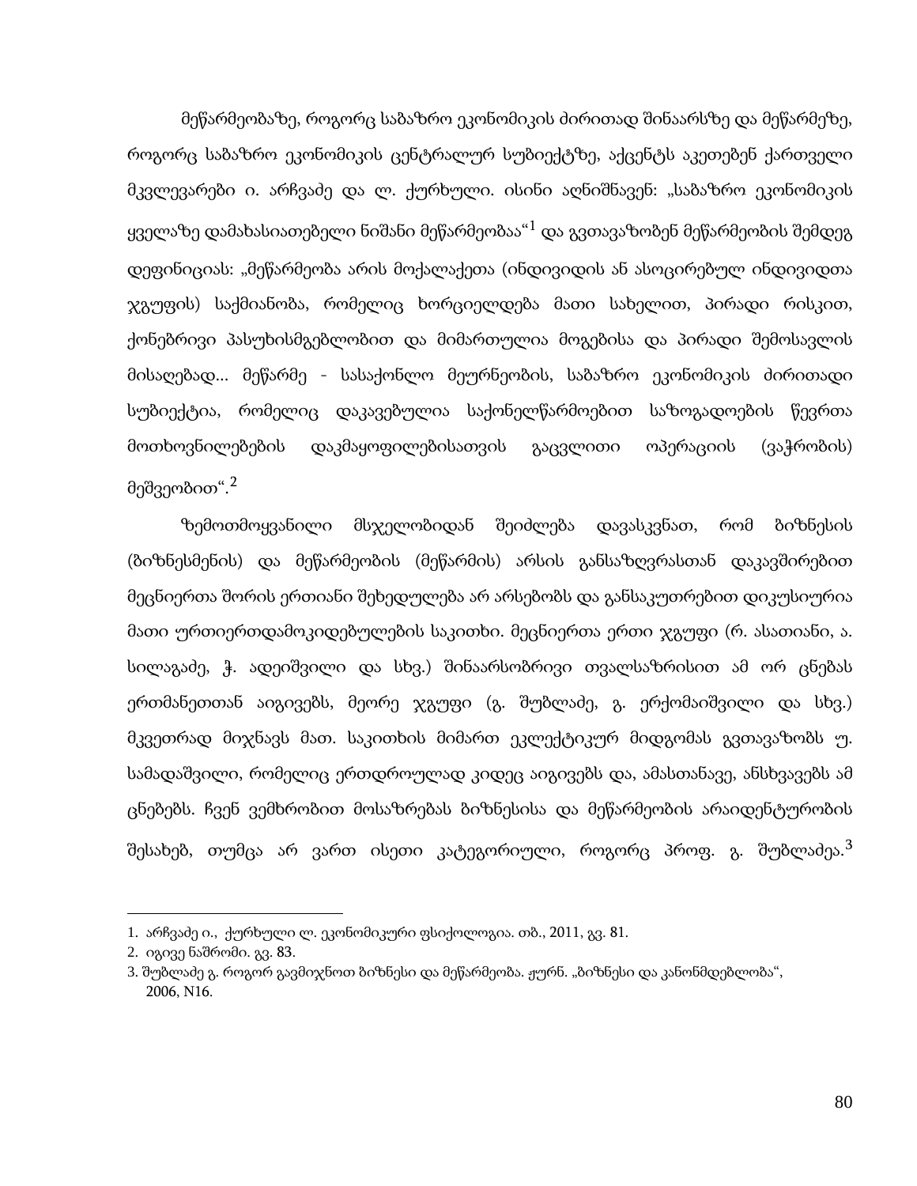მეწარმეობაზე, როგორც საბაზრო ეკონომიკის ძირითად შინაარსზე და მეწარმეზე, როგორც საბაზრო ეკონომიკის ცენტრალურ სუბიექტზე, აქცენტს აკეთებენ ქართველი მკვლევარები ი. არჩვაძე და ლ. ქურხული. ისინი აღნიშნავენ: „საბაზრო ეკონომიკის ყველაზე დამახასიათებელი ნიშანი მეწარმეობაა“[1] და გვთავაზობენ მეწარმეობის შემდეგ დეფინიციას: „მეწარმეობა არის მოქალაქეთა (ინდივიდის ან ასოცირებულ ინდივიდთა ჯგუფის) საქმიანობა, რომელიც ხორციელდება მათი სახელით, პირადი რისკით, ქონებრივი პასუხისმგებლობით და მიმართულია მოგებისა და პირადი შემოსავლის მისაღებად... მეწარმე - სასაქონლო მეურნეობის, საბაზრო ეკონომიკის ძირითადი სუბიექტია, რომელიც დაკავებულია საქონელწარმოებით საზოგადოების წევრთა მოთხოვნილებების დაკმაყოფილებისათვის გაცვლითი ოპერაციის (ვაჭრობის) მეშვეობით“.[2]

ზემოთმოყვანილი მსჯელობიდან შეიძლება დავასკვნათ, რომ ბიზნესის (ბიზნესმენის) და მეწარმეობის (მეწარმის) არსის განსაზღვრასთან დაკავშირებით მეცნიერთა შორის ერთიანი შეხედულება არ არსებობს და განსაკუთრებით დიკუსიურია მათი ურთიერთდამოკიდებულების საკითხი. მეცნიერთა ერთი ჯგუფი (რ. ასათიანი, ა. სილაგაძე, ჭ. ადეიშვილი და სხვ.) შინაარსობრივი თვალსაზრისით ამ ორ ცნებას ერთმანეთთან აიგივებს, მეორე ჯგუფი (გ. შუბლაძე, გ. ერქომაიშვილი და სხვ.) მკვეთრად მიჯნავს მათ. საკითხის მიმართ ეკლექტიკურ მიდგომას გვთავაზობს უ. სამადაშვილი, რომელიც ერთდროულად კიდეც აიგივებს და, ამასთანავე, ანსხვავებს ამ ცნებებს. ჩვენ ვემხრობით მოსაზრებას ბიზნესისა და მეწარმეობის არაიდენტურობის შესახებ, თუმცა არ ვართ ისეთი კატეგორიული, როგორც პროფ. გ. შუბლაძეა.[3]

---

1. არჩვაძე ი., ქურხული ლ. ეკონომიკური ფსიქოლოგია. თბ., 2011, გვ. 81.
2. იგივე ნაშრომი. გვ. 83.
3. შუბლაძე გ. როგორ გავმიჯნოთ ბიზნესი და მეწარმეობა. ჟურნ. „ბიზნესი და კანონმდებლობა“, 2006, N16.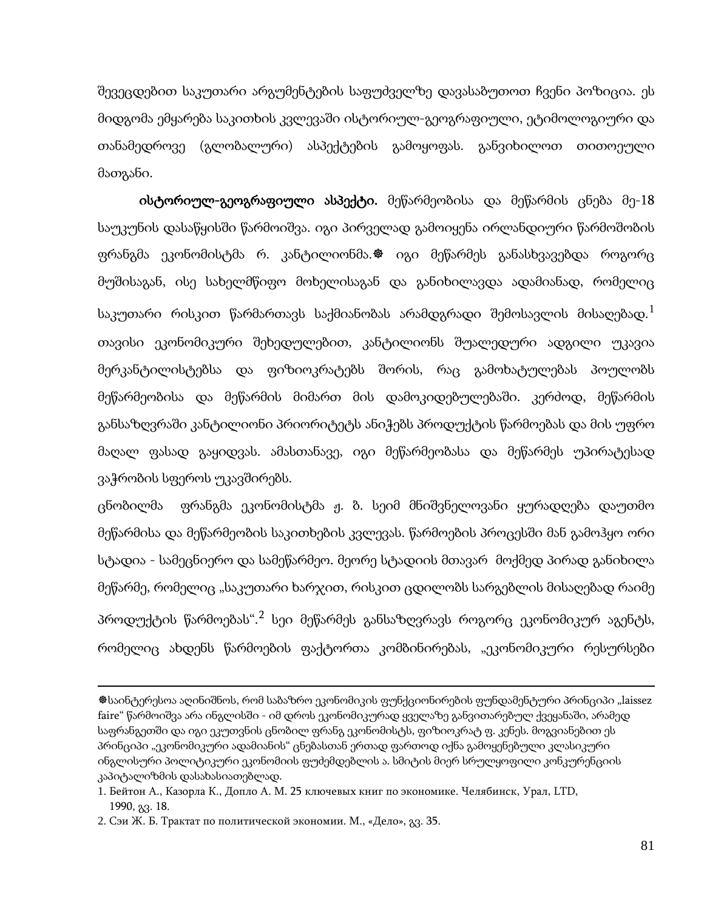შევეცდებით საკუთარი არგუმენტების საფუძველზე დავასაბუთოთ ჩვენი პოზიცია. ეს მიდგომა ემყარება საკითხის კვლევაში ისტორიულ-გეოგრაფიული, ეტიმოლოგიური და თანამედროვე (გლობალური) ასპექტების გამოყოფას. განვიხილოთ თითოეული მათგანი.

**ისტორიულ-გეოგრაფიული ასპექტი.** მეწარმეობისა და მეწარმის ცნება მე-18 საუკუნის დასაწყისში წარმოიშვა. იგი პირველად გამოიყენა ირლანდიური წარმოშობის ფრანგმა ეკონომისტმა რ. კანტილიონმა.❁ იგი მეწარმეს განასხვავებდა როგორც მუშისაგან, ისე სახელმწიფო მოხელისაგან და განიხილავდა ადამიანად, რომელიც საკუთარი რისკით წარმართავს საქმიანობას არამდგრადი შემოსავლის მისაღებად.[1] თავისი ეკონომიკური შეხედულებით, კანტილიონს შუალედური ადგილი უკავია მერკანტილისტებსა და ფიზიოკრატებს შორის, რაც გამოხატულებას პოულობს მეწარმეობისა და მეწარმის მიმართ მის დამოკიდებულებაში. კერძოდ, მეწარმის განსაზღვრაში კანტილიონი პრიორიტეტს ანიჭებს პროდუქტის წარმოებას და მის უფრო მაღალ ფასად გაყიდვას. ამასთანავე, იგი მეწარმეობასა და მეწარმეს უპირატესად ვაჭრობის სფეროს უკავშირებს.

ცნობილმა ფრანგმა ეკონომისტმა ჟ. ბ. სეიმ მნიშვნელოვანი ყურადღება დაუთმო მეწარმისა და მეწარმეობის საკითხების კვლევას. წარმოების პროცესში მან გამოჰყო ორი სტადია - სამეცნიერო და სამეწარმეო. მეორე სტადიის მთავარ მოქმედ პირად განიხილა მეწარმე, რომელიც „საკუთარი ხარჯით, რისკით ცდილობს სარგებლის მისაღებად რაიმე პროდუქტის წარმოებას".[2] სეი მეწარმეს განსაზღვრავს როგორც ეკონომიკურ აგენტს, რომელიც ახდენს წარმოების ფაქტორთა კომბინირებას, „ეკონომიკური რესურსები

---

❁საინტერესოა აღინიშნოს, რომ საბაზრო ეკონომიკის ფუნქციონირების ფუნდამენტური პრინციპი „laissez faire" წარმოიშვა არა ინგლისში - იმ დროს ეკონომიკურად ყველაზე განვითარებულ ქვეყანაში, არამედ საფრანგეთში და იგი ეკუთვნის ცნობილ ფრანგ ეკონომისტს, ფიზიოკრატ ფ. კენეს. მოგვიანებით ეს პრინციპი „ეკონომიკური ადამიანის" ცნებასთან ერთად ფართოდ იქნა გამოყენებული კლასიკური ინგლისური პოლიტიკური ეკონომიის ფუძემდებლის ა. სმიტის მიერ სრულყოფილი კონკურენციის კაპიტალიზმის დასახასიათებლად.

1. Бейтон А., Казорла К., Допло А. М. 25 ключевых книг по экономике. Челябинск, Урал, LTD, 1990, გვ. 18.
2. Сэи Ж. Б. Трактат по политической экономии. М., «Дело», გვ. 35.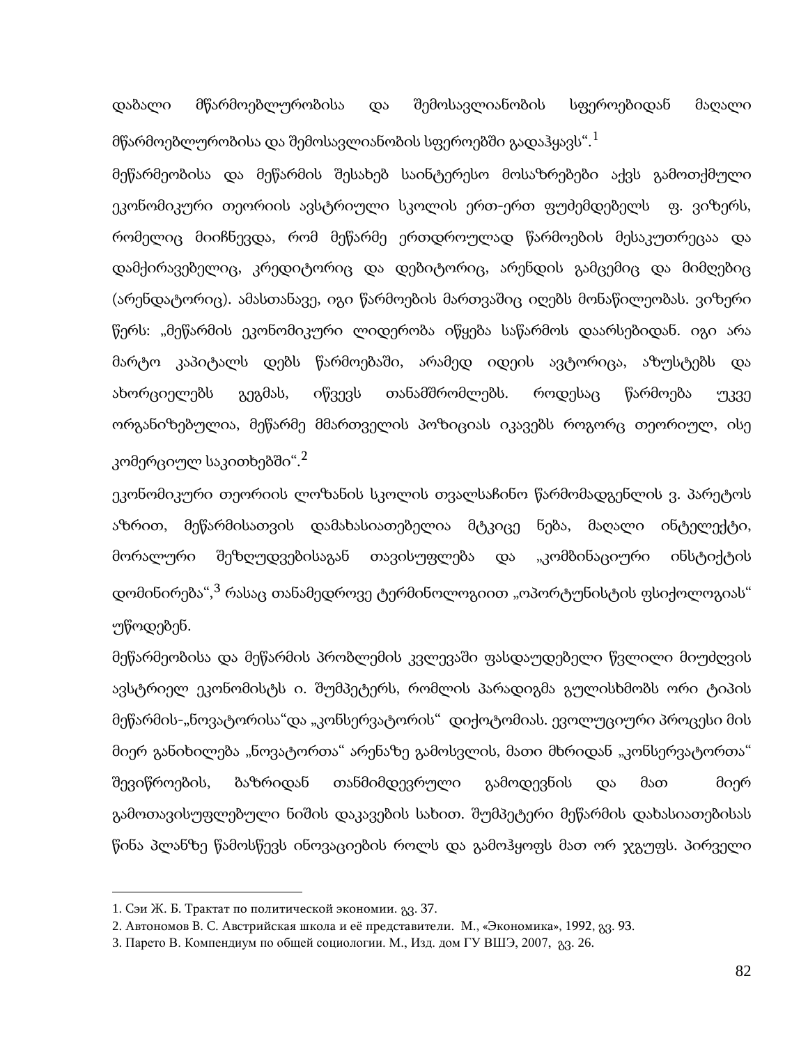დაბალი მწარმოებლურობისა და შემოსავლიანობის სფეროებიდან მაღალი მწარმოებლურობისა და შემოსავლიანობის სფეროებში გადაჰყავს“.[1]

მეწარმეობისა და მეწარმის შესახებ საინტერესო მოსაზრებები აქვს გამოთქმული ეკონომიკური თეორიის ავსტრიული სკოლის ერთ-ერთ ფუძემდებელს ფ. ვიზერს, რომელიც მიიჩნევდა, რომ მეწარმე ერთდროულად წარმოების მესაკუთრეცაა და დამქირავებელიც, კრედიტორიც და დებიტორიც, არენდის გამცემიც და მიმღებიც (არენდატორიც). ამასთანავე, იგი წარმოების მართვაშიც იღებს მონაწილეობას. ვიზერი წერს: „მეწარმის ეკონომიკური ლიდერობა იწყება საწარმოს დაარსებიდან. იგი არა მარტო კაპიტალს დებს წარმოებაში, არამედ იდეის ავტორიცა, აზუსტებს და ახორციელებს გეგმას, იწვევს თანამშრომლებს. როდესაც წარმოება უკვე ორგანიზებულია, მეწარმე მმართველის პოზიციას იკავებს როგორც თეორიულ, ისე კომერციულ საკითხებში“.[2]

ეკონომიკური თეორიის ლოზანის სკოლის თვალსაჩინო წარმომადგენლის ვ. პარეტოს აზრით, მეწარმისათვის დამახასიათებელია მტკიცე ნება, მაღალი ინტელექტი, მორალური შეზღუდვებისაგან თავისუფლება და „კომბინაციური ინსტიქტის დომინირება“,[3] რასაც თანამედროვე ტერმინოლოგიით „ოპორტუნისტის ფსიქოლოგიას“ უწოდებენ.

მეწარმეობისა და მეწარმის პრობლემის კვლევაში ფასდაუდებელი წვლილი მიუძღვის ავსტრიელ ეკონომისტს ი. შუმპეტერს, რომლის პარადიგმა გულისხმობს ორი ტიპის მეწარმის-„ნოვატორისა“და „კონსერვატორის“ დიქოტომიას. ევოლუციური პროცესი მის მიერ განიხილება „ნოვატორთა“ არენაზე გამოსვლის, მათი მხრიდან „კონსერვატორთა“ შევიწროების, ბაზრიდან თანმიმდევრული გამოდევნის და მათ მიერ გამოთავისუფლებული ნიშის დაკავების სახით. შუმპეტერი მეწარმის დახასიათებისას წინა პლანზე წამოსწევს ინოვაციების როლს და გამოჰყოფს მათ ორ ჯგუფს. პირველი

---

1. Сэи Ж. Б. Трактат по политической экономии. გვ. 37.
2. Автономов В. С. Австрийская школа и её представители. М., «Экономика», 1992, გვ. 93.
3. Парето В. Компендиум по общей социологии. М., Изд. дом ГУ ВШЭ, 2007, გვ. 26.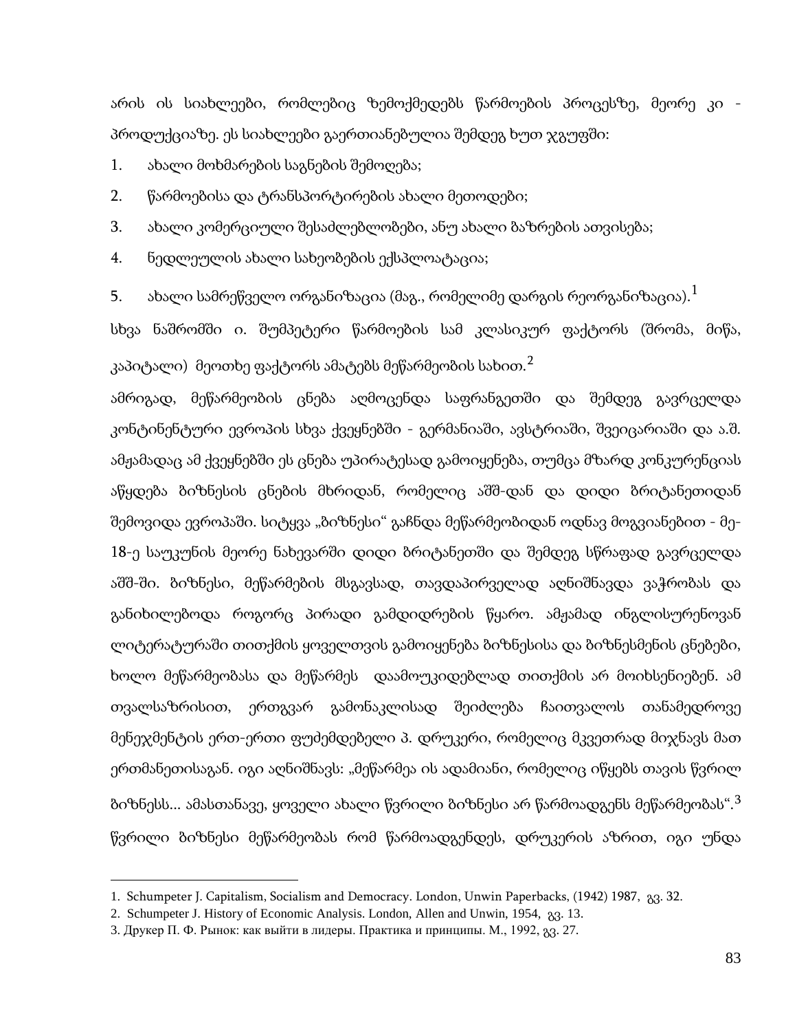არის ის სიახლეები, რომლებიც ზემოქმედებს წარმოების პროცესზე, მეორე კი - პროდუქციაზე. ეს სიახლეები გაერთიანებულია შემდეგ ხუთ ჯგუფში:

1. ახალი მოხმარების საგნების შემოღება;
2. წარმოებისა და ტრანსპორტირების ახალი მეთოდები;
3. ახალი კომერციული შესაძლებლობები, ანუ ახალი ბაზრების ათვისება;
4. ნედლეულის ახალი სახეობების ექსპლოატაცია;
5. ახალი სამრეწველო ორგანიზაცია (მაგ., რომელიმე დარგის რეორგანიზაცია).[1]

სხვა ნაშრომში ი. შუმპეტერი წარმოების სამ კლასიკურ ფაქტორს (შრომა, მიწა, კაპიტალი) მეოთხე ფაქტორს ამატებს მეწარმეობის სახით.[2]

ამრიგად, მეწარმეობის ცნება აღმოცენდა საფრანგეთში და შემდეგ გავრცელდა კონტინენტური ევროპის სხვა ქვეყნებში - გერმანიაში, ავსტრიაში, შვეიცარიაში და ა.შ. ამჟამადაც ამ ქვეყნებში ეს ცნება უპირატესად გამოიყენება, თუმცა მზარდ კონკურენციას აწყდება ბიზნესის ცნების მხრიდან, რომელიც აშშ-დან და დიდი ბრიტანეთიდან შემოვიდა ევროპაში. სიტყვა „ბიზნესი" გაჩნდა მეწარმეობიდან ოდნავ მოგვიანებით - მე-18-ე საუკუნის მეორე ნახევარში დიდი ბრიტანეთში და შემდეგ სწრაფად გავრცელდა აშშ-ში. ბიზნესი, მეწარმების მსგავსად, თავდაპირველად აღნიშნავდა ვაჭრობას და განიხილებოდა როგორც პირადი გამდიდრების წყარო. ამჟამად ინგლისურენოვან ლიტერატურაში თითქმის ყოველთვის გამოიყენება ბიზნესისა და ბიზნესმენის ცნებები, ხოლო მეწარმეობასა და მეწარმეს დაამოუკიდებლად თითქმის არ მოიხსენიებენ. ამ თვალსაზრისით, ერთგვარ გამონაკლისად შეიძლება ჩაითვალოს თანამედროვე მენეჯმენტის ერთ-ერთი ფუძემდებელი პ. დრუკერი, რომელიც მკვეთრად მიჯნავს მათ ერთმანეთისაგან. იგი აღნიშნავს: „მეწარმეა ის ადამიანი, რომელიც იწყებს თავის წვრილ ბიზნესს... ამასთანავე, ყოველი ახალი წვრილი ბიზნესი არ წარმოადგენს მეწარმეობას".[3] წვრილი ბიზნესი მეწარმეობას რომ წარმოადგენდეს, დრუკერის აზრით, იგი უნდა

---

1. Schumpeter J. Capitalism, Socialism and Democracy. London, Unwin Paperbacks, (1942) 1987, გვ. 32.
2. Schumpeter J. History of Economic Analysis. London, Allen and Unwin, 1954, გვ. 13.
3. Друкер П. Ф. Рынок: как выйти в лидеры. Практика и принципы. М., 1992, გვ. 27.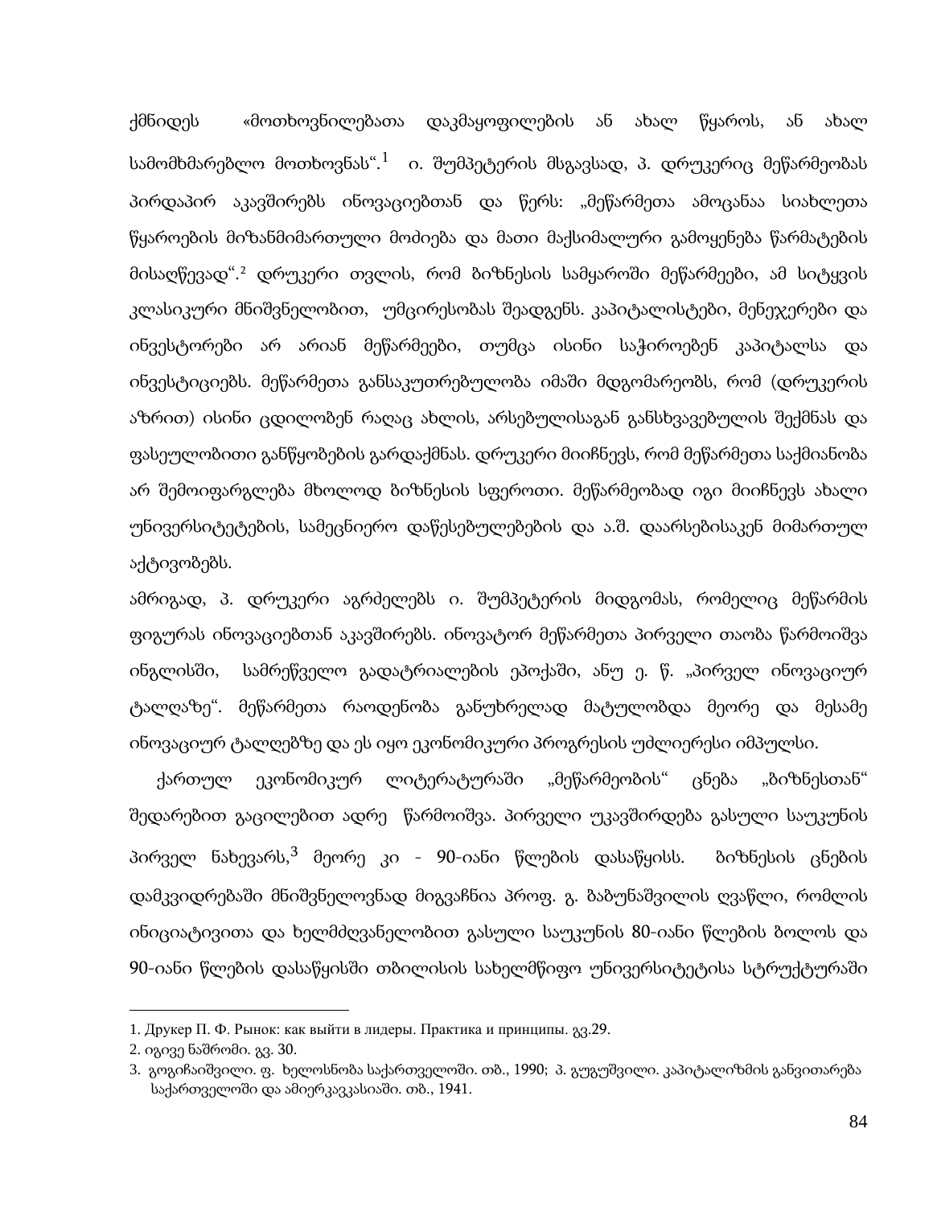ქმნიდეს «მოთხოვნილებათა დაკმაყოფილების ან ახალ წყაროს, ან ახალ სამომხმარებლო მოთხოვნას“.[1] ი. შუმპეტერის მსგავსად, პ. დრუკერიც მეწარმეობას პირდაპირ აკავშირებს ინოვაციებთან და წერს: „მეწარმეთა ამოცანაა სიახლეთა წყაროების მიზანმიმართული მოძიება და მათი მაქსიმალური გამოყენება წარმატების მისაღწევად“.[2] დრუკერი თვლის, რომ ბიზნესის სამყაროში მეწარმეები, ამ სიტყვის კლასიკური მნიშვნელობით, უმცირესობას შეადგენს. კაპიტალისტები, მენეჯერები და ინვესტორები არ არიან მეწარმეები, თუმცა ისინი საჭიროებენ კაპიტალსა და ინვესტიციებს. მეწარმეთა განსაკუთრებულობა იმაში მდგომარეობს, რომ (დრუკერის აზრით) ისინი ცდილობენ რაღაც ახლის, არსებულისაგან განსხვავებულის შექმნას და ფასეულობითი განწყობების გარდაქმნას. დრუკერი მიიჩნევს, რომ მეწარმეთა საქმიანობა არ შემოიფარგლება მხოლოდ ბიზნესის სფეროთი. მეწარმეობად იგი მიიჩნევს ახალი უნივერსიტეტების, სამეცნიერო დაწესებულებების და ა.შ. დაარსებისაკენ მიმართულ აქტივობებს.

ამრიგად, პ. დრუკერი აგრძელებს ი. შუმპეტერის მიდგომას, რომელიც მეწარმის ფიგურას ინოვაციებთან აკავშირებს. ინოვატორ მეწარმეთა პირველი თაობა წარმოიშვა ინგლისში, სამრეწველო გადატრიალების ეპოქაში, ანუ ე. წ. „პირველ ინოვაციურ ტალღაზე“. მეწარმეთა რაოდენობა განუხრელად მატულობდა მეორე და მესამე ინოვაციურ ტალღებზე და ეს იყო ეკონომიკური პროგრესის უძლიერესი იმპულსი.

ქართულ ეკონომიკურ ლიტერატურაში „მეწარმეობის“ ცნება „ბიზნესთან“ შედარებით გაცილებით ადრე წარმოიშვა. პირველი უკავშირდება გასული საუკუნის პირველ ნახევარს,[3] მეორე კი - 90-იანი წლების დასაწყისს. ბიზნესის ცნების დამკვიდრებაში მნიშვნელოვნად მიგვაჩნია პროფ. გ. ბაბუნაშვილის ღვაწლი, რომლის ინიციატივითა და ხელმძღვანელობით გასული საუკუნის 80-იანი წლების ბოლოს და 90-იანი წლების დასაწყისში თბილისის სახელმწიფო უნივერსიტეტისა სტრუქტურაში

---

1. Друкер П. Ф. Рынок: как выйти в лидеры. Практика и принципы. გვ.29.
2. იგივე ნაშრომი. გვ. 30.
3. გოგიჩაიშვილი. ფ. ხელოსნობა საქართველოში. თბ., 1990; პ. გუგუშვილი. კაპიტალიზმის განვითარება საქართველოში და ამიერკავკასიაში. თბ., 1941.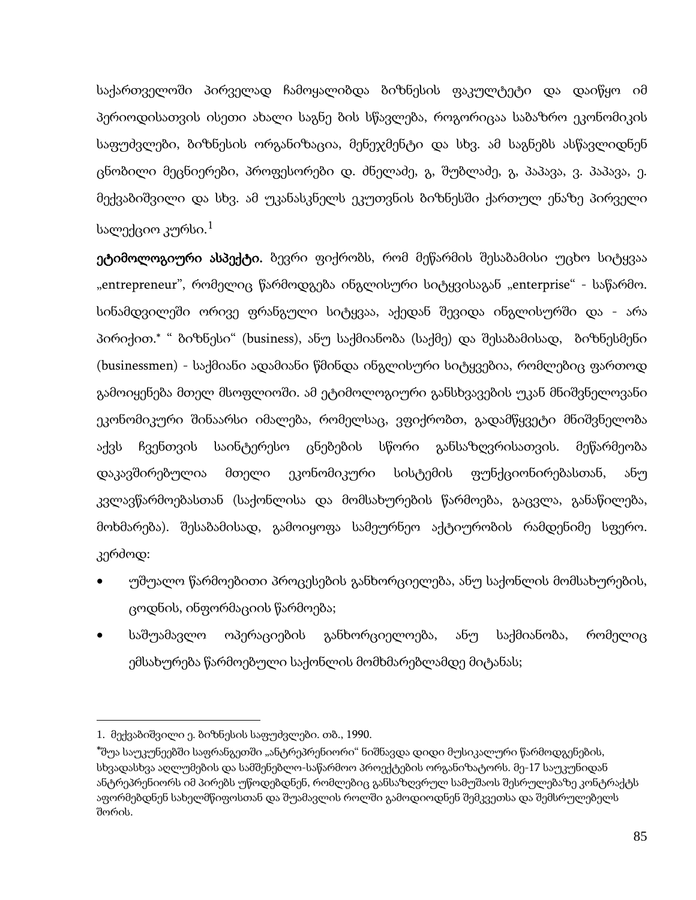საქართველოში პირველად ჩამოყალიბდა ბიზნესის ფაკულტეტი და დაიწყო იმ პერიოდისათვის ისეთი ახალი საგნე ბის სწავლება, როგორიცაა საბაზრო ეკონომიკის საფუძვლები, ბიზნესის ორგანიზაცია, მენეჯმენტი და სხვ. ამ საგნებს ასწავლიდნენ ცნობილი მეცნიერები, პროფესორები დ. ძნელაძე, გ, შუბლაძე, გ, პაპავა, ვ. პაპავა, ე. მექვაბიშვილი და სხვ. ამ უკანასკნელს ეკუთვნის ბიზნესში ქართულ ენაზე პირველი სალექციო კურსი.[1]

**ეტიმოლოგიური ასპექტი.** ბევრი ფიქრობს, რომ მეწარმის შესაბამისი უცხო სიტყვაა „entrepreneur", რომელიც წარმოდგება ინგლისური სიტყვისაგან „enterprise" - საწარმო. სინამდვილეში ორივე ფრანგული სიტყვაა, აქედან შევიდა ინგლისურში და - არა პირიქით.* " ბიზნესი" (business), ანუ საქმიანობა (საქმე) და შესაბამისად, ბიზნესმენი (businessmen) - საქმიანი ადამიანი წმინდა ინგლისური სიტყვებია, რომლებიც ფართოდ გამოიყენება მთელ მსოფლიოში. ამ ეტიმოლოგიური განსხვავების უკან მნიშვნელოვანი ეკონომიკური შინაარსი იმალება, რომელსაც, ვფიქრობთ, გადამწყვეტი მნიშვნელობა აქვს ჩვენთვის საინტერესო ცნებების სწორი განსაზღვრისათვის. მეწარმეობა დაკავშირებულია მთელი ეკონომიკური სისტემის ფუნქციონირებასთან, ანუ კვლავწარმოებასთან (საქონლისა და მომსახურების წარმოება, გაცვლა, განაწილება, მოხმარება). შესაბამისად, გამოიყოფა სამეურნეო აქტიურობის რამდენიმე სფერო. კერძოდ:

- უშუალო წარმოებითი პროცესების განხორციელება, ანუ საქონლის მომსახურების, ცოდნის, ინფორმაციის წარმოება;
- საშუამავლო ოპერაციების განხორციელოება, ანუ საქმიანობა, რომელიც ემსახურება წარმოებული საქონლის მომხმარებლამდე მიტანას;

---

1. მექვაბიშვილი ე. ბიზნესის საფუძვლები. თბ., 1990.

*შუა საუკუნეებში საფრანგეთში „ანტრეპრენიორი" ნიშნავდა დიდი მუსიკალური წარმოდგენების, სხვადასხვა აღლუმების და სამშენებლო-საწარმოო პროექტების ორგანიზატორს. მე-17 საუკუნიდან ანტრეპრენიორს იმ პირებს უწოდებდნენ, რომლებიც განსაზღვრულ სამუშაოს შესრულებაზე კონტრაქტს აფორმებდნენ სახელმწიფოსთან და შუამავლის როლში გამოდიოდნენ შემკვეთსა და შემსრულებელს შორის.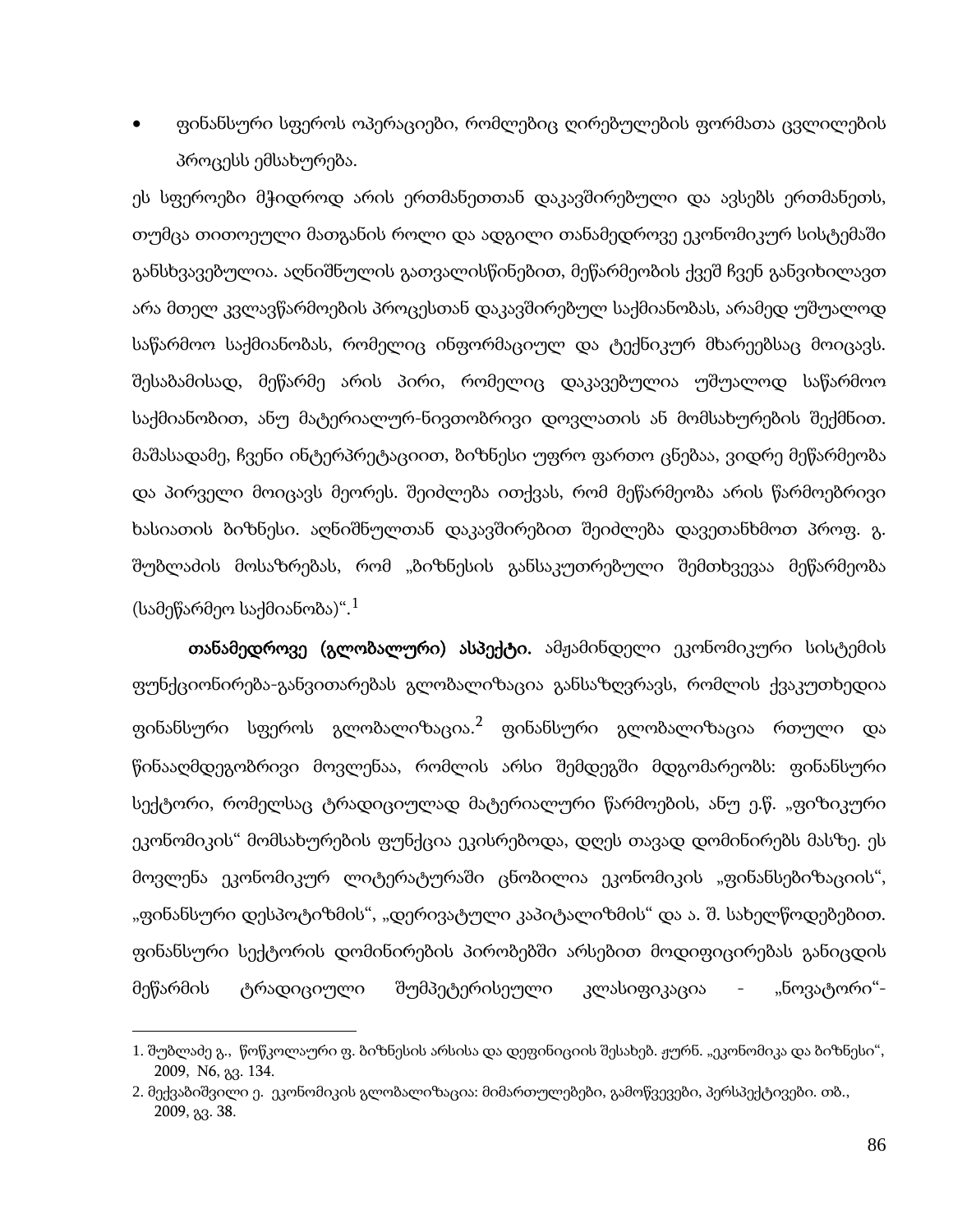- ფინანსური სფეროს ოპერაციები, რომლებიც ღირებულების ფორმათა ცვლილების პროცესს ემსახურება.

ეს სფეროები მჭიდროდ არის ერთმანეთთან დაკავშირებული და ავსებს ერთმანეთს, თუმცა თითოეული მათგანის როლი და ადგილი თანამედროვე ეკონომიკურ სისტემაში განსხვავებულია. აღნიშნულის გათვალისწინებით, მეწარმეობის ქვეშ ჩვენ განვიხილავთ არა მთელ კვლავწარმოების პროცესთან დაკავშირებულ საქმიანობას, არამედ უშუალოდ საწარმოო საქმიანობას, რომელიც ინფორმაციულ და ტექნიკურ მხარეებსაც მოიცავს. შესაბამისად, მეწარმე არის პირი, რომელიც დაკავებულია უშუალოდ საწარმოო საქმიანობით, ანუ მატერიალურ-ნივთობრივი დოვლათის ან მომსახურების შექმნით. მაშასადამე, ჩვენი ინტერპრეტაციით, ბიზნესი უფრო ფართო ცნებაა, ვიდრე მეწარმეობა და პირველი მოიცავს მეორეს. შეიძლება ითქვას, რომ მეწარმეობა არის წარმოებრივი ხასიათის ბიზნესი. აღნიშნულთან დაკავშირებით შეიძლება დავეთანხმოთ პროფ. გ. შუბლაძის მოსაზრებას, რომ „ბიზნესის განსაკუთრებული შემთხვევაა მეწარმეობა (სამეწარმეო საქმიანობა)“.[1]

**თანამედროვე (გლობალური) ასპექტი.** ამჟამინდელი ეკონომიკური სისტემის ფუნქციონირება-განვითარებას გლობალიზაცია განსაზღვრავს, რომლის ქვაკუთხედია ფინანსური სფეროს გლობალიზაცია.[2] ფინანსური გლობალიზაცია რთული და წინააღმდეგობრივი მოვლენაა, რომლის არსი შემდეგში მდგომარეობს: ფინანსური სექტორი, რომელსაც ტრადიციულად მატერიალური წარმოების, ანუ ე.წ. „ფიზიკური ეკონომიკის“ მომსახურების ფუნქცია ეკისრებოდა, დღეს თავად დომინირებს მასზე. ეს მოვლენა ეკონომიკურ ლიტერატურაში ცნობილია ეკონომიკის „ფინანსებიზაციის“, „ფინანსური დესპოტიზმის“, „დერივატული კაპიტალიზმის“ და ა. შ. სახელწოდებებით. ფინანსური სექტორის დომინირების პირობებში არსებით მოდიფიცირებას განიცდის მეწარმის ტრადიციული შუმპეტერისეული კლასიფიკაცია - „ნოვატორი“-

---

1. შუბლაძე გ., წოწკოლაური ფ. ბიზნესის არსისა და დეფინიციის შესახებ. ჟურნ. „ეკონომიკა და ბიზნესი“, 2009, N6, გვ. 134.
2. მექვაბიშვილი ე. ეკონომიკის გლობალიზაცია: მიმართულებები, გამოწვევები, პერსპექტივები. თბ., 2009, გვ. 38.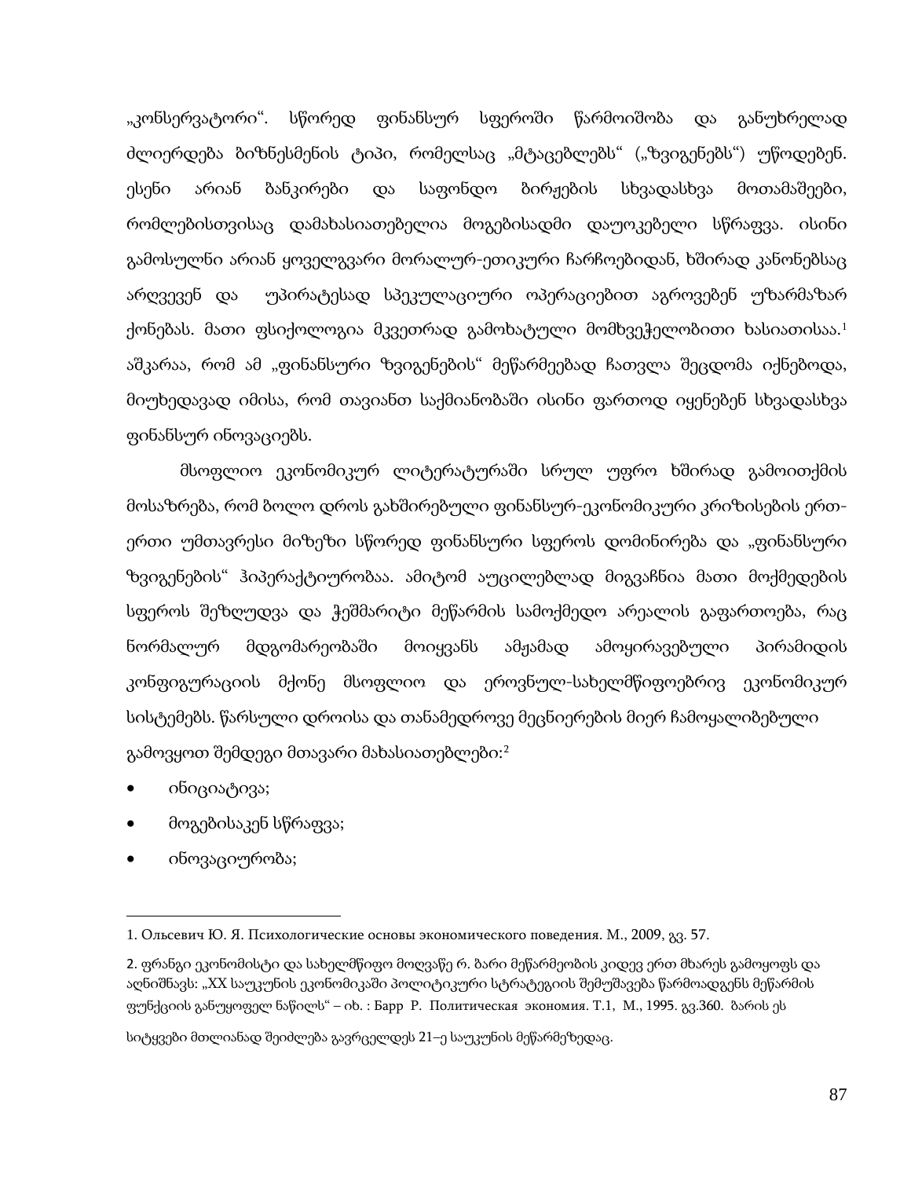„კონსერვატორი“. სწორედ ფინანსურ სფეროში წარმოიშობა და განუხრელად ძლიერდება ბიზნესმენის ტიპი, რომელსაც „მტაცებლებს“ („ზვიგენებს“) უწოდებენ. ესენი არიან ბანკირები და საფონდო ბირჟების სხვადასხვა მოთამაშეები, რომლებისთვისაც დამახასიათებელია მოგებისადმი დაუოკებელი სწრაფვა. ისინი გამოსულნი არიან ყოველგვარი მორალურ-ეთიკური ჩარჩოებიდან, ხშირად კანონებსაც არღვევენ და უპირატესად სპეკულაციური ოპერაციებით აგროვებენ უზარმაზარ ქონებას. მათი ფსიქოლოგია მკვეთრად გამოხატული მომხვეჭელობითი ხასიათისაა.[1] აშკარაა, რომ ამ „ფინანსური ზვიგენების“ მეწარმეებად ჩათვლა შეცდომა იქნებოდა, მიუხედავად იმისა, რომ თავიანთ საქმიანობაში ისინი ფართოდ იყენებენ სხვადასხვა ფინანსურ ინოვაციებს.

მსოფლიო ეკონომიკურ ლიტერატურაში სრულ უფრო ხშირად გამოითქმის მოსაზრება, რომ ბოლო დროს გახშირებული ფინანსურ-ეკონომიკური კრიზისების ერთ-ერთი უმთავრესი მიზეზი სწორედ ფინანსური სფეროს დომინირება და „ფინანსური ზვიგენების“ ჰიპერაქტიურობაა. ამიტომ აუცილებლად მიგვაჩნია მათი მოქმედების სფეროს შეზღუდვა და ჭეშმარიტი მეწარმის სამოქმედო არეალის გაფართოება, რაც ნორმალურ მდგომარეობაში მოიყვანს ამჟამად ამოყირავებული პირამიდის კონფიგურაციის მქონე მსოფლიო და ეროვნულ-სახელმწიფოებრივ ეკონომიკურ სისტემებს. წარსული დროისა და თანამედროვე მეცნიერების მიერ ჩამოყალიბებული გამოვყოთ შემდეგი მთავარი მახასიათებლები:[2]

- ინიციატივა;
- მოგებისაკენ სწრაფვა;
- ინოვაციურობა;

---

1. Ольсевич Ю. Я. Психологические основы экономического поведения. М., 2009, გვ. 57.

2. ფრანგი ეკონომისტი და სახელმწიფო მოღვაწე რ. ბარი მეწარმეობის კიდევ ერთ მხარეს გამოყოფს და აღნიშნავს: „XX საუკუნის ეკონომიკაში პოლიტიკური სტრატეგიის შემუშავება წარმოადგენს მეწარმის ფუნქციის განუყოფელ ნაწილს“ – იხ. : Барр Р. Политическая экономия. Т.1, М., 1995. გვ.360. ბარის ეს სიტყვები მთლიანად შეიძლება გავრცელდეს 21–ე საუკუნის მეწარმეზედაც.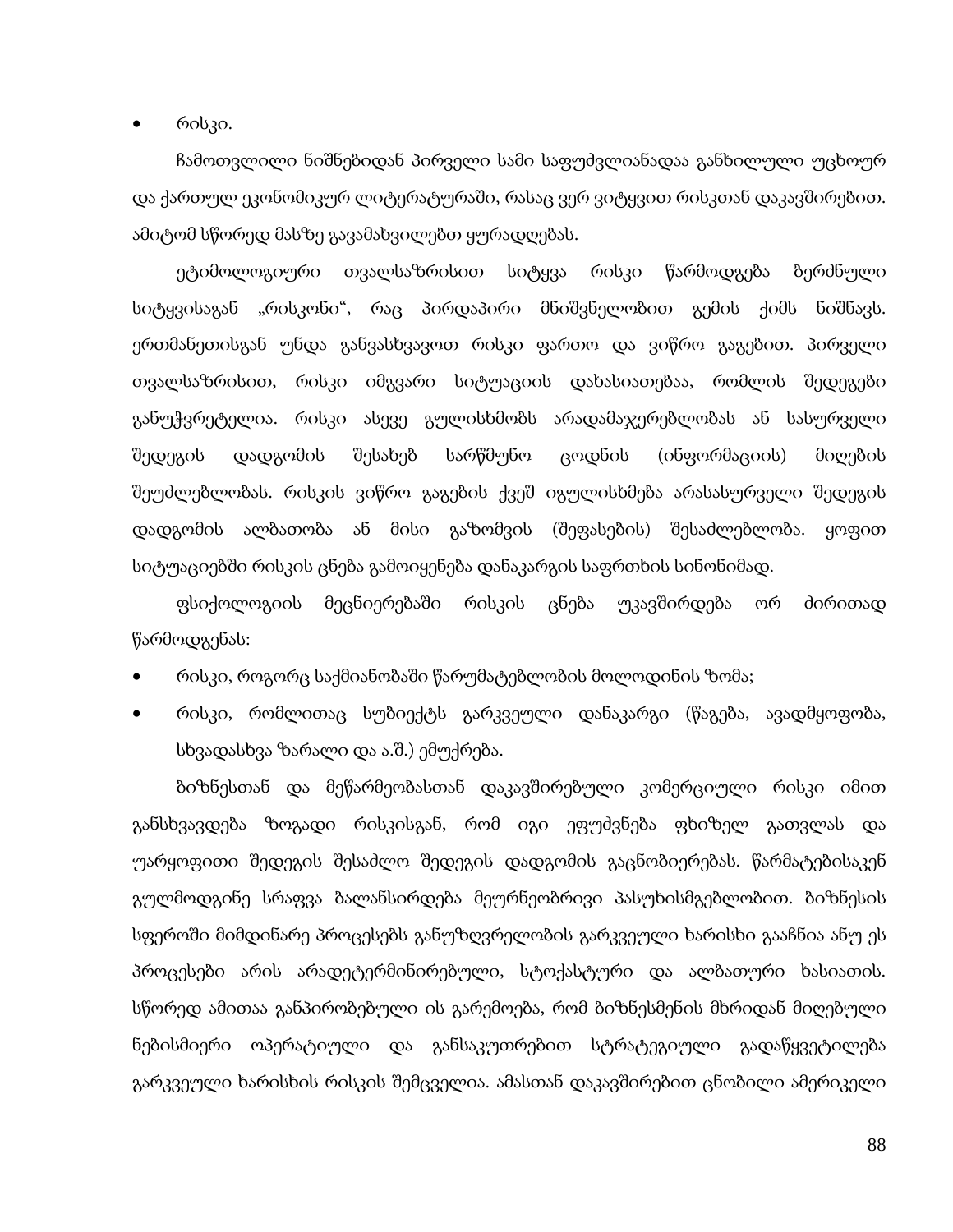- რისკი.

ჩამოთვლილი ნიშნებიდან პირველი სამი საფუძვლიანადაა განხილული უცხოურ და ქართულ ეკონომიკურ ლიტერატურაში, რასაც ვერ ვიტყვით რისკთან დაკავშირებით. ამიტომ სწორედ მასზე გავამახვილებთ ყურადღებას.

ეტიმოლოგიური თვალსაზრისით სიტყვა რისკი წარმოდგება ბერძნული სიტყვისაგან „რისკონი“, რაც პირდაპირი მნიშვნელობით გემის ქიმს ნიშნავს. ერთმანეთისგან უნდა განვასხვავოთ რისკი ფართო და ვიწრო გაგებით. პირველი თვალსაზრისით, რისკი იმგვარი სიტუაციის დახასიათებაა, რომლის შედეგები განუჭვრეტელია. რისკი ასევე გულისხმობს არადამაჯერებლობას ან სასურველი შედეგის დადგომის შესახებ სარწმუნო ცოდნის (ინფორმაციის) მიღების შეუძლებლობას. რისკის ვიწრო გაგების ქვეშ იგულისხმება არასასურველი შედეგის დადგომის ალბათობა ან მისი გაზომვის (შეფასების) შესაძლებლობა. ყოფით სიტუაციებში რისკის ცნება გამოიყენება დანაკარგის საფრთხის სინონიმად.

ფსიქოლოგიის მეცნიერებაში რისკის ცნება უკავშირდება ორ ძირითად წარმოდგენას:

- რისკი, როგორც საქმიანობაში წარუმატებლობის მოლოდინის ზომა;
- რისკი, რომლითაც სუბიექტს გარკვეული დანაკარგი (წაგება, ავადმყოფობა, სხვადასხვა ზარალი და ა.შ.) ემუქრება.

ბიზნესთან და მეწარმეობასთან დაკავშირებული კომერციული რისკი იმით განსხვავდება ზოგადი რისკისგან, რომ იგი ეფუძნება ფხიზელ გათვლას და უარყოფითი შედეგის შესაძლო შედეგის დადგომის გაცნობიერებას. წარმატებისაკენ გულმოდგინე სრაფვა ბალანსირდება მეურნეობრივი პასუხისმგებლობით. ბიზნესის სფეროში მიმდინარე პროცესებს განუზღვრელობის გარკვეული ხარისხი გააჩნია ანუ ეს პროცესები არის არადეტერმინირებული, სტოქასტური და ალბათური ხასიათის. სწორედ ამითაა განპირობებული ის გარემოება, რომ ბიზნესმენის მხრიდან მიღებული ნებისმიერი ოპერატიული და განსაკუთრებით სტრატეგიული გადაწყვეტილება გარკვეული ხარისხის რისკის შემცველია. ამასთან დაკავშირებით ცნობილი ამერიკელი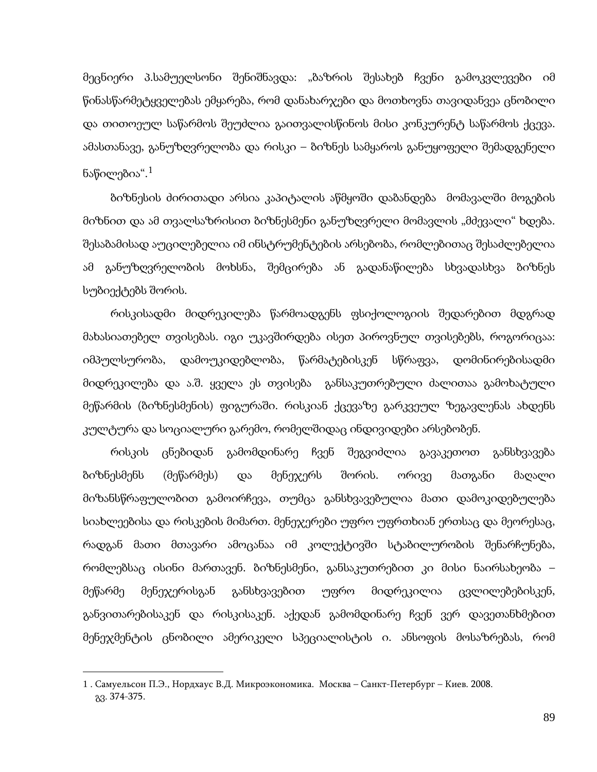მეცნიერი პ.სამუელსონი შენიშნავდა: „ბაზრის შესახებ ჩვენი გამოკვლევები იმ წინასწარმეტყველებას ემყარება, რომ დანახარჯები და მოთხოვნა თავიდანვეა ცნობილი და თითოეულ საწარმოს შეუძლია გაითვალისწინოს მისი კონკურენტ საწარმოს ქცევა. ამასთანავე, განუზღვრელობა და რისკი – ბიზნეს სამყაროს განუყოფელი შემადგენელი ნაწილებია“.[1]

ბიზნესის ძირითადი არსია კაპიტალის აწმყოში დაბანდება მომავალში მოგების მიზნით და ამ თვალსაზრისით ბიზნესმენი განუზღვრელი მომავლის „მძევალი“ ხდება. შესაბამისად აუცილებელია იმ ინსტრუმენტების არსებობა, რომლებითაც შესაძლებელია ამ განუზღვრელობის მოხსნა, შემცირება ან გადანაწილება სხვადასხვა ბიზნეს სუბიექტებს შორის.

რისკისადმი მიდრეკილება წარმოადგენს ფსიქოლოგიის შედარებით მდგრად მახასიათებელ თვისებას. იგი უკავშირდება ისეთ პიროვნულ თვისებებს, როგორიცაა: იმპულსურობა, დამოუკიდებლობა, წარმატებისკენ სწრაფვა, დომინირებისადმი მიდრეკილება და ა.შ. ყველა ეს თვისება განსაკუთრებული ძალითაა გამოხატული მეწარმის (ბიზნესმენის) ფიგურაში. რისკიან ქცევაზე გარკვეულ ზეგავლენას ახდენს კულტურა და სოციალური გარემო, რომელშიდაც ინდივიდები არსებობენ.

რისკის ცნებიდან გამომდინარე ჩვენ შეგვიძლია გავაკეთოთ განსხვავება ბიზნესმენს (მეწარმეს) და მენეჯერს შორის. ორივე მათგანი მაღალი მიზანსწრაფულობით გამოირჩევა, თუმცა განსხვავებულია მათი დამოკიდებულება სიახლეებისა და რისკების მიმართ. მენეჯერები უფრო უფრთხიან ერთსაც და მეორესაც, რადგან მათი მთავარი ამოცანაა იმ კოლექტივში სტაბილურობის შენარჩუნება, რომლებსაც ისინი მართავენ. ბიზნესმენი, განსაკუთრებით კი მისი ნაირსახეობა – მეწარმე მენეჯერისგან განსხვავებით უფრო მიდრეკილია ცვლილებებისკენ, განვითარებისაკენ და რისკისაკენ. აქედან გამომდინარე ჩვენ ვერ დავეთანხმებით მენეჯმენტის ცნობილი ამერიკელი სპეციალისტის ი. ანსოფის მოსაზრებას, რომ

---

1 . Самуельсон П.Э., Нордхаус В.Д. Микроэкономика. Москва – Санкт-Петербург – Киев. 2008. გვ. 374-375.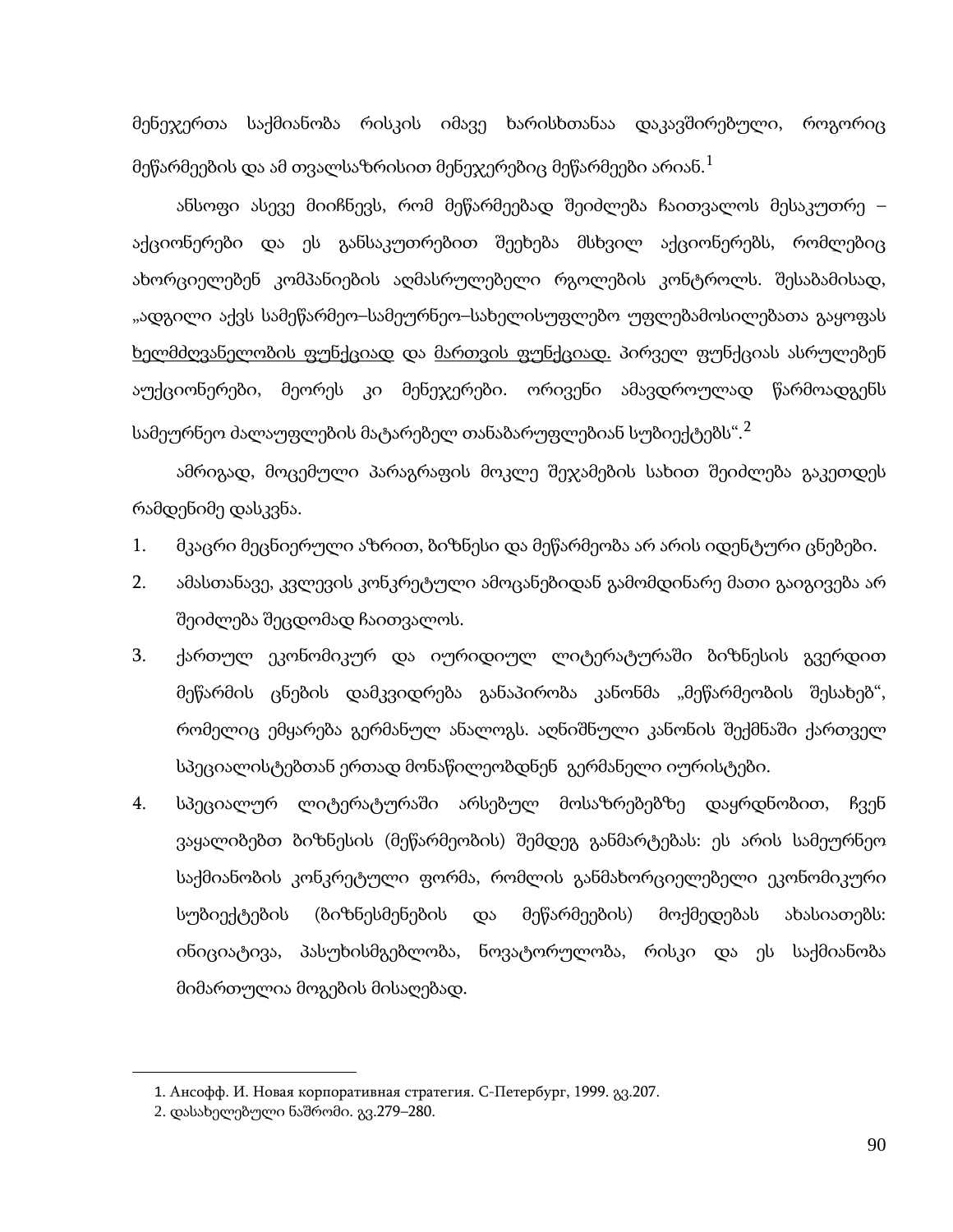მენეჯერთა საქმიანობა რისკის იმავე ხარისხთანაა დაკავშირებული, როგორიც მეწარმეების და ამ თვალსაზრისით მენეჯერებიც მეწარმეები არიან.[1]

ანსოფი ასევე მიიჩნევს, რომ მეწარმეებად შეიძლება ჩაითვალოს მესაკუთრე – აქციონერები და ეს განსაკუთრებით შეეხება მსხვილ აქციონერებს, რომლებიც ახორციელებენ კომპანიების აღმასრულებელი რგოლების კონტროლს. შესაბამისად, „ადგილი აქვს სამეწარმეო–სამეურნეო–სახელისუფლებო უფლებამოსილებათა გაყოფას <u>ხელმძღვანელობის ფუნქციად</u> და <u>მართვის ფუნქციად.</u> პირველ ფუნქციას ასრულებენ აუქციონერები, მეორეს კი მენეჯერები. ორივენი ამავდროულად წარმოადგენს სამეურნეო ძალაუფლების მატარებელ თანაბარუფლებიან სუბიექტებს“.[2]

ამრიგად, მოცემული პარაგრაფის მოკლე შეჯამების სახით შეიძლება გაკეთდეს რამდენიმე დასკვნა.

1. მკაცრი მეცნიერული აზრით, ბიზნესი და მეწარმეობა არ არის იდენტური ცნებები.
2. ამასთანავე, კვლევის კონკრეტული ამოცანებიდან გამომდინარე მათი გაიგივება არ შეიძლება შეცდომად ჩაითვალოს.
3. ქართულ ეკონომიკურ და იურიდიულ ლიტერატურაში ბიზნესის გვერდით მეწარმის ცნების დამკვიდრება განაპირობა კანონმა „მეწარმეობის შესახებ“, რომელიც ემყარება გერმანულ ანალოგს. აღნიშნული კანონის შექმნაში ქართველ სპეციალისტებთან ერთად მონაწილეობდნენ გერმანელი იურისტები.
4. სპეციალურ ლიტერატურაში არსებულ მოსაზრებებზე დაყრდნობით, ჩვენ ვაყალიბებთ ბიზნესის (მეწარმეობის) შემდეგ განმარტებას: ეს არის სამეურნეო საქმიანობის კონკრეტული ფორმა, რომლის განმახორციელებელი ეკონომიკური სუბიექტების (ბიზნესმენების და მეწარმეების) მოქმედებას ახასიათებს: ინიციატივა, პასუხისმგებლობა, ნოვატორულობა, რისკი და ეს საქმიანობა მიმართულია მოგების მისაღებად.

---

1. Ансофф. И. Новая корпоративная стратегия. С-Петербург, 1999. გვ.207.
2. დასახელებული ნაშრომი. გვ.279–280.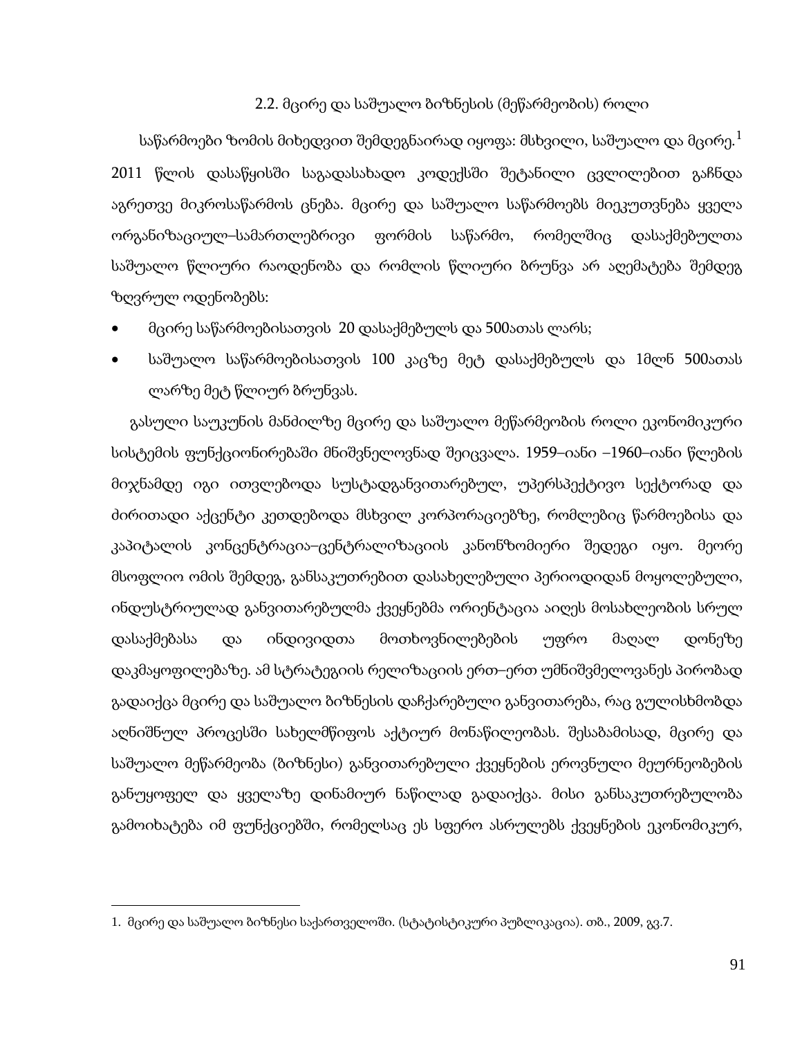## 2.2. მცირე და საშუალო ბიზნესის (მეწარმეობის) როლი

საწარმოები ზომის მიხედვით შემდეგნაირად იყოფა: მსხვილი, საშუალო და მცირე.[1] 2011 წლის დასაწყისში საგადასახადო კოდექსში შეტანილი ცვლილებით გაჩნდა აგრეთვე მიკროსაწარმოს ცნება. მცირე და საშუალო საწარმოებს მიეკუთვნება ყველა ორგანიზაციულ–სამართლებრივი ფორმის საწარმო, რომელშიც დასაქმებულთა საშუალო წლიური რაოდენობა და რომლის წლიური ბრუნვა არ აღემატება შემდეგ ზღვრულ ოდენობებს:

- მცირე საწარმოებისათვის 20 დასაქმებულს და 500ათას ლარს;
- საშუალო საწარმოებისათვის 100 კაცზე მეტ დასაქმებულს და 1მლნ 500ათას ლარზე მეტ წლიურ ბრუნვას.

გასული საუკუნის მანძილზე მცირე და საშუალო მეწარმეობის როლი ეკონომიკური სისტემის ფუნქციონირებაში მნიშვნელოვნად შეიცვალა. 1959–იანი –1960–იანი წლების მიჯნამდე იგი ითვლებოდა სუსტადგანვითარებულ, უპერსპექტივო სექტორად და ძირითადი აქცენტი კეთდებოდა მსხვილ კორპორაციებზე, რომლებიც წარმოებისა და კაპიტალის კონცენტრაცია–ცენტრალიზაციის კანონზომიერი შედეგი იყო. მეორე მსოფლიო ომის შემდეგ, განსაკუთრებით დასახელებული პერიოდიდან მოყოლებული, ინდუსტრიულად განვითარებულმა ქვეყნებმა ორიენტაცია აიღეს მოსახლეობის სრულ დასაქმებასა და ინდივიდთა მოთხოვნილებების უფრო მაღალ დონეზე დაკმაყოფილებაზე. ამ სტრატეგიის რეალიზაციის ერთ–ერთ უმნიშვნელოვანეს პირობად გადაიქცა მცირე და საშუალო ბიზნესის დაჩქარებული განვითარება, რაც გულისხმობდა აღნიშნულ პროცესში სახელმწიფოს აქტიურ მონაწილეობას. შესაბამისად, მცირე და საშუალო მეწარმეობა (ბიზნესი) განვითარებული ქვეყნების ეროვნული მეურნეობების განუყოფელ და ყველაზე დინამიურ ნაწილად გადაიქცა. მისი განსაკუთრებულობა გამოიხატება იმ ფუნქციებში, რომელსაც ეს სფერო ასრულებს ქვეყნების ეკონომიკურ,

---

1. მცირე და საშუალო ბიზნესი საქართველოში. (სტატისტიკური პუბლიკაცია). თბ., 2009, გვ.7.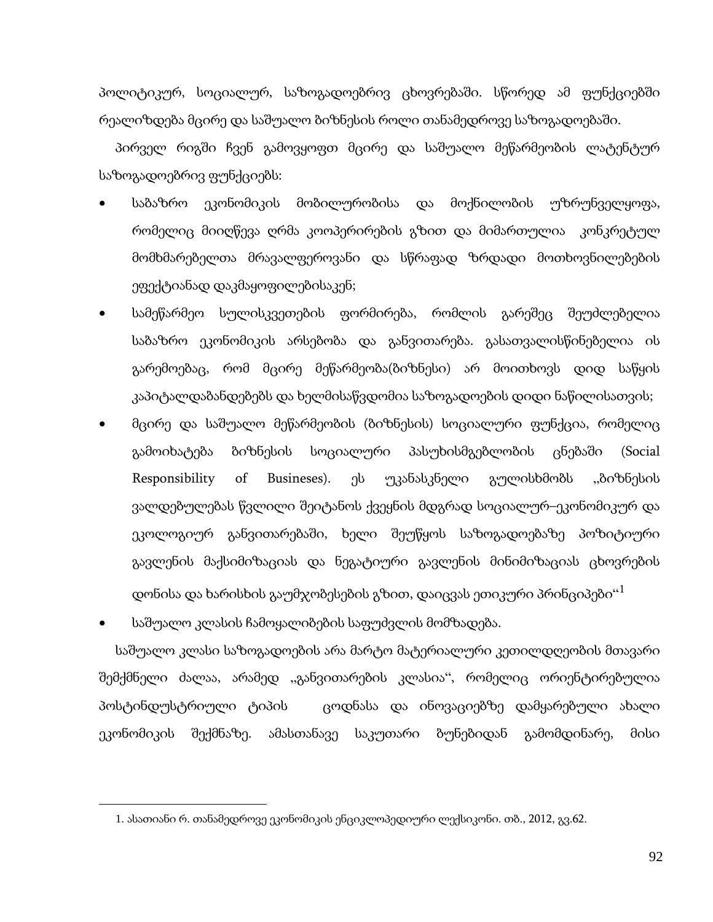პოლიტიკურ, სოციალურ, საზოგადოებრივ ცხოვრებაში. სწორედ ამ ფუნქციებში რეალიზდება მცირე და საშუალო ბიზნესის როლი თანამედროვე საზოგადოებაში.

პირველ რიგში ჩვენ გამოვყოფთ მცირე და საშუალო მეწარმეობის ლატენტურ საზოგადოებრივ ფუნქციებს:

- საბაზრო ეკონომიკის მობილურობისა და მოქნილობის უზრუნველყოფა, რომელიც მიიღწევა ღრმა კოოპერირების გზით და მიმართულია კონკრეტულ მომხმარებელთა მრავალფეროვანი და სწრაფად ზრდადი მოთხოვნილებების ეფექტიანად დაკმაყოფილებისაკენ;
- სამეწარმეო სულისკვეთების ფორმირება, რომლის გარეშეც შეუძლებელია საბაზრო ეკონომიკის არსებობა და განვითარება. გასათვალისწინებელია ის გარემოებაც, რომ მცირე მეწარმეობა(ბიზნესი) არ მოითხოვს დიდ საწყის კაპიტალდაბანდებებს და ხელმისაწვდომია საზოგადოების დიდი ნაწილისათვის;
- მცირე და საშუალო მეწარმეობის (ბიზნესის) სოციალური ფუნქცია, რომელიც გამოიხატება ბიზნესის სოციალური პასუხისმგებლობის ცნებაში (Social Responsibility of Busineses). ეს უკანასკნელი გულისხმობს „ბიზნესის ვალდებულებას წვლილი შეიტანოს ქვეყნის მდგრად სოციალურ–ეკონომიკურ და ეკოლოგიურ განვითარებაში, ხელი შეუწყოს საზოგადოებაზე პოზიტიური გავლენის მაქსიმიზაციას და ნეგატიური გავლენის მინიმიზაციას ცხოვრების დონისა და ხარისხის გაუმჯობესების გზით, დაიცვას ეთიკური პრინციპები“[1]
- საშუალო კლასის ჩამოყალიბების საფუძვლის მომზადება.

საშუალო კლასი საზოგადოების არა მარტო მატერიალური კეთილდღეობის მთავარი შემქმნელი ძალაა, არამედ „განვითარების კლასია“, რომელიც ორიენტირებულია პოსტინდუსტრიული ტიპის ცოდნასა და ინოვაციებზე დამყარებული ახალი ეკონომიკის შექმნაზე. ამასთანავე საკუთარი ბუნებიდან გამომდინარე, მისი

---

1. ასათიანი რ. თანამედროვე ეკონომიკის ენციკლოპედიური ლექსიკონი. თბ., 2012, გვ.62.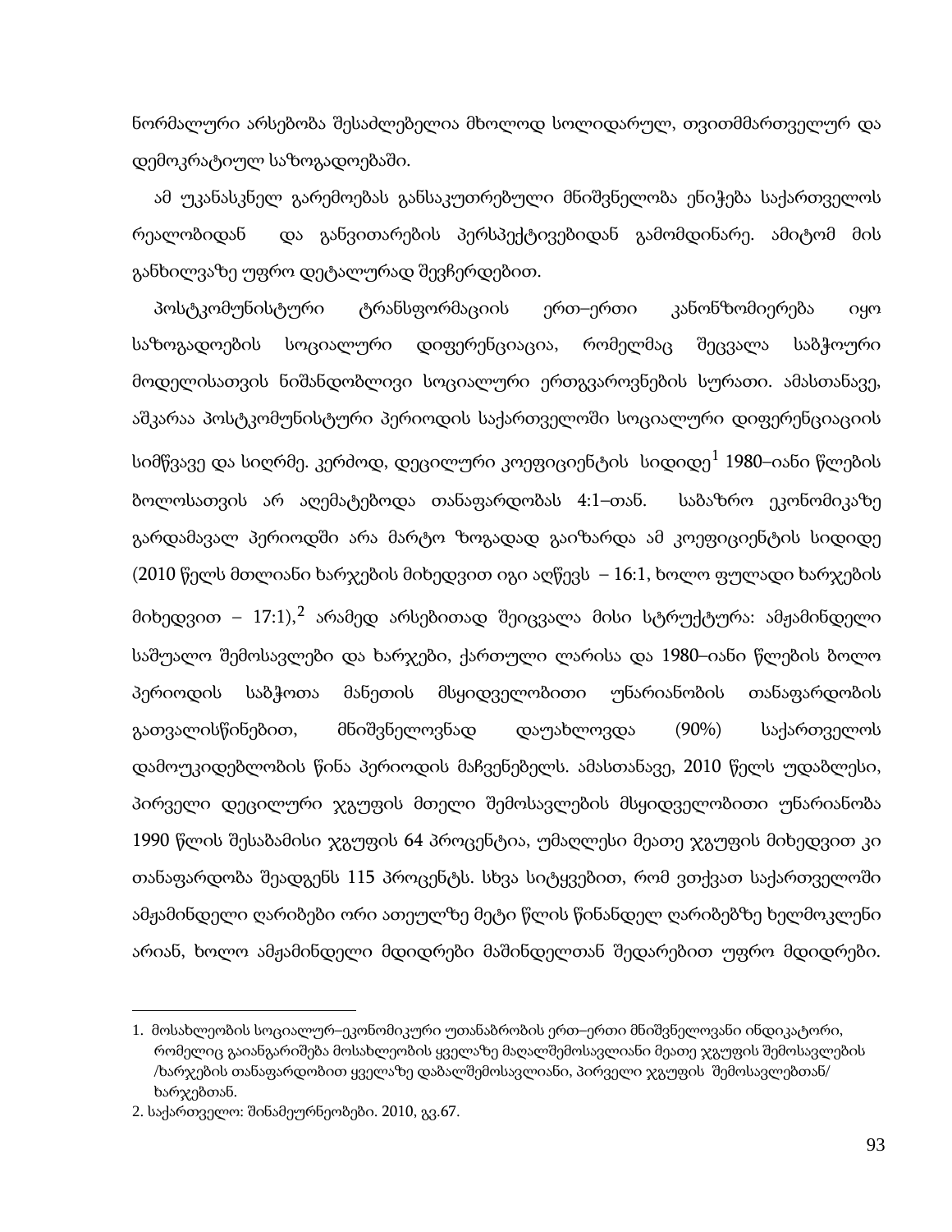ნორმალური არსებობა შესაძლებელია მხოლოდ სოლიდარულ, თვითმმართველურ და დემოკრატიულ საზოგადოებაში.

ამ უკანასკნელ გარემოებას განსაკუთრებული მნიშვნელობა ენიჭება საქართველოს რეალობიდან და განვითარების პერსპექტივებიდან გამომდინარე. ამიტომ მის განხილვაზე უფრო დეტალურად შევჩერდებით.

პოსტკომუნისტური ტრანსფორმაციის ერთ–ერთი კანონზომიერება იყო საზოგადოების სოციალური დიფერენციაცია, რომელმაც შეცვალა საბჭოური მოდელისათვის ნიშანდობლივი სოციალური ერთგვაროვნების სურათი. ამასთანავე, აშკარაა პოსტკომუნისტური პერიოდის საქართველოში სოციალური დიფერენციაციის სიმწვავე და სიღრმე. კერძოდ, დეცილური კოეფიციენტის სიდიდე[1] 1980–იანი წლების ბოლოსათვის არ აღემატებოდა თანაფარდობას 4:1–თან. საბაზრო ეკონომიკაზე გარდამავალ პერიოდში არა მარტო ზოგადად გაიზარდა ამ კოეფიციენტის სიდიდე (2010 წელს მთლიანი ხარჯების მიხედვით იგი აღწევს – 16:1, ხოლო ფულადი ხარჯების მიხედვით – 17:1),[2] არამედ არსებითად შეიცვალა მისი სტრუქტურა: ამჟამინდელი საშუალო შემოსავლები და ხარჯები, ქართული ლარისა და 1980–იანი წლების ბოლო პერიოდის საბჭოთა მანეთის მსყიდველობითი უნარიანობის თანაფარდობის გათვალისწინებით, მნიშვნელოვნად დაუახლოვდა (90%) საქართველოს დამოუკიდებლობის წინა პერიოდის მაჩვენებელს. ამასთანავე, 2010 წელს უდაბლესი, პირველი დეცილური ჯგუფის მთელი შემოსავლების მსყიდველობითი უნარიანობა 1990 წლის შესაბამისი ჯგუფის 64 პროცენტია, უმაღლესი მეათე ჯგუფის მიხედვით კი თანაფარდობა შეადგენს 115 პროცენტს. სხვა სიტყვებით, რომ ვთქვათ საქართველოში ამჟამინდელი ღარიბები ორი ათეულზე მეტი წლის წინანდელ ღარიბებზე ხელმოკლენი არიან, ხოლო ამჟამინდელი მდიდრები მაშინდელთან შედარებით უფრო მდიდრები.

---

1. მოსახლეობის სოციალურ–ეკონომიკური უთანაბრობის ერთ–ერთი მნიშვნელოვანი ინდიკატორი, რომელიც გაიანგარიშება მოსახლეობის ყველაზე მაღალშემოსავლიანი მეათე ჯგუფის შემოსავლების /ხარჯების თანაფარდობით ყველაზე დაბალშემოსავლიანი, პირველი ჯგუფის შემოსავლებთან/ ხარჯებთან.
2. საქართველო: შინამეურნეობები. 2010, გვ.67.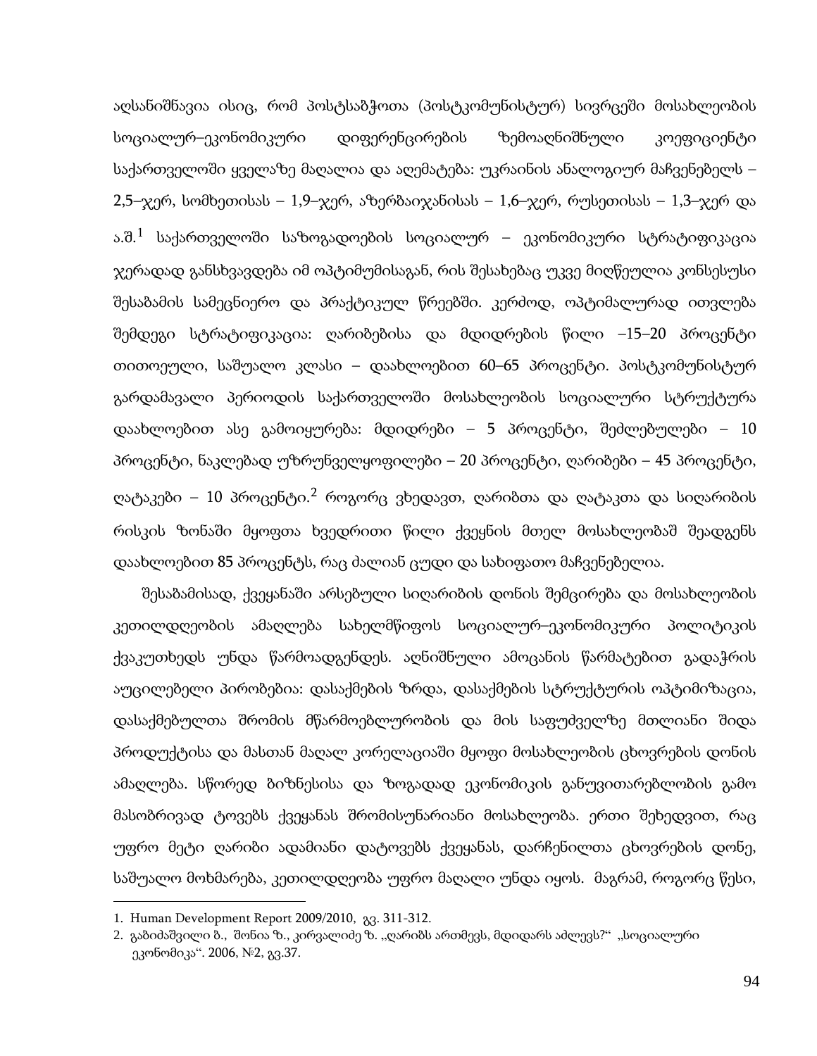აღსანიშნავია ისიც, რომ პოსტსაბჭოთა (პოსტკომუნისტურ) სივრცეში მოსახლეობის სოციალურ–ეკონომიკური დიფერენცირების ზემოაღნიშნული კოეფიციენტი საქართველოში ყველაზე მაღალია და აღემატება: უკრაინის ანალოგიურ მაჩვენებელს – 2,5–ჯერ, სომხეთისას – 1,9–ჯერ, აზერბაიჯანისას – 1,6–ჯერ, რუსეთისას – 1,3–ჯერ და ა.შ.[1] საქართველოში საზოგადოების სოციალურ – ეკონომიკური სტრატიფიკაცია ჯერადად განსხვავდება იმ ოპტიმუმისაგან, რის შესახებაც უკვე მიღწეულია კონსესუსი შესაბამის სამეცნიერო და პრაქტიკულ წრეებში. კერძოდ, ოპტიმალურად ითვლება შემდეგი სტრატიფიკაცია: ღარიბებისა და მდიდრების წილი –15–20 პროცენტი თითოეული, საშუალო კლასი – დაახლოებით 60–65 პროცენტი. პოსტკომუნისტურ გარდამავალი პერიოდის საქართველოში მოსახლეობის სოციალური სტრუქტურა დაახლოებით ასე გამოიყურება: მდიდრები – 5 პროცენტი, შეძლებულები – 10 პროცენტი, ნაკლებად უზრუნველყოფილები – 20 პროცენტი, ღარიბები – 45 პროცენტი, ღატაკები – 10 პროცენტი.[2] როგორც ვხედავთ, ღარიბთა და ღატაკთა და სიღარიბის რისკის ზონაში მყოფთა ხვედრითი წილი ქვეყნის მთელ მოსახლეობაში შეადგენს დაახლოებით 85 პროცენტს, რაც ძალიან ცუდი და სახიფათო მაჩვენებელია.

შესაბამისად, ქვეყანაში არსებული სიღარიბის დონის შემცირება და მოსახლეობის კეთილდღეობის ამაღლება სახელმწიფოს სოციალურ–ეკონომიკური პოლიტიკის ქვაკუთხედს უნდა წარმოადგენდეს. აღნიშნული ამოცანის წარმატებით გადაჭრის აუცილებელი პირობებია: დასაქმების ზრდა, დასაქმების სტრუქტურის ოპტიმიზაცია, დასაქმებულთა შრომის მწარმოებლურობის და მის საფუძველზე მთლიანი შიდა პროდუქტისა და მასთან მაღალ კორელაციაში მყოფი მოსახლეობის ცხოვრების დონის ამაღლება. სწორედ ბიზნესისა და ზოგადად ეკონომიკის განუვითარებლობის გამო მასობრივად ტოვებს ქვეყანას შრომისუნარიანი მოსახლეობა. ერთი შეხედვით, რაც უფრო მეტი ღარიბი ადამიანი დატოვებს ქვეყანას, დარჩენილთა ცხოვრების დონე, საშუალო მოხმარება, კეთილდღეობა უფრო მაღალი უნდა იყოს. მაგრამ, როგორც წესი,

---

1. Human Development Report 2009/2010, გვ. 311-312.
2. გაბიძაშვილი ბ., შონია ზ., კირვალიძე ზ. „ღარიბს ართმევს, მდიდარს აძლევს?“ „სოციალური ეკონომიკა“. 2006, №2, გვ.37.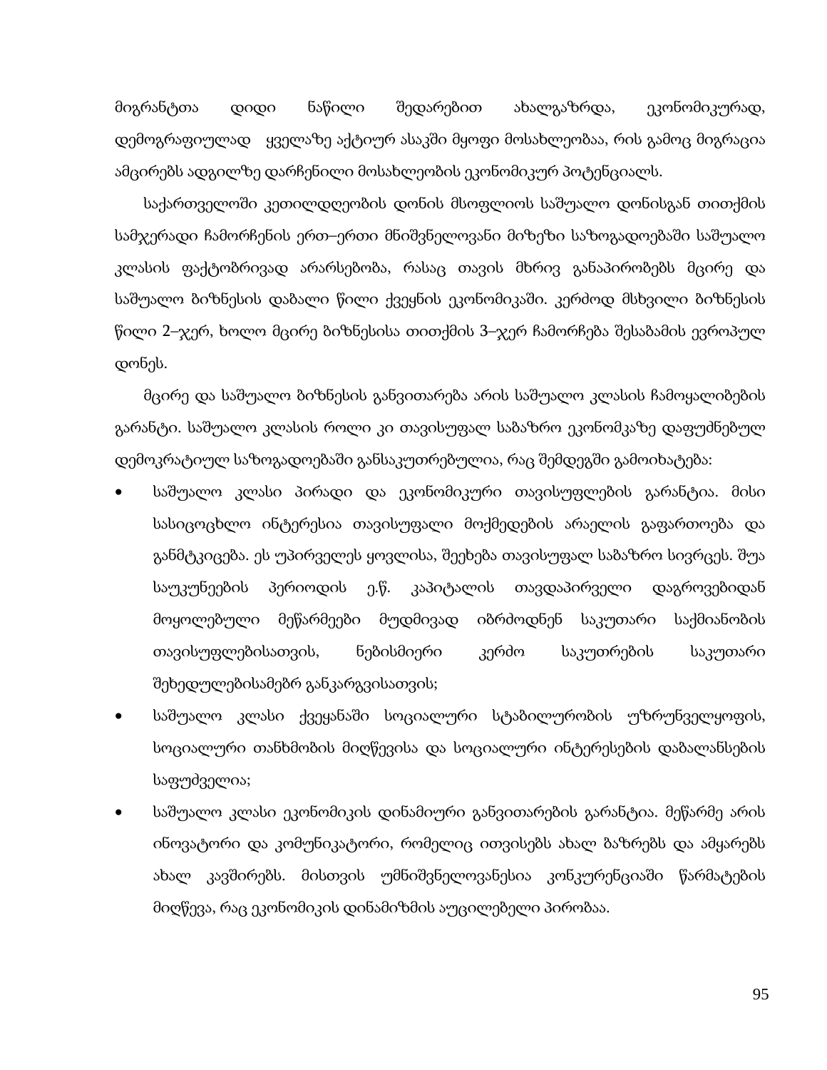მიგრანტთა დიდი ნაწილი შედარებით ახალგაზრდა, ეკონომიკურად, დემოგრაფიულად ყველაზე აქტიურ ასაკში მყოფი მოსახლეობაა, რის გამოც მიგრაცია ამცირებს ადგილზე დარჩენილი მოსახლეობის ეკონომიკურ პოტენციალს.

საქართველოში კეთილდღეობის დონის მსოფლიოს საშუალო დონისგან თითქმის სამჯერადი ჩამორჩენის ერთ–ერთი მნიშვნელოვანი მიზეზი საზოგადოებაში საშუალო კლასის ფაქტობრივად არარსებობა, რასაც თავის მხრივ განაპირობებს მცირე და საშუალო ბიზნესის დაბალი წილი ქვეყნის ეკონომიკაში. კერძოდ მსხვილი ბიზნესის წილი 2–ჯერ, ხოლო მცირე ბიზნესისა თითქმის 3–ჯერ ჩამორჩება შესაბამის ევროპულ დონეს.

მცირე და საშუალო ბიზნესის განვითარება არის საშუალო კლასის ჩამოყალიბების გარანტი. საშუალო კლასის როლი კი თავისუფალ საბაზრო ეკონომკაზე დაფუძნებულ დემოკრატიულ საზოგადოებაში განსაკუთრებულია, რაც შემდეგში გამოიხატება:

- საშუალო კლასი პირადი და ეკონომიკური თავისუფლების გარანტია. მისი სასიცოცხლო ინტერესია თავისუფალი მოქმედების არაელის გაფართოება და განმტკიცება. ეს უპირველეს ყოვლისა, შეეხება თავისუფალ საბაზრო სივრცეს. შუა საუკუნეების პერიოდის ე.წ. კაპიტალის თავდაპირველი დაგროვებიდან მოყოლებული მეწარმეები მუდმივად იბრძოდნენ საკუთარი საქმიანობის თავისუფლებისათვის, ნებისმიერი კერძო საკუთრების საკუთარი შეხედულებისამებრ განკარგვისათვის;
- საშუალო კლასი ქვეყანაში სოციალური სტაბილურობის უზრუნველყოფის, სოციალური თანხმობის მიღწევისა და სოციალური ინტერესების დაბალანსების საფუძველია;
- საშუალო კლასი ეკონომიკის დინამიური განვითარების გარანტია. მეწარმე არის ინოვატორი და კომუნიკატორი, რომელიც ითვისებს ახალ ბაზრებს და ამყარებს ახალ კავშირებს. მისთვის უმნიშვნელოვანესია კონკურენციაში წარმატების მიღწევა, რაც ეკონომიკის დინამიზმის აუცილებელი პირობაა.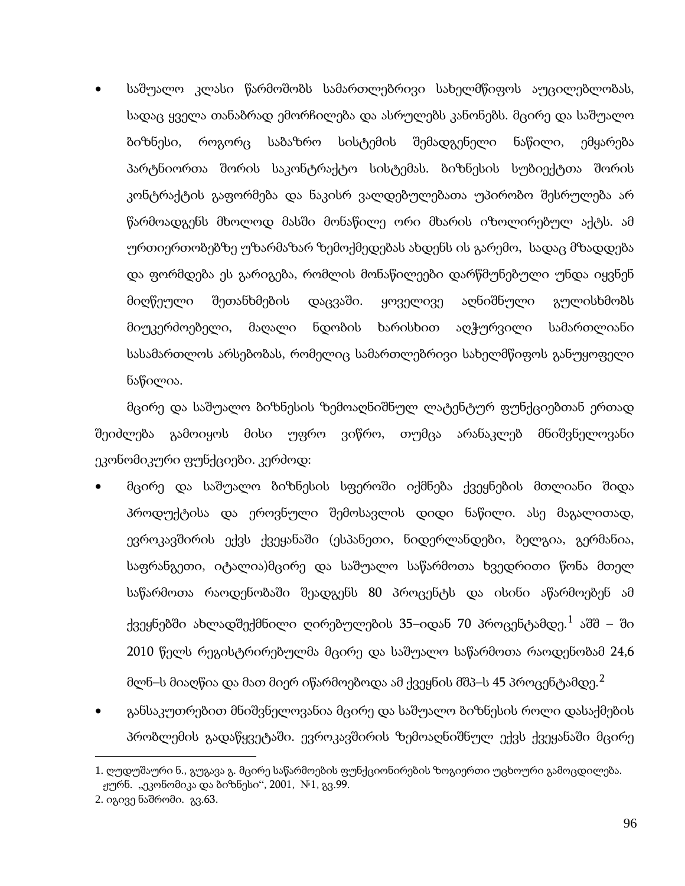- საშუალო კლასი წარმოშობს სამართლებრივი სახელმწიფოს აუცილებლობას, სადაც ყველა თანაბრად ემორჩილება და ასრულებს კანონებს. მცირე და საშუალო ბიზნესი, როგორც საბაზრო სისტემის შემადგენელი ნაწილი, ემყარება პარტნიორთა შორის საკონტრაქტო სისტემას. ბიზნესის სუბიექტთა შორის კონტრაქტის გაფორმება და ნაკისრ ვალდებულებათა უპირობო შესრულება არ წარმოადგენს მხოლოდ მასში მონაწილე ორი მხარის იზოლირებულ აქტს. ამ ურთიერთობებზე უზარმაზარ ზემოქმედებას ახდენს ის გარემო, სადაც მზადდება და ფორმდება ეს გარიგება, რომლის მონაწილეები დარწმუნებული უნდა იყვნენ მიღწეული შეთანხმების დაცვაში. ყოველივე აღნიშნული გულისხმობს მიუკერძოებელი, მაღალი ნდობის ხარისხით აღჭურვილი სამართლიანი სასამართლოს არსებობას, რომელიც სამართლებრივი სახელმწიფოს განუყოფელი ნაწილია.

მცირე და საშუალო ბიზნესის ზემოაღნიშნულ ლატენტურ ფუნქციებთან ერთად შეიძლება გამოიყოს მისი უფრო ვიწრო, თუმცა არანაკლებ მნიშვნელოვანი ეკონომიკური ფუნქციები. კერძოდ:

- მცირე და საშუალო ბიზნესის სფეროში იქმნება ქვეყნების მთლიანი შიდა პროდუქტისა და ეროვნული შემოსავლის დიდი ნაწილი. ასე მაგალითად, ევროკავშირის ექვს ქვეყანაში (ესპანეთი, ნიდერლანდები, ბელგია, გერმანია, საფრანგეთი, იტალია)მცირე და საშუალო საწარმოთა ხვედრითი წონა მთელ საწარმოთა რაოდენობაში შეადგენს 80 პროცენტს და ისინი აწარმოებენ ამ ქვეყნებში ახლადშექმნილი ღირებულების 35–იდან 70 პროცენტამდე.[1] აშშ – ში 2010 წელს რეგისტრირებულმა მცირე და საშუალო საწარმოთა რაოდენობამ 24,6 მლნ–ს მიაღწია და მათ მიერ იწარმოებოდა ამ ქვეყნის მშპ–ს 45 პროცენტამდე.[2]
- განსაკუთრებით მნიშვნელოვანია მცირე და საშუალო ბიზნესის როლი დასაქმების პრობლემის გადაწყვეტაში. ევროკავშირის ზემოაღნიშნულ ექვს ქვეყანაში მცირე

---

1. ღუდუშაური ნ., გუგავა გ. მცირე საწარმოების ფუნქციონირების ზოგიერთი უცხოური გამოცდილება. ჟურნ. „ეკონომიკა და ბიზნესი", 2001, №1, გვ.99.
2. იგივე ნაშრომი. გვ.63.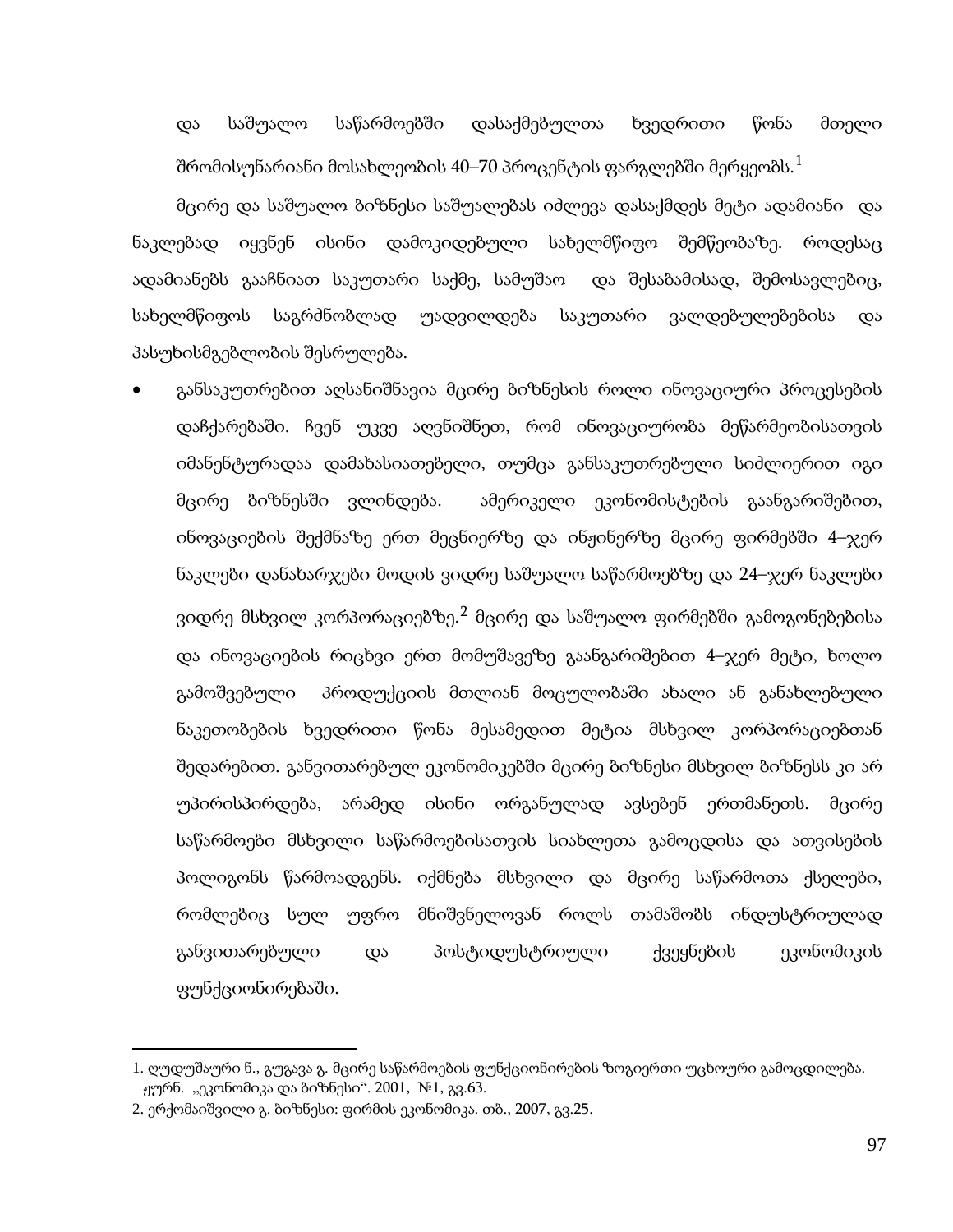და საშუალო საწარმოებში დასაქმებულთა ხვედრითი წონა მთელი შრომისუნარიანი მოსახლეობის 40–70 პროცენტის ფარგლებში მერყეობს.[1]

მცირე და საშუალო ბიზნესი საშუალებას იძლევა დასაქმდეს მეტი ადამიანი და ნაკლებად იყვნენ ისინი დამოკიდებული სახელმწიფო შემწეობაზე. როდესაც ადამიანებს გააჩნიათ საკუთარი საქმე, სამუშაო და შესაბამისად, შემოსავლებიც, სახელმწიფოს საგრძნობლად უადვილდება საკუთარი ვალდებულებებისა და პასუხისმგებლობის შესრულება.

- განსაკუთრებით აღსანიშნავია მცირე ბიზნესის როლი ინოვაციური პროცესების დაჩქარებაში. ჩვენ უკვე აღვნიშნეთ, რომ ინოვაციურობა მეწარმეობისათვის იმანენტურადაა დამახასიათებელი, თუმცა განსაკუთრებული სიძლიერით იგი მცირე ბიზნესში ვლინდება. ამერიკელი ეკონომისტების გაანგარიშებით, ინოვაციების შექმნაზე ერთ მეცნიერზე და ინჟინერზე მცირე ფირმებში 4–ჯერ ნაკლები დანახარჯები მოდის ვიდრე საშუალო საწარმოებზე და 24–ჯერ ნაკლები ვიდრე მსხვილ კორპორაციებზე.[2] მცირე და საშუალო ფირმებში გამოგონებებისა და ინოვაციების რიცხვი ერთ მომუშავეზე გაანგარიშებით 4–ჯერ მეტი, ხოლო გამოშვებული პროდუქციის მთლიან მოცულობაში ახალი ან განახლებული ნაკეთობების ხვედრითი წონა მესამედით მეტია მსხვილ კორპორაციებთან შედარებით. განვითარებულ ეკონომიკებში მცირე ბიზნესი მსხვილ ბიზნესს კი არ უპირისპირდება, არამედ ისინი ორგანულად ავსებენ ერთმანეთს. მცირე საწარმოები მსხვილი საწარმოებისათვის სიახლეთა გამოცდისა და ათვისების პოლიგონს წარმოადგენს. იქმნება მსხვილი და მცირე საწარმოთა ქსელები, რომლებიც სულ უფრო მნიშვნელოვან როლს თამაშობს ინდუსტრიულად განვითარებული და პოსტიდუსტრიული ქვეყნების ეკონომიკის ფუნქციონირებაში.

---

1. ღუდუშაური ნ., გუგავა გ. მცირე საწარმოების ფუნქციონირების ზოგიერთი უცხოური გამოცდილება. ჟურნ. „ეკონომიკა და ბიზნესი". 2001, №1, გვ.63.
2. ერქომაიშვილი გ. ბიზნესი: ფირმის ეკონომიკა. თბ., 2007, გვ.25.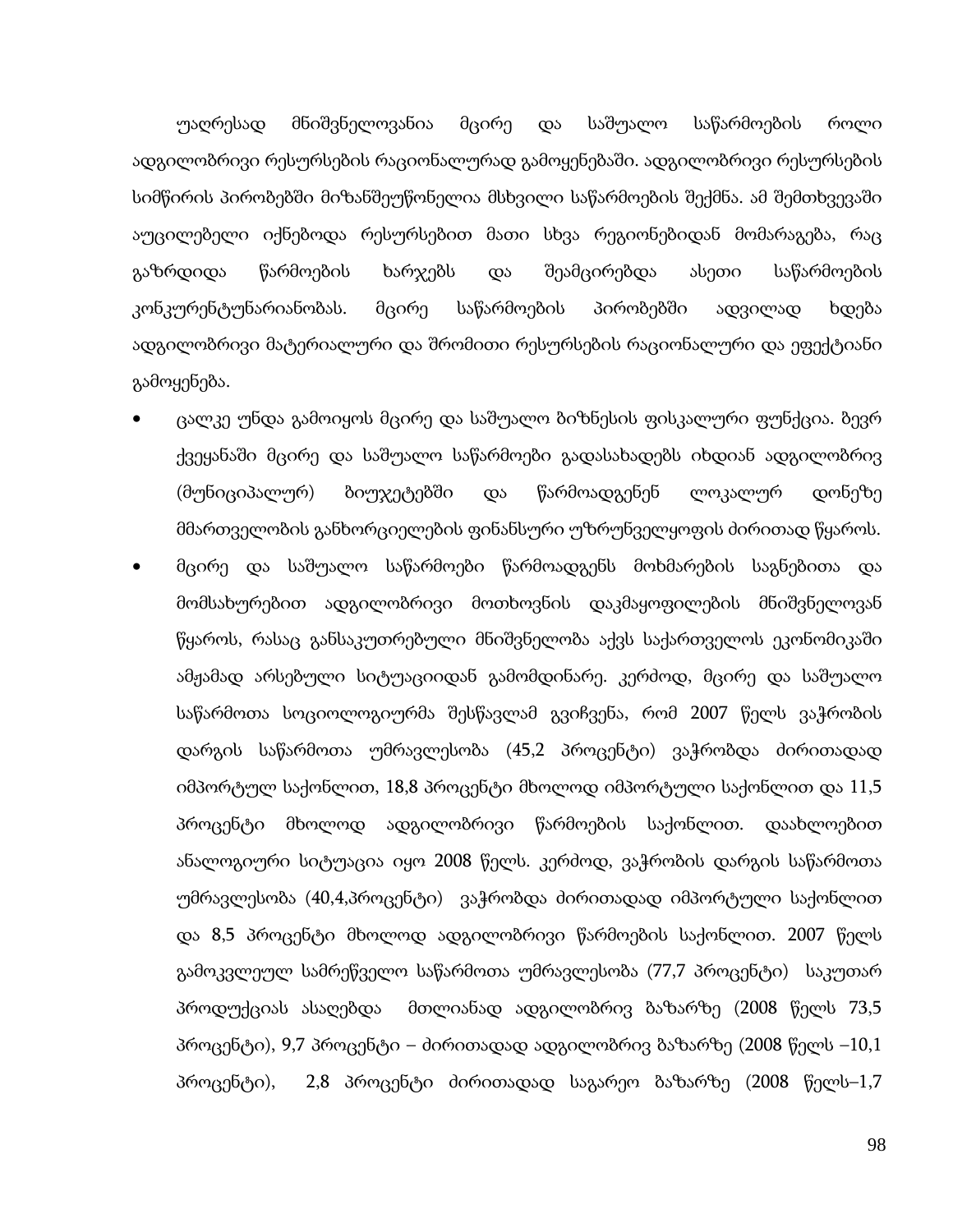უაღრესად მნიშვნელოვანია მცირე და საშუალო საწარმოების როლი ადგილობრივი რესურსების რაციონალურად გამოყენებაში. ადგილობრივი რესურსების სიმწირის პირობებში მიზანშეუწონელია მსხვილი საწარმოების შექმნა. ამ შემთხვევაში აუცილებელი იქნებოდა რესურსებით მათი სხვა რეგიონებიდან მომარაგება, რაც გაზრდიდა წარმოების ხარჯებს და შეამცირებდა ასეთი საწარმოების კონკურენტუნარიანობას. მცირე საწარმოების პირობებში ადვილად ხდება ადგილობრივი მატერიალური და შრომითი რესურსების რაციონალური და ეფექტიანი გამოყენება.

- ცალკე უნდა გამოიყოს მცირე და საშუალო ბიზნესის ფისკალური ფუნქცია. ბევრ ქვეყანაში მცირე და საშუალო საწარმოები გადასახადებს იხდიან ადგილობრივ (მუნიციპალურ) ბიუჯეტებში და წარმოადგენენ ლოკალურ დონეზე მმართველობის განხორციელების ფინანსური უზრუნველყოფის ძირითად წყაროს.
- მცირე და საშუალო საწარმოები წარმოადგენს მოხმარების საგნებითა და მომსახურებით ადგილობრივი მოთხოვნის დაკმაყოფილების მნიშვნელოვან წყაროს, რასაც განსაკუთრებული მნიშვნელობა აქვს საქართველოს ეკონომიკაში ამჟამად არსებული სიტუაციიდან გამომდინარე. კერძოდ, მცირე და საშუალო საწარმოთა სოციოლოგიურმა შესწავლამ გვიჩვენა, რომ 2007 წელს ვაჭრობის დარგის საწარმოთა უმრავლესობა (45,2 პროცენტი) ვაჭრობდა ძირითადად იმპორტულ საქონლით, 18,8 პროცენტი მხოლოდ იმპორტული საქონლით და 11,5 პროცენტი მხოლოდ ადგილობრივი წარმოების საქონლით. დაახლოებით ანალოგიური სიტუაცია იყო 2008 წელს. კერძოდ, ვაჭრობის დარგის საწარმოთა უმრავლესობა (40,4,პროცენტი) ვაჭრობდა ძირითადად იმპორტული საქონლით და 8,5 პროცენტი მხოლოდ ადგილობრივი წარმოების საქონლით. 2007 წელს გამოკვლეულ სამრეწველო საწარმოთა უმრავლესობა (77,7 პროცენტი) საკუთარ პროდუქციას ასაღებდა მთლიანად ადგილობრივ ბაზარზე (2008 წელს 73,5 პროცენტი), 9,7 პროცენტი – ძირითადად ადგილობრივ ბაზარზე (2008 წელს –10,1 პროცენტი), 2,8 პროცენტი ძირითადად საგარეო ბაზარზე (2008 წელს–1,7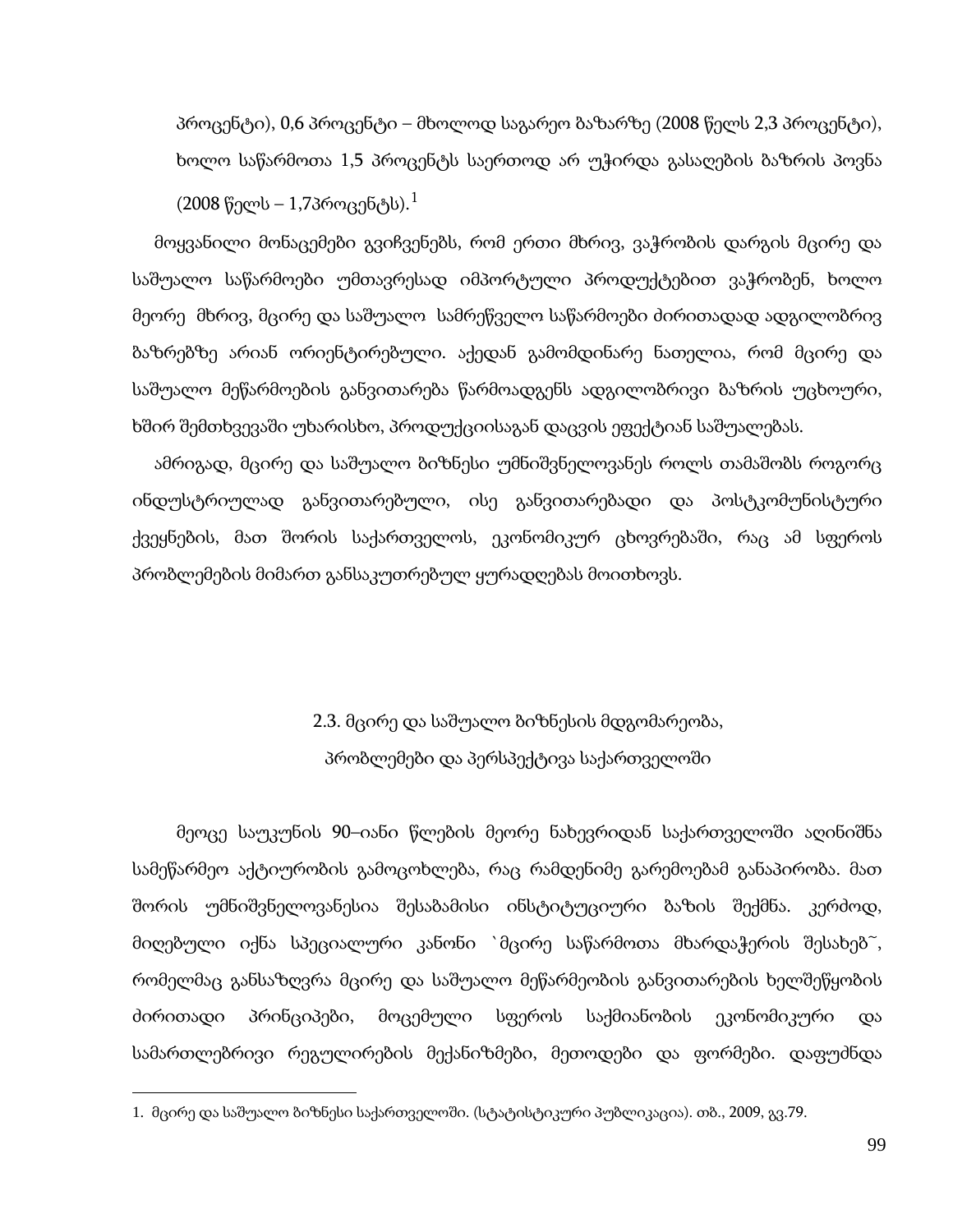პროცენტი), 0,6 პროცენტი – მხოლოდ საგარეო ბაზარზე (2008 წელს 2,3 პროცენტი), ხოლო საწარმოთა 1,5 პროცენტს საერთოდ არ უჭირდა გასაღების ბაზრის პოვნა (2008 წელს – 1,7პროცენტს).[1]

მოყვანილი მონაცემები გვიჩვენებს, რომ ერთი მხრივ, ვაჭრობის დარგის მცირე და საშუალო საწარმოები უმთავრესად იმპორტული პროდუქტებით ვაჭრობენ, ხოლო მეორე მხრივ, მცირე და საშუალო სამრეწველო საწარმოები ძირითადად ადგილობრივ ბაზრებზე არიან ორიენტირებული. აქედან გამომდინარე ნათელია, რომ მცირე და საშუალო მეწარმოების განვითარება წარმოადგენს ადგილობრივი ბაზრის უცხოური, ხშირ შემთხვევაში უხარისხო, პროდუქციისაგან დაცვის ეფექტიან საშუალებას.

ამრიგად, მცირე და საშუალო ბიზნესი უმნიშვნელოვანეს როლს თამაშობს როგორც ინდუსტრიულად განვითარებული, ისე განვითარებადი და პოსტკომუნისტური ქვეყნების, მათ შორის საქართველოს, ეკონომიკურ ცხოვრებაში, რაც ამ სფეროს პრობლემების მიმართ განსაკუთრებულ ყურადღებას მოითხოვს.

## 2.3. მცირე და საშუალო ბიზნესის მდგომარეობა, პრობლემები და პერსპექტივა საქართველოში

მეოცე საუკუნის 90–იანი წლების მეორე ნახევრიდან საქართველოში აღინიშნა სამეწარმეო აქტიურობის გამოცოცხლება, რაც რამდენიმე გარემოებამ განაპირობა. მათ შორის უმნიშვნელოვანესია შესაბამისი ინსტიტუციური ბაზის შექმნა. კერძოდ, მიღებული იქნა სპეციალური კანონი `მცირე საწარმოთა მხარდაჭერის შესახებ~, რომელმაც განსაზღვრა მცირე და საშუალო მეწარმეობის განვითარების ხელშეწყობის ძირითადი პრინციპები, მოცემული სფეროს საქმიანობის ეკონომიკური და სამართლებრივი რეგულირების მექანიზმები, მეთოდები და ფორმები. დაფუძნდა

---

1. მცირე და საშუალო ბიზნესი საქართველოში. (სტატისტიკური პუბლიკაცია). თბ., 2009, გვ.79.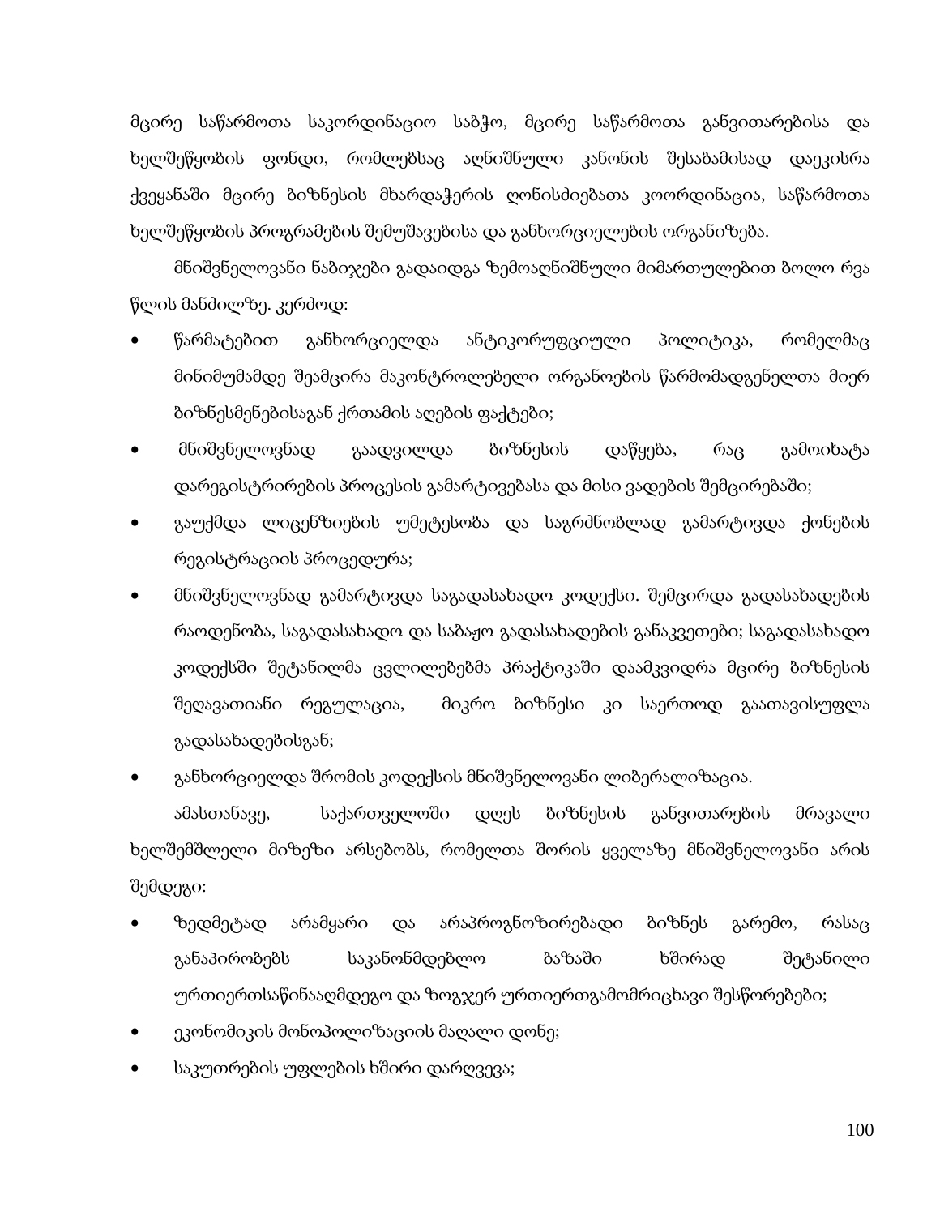მცირე საწარმოთა საკორდინაციო საბჭო, მცირე საწარმოთა განვითარებისა და ხელშეწყობის ფონდი, რომლებსაც აღნიშნული კანონის შესაბამისად დაეკისრა ქვეყანაში მცირე ბიზნესის მხარდაჭერის ღონისძიებათა კოორდინაცია, საწარმოთა ხელშეწყობის პროგრამების შემუშავებისა და განხორციელების ორგანიზება.

მნიშვნელოვანი ნაბიჯები გადაიდგა ზემოაღნიშნული მიმართულებით ბოლო რვა წლის მანძილზე. კერძოდ:

- წარმატებით განხორციელდა ანტიკორუფციული პოლიტიკა, რომელმაც მინიმუმამდე შეამცირა მაკონტროლებელი ორგანოების წარმომადგენელთა მიერ ბიზნესმენებისაგან ქრთამის აღების ფაქტები;
- მნიშვნელოვნად გაადვილდა ბიზნესის დაწყება, რაც გამოიხატა დარეგისტრირების პროცესის გამარტივებასა და მისი ვადების შემცირებაში;
- გაუქმდა ლიცენზიების უმეტესობა და საგრძნობლად გამარტივდა ქონების რეგისტრაციის პროცედურა;
- მნიშვნელოვნად გამარტივდა საგადასახადო კოდექსი. შემცირდა გადასახადების რაოდენობა, საგადასახადო და საბაჟო გადასახადების განაკვეთები; საგადასახადო კოდექსში შეტანილმა ცვლილებებმა პრაქტიკაში დაამკვიდრა მცირე ბიზნესის შეღავათიანი რეგულაცია, მიკრო ბიზნესი კი საერთოდ გაათავისუფლა გადასახადებისგან;
- განხორციელდა შრომის კოდექსის მნიშვნელოვანი ლიბერალიზაცია.

ამასთანავე, საქართველოში დღეს ბიზნესის განვითარების მრავალი ხელშემშლელი მიზეზი არსებობს, რომელთა შორის ყველაზე მნიშვნელოვანი არის შემდეგი:

- ზედმეტად არამყარი და არაპროგნოზირებადი ბიზნეს გარემო, რასაც განაპირობებს საკანონმდებლო ბაზაში ხშირად შეტანილი ურთიერთსაწინააღმდეგო და ზოგჯერ ურთიერთგამომრიცხავი შესწორებები;
- ეკონომიკის მონოპოლიზაციის მაღალი დონე;
- საკუთრების უფლების ხშირი დარღვევა;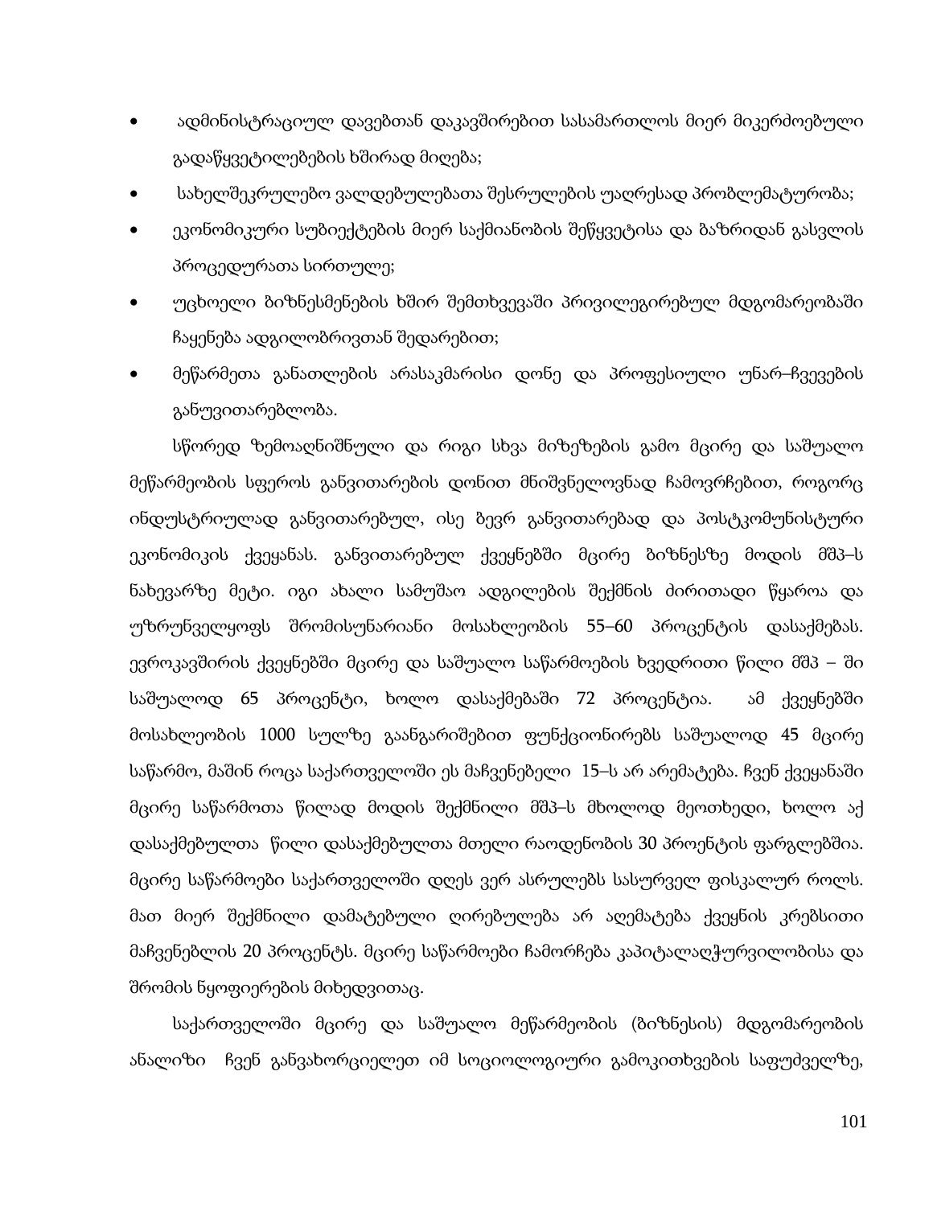- ადმინისტრაციულ დავებთან დაკავშირებით სასამართლოს მიერ მიკერძოებული გადაწყვეტილებების ხშირად მიღება;
- სახელშეკრულებო ვალდებულებათა შესრულების უაღრესად პრობლემატურობა;
- ეკონომიკური სუბიექტების მიერ საქმიანობის შეწყვეტისა და ბაზრიდან გასვლის პროცედურათა სირთულე;
- უცხოელი ბიზნესმენების ხშირ შემთხვევაში პრივილეგირებულ მდგომარეობაში ჩაყენება ადგილობრივთან შედარებით;
- მეწარმეთა განათლების არასაკმარისი დონე და პროფესიული უნარ–ჩვევების განუვითარებლობა.

სწორედ ზემოაღნიშნული და რიგი სხვა მიზეზების გამო მცირე და საშუალო მეწარმეობის სფეროს განვითარების დონით მნიშვნელოვნად ჩამოვრჩებით, როგორც ინდუსტრიულად განვითარებულ, ისე ბევრ განვითარებად და პოსტკომუნისტური ეკონომიკის ქვეყანას. განვითარებულ ქვეყნებში მცირე ბიზნესზე მოდის მშპ–ს ნახევარზე მეტი. იგი ახალი სამუშაო ადგილების შექმნის ძირითადი წყაროა და უზრუნველყოფს შრომისუნარიანი მოსახლეობის 55–60 პროცენტის დასაქმებას. ევროკავშირის ქვეყნებში მცირე და საშუალო საწარმოების ხვედრითი წილი მშპ – ში საშუალოდ 65 პროცენტი, ხოლო დასაქმებაში 72 პროცენტია. ამ ქვეყნებში მოსახლეობის 1000 სულზე გაანგარიშებით ფუნქციონირებს საშუალოდ 45 მცირე საწარმო, მაშინ როცა საქართველოში ეს მაჩვენებელი 15–ს არ არემატება. ჩვენ ქვეყანაში მცირე საწარმოთა წილად მოდის შექმნილი მშპ–ს მხოლოდ მეოთხედი, ხოლო აქ დასაქმებულთა წილი დასაქმებულთა მთელი რაოდენობის 30 პროენტის ფარგლებშია. მცირე საწარმოები საქართველოში დღეს ვერ ასრულებს სასურველ ფისკალურ როლს. მათ მიერ შექმნილი დამატებული ღირებულება არ აღემატება ქვეყნის კრებსითი მაჩვენებლის 20 პროცენტს. მცირე საწარმოები ჩამორჩება კაპიტალაღჭურვილობისა და შრომის ნაყოფიერების მიხედვითაც.

საქართველოში მცირე და საშუალო მეწარმეობის (ბიზნესის) მდგომარეობის ანალიზი ჩვენ განვახორციელეთ იმ სოციოლოგიური გამოკითხვების საფუძველზე,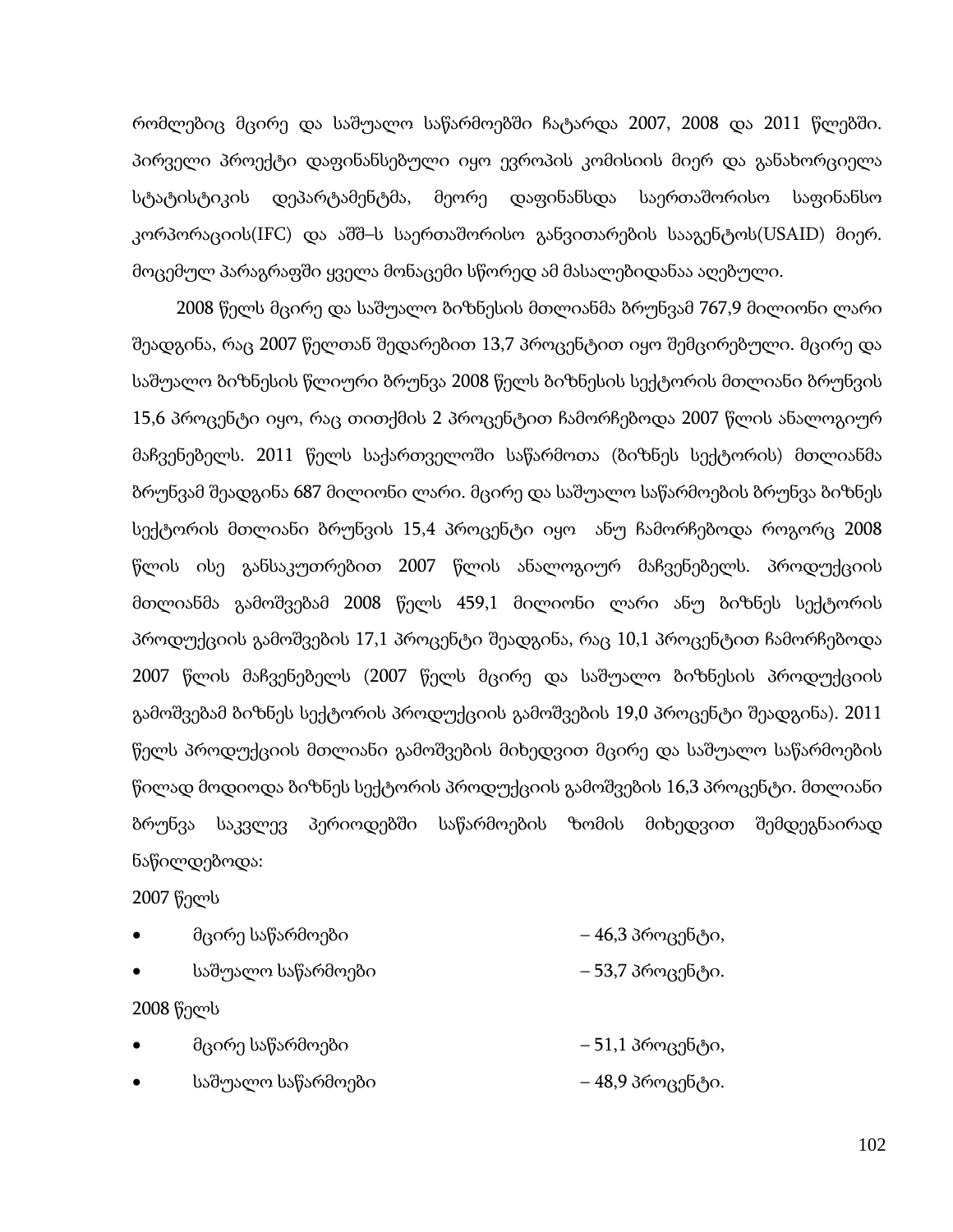რომლებიც მცირე და საშუალო საწარმოებში ჩატარდა 2007, 2008 და 2011 წლებში. პირველი პროექტი დაფინანსებული იყო ევროპის კომისიის მიერ და განახორციელა სტატისტიკის დეპარტამენტმა, მეორე დაფინანსდა საერთაშორისო საფინანსო კორპორაციის(IFC) და აშშ–ს საერთაშორისო განვითარების სააგენტოს(USAID) მიერ. მოცემულ პარაგრაფში ყველა მონაცემი სწორედ ამ მასალებიდანაა აღებული.

2008 წელს მცირე და საშუალო ბიზნესის მთლიანმა ბრუნვამ 767,9 მილიონი ლარი შეადგინა, რაც 2007 წელთან შედარებით 13,7 პროცენტით იყო შემცირებული. მცირე და საშუალო ბიზნესის წლიური ბრუნვა 2008 წელს ბიზნესის სექტორის მთლიანი ბრუნვის 15,6 პროცენტი იყო, რაც თითქმის 2 პროცენტით ჩამორჩებოდა 2007 წლის ანალოგიურ მაჩვენებელს. 2011 წელს საქართველოში საწარმოთა (ბიზნეს სექტორის) მთლიანმა ბრუნვამ შეადგინა 687 მილიონი ლარი. მცირე და საშუალო საწარმოების ბრუნვა ბიზნეს სექტორის მთლიანი ბრუნვის 15,4 პროცენტი იყო ანუ ჩამორჩებოდა როგორც 2008 წლის ისე განსაკუთრებით 2007 წლის ანალოგიურ მაჩვენებელს. პროდუქციის მთლიანმა გამოშვებამ 2008 წელს 459,1 მილიონი ლარი ანუ ბიზნეს სექტორის პროდუქციის გამოშვების 17,1 პროცენტი შეადგინა, რაც 10,1 პროცენტით ჩამორჩებოდა 2007 წლის მაჩვენებელს (2007 წელს მცირე და საშუალო ბიზნესის პროდუქციის გამოშვებამ ბიზნეს სექტორის პროდუქციის გამოშვების 19,0 პროცენტი შეადგინა). 2011 წელს პროდუქციის მთლიანი გამოშვების მიხედვით მცირე და საშუალო საწარმოების წილად მოდიოდა ბიზნეს სექტორის პროდუქციის გამოშვების 16,3 პროცენტი. მთლიანი ბრუნვა საკვლევ პერიოდებში საწარმოების ზომის მიხედვით შემდეგნაირად ნაწილდებოდა:

2007 წელს

- მცირე საწარმოები – 46,3 პროცენტი,
- საშუალო საწარმოები – 53,7 პროცენტი.

2008 წელს

- მცირე საწარმოები – 51,1 პროცენტი,
- საშუალო საწარმოები – 48,9 პროცენტი.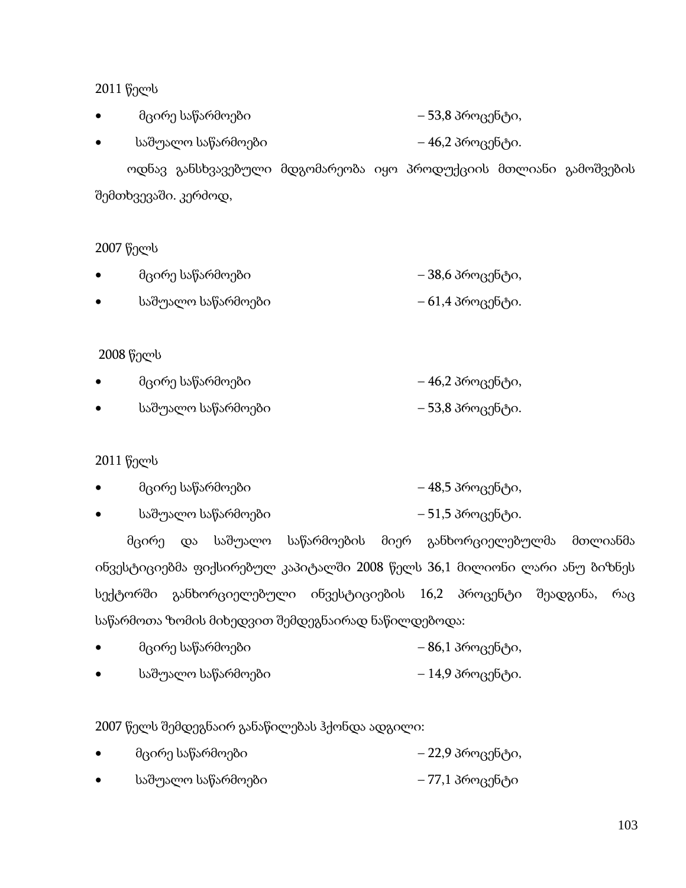2011 წელს

- მცირე საწარმოები – 53,8 პროცენტი,
- საშუალო საწარმოები – 46,2 პროცენტი.

ოდნავ განსხვავებული მდგომარეობა იყო პროდუქციის მთლიანი გამოშვების შემთხვევაში. კერძოდ,

2007 წელს

- მცირე საწარმოები – 38,6 პროცენტი,
- საშუალო საწარმოები – 61,4 პროცენტი.

2008 წელს

- მცირე საწარმოები – 46,2 პროცენტი,
- საშუალო საწარმოები – 53,8 პროცენტი.

2011 წელს

- მცირე საწარმოები – 48,5 პროცენტი,
- საშუალო საწარმოები – 51,5 პროცენტი.

მცირე და საშუალო საწარმოების მიერ განხორციელებულმა მთლიანმა ინვესტიციებმა ფიქსირებულ კაპიტალში 2008 წელს 36,1 მილიონი ლარი ანუ ბიზნეს სექტორში განხორციელებული ინვესტიციების 16,2 პროცენტი შეადგინა, რაც საწარმოთა ზომის მიხედვით შემდეგნაირად ნაწილდებოდა:

- მცირე საწარმოები – 86,1 პროცენტი,
- საშუალო საწარმოები – 14,9 პროცენტი.

2007 წელს შემდეგნაირ განაწილებას ჰქონდა ადგილი:

- მცირე საწარმოები – 22,9 პროცენტი,
- საშუალო საწარმოები – 77,1 პროცენტი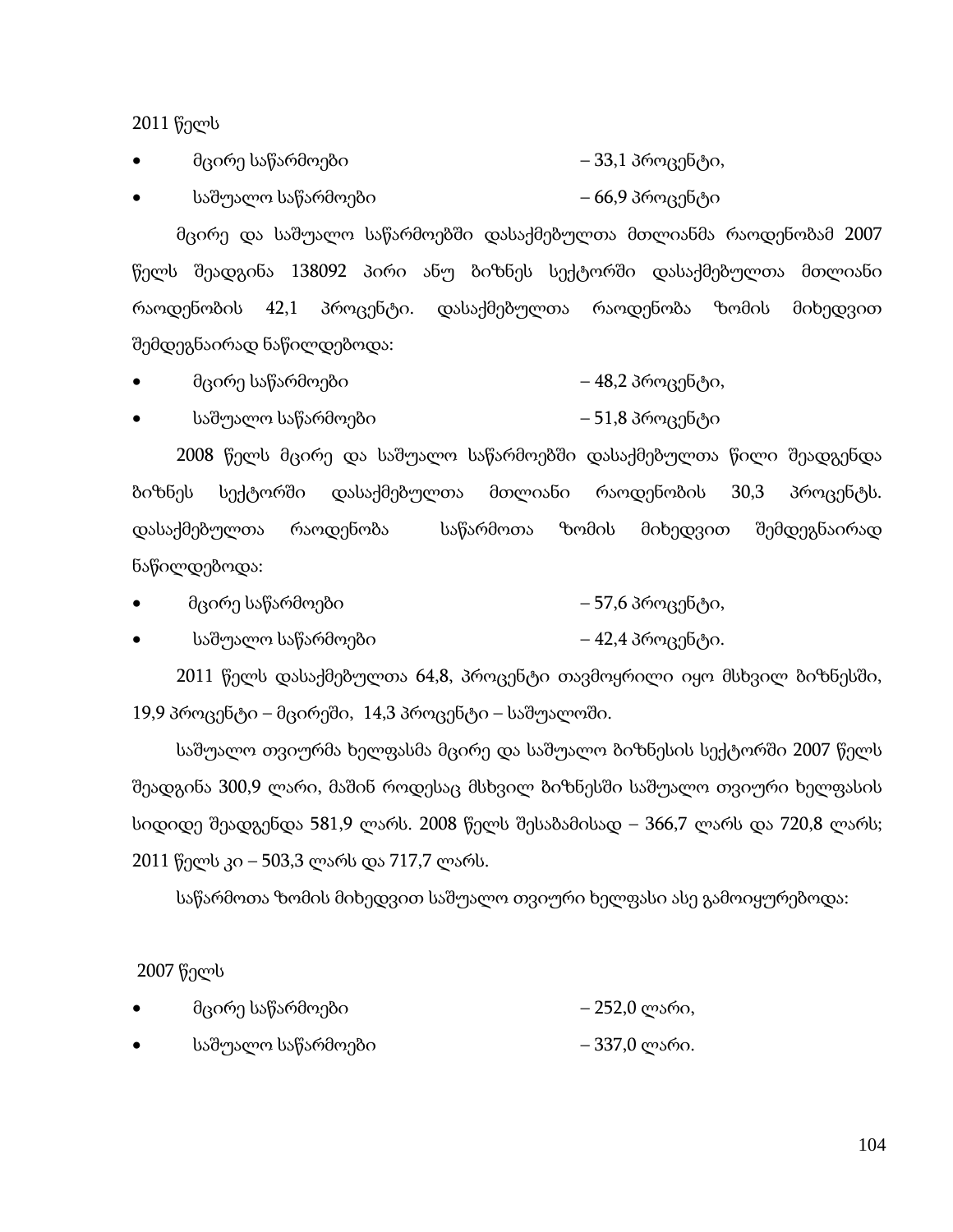2011 წელს

- მცირე საწარმოები – 33,1 პროცენტი,
- საშუალო საწარმოები – 66,9 პროცენტი

მცირე და საშუალო საწარმოებში დასაქმებულთა მთლიანმა რაოდენობამ 2007 წელს შეადგინა 138092 პირი ანუ ბიზნეს სექტორში დასაქმებულთა მთლიანი რაოდენობის 42,1 პროცენტი. დასაქმებულთა რაოდენობა ზომის მიხედვით შემდეგნაირად ნაწილდებოდა:

- მცირე საწარმოები – 48,2 პროცენტი,
- საშუალო საწარმოები – 51,8 პროცენტი

2008 წელს მცირე და საშუალო საწარმოებში დასაქმებულთა წილი შეადგენდა ბიზნეს სექტორში დასაქმებულთა მთლიანი რაოდენობის 30,3 პროცენტს. დასაქმებულთა რაოდენობა საწარმოთა ზომის მიხედვით შემდეგნაირად ნაწილდებოდა:

- მცირე საწარმოები – 57,6 პროცენტი,
- საშუალო საწარმოები – 42,4 პროცენტი.

2011 წელს დასაქმებულთა 64,8, პროცენტი თავმოყრილი იყო მსხვილ ბიზნესში, 19,9 პროცენტი – მცირეში, 14,3 პროცენტი – საშუალოში.

საშუალო თვიურმა ხელფასმა მცირე და საშუალო ბიზნესის სექტორში 2007 წელს შეადგინა 300,9 ლარი, მაშინ როდესაც მსხვილ ბიზნესში საშუალო თვიური ხელფასის სიდიდე შეადგენდა 581,9 ლარს. 2008 წელს შესაბამისად – 366,7 ლარს და 720,8 ლარს; 2011 წელს კი – 503,3 ლარს და 717,7 ლარს.

საწარმოთა ზომის მიხედვით საშუალო თვიური ხელფასი ასე გამოიყურებოდა:

2007 წელს

- მცირე საწარმოები – 252,0 ლარი,
- საშუალო საწარმოები – 337,0 ლარი.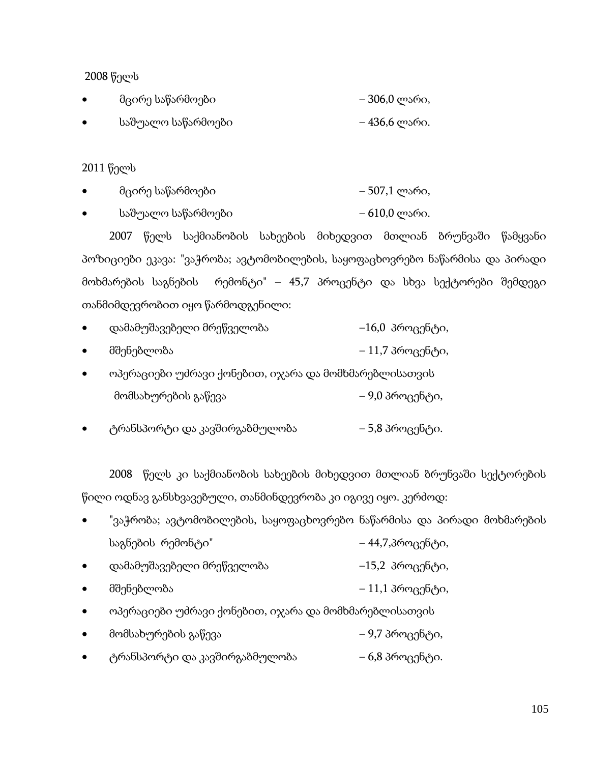2008 წელს

- მცირე საწარმოები – 306,0 ლარი,
- საშუალო საწარმოები – 436,6 ლარი.

2011 წელს

- მცირე საწარმოები – 507,1 ლარი,
- საშუალო საწარმოები – 610,0 ლარი.

2007 წელს საქმიანობის სახეების მიხედვით მთლიან ბრუნვაში წამყვანი პოზიციები ეკავა: "ვაჭრობა; ავტომობილების, საყოფაცხოვრებო ნაწარმისა და პირადი მოხმარების საგნების რემონტი" – 45,7 პროცენტი და სხვა სექტორები შემდეგი თანმიმდევრობით იყო წარმოდგენილი:

- დამამუშავებელი მრეწველობა –16,0 პროცენტი,
- მშენებლობა – 11,7 პროცენტი,
- ოპერაციები უძრავი ქონებით, იჯარა და მომხმარებლისათვის მომსახურების გაწევა – 9,0 პროცენტი,
- ტრანსპორტი და კავშირგაბმულობა – 5,8 პროცენტი.

2008 წელს კი საქმიანობის სახეების მიხედვით მთლიან ბრუნვაში სექტორების წილი ოდნავ განსხვავებული, თანმინდევრობა კი იგივე იყო. კერძოდ:

- "ვაჭრობა; ავტომობილების, საყოფაცხოვრებო ნაწარმისა და პირადი მოხმარების საგნების რემონტი" – 44,7,პროცენტი,
- დამამუშავებელი მრეწველობა –15,2 პროცენტი,
- მშენებლობა – 11,1 პროცენტი,
- ოპერაციები უძრავი ქონებით, იჯარა და მომხმარებლისათვის
- მომსახურების გაწევა – 9,7 პროცენტი,
- ტრანსპორტი და კავშირგაბმულობა – 6,8 პროცენტი.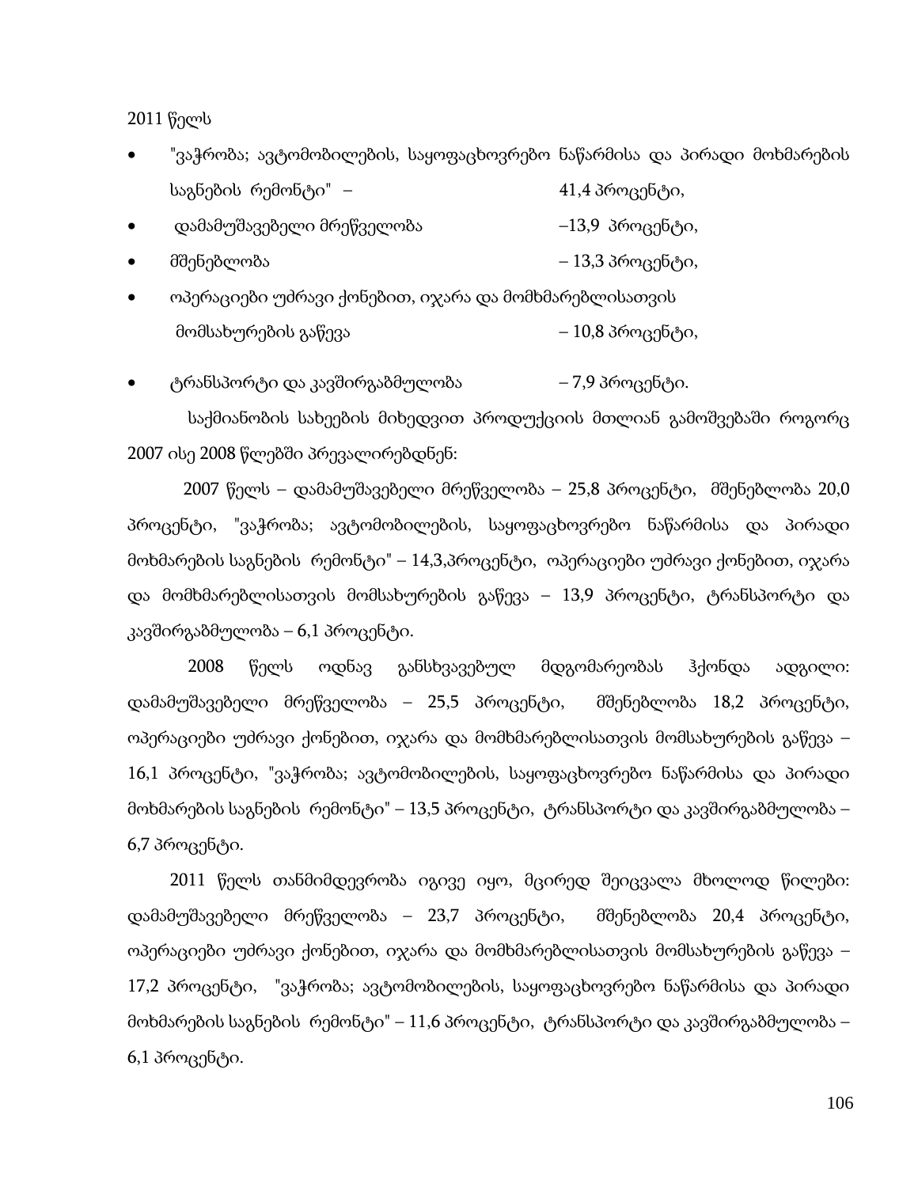2011 წელს

- "ვაჭრობა; ავტომობილების, საყოფაცხოვრებო ნაწარმისა და პირადი მოხმარების საგნების რემონტი" – 41,4 პროცენტი,
- დამამუშავებელი მრეწველობა –13,9 პროცენტი,
- მშენებლობა – 13,3 პროცენტი,
- ოპერაციები უძრავი ქონებით, იჯარა და მომხმარებლისათვის მომსახურების გაწევა – 10,8 პროცენტი,
- ტრანსპორტი და კავშირგაბმულობა – 7,9 პროცენტი.

საქმიანობის სახეების მიხედვით პროდუქციის მთლიან გამოშვებაში როგორც 2007 ისე 2008 წლებში პრევალირებდნენ:

2007 წელს – დამამუშავებელი მრეწველობა – 25,8 პროცენტი, მშენებლობა 20,0 პროცენტი, "ვაჭრობა; ავტომობილების, საყოფაცხოვრებო ნაწარმისა და პირადი მოხმარების საგნების რემონტი" – 14,3,პროცენტი, ოპერაციები უძრავი ქონებით, იჯარა და მომხმარებლისათვის მომსახურების გაწევა – 13,9 პროცენტი, ტრანსპორტი და კავშირგაბმულობა – 6,1 პროცენტი.

2008 წელს ოდნავ განსხვავებულ მდგომარეობას ჰქონდა ადგილი: დამამუშავებელი მრეწველობა – 25,5 პროცენტი, მშენებლობა 18,2 პროცენტი, ოპერაციები უძრავი ქონებით, იჯარა და მომხმარებლისათვის მომსახურების გაწევა – 16,1 პროცენტი, "ვაჭრობა; ავტომობილების, საყოფაცხოვრებო ნაწარმისა და პირადი მოხმარების საგნების რემონტი" – 13,5 პროცენტი, ტრანსპორტი და კავშირგაბმულობა – 6,7 პროცენტი.

2011 წელს თანმიმდევრობა იგივე იყო, მცირედ შეიცვალა მხოლოდ წილები: დამამუშავებელი მრეწველობა – 23,7 პროცენტი, მშენებლობა 20,4 პროცენტი, ოპერაციები უძრავი ქონებით, იჯარა და მომხმარებლისათვის მომსახურების გაწევა – 17,2 პროცენტი, "ვაჭრობა; ავტომობილების, საყოფაცხოვრებო ნაწარმისა და პირადი მოხმარების საგნების რემონტი" – 11,6 პროცენტი, ტრანსპორტი და კავშირგაბმულობა – 6,1 პროცენტი.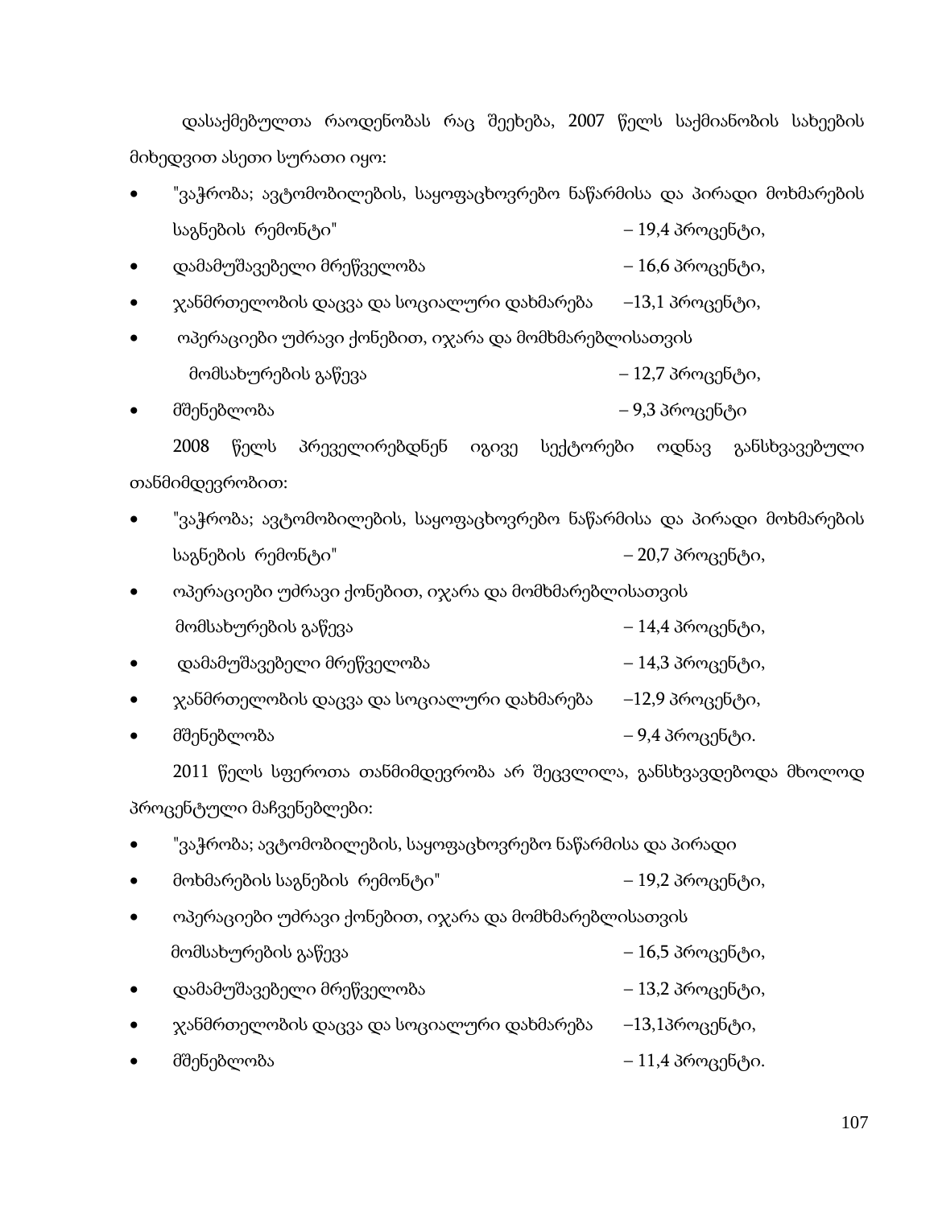დასაქმებულთა რაოდენობას რაც შეეხება, 2007 წელს საქმიანობის სახეების მიხედვით ასეთი სურათი იყო:

- "ვაჭრობა; ავტომობილების, საყოფაცხოვრებო ნაწარმისა და პირადი მოხმარების საგნების რემონტი" – 19,4 პროცენტი,
- დამამუშავებელი მრეწველობა – 16,6 პროცენტი,
- ჯანმრთელობის დაცვა და სოციალური დახმარება –13,1 პროცენტი,
- ოპერაციები უძრავი ქონებით, იჯარა და მომხმარებლისათვის მომსახურების გაწევა – 12,7 პროცენტი,
- მშენებლობა – 9,3 პროცენტი

2008 წელს პრევალირებდნენ იგივე სექტორები ოდნავ განსხვავებული თანმიმდევრობით:

- "ვაჭრობა; ავტომობილების, საყოფაცხოვრებო ნაწარმისა და პირადი მოხმარების საგნების რემონტი" – 20,7 პროცენტი,
- ოპერაციები უძრავი ქონებით, იჯარა და მომხმარებლისათვის მომსახურების გაწევა – 14,4 პროცენტი,
- დამამუშავებელი მრეწველობა – 14,3 პროცენტი,
- ჯანმრთელობის დაცვა და სოციალური დახმარება –12,9 პროცენტი,
- მშენებლობა – 9,4 პროცენტი.

2011 წელს სფეროთა თანმიმდევრობა არ შეცვლილა, განსხვავდებოდა მხოლოდ პროცენტული მაჩვენებლები:

- "ვაჭრობა; ავტომობილების, საყოფაცხოვრებო ნაწარმისა და პირადი
- მოხმარების საგნების რემონტი" – 19,2 პროცენტი,
- ოპერაციები უძრავი ქონებით, იჯარა და მომხმარებლისათვის მომსახურების გაწევა – 16,5 პროცენტი,
- დამამუშავებელი მრეწველობა – 13,2 პროცენტი,
- ჯანმრთელობის დაცვა და სოციალური დახმარება –13,1პროცენტი,
- მშენებლობა – 11,4 პროცენტი.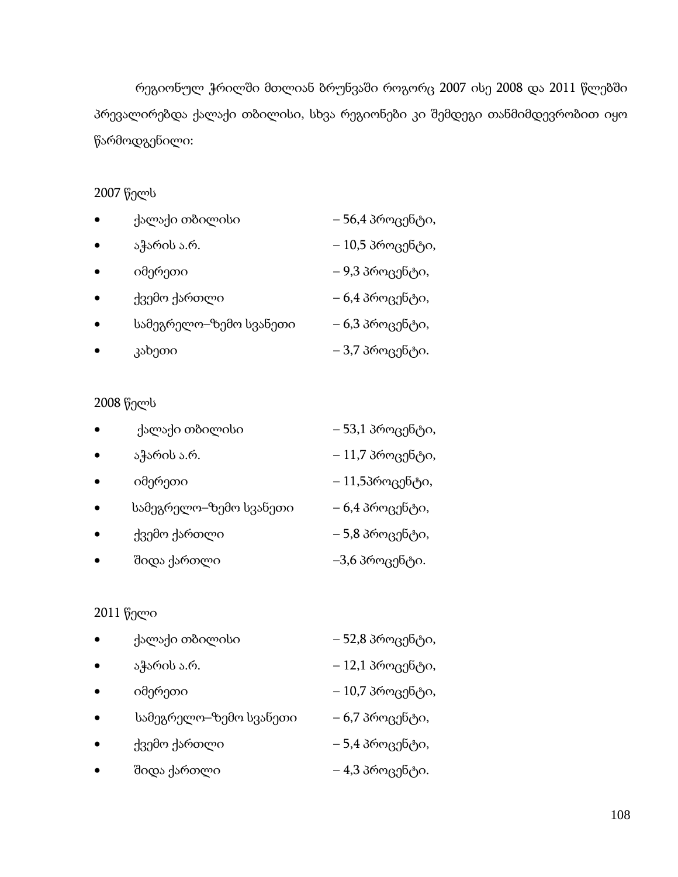რეგიონულ ჭრილში მთლიან ბრუნვაში როგორც 2007 ისე 2008 და 2011 წლებში პრევალირებდა ქალაქი თბილისი, სხვა რეგიონები კი შემდეგი თანმიმდევრობით იყო წარმოდგენილი:

2007 წელს

- ქალაქი თბილისი – 56,4 პროცენტი,
- აჭარის ა.რ. – 10,5 პროცენტი,
- იმერეთი – 9,3 პროცენტი,
- ქვემო ქართლი – 6,4 პროცენტი,
- სამეგრელო–ზემო სვანეთი – 6,3 პროცენტი,
- კახეთი – 3,7 პროცენტი.

2008 წელს

- ქალაქი თბილისი – 53,1 პროცენტი,
- აჭარის ა.რ. – 11,7 პროცენტი,
- იმერეთი – 11,5პროცენტი,
- სამეგრელო–ზემო სვანეთი – 6,4 პროცენტი,
- ქვემო ქართლი – 5,8 პროცენტი,
- შიდა ქართლი –3,6 პროცენტი.

2011 წელი

- ქალაქი თბილისი – 52,8 პროცენტი,
- აჭარის ა.რ. – 12,1 პროცენტი,
- იმერეთი – 10,7 პროცენტი,
- სამეგრელო–ზემო სვანეთი – 6,7 პროცენტი,
- ქვემო ქართლი – 5,4 პროცენტი,
- შიდა ქართლი – 4,3 პროცენტი.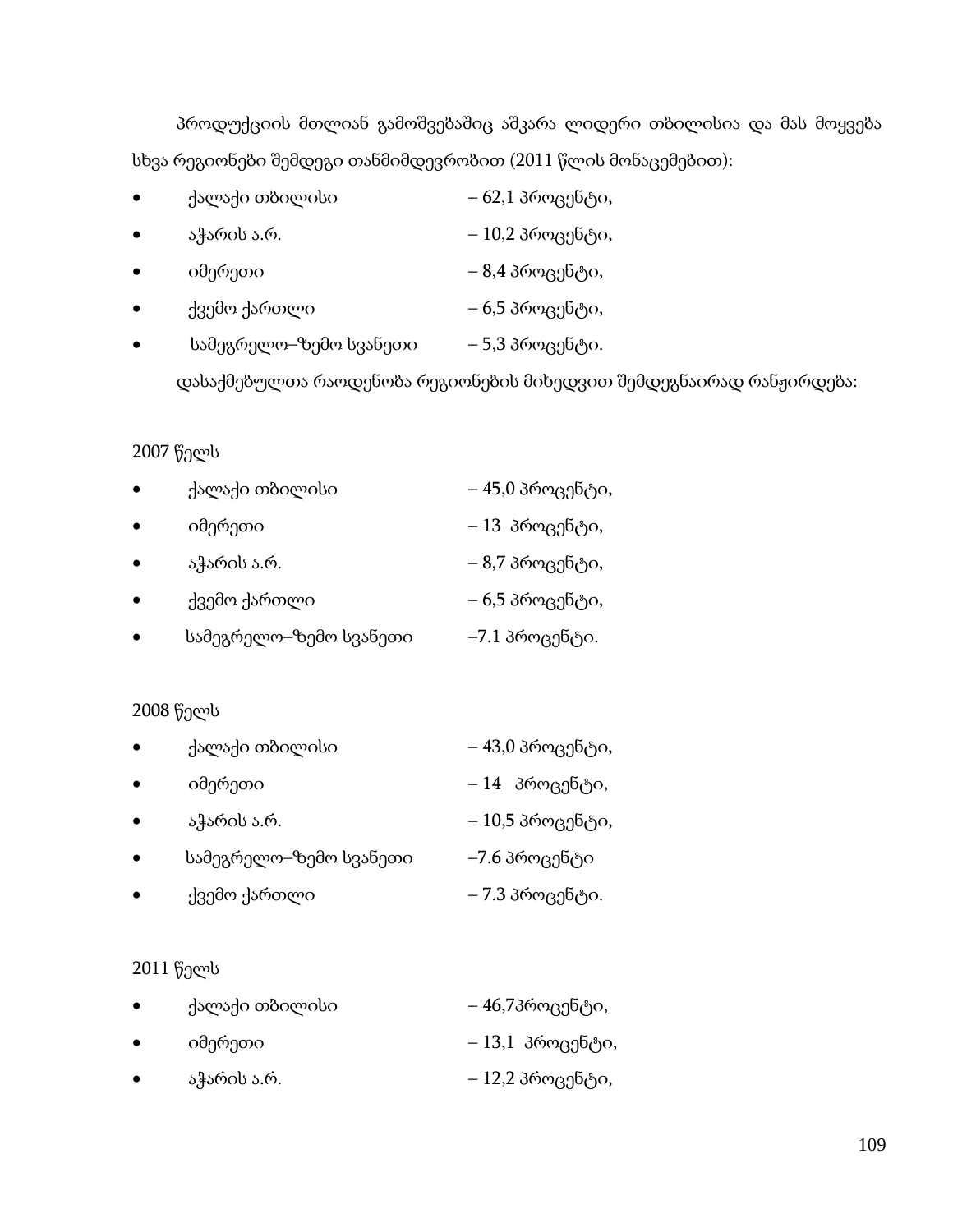პროდუქციის მთლიან გამოშვებაშიც აშკარა ლიდერი თბილისია და მას მოყვება სხვა რეგიონები შემდეგი თანმიმდევრობით (2011 წლის მონაცემებით):

- ქალაქი თბილისი – 62,1 პროცენტი,
- აჭარის ა.რ. – 10,2 პროცენტი,
- იმერეთი – 8,4 პროცენტი,
- ქვემო ქართლი – 6,5 პროცენტი,
- სამეგრელო–ზემო სვანეთი – 5,3 პროცენტი.

დასაქმებულთა რაოდენობა რეგიონების მიხედვით შემდეგნაირად რანჟირდება:

2007 წელს

- ქალაქი თბილისი – 45,0 პროცენტი,
- იმერეთი – 13 პროცენტი,
- აჭარის ა.რ. – 8,7 პროცენტი,
- ქვემო ქართლი – 6,5 პროცენტი,
- სამეგრელო–ზემო სვანეთი –7.1 პროცენტი.

2008 წელს

- ქალაქი თბილისი – 43,0 პროცენტი,
- იმერეთი – 14 პროცენტი,
- აჭარის ა.რ. – 10,5 პროცენტი,
- სამეგრელო–ზემო სვანეთი –7.6 პროცენტი
- ქვემო ქართლი – 7.3 პროცენტი.

2011 წელს

- ქალაქი თბილისი – 46,7პროცენტი,
- იმერეთი – 13,1 პროცენტი,
- აჭარის ა.რ. – 12,2 პროცენტი,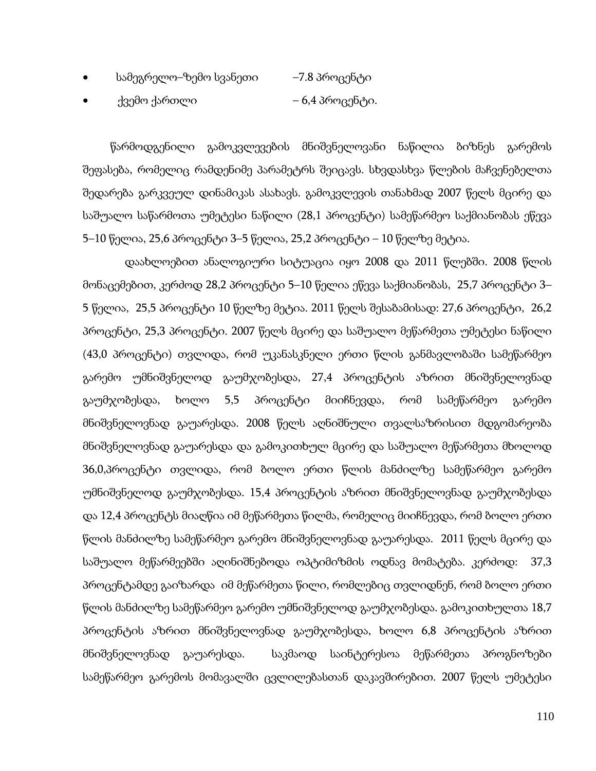- სამეგრელო–ზემო სვანეთი –7.8 პროცენტი
- ქვემო ქართლი – 6,4 პროცენტი.

წარმოდგენილი გამოკვლევების მნიშვნელოვანი ნაწილია ბიზნეს გარემოს შეფასება, რომელიც რამდენიმე პარამეტრს შეიცავს. სხვადასხვა წლების მაჩვენებელთა შედარება გარკვეულ დინამიკას ასახავს. გამოკვლევის თანახმად 2007 წელს მცირე და საშუალო საწარმოთა უმეტესი ნაწილი (28,1 პროცენტი) სამეწარმეო საქმიანობას ეწევა 5–10 წელია, 25,6 პროცენტი 3–5 წელია, 25,2 პროცენტი – 10 წელზე მეტია.

დაახლოებით ანალოგიური სიტუაცია იყო 2008 და 2011 წლებში. 2008 წლის მონაცემებით, კერძოდ 28,2 პროცენტი 5–10 წელია ეწევა საქმიანობას, 25,7 პროცენტი 3–5 წელია, 25,5 პროცენტი 10 წელზე მეტია. 2011 წელს შესაბამისად: 27,6 პროცენტი, 26,2 პროცენტი, 25,3 პროცენტი. 2007 წელს მცირე და საშუალო მეწარმეთა უმეტესი ნაწილი (43,0 პროცენტი) თვლიდა, რომ უკანასკნელი ერთი წლის განმავლობაში სამეწარმეო გარემო უმნიშვნელოდ გაუმჯობესდა, 27,4 პროცენტის აზრით მნიშვნელოვნად გაუმჯობესდა, ხოლო 5,5 პროცენტი მიიჩნევდა, რომ სამეწარმეო გარემო მნიშვნელოვნად გაუარესდა. 2008 წელს აღნიშნული თვალსაზრისით მდგომარეობა მნიშვნელოვნად გაუარესდა და გამოკითხულ მცირე და საშუალო მეწარმეთა მხოლოდ 36,0,პროცენტი თვლიდა, რომ ბოლო ერთი წლის მანძილზე სამეწარმეო გარემო უმნიშვნელოდ გაუმჯობესდა. 15,4 პროცენტის აზრით მნიშვნელოვნად გაუმჯობესდა და 12,4 პროცენტს მიაღწია იმ მეწარმეთა წილმა, რომელიც მიიჩნევდა, რომ ბოლო ერთი წლის მანძილზე სამეწარმეო გარემო მნიშვნელოვნად გაუარესდა. 2011 წელს მცირე და საშუალო მეწარმეებში აღინიშნებოდა ოპტიმიზმის ოდნავ მომატება. კერძოდ: 37,3 პროცენტამდე გაიზარდა იმ მეწარმეთა წილი, რომლებიც თვლიდნენ, რომ ბოლო ერთი წლის მანძილზე სამეწარმეო გარემო უმნიშვნელოდ გაუმჯობესდა. გამოკითხულთა 18,7 პროცენტის აზრით მნიშვნელოვნად გაუმჯობესდა, ხოლო 6,8 პროცენტის აზრით მნიშვნელოვნად გაუარესდა. საკმაოდ საინტერესოა მეწარმეთა პროგნოზები სამეწარმეო გარემოს მომავალში ცვლილებასთან დაკავშირებით. 2007 წელს უმეტესი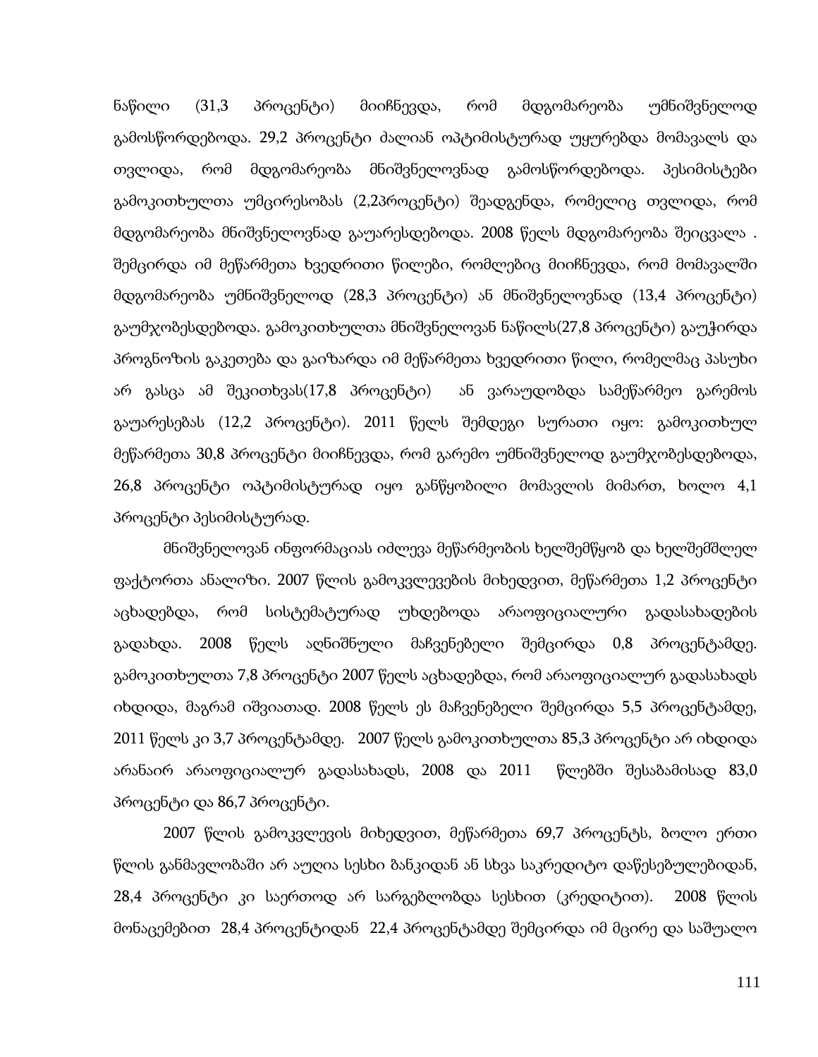ნაწილი (31,3 პროცენტი) მიიჩნევდა, რომ მდგომარეობა უმნიშვნელოდ გამოსწორდებოდა. 29,2 პროცენტი ძალიან ოპტიმისტურად უყურებდა მომავალს და თვლიდა, რომ მდგომარეობა მნიშვნელოვნად გამოსწორდებოდა. პესიმისტები გამოკითხულთა უმცირესობას (2,2პროცენტი) შეადგენდა, რომელიც თვლიდა, რომ მდგომარეობა მნიშვნელოვნად გაუარესდებოდა. 2008 წელს მდგომარეობა შეიცვალა . შემცირდა იმ მეწარმეთა ხვედრითი წილები, რომლებიც მიიჩნევდა, რომ მომავალში მდგომარეობა უმნიშვნელოდ (28,3 პროცენტი) ან მნიშვნელოვნად (13,4 პროცენტი) გაუმჯობესდებოდა. გამოკითხულთა მნიშვნელოვან ნაწილს(27,8 პროცენტი) გაუჭირდა პროგნოზის გაკეთება და გაიზარდა იმ მეწარმეთა ხვედრითი წილი, რომელმაც პასუხი არ გასცა ამ შეკითხვას(17,8 პროცენტი)  ან ვარაუდობდა სამეწარმეო გარემოს გაუარესებას (12,2 პროცენტი). 2011 წელს შემდეგი სურათი იყო: გამოკითხულ მეწარმეთა 30,8 პროცენტი მიიჩნევდა, რომ გარემო უმნიშვნელოდ გაუმჯობესდებოდა, 26,8 პროცენტი ოპტიმისტურად იყო განწყობილი მომავლის მიმართ, ხოლო 4,1 პროცენტი პესიმისტურად.

მნიშვნელოვან ინფორმაციას იძლევა მეწარმეობის ხელშემწყობ და ხელშემშლელ ფაქტორთა ანალიზი. 2007 წლის გამოკვლევების მიხედვით, მეწარმეთა 1,2 პროცენტი აცხადებდა, რომ სისტემატურად უხდებოდა არაოფიციალური გადასახადების გადახდა. 2008 წელს აღნიშნული მაჩვენებელი შემცირდა 0,8 პროცენტამდე. გამოკითხულთა 7,8 პროცენტი 2007 წელს აცხადებდა, რომ არაოფიციალურ გადასახადს იხდიდა, მაგრამ იშვიათად. 2008 წელს ეს მაჩვენებელი შემცირდა 5,5 პროცენტამდე, 2011 წელს კი 3,7 პროცენტამდე.  2007 წელს გამოკითხულთა 85,3 პროცენტი არ იხდიდა არანაირ არაოფიციალურ გადასახადს, 2008 და 2011  წლებში შესაბამისად 83,0 პროცენტი და 86,7 პროცენტი.

2007 წლის გამოკვლევის მიხედვით, მეწარმეთა 69,7 პროცენტს, ბოლო ერთი წლის განმავლობაში არ აუღია სესხი ბანკიდან ან სხვა საკრედიტო დაწესებულებიდან, 28,4 პროცენტი კი საერთოდ არ სარგებლობდა სესხით (კრედიტით).  2008 წლის მონაცემებით  28,4 პროცენტიდან  22,4 პროცენტამდე შემცირდა იმ მცირე და საშუალო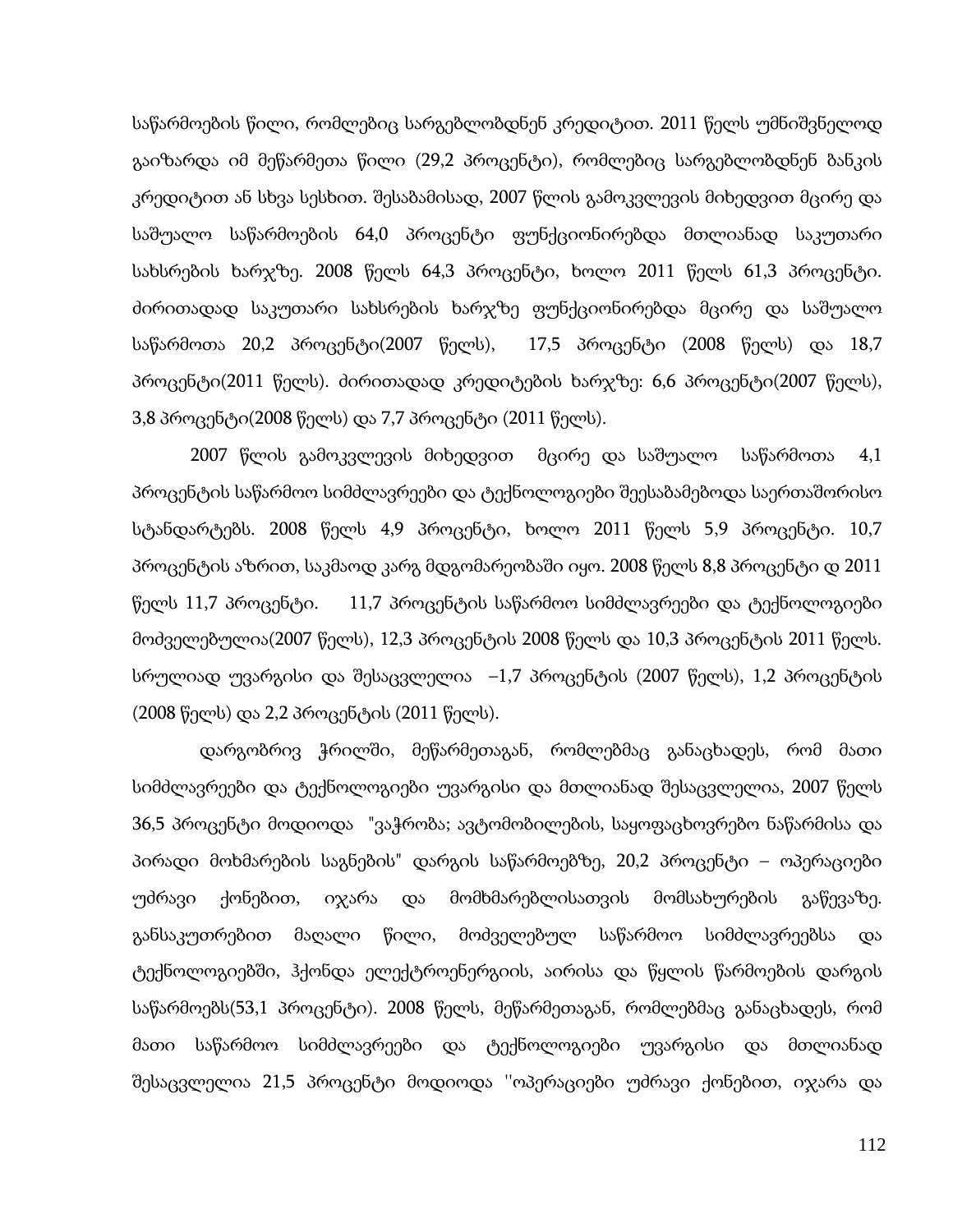საწარმოების წილი, რომლებიც სარგებლობდნენ კრედიტით. 2011 წელს უმნიშვნელოდ გაიზარდა იმ მეწარმეთა წილი (29,2 პროცენტი), რომლებიც სარგებლობდნენ ბანკის კრედიტით ან სხვა სესხით. შესაბამისად, 2007 წლის გამოკვლევის მიხედვით მცირე და საშუალო საწარმოების 64,0 პროცენტი ფუნქციონირებდა მთლიანად საკუთარი სახსრების ხარჯზე. 2008 წელს 64,3 პროცენტი, ხოლო 2011 წელს 61,3 პროცენტი. ძირითადად საკუთარი სახსრების ხარჯზე ფუნქციონირებდა მცირე და საშუალო საწარმოთა 20,2 პროცენტი(2007 წელს), 17,5 პროცენტი (2008 წელს) და 18,7 პროცენტი(2011 წელს). ძირითადად კრედიტების ხარჯზე: 6,6 პროცენტი(2007 წელს), 3,8 პროცენტი(2008 წელს) და 7,7 პროცენტი (2011 წელს).

2007 წლის გამოკვლევის მიხედვით მცირე და საშუალო საწარმოთა 4,1 პროცენტის საწარმოო სიმძლავრეები და ტექნოლოგიები შეესაბამებოდა საერთაშორისო სტანდარტებს. 2008 წელს 4,9 პროცენტი, ხოლო 2011 წელს 5,9 პროცენტი. 10,7 პროცენტის აზრით, საკმაოდ კარგ მდგომარეობაში იყო. 2008 წელს 8,8 პროცენტი დ 2011 წელს 11,7 პროცენტი. 11,7 პროცენტის საწარმოო სიმძლავრეები და ტექნოლოგიები მოძველებულია(2007 წელს), 12,3 პროცენტის 2008 წელს და 10,3 პროცენტის 2011 წელს. სრულიად უვარგისი და შესაცვლელია –1,7 პროცენტის (2007 წელს), 1,2 პროცენტის (2008 წელს) და 2,2 პროცენტის (2011 წელს).

დარგობრივ ჭრილში, მეწარმეთაგან, რომლებმაც განაცხადეს, რომ მათი სიმძლავრეები და ტექნოლოგიები უვარგისი და მთლიანად შესაცვლელია, 2007 წელს 36,5 პროცენტი მოდიოდა "ვაჭრობა; ავტომობილების, საყოფაცხოვრებო ნაწარმისა და პირადი მოხმარების საგნების" დარგის საწარმოებზე, 20,2 პროცენტი – ოპერაციები უძრავი ქონებით, იჯარა და მომხმარებლისათვის მომსახურების გაწევაზე. განსაკუთრებით მაღალი წილი, მოძველებულ საწარმოო სიმძლავრეებსა და ტექნოლოგიებში, ჰქონდა ელექტროენერგიის, აირისა და წყლის წარმოების დარგის საწარმოებს(53,1 პროცენტი). 2008 წელს, მეწარმეთაგან, რომლებმაც განაცხადეს, რომ მათი საწარმოო სიმძლავრეები და ტექნოლოგიები უვარგისი და მთლიანად შესაცვლელია 21,5 პროცენტი მოდიოდა ''ოპერაციები უძრავი ქონებით, იჯარა და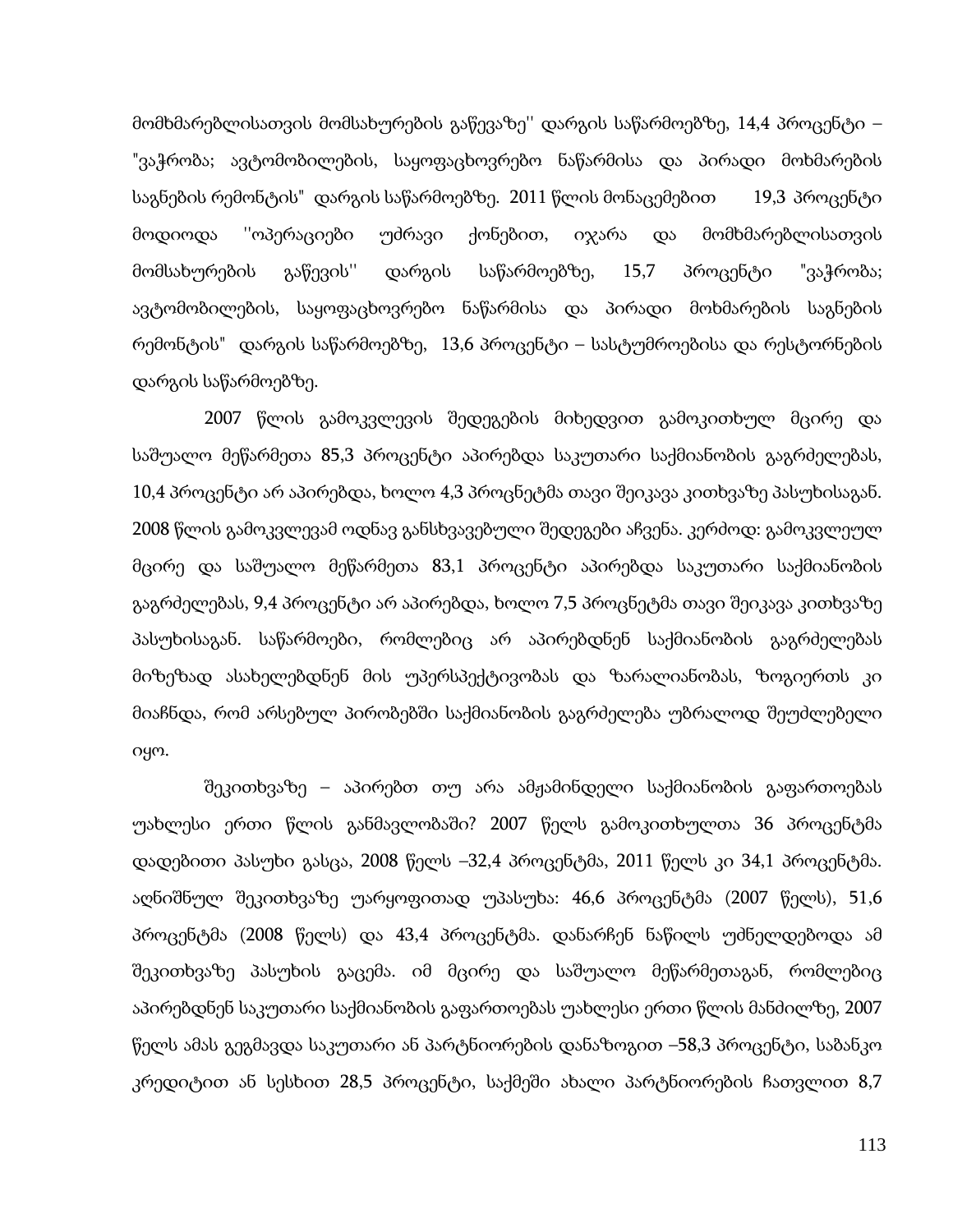მომხმარებლისათვის მომსახურების გაწევაზე'' დარგის საწარმოებზე, 14,4 პროცენტი – "ვაჭრობა; ავტომობილების, საყოფაცხოვრებო ნაწარმისა და პირადი მოხმარების საგნების რემონტის" დარგის საწარმოებზე. 2011 წლის მონაცემებით 19,3 პროცენტი მოდიოდა ''ოპერაციები უძრავი ქონებით, იჯარა და მომხმარებლისათვის მომსახურების გაწევის'' დარგის საწარმოებზე, 15,7 პროცენტი "ვაჭრობა; ავტომობილების, საყოფაცხოვრებო ნაწარმისა და პირადი მოხმარების საგნების რემონტის" დარგის საწარმოებზე, 13,6 პროცენტი – სასტუმროებისა და რესტორნების დარგის საწარმოებზე.

2007 წლის გამოკვლევის შედეგების მიხედვით გამოკითხულ მცირე და საშუალო მეწარმეთა 85,3 პროცენტი აპირებდა საკუთარი საქმიანობის გაგრძელებას, 10,4 პროცენტი არ აპირებდა, ხოლო 4,3 პროცნეტმა თავი შეიკავა კითხვაზე პასუხისაგან. 2008 წლის გამოკვლევამ ოდნავ განსხვავებული შედეგები აჩვენა. კერძოდ: გამოკვლეულ მცირე და საშუალო მეწარმეთა 83,1 პროცენტი აპირებდა საკუთარი საქმიანობის გაგრძელებას, 9,4 პროცენტი არ აპირებდა, ხოლო 7,5 პროცნეტმა თავი შეიკავა კითხვაზე პასუხისაგან. საწარმოები, რომლებიც არ აპირებდნენ საქმიანობის გაგრძელებას მიზეზად ასახელებდნენ მის უპერსპექტივობას და ზარალიანობას, ზოგიერთს კი მიაჩნდა, რომ არსებულ პირობებში საქმიანობის გაგრძელება უბრალოდ შეუძლებელი იყო.

შეკითხვაზე – აპირებთ თუ არა ამჟამინდელი საქმიანობის გაფართოებას უახლესი ერთი წლის განმავლობაში? 2007 წელს გამოკითხულთა 36 პროცენტმა დადებითი პასუხი გასცა, 2008 წელს –32,4 პროცენტმა, 2011 წელს კი 34,1 პროცენტმა. აღნიშნულ შეკითხვაზე უარყოფითად უპასუხა: 46,6 პროცენტმა (2007 წელს), 51,6 პროცენტმა (2008 წელს) და 43,4 პროცენტმა. დანარჩენ ნაწილს უძნელდებოდა ამ შეკითხვაზე პასუხის გაცემა. იმ მცირე და საშუალო მეწარმეთაგან, რომლებიც აპირებდნენ საკუთარი საქმიანობის გაფართოებას უახლესი ერთი წლის მანძილზე, 2007 წელს ამას გეგმავდა საკუთარი ან პარტნიორების დანაზოგით –58,3 პროცენტი, საბანკო კრედიტით ან სესხით 28,5 პროცენტი, საქმეში ახალი პარტნიორების ჩათვლით 8,7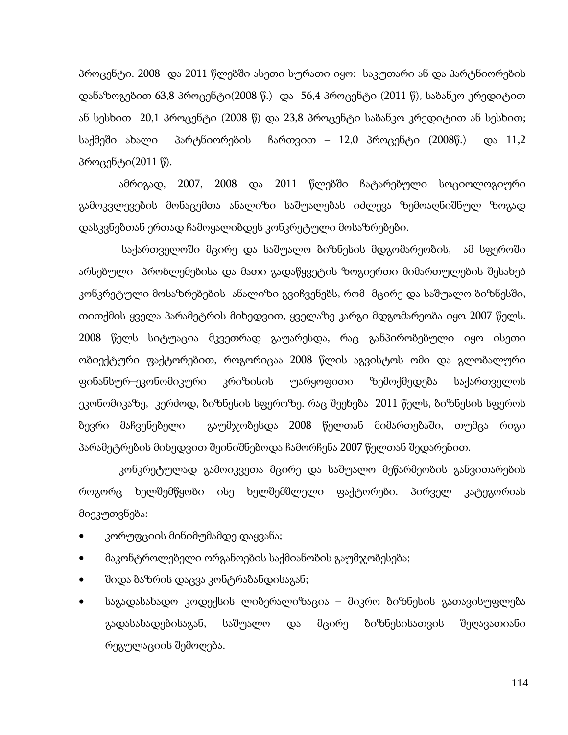პროცენტი. 2008 და 2011 წლებში ასეთი სურათი იყო: საკუთარი ან და პარტნიორების დანაზოგებით 63,8 პროცენტი(2008 წ.) და 56,4 პროცენტი (2011 წ), საბანკო კრედიტით ან სესხით 20,1 პროცენტი (2008 წ) და 23,8 პროცენტი საბანკო კრედიტით ან სესხით; საქმეში ახალი პარტნიორების ჩართვით – 12,0 პროცენტი (2008წ.) და 11,2 პროცენტი(2011 წ).

ამრიგად, 2007, 2008 და 2011 წლებში ჩატარებული სოციოლოგიური გამოკვლევების მონაცემთა ანალიზი საშუალებას იძლევა ზემოაღნიშნულ ზოგად დასკვნებთან ერთად ჩამოყალიბდეს კონკრეტული მოსაზრებები.

საქართველოში მცირე და საშუალო ბიზნესის მდგომარეობის, ამ სფეროში არსებული პრობლემებისა და მათი გადაწყვეტის ზოგიერთი მიმართულების შესახებ კონკრეტული მოსაზრებების ანალიზი გვიჩვენებს, რომ მცირე და საშუალო ბიზნესში, თითქმის ყველა პარამეტრის მიხედვით, ყველაზე კარგი მდგომარეობა იყო 2007 წელს. 2008 წელს სიტუაცია მკვეთრად გაუარესდა, რაც განპირობებული იყო ისეთი ობიექტური ფაქტორებით, როგორიცაა 2008 წლის აგვისტოს ომი და გლობალური ფინანსურ–ეკონომიკური კრიზისის უარყოფითი ზემოქმედება საქართველოს ეკონომიკაზე, კერძოდ, ბიზნესის სფეროზე. რაც შეეხება 2011 წელს, ბიზნესის სფეროს ბევრი მაჩვენებელი გაუმჯობესდა 2008 წელთან მიმართებაში, თუმცა რიგი პარამეტრების მიხედვით შეინიშნებოდა ჩამორჩენა 2007 წელთან შედარებით.

კონკრეტულად გამოიკვეთა მცირე და საშუალო მეწარმეობის განვითარების როგორც ხელშემწყობი ისე ხელშემშლელი ფაქტორები. პირველ კატეგორიას მიეკუთვნება:

- კორუფციის მინიმუმამდე დაყვანა;
- მაკონტროლებელი ორგანოების საქმიანობის გაუმჯობესება;
- შიდა ბაზრის დაცვა კონტრაბანდისაგან;
- საგადასახადო კოდექსის ლიბერალიზაცია – მიკრო ბიზნესის გათავისუფლება გადასახადებისაგან, საშუალო და მცირე ბიზნესისათვის შეღავათიანი რეგულაციის შემოღება.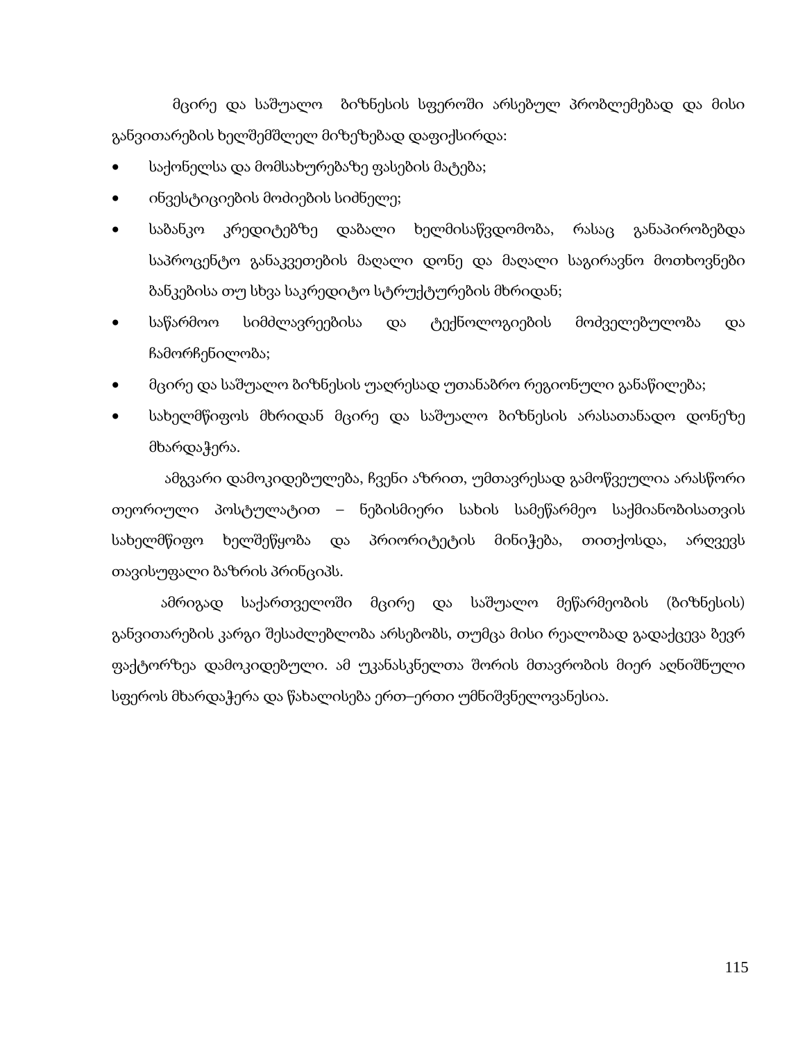მცირე და საშუალო ბიზნესის სფეროში არსებულ პრობლემებად და მისი განვითარების ხელშემშლელ მიზეზებად დაფიქსირდა:

- საქონელსა და მომსახურებაზე ფასების მატება;
- ინვესტიციების მოძიების სიძნელე;
- საბანკო კრედიტებზე დაბალი ხელმისაწვდომობა, რასაც განაპირობებდა საპროცენტო განაკვეთების მაღალი დონე და მაღალი საგირავნო მოთხოვნები ბანკებისა თუ სხვა საკრედიტო სტრუქტურების მხრიდან;
- საწარმოო სიმძლავრეებისა და ტექნოლოგიების მოძველებულობა და ჩამორჩენილობა;
- მცირე და საშუალო ბიზნესის უაღრესად უთანაბრო რეგიონული განაწილება;
- სახელმწიფოს მხრიდან მცირე და საშუალო ბიზნესის არასათანადო დონეზე მხარდაჭერა.

ამგვარი დამოკიდებულება, ჩვენი აზრით, უმთავრესად გამოწვეულია არასწორი თეორიული პოსტულატით – ნებისმიერი სახის სამეწარმეო საქმიანობისათვის სახელმწიფო ხელშეწყობა და პრიორიტეტის მინიჭება, თითქოსდა, არღვევს თავისუფალი ბაზრის პრინციპს.

ამრიგად საქართველოში მცირე და საშუალო მეწარმეობის (ბიზნესის) განვითარების კარგი შესაძლებლობა არსებობს, თუმცა მისი რეალობად გადაქცევა ბევრ ფაქტორზეა დამოკიდებული. ამ უკანასკნელთა შორის მთავრობის მიერ აღნიშნული სფეროს მხარდაჭერა და წახალისება ერთ–ერთი უმნიშვნელოვანესია.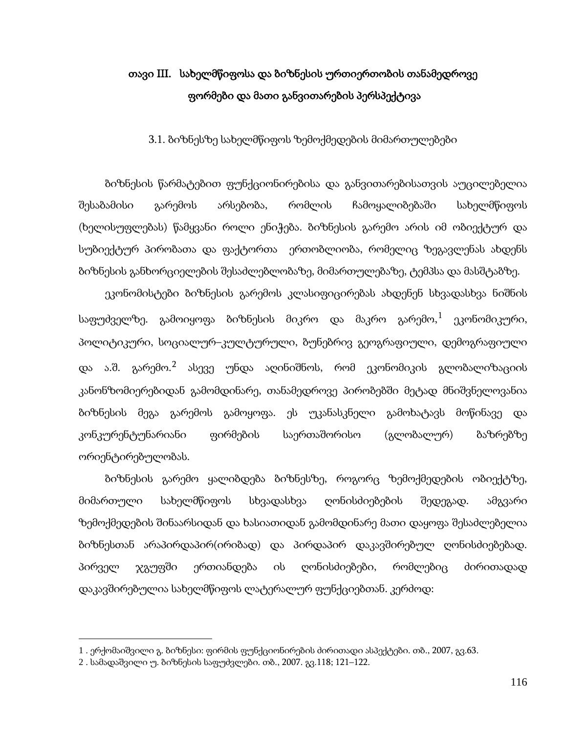# თავი III. სახელმწიფოსა და ბიზნესის ურთიერთობის თანამედროვე ფორმები და მათი განვითარების პერსპექტივა

## 3.1. ბიზნესზე სახელმწიფოს ზემოქმედების მიმართულებები

ბიზნესის წარმატებით ფუნქციონირებისა და განვითარებისათვის აუცილებელია შესაბამისი გარემოს არსებობა, რომლის ჩამოყალიბებაში სახელმწიფოს (ხელისუფლებას) წამყვანი როლი ენიჭება. ბიზნესის გარემო არის იმ ობიექტურ და სუბიექტურ პირობათა და ფაქტორთა ერთობლიობა, რომელიც ზეგავლენას ახდენს ბიზნესის განხორციელების შესაძლებლობაზე, მიმართულებაზე, ტემპსა და მასშტაბზე.

ეკონომისტები ბიზნესის გარემოს კლასიფიცირებას ახდენენ სხვადასხვა ნიშნის საფუძველზე. გამოიყოფა ბიზნესის მიკრო და მაკრო გარემო,[1] ეკონომიკური, პოლიტიკური, სოციალურ–კულტურული, ბუნებრივ გეოგრაფიული, დემოგრაფიული და ა.შ. გარემო.[2] ასევე უნდა აღინიშნოს, რომ ეკონომიკის გლობალიზაციის კანონზომიერებიდან გამომდინარე, თანამედროვე პირობებში მეტად მნიშვნელოვანია ბიზნესის მეგა გარემოს გამოყოფა. ეს უკანასკნელი გამოხატავს მოწინავე და კონკურენტუნარიანი ფირმების საერთაშორისო (გლობალურ) ბაზრებზე ორიენტირებულობას.

ბიზნესის გარემო ყალიბდება ბიზნესზე, როგორც ზემოქმედების ობიექტზე, მიმართული სახელმწიფოს სხვადასხვა ღონისძიებების შედეგად. ამგვარი ზემოქმედების შინაარსიდან და ხასიათიდან გამომდინარე მათი დაყოფა შესაძლებელია ბიზნესთან არაპირდაპირ(ირიბად) და პირდაპირ დაკავშირებულ ღონისძიებებად. პირველ ჯგუფში ერთიანდება ის ღონისძიებები, რომლებიც ძირითადად დაკავშირებულია სახელმწიფოს ლატერალურ ფუნქციებთან. კერძოდ:

---

1 . ერქომაიშვილი გ. ბიზნესი: ფირმის ფუნქციონირების ძირითადი ასპექტები. თბ., 2007, გვ.63.

2 . სამადაშვილი უ. ბიზნესის საფუძვლები. თბ., 2007. გვ.118; 121–122.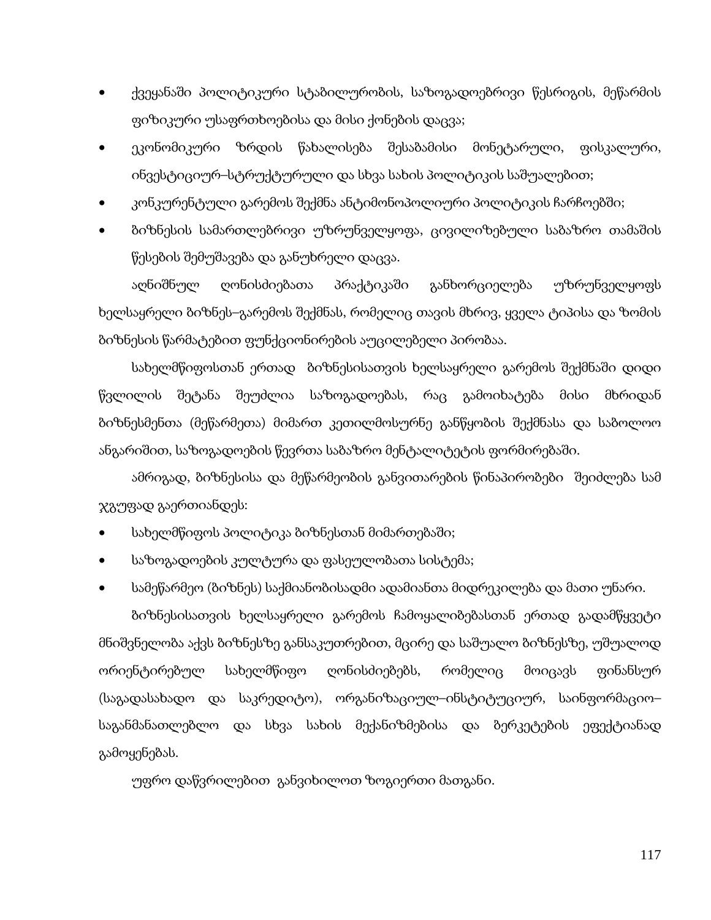- ქვეყანაში პოლიტიკური სტაბილურობის, საზოგადოებრივი წესრიგის, მეწარმის ფიზიკური უსაფრთხოებისა და მისი ქონების დაცვა;
- ეკონომიკური ზრდის წახალისება შესაბამისი მონეტარული, ფისკალური, ინვესტიციურ–სტრუქტურული და სხვა სახის პოლიტიკის საშუალებით;
- კონკურენტული გარემოს შექმნა ანტიმონოპოლიური პოლიტიკის ჩარჩოებში;
- ბიზნესის სამართლებრივი უზრუნველყოფა, ცივილიზებული საბაზრო თამაშის წესების შემუშავება და განუხრელი დაცვა.

აღნიშნულ ღონისძიებათა პრაქტიკაში განხორციელება უზრუნველყოფს ხელსაყრელი ბიზნეს–გარემოს შექმნას, რომელიც თავის მხრივ, ყველა ტიპისა და ზომის ბიზნესის წარმატებით ფუნქციონირების აუცილებელი პირობაა.

სახელმწიფოსთან ერთად ბიზნესისათვის ხელსაყრელი გარემოს შექმნაში დიდი წვლილის შეტანა შეუძლია საზოგადოებას, რაც გამოიხატება მისი მხრიდან ბიზნესმენთა (მეწარმეთა) მიმართ კეთილმოსურნე განწყობის შექმნასა და საბოლოო ანგარიშით, საზოგადოების წევრთა საბაზრო მენტალიტეტის ფორმირებაში.

ამრიგად, ბიზნესისა და მეწარმეობის განვითარების წინაპირობები შეიძლება სამ ჯგუფად გაერთიანდეს:

- სახელმწიფოს პოლიტიკა ბიზნესთან მიმართებაში;
- საზოგადოების კულტურა და ფასეულობათა სისტემა;
- სამეწარმეო (ბიზნეს) საქმიანობისადმი ადამიანთა მიდრეკილება და მათი უნარი.

ბიზნესისათვის ხელსაყრელი გარემოს ჩამოყალიბებასთან ერთად გადამწყვეტი მნიშვნელობა აქვს ბიზნესზე განსაკუთრებით, მცირე და საშუალო ბიზნესზე, უშუალოდ ორიენტირებულ სახელმწიფო ღონისძიებებს, რომელიც მოიცავს ფინანსურ (საგადასახადო და საკრედიტო), ორგანიზაციულ–ინსტიტუციურ, საინფორმაციო–საგანმანათლებლო და სხვა სახის მექანიზმებისა და ბერკეტების ეფექტიანად გამოყენებას.

უფრო დაწვრილებით განვიხილოთ ზოგიერთი მათგანი.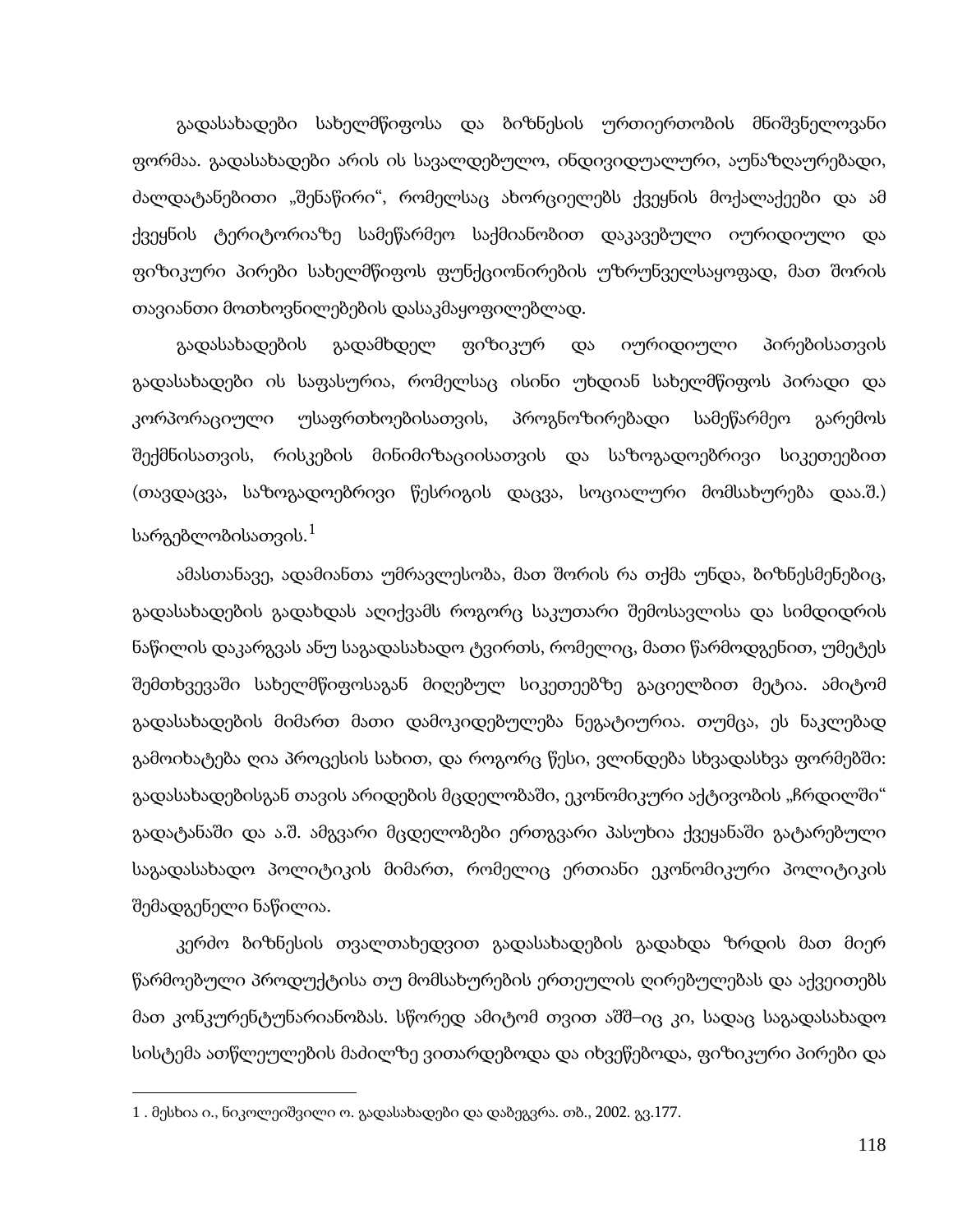გადასახადები სახელმწიფოსა და ბიზნესის ურთიერთობის მნიშვნელოვანი ფორმაა. გადასახადები არის ის სავალდებულო, ინდივიდუალური, აუნაზღაურებადი, ძალდატანებითი „შენაწირი“, რომელსაც ახორციელებს ქვეყნის მოქალაქეები და ამ ქვეყნის ტერიტორიაზე სამეწარმეო საქმიანობით დაკავებული იურიდიული და ფიზიკური პირები სახელმწიფოს ფუნქციონირების უზრუნველსაყოფად, მათ შორის თავიანთი მოთხოვნილებების დასაკმაყოფილებლად.

გადასახადების გადამხდელ ფიზიკურ და იურიდიული პირებისათვის გადასახადები ის საფასურია, რომელსაც ისინი უხდიან სახელმწიფოს პირადი და კორპორაციული უსაფრთხოებისათვის, პროგნოზირებადი სამეწარმეო გარემოს შექმნისათვის, რისკების მინიმიზაციისათვის და საზოგადოებრივი სიკეთეებით (თავდაცვა, საზოგადოებრივი წესრიგის დაცვა, სოციალური მომსახურება დაა.შ.) სარგებლობისათვის.[1]

ამასთანავე, ადამიანთა უმრავლესობა, მათ შორის რა თქმა უნდა, ბიზნესმენებიც, გადასახადების გადახდას აღიქვამს როგორც საკუთარი შემოსავლისა და სიმდიდრის ნაწილის დაკარგვას ანუ საგადასახადო ტვირთს, რომელიც, მათი წარმოდგენით, უმეტეს შემთხვევაში სახელმწიფოსაგან მიღებულ სიკეთეებზე გაციელბით მეტია. ამიტომ გადასახადების მიმართ მათი დამოკიდებულება ნეგატიურია. თუმცა, ეს ნაკლებად გამოიხატება ღია პროცესის სახით, და როგორც წესი, ვლინდება სხვადასხვა ფორმებში: გადასახადებისგან თავის არიდების მცდელობაში, ეკონომიკური აქტივობის „ჩრდილში“ გადატანაში და ა.შ. ამგვარი მცდელობები ერთგვარი პასუხია ქვეყანაში გატარებული საგადასახადო პოლიტიკის მიმართ, რომელიც ერთიანი ეკონომიკური პოლიტიკის შემადგენელი ნაწილია.

კერძო ბიზნესის თვალთახედვით გადასახადების გადახდა ზრდის მათ მიერ წარმოებული პროდუქტისა თუ მომსახურების ერთეულის ღირებულებას და აქვეითებს მათ კონკურენტუნარიანობას. სწორედ ამიტომ თვით აშშ–იც კი, სადაც საგადასახადო სისტემა ათწლეულების მაძილზე ვითარდებოდა და იხვეწებოდა, ფიზიკური პირები და

---

1 . მესხია ი., ნიკოლეიშვილი ო. გადასახადები და დაბეგვრა. თბ., 2002. გვ.177.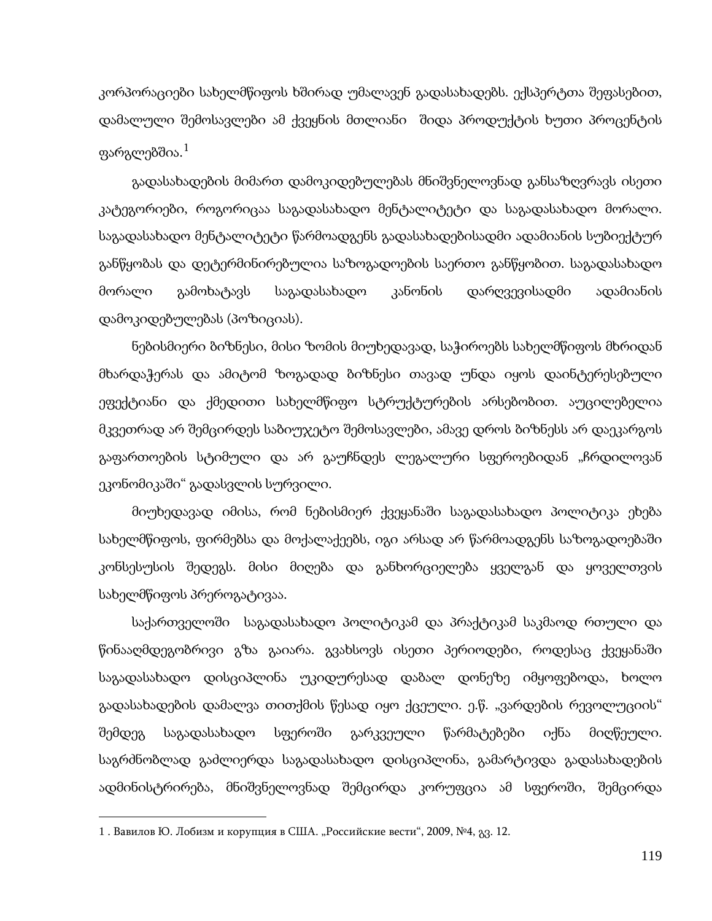კორპორაციები სახელმწიფოს ხშირად უმალავენ გადასახადებს. ექსპერტთა შეფასებით, დამალული შემოსავლები ამ ქვეყნის მთლიანი შიდა პროდუქტის ხუთი პროცენტის ფარგლებშია.[1]

გადასახადების მიმართ დამოკიდებულებას მნიშვნელოვნად განსაზღვრავს ისეთი კატეგორიები, როგორიცაა საგადასახადო მენტალიტეტი და საგადასახადო მორალი. საგადასახადო მენტალიტეტი წარმოადგენს გადასახადებისადმი ადამიანის სუბიექტურ განწყობას და დეტერმინირებულია საზოგადოების საერთო განწყობით. საგადასახადო მორალი გამოხატავს საგადასახადო კანონის დარღვევისადმი ადამიანის დამოკიდებულებას (პოზიციას).

ნებისმიერი ბიზნესი, მისი ზომის მიუხედავად, საჭიროებს სახელმწიფოს მხრიდან მხარდაჭერას და ამიტომ ზოგადად ბიზნესი თავად უნდა იყოს დაინტერესებული ეფექტიანი და ქმედითი სახელმწიფო სტრუქტურების არსებობით. აუცილებელია მკვეთრად არ შემცირდეს საბიუჯეტო შემოსავლები, ამავე დროს ბიზნესს არ დაეკარგოს გაფართოების სტიმული და არ გაუჩნდეს ლეგალური სფეროებიდან „ჩრდილოვან ეკონომიკაში" გადასვლის სურვილი.

მიუხედავად იმისა, რომ ნებისმიერ ქვეყანაში საგადასახადო პოლიტიკა ეხება სახელმწიფოს, ფირმებსა და მოქალაქეებს, იგი არსად არ წარმოადგენს საზოგადოებაში კონსესუსის შედეგს. მისი მიღება და განხორციელება ყველგან და ყოველთვის სახელმწიფოს პრეროგატივაა.

საქართველოში საგადასახადო პოლიტიკამ და პრაქტიკამ საკმაოდ რთული და წინააღმდეგობრივი გზა გაიარა. გვახსოვს ისეთი პერიოდები, როდესაც ქვეყანაში საგადასახადო დისციპლინა უკიდურესად დაბალ დონეზე იმყოფებოდა, ხოლო გადასახადების დამალვა თითქმის წესად იყო ქცეული. ე.წ. „ვარდების რევოლუციის" შემდეგ საგადასახადო სფეროში გარკვეული წარმატებები იქნა მიღწეული. საგრძნობლად გაძლიერდა საგადასახადო დისციპლინა, გამარტივდა გადასახადების ადმინისტრირება, მნიშვნელოვნად შემცირდა კორუფცია ამ სფეროში, შემცირდა

---

1 . Вавилов Ю. Лобизм и корупция в США. „Российские вести", 2009, №4, გვ. 12.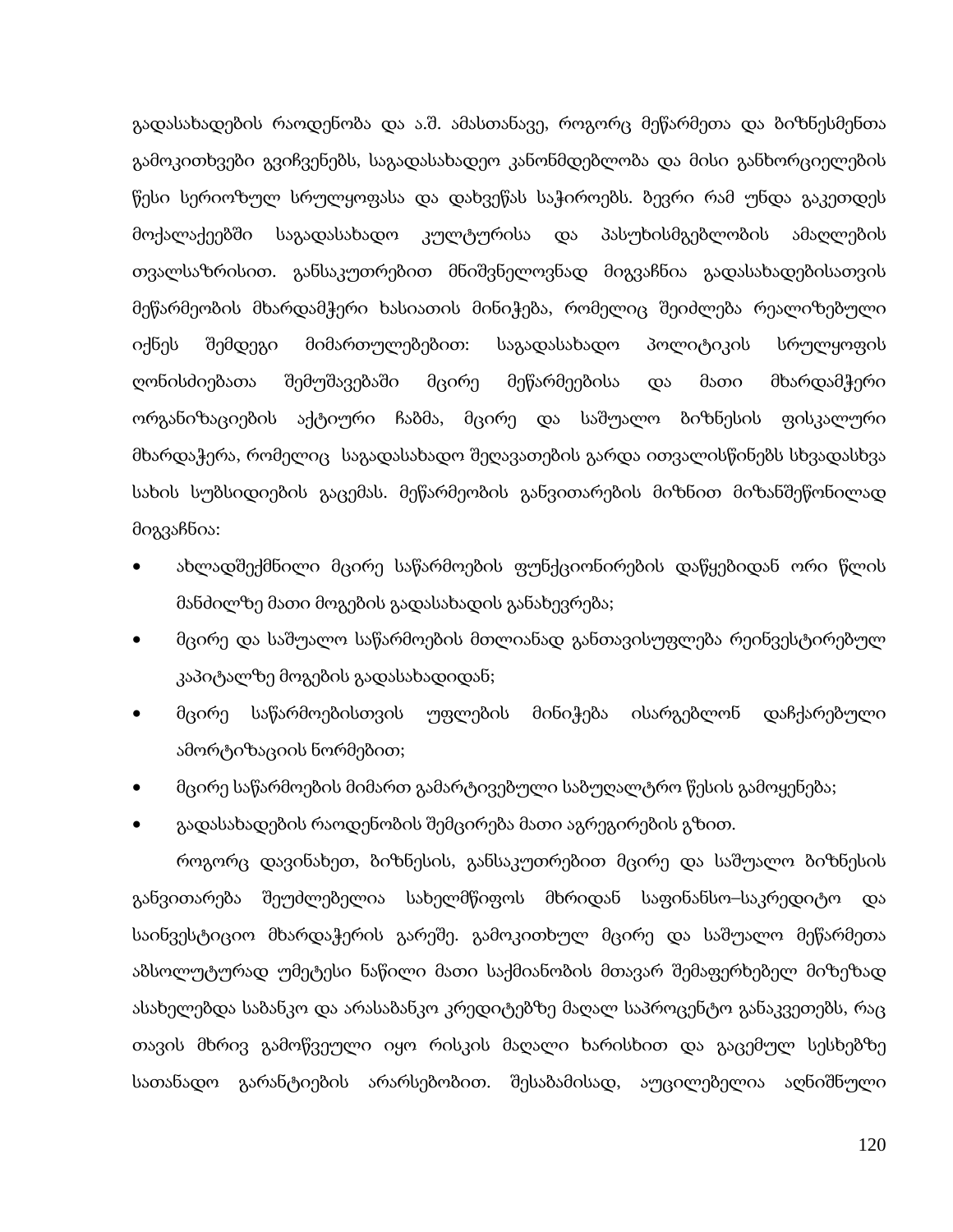გადასახადების რაოდენობა და ა.შ. ამასთანავე, როგორც მეწარმეთა და ბიზნესმენთა გამოკითხვები გვიჩვენებს, საგადასახადეო კანონმდებლობა და მისი განხორციელების წესი სერიოზულ სრულყოფასა და დახვეწას საჭიროებს. ბევრი რამ უნდა გაკეთდეს მოქალაქეებში საგადასახადო კულტურისა და პასუხისმგებლობის ამაღლების თვალსაზრისით. განსაკუთრებით მნიშვნელოვნად მიგვაჩნია გადასახადებისათვის მეწარმეობის მხარდამჭერი ხასიათის მინიჭება, რომელიც შეიძლება რეალიზებული იქნეს შემდეგი მიმართულებებით: საგადასახადო პოლიტიკის სრულყოფის ღონისძიებათა შემუშავებაში მცირე მეწარმეებისა და მათი მხარდამჭერი ორგანიზაციების აქტიური ჩაბმა, მცირე და საშუალო ბიზნესის ფისკალური მხარდაჭერა, რომელიც საგადასახადო შეღავათების გარდა ითვალისწინებს სხვადასხვა სახის სუბსიდიების გაცემას. მეწარმეობის განვითარების მიზნით მიზანშეწონილად მიგვაჩნია:

- ახლადშექმნილი მცირე საწარმოების ფუნქციონირების დაწყებიდან ორი წლის მანძილზე მათი მოგების გადასახადის განახევრება;
- მცირე და საშუალო საწარმოების მთლიანად განთავისუფლება რეინვესტირებულ კაპიტალზე მოგების გადასახადიდან;
- მცირე საწარმოებისთვის უფლების მინიჭება ისარგებლონ დაჩქარებული ამორტიზაციის ნორმებით;
- მცირე საწარმოების მიმართ გამარტივებული საბუღალტრო წესის გამოყენება;
- გადასახადების რაოდენობის შემცირება მათი აგრეგირების გზით.

როგორც დავინახეთ, ბიზნესის, განსაკუთრებით მცირე და საშუალო ბიზნესის განვითარება შეუძლებელია სახელმწიფოს მხრიდან საფინანსო–საკრედიტო და საინვესტიციო მხარდაჭერის გარეშე. გამოკითხულ მცირე და საშუალო მეწარმეთა აბსოლუტურად უმეტესი ნაწილი მათი საქმიანობის მთავარ შემაფერხებელ მიზეზად ასახელებდა საბანკო და არასაბანკო კრედიტებზე მაღალ საპროცენტო განაკვეთებს, რაც თავის მხრივ გამოწვეული იყო რისკის მაღალი ხარისხით და გაცემულ სესხებზე სათანადო გარანტიების არარსებობით. შესაბამისად, აუცილებელია აღნიშნული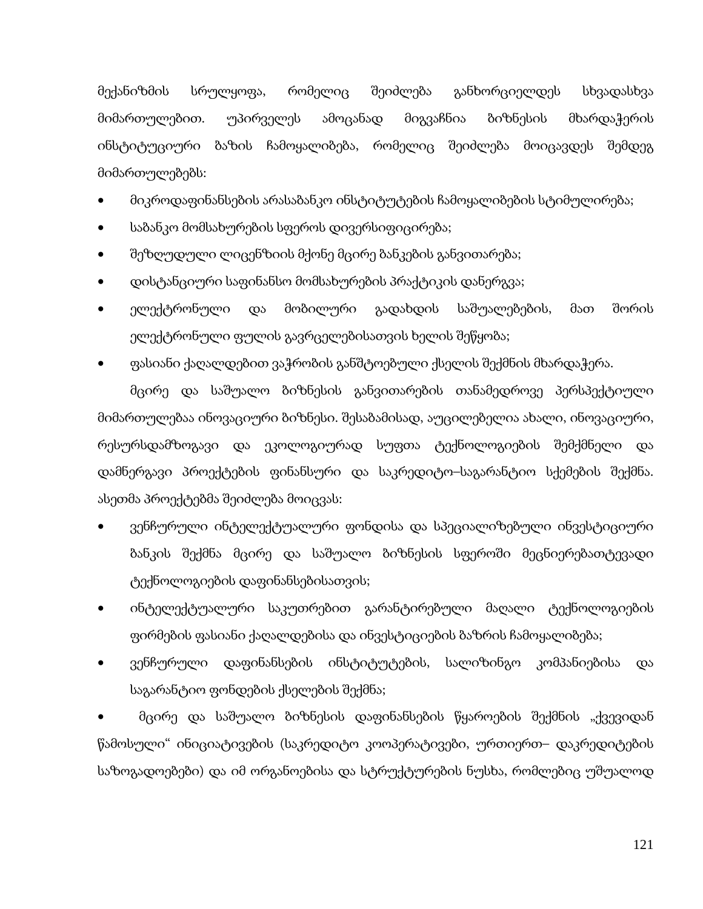მექანიზმის სრულყოფა, რომელიც შეიძლება განხორციელდეს სხვადასხვა მიმართულებით. უპირველეს ამოცანად მიგვაჩნია ბიზნესის მხარდაჭერის ინსტიტუციური ბაზის ჩამოყალიბება, რომელიც შეიძლება მოიცავდეს შემდეგ მიმართულებებს:

- მიკროდაფინანსების არასაბანკო ინსტიტუტების ჩამოყალიბების სტიმულირება;
- საბანკო მომსახურების სფეროს დივერსიფიცირება;
- შეზღუდული ლიცენზიის მქონე მცირე ბანკების განვითარება;
- დისტანციური საფინანსო მომსახურების პრაქტიკის დანერგვა;
- ელექტრონული და მობილური გადახდის საშუალებების, მათ შორის ელექტრონული ფულის გავრცელებისათვის ხელის შეწყობა;
- ფასიანი ქაღალდებით ვაჭრობის განშტოებული ქსელის შექმნის მხარდაჭერა.

მცირე და საშუალო ბიზნესის განვითარების თანამედროვე პერსპექტიული მიმართულებაა ინოვაციური ბიზნესი. შესაბამისად, აუცილებელია ახალი, ინოვაციური, რესურსდამზოგავი და ეკოლოგიურად სუფთა ტექნოლოგიების შემქმნელი და დამნერგავი პროექტების ფინანსური და საკრედიტო–საგარანტიო სქემების შექმნა. ასეთმა პროექტებმა შეიძლება მოიცვას:

- ვენჩურული ინტელექტუალური ფონდისა და სპეციალიზებული ინვესტიციური ბანკის შექმნა მცირე და საშუალო ბიზნესის სფეროში მეცნიერებატევადი ტექნოლოგიების დაფინანსებისათვის;
- ინტელექტუალური საკუთრებით გარანტირებული მაღალი ტექნოლოგიების ფირმების ფასიანი ქაღალდებისა და ინვესტიციების ბაზრის ჩამოყალიბება;
- ვენჩურული დაფინანსების ინსტიტუტების, სალიზინგო კომპანიებისა და საგარანტიო ფონდების ქსელების შექმნა;
- მცირე და საშუალო ბიზნესის დაფინანსების წყაროების შექმნის „ქვევიდან წამოსული" ინიციატივების (საკრედიტო კოოპერატივები, ურთიერთ– დაკრედიტების საზოგადოებები) და იმ ორგანოებისა და სტრუქტურების ნუსხა, რომლებიც უშუალოდ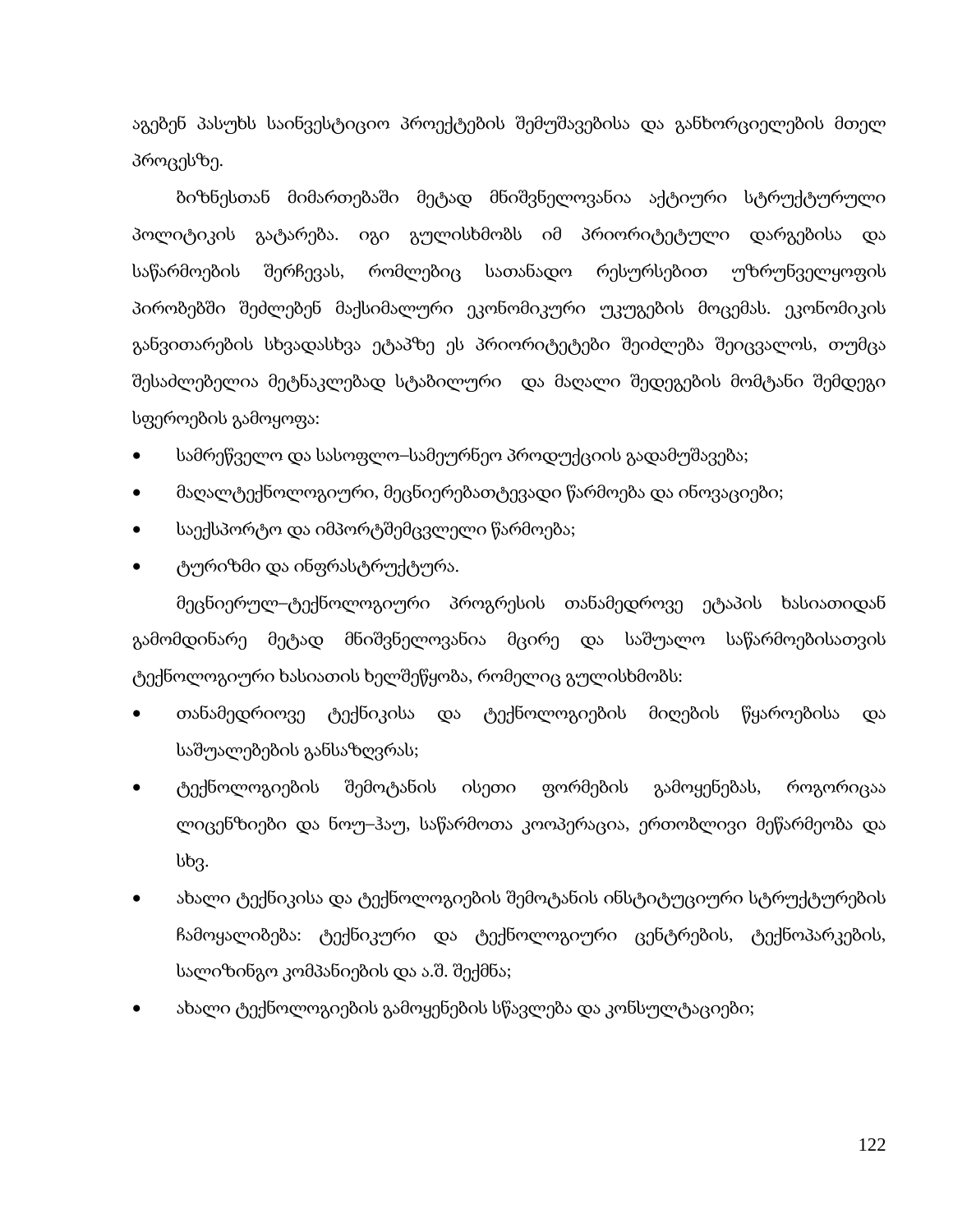აგებენ პასუხს საინვესტიციო პროექტების შემუშავებისა და განხორციელების მთელ პროცესზე.

ბიზნესთან მიმართებაში მეტად მნიშვნელოვანია აქტიური სტრუქტურული პოლიტიკის გატარება. იგი გულისხმობს იმ პრიორიტეტული დარგებისა და საწარმოების შერჩევას, რომლებიც სათანადო რესურსებით უზრუნველყოფის პირობებში შეძლებენ მაქსიმალური ეკონომიკური უკუგების მოცემას. ეკონომიკის განვითარების სხვადასხვა ეტაპზე ეს პრიორიტეტები შეიძლება შეიცვალოს, თუმცა შესაძლებელია მეტნაკლებად სტაბილური და მაღალი შედეგების მომტანი შემდეგი სფეროების გამოყოფა:

- სამრეწველო და სასოფლო–სამეურნეო პროდუქციის გადამუშავება;
- მაღალტექნოლოგიური, მეცნიერებათტევადი წარმოება და ინოვაციები;
- საექსპორტო და იმპორტშემცვლელი წარმოება;
- ტურიზმი და ინფრასტრუქტურა.

მეცნიერულ–ტექნოლოგიური პროგრესის თანამედროვე ეტაპის ხასიათიდან გამომდინარე მეტად მნიშვნელოვანია მცირე და საშუალო საწარმოებისათვის ტექნოლოგიური ხასიათის ხელშეწყობა, რომელიც გულისხმობს:

- თანამედრიოვე ტექნიკისა და ტექნოლოგიების მიღების წყაროებისა და საშუალებების განსაზღვრას;
- ტექნოლოგიების შემოტანის ისეთი ფორმების გამოყენებას, როგორიცაა ლიცენზიები და ნოუ–ჰაუ, საწარმოთა კოოპერაცია, ერთობლივი მეწარმეობა და სხვ.
- ახალი ტექნიკისა და ტექნოლოგიების შემოტანის ინსტიტუციური სტრუქტურების ჩამოყალიბება: ტექნიკური და ტექნოლოგიური ცენტრების, ტექნოპარკების, სალიზინგო კომპანიების და ა.შ. შექმნა;
- ახალი ტექნოლოგიების გამოყენების სწავლება და კონსულტაციები;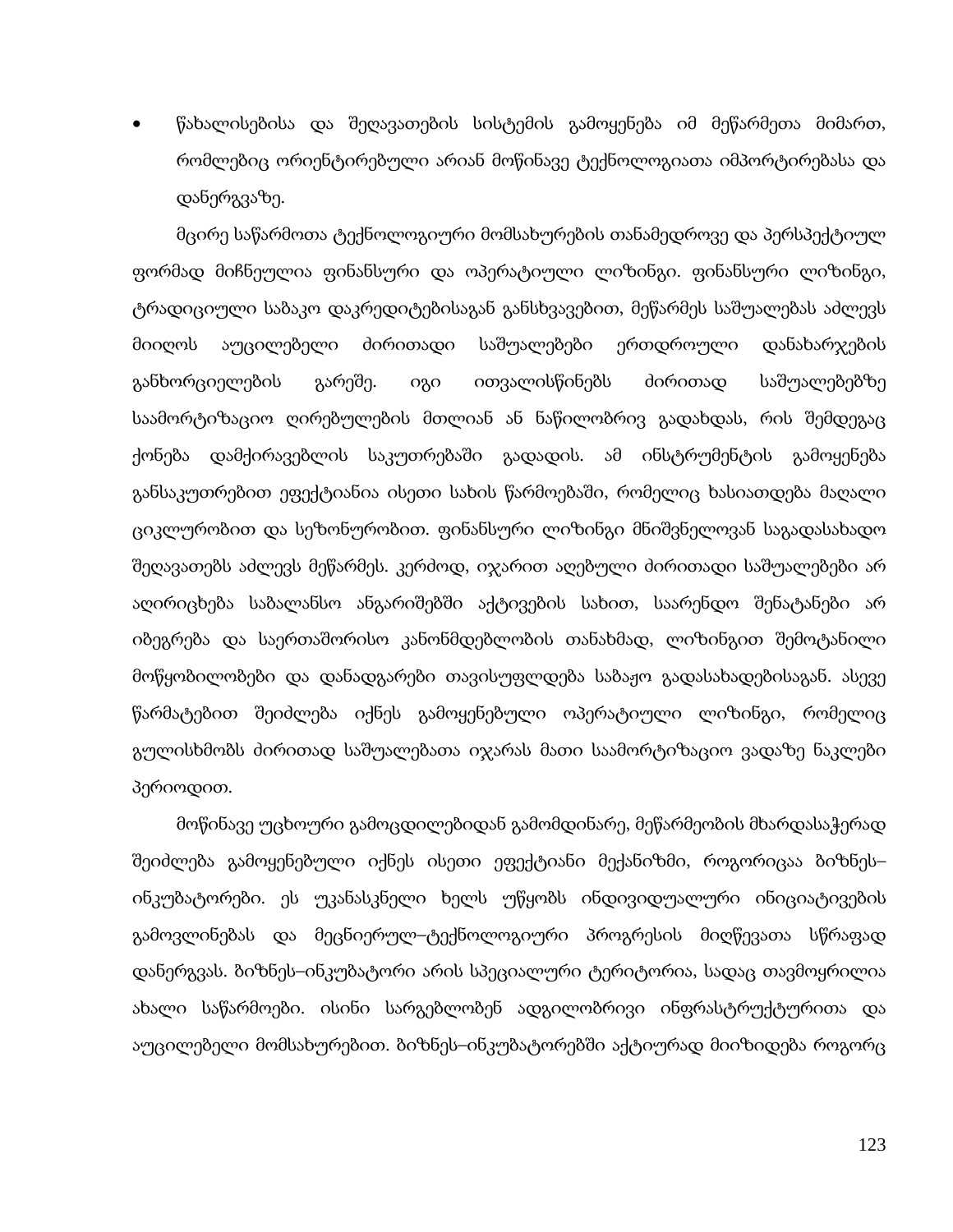- წახალისებისა და შეღავათების სისტემის გამოყენება იმ მეწარმეთა მიმართ, რომლებიც ორიენტირებული არიან მოწინავე ტექნოლოგიათა იმპორტირებასა და დანერგვაზე.

მცირე საწარმოთა ტექნოლოგიური მომსახურების თანამედროვე და პერსპექტიულ ფორმად მიჩნეულია ფინანსური და ოპერატიული ლიზინგი. ფინანსური ლიზინგი, ტრადიციული საბანკო დაკრედიტებისაგან განსხვავებით, მეწარმეს საშუალებას აძლევს მიიღოს აუცილებელი ძირითადი საშუალებები ერთდროული დანახარჯების განხორციელების გარეშე. იგი ითვალისწინებს ძირითად საშუალებებზე საამორტიზაციო ღირებულების მთლიან ან ნაწილობრივ გადახდას, რის შემდეგაც ქონება დამქირავებლის საკუთრებაში გადადის. ამ ინსტრუმენტის გამოყენება განსაკუთრებით ეფექტიანია ისეთი სახის წარმოებაში, რომელიც ხასიათდება მაღალი ციკლურობით და სეზონურობით. ფინანსური ლიზინგი მნიშვნელოვან საგადასახადო შეღავათებს აძლევს მეწარმეს. კერძოდ, იჯარით აღებული ძირითადი საშუალებები არ აღირიცხება საბალანსო ანგარიშებში აქტივების სახით, საარენდო შენატანები არ იბეგრება და საერთაშორისო კანონმდებლობის თანახმად, ლიზინგით შემოტანილი მოწყობილობები და დანადგარები თავისუფლდება საბაჟო გადასახადებისაგან. ასევე წარმატებით შეიძლება იქნეს გამოყენებული ოპერატიული ლიზინგი, რომელიც გულისხმობს ძირითად საშუალებათა იჯარას მათი საამორტიზაციო ვადაზე ნაკლები პერიოდით.

მოწინავე უცხოური გამოცდილებიდან გამომდინარე, მეწარმეობის მხარდასაჭერად შეიძლება გამოყენებული იქნეს ისეთი ეფექტიანი მექანიზმი, როგორიცაა ბიზნეს–ინკუბატორები. ეს უკანასკნელი ხელს უწყობს ინდივიდუალური ინიციატივების გამოვლინებას და მეცნიერულ–ტექნოლოგიური პროგრესის მიღწევათა სწრაფად დანერგვას. ბიზნეს–ინკუბატორი არის სპეციალური ტერიტორია, სადაც თავმოყრილია ახალი საწარმოები. ისინი სარგებლობენ ადგილობრივი ინფრასტრუქტურითა და აუცილებელი მომსახურებით. ბიზნეს–ინკუბატორებში აქტიურად მიიზიდება როგორც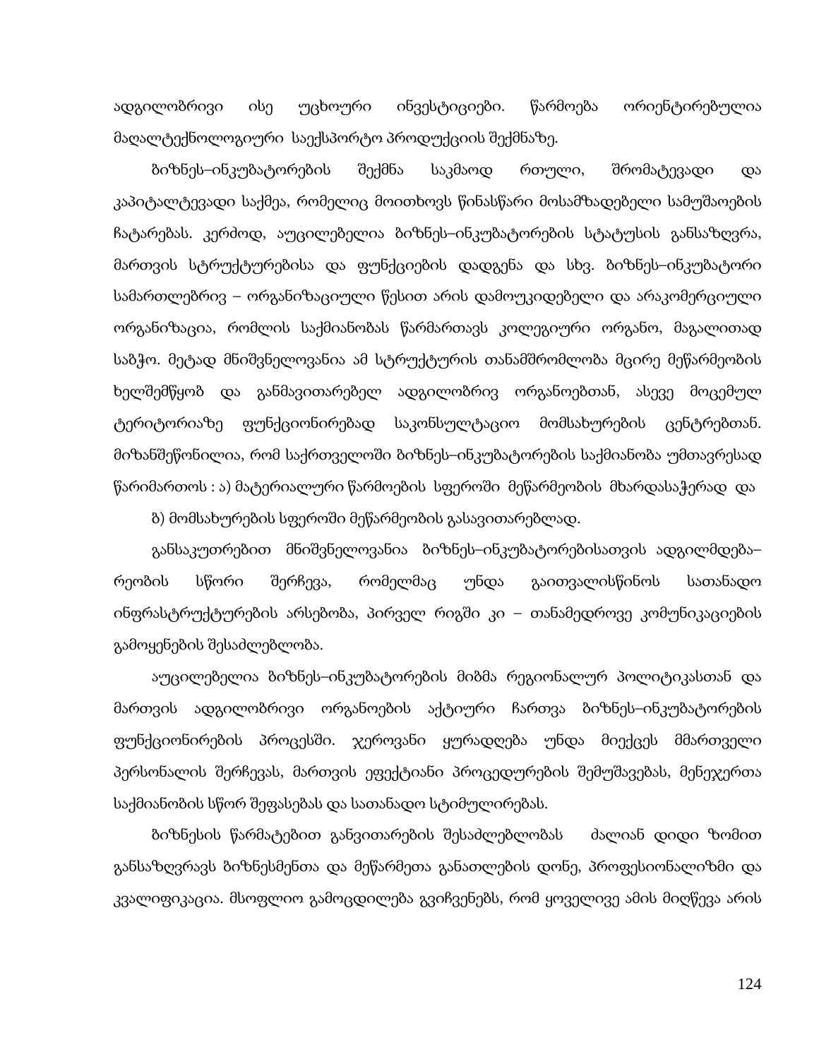ადგილობრივი ისე უცხოური ინვესტიციები. წარმოება ორიენტირებულია მაღალტექნოლოგიური საექსპორტო პროდუქციის შექმნაზე.

ბიზნეს–ინკუბატორების შექმნა საკმაოდ რთული, შრომატევადი და კაპიტალტევადი საქმეა, რომელიც მოითხოვს წინასწარი მოსამზადებელი სამუშაოების ჩატარებას. კერძოდ, აუცილებელია ბიზნეს–ინკუბატორების სტატუსის განსაზღვრა, მართვის სტრუქტურებისა და ფუნქციების დადგენა და სხვ. ბიზნეს–ინკუბატორი სამართლებრივ – ორგანიზაციული წესით არის დამოუკიდებელი და არაკომერციული ორგანიზაცია, რომლის საქმიანობას წარმართავს კოლეგიური ორგანო, მაგალითად საბჭო. მეტად მნიშვნელოვანია ამ სტრუქტურის თანამშრომლობა მცირე მეწარმეობის ხელშემწყობ და განმავითარებელ ადგილობრივ ორგანოებთან, ასევე მოცემულ ტერიტორიაზე ფუნქციონირებად საკონსულტაციო მომსახურების ცენტრებთან. მიზანშეწონილია, რომ საქრთველოში ბიზნეს–ინკუბატორების საქმიანობა უმთავრესად წარიმართოს : ა) მატერიალური წარმოების სფეროში მეწარმეობის მხარდასაჭერად და

ბ) მომსახურების სფეროში მეწარმეობის გასავითარებლად.

განსაკუთრებით მნიშვნელოვანია ბიზნეს–ინკუბატორებისათვის ადგილმდება–რეობის სწორი შერჩევა, რომელმაც უნდა გაითვალისწინოს სათანადო ინფრასტრუქტურების არსებობა, პირველ რიგში კი – თანამედროვე კომუნიკაციების გამოყენების შესაძლებლობა.

აუცილებელია ბიზნეს–ინკუბატორების მიბმა რეგიონალურ პოლიტიკასთან და მართვის ადგილობრივი ორგანოების აქტიური ჩართვა ბიზნეს–ინკუბატორების ფუნქციონირების პროცესში. ჯეროვანი ყურადღება უნდა მიექცეს მმართველი პერსონალის შერჩევას, მართვის ეფექტიანი პროცედურების შემუშავებას, მენეჯერთა საქმიანობის სწორ შეფასებას და სათანადო სტიმულირებას.

ბიზნესის წარმატებით განვითარების შესაძლებლობას ძალიან დიდი ზომით განსაზღვრავს ბიზნესმენთა და მეწარმეთა განათლების დონე, პროფესიონალიზმი და კვალიფიკაცია. მსოფლიო გამოცდილება გვიჩვენებს, რომ ყოველივე ამის მიღწევა არის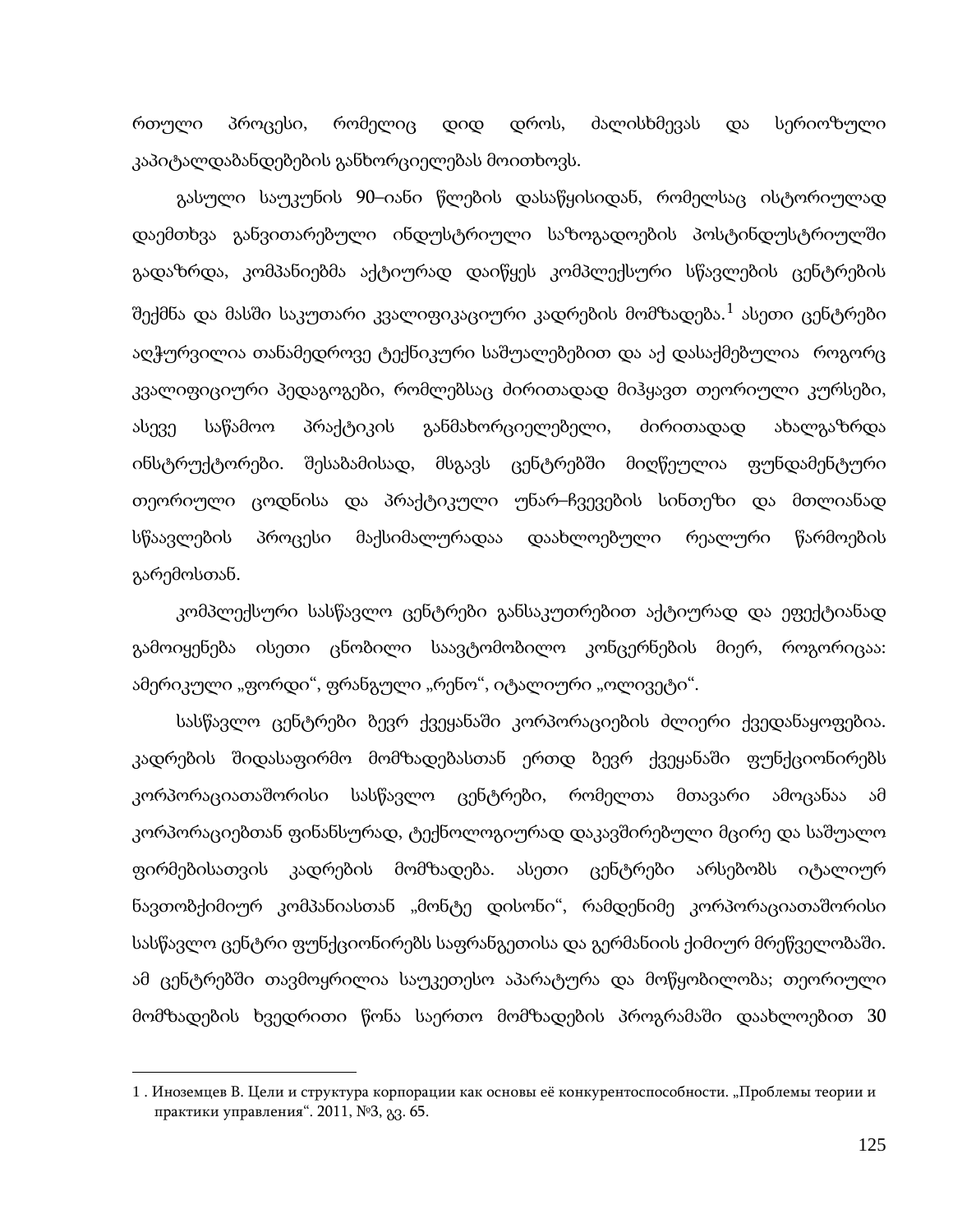რთული პროცესი, რომელიც დიდ დროს, ძალისხმევას და სერიოზული კაპიტალდაბანდებების განხორციელებას მოითხოვს.

გასული საუკუნის 90–იანი წლების დასაწყისიდან, რომელსაც ისტორიულად დაემთხვა განვითარებული ინდუსტრიული საზოგადოების პოსტინდუსტრიულში გადაზრდა, კომპანიებმა აქტიურად დაიწყეს კომპლექსური სწავლების ცენტრების შექმნა და მასში საკუთარი კვალიფიკაციური კადრების მომზადება.[1] ასეთი ცენტრები აღჭურვილია თანამედროვე ტექნიკური საშუალებებით და აქ დასაქმებულია როგორც კვალიფიციური პედაგოგები, რომლებსაც ძირითადად მიჰყავთ თეორიული კურსები, ასევე საწამოო პრაქტიკის განმახორციელებელი, ძირითადად ახალგაზრდა ინსტრუქტორები. შესაბამისად, მსგავს ცენტრებში მიღწეულია ფუნდამენტური თეორიული ცოდნისა და პრაქტიკული უნარ–ჩვევების სინთეზი და მთლიანად სწაავლების პროცესი მაქსიმალურადაა დაახლოებული რეალური წარმოების გარემოსთან.

კომპლექსური სასწავლო ცენტრები განსაკუთრებით აქტიურად და ეფექტიანად გამოიყენება ისეთი ცნობილი საავტომობილო კონცერნების მიერ, როგორიცაა: ამერიკული „ფორდი“, ფრანგული „რენო“, იტალიური „ოლივეტი“.

სასწავლო ცენტრები ბევრ ქვეყანაში კორპორაციების ძლიერი ქვედანაყოფებია. კადრების შიდასაფირმო მომზადებასთან ერთდ ბევრ ქვეყანაში ფუნქციონირებს კორპორაციათაშორისი სასწავლო ცენტრები, რომელთა მთავარი ამოცანაა ამ კორპორაციებთან ფინანსურად, ტექნოლოგიურად დაკავშირებული მცირე და საშუალო ფირმებისათვის კადრების მომზადება. ასეთი ცენტრები არსებობს იტალიურ ნავთობქიმიურ კომპანიასთან „მონტე დისონი“, რამდენიმე კორპორაციათაშორისი სასწავლო ცენტრი ფუნქციონირებს საფრანგეთისა და გერმანიის ქიმიურ მრეწველობაში. ამ ცენტრებში თავმოყრილია საუკეთესო აპარატურა და მოწყობილობა; თეორიული მომზადების ხვედრითი წონა საერთო მომზადების პროგრამაში დაახლოებით 30

---

1 . Иноземцев В. Цели и структура корпорации как основы её конкурентоспособности. „Проблемы теории и практики управления“. 2011, №3, გვ. 65.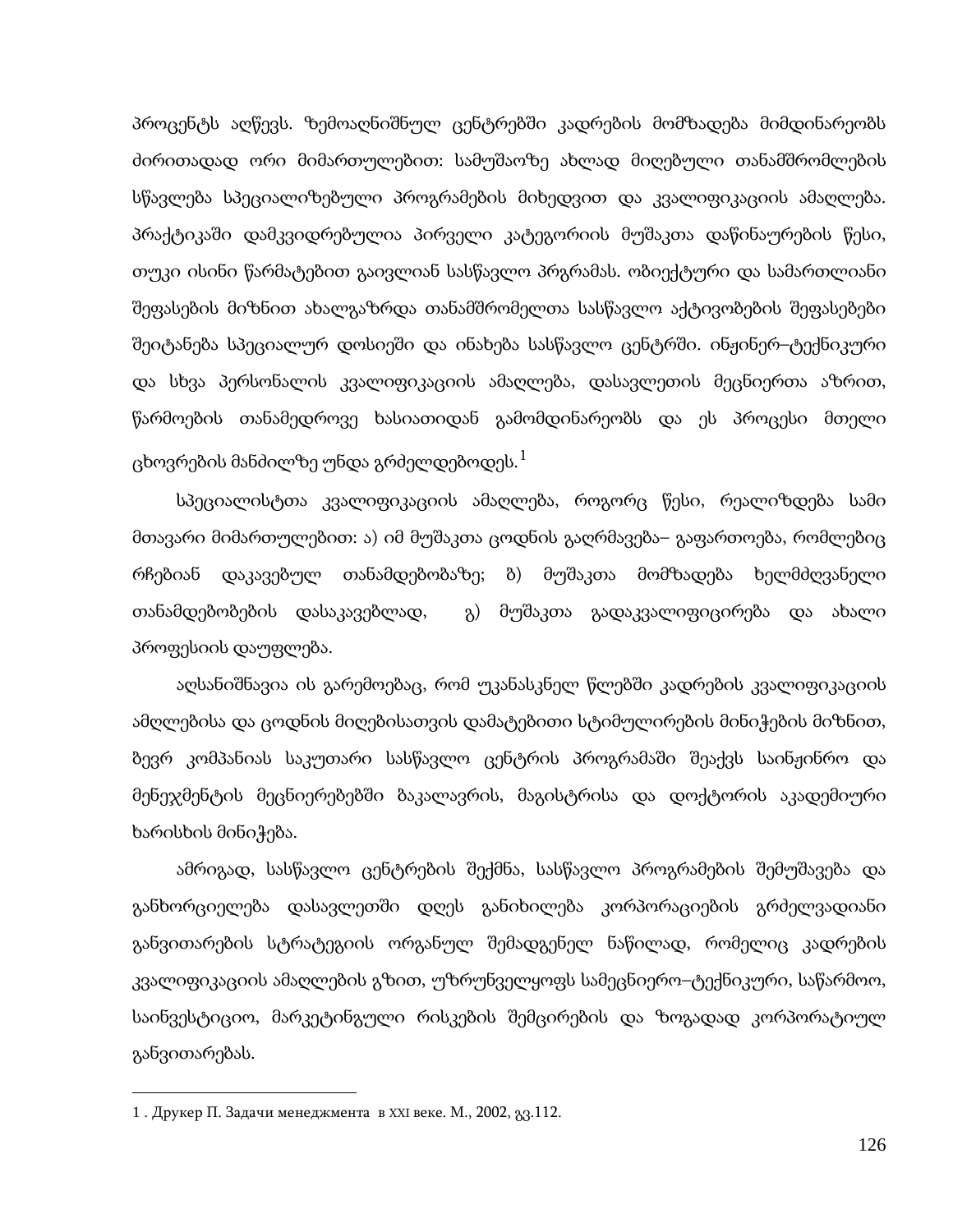პროცენტს აღწევს. ზემოაღნიშნულ ცენტრებში კადრების მომზადება მიმდინარეობს ძირითადად ორი მიმართულებით: სამუშაოზე ახლად მიღებული თანამშრომლების სწავლება სპეციალიზებული პროგრამების მიხედვით და კვალიფიკაციის ამაღლება. პრაქტიკაში დამკვიდრებულია პირველი კატეგორიის მუშაკთა დაწინაურების წესი, თუკი ისინი წარმატებით გაივლიან სასწავლო პრგრამას. ობიექტური და სამართლიანი შეფასების მიზნით ახალგაზრდა თანამშრომელთა სასწავლო აქტივობების შეფასებები შეიტანება სპეციალურ დოსიეში და ინახება სასწავლო ცენტრში. ინჟინერ–ტექნიკური და სხვა პერსონალის კვალიფიკაციის ამაღლება, დასავლეთის მეცნიერთა აზრით, წარმოების თანამედროვე ხასიათიდან გამომდინარეობს და ეს პროცესი მთელი ცხოვრების მანძილზე უნდა გრძელდებოდეს.[1]

სპეციალისტთა კვალიფიკაციის ამაღლება, როგორც წესი, რეალიზდება სამი მთავარი მიმართულებით: ა) იმ მუშაკთა ცოდნის გაღრმავება– გაფართოება, რომლებიც რჩებიან დაკავებულ თანამდებობაზე; ბ) მუშაკთა მომზადება ხელმძღვანელი თანამდებობების დასაკავებლად, გ) მუშაკთა გადაკვალიფიცირება და ახალი პროფესიის დაუფლება.

აღსანიშნავია ის გარემოებაც, რომ უკანასკნელ წლებში კადრების კვალიფიკაციის ამღლებისა და ცოდნის მიღებისათვის დამატებითი სტიმულირების მინიჭების მიზნით, ზევრ კომპანიას საკუთარი სასწავლო ცენტრის პროგრამაში შეაქვს საინჟინრო და მენეჯმენტის მეცნიერებებში ბაკალავრის, მაგისტრისა და დოქტორის აკადემიური ხარისხის მინიჭება.

ამრიგად, სასწავლო ცენტრების შექმნა, სასწავლო პროგრამების შემუშავება და განხორციელება დასავლეთში დღეს განიხილება კორპორაციების გრძელვადიანი განვითარების სტრატეგიის ორგანულ შემადგენელ ნაწილად, რომელიც კადრების კვალიფიკაციის ამაღლების გზით, უზრუნველყოფს სამეცნიერო–ტექნიკური, საწარმოო, საინვესტიციო, მარკეტინგული რისკების შემცირების და ზოგადად კორპორატიულ განვითარებას.

---

1 . Друкер П. Задачи менеджмента в XXI веке. М., 2002, გვ.112.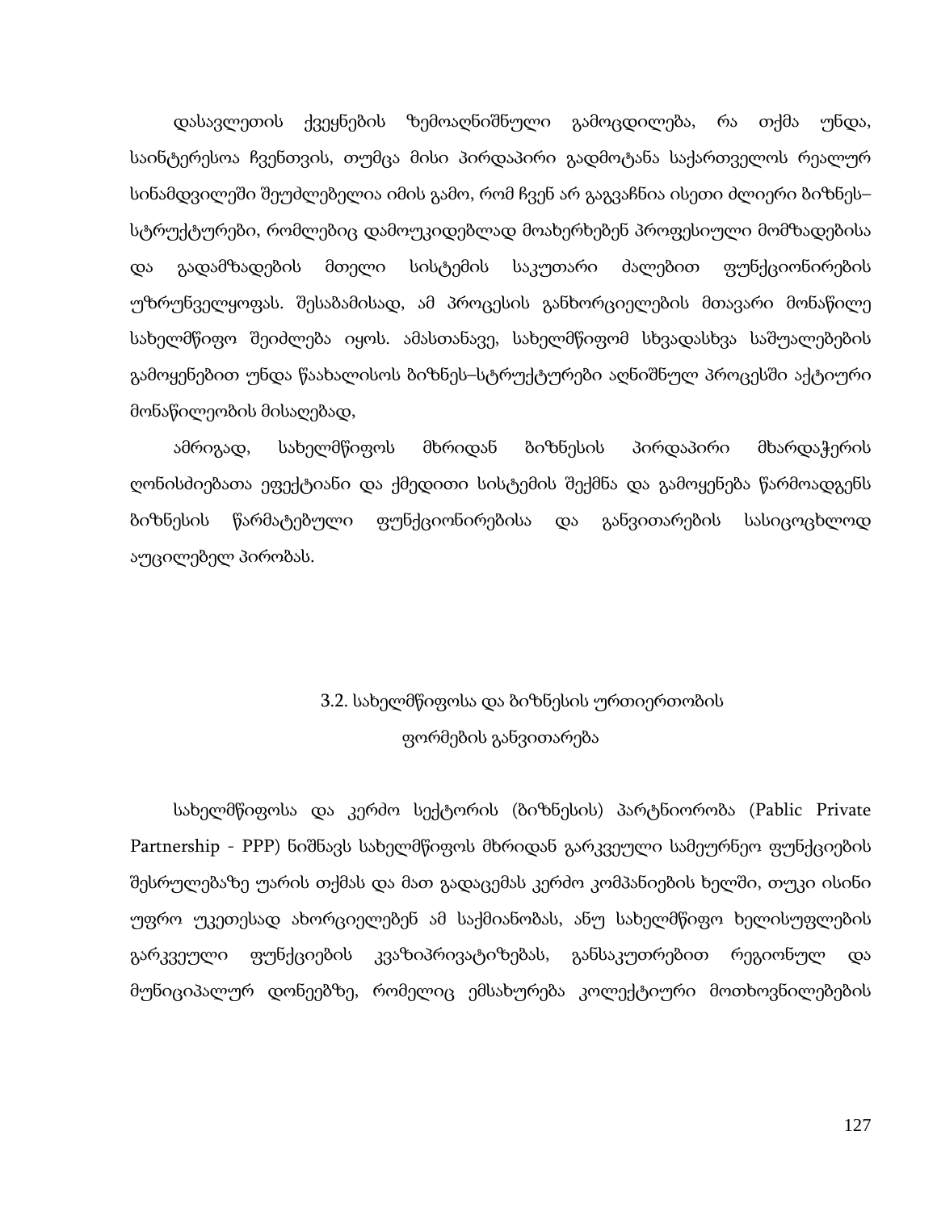დასავლეთის ქვეყნების ზემოაღნიშნული გამოცდილება, რა თქმა უნდა, საინტერესოა ჩვენთვის, თუმცა მისი პირდაპირი გადმოტანა საქართველოს რეალურ სინამდვილეში შეუძლებელია იმის გამო, რომ ჩვენ არ გაგვაჩნია ისეთი ძლიერი ბიზნეს–სტრუქტურები, რომლებიც დამოუკიდებლად მოახერხებენ პროფესიული მომზადებისა და გადამზადების მთელი სისტემის საკუთარი ძალებით ფუნქციონირების უზრუნველყოფას. შესაბამისად, ამ პროცესის განხორციელების მთავარი მონაწილე სახელმწიფო შეიძლება იყოს. ამასთანავე, სახელმწიფომ სხვადასხვა საშუალებების გამოყენებით უნდა წაახალისოს ბიზნეს–სტრუქტურები აღნიშნულ პროცესში აქტიური მონაწილეობის მისაღებად,

ამრიგად, სახელმწიფოს მხრიდან ბიზნესის პირდაპირი მხარდაჭერის ღონისძიებათა ეფექტიანი და ქმედითი სისტემის შექმნა და გამოყენება წარმოადგენს ბიზნესის წარმატებული ფუნქციონირებისა და განვითარების სასიცოცხლოდ აუცილებელ პირობას.

## 3.2. სახელმწიფოსა და ბიზნესის ურთიერთობის ფორმების განვითარება

სახელმწიფოსა და კერძო სექტორის (ბიზნესის) პარტნიორობა (Pablic Private Partnership - PPP) ნიშნავს სახელმწიფოს მხრიდან გარკვეული სამეურნეო ფუნქციების შესრულებაზე უარის თქმას და მათ გადაცემას კერძო კომპანიების ხელში, თუკი ისინი უფრო უკეთესად ახორციელებენ ამ საქმიანობას, ანუ სახელმწიფო ხელისუფლების გარკვეული ფუნქციების კვაზიპრივატიზებას, განსაკუთრებით რეგიონულ და მუნიციპალურ დონეებზე, რომელიც ემსახურება კოლექტიური მოთხოვნილებების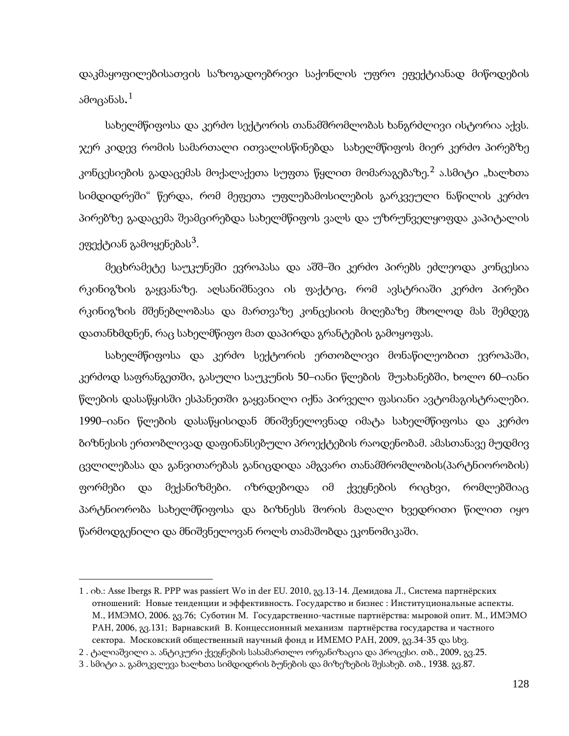დაკმაყოფილებისათვის საზოგადოებრივი საქონლის უფრო ეფექტიანად მიწოდების ამოცანას.[1]

სახელმწიფოსა და კერძო სექტორის თანამშრომლობას ხანგრძლივი ისტორია აქვს. ჯერ კიდევ რომის სამართალი ითვალისწინებდა სახელმწიფოს მიერ კერძო პირებზე კონცესიების გადაცემას მოქალაქეთა სუფთა წყლით მომარაგებაზე.[2] ა.სმიტი „ხალხთა სიმდიდრეში" წერდა, რომ მეფეთა უფლებამოსილების გარკვეული ნაწილის კერძო პირებზე გადაცემა შეამცირებდა სახელმწიფოს ვალს და უზრუნველყოფდა კაპიტალის ეფექტიან გამოყენებას[3].

მეცხრამეტე საუკუნეში ევროპასა და აშშ–ში კერძო პირებს ეძლეოდა კონცესია რკინიგზის გაყვანაზე. აღსანიშნავია ის ფაქტიც, რომ ავსტრიაში კერძო პირები რკინიგზის მშენებლობასა და მართვაზე კონცესიის მიღებაზე მხოლოდ მას შემდეგ დათანხმდნენ, რაც სახელმწიფო მათ დაპირდა გრანტების გამოყოფას.

სახელმწიფოსა და კერძო სექტორის ერთობლივი მონაწილეობით ევროპაში, კერძოდ საფრანგეთში, გასული საუკუნის 50–იანი წლების შუახანებში, ხოლო 60–იანი წლების დასაწყისში ესპანეთში გაყვანილი იქნა პირველი ფასიანი ავტომაგისტრალები. 1990–იანი წლების დასაწყისიდან მნიშვნელოვნად იმატა სახელმწიფოსა და კერძო ბიზნესის ერთობლივად დაფინანსებული პროექტების რაოდენობამ. ამასთანავე მუდმივ ცვლილებასა და განვითარებას განიცდიდა ამგვარი თანამშრომლობის(პარტნიორობის) ფორმები და მექანიზმები. იზრდებოდა იმ ქვეყნების რიცხვი, რომლებშიაც პარტნიორობა სახელმწიფოსა და ბიზნესს შორის მაღალი ხვედრითი წილით იყო წარმოდგენილი და მნიშვნელოვან როლს თამაშობდა ეკონომიკაში.

---

1 . იხ.: Asse Ibergs R. PPP was passiert Wo in der EU. 2010, გვ.13-14. Демидова Л., Система партнёрских отношений: Новые тенденции и эффективность. Государство и бизнес : Институциональные аспекты. М., ИМЭМО, 2006. გვ.76; Суботин М. Государственно-частные партнёрства: мыровой опит. М., ИМЭМО РАН, 2006, გვ.131; Варнавский В. Концессионный механизм партнёрства государства и частного сектора. Московский общественный научный фонд и ИМЕМО РАН, 2009, გვ.34-35 და სხვ.

2 . ტალიაშვილი ა. ანტიკური ქვეყნების სასამართლო ორგანიზაცია და პროცესი. თბ., 2009, გვ.25.

3 . სმიტი ა. გამოკვლევა ხალხთა სიმდიდრის ბუნების და მიზეზების შესახებ. თბ., 1938. გვ.87.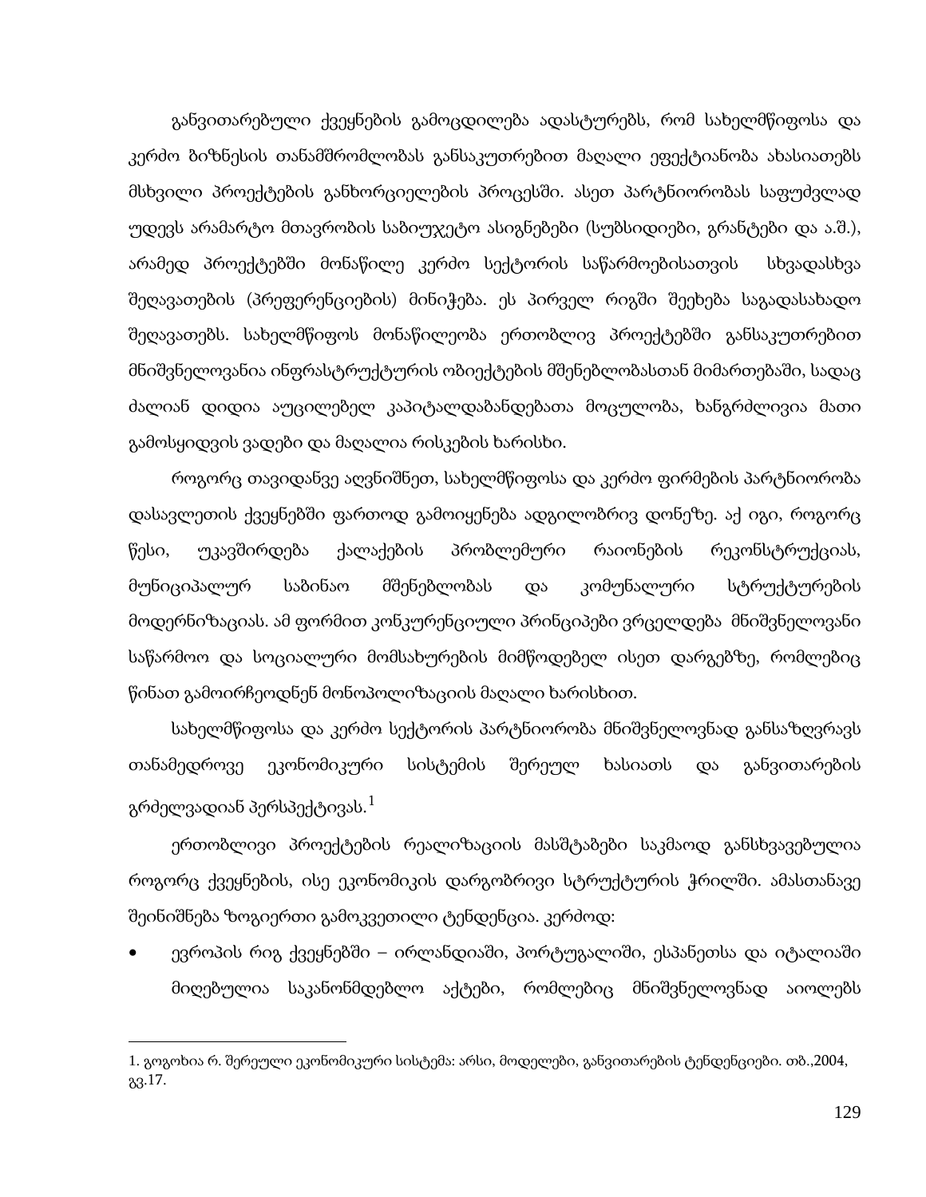განვითარებული ქვეყნების გამოცდილება ადასტურებს, რომ სახელმწიფოსა და კერძო ბიზნესის თანამშრომლობას განსაკუთრებით მაღალი ეფექტიანობა ახასიათებს მსხვილი პროექტების განხორციელების პროცესში. ასეთ პარტნიორობას საფუძვლად უდევს არამარტო მთავრობის საბიუჯეტო ასიგნებები (სუბსიდიები, გრანტები და ა.შ.), არამედ პროექტებში მონაწილე კერძო სექტორის საწარმოებისათვის სხვადასხვა შეღავათების (პრეფერენციების) მინიჭება. ეს პირველ რიგში შეეხება საგადასახადო შეღავათებს. სახელმწიფოს მონაწილეობა ერთობლივ პროექტებში განსაკუთრებით მნიშვნელოვანია ინფრასტრუქტურის ობიექტების მშენებლობასთან მიმართებაში, სადაც ძალიან დიდია აუცილებელ კაპიტალდაბანდებათა მოცულობა, ხანგრძლივია მათი გამოსყიდვის ვადები და მაღალია რისკების ხარისხი.

როგორც თავიდანვე აღვნიშნეთ, სახელმწიფოსა და კერძო ფირმების პარტნიორობა დასავლეთის ქვეყნებში ფართოდ გამოიყენება ადგილობრივ დონეზე. აქ იგი, როგორც წესი, უკავშირდება ქალაქების პრობლემური რაიონების რეკონსტრუქციას, მუნიციპალურ საბინაო მშენებლობას და კომუნალური სტრუქტურების მოდერნიზაციას. ამ ფორმით კონკურენციული პრინციპები ვრცელდება მნიშვნელოვანი საწარმოო და სოციალური მომსახურების მიმწოდებელ ისეთ დარგებზე, რომლებიც წინათ გამოირჩეოდნენ მონოპოლიზაციის მაღალი ხარისხით.

სახელმწიფოსა და კერძო სექტორის პარტნიორობა მნიშვნელოვნად განსაზღვრავს თანამედროვე ეკონომიკური სისტემის შერეულ ხასიათს და განვითარების გრძელვადიან პერსპექტივას.[1]

ერთობლივი პროექტების რეალიზაციის მასშტაბები საკმაოდ განსხვავებულია როგორც ქვეყნების, ისე ეკონომიკის დარგობრივი სტრუქტურის ჭრილში. ამასთანავე შეინიშნება ზოგიერთი გამოკვეთილი ტენდენცია. კერძოდ:

- ევროპის რიგ ქვეყნებში – ირლანდიაში, პორტუგალიაში, ესპანეთსა და იტალიაში მიღებულია საკანონმდებლო აქტები, რომლებიც მნიშვნელოვნად აიოლებს

---

1. გოგოხია რ. შერეული ეკონომიკური სისტემა: არსი, მოდელები, განვითარების ტენდენციები. თბ.,2004, გვ.17.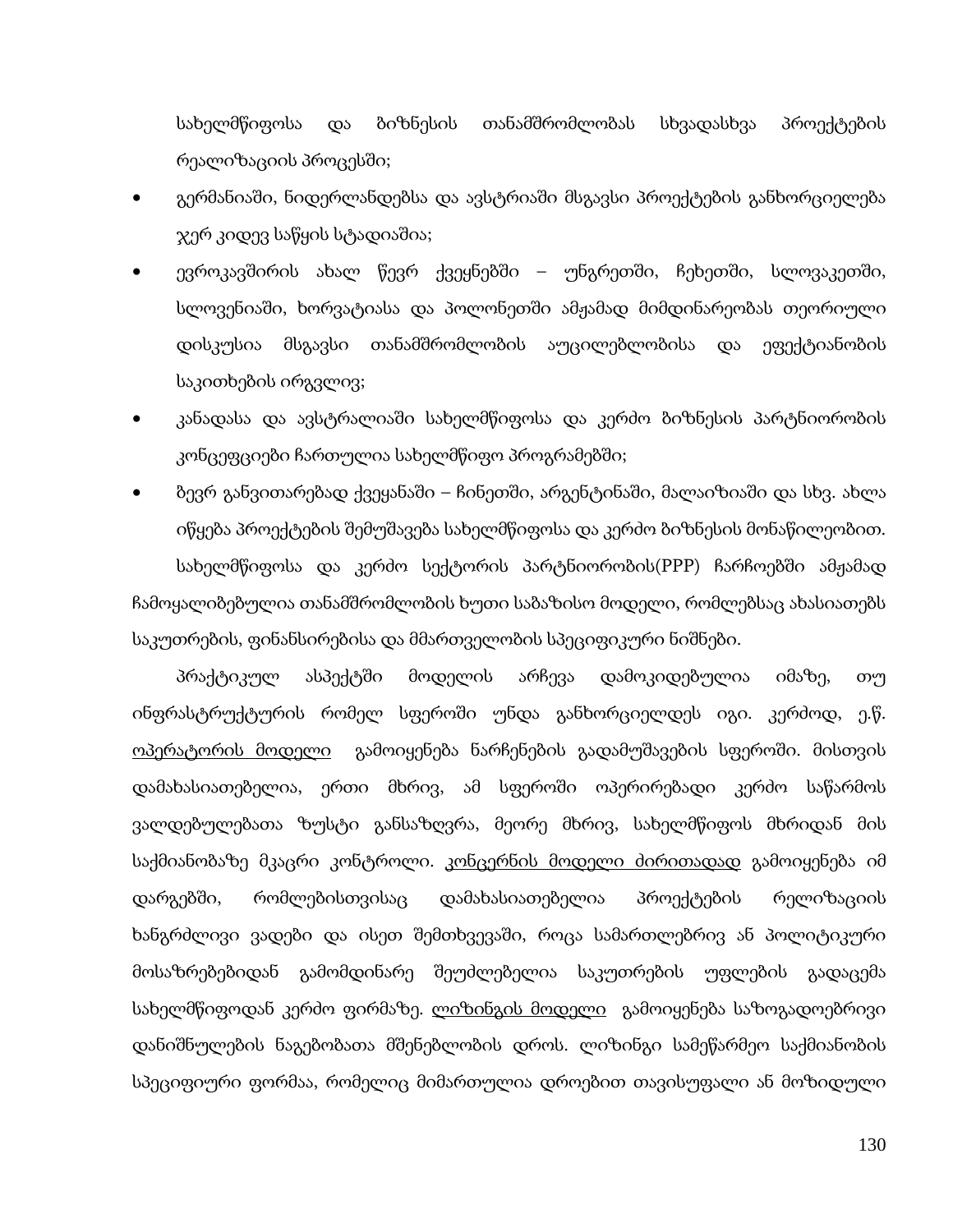სახელმწიფოსა და ბიზნესის თანამშრომლობას სხვადასხვა პროექტების რეალიზაციის პროცესში;

- გერმანიაში, ნიდერლანდებსა და ავსტრიაში მსგავსი პროექტების განხორციელება ჯერ კიდევ საწყის სტადიაშია;
- ევროკავშირის ახალ წევრ ქვეყნებში – უნგრეთში, ჩეხეთში, სლოვაკეთში, სლოვენიაში, ხორვატიასა და პოლონეთში ამჟამად მიმდინარეობას თეორიული დისკუსია მსგავსი თანამშრომლობის აუცილებლობისა და ეფექტიანობის საკითხების ირგვლივ;
- კანადასა და ავსტრალიაში სახელმწიფოსა და კერძო ბიზნესის პარტნიორობის კონცეფციები ჩართულია სახელმწიფო პროგრამებში;
- ბევრ განვითარებად ქვეყანაში – ჩინეთში, არგენტინაში, მალაიზიაში და სხვ. ახლა იწყება პროექტების შემუშავება სახელმწიფოსა და კერძო ბიზნესის მონაწილეობით.

სახელმწიფოსა და კერძო სექტორის პარტნიორობის(PPP) ჩარჩოებში ამჟამად ჩამოყალიბებულია თანამშრომლობის ხუთი საბაზისო მოდელი, რომლებსაც ახასიათებს საკუთრების, ფინანსირებისა და მმართველობის სპეციფიკური ნიშნები.

პრაქტიკულ ასპექტში მოდელის არჩევა დამოკიდებულია იმაზე, თუ ინფრასტრუქტურის რომელ სფეროში უნდა განხორციელდეს იგი. კერძოდ, ე.წ. <u>ოპერატორის მოდელი</u> გამოიყენება ნარჩენების გადამუშავების სფეროში. მისთვის დამახასიათებელია, ერთი მხრივ, ამ სფეროში ოპერირებადი კერძო საწარმოს ვალდებულებათა ზუსტი განსაზღვრა, მეორე მხრივ, სახელმწიფოს მხრიდან მის საქმიანობაზე მკაცრი კონტროლი. <u>კონცერნის მოდელი ძირითადად</u> გამოიყენება იმ დარგებში, რომლებისთვისაც დამახასიათებელია პროექტების რელიზაციის ხანგრძლივი ვადები და ისეთ შემთხვევაში, როცა სამართლებრივ ან პოლიტიკური მოსაზრებებიდან გამომდინარე შეუძლებელია საკუთრების უფლების გადაცემა სახელმწიფოდან კერძო ფირმაზე. <u>ლიზინგის მოდელი</u> გამოიყენება საზოგადოებრივი დანიშნულების ნაგებობათა მშენებლობის დროს. ლიზინგი სამეწარმეო საქმიანობის სპეციფიური ფორმაა, რომელიც მიმართულია დროებით თავისუფალი ან მოზიდული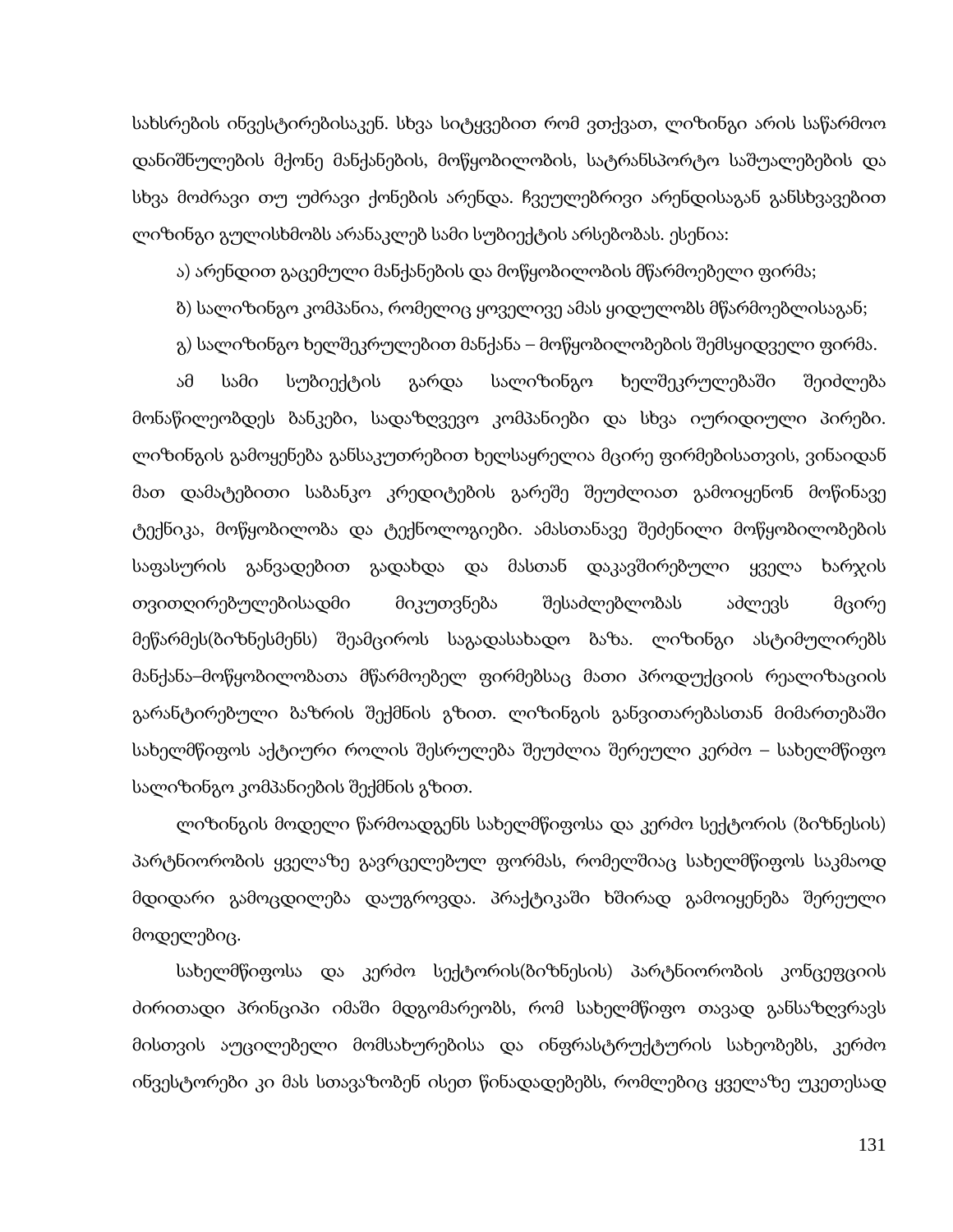სახსრების ინვესტირებისაკენ. სხვა სიტყვებით რომ ვთქვათ, ლიზინგი არის საწარმოო დანიშნულების მქონე მანქანების, მოწყობილობის, სატრანსპორტო საშუალებების და სხვა მოძრავი თუ უძრავი ქონების არენდა. ჩვეულებრივი არენდისაგან განსხვავებით ლიზინგი გულისხმობს არანაკლებ სამი სუბიექტის არსებობას. ესენია:

ა) არენდით გაცემული მანქანების და მოწყობილობის მწარმოებელი ფირმა;

ბ) სალიზინგო კომპანია, რომელიც ყოველივე ამას ყიდულობს მწარმოებლისაგან;

გ) სალიზინგო ხელშეკრულებით მანქანა – მოწყობილობების შემსყიდველი ფირმა.

ამ სამი სუბიექტის გარდა სალიზინგო ხელშეკრულებაში შეიძლება მონაწილეობდეს ბანკები, სადაზღვევო კომპანიები და სხვა იურიდიული პირები. ლიზინგის გამოყენება განსაკუთრებით ხელსაყრელია მცირე ფირმებისათვის, ვინაიდან მათ დამატებითი საბანკო კრედიტების გარეშე შეუძლიათ გამოიყენონ მოწინავე ტექნიკა, მოწყობილობა და ტექნოლოგიები. ამასთანავე შეძენილი მოწყობილობების საფასურის განვადებით გადახდა და მასთან დაკავშირებული ყველა ხარჯის თვითღირებულებისადმი მიკუთვნება შესაძლებლობას აძლევს მცირე მეწარმეს(ბიზნესმენს) შეამციროს საგადასახადო ბაზა. ლიზინგი ასტიმულირებს მანქანა–მოწყობილობათა მწარმოებელ ფირმებსაც მათი პროდუქციის რეალიზაციის გარანტირებული ბაზრის შექმნის გზით. ლიზინგის განვითარებასთან მიმართებაში სახელმწიფოს აქტიური როლის შესრულება შეუძლია შერეული კერძო – სახელმწიფო სალიზინგო კომპანიების შექმნის გზით.

ლიზინგის მოდელი წარმოადგენს სახელმწიფოსა და კერძო სექტორის (ბიზნესის) პარტნიორობის ყველაზე გავრცელებულ ფორმას, რომელშიაც სახელმწიფოს საკმაოდ მდიდარი გამოცდილება დაუგროვდა. პრაქტიკაში ხშირად გამოიყენება შერეული მოდელებიც.

სახელმწიფოსა და კერძო სექტორის(ბიზნესის) პარტნიორობის კონცეფციის ძირითადი პრინციპი იმაში მდგომარეობს, რომ სახელმწიფო თავად განსაზღვრავს მისთვის აუცილებელი მომსახურებისა და ინფრასტრუქტურის სახეობებს, კერძო ინვესტორები კი მას სთავაზობენ ისეთ წინადადებებს, რომლებიც ყველაზე უკეთესად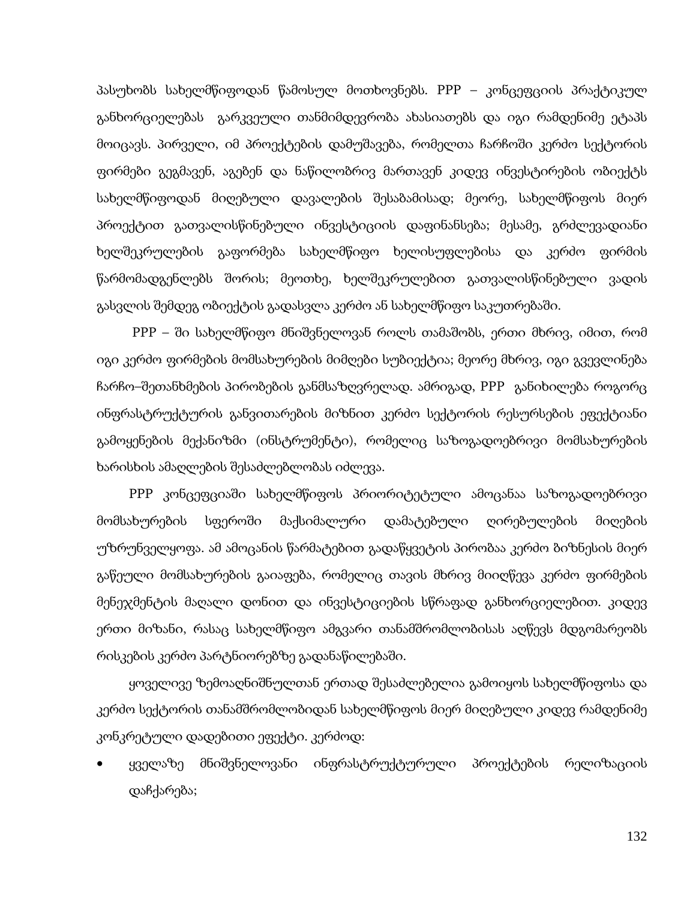პასუხობს სახელმწიფოდან წამოსულ მოთხოვნებს. PPP – კონცეფციის პრაქტიკულ განხორციელებას გარკვეული თანმიმდევრობა ახასიათებს და იგი რამდენიმე ეტაპს მოიცავს. პირველი, იმ პროექტების დამუშავება, რომელთა ჩარჩოში კერძო სექტორის ფირმები გეგმავენ, აგებენ და ნაწილობრივ მართავენ კიდევ ინვესტირების ობიექტს სახელმწიფოდან მიღებული დავალების შესაბამისად; მეორე, სახელმწიფოს მიერ პროექტით გათვალისწინებული ინვესტიციის დაფინანსება; მესამე, გრძლევადიანი ხელშეკრულების გაფორმება სახელმწიფო ხელისუფლებისა და კერძო ფირმის წარმომადგენლებს შორის; მეოთხე, ხელშეკრულებით გათვალისწინებული ვადის გასვლის შემდეგ ობიექტის გადასვლა კერძო ან სახელმწიფო საკუთრებაში.

PPP – ში სახელმწიფო მნიშვნელოვან როლს თამაშობს, ერთი მხრივ, იმით, რომ იგი კერძო ფირმების მომსახურების მიმღები სუბიექტია; მეორე მხრივ, იგი გვევლინება ჩარჩო–შეთანხმების პირობების განმსაზღვრელად. ამრიგად, PPP განიხილება როგორც ინფრასტრუქტურის განვითარების მიზნით კერძო სექტორის რესურსების ეფექტიანი გამოყენების მექანიზმი (ინსტრუმენტი), რომელიც საზოგადოებრივი მომსახურების ხარისხის ამაღლების შესაძლებლობას იძლევა.

PPP კონცეფციაში სახელმწიფოს პრიორიტეტული ამოცანაა საზოგადოებრივი მომსახურების სფეროში მაქსიმალური დამატებული ღირებულების მიღების უზრუნველყოფა. ამ ამოცანის წარმატებით გადაწყვეტის პირობაა კერძო ბიზნესის მიერ გაწეული მომსახურების გაიაფება, რომელიც თავის მხრივ მიიღწევა კერძო ფირმების მენეჯმენტის მაღალი დონით და ინვესტიციების სწრაფად განხორციელებით. კიდევ ერთი მიზანი, რასაც სახელმწიფო ამგვარი თანამშრომლობისას აღწევს მდგომარეობს რისკების კერძო პარტნიორებზე გადანაწილებაში.

ყოველივე ზემოაღნიშნულთან ერთად შესაძლებელია გამოიყოს სახელმწიფოსა და კერძო სექტორის თანამშრომლობიდან სახელმწიფოს მიერ მიღებული კიდევ რამდენიმე კონკრეტული დადებითი ეფექტი. კერძოდ:

- ყველაზე მნიშვნელოვანი ინფრასტრუქტურული პროექტების რელიზაციის დაჩქარება;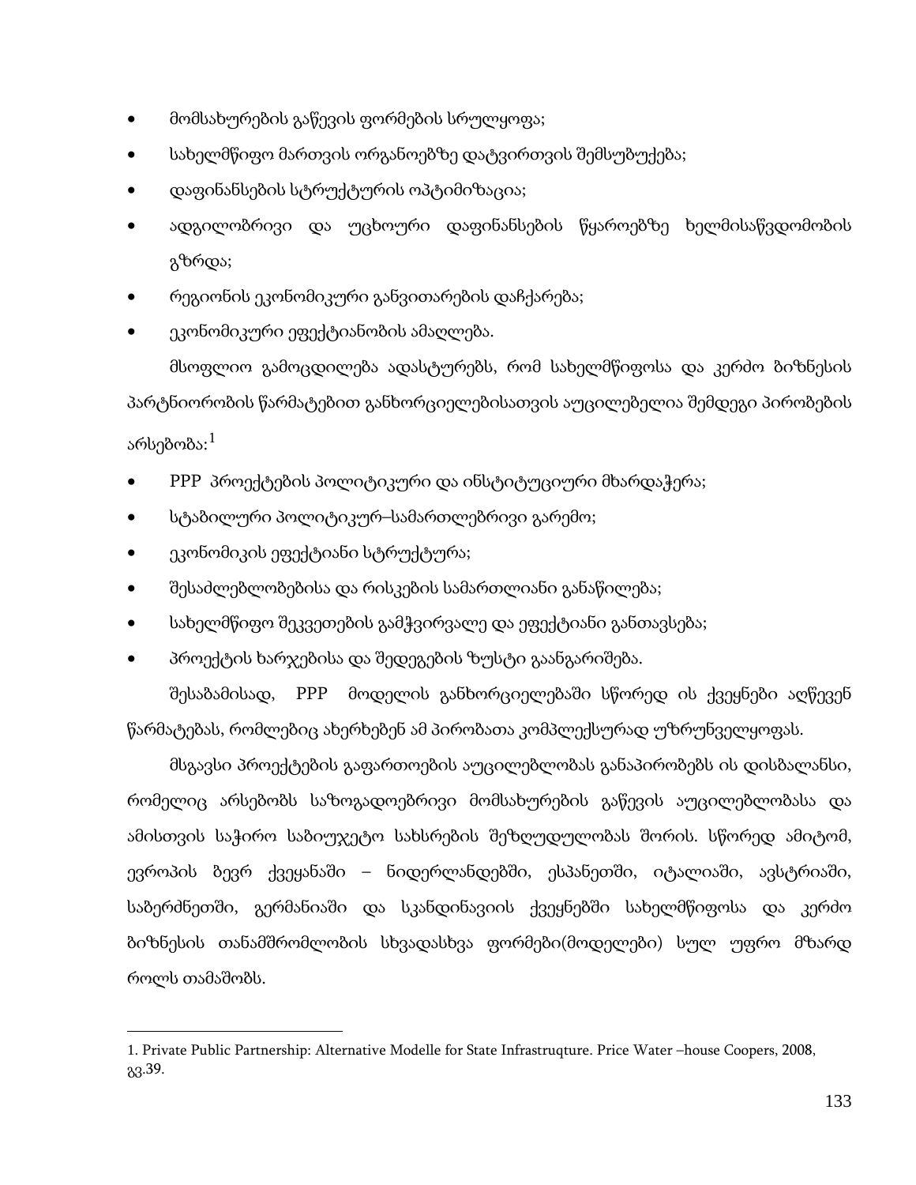- მომსახურების გაწევის ფორმების სრულყოფა;
- სახელმწიფო მართვის ორგანოებზე დატვირთვის შემსუბუქება;
- დაფინანსების სტრუქტურის ოპტიმიზაცია;
- ადგილობრივი და უცხოური დაფინანსების წყაროებზე ხელმისაწვდომობის გზრდა;
- რეგიონის ეკონომიკური განვითარების დაჩქარება;
- ეკონომიკური ეფექტიანობის ამაღლება.

მსოფლიო გამოცდილება ადასტურებს, რომ სახელმწიფოსა და კერძო ბიზნესის პარტნიორობის წარმატებით განხორციელებისათვის აუცილებელია შემდეგი პირობების არსებობა:[1]

- PPP პროექტების პოლიტიკური და ინსტიტუციური მხარდაჭერა;
- სტაბილური პოლიტიკურ–სამართლებრივი გარემო;
- ეკონომიკის ეფექტიანი სტრუქტურა;
- შესაძლებლობებისა და რისკების სამართლიანი განაწილება;
- სახელმწიფო შეკვეთების გამჭვირვალე და ეფექტიანი განთავსება;
- პროექტის ხარჯებისა და შედეგების ზუსტი გაანგარიშება.

შესაბამისად, PPP მოდელის განხორციელებაში სწორედ ის ქვეყნები აღწევენ წარმატებას, რომლებიც ახერხებენ ამ პირობათა კომპლექსურად უზრუნველყოფას.

მსგავსი პროექტების გაფართოების აუცილებლობას განაპირობებს ის დისბალანსი, რომელიც არსებობს საზოგადოებრივი მომსახურების გაწევის აუცილებლობასა და ამისთვის საჭირო საბიუჯეტო სახსრების შეზღუდულობას შორის. სწორედ ამიტომ, ევროპის ბევრ ქვეყანაში – ნიდერლანდებში, ესპანეთში, იტალიაში, ავსტრიაში, საბერძნეთში, გერმანიაში და სკანდინავიის ქვეყნებში სახელმწიფოსა და კერძო ბიზნესის თანამშრომლობის სხვადასხვა ფორმები(მოდელები) სულ უფრო მზარდ როლს თამაშობს.

---

1. Private Public Partnership: Alternative Modelle for State Infrastruqture. Price Water –house Coopers, 2008, გვ.39.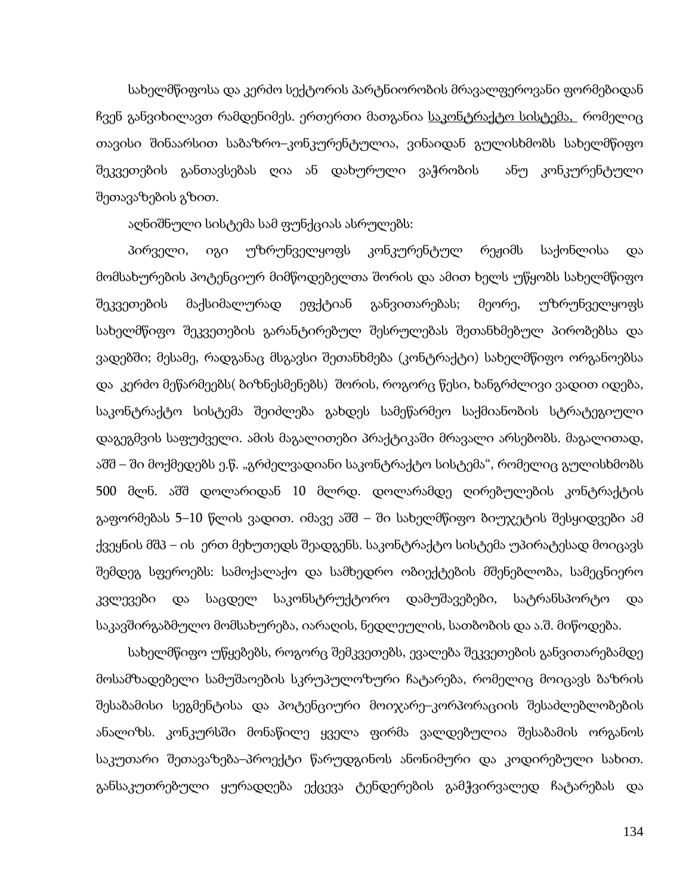სახელმწიფოსა და კერძო სექტორის პარტნიორობის მრავალფეროვანი ფორმებიდან ჩვენ განვიხილავთ რამდენიმეს. ერთერთი მათგანია საკონტრაქტო სისტემა, რომელიც თავისი შინაარსით საბაზრო–კონკურენტულია, ვინაიდან გულისხმობს სახელმწიფო შეკვეთების განთავსებას ღია ან დახურული ვაჭრობის ანუ კონკურენტული შეთავაზების გზით.

აღნიშნული სისტემა სამ ფუნქციას ასრულებს:

პირველი, იგი უზრუნველყოფს კონკურენტულ რეჟიმს საქონლისა და მომსახურების პოტენციურ მიმწოდებელთა შორის და ამით ხელს უწყობს სახელმწიფო შეკვეთების მაქსიმალურად ეფქტიან განვითარებას; მეორე, უზრუნველყოფს სახელმწიფო შეკვეთების გარანტირებულ შესრულებას შეთანხმებულ პირობებსა და ვადებში; მესამე, რადგანაც მსგავსი შეთანხმება (კონტრაქტი) სახელმწიფო ორგანოებსა და კერძო მეწარმეებს( ბიზნესმენებს) შორის, როგორც წესი, ხანგრძლივი ვადით იდება, საკონტრაქტო სისტემა შეიძლება გახდეს სამეწარმეო საქმიანობის სტრატეგიული დაგეგმვის საფუძველი. ამის მაგალითები პრაქტიკაში მრავალი არსებობს. მაგალითად, აშშ – ში მოქმედებს ე.წ. „გრძელვადიანი საკონტრაქტო სისტემა“, რომელიც გულისხმობს 500 მლნ. აშშ დოლარიდან 10 მლრდ. დოლარამდე ღირებულების კონტრაქტის გაფორმებას 5–10 წლის ვადით. იმავე აშშ – ში სახელმწიფო ბიუჯეტის შესყიდვები ამ ქვეყნის მშპ – ის ერთ მეხუთედს შეადგენს. საკონტრაქტო სისტემა უპირატესად მოიცავს შემდეგ სფეროებს: სამოქალაქო და სამხედრო ობიექტების მშენებლობა, სამეცნიერო კვლევები და საცდელ საკონსტრუქტორო დამუშავებები, სატრანსპორტო და საკავშირგაბმულო მომსახურება, იარაღის, ნედლეულის, სათბობის და ა.შ. მიწოდება.

სახელმწიფო უწყებებს, როგორც შემკვეთებს, ევალება შეკვეთების განვითარებამდე მოსამზადებელი სამუშაოების სკრუპულოზური ჩატარება, რომელიც მოიცავს ბაზრის შესაბამისი სეგმენტისა და პოტენციური მოიჯარე–კორპორაციის შესაძლებლობების ანალიზს. კონკურსში მონაწილე ყველა ფირმა ვალდებულია შესაბამის ორგანოს საკუთარი შეთავაზება–პროექტი წარუდგინოს ანონიმური და კოდირებული სახით. განსაკუთრებული ყურადღება ექცევა ტენდერების გამჭვირვალედ ჩატარებას და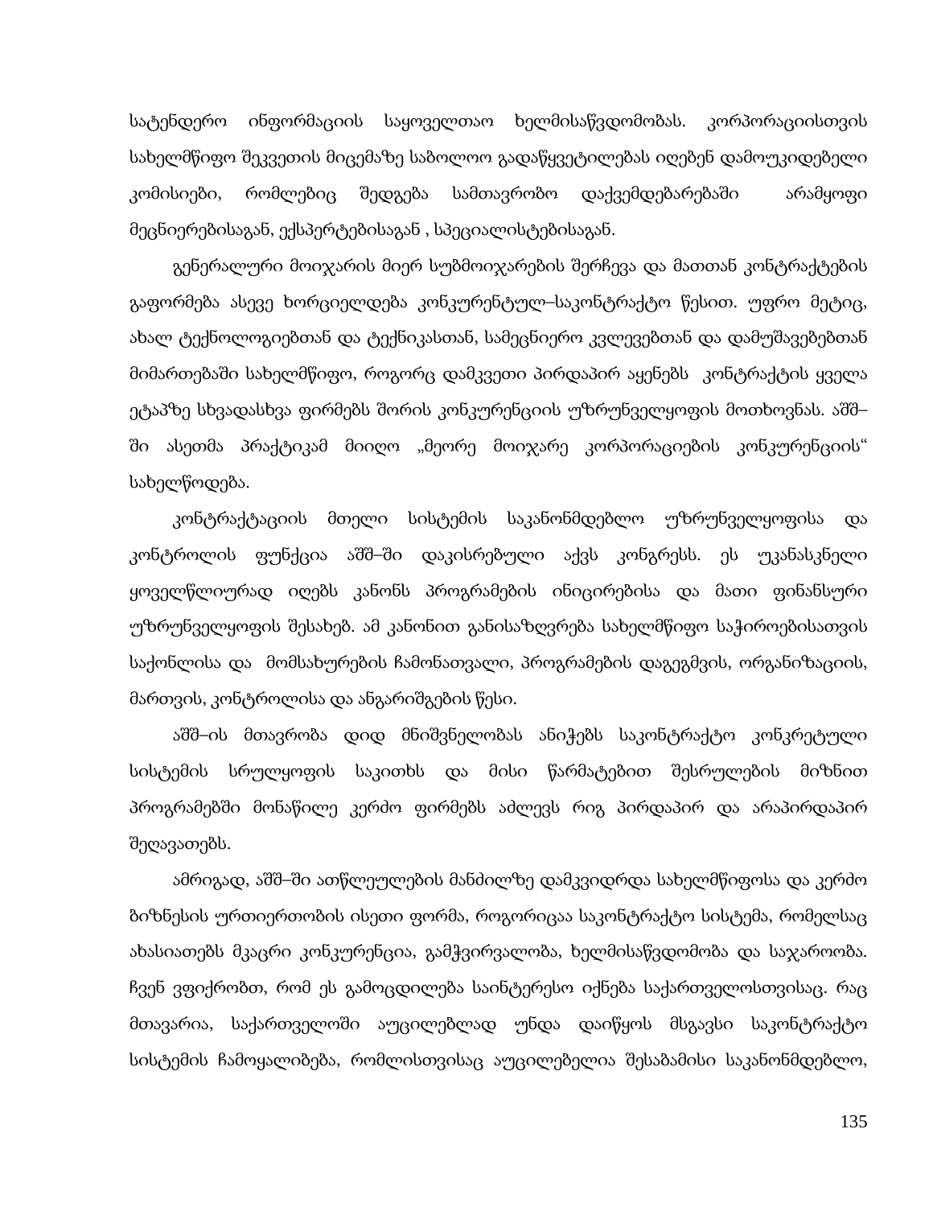სატენდერო ინფორმაციის საყოველთაო ხელმისაწვდომობას. კორპორაციისთვის სახელმწიფო შეკვეთის მიცემაზე საბოლოო გადაწყვეტილებას იღებენ დამოუკიდებელი კომისიები, რომლებიც შედგება სამთავრობო დაქვემდებარებაში არამყოფი მეცნიერებისაგან, ექსპერტებისაგან , სპეციალისტებისაგან.

გენერალური მოიჯარის მიერ სუბმოიჯარების შერჩევა და მათთან კონტრაქტების გაფორმება ასევე ხორციელდება კონკურენტულ–საკონტრაქტო წესით. უფრო მეტიც, ახალ ტექნოლოგიებთან და ტექნიკასთან, სამეცნიერო კვლევებთან და დამუშავებებთან მიმართებაში სახელმწიფო, როგორც დამკვეთი პირდაპირ აყენებს კონტრაქტის ყველა ეტაპზე სხვადასხვა ფირმებს შორის კონკურენციის უზრუნველყოფის მოთხოვნას. აშშ–ში ასეთმა პრაქტიკამ მიიღო „მეორე მოიჯარე კორპორაციების კონკურენციის" სახელწოდება.

კონტრაქტაციის მთელი სისტემის საკანონმდებლო უზრუნველყოფისა და კონტროლის ფუნქცია აშშ–ში დაკისრებული აქვს კონგრესს. ეს უკანასკნელი ყოველწლიურად იღებს კანონს პროგრამების ინიცირებისა და მათი ფინანსური უზრუნველყოფის შესახებ. ამ კანონით განისაზღვრება სახელმწიფო საჭიროებისათვის საქონლისა და მომსახურების ჩამონათვალი, პროგრამების დაგეგმვის, ორგანიზაციის, მართვის, კონტროლისა და ანგარიშგების წესი.

აშშ–ის მთავრობა დიდ მნიშვნელობას ანიჭებს საკონტრაქტო კონკრეტული სისტემის სრულყოფის საკითხს და მისი წარმატებით შესრულების მიზნით პროგრამებში მონაწილე კერძო ფირმებს აძლევს რიგ პირდაპირ და არაპირდაპირ შეღავათებს.

ამრიგად, აშშ–ში ათწლეულების მანძილზე დამკვიდრდა სახელმწიფოსა და კერძო ბიზნესის ურთიერთობის ისეთი ფორმა, როგორიცაა საკონტრაქტო სისტემა, რომელსაც ახასიათებს მკაცრი კონკურენცია, გამჭვირვალობა, ხელმისაწვდომობა და საჯაროობა. ჩვენ ვფიქრობთ, რომ ეს გამოცდილება საინტერესო იქნება საქართველოსთვისაც. რაც მთავარია, საქართველოში აუცილებლად უნდა დაიწყოს მსგავსი საკონტრაქტო სისტემის ჩამოყალიბება, რომლისთვისაც აუცილებელია შესაბამისი საკანონმდებლო,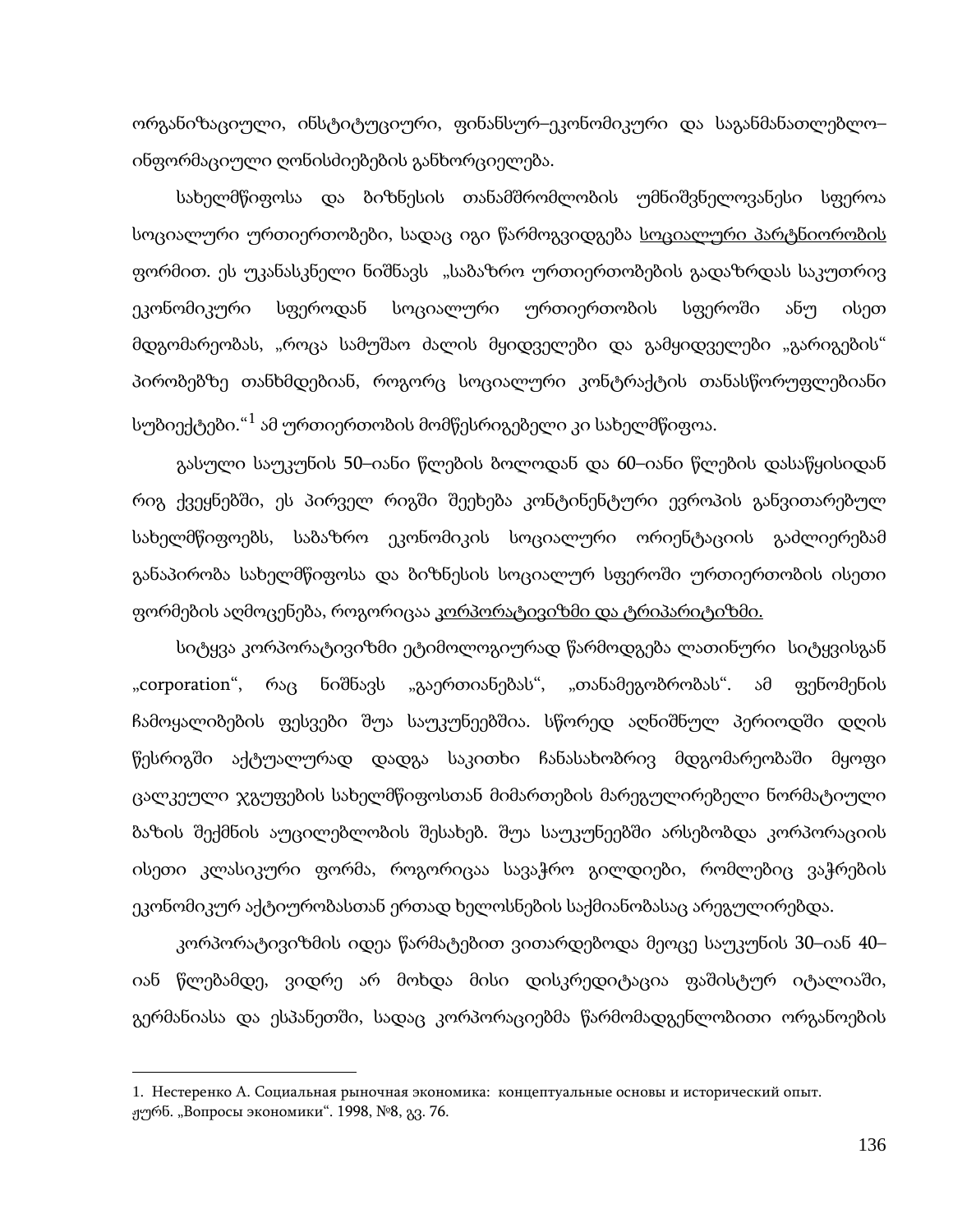ორგანიზაციული, ინსტიტუციური, ფინანსურ–ეკონომიკური და საგანმანათლებლო–ინფორმაციული ღონისძიებების განხორციელება.

სახელმწიფოსა და ბიზნესის თანამშრომლობის უმნიშვნელოვანესი სფეროა სოციალური ურთიერთობები, სადაც იგი წარმოგვიდგება სოციალური პარტნიორობის ფორმით. ეს უკანასკნელი ნიშნავს „საბაზრო ურთიერთობების გადაზრდას საკუთრივ ეკონომიკური სფეროდან სოციალური ურთიერთობის სფეროში ანუ ისეთ მდგომარეობას, „როცა სამუშაო ძალის მყიდველები და გამყიდველები „გარიგების" პირობებზე თანხმდებიან, როგორც სოციალური კონტრაქტის თანასწორუფლებიანი სუბიექტები."[1] ამ ურთიერთობის მომწესრიგებელი კი სახელმწიფოა.

გასული საუკუნის 50–იანი წლების ბოლოდან და 60–იანი წლების დასაწყისიდან რიგ ქვეყნებში, ეს პირველ რიგში შეეხება კონტინენტური ევროპის განვითარებულ სახელმწიფოებს, საბაზრო ეკონომიკის სოციალური ორიენტაციის გაძლიერებამ განაპირობა სახელმწიფოსა და ბიზნესის სოციალურ სფეროში ურთიერთობის ისეთი ფორმების აღმოცენება, როგორიცაა კორპორატივიზმი და ტრიპარიტიზმი.

სიტყვა კორპორატივიზმი ეტიმოლოგიურად წარმოდგება ლათინური სიტყვისგან „corporation", რაც ნიშნავს „გაერთიანებას", „თანამეგობრობას". ამ ფენომენის ჩამოყალიბების ფესვები შუა საუკუნეებშია. სწორედ აღნიშნულ პერიოდში დღის წესრიგში აქტუალურად დადგა საკითხი ჩანასახობრივ მდგომარეობაში მყოფი ცალკეული ჯგუფების სახელმწიფოსთან მიმართების მარეგულირებელი ნორმატიული ბაზის შექმნის აუცილებლობის შესახებ. შუა საუკუნეებში არსებობდა კორპორაციის ისეთი კლასიკური ფორმა, როგორიცაა სავაჭრო გილდიები, რომლებიც ვაჭრების ეკონომიკურ აქტიურობასთან ერთად ხელოსნების საქმიანობასაც არეგულირებდა.

კორპორატივიზმის იდეა წარმატებით ვითარდებოდა მეოცე საუკუნის 30–იან 40–იან წლებამდე, ვიდრე არ მოხდა მისი დისკრედიტაცია ფაშისტურ იტალიაში, გერმანიასა და ესპანეთში, სადაც კორპორაციებმა წარმომადგენლობითი ორგანოების

---

1. Нестеренко А. Социальная рыночная экономика: концептуальные основы и исторический опыт. ჟურნ. „Вопросы экономики". 1998, №8, გვ. 76.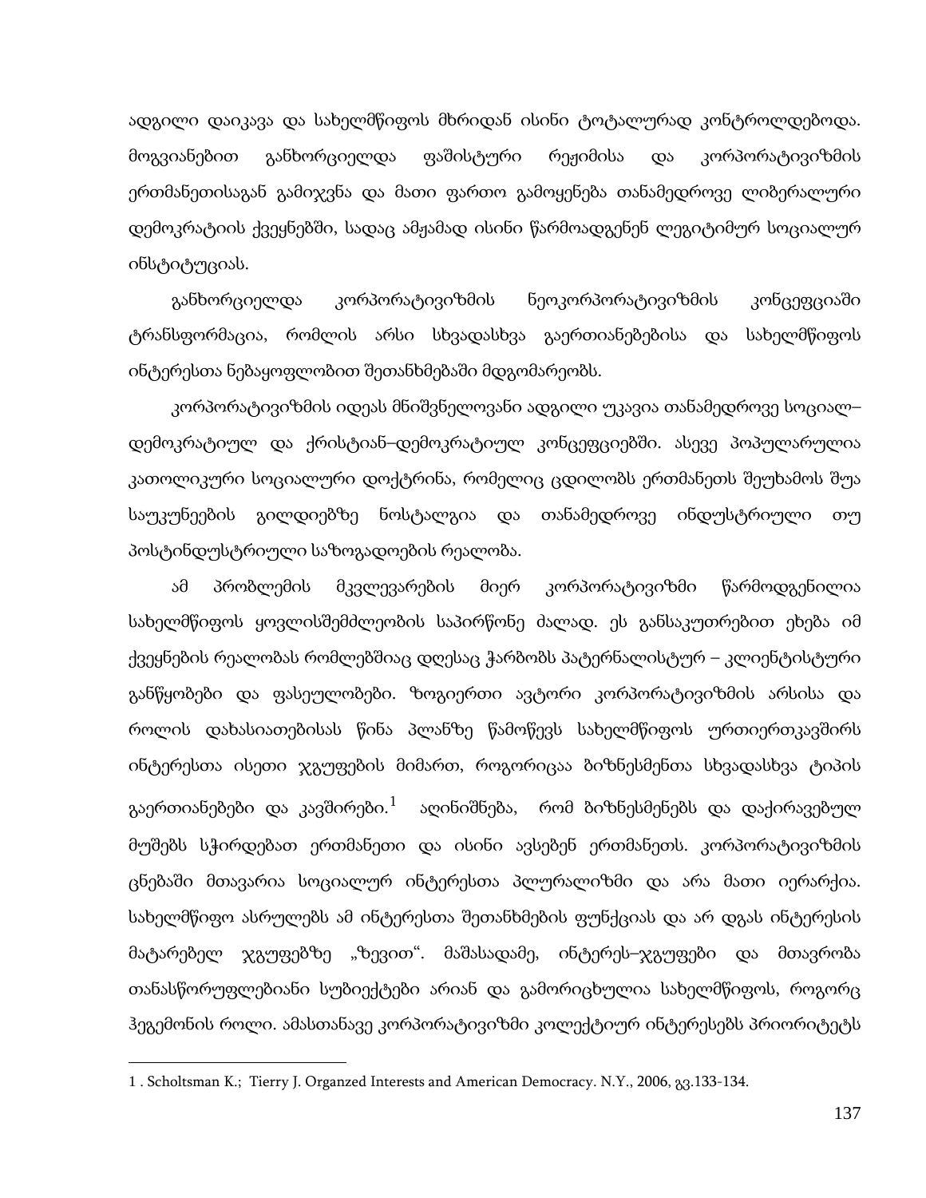ადგილი დაიკავა და სახელმწიფოს მხრიდან ისინი ტოტალურად კონტროლდებოდა. მოგვიანებით განხორციელდა ფაშისტური რეჟიმისა და კორპორატივიზმის ერთმანეთისაგან გამიჯვნა და მათი ფართო გამოყენება თანამედროვე ლიბერალური დემოკრატიის ქვეყნებში, სადაც ამჟამად ისინი წარმოადგენენ ლეგიტიმურ სოციალურ ინსტიტუციას.

განხორციელდა კორპორატივიზმის ნეოკორპორატივიზმის კონცეფციაში ტრანსფორმაცია, რომლის არსი სხვადასხვა გაერთიანებებისა და სახელმწიფოს ინტერესთა ნებაყოფლობით შეთანხმებაში მდგომარეობს.

კორპორატივიზმის იდეას მნიშვნელოვანი ადგილი უკავია თანამედროვე სოციალ–დემოკრატიულ და ქრისტიან–დემოკრატიულ კონცეფციებში. ასევე პოპულარულია კათოლიკური სოციალური დოქტრინა, რომელიც ცდილობს ერთმანეთს შეუხამოს შუა საუკუნეების გილდიებზე ნოსტალგია და თანამედროვე ინდუსტრიული თუ პოსტინდუსტრიული საზოგადოების რეალობა.

ამ პრობლემის მკვლევარების მიერ კორპორატივიზმი წარმოდგენილია სახელმწიფოს ყოვლისშემძლეობის საპირწონე ძალად. ეს განსაკუთრებით ეხება იმ ქვეყნების რეალობას რომლებშიაც დღესაც ჭარბობს პატერნალისტურ – კლიენტისტური განწყობები და ფასეულობები. ზოგიერთი ავტორი კორპორატივიზმის არსისა და როლის დახასიათებისას წინა პლანზე წამოწევს სახელმწიფოს ურთიერთკავშირს ინტერესთა ისეთი ჯგუფების მიმართ, როგორიცაა ბიზნესმენთა სხვადასხვა ტიპის გაერთიანებები და კავშირები.[1] აღინიშნება, რომ ბიზნესმენებს და დაქირავებულ მუშებს სჭირდებათ ერთმანეთი და ისინი ავსებენ ერთმანეთს. კორპორატივიზმის ცნებაში მთავარია სოციალურ ინტერესთა პლურალიზმი და არა მათი იერარქია. სახელმწიფო ასრულებს ამ ინტერესთა შეთანხმების ფუნქციას და არ დგას ინტერესის მატარებელ ჯგუფებზე „ზევით“. მაშასადამე, ინტერეს–ჯგუფები და მთავრობა თანასწორუფლებიანი სუბიექტები არიან და გამორიცხულია სახელმწიფოს, როგორც ჰეგემონის როლი. ამასთანავე კორპორატივიზმი კოლექტიურ ინტერესებს პრიორიტეტს

---

1 . Scholtsman K.; Tierry J. Organzed Interests and American Democracy. N.Y., 2006, გვ.133-134.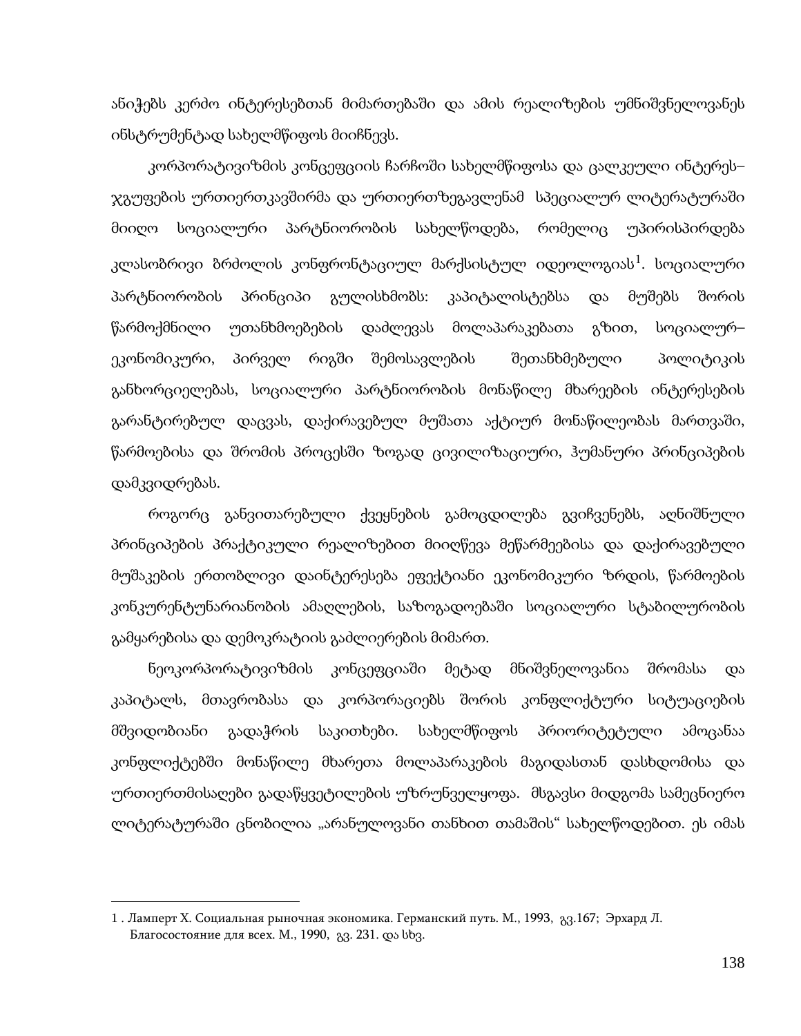ანიჭებს კერძო ინტერესებთან მიმართებაში და ამის რეალიზების უმნიშვნელოვანეს ინსტრუმენტად სახელმწიფოს მიიჩნევს.

კორპორატივიზმის კონცეფციის ჩარჩოში სახელმწიფოსა და ცალკეული ინტერეს–ჯგუფების ურთიერთკავშირმა და ურთიერთზეგავლენამ სპეციალურ ლიტერატურაში მიიღო სოციალური პარტნიორობის სახელწოდება, რომელიც უპირისპირდება კლასობრივი ბრძოლის კონფრონტაციულ მარქსისტულ იდეოლოგიას[1]. სოციალური პარტნიორობის პრინციპი გულისხმობს: კაპიტალისტებსა და მუშებს შორის წარმოქმნილი უთანხმოებების დაძლევას მოლაპარაკებათა გზით, სოციალურ–ეკონომიკური, პირველ რიგში შემოსავლების შეთანხმებული პოლიტიკის განხორციელებას, სოციალური პარტნიორობის მონაწილე მხარეების ინტერესების გარანტირებულ დაცვას, დაქირავებულ მუშათა აქტიურ მონაწილეობას მართვაში, წარმოებისა და შრომის პროცესში ზოგად ცივილიზაციური, ჰუმანური პრინციპების დამკვიდრებას.

როგორც განვითარებული ქვეყნების გამოცდილება გვიჩვენებს, აღნიშნული პრინციპების პრაქტიკული რეალიზებით მიიღწევა მეწარმეებისა და დაქირავებული მუშაკების ერთობლივი დაინტერესება ეფექტიანი ეკონომიკური ზრდის, წარმოების კონკურენტუნარიანობის ამაღლების, საზოგადოებაში სოციალური სტაბილურობის გამყარებისა და დემოკრატიის გაძლიერების მიმართ.

ნეოკორპორატივიზმის კონცეფციაში მეტად მნიშვნელოვანია შრომასა და კაპიტალს, მთავრობასა და კორპორაციებს შორის კონფლიქტური სიტუაციების მშვიდობიანი გადაჭრის საკითხები. სახელმწიფოს პრიორიტეტული ამოცანაა კონფლიქტებში მონაწილე მხარეთა მოლაპარაკების მაგიდასთან დასხდომისა და ურთიერთმისაღები გადაწყვეტილების უზრუნველყოფა. მსგავსი მიდგომა სამეცნიერო ლიტერატურაში ცნობილია „არანულოვანი თანხით თამაშის" სახელწოდებით. ეს იმას

---

1 . Ламперт Х. Социальная рыночная экономика. Германский путь. М., 1993, გვ.167; Эрхард Л. Благосостояние для всех. М., 1990, გვ. 231. და სხვ.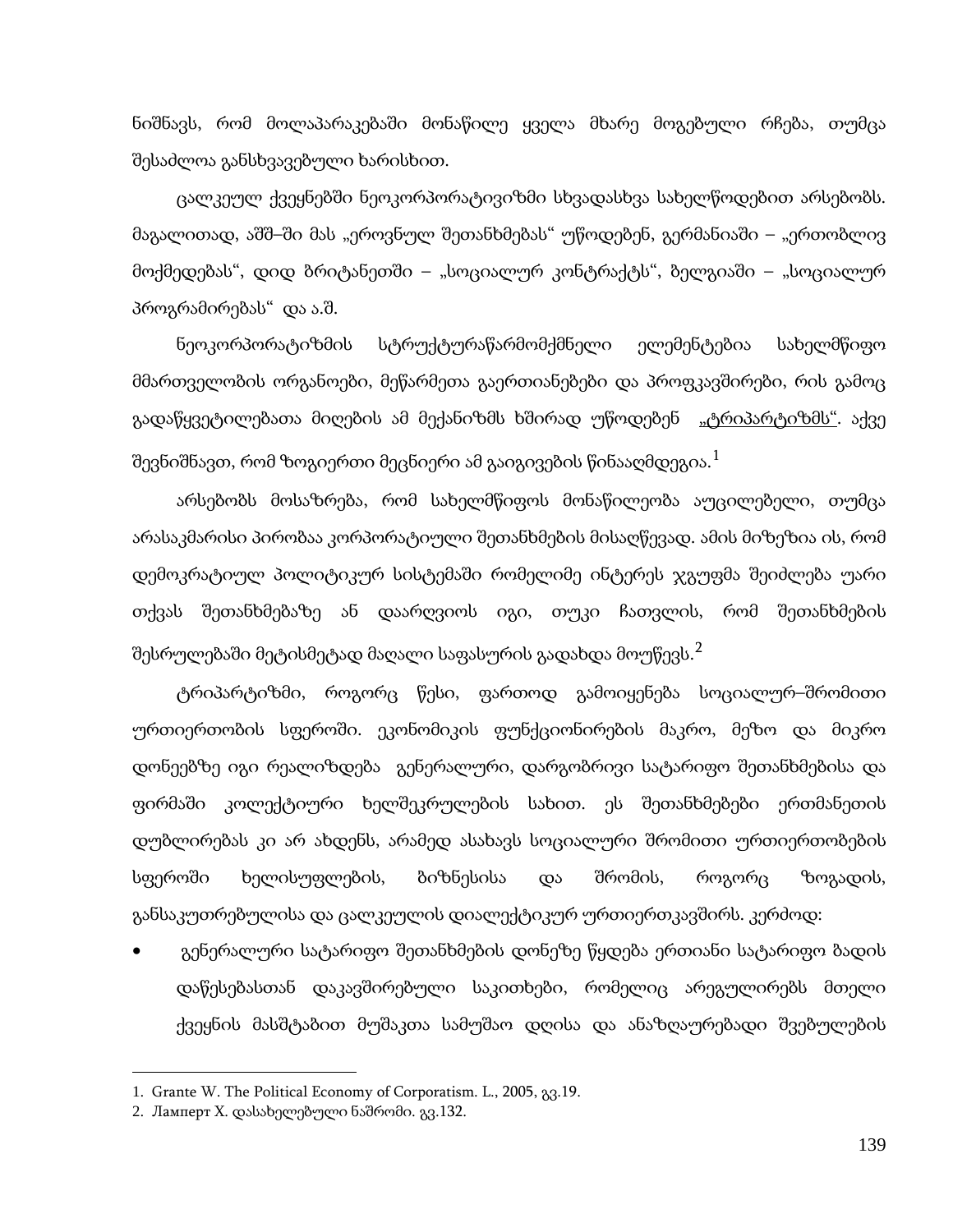ნიშნავს, რომ მოლაპარაკებაში მონაწილე ყველა მხარე მოგებული რჩება, თუმცა შესაძლოა განსხვავებული ხარისხით.

ცალკეულ ქვეყნებში ნეოკორპორატივიზმი სხვადასხვა სახელწოდებით არსებობს. მაგალითად, აშშ–ში მას „ეროვნულ შეთანხმებას“ უწოდებენ, გერმანიაში – „ერთობლივ მოქმედებას“, დიდ ბრიტანეთში – „სოციალურ კონტრაქტს“, ბელგიაში – „სოციალურ პროგრამირებას“ და ა.შ.

ნეოკორპორატიზმის სტრუქტურაწარმომქმნელი ელემენტებია სახელმწიფო მმართველობის ორგანოები, მეწარმეთა გაერთიანებები და პროფკავშირები, რის გამოც გადაწყვეტილებათა მიღების ამ მექანიზმს ხშირად უწოდებენ „ტრიპარტიზმს“. აქვე შევნიშნავთ, რომ ზოგიერთი მეცნიერი ამ გაიგივების წინააღმდეგია.[1]

არსებობს მოსაზრება, რომ სახელმწიფოს მონაწილეობა აუცილებელი, თუმცა არასაკმარისი პირობაა კორპორატიული შეთანხმების მისაღწევად. ამის მიზეზია ის, რომ დემოკრატიულ პოლიტიკურ სისტემაში რომელიმე ინტერეს ჯგუფმა შეიძლება უარი თქვას შეთანხმებაზე ან დაარღვიოს იგი, თუკი ჩათვლის, რომ შეთანხმების შესრულებაში მეტისმეტად მაღალი საფასურის გადახდა მოუწევს.[2]

ტრიპარტიზმი, როგორც წესი, ფართოდ გამოიყენება სოციალურ–შრომითი ურთიერთობის სფეროში. ეკონომიკის ფუნქციონირების მაკრო, მეზო და მიკრო დონეებზე იგი რეალიზდება გენერალური, დარგობრივი სატარიფო შეთანხმებისა და ფირმაში კოლექტიური ხელშეკრულების სახით. ეს შეთანხმებები ერთმანეთის დუბლირებას კი არ ახდენს, არამედ ასახავს სოციალური შრომითი ურთიერთობების სფეროში ხელისუფლების, ბიზნესისა და შრომის, როგორც ზოგადის, განსაკუთრებულისა და ცალკეულის დიალექტიკურ ურთიერთკავშირს. კერძოდ:

- გენერალური სატარიფო შეთანხმების დონეზე წყდება ერთიანი სატარიფო ბადის დაწესებასთან დაკავშირებული საკითხები, რომელიც არეგულირებს მთელი ქვეყნის მასშტაბით მუშაკთა სამუშაო დღისა და ანაზღაურებადი შვებულების

---

1. Grante W. The Political Economy of Corporatism. L., 2005, გვ.19.
2. Ламперт Х. დასახელებული ნაშრომი. გვ.132.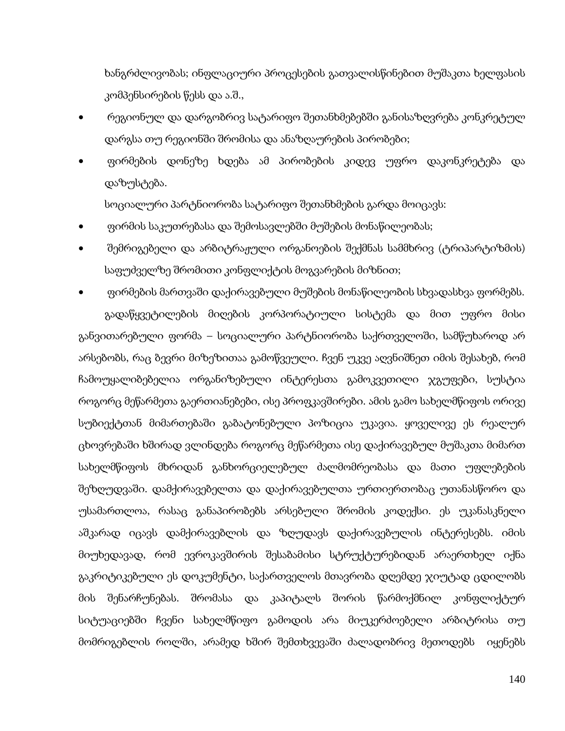ხანგრძლივობას; ინფლაციური პროცესების გათვალისწინებით მუშაკთა ხელფასის კომპენსირების წესს და ა.შ.,

- რეგიონულ და დარგობრივ სატარიფო შეთანხმებებში განისაზღვრება კონკრეტულ დარგსა თუ რეგიონში შრომისა და ანაზღაურების პირობები;
- ფირმების დონეზე ხდება ამ პირობების კიდევ უფრო დაკონკრეტება და დაზუსტება.

სოციალური პარტნიორობა სატარიფო შეთანხმების გარდა მოიცავს:

- ფირმის საკუთრებასა და შემოსავლებში მუშების მონაწილეობას;
- შემრიგებელი და არბიტრაჟული ორგანოების შექმნას სამმხრივ (ტრიპარტიზმის) საფუძველზე შრომითი კონფლიქტის მოგვარების მიზნით;
- ფირმების მართვაში დაქირავებული მუშების მონაწილეობის სხვადასხვა ფორმებს.

გადაწყვეტილების მიღების კორპორატიული სისტემა და მით უფრო მისი განვითარებული ფორმა – სოციალური პარტნიორობა საქართველოში, სამწუხაროდ არ არსებობს, რაც ბევრი მიზეზითაა გამოწვეული. ჩვენ უკვე აღვნიშნეთ იმის შესახებ, რომ ჩამოუყალიბებელია ორგანიზებული ინტერესთა გამოკვეთილი ჯგუფები, სუსტია როგორც მეწარმეთა გაერთიანებები, ისე პროფკავშირები. ამის გამო სახელმწიფოს ორივე სუბიექტთან მიმართებაში გაბატონებული პოზიცია უკავია. ყოველივე ეს რეალურ ცხოვრებაში ხშირად ვლინდება როგორც მეწარმეთა ისე დაქირავებულ მუშაკთა მიმართ სახელმწიფოს მხრიდან განხორციელებულ ძალმომრეობასა და მათი უფლებების შეზღუდვაში. დამქირავებელთა და დაქირავებულთა ურთიერთობაც უთანასწორო და უსამართლოა, რასაც განაპირობებს არსებული შრომის კოდექსი. ეს უკანასკნელი აშკარად იცავს დამქირავებლის და ზღუდავს დაქირავებულის ინტერესებს. იმის მიუხედავად, რომ ევროკავშირის შესაბამისი სტრუქტურებიდან არაერთხელ იქნა გაკრიტიკებული ეს დოკუმენტი, საქართველოს მთავრობა დღემდე ჯიუტად ცდილობს მის შენარჩუნებას. შრომასა და კაპიტალს შორის წარმოქმნილ კონფლიქტურ სიტუაციებში ჩვენი სახელმწიფო გამოდის არა მიუკერძოებელი არბიტრისა თუ მომრიგებლის როლში, არამედ ხშირ შემთხვევაში ძალადობრივ მეთოდებს იყენებს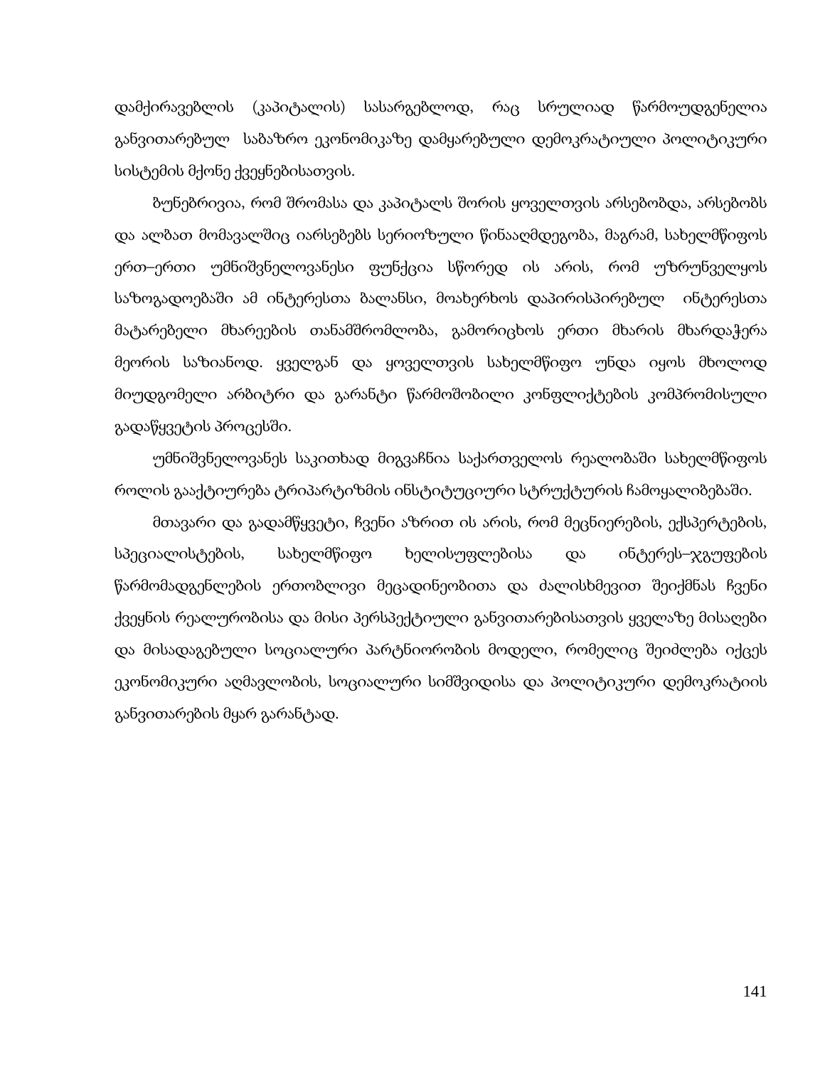დამქირავებლის (კაპიტალის) სასარგებლოდ, რაც სრულიად წარმოუდგენელია განვითარებულ საბაზრო ეკონომიკაზე დამყარებული დემოკრატიული პოლიტიკური სისტემის მქონე ქვეყნებისათვის.

ბუნებრივია, რომ შრომასა და კაპიტალს შორის ყოველთვის არსებობდა, არსებობს და ალბათ მომავალშიც იარსებებს სერიოზული წინააღმდეგობა, მაგრამ, სახელმწიფოს ერთ–ერთი უმნიშვნელოვანესი ფუნქცია სწორედ ის არის, რომ უზრუნველყოს საზოგადოებაში ამ ინტერესთა ბალანსი, მოახერხოს დაპირისპირებულ ინტერესთა მატარებელი მხარეების თანამშრომლობა, გამორიცხოს ერთი მხარის მხარდაჭერა მეორის საზიანოდ. ყველგან და ყოველთვის სახელმწიფო უნდა იყოს მხოლოდ მიუდგომელი არბიტრი და გარანტი წარმოშობილი კონფლიქტების კომპრომისული გადაწყვეტის პროცესში.

უმნიშვნელოვანეს საკითხად მიგვაჩნია საქართველოს რეალობაში სახელმწიფოს როლის გააქტიურება ტრიპარტიზმის ინსტიტუციური სტრუქტურის ჩამოყალიბებაში.

მთავარი და გადამწყვეტი, ჩვენი აზრით ის არის, რომ მეცნიერების, ექსპერტების, სპეციალისტების, სახელმწიფო ხელისუფლებისა და ინტერეს–ჯგუფების წარმომადგენლების ერთობლივი მეცადინეობითა და ძალისხმევით შეიქმნას ჩვენი ქვეყნის რეალურობისა და მისი პერსპექტიული განვითარებისათვის ყველაზე მისაღები და მისადაგებული სოციალური პარტნიორობის მოდელი, რომელიც შეიძლება იქცეს ეკონომიკური აღმავლობის, სოციალური სიმშვიდისა და პოლიტიკური დემოკრატიის განვითარების მყარ გარანტად.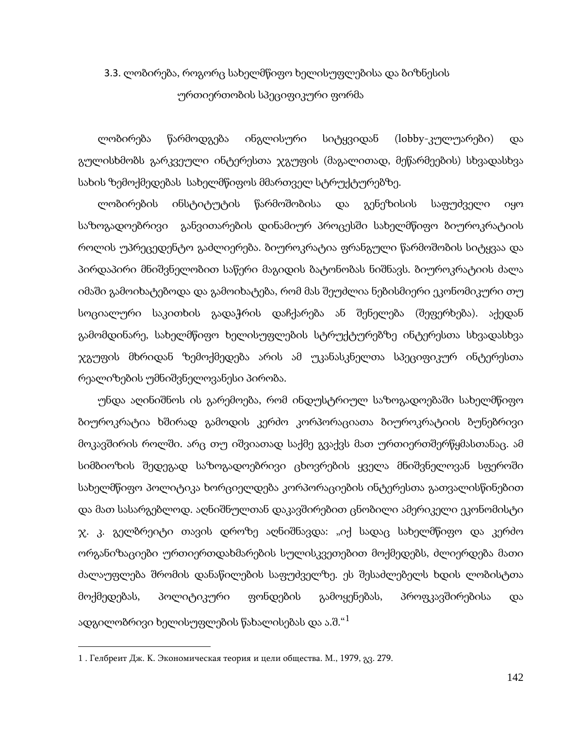### 3.3. ლობირება, როგორც სახელმწიფო ხელისუფლებისა და ბიზნესის ურთიერთობის სპეციფიკური ფორმა

ლობირება წარმოდგება ინგლისური სიტყვიდან (lobby-კულუარები) და გულისხმობს გარკვეული ინტერესთა ჯგუფის (მაგალითად, მეწარმეების) სხვადასხვა სახის ზემოქმედებას სახელმწიფოს მმართველ სტრუქტურებზე.

ლობირების ინსტიტუტის წარმოშობისა და გენეზისის საფუძველი იყო საზოგადოებრივი განვითარების დინამიურ პროცესში სახელმწიფო ბიუროკრატიის როლის უპრეცედენტო გაძლიერება. ბიუროკრატია ფრანგული წარმოშობის სიტყვაა და პირდაპირი მნიშვნელობით საწერი მაგიდის ბატონობას ნიშნავს. ბიუროკრატიის ძალა იმაში გამოიხატებოდა და გამოიხატება, რომ მას შეუძლია ნებისმიერი ეკონომიკური თუ სოციალური საკითხის გადაჭრის დაჩქარება ან შენელება (შეფერხება). აქედან გამომდინარე, სახელმწიფო ხელისუფლების სტრუქტურებზე ინტერესთა სხვადასხვა ჯგუფის მხრიდან ზემოქმედება არის ამ უკანასკნელთა სპეციფიკურ ინტერესთა რეალიზების უმნიშვნელოვანესი პირობა.

უნდა აღინიშნოს ის გარემოება, რომ ინდუსტრიულ საზოგადოებაში სახელმწიფო ბიუროკრატია ხშირად გამოდის კერძო კორპორაციათა ბიუროკრატიის ბუნებრივი მოკავშირის როლში. არც თუ იშვიათად საქმე გვაქვს მათ ურთიერთშერწყმასთანაც. ამ სიმბიოზის შედეგად საზოგადოებრივი ცხოვრების ყველა მნიშვნელოვან სფეროში სახელმწიფო პოლიტიკა ხორციელდება კორპორაციების ინტერესთა გათვალისწინებით და მათ სასარგებლოდ. აღნიშნულთან დაკავშირებით ცნობილი ამერიკელი ეკონომისტი ჯ. კ. გელბრეიტი თავის დროზე აღნიშნავდა: „იქ სადაც სახელმწიფო და კერძო ორგანიზაციები ურთიერთდახმარების სულისკვეთებით მოქმედებს, ძლიერდება მათი ძალაუფლება შრომის დანაწილების საფუძველზე. ეს შესაძლებელს ხდის ლობისტთა მოქმედებას, პოლიტიკური ფონდების გამოყენებას, პროფკავშირებისა და ადგილობრივი ხელისუფლების წახალისებას და ა.შ.“[1]

---

1 . Гелбреит Дж. К. Экономическая теория и цели общества. М., 1979, გვ. 279.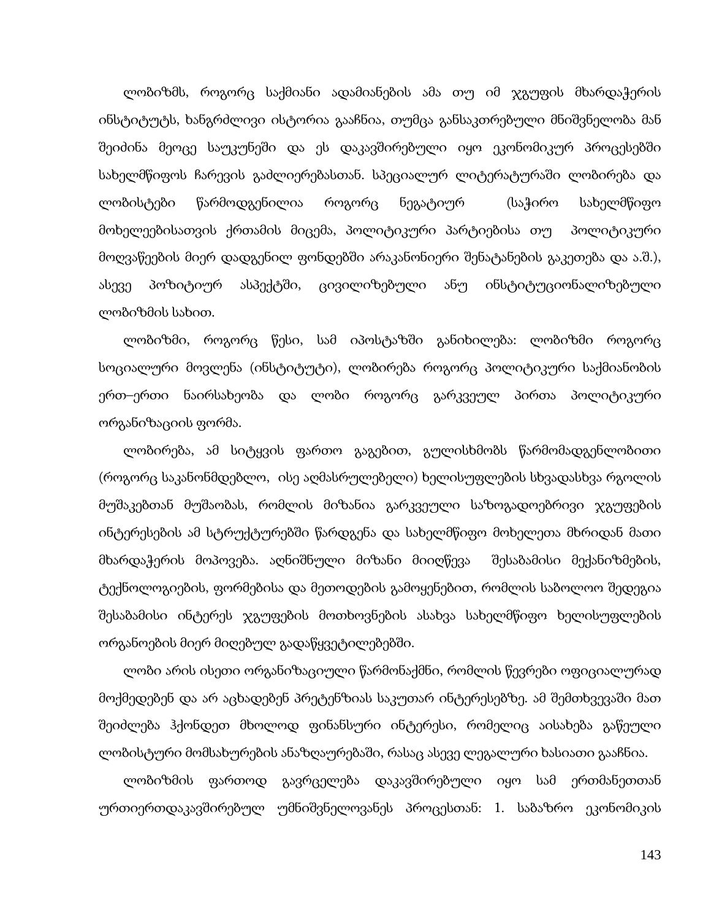ლობიზმს, როგორც საქმიანი ადამიანების ამა თუ იმ ჯგუფის მხარდაჭერის ინსტიტუტს, ხანგრძლივი ისტორია გააჩნია, თუმცა განსაკთრებული მნიშვნელობა მან შეიძინა მეოცე საუკუნეში და ეს დაკავშირებული იყო ეკონომიკურ პროცესებში სახელმწიფოს ჩარევის გაძლიერებასთან. სპეციალურ ლიტერატურაში ლობირება და ლობისტები წარმოდგენილია როგორც ნეგატიურ (საჭირო სახელმწიფო მოხელეებისათვის ქრთამის მიცემა, პოლიტიკური პარტიებისა თუ პოლიტიკური მოღვაწეების მიერ დადგენილ ფონდებში არაკანონიერი შენატანების გაკეთება და ა.შ.), ასევე პოზიტიურ ასპექტში, ცივილიზებული ანუ ინსტიტუციონალიზებული ლობიზმის სახით.

ლობიზმი, როგორც წესი, სამ იპოსტაზში განიხილება: ლობიზმი როგორც სოციალური მოვლენა (ინსტიტუტი), ლობირება როგორც პოლიტიკური საქმიანობის ერთ–ერთი ნაირსახეობა და ლობი როგორც გარკვეულ პირთა პოლიტიკური ორგანიზაციის ფორმა.

ლობირება, ამ სიტყვის ფართო გაგებით, გულისხმობს წარმომადგენლობითი (როგორც საკანონმდებლო, ისე აღმასრულებელი) ხელისუფლების სხვადასხვა რგოლის მუშაკებთან მუშაობას, რომლის მიზანია გარკვეული საზოგადოებრივი ჯგუფების ინტერესების ამ სტრუქტურებში წარდგენა და სახელმწიფო მოხელეთა მხრიდან მათი მხარდაჭერის მოპოვება. აღნიშნული მიზანი მიიღწევა შესაბამისი მექანიზმების, ტექნოლოგიების, ფორმებისა და მეთოდების გამოყენებით, რომლის საბოლოო შედეგია შესაბამისი ინტერეს ჯგუფების მოთხოვნების ასახვა სახელმწიფო ხელისუფლების ორგანოების მიერ მიღებულ გადაწყვეტილებებში.

ლობი არის ისეთი ორგანიზაციული წარმონაქმნი, რომლის წევრები ოფიციალურად მოქმედებენ და არ აცხადებენ პრეტენზიას საკუთარ ინტერესებზე. ამ შემთხვევაში მათ შეიძლება ჰქონდეთ მხოლოდ ფინანსური ინტერესი, რომელიც აისახება გაწეული ლობისტური მომსახურების ანაზღაურებაში, რასაც ასევე ლეგალური ხასიათი გააჩნია.

ლობიზმის ფართოდ გავრცელება დაკავშირებული იყო სამ ერთმანეთთან ურთიერთდაკავშირებულ უმნიშვნელოვანეს პროცესთან: 1. საბაზრო ეკონომიკის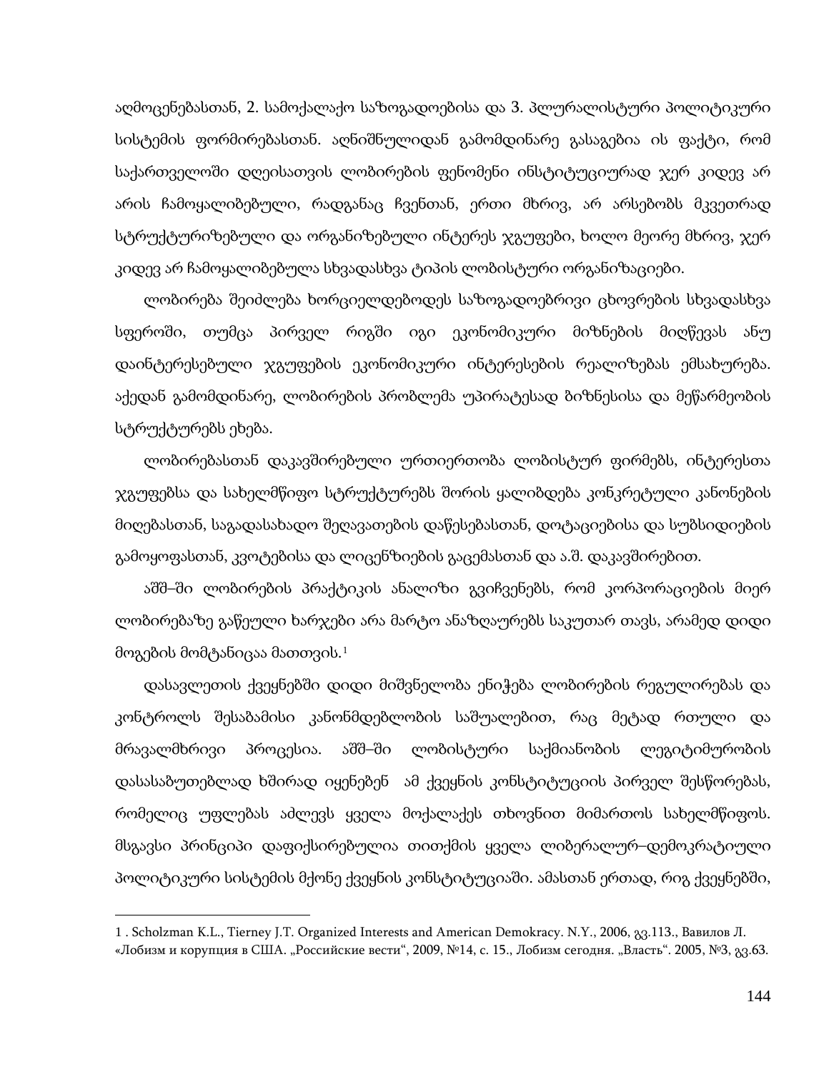აღმოცენებასთან, 2. სამოქალაქო საზოგადოებისა და 3. პლურალისტური პოლიტიკური სისტემის ფორმირებასთან. აღნიშნულიდან გამომდინარე გასაგებია ის ფაქტი, რომ საქართველოში დღეისათვის ლობირების ფენომენი ინსტიტუციურად ჯერ კიდევ არ არის ჩამოყალიბებული, რადგანაც ჩვენთან, ერთი მხრივ, არ არსებობს მკვეთრად სტრუქტურიზებული და ორგანიზებული ინტერეს ჯგუფები, ხოლო მეორე მხრივ, ჯერ კიდევ არ ჩამოყალიბებულა სხვადასხვა ტიპის ლობისტური ორგანიზაციები.

ლობირება შეიძლება ხორციელდებოდეს საზოგადოებრივი ცხოვრების სხვადასხვა სფეროში, თუმცა პირველ რიგში იგი ეკონომიკური მიზნების მიღწევას ანუ დაინტერესებული ჯგუფების ეკონომიკური ინტერესების რეალიზებას ემსახურება. აქედან გამომდინარე, ლობირების პრობლემა უპირატესად ბიზნესისა და მეწარმეობის სტრუქტურებს ეხება.

ლობირებასთან დაკავშირებული ურთიერთობა ლობისტურ ფირმებს, ინტერესთა ჯგუფებსა და სახელმწიფო სტრუქტურებს შორის ყალიბდება კონკრეტული კანონების მიღებასთან, საგადასახადო შეღავათების დაწესებასთან, დოტაციებისა და სუბსიდიების გამოყოფასთან, კვოტებისა და ლიცენზიების გაცემასთან და ა.შ. დაკავშირებით.

აშშ–ში ლობირების პრაქტიკის ანალიზი გვიჩვენებს, რომ კორპორაციების მიერ ლობირებაზე გაწეული ხარჯები არა მარტო ანაზღაურებს საკუთარ თავს, არამედ დიდი მოგების მომტანიცაა მათთვის.[1]

დასავლეთის ქვეყნებში დიდი მიშვნელობა ენიჭება ლობირების რეგულირებას და კონტროლს შესაბამისი კანონმდებლობის საშუალებით, რაც მეტად რთული და მრავალმხრივი პროცესია. აშშ–ში ლობისტური საქმიანობის ლეგიტიმურობის დასასაბუთებლად ხშირად იყენებენ ამ ქვეყნის კონსტიტუციის პირველ შესწორებას, რომელიც უფლებას აძლევს ყველა მოქალაქეს თხოვნით მიმართოს სახელმწიფოს. მსგავსი პრინციპი დაფიქსირებულია თითქმის ყველა ლიბერალურ–დემოკრატიული პოლიტიკური სისტემის მქონე ქვეყნის კონსტიტუციაში. ამასთან ერთად, რიგ ქვეყნებში,

---

1 . Scholzman K.L., Tierney J.T. Organized Interests and American Demokracy. N.Y., 2006, გვ.113., Вавилов Л. «Лобизм и корупция в США. „Российские вести“, 2009, №14, с. 15., Лобизм сегодня. „Власть“. 2005, №3, გვ.63.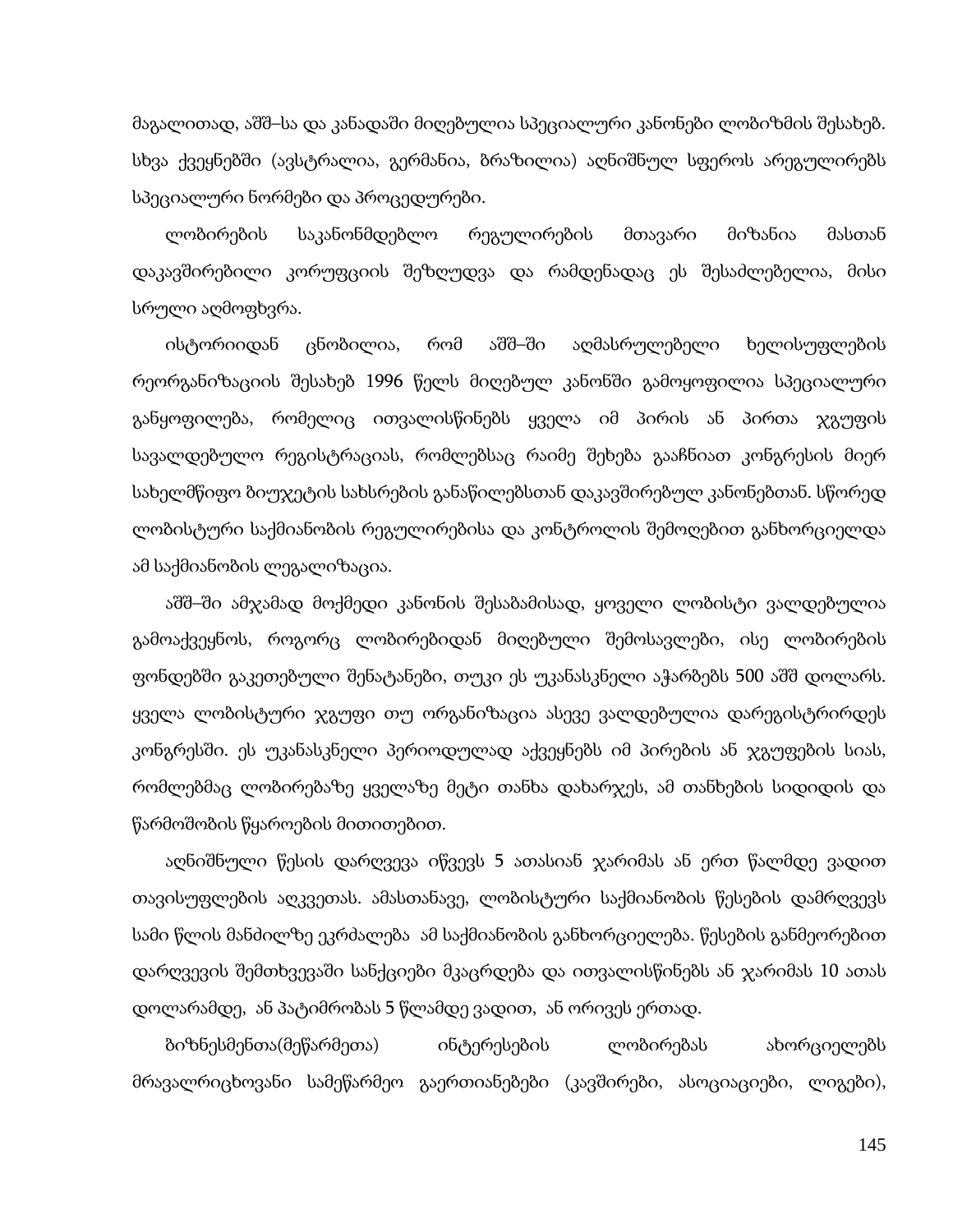მაგალითად, აშშ–სა და კანადაში მიღებულია სპეციალური კანონები ლობიზმის შესახებ. სხვა ქვეყნებში (ავსტრალია, გერმანია, ბრაზილია) აღნიშნულ სფეროს არეგულირებს სპეციალური ნორმები და პროცედურები.

ლობირების საკანონმდებლო რეგულირების მთავარი მიზანია მასთან დაკავშირებილი კორუფციის შეზღუდვა და რამდენადაც ეს შესაძლებელია, მისი სრული აღმოფხვრა.

ისტორიიდან ცნობილია, რომ აშშ–ში აღმასრულებელი ხელისუფლების რეორგანიზაციის შესახებ 1996 წელს მიღებულ კანონში გამოყოფილია სპეციალური განყოფილება, რომელიც ითვალისწინებს ყველა იმ პირის ან პირთა ჯგუფის სავალდებულო რეგისტრაციას, რომლებსაც რაიმე შეხება გააჩნიათ კონგრესის მიერ სახელმწიფო ბიუჯეტის სახსრების განაწილებსთან დაკავშირებულ კანონებთან. სწორედ ლობისტური საქმიანობის რეგულირებისა და კონტროლის შემოღებით განხორციელდა ამ საქმიანობის ლეგალიზაცია.

აშშ–ში ამჟამად მოქმედი კანონის შესაბამისად, ყოველი ლობისტი ვალდებულია გამოაქვეყნოს, როგორც ლობირებიდან მიღებული შემოსავლები, ისე ლობირების ფონდებში გაკეთებული შენატანები, თუკი ეს უკანასკნელი აჭარბებს 500 აშშ დოლარს. ყველა ლობისტური ჯგუფი თუ ორგანიზაცია ასევე ვალდებულია დარეგისტრირდეს კონგრესში. ეს უკანასკნელი პერიოდულად აქვეყნებს იმ პირების ან ჯგუფების სიას, რომლებმაც ლობირებაზე ყველაზე მეტი თანხა დახარჯეს, ამ თანხების სიდიდის და წარმოშობის წყაროების მითითებით.

აღნიშნული წესის დარღვევა იწვევს 5 ათასიან ჯარიმას ან ერთ წალმდე ვადით თავისუფლების აღკვეთას. ამასთანავე, ლობისტური საქმიანობის წესების დამრღვევს სამი წლის მანძილზე ეკრძალება ამ საქმიანობის განხორციელება. წესების განმეორებით დარღვევის შემთხვევაში სანქციები მკაცრდება და ითვალისწინებს ან ჯარიმას 10 ათას დოლარამდე, ან პატიმრობას 5 წლამდე ვადით, ან ორივეს ერთად.

ბიზნესმენთა(მეწარმეთა) ინტერესების ლობირებას ახორციელებს მრავალრიცხოვანი სამეწარმეო გაერთიანებები (კავშირები, ასოციაციები, ლიგები),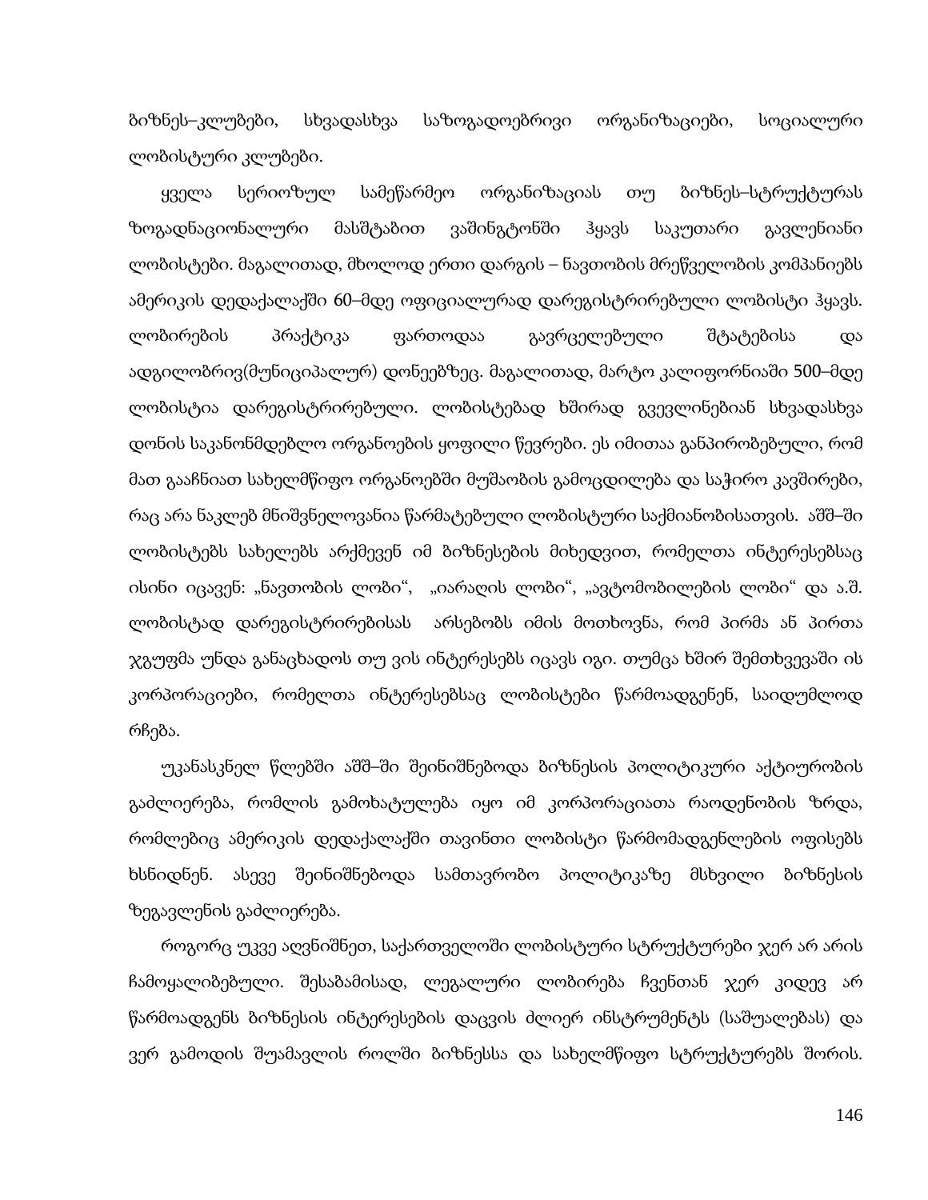ბიზნეს–კლუბები, სხვადასხვა საზოგადოებრივი ორგანიზაციები, სოციალური ლობისტური კლუბები.

ყველა სერიოზულ სამეწარმეო ორგანიზაციას თუ ბიზნეს–სტრუქტურას ზოგადნაციონალური მასშტაბით ვაშინგტონში ჰყავს საკუთარი გავლენიანი ლობისტები. მაგალითად, მხოლოდ ერთი დარგის – ნავთობის მრეწველობის კომპანიებს ამერიკის დედაქალაქში 60–მდე ოფიციალურად დარეგისტრირებული ლობისტი ჰყავს. ლობირების პრაქტიკა ფართოდაა გავრცელებული შტატებისა და ადგილობრივ(მუნიციპალურ) დონეებზეც. მაგალითად, მარტო კალიფორნიაში 500–მდე ლობისტია დარეგისტრირებული. ლობისტებად ხშირად გვევლინებიან სხვადასხვა დონის საკანონმდებლო ორგანოების ყოფილი წევრები. ეს იმითაა განპირობებული, რომ მათ გააჩნიათ სახელმწიფო ორგანოებში მუშაობის გამოცდილება და საჭირო კავშირები, რაც არა ნაკლებ მნიშვნელოვანია წარმატებული ლობისტური საქმიანობისათვის. აშშ–ში ლობისტებს სახელებს არქმევენ იმ ბიზნესების მიხედვით, რომელთა ინტერესებსაც ისინი იცავენ: „ნავთობის ლობი", „იარაღის ლობი", „ავტომობილების ლობი" და ა.შ. ლობისტად დარეგისტრირებისას არსებობს იმის მოთხოვნა, რომ პირმა ან პირთა ჯგუფმა უნდა განაცხადოს თუ ვის ინტერესებს იცავს იგი. თუმცა ხშირ შემთხვევაში ის კორპორაციები, რომელთა ინტერესებსაც ლობისტები წარმოადგენენ, საიდუმლოდ რჩება.

უკანასკნელ წლებში აშშ–ში შეინიშნებოდა ბიზნესის პოლიტიკური აქტიურობის გაძლიერება, რომლის გამოხატულება იყო იმ კორპორაციათა რაოდენობის ზრდა, რომლებიც ამერიკის დედაქალაქში თავინთი ლობისტი წარმომადგენლების ოფისებს ხსნიდნენ. ასევე შეინიშნებოდა სამთავრობო პოლიტიკაზე მსხვილი ბიზნესის ზეგავლენის გაძლიერება.

როგორც უკვე აღვნიშნეთ, საქართველოში ლობისტური სტრუქტურები ჯერ არ არის ჩამოყალიბებული. შესაბამისად, ლეგალური ლობირება ჩვენთან ჯერ კიდევ არ წარმოადგენს ბიზნესის ინტერესების დაცვის ძლიერ ინსტრუმენტს (საშუალებას) და ვერ გამოდის შუამავლის როლში ბიზნესსა და სახელმწიფო სტრუქტურებს შორის.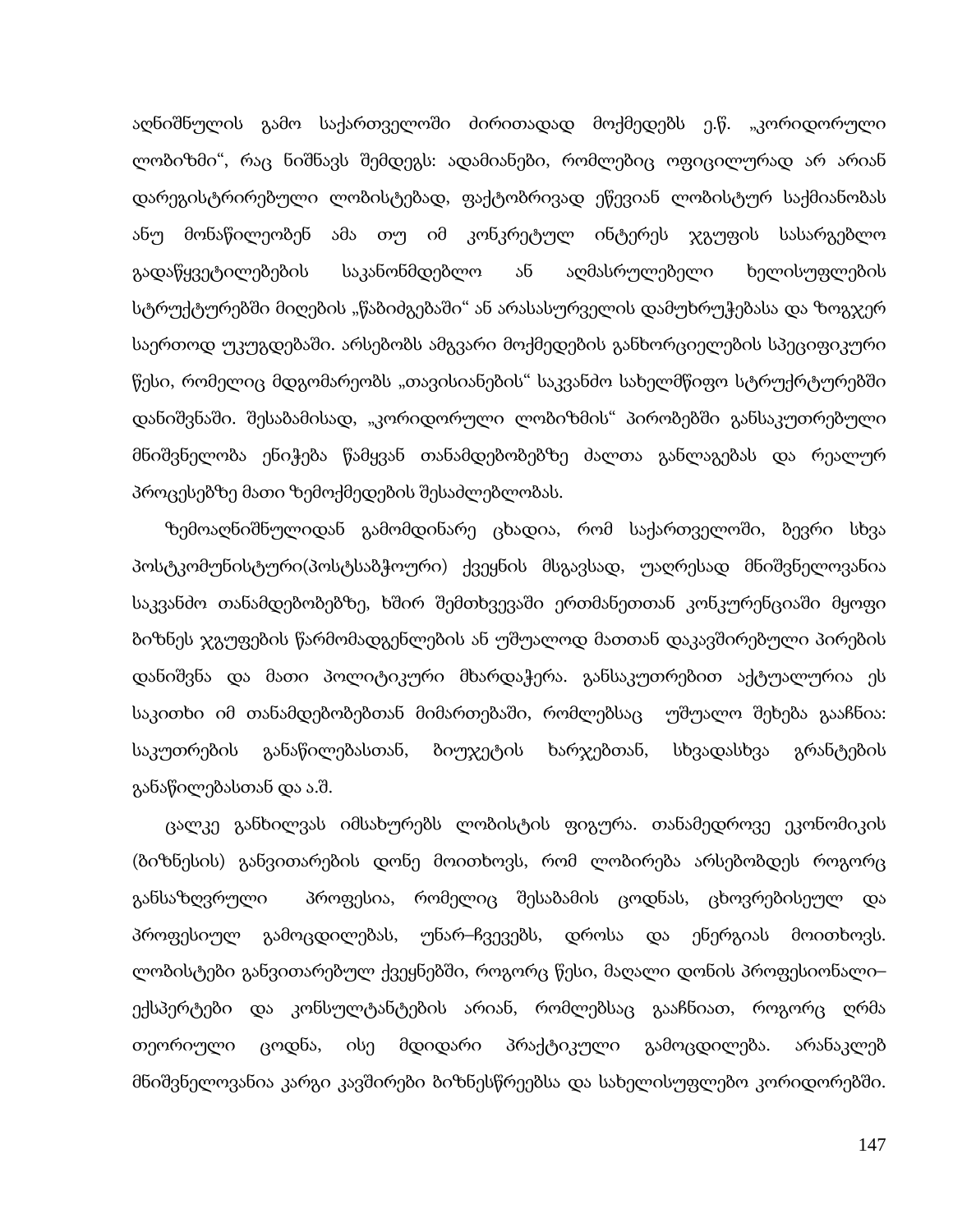აღნიშნულის გამო საქართველოში ძირითადად მოქმედებს ე.წ. „კორიდორული ლობიზმი", რაც ნიშნავს შემდეგს: ადამიანები, რომლებიც ოფიცილურად არ არიან დარეგისტრირებული ლობისტებად, ფაქტობრივად ეწევიან ლობისტურ საქმიანობას ანუ მონაწილეობენ ამა თუ იმ კონკრეტულ ინტერეს ჯგუფის სასარგებლო გადაწყვეტილებების საკანონმდებლო ან აღმასრულებელი ხელისუფლების სტრუქტურებში მიღების „წაბიძგებაში" ან არასასურველის დამუხრუჭებასა და ზოგჯერ საერთოდ უკუგდებაში. არსებობს ამგვარი მოქმედების განხორციელების სპეციფიკური წესი, რომელიც მდგომარეობს „თავისიანების" საკვანძო სახელმწიფო სტრუქრტურებში დანიშვნაში. შესაბამისად, „კორიდორული ლობიზმის" პირობებში განსაკუთრებული მნიშვნელობა ენიჭება წამყვან თანამდებობებზე ძალთა განლაგებას და რეალურ პროცესებზე მათი ზემოქმედების შესაძლებლობას.

ზემოაღნიშნულიდან გამომდინარე ცხადია, რომ საქართველოში, ბევრი სხვა პოსტკომუნისტური(პოსტსაბჭოური) ქვეყნის მსგავსად, უაღრესად მნიშვნელოვანია საკვანძო თანამდებობებზე, ხშირ შემთხვევაში ერთმანეთთან კონკურენციაში მყოფი ბიზნეს ჯგუფების წარმომადგენლების ან უშუალოდ მათთან დაკავშირებული პირების დანიშვნა და მათი პოლიტიკური მხარდაჭერა. განსაკუთრებით აქტუალურია ეს საკითხი იმ თანამდებობებთან მიმართებაში, რომლებსაც უშუალო შეხება გააჩნია: საკუთრების განაწილებასთან, ბიუჯეტის ხარჯებთან, სხვადასხვა გრანტების განაწილებასთან და ა.შ.

ცალკე განხილვას იმსახურებს ლობისტის ფიგურა. თანამედროვე ეკონომიკის (ბიზნესის) განვითარების დონე მოითხოვს, რომ ლობირება არსებობდეს როგორც განსაზღვრული პროფესია, რომელიც შესაბამის ცოდნას, ცხოვრებისეულ და პროფესიულ გამოცდილებას, უნარ–ჩვევებს, დროსა და ენერგიას მოითხოვს. ლობისტები განვითარებულ ქვეყნებში, როგორც წესი, მაღალი დონის პროფესიონალი–ექსპერტები და კონსულტანტების არიან, რომლებსაც გააჩნიათ, როგორც ღრმა თეორიული ცოდნა, ისე მდიდარი პრაქტიკული გამოცდილება. არანაკლებ მნიშვნელოვანია კარგი კავშირები ბიზნესწრეებსა და სახელისუფლებო კორიდორებში.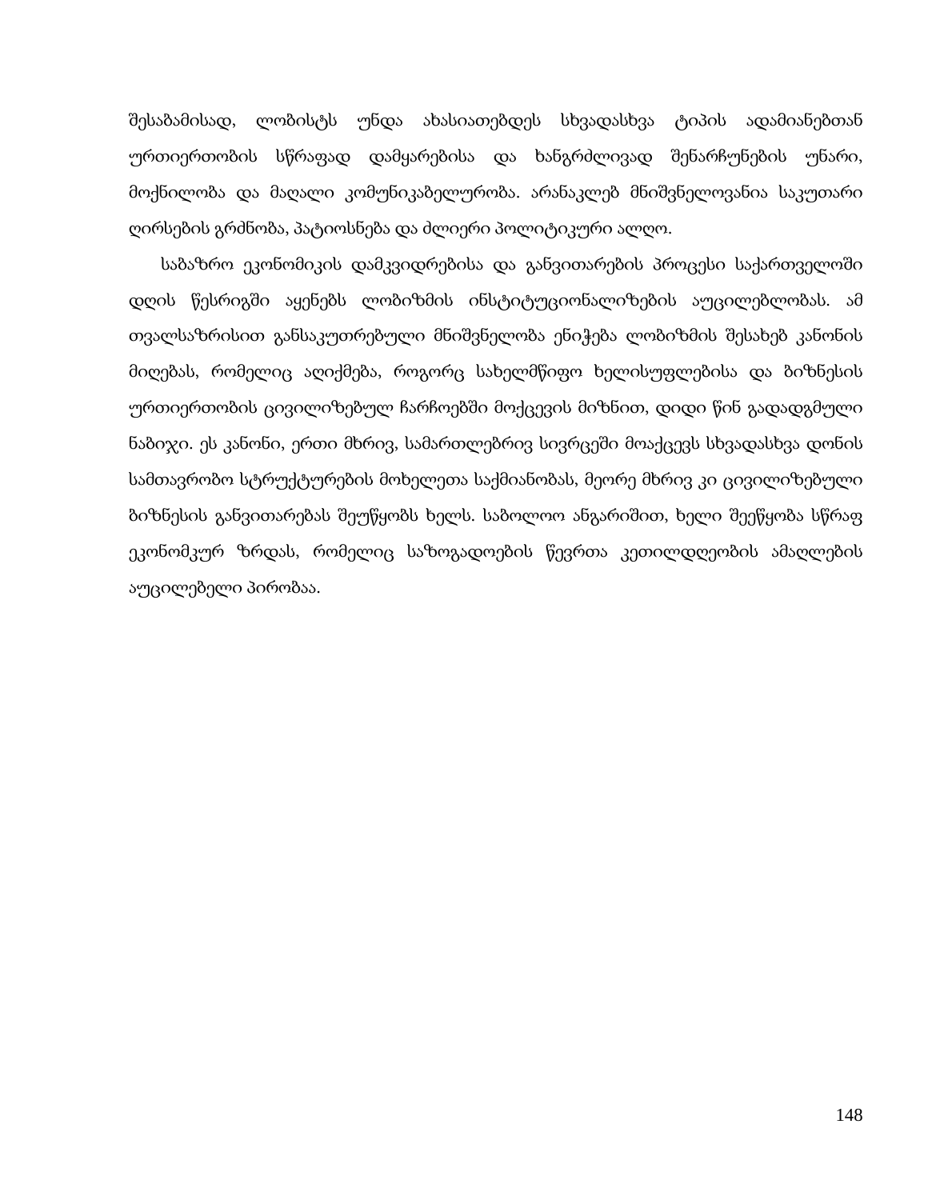შესაბამისად, ლობისტს უნდა ახასიათებდეს სხვადასხვა ტიპის ადამიანებთან ურთიერთობის სწრაფად დამყარებისა და ხანგრძლივად შენარჩუნების უნარი, მოქნილობა და მაღალი კომუნიკაბელურობა. არანაკლებ მნიშვნელოვანია საკუთარი ღირსების გრძნობა, პატიოსნება და ძლიერი პოლიტიკური ალღო.

საბაზრო ეკონომიკის დამკვიდრებისა და განვითარების პროცესი საქართველოში დღის წესრიგში აყენებს ლობიზმის ინსტიტუციონალიზების აუცილებლობას. ამ თვალსაზრისით განსაკუთრებული მნიშვნელობა ენიჭება ლობიზმის შესახებ კანონის მიღებას, რომელიც აღიქმება, როგორც სახელმწიფო ხელისუფლებისა და ბიზნესის ურთიერთობის ცივილიზებულ ჩარჩოებში მოქცევის მიზნით, დიდი წინ გადადგმული ნაბიჯი. ეს კანონი, ერთი მხრივ, სამართლებრივ სივრცეში მოაქცევს სხვადასხვა დონის სამთავრობო სტრუქტურების მოხელეთა საქმიანობას, მეორე მხრივ კი ცივილიზებული ბიზნესის განვითარებას შეუწყობს ხელს. საბოლოო ანგარიშით, ხელი შეეწყობა სწრაფ ეკონომკურ ზრდას, რომელიც საზოგადოების წევრთა კეთილდღეობის ამაღლების აუცილებელი პირობაა.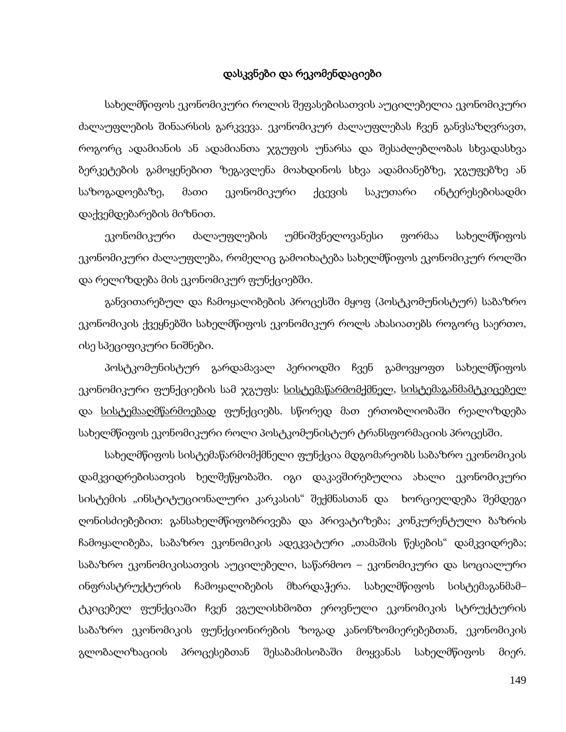## დასკვნები და რეკომენდაციები

სახელმწიფოს ეკონომიკური როლის შეფასებისათვის აუცილებელია ეკონომიკური ძალაუფლების შინაარსის გარკვევა. ეკონომიკურ ძალაუფლებას ჩვენ განვსაზღვრავთ, როგორც ადამიანის ან ადამიანთა ჯგუფის უნარსა და შესაძლებლობას სხვადასხვა ბერკეტების გამოყენებით ზეგავლენა მოახდინოს სხვა ადამიანებზე, ჯგუფებზე ან საზოგადოებაზე, მათი ეკონომიკური ქცევის საკუთარი ინტერესებისადმი დაქვემდებარების მიზნით.

ეკონომიკური ძალაუფლების უმნიშვნელოვანესი ფორმაა სახელმწიფოს ეკონომიკური ძალაუფლება, რომელიც გამოიხატება სახელმწიფოს ეკონომიკურ როლში და რეალიზდება მის ეკონომიკურ ფუნქციებში.

განვითარებულ და ჩამოყალიბების პროცესში მყოფ (პოსტკომუნისტურ) საბაზრო ეკონომიკის ქვეყნებში სახელმწიფოს ეკონომიკურ როლს ახასიათებს როგორც საერთო, ისე სპეციფიკური ნიშნები.

პოსტკომუნისტურ გარდამავალ პერიოდში ჩვენ გამოვყოფთ სახელმწიფოს ეკონომიკური ფუნქციების სამ ჯგუფს: <u>სისტემაწარმომქმნელ</u>, <u>სისტემაგანმამტკიცებელ</u> და <u>სისტემააღმწარმოებად</u> ფუნქციებს. სწორედ მათ ერთობლიობაში რეალიზდება სახელმწიფოს ეკონომიკური როლი პოსტკომუნისტურ ტრანსფორმაციის პროცესში.

სახელმწიფოს სისტემაწარმომქმნელი ფუნქცია მდგომარეობს საბაზრო ეკონომიკის დამკვიდრებისათვის ხელშეწყობაში. იგი დაკავშირებულია ახალი ეკონომიკური სისტემის „ინსტიტუციონალური კარკასის“ შექმნასთან და ხორციელდება შემდეგი ღონისძიებებით: განსახელმწიფოებრივება და პრივატიზება; კონკურენტული ბაზრის ჩამოყალიბება, საბაზრო ეკონომიკის ადეკვატური „თამაშის წესების“ დამკვიდრება; საბაზრო ეკონომიკისათვის აუცილებელი, საწარმოო – ეკონომიკური და სოციალური ინფრასტრუქტურის ჩამოყალიბების მხარდაჭერა. სახელმწიფოს სისტემაგანმამ–ტკიცებელ ფუნქციაში ჩვენ ვგულისხმობთ ეროვნული ეკონომიკის სტრუქტურის საბაზრო ეკონომიკის ფუნქციონირების ზოგად კანონზომიერებებთან, ეკონომიკის გლობალიზაციის პროცესებთან შესაბამისობაში მოყვანას სახელმწიფოს მიერ.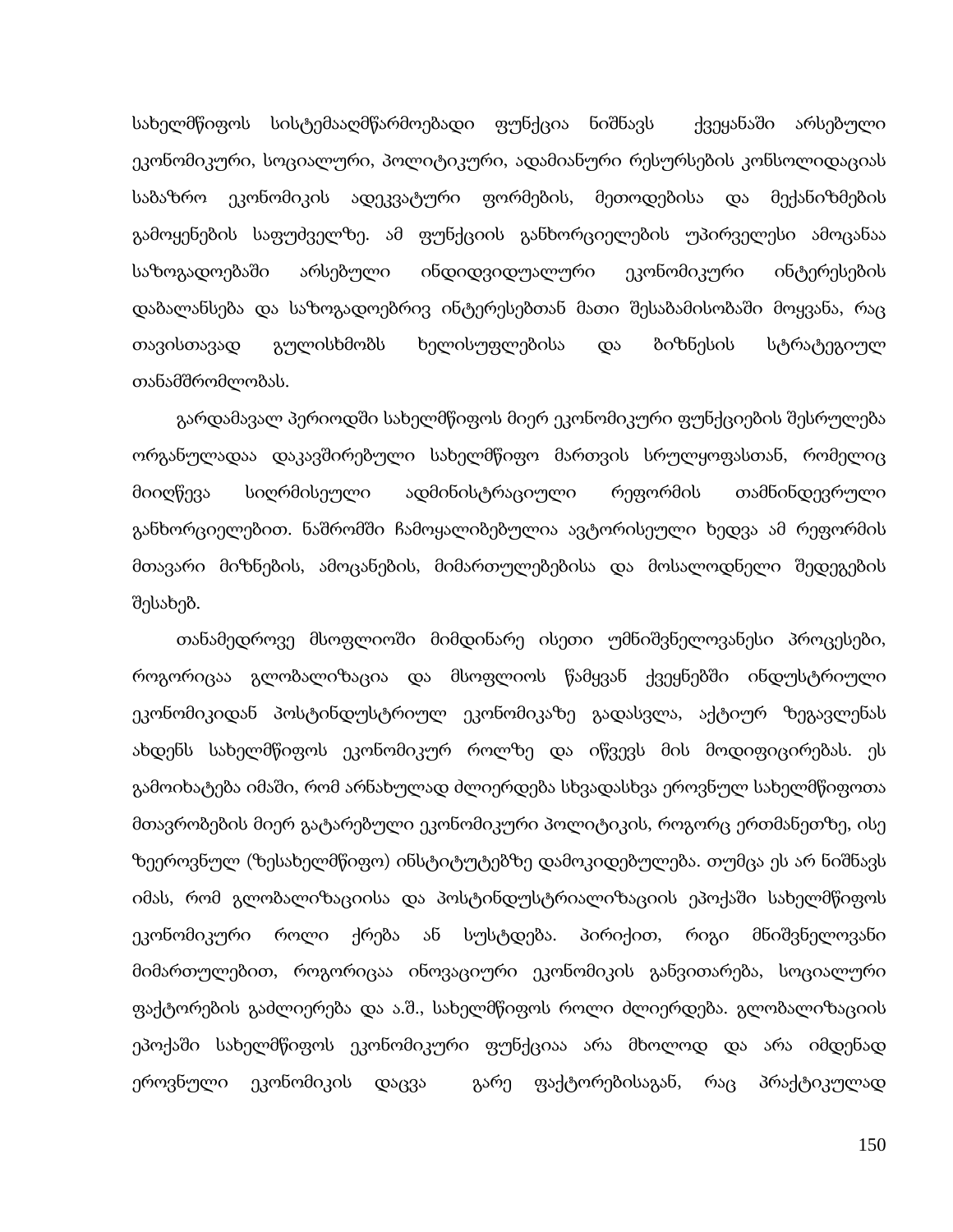სახელმწიფოს სისტემააღმწარმოებადი ფუნქცია ნიშნავს ქვეყანაში არსებული ეკონომიკური, სოციალური, პოლიტიკური, ადამიანური რესურსების კონსოლიდაციას საბაზრო ეკონომიკის ადეკვატური ფორმების, მეთოდებისა და მექანიზმების გამოყენების საფუძველზე. ამ ფუნქციის განხორციელების უპირველესი ამოცანაა საზოგადოებაში არსებული ინდივიდუალური ეკონომიკური ინტერესების დაბალანსება და საზოგადოებრივ ინტერესებთან მათი შესაბამისობაში მოყვანა, რაც თავისთავად გულისხმობს ხელისუფლებისა და ბიზნესის სტრატეგიულ თანამშრომლობას.

გარდამავალ პერიოდში სახელმწიფოს მიერ ეკონომიკური ფუნქციების შესრულება ორგანულადაა დაკავშირებული სახელმწიფო მართვის სრულყოფასთან, რომელიც მიიღწევა სიღრმისეული ადმინისტრაციული რეფორმის თამნინდევრული განხორციელებით. ნაშრომში ჩამოყალიბებულია ავტორისეული ხედვა ამ რეფორმის მთავარი მიზნების, ამოცანების, მიმართულებებისა და მოსალოდნელი შედეგების შესახებ.

თანამედროვე მსოფლიოში მიმდინარე ისეთი უმნიშვნელოვანესი პროცესები, როგორიცაა გლობალიზაცია და მსოფლიოს წამყვან ქვეყნებში ინდუსტრიული ეკონომიკიდან პოსტინდუსტრიულ ეკონომიკაზე გადასვლა, აქტიურ ზეგავლენას ახდენს სახელმწიფოს ეკონომიკურ როლზე და იწვევს მის მოდიფიცირებას. ეს გამოიხატება იმაში, რომ არნახულად ძლიერდება სხვადასხვა ეროვნულ სახელმწიფოთა მთავრობების მიერ გატარებული ეკონომიკური პოლიტიკის, როგორც ერთმანეთზე, ისე ზეეროვნულ (ზესახელმწიფო) ინსტიტუტებზე დამოკიდებულება. თუმცა ეს არ ნიშნავს იმას, რომ გლობალიზაციისა და პოსტინდუსტრიალიზაციის ეპოქაში სახელმწიფოს ეკონომიკური როლი ქრება ან სუსტდება. პირიქით, რიგი მნიშვნელოვანი მიმართულებით, როგორიცაა ინოვაციური ეკონომიკის განვითარება, სოციალური ფაქტორების გაძლიერება და ა.შ., სახელმწიფოს როლი ძლიერდება. გლობალიზაციის ეპოქაში სახელმწიფოს ეკონომიკური ფუნქციაა არა მხოლოდ და არა იმდენად ეროვნული ეკონომიკის დაცვა გარე ფაქტორებისაგან, რაც პრაქტიკულად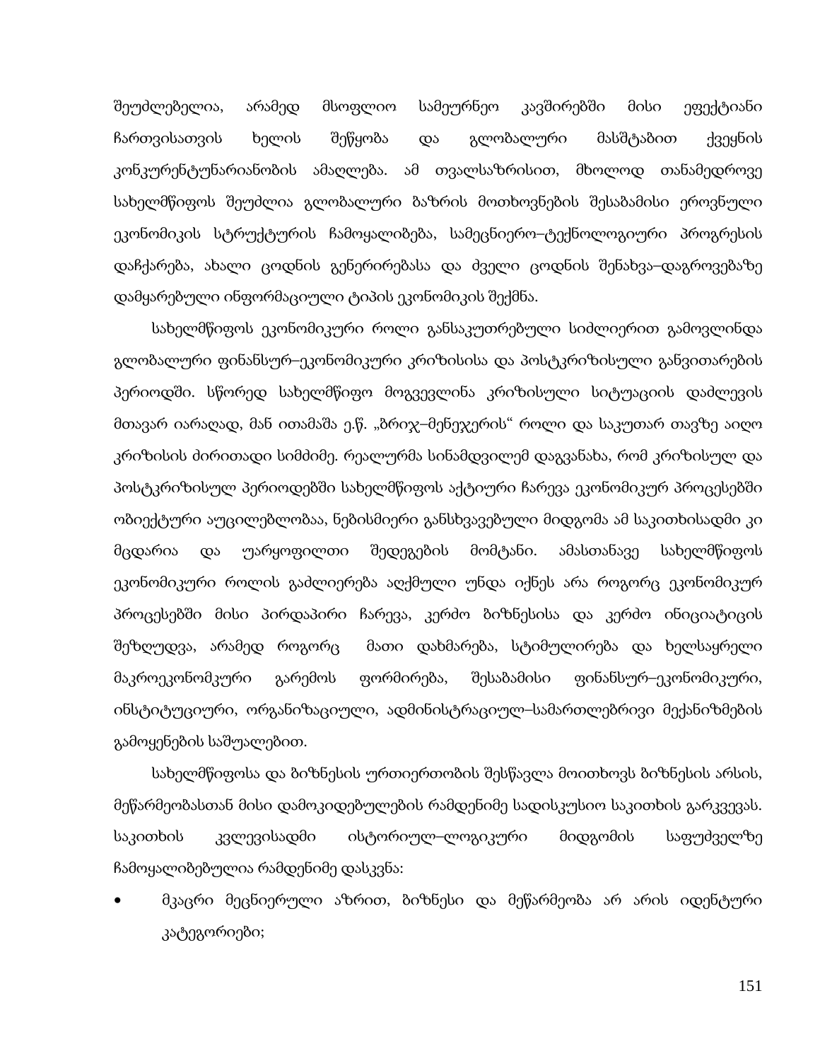შეუძლებელია, არამედ მსოფლიო სამეურნეო კავშირებში მისი ეფექტიანი ჩართვისათვის ხელის შეწყობა და გლობალური მასშტაბით ქვეყნის კონკურენტუნარიანობის ამაღლება. ამ თვალსაზრისით, მხოლოდ თანამედროვე სახელმწიფოს შეუძლია გლობალური ბაზრის მოთხოვნების შესაბამისი ეროვნული ეკონომიკის სტრუქტურის ჩამოყალიბება, სამეცნიერო–ტექნოლოგიური პროგრესის დაჩქარება, ახალი ცოდნის გენერირებასა და ძველი ცოდნის შენახვა–დაგროვებაზე დამყარებული ინფორმაციული ტიპის ეკონომიკის შექმნა.

სახელმწიფოს ეკონომიკური როლი განსაკუთრებული სიძლიერით გამოვლინდა გლობალური ფინანსურ–ეკონომიკური კრიზისისა და პოსტკრიზისული განვითარების პერიოდში. სწორედ სახელმწიფო მოგვევლინა კრიზისული სიტუაციის დაძლევის მთავარ იარაღად, მან ითამაშა ე.წ. „ბრიჯ–მენეჯერის“ როლი და საკუთარ თავზე აიღო კრიზისის ძირითადი სიმძიმე. რეალურმა სინამდვილემ დაგვანახა, რომ კრიზისულ და პოსტკრიზისულ პერიოდებში სახელმწიფოს აქტიური ჩარევა ეკონომიკურ პროცესებში ობიექტური აუცილებლობაა, ნებისმიერი განსხვავებული მიდგომა ამ საკითხისადმი კი მცდარია და უარყოფილთი შედეგების მომტანი. ამასთანავე სახელმწიფოს ეკონომიკური როლის გაძლიერება აღქმული უნდა იქნეს არა როგორც ეკონომიკურ პროცესებში მისი პირდაპირი ჩარევა, კერძო ბიზნესისა და კერძო ინიციატივის შეზღუდვა, არამედ როგორც მათი დახმარება, სტიმულირება და ხელსაყრელი მაკროეკონომკური გარემოს ფორმირება, შესაბამისი ფინანსურ–ეკონომიკური, ინსტიტუციური, ორგანიზაციული, ადმინისტრაციულ–სამართლებრივი მექანიზმების გამოყენების საშუალებით.

სახელმწიფოსა და ბიზნესის ურთიერთობის შესწავლა მოითხოვს ბიზნესის არსის, მეწარმეობასთან მისი დამოკიდებულების რამდენიმე სადისკუსიო საკითხის გარკვევას. საკითხის კვლევისადმი ისტორიულ–ლოგიკური მიდგომის საფუძველზე ჩამოყალიბებულია რამდენიმე დასკვნა:

- მკაცრი მეცნიერული აზრით, ბიზნესი და მეწარმეობა არ არის იდენტური კატეგორიები;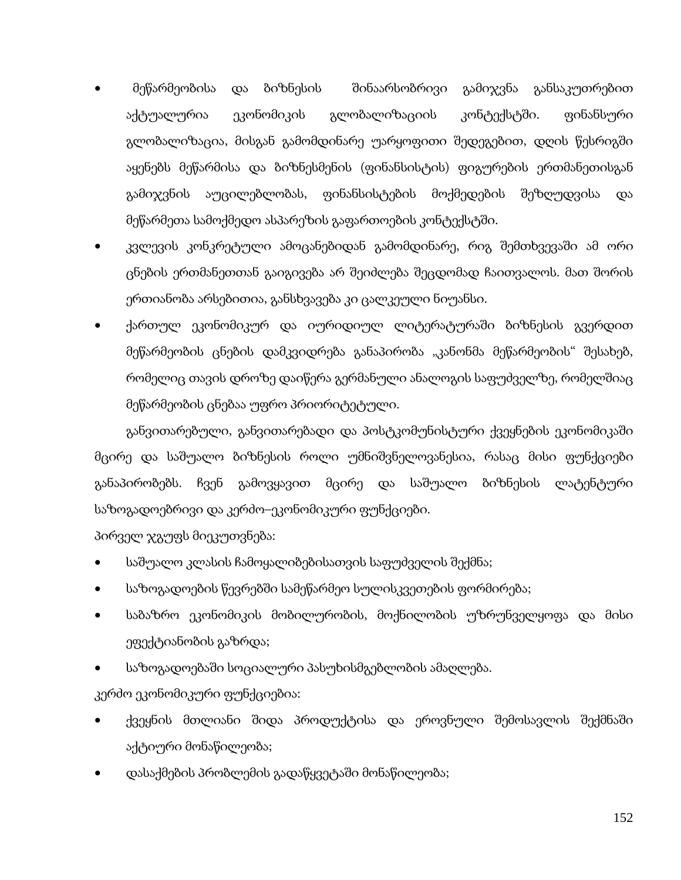- მეწარმეობისა და ბიზნესის შინაარსობრივი გამიჯვნა განსაკუთრებით აქტუალურია ეკონომიკის გლობალიზაციის კონტექსტში. ფინანსური გლობალიზაცია, მისგან გამომდინარე უარყოფითი შედეგებით, დღის წესრიგში აყენებს მეწარმისა და ბიზნესმენის (ფინანსისტის) ფიგურების ერთმანეთისგან გამიჯვნის აუცილებლობას, ფინანსისტების მოქმედების შეზღუდვისა და მეწარმეთა სამოქმედო ასპარეზის გაფართოების კონტექსტში.
- კვლევის კონკრეტული ამოცანებიდან გამომდინარე, რიგ შემთხვევაში ამ ორი ცნების ერთმანეთთან გაიგივება არ შეიძლება შეცდომად ჩაითვალოს. მათ შორის ერთიანობა არსებითია, განსხვავება კი ცალკეული ნიუანსი.
- ქართულ ეკონომიკურ და იურიდიულ ლიტერატურაში ბიზნესის გვერდით მეწარმეობის ცნების დამკვიდრება განაპირობა „კანონმა მეწარმეობის" შესახებ, რომელიც თავის დროზე დაიწერა გერმანული ანალოგის საფუძველზე, რომელშიაც მეწარმეობის ცნებაა უფრო პრიორიტეტული.

განვითარებული, განვითარებადი და პოსტკომუნისტური ქვეყნების ეკონომიკაში მცირე და საშუალო ბიზნესის როლი უმნიშვნელოვანესია, რასაც მისი ფუნქციები განაპირობებს. ჩვენ გამოვყავით მცირე და საშუალო ბიზნესის ლატენტური საზოგადოებრივი და კერძო–ეკონომიკური ფუნქციები.

პირველ ჯგუფს მიეკუთვნება:

- საშუალო კლასის ჩამოყალიბებისათვის საფუძვლის შექმნა;
- საზოგადოების წევრებში სამეწარმეო სულისკვეთების ფორმირება;
- საბაზრო ეკონომიკის მობილურობის, მოქნილობის უზრუნველყოფა და მისი ეფექტიანობის გაზრდა;
- საზოგადოებაში სოციალური პასუხისმგებლობის ამაღლება.

კერძო ეკონომიკური ფუნქციებია:

- ქვეყნის მთლიანი შიდა პროდუქტისა და ეროვნული შემოსავლის შექმნაში აქტიური მონაწილეობა;
- დასაქმების პრობლემის გადაწყვეტაში მონაწილეობა;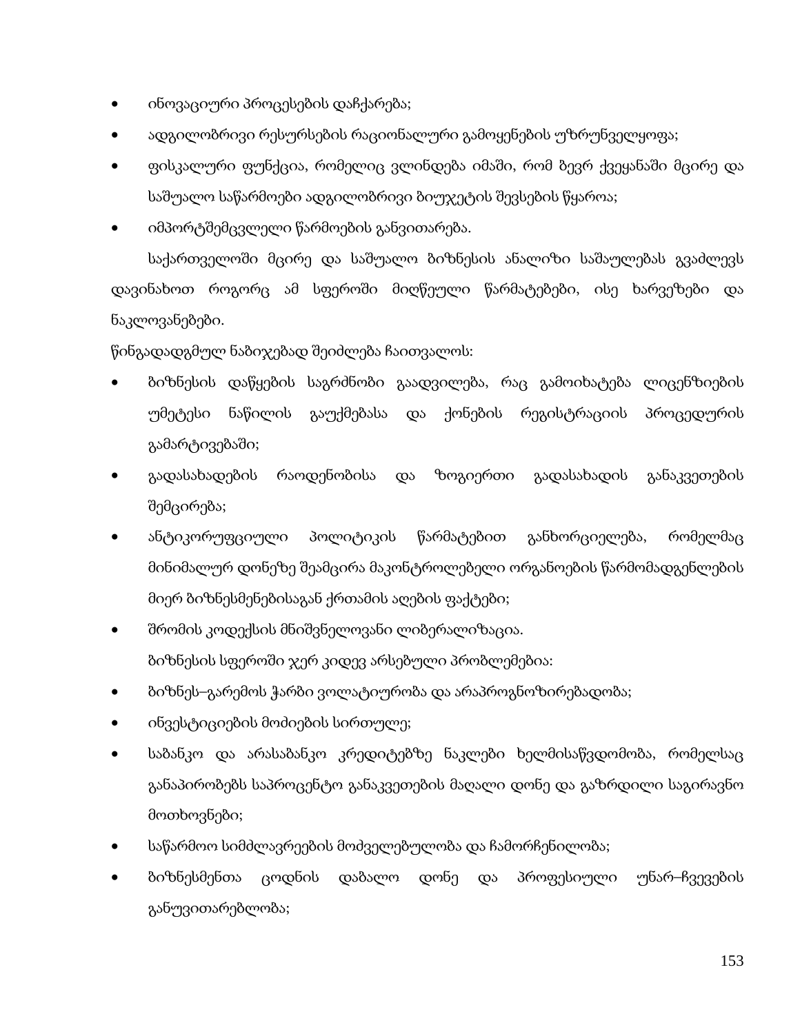- ინოვაციური პროცესების დაჩქარება;
- ადგილობრივი რესურსების რაციონალური გამოყენების უზრუნველყოფა;
- ფისკალური ფუნქცია, რომელიც ვლინდება იმაში, რომ ზევრ ქვეყანაში მცირე და საშუალო საწარმოები ადგილობრივი ბიუჯეტის შევსების წყაროა;
- იმპორტშემცვლელი წარმოების განვითარება.

საქართველოში მცირე და საშუალო ბიზნესის ანალიზი საშაულებას გვაძლევს დავინახოთ როგორც ამ სფეროში მიღწეული წარმატებები, ისე ხარვეზები და ნაკლოვანებები.

წინგადადგმულ ნაბიჯებად შეიძლება ჩაითვალოს:

- ბიზნესის დაწყების საგრძნობი გაადვილება, რაც გამოიხატება ლიცენზიების უმეტესი ნაწილის გაუქმებასა და ქონების რეგისტრაციის პროცედურის გამარტივებაში;
- გადასახადების რაოდენობისა და ზოგიერთი გადასახადის განაკვეთების შემცირება;
- ანტიკორუფციული პოლიტიკის წარმატებით განხორციელება, რომელმაც მინიმალურ დონეზე შეამცირა მაკონტროლებელი ორგანოების წარმომადგენლების მიერ ბიზნესმენებისაგან ქრთამის აღების ფაქტები;
- შრომის კოდექსის მნიშვნელოვანი ლიბერალიზაცია.

ბიზნესის სფეროში ჯერ კიდევ არსებული პრობლემებია:

- ბიზნეს–გარემოს ჭარბი ვოლატიურობა და არაპროგნოზირებადობა;
- ინვესტიციების მოძიების სირთულე;
- საბანკო და არასაბანკო კრედიტებზე ნაკლები ხელმისაწვდომობა, რომელსაც განაპირობებს საპროცენტო განაკვეთების მაღალი დონე და გაზრდილი საგირავნო მოთხოვნები;
- საწარმოო სიმძლავრეების მოძველებულობა და ჩამორჩენილობა;
- ბიზნესმენთა ცოდნის დაბალო დონე და პროფესიული უნარ–ჩვევების განუვითარებლობა;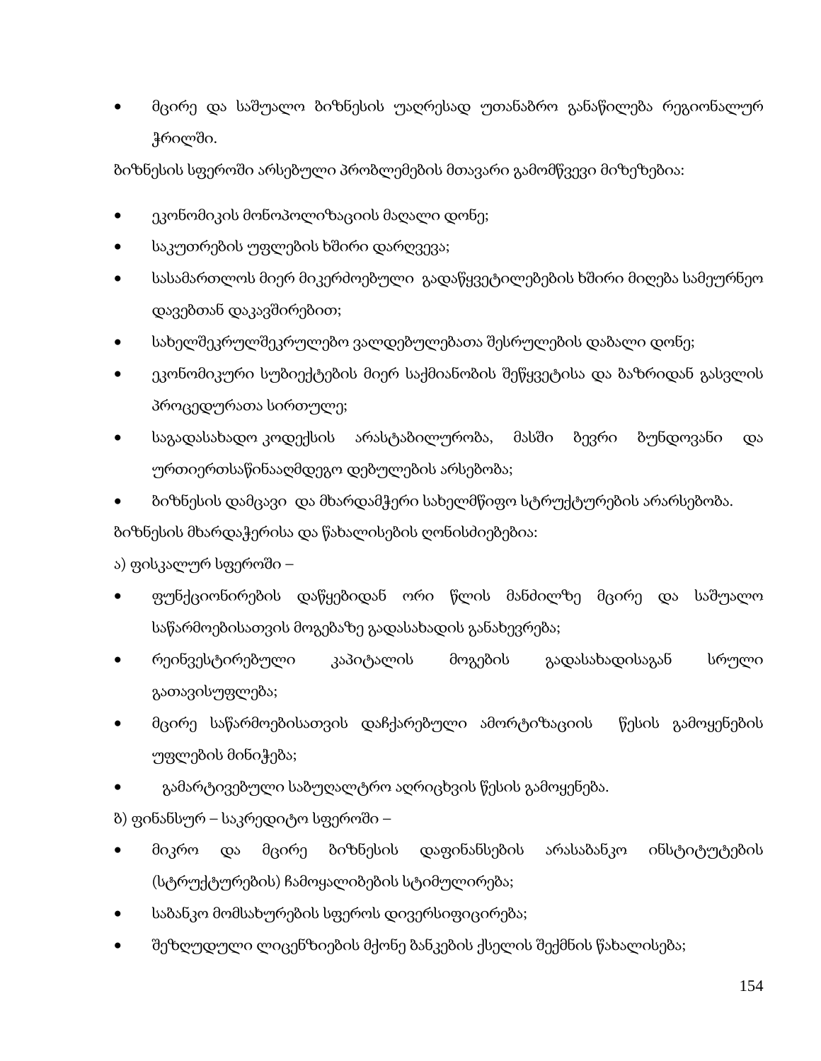- მცირე და საშუალო ბიზნესის უაღრესად უთანაბრო განაწილება რეგიონალურ ჭრილში.

ბიზნესის სფეროში არსებული პრობლემების მთავარი გამომწვევი მიზეზებია:

- ეკონომიკის მონოპოლიზაციის მაღალი დონე;
- საკუთრების უფლების ხშირი დარღვევა;
- სასამართლოს მიერ მიკერძოებული გადაწყვეტილებების ხშირი მიღება სამეურნეო დავებთან დაკავშირებით;
- სახელშეკრულშეკრულებო ვალდებულებათა შესრულების დაბალი დონე;
- ეკონომიკური სუბიექტების მიერ საქმიანობის შეწყვეტისა და ბაზრიდან გასვლის პროცედურათა სირთულე;
- საგადასახადო კოდექსის არასტაბილურობა, მასში ბევრი ბუნდოვანი და ურთიერთსაწინააღმდეგო დებულების არსებობა;
- ბიზნესის დამცავი და მხარდამჭერი სახელმწიფო სტრუქტურების არარსებობა.

ბიზნესის მხარდაჭერისა და წახალისების ღონისძიებებია:

ა) ფისკალურ სფეროში –

- ფუნქციონირების დაწყებიდან ორი წლის მანძილზე მცირე და საშუალო საწარმოებისათვის მოგებაზე გადასახადის განახევრება;
- რეინვესტირებული კაპიტალის მოგების გადასახადისაგან სრული გათავისუფლება;
- მცირე საწარმოებისათვის დაჩქარებული ამორტიზაციის წესის გამოყენების უფლების მინიჭება;
- გამარტივებული საბუღალტრო აღრიცხვის წესის გამოყენება.

ბ) ფინანსურ – საკრედიტო სფეროში –

- მიკრო და მცირე ბიზნესის დაფინანსების არასაბანკო ინსტიტუტების (სტრუქტურების) ჩამოყალიბების სტიმულირება;
- საბანკო მომსახურების სფეროს დივერსიფიცირება;
- შეზღუდული ლიცენზიების მქონე ბანკების ქსელის შექმნის წახალისება;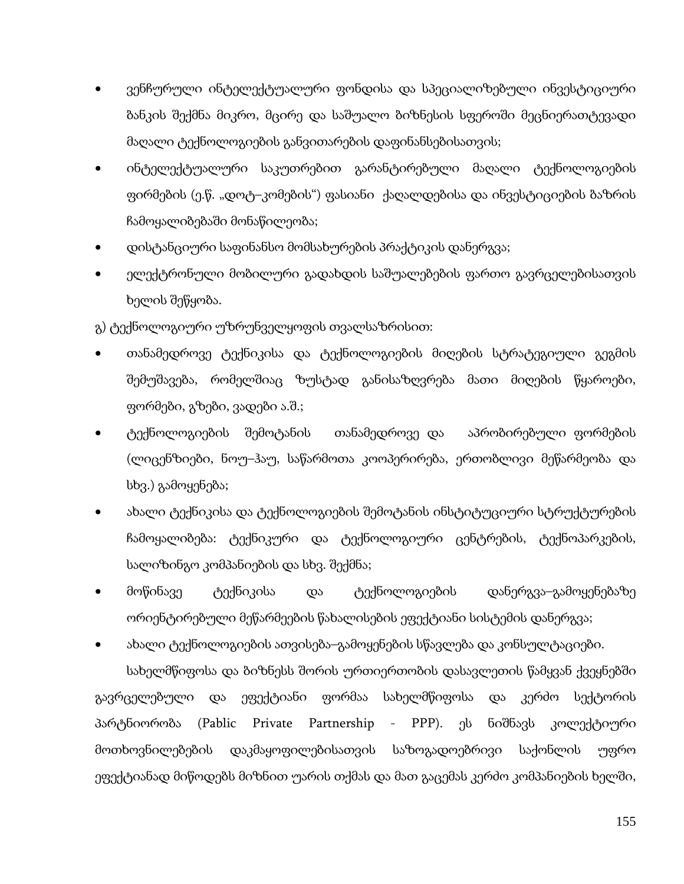- ვენჩურული ინტელექტუალური ფონდისა და სპეციალიზებული ინვესტიციური ბანკის შექმნა მიკრო, მცირე და საშუალო ბიზნესის სფეროში მეცნიერატტევადი მაღალი ტექნოლოგიების განვითარების დაფინანსებისათვის;
- ინტელექტუალური საკუთრებით გარანტირებული მაღალი ტექნოლოგიების ფირმების (ე.წ. „დოტ–კომების") ფასიანი ქაღალდებისა და ინვესტიციების ბაზრის ჩამოყალიბებაში მონაწილეობა;
- დისტანციური საფინანსო მომსახურების პრაქტიკის დანერგვა;
- ელექტრონული მობილური გადახდის საშუალებების ფართო გავრცელებისათვის ხელის შეწყობა.

გ) ტექნოლოგიური უზრუნველყოფის თვალსაზრისით:

- თანამედროვე ტექნიკისა და ტექნოლოგიების მიღების სტრატეგიული გეგმის შემუშავება, რომელშიაც ზუსტად განისაზღვრება მათი მიღების წყაროები, ფორმები, გზები, ვადები ა.შ.;
- ტექნოლოგიების შემოტანის თანამედროვე და აპრობირებული ფორმების (ლიცენზიები, ნოუ–ჰაუ, საწარმოთა კოოპერირება, ერთობლივი მეწარმეობა და სხვ.) გამოყენება;
- ახალი ტექნიკისა და ტექნოლოგიების შემოტანის ინსტიტუციური სტრუქტურების ჩამოყალიბება: ტექნიკური და ტექნოლოგიური ცენტრების, ტექნოპარკების, სალიზინგო კომპანიების და სხვ. შექმნა;
- მოწინავე ტექნიკისა და ტექნოლოგიების დანერგვა–გამოყენებაზე ორიენტირებული მეწარმეების წახალისების ეფექტიანი სისტემის დანერგვა;
- ახალი ტექნოლოგიების ათვისება–გამოყენების სწავლება და კონსულტაციები.

სახელმწიფოსა და ბიზნესს შორის ურთიერთობის დასავლეთის წამყვან ქვეყნებში გავრცელებული და ეფექტიანი ფორმაა სახელმწიფოსა და კერძო სექტორის პარტნიორობა (Pablic Private Partnership - PPP). ეს ნიშნავს კოლექტიური მოთხოვნილებების დაკმაყოფილებისათვის საზოგადოებრივი საქონლის უფრო ეფექტიანად მიწოდებს მიზნით უარის თქმას და მათ გაცემას კერძო კომპანიების ხელში,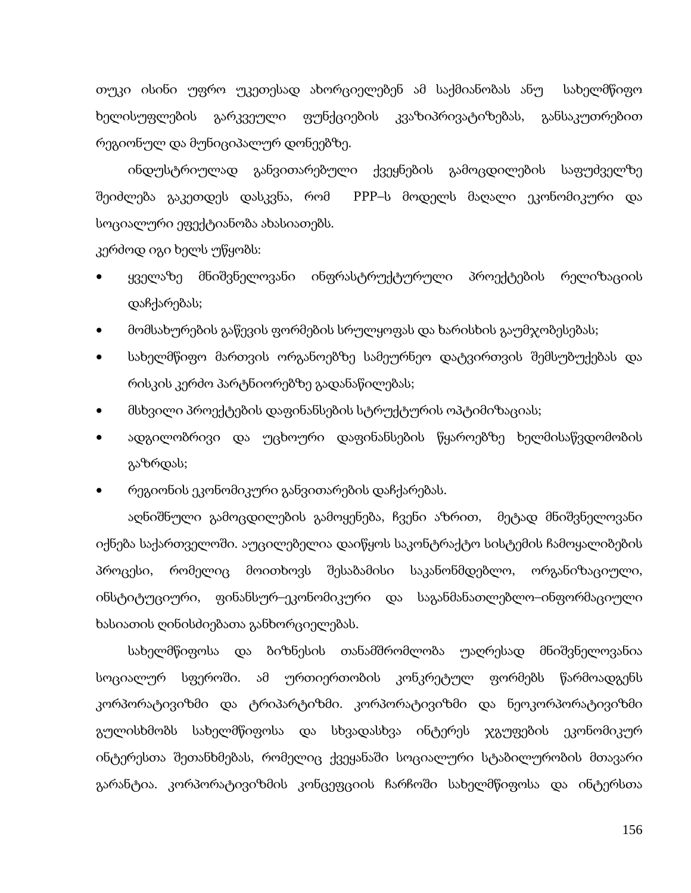თუკი ისინი უფრო უკეთესად ახორციელებენ ამ საქმიანობას ანუ სახელმწიფო ხელისუფლების გარკვეული ფუნქციების კვაზიპრივატიზებას, განსაკუთრებით რეგიონულ და მუნიციპალურ დონეებზე.

ინდუსტრიულად განვითარებული ქვეყნების გამოცდილების საფუძველზე შეიძლება გაკეთდეს დასკვნა, რომ PPP–ს მოდელს მაღალი ეკონომიკური და სოციალური ეფექტიანობა ახასიათებს.

კერძოდ იგი ხელს უწყობს:

- ყველაზე მნიშვნელოვანი ინფრასტრუქტურული პროექტების რელიზაციის დაჩქარებას;
- მომსახურების გაწევის ფორმების სრულყოფას და ხარისხის გაუმჯობესებას;
- სახელმწიფო მართვის ორგანოებზე სამეურნეო დატვირთვის შემსუბუქებას და რისკის კერძო პარტნიორებზე გადანაწილებას;
- მსხვილი პროექტების დაფინანსების სტრუქტურის ოპტიმიზაციას;
- ადგილობრივი და უცხოური დაფინანსების წყაროებზე ხელმისაწვდომობის გაზრდას;
- რეგიონის ეკონომიკური განვითარების დაჩქარებას.

აღნიშნული გამოცდილების გამოყენება, ჩვენი აზრით, მეტად მნიშვნელოვანი იქნება საქართველოში. აუცილებელია დაიწყოს საკონტრაქტო სისტემის ჩამოყალიბების პროცესი, რომელიც მოითხოვს შესაბამისი საკანონმდებლო, ორგანიზაციული, ინსტიტუციური, ფინანსურ–ეკონომიკური და საგანმანათლებლო–ინფორმაციული ხასიათის ღინისძიებათა განხორციელებას.

სახელმწიფოსა და ბიზნესის თანამშრომლობა უაღრესად მნიშვნელოვანია სოციალურ სფეროში. ამ ურთიერთობის კონკრეტულ ფორმებს წარმოადგენს კორპორატივიზმი და ტრიპარტიზმი. კორპორატივიზმი და ნეოკორპორატივიზმი გულისხმობს სახელმწიფოსა და სხვადასხვა ინტერეს ჯგუფების ეკონომიკურ ინტერესთა შეთანხმებას, რომელიც ქვეყანაში სოციალური სტაბილურობის მთავარი გარანტია. კორპორატივიზმის კონცეფციის ჩარჩოში სახელმწიფოსა და ინტერსთა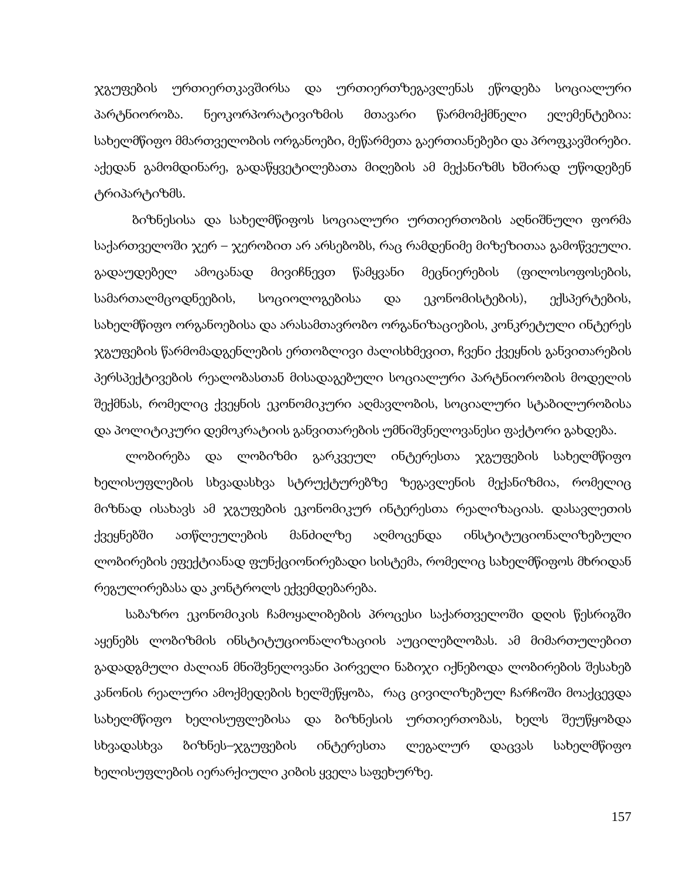ჯგუფების ურთიერთკავშირსა და ურთიერთზეგავლენას ეწოდება სოციალური პარტნიორობა. ნეოკორპორატივიზმის მთავარი წარმომქმნელი ელემენტებია: სახელმწიფო მმართველობის ორგანოები, მეწარმეთა გაერთიანებები და პროფკავშირები. აქედან გამომდინარე, გადაწყვეტილებათა მიღების ამ მექანიზმს ხშირად უწოდებენ ტრიპარტიზმს.

ბიზნესისა და სახელმწიფოს სოციალური ურთიერთობის აღნიშნული ფორმა საქართველოში ჯერ – ჯერობით არ არსებობს, რაც რამდენიმე მიზეზითაა გამოწვეული. გადაუდებელ ამოცანად მივიჩნევთ წამყვანი მეცნიერების (ფილოსოფოსების, სამართალმცოდნეების, სოციოლოგებისა და ეკონომისტების), ექსპერტების, სახელმწიფო ორგანოებისა და არასამთავრობო ორგანიზაციების, კონკრეტული ინტერეს ჯგუფების წარმომადგენლების ერთობლივი ძალისხმევით, ჩვენი ქვეყნის განვითარების პერსპექტივების რეალობასთან მისადაგებული სოციალური პარტნიორობის მოდელის შექმნას, რომელიც ქვეყნის ეკონომიკური აღმავლობის, სოციალური სტაბილურობისა და პოლიტიკური დემოკრატიის განვითარების უმნიშვნელოვანესი ფაქტორი გახდება.

ლობირება და ლობიზმი გარკვეულ ინტერესთა ჯგუფების სახელმწიფო ხელისუფლების სხვადასხვა სტრუქტურებზე ზეგავლენის მექანიზმია, რომელიც მიზნად ისახავს ამ ჯგუფების ეკონომიკურ ინტერესთა რეალიზაციას. დასავლეთის ქვეყნებში ათწლეულების მანძილზე აღმოცენდა ინსტიტუციონალიზებული ლობირების ეფექტიანად ფუნქციონირებადი სისტემა, რომელიც სახელმწიფოს მხრიდან რეგულირებასა და კონტროლს ექვემდებარება.

საბაზრო ეკონომიკის ჩამოყალიბების პროცესი საქართველოში დღის წესრიგში აყენებს ლობიზმის ინსტიტუციონალიზაციის აუცილებლობას. ამ მიმართულებით გადადგმული ძალიან მნიშვნელოვანი პირველი ნაბიჯი იქნებოდა ლობირების შესახებ კანონის რეალური ამოქმედების ხელშეწყობა, რაც ცივილიზებულ ჩარჩოში მოაქცევდა სახელმწიფო ხელისუფლებისა და ბიზნესის ურთიერთობას, ხელს შეუწყობდა სხვადასხვა ბიზნეს–ჯგუფების ინტერესთა ლეგალურ დაცვას სახელმწიფო ხელისუფლების იერარქიული კიბის ყველა საფეხურზე.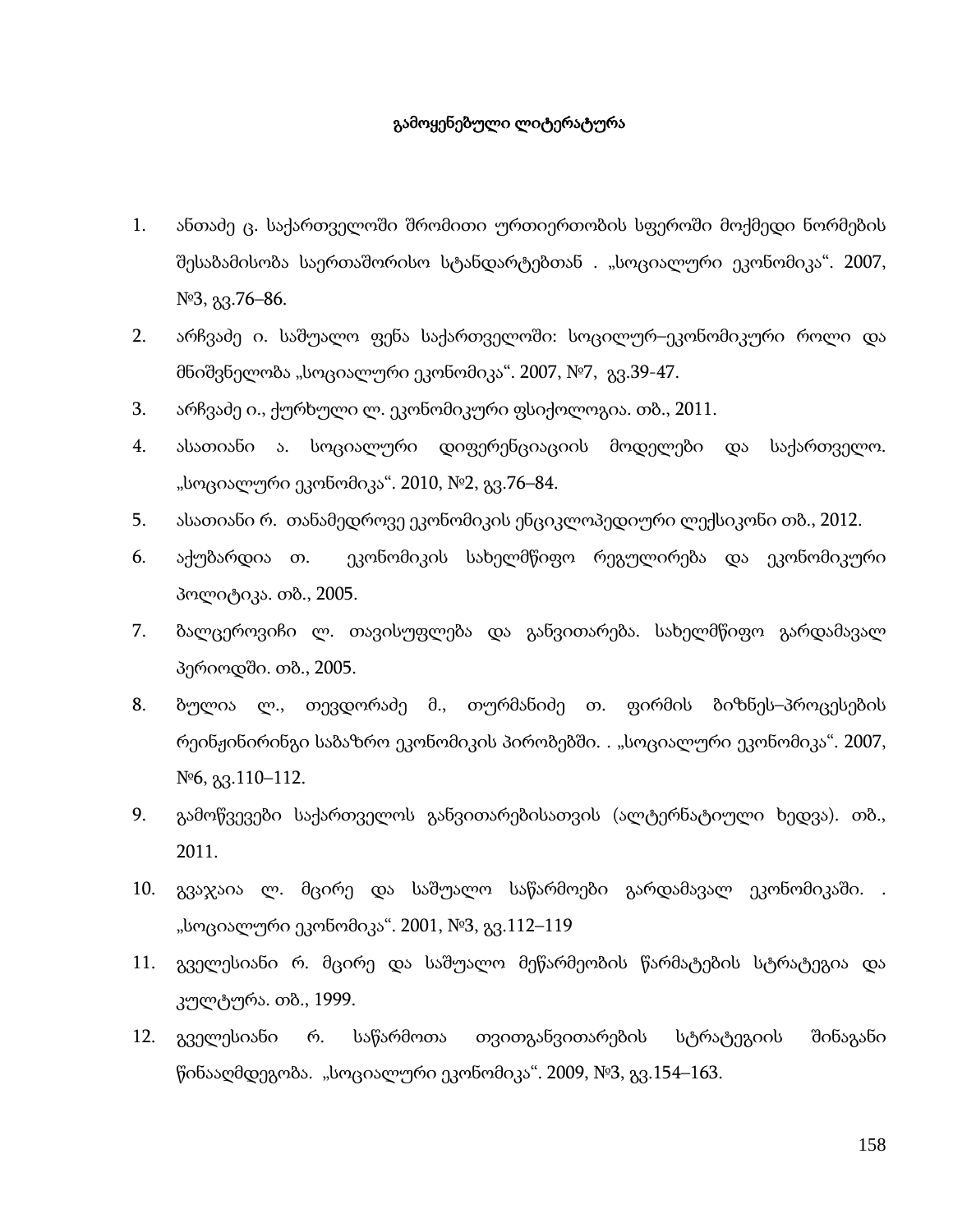## გამოყენებული ლიტერატურა

1. ანთაძე ც. საქართველოში შრომითი ურთიერთობის სფეროში მოქმედი ნორმების შესაბამისობა საერთაშორისო სტანდარტებთან . „სოციალური ეკონომიკა“. 2007, №3, გვ.76–86.
2. არჩვაძე ი. საშუალო ფენა საქართველოში: სოცილურ–ეკონომიკური როლი და მნიშვნელობა „სოციალური ეკონომიკა“. 2007, №7, გვ.39-47.
3. არჩვაძე ი., ქურხული ლ. ეკონომიკური ფსიქოლოგია. თბ., 2011.
4. ასათიანი ა. სოციალური დიფერენციაციის მოდელები და საქართველო. „სოციალური ეკონომიკა“. 2010, №2, გვ.76–84.
5. ასათიანი რ. თანამედროვე ეკონომიკის ენციკლოპედიური ლექსიკონი თბ., 2012.
6. აქუბარდია თ. ეკონომიკის სახელმწიფო რეგულირება და ეკონომიკური პოლიტიკა. თბ., 2005.
7. ბალცეროვიჩი ლ. თავისუფლება და განვითარება. სახელმწიფო გარდამავალ პერიოდში. თბ., 2005.
8. ბულია ლ., თევდორაძე მ., თურმანიძე თ. ფირმის ბიზნეს–პროცესების რეინჟინირინგი საბაზრო ეკონომიკის პირობებში. . „სოციალური ეკონომიკა“. 2007, №6, გვ.110–112.
9. გამოწვევები საქართველოს განვითარებისათვის (ალტერნატიული ხედვა). თბ., 2011.
10. გვაჯაია ლ. მცირე და საშუალო საწარმოები გარდამავალ ეკონომიკაში. . „სოციალური ეკონომიკა“. 2001, №3, გვ.112–119
11. გველესიანი რ. მცირე და საშუალო მეწარმეობის წარმატების სტრატეგია და კულტურა. თბ., 1999.
12. გველესიანი რ. საწარმოთა თვითგანვითარების სტრატეგიის შინაგანი წინააღმდეგობა. „სოციალური ეკონომიკა“. 2009, №3, გვ.154–163.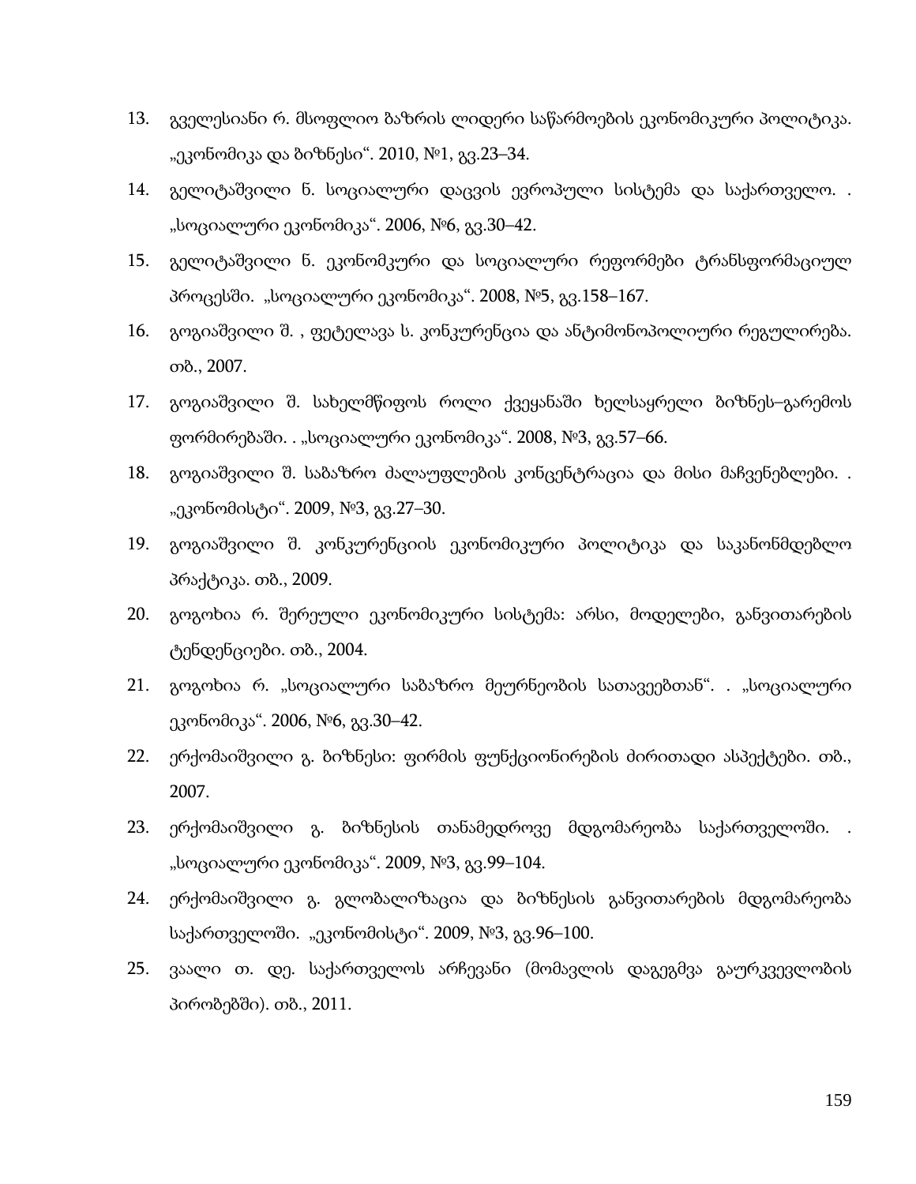13. გველესიანი რ. მსოფლიო ბაზრის ლიდერი საწარმოების ეკონომიკური პოლიტიკა. „ეკონომიკა და ბიზნესი“. 2010, №1, გვ.23–34.
14. გელიტაშვილი ნ. სოციალური დაცვის ევროპული სისტემა და საქართველო. . „სოციალური ეკონომიკა“. 2006, №6, გვ.30–42.
15. გელიტაშვილი ნ. ეკონომკური და სოციალური რეფორმები ტრანსფორმაციულ პროცესში. „სოციალური ეკონომიკა“. 2008, №5, გვ.158–167.
16. გოგიაშვილი შ. , ფეტელავა ს. კონკურენცია და ანტიმონოპოლიური რეგულირება. თბ., 2007.
17. გოგიაშვილი შ. სახელმწიფოს როლი ქვეყანაში ხელსაყრელი ბიზნეს–გარემოს ფორმირებაში. . „სოციალური ეკონომიკა“. 2008, №3, გვ.57–66.
18. გოგიაშვილი შ. საბაზრო ძალაუფლების კონცენტრაცია და მისი მაჩვენებლები. . „ეკონომისტი“. 2009, №3, გვ.27–30.
19. გოგიაშვილი შ. კონკურენციის ეკონომიკური პოლიტიკა და საკანონმდებლო პრაქტიკა. თბ., 2009.
20. გოგოხია რ. შერეული ეკონომიკური სისტემა: არსი, მოდელები, განვითარების ტენდენციები. თბ., 2004.
21. გოგოხია რ. „სოციალური საბაზრო მეურნეობის სათავეებთან“. . „სოციალური ეკონომიკა“. 2006, №6, გვ.30–42.
22. ერქომაიშვილი გ. ბიზნესი: ფირმის ფუნქციონირების ძირითადი ასპექტები. თბ., 2007.
23. ერქომაიშვილი გ. ბიზნესის თანამედროვე მდგომარეობა საქართველოში. . „სოციალური ეკონომიკა“. 2009, №3, გვ.99–104.
24. ერქომაიშვილი გ. გლობალიზაცია და ბიზნესის განვითარების მდგომარეობა საქართველოში. „ეკონომისტი“. 2009, №3, გვ.96–100.
25. ვაალი თ. დე. საქართველოს არჩევანი (მომავლის დაგეგმვა გაურკვევლობის პირობებში). თბ., 2011.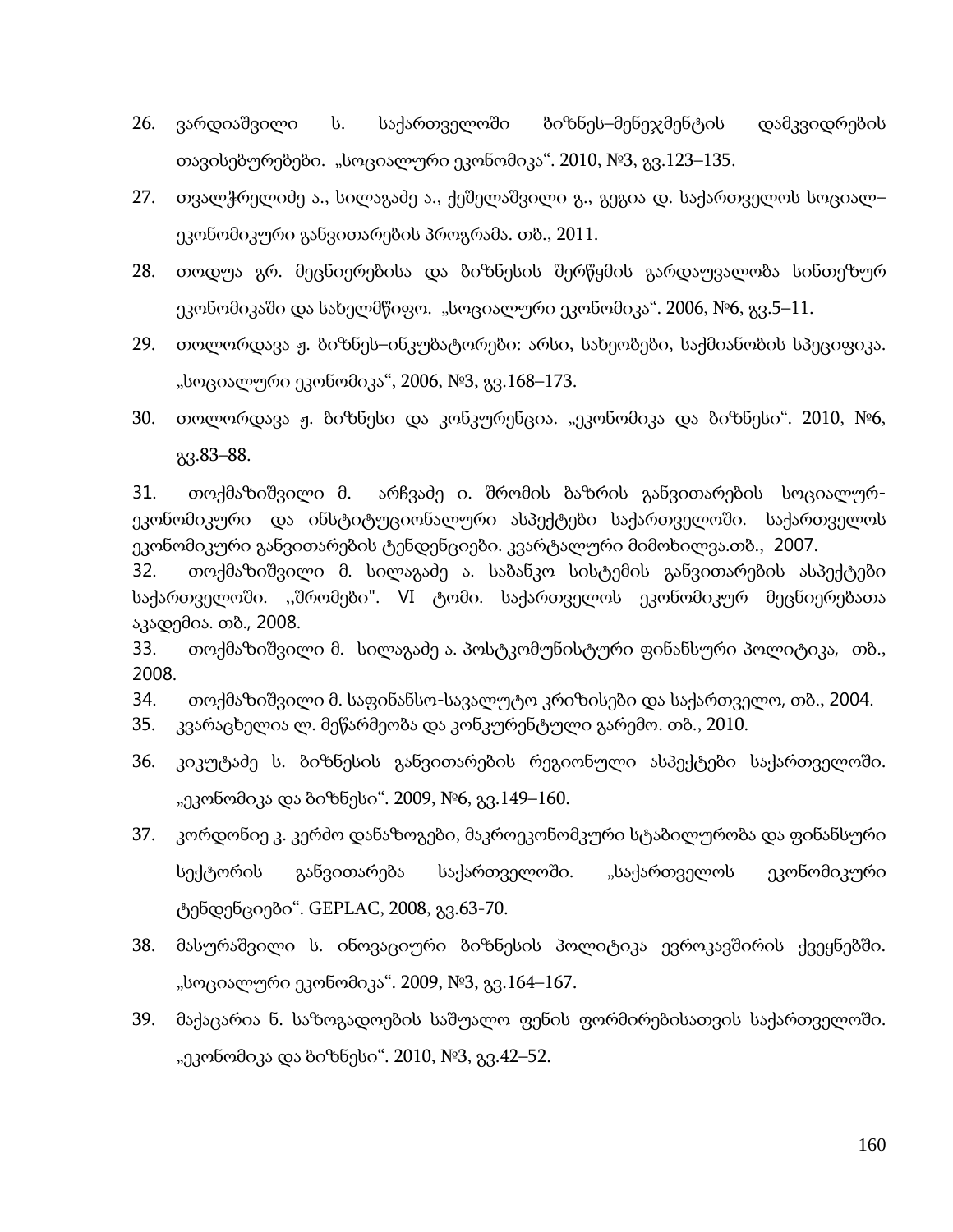26. ვარდიაშვილი ს. საქართველოში ბიზნეს–მენეჯმენტის დამკვიდრების თავისებურებები. „სოციალური ეკონომიკა“. 2010, №3, გვ.123–135.
27. თვალჭრელიძე ა., სილაგაძე ა., ქეშელაშვილი გ., გეგია დ. საქართველოს სოციალ–ეკონომიკური განვითარების პროგრამა. თბ., 2011.
28. თოდუა გრ. მეცნიერებისა და ბიზნესის შერწყმის გარდაუვალობა სინთეზურ ეკონომიკაში და სახელმწიფო. „სოციალური ეკონომიკა“. 2006, №6, გვ.5–11.
29. თოლორდავა ჟ. ბიზნეს–ინკუბატორები: არსი, სახეობები, საქმიანობის სპეციფიკა. „სოციალური ეკონომიკა“, 2006, №3, გვ.168–173.
30. თოლორდავა ჟ. ბიზნესი და კონკურენცია. „ეკონომიკა და ბიზნესი“. 2010, №6, გვ.83–88.
31. თოქმაზიშვილი მ. არჩვაძე ი. შრომის ბაზრის განვითარების სოციალურ-ეკონომიკური და ინსტიტუციონალური ასპექტები საქართველოში. საქართველოს ეკონომიკური განვითარების ტენდენციები. კვარტალური მიმოხილვა.თბ., 2007.
32. თოქმაზიშვილი მ. სილაგაძე ა. საბანკო სისტემის განვითარების ასპექტები საქართველოში. ,,შრომები". VI ტომი. საქართველოს ეკონომიკურ მეცნიერებათა აკადემია. თბ., 2008.
33. თოქმაზიშვილი მ. სილაგაძე ა. პოსტკომუნისტური ფინანსური პოლიტიკა, თბ., 2008.
34. თოქმაზიშვილი მ. საფინანსო-სავალუტო კრიზისები და საქართველო, თბ., 2004.
35. კვარაცხელია ლ. მეწარმეობა და კონკურენტული გარემო. თბ., 2010.
36. კიკუტაძე ს. ბიზნესის განვითარების რეგიონული ასპექტები საქართველოში. „ეკონომიკა და ბიზნესი“. 2009, №6, გვ.149–160.
37. კორდონიე კ. კერძო დანაზოგები, მაკროეკონომკური სტაბილურობა და ფინანსური სექტორის განვითარება საქართველოში. „საქართველოს ეკონომიკური ტენდენციები“. GEPLAC, 2008, გვ.63-70.
38. მასურაშვილი ს. ინოვაციური ბიზნესის პოლიტიკა ევროკავშირის ქვეყნებში. „სოციალური ეკონომიკა“. 2009, №3, გვ.164–167.
39. მაქაცარია ნ. საზოგადოების საშუალო ფენის ფორმირებისათვის საქართველოში. „ეკონომიკა და ბიზნესი“. 2010, №3, გვ.42–52.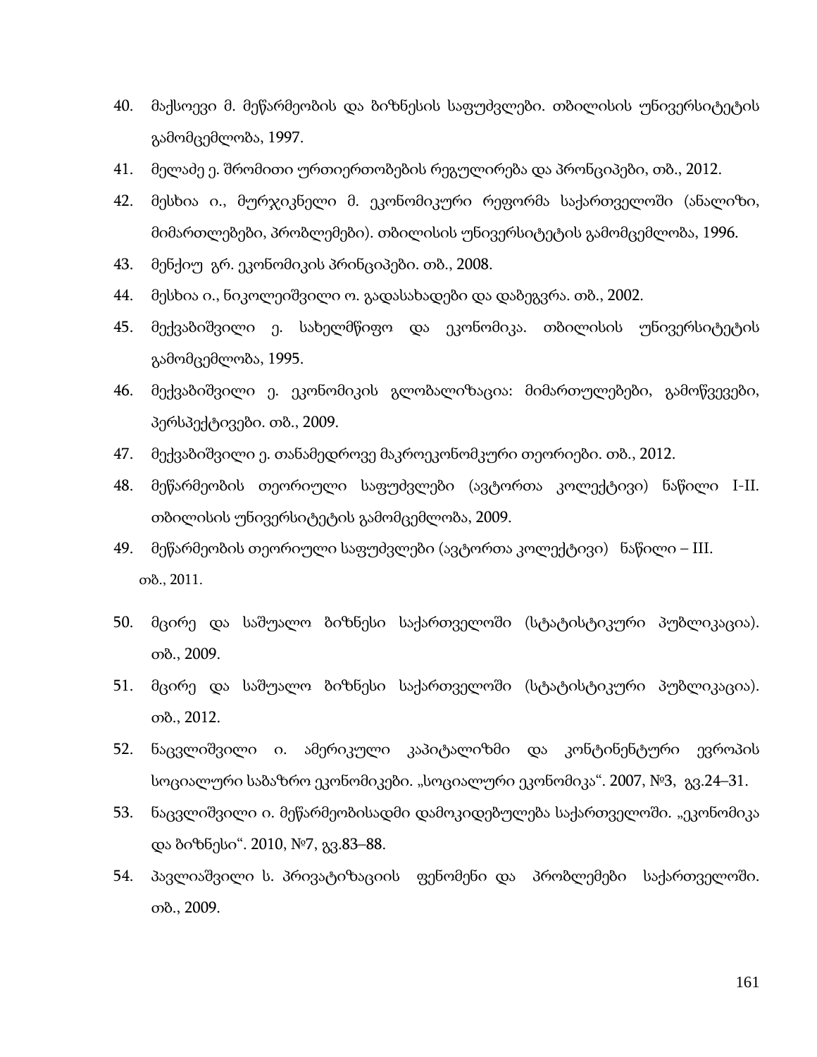40. მაქსოევი მ. მეწარმეობის და ბიზნესის საფუძვლები. თბილისის უნივერსიტეტის გამომცემლობა, 1997.
41. მელაძე ე. შრომითი ურთიერთობების რეგულირება და პრონციპები, თბ., 2012.
42. მესხია ი., მურჯიკნელი მ. ეკონომიკური რეფორმა საქართველოში (ანალიზი, მიმართლებები, პრობლემები). თბილისის უნივერსიტეტის გამომცემლობა, 1996.
43. მენქიუ გრ. ეკონომიკის პრინციპები. თბ., 2008.
44. მესხია ი., ნიკოლეიშვილი ო. გადასახადები და დაბეგვრა. თბ., 2002.
45. მექვაბიშვილი ე. სახელმწიფო და ეკონომიკა. თბილისის უნივერსიტეტის გამომცემლობა, 1995.
46. მექვაბიშვილი ე. ეკონომიკის გლობალიზაცია: მიმართულებები, გამოწვევები, პერსპექტივები. თბ., 2009.
47. მექვაბიშვილი ე. თანამედროვე მაკროეკონომკური თეორიები. თბ., 2012.
48. მეწარმეობის თეორიული საფუძვლები (ავტორთა კოლექტივი) ნაწილი I-II. თბილისის უნივერსიტეტის გამომცემლობა, 2009.
49. მეწარმეობის თეორიული საფუძვლები (ავტორთა კოლექტივი) ნაწილი – III. თბ., 2011.
50. მცირე და საშუალო ბიზნესი საქართველოში (სტატისტიკური პუბლიკაცია). თბ., 2009.
51. მცირე და საშუალო ბიზნესი საქართველოში (სტატისტიკური პუბლიკაცია). თბ., 2012.
52. ნაცვლიშვილი ი. ამერიკული კაპიტალიზმი და კონტინენტური ევროპის სოციალური საბაზრო ეკონომიკები. „სოციალური ეკონომიკა". 2007, №3, გვ.24–31.
53. ნაცვლიშვილი ი. მეწარმეობისადმი დამოკიდებულება საქართველოში. „ეკონომიკა და ბიზნესი". 2010, №7, გვ.83–88.
54. პავლიაშვილი ს. პრივატიზაციის ფენომენი და პრობლემები საქართველოში. თბ., 2009.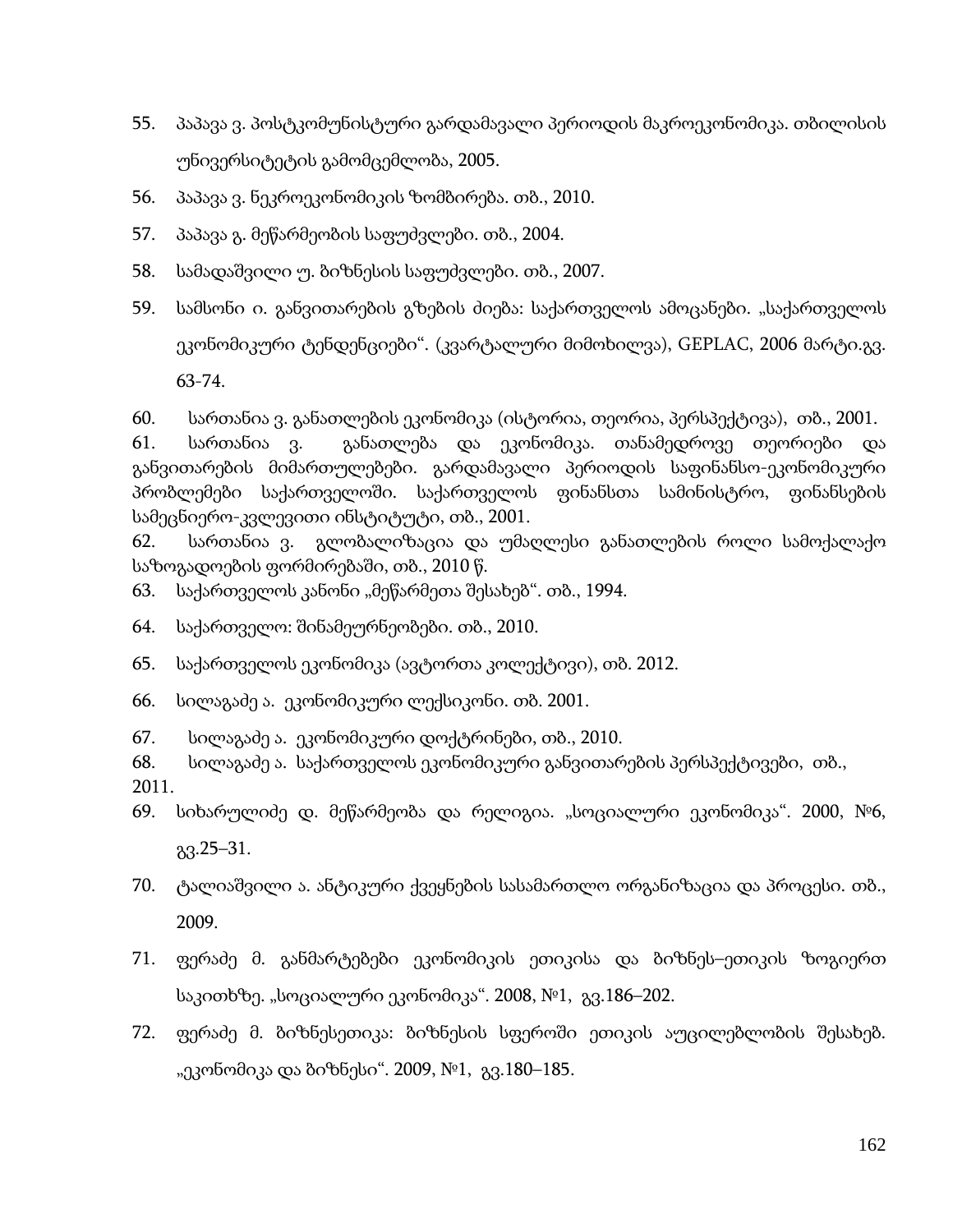55. პაპავა ვ. პოსტკომუნისტური გარდამავალი პერიოდის მაკროეკონომიკა. თბილისის უნივერსიტეტის გამომცემლობა, 2005.
56. პაპავა ვ. ნეკროეკონომიკის ზომბირება. თბ., 2010.
57. პაპავა გ. მეწარმეობის საფუძვლები. თბ., 2004.
58. სამადაშვილი უ. ბიზნესის საფუძვლები. თბ., 2007.
59. სამსონი ი. განვითარების გზების ძიება: საქართველოს ამოცანები. „საქართველოს ეკონომიკური ტენდენციები". (კვარტალური მიმოხილვა), GEPLAC, 2006 მარტი.გვ. 63-74.
60. სართანია ვ. განათლების ეკონომიკა (ისტორია, თეორია, პერსპექტივა), თბ., 2001.
61. სართანია ვ. განათლება და ეკონომიკა. თანამედროვე თეორიები და განვითარების მიმართულებები. გარდამავალი პერიოდის საფინანსო-ეკონომიკური პრობლემები საქართველოში. საქართველოს ფინანსთა სამინისტრო, ფინანსების სამეცნიერო-კვლევითი ინსტიტუტი, თბ., 2001.
62. სართანია ვ. გლობალიზაცია და უმაღლესი განათლების როლი სამოქალაქო საზოგადოების ფორმირებაში, თბ., 2010 წ.
63. საქართველოს კანონი „მეწარმეთა შესახებ". თბ., 1994.
64. საქართველო: შინამეურნეობები. თბ., 2010.
65. საქართველოს ეკონომიკა (ავტორთა კოლექტივი), თბ. 2012.
66. სილაგაძე ა. ეკონომიკური ლექსიკონი. თბ. 2001.
67. სილაგაძე ა. ეკონომიკური დოქტრინები, თბ., 2010.
68. სილაგაძე ა. საქართველოს ეკონომიკური განვითარების პერსპექტივები, თბ., 2011.
69. სიხარულიძე დ. მეწარმეობა და რელიგია. „სოციალური ეკონომიკა". 2000, №6, გვ.25–31.
70. ტალიაშვილი ა. ანტიკური ქვეყნების სასამართლო ორგანიზაცია და პროცესი. თბ., 2009.
71. ფერაძე მ. განმარტებები ეკონომიკის ეთიკისა და ბიზნეს–ეთიკის ზოგიერთ საკითხზე. „სოციალური ეკონომიკა". 2008, №1, გვ.186–202.
72. ფერაძე მ. ბიზნესეთიკა: ბიზნესის სფეროში ეთიკის აუცილებლობის შესახებ. „ეკონომიკა და ბიზნესი". 2009, №1, გვ.180–185.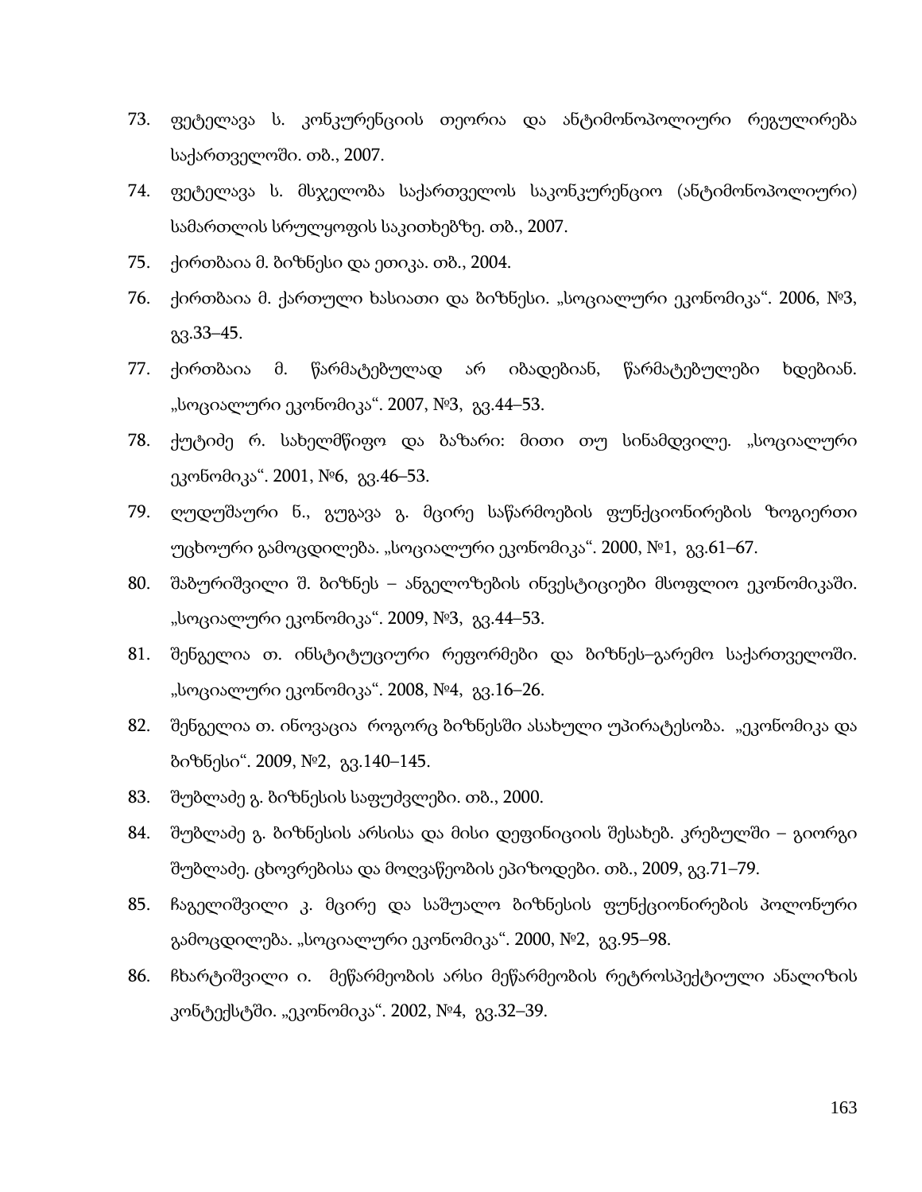73. ფეტელავა ს. კონკურენციის თეორია და ანტიმონოპოლიური რეგულირება საქართველოში. თბ., 2007.
74. ფეტელავა ს. მსჯელობა საქართველოს საკონკურენციო (ანტიმონოპოლიური) სამართლის სრულყოფის საკითხებზე. თბ., 2007.
75. ქირთბაია მ. ბიზნესი და ეთიკა. თბ., 2004.
76. ქირთბაია მ. ქართული ხასიათი და ბიზნესი. „სოციალური ეკონომიკა". 2006, №3, გვ.33–45.
77. ქირთბაია მ. წარმატებულად არ იბადებიან, წარმატებულები ხდებიან. „სოციალური ეკონომიკა". 2007, №3, გვ.44–53.
78. ქუტიძე რ. სახელმწიფო და ბაზარი: მითი თუ სინამდვილე. „სოციალური ეკონომიკა". 2001, №6, გვ.46–53.
79. ღუდუშაური ნ., გუგავა გ. მცირე საწარმოების ფუნქციონირების ზოგიერთი უცხოური გამოცდილება. „სოციალური ეკონომიკა". 2000, №1, გვ.61–67.
80. შაბურიშვილი შ. ბიზნეს – ანგელოზების ინვესტიციები მსოფლიო ეკონომიკაში. „სოციალური ეკონომიკა". 2009, №3, გვ.44–53.
81. შენგელია თ. ინსტიტუციური რეფორმები და ბიზნეს–გარემო საქართველოში. „სოციალური ეკონომიკა". 2008, №4, გვ.16–26.
82. შენგელია თ. ინოვაცია როგორც ბიზნესში ასახული უპირატესობა. „ეკონომიკა და ბიზნესი". 2009, №2, გვ.140–145.
83. შუბლაძე გ. ბიზნესის საფუძვლები. თბ., 2000.
84. შუბლაძე გ. ბიზნესის არსისა და მისი დეფინიციის შესახებ. კრებულში – გიორგი შუბლაძე. ცხოვრებისა და მოღვაწეობის ეპიზოდები. თბ., 2009, გვ.71–79.
85. ჩაგელიშვილი კ. მცირე და საშუალო ბიზნესის ფუნქციონირების პოლონური გამოცდილება. „სოციალური ეკონომიკა". 2000, №2, გვ.95–98.
86. ჩხარტიშვილი ი. მეწარმეობის არსი მეწარმეობის რეტროსპექტიული ანალიზის კონტექსტში. „ეკონომიკა". 2002, №4, გვ.32–39.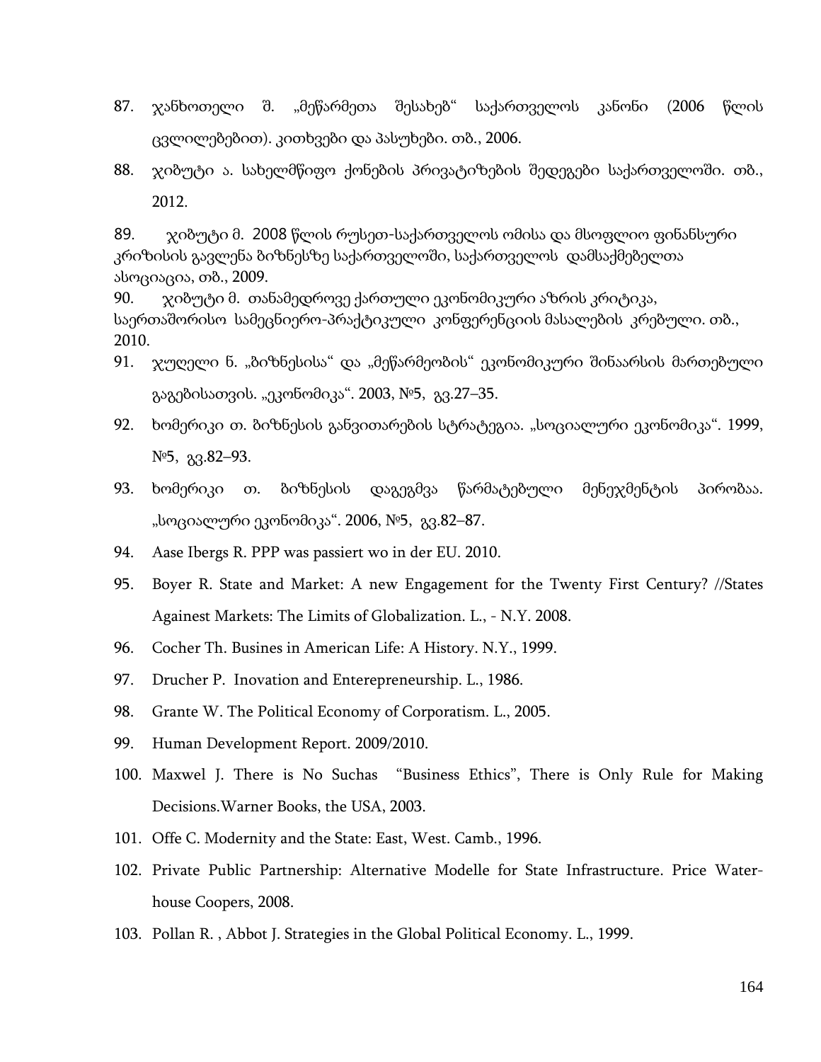87. ჯანხოთელი შ. „მეწარმეთა შესახებ“ საქართველოს კანონი (2006 წლის ცვლილებებით). კითხვები და პასუხები. თბ., 2006.
88. ჯიბუტი ა. სახელმწიფო ქონების პრივატიზების შედეგები საქართველოში. თბ., 2012.
89. ჯიბუტი მ. 2008 წლის რუსეთ-საქართველოს ომისა და მსოფლიო ფინანსური კრიზისის გავლენა ბიზნესზე საქართველოში, საქართველოს დამსაქმებელთა ასოციაცია, თბ., 2009.
90. ჯიბუტი მ. თანამედროვე ქართული ეკონომიკური აზრის კრიტიკა, საერთაშორისო სამეცნიერო-პრაქტიკული კონფერენციის მასალების კრებული. თბ., 2010.
91. ჯუღელი ნ. „ბიზნესისა“ და „მეწარმეობის“ ეკონომიკური შინაარსის მართებული გაგებისათვის. „ეკონომიკა“. 2003, №5, გვ.27–35.
92. ხომერიკი თ. ბიზნესის განვითარების სტრატეგია. „სოციალური ეკონომიკა“. 1999, №5, გვ.82–93.
93. ხომერიკი თ. ბიზნესის დაგეგმვა წარმატებული მენეჯმენტის პირობაა. „სოციალური ეკონომიკა“. 2006, №5, გვ.82–87.
94. Aase Ibergs R. PPP was passiert wo in der EU. 2010.
95. Boyer R. State and Market: A new Engagement for the Twenty First Century? //States Againest Markets: The Limits of Globalization. L., - N.Y. 2008.
96. Cocher Th. Busines in American Life: A History. N.Y., 1999.
97. Drucher P. Inovation and Enterepreneurship. L., 1986.
98. Grante W. The Political Economy of Corporatism. L., 2005.
99. Human Development Report. 2009/2010.
100. Maxwel J. There is No Suchas "Business Ethics", There is Only Rule for Making Decisions.Warner Books, the USA, 2003.
101. Offe C. Modernity and the State: East, West. Camb., 1996.
102. Private Public Partnership: Alternative Modelle for State Infrastructure. Price Water-house Coopers, 2008.
103. Pollan R. , Abbot J. Strategies in the Global Political Economy. L., 1999.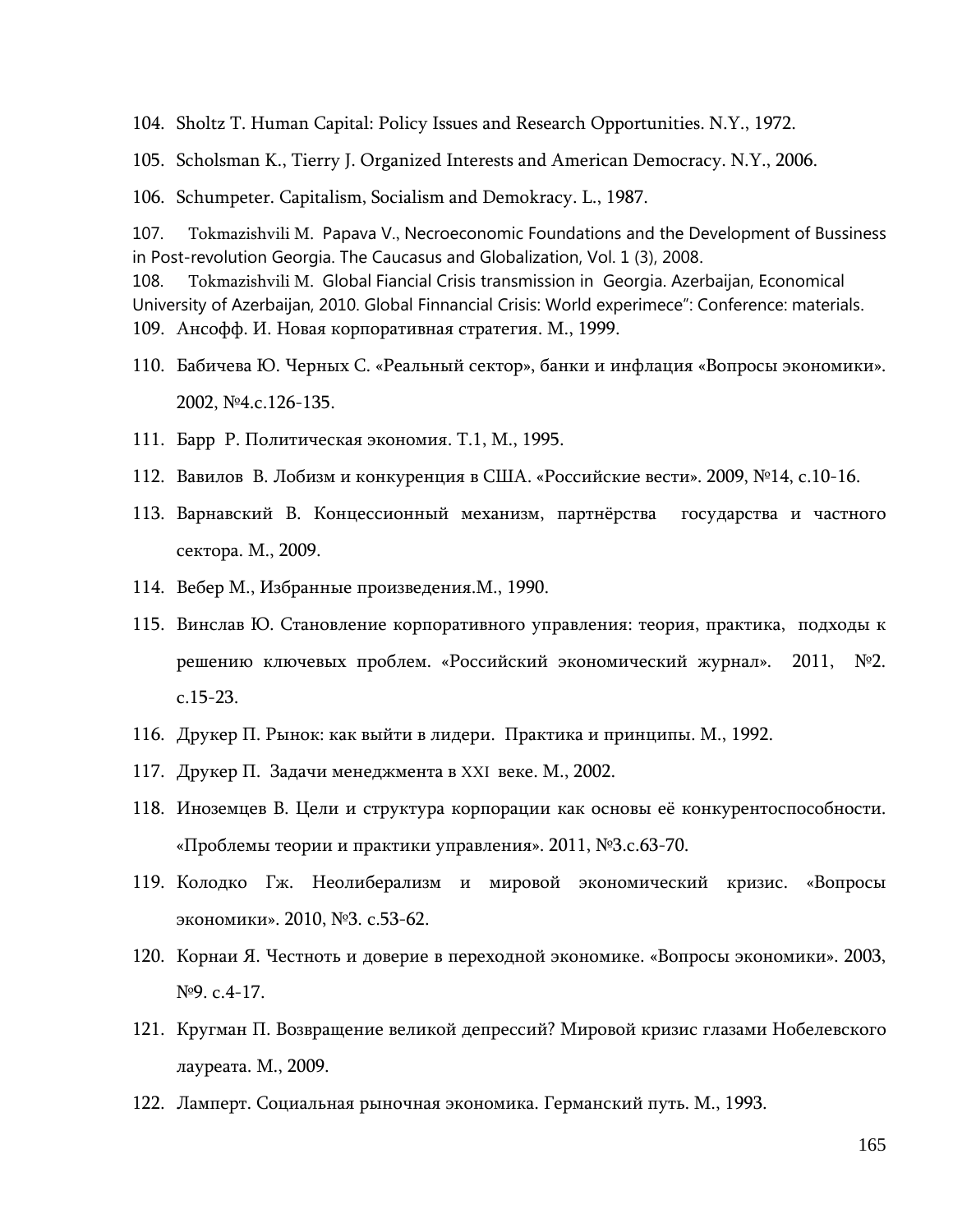104. Sholtz T. Human Capital: Policy Issues and Research Opportunities. N.Y., 1972.

105. Scholsman K., Tierry J. Organized Interests and American Democracy. N.Y., 2006.

106. Schumpeter. Capitalism, Socialism and Demokracy. L., 1987.

107. Tokmazishvili M. Papava V., Necroeconomic Foundations and the Development of Bussiness in Post-revolution Georgia. The Caucasus and Globalization, Vol. 1 (3), 2008.

108. Tokmazishvili M. Global Fiancial Crisis transmission in Georgia. Azerbaijan, Economical University of Azerbaijan, 2010. Global Finnancial Crisis: World experimece": Conference: materials.

109. Ансофф. И. Новая корпоративная стратегия. М., 1999.

110. Бабичева Ю. Черных С. «Реальный сектор», банки и инфлация «Вопросы экономики». 2002, №4.с.126-135.

111. Барр Р. Политическая экономия. Т.1, М., 1995.

112. Вавилов В. Лобизм и конкуренция в США. «Российские вести». 2009, №14, с.10-16.

113. Варнавский В. Концессионный механизм, партнёрства государства и частного сектора. М., 2009.

114. Вебер М., Избранные произведения.М., 1990.

115. Винслав Ю. Становление корпоративного управления: теория, практика, подходы к решению ключевых проблем. «Российский экономический журнал». 2011, №2. с.15-23.

116. Друкер П. Рынок: как выйти в лидери. Практика и принципы. М., 1992.

117. Друкер П. Задачи менеджмента в XXI веке. М., 2002.

118. Иноземцев В. Цели и структура корпорации как основы её конкурентоспособности. «Проблемы теории и практики управления». 2011, №3.с.63-70.

119. Колодко Гж. Неолиберализм и мировой экономический кризис. «Вопросы экономики». 2010, №3. с.53-62.

120. Корнаи Я. Честноть и доверие в переходной экономике. «Вопросы экономики». 2003, №9. с.4-17.

121. Кругман П. Возвращение великой депрессий? Мировой кризис глазами Нобелевского лауреата. М., 2009.

122. Ламперт. Социальная рыночная экономика. Германский путь. М., 1993.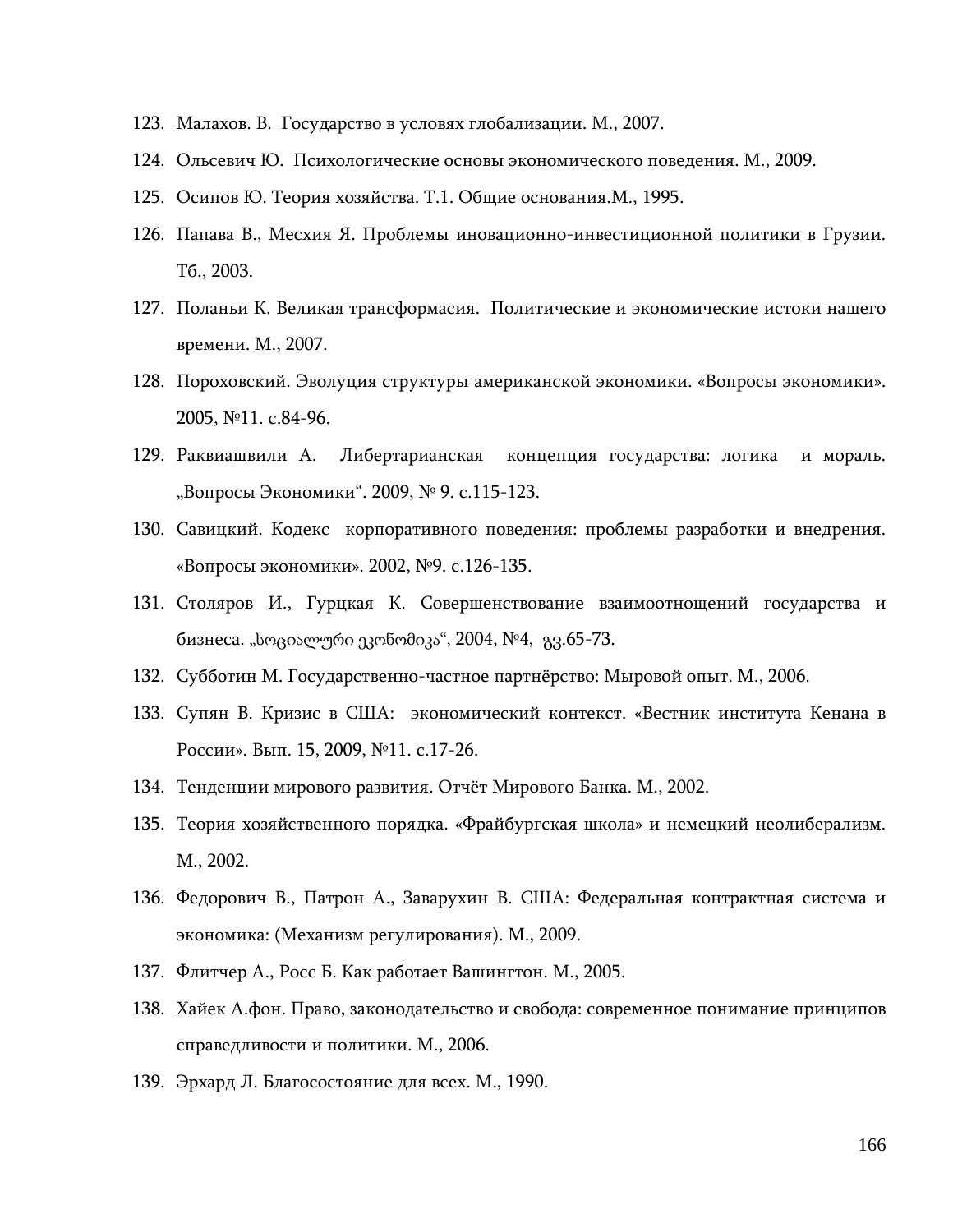123. Малахов. В. Государство в условиях глобализации. М., 2007.
124. Ольсевич Ю. Психологические основы экономического поведения. М., 2009.
125. Осипов Ю. Теория хозяйства. Т.1. Общие основания.М., 1995.
126. Папава В., Месхия Я. Проблемы иновационно-инвестиционной политики в Грузии. Тб., 2003.
127. Поланьи К. Великая трансформасия. Политические и экономические истоки нашего времени. М., 2007.
128. Пороховский. Эволюция структуры американской экономики. «Вопросы экономики». 2005, №11. с.84-96.
129. Раквиашвили А. Либертарианская концепция государства: логика и мораль. „Вопросы Экономики". 2009, № 9. с.115-123.
130. Савицкий. Кодекс корпоративного поведения: проблемы разработки и внедрения. «Вопросы экономики». 2002, №9. с.126-135.
131. Столяров И., Гурцкая К. Совершенствование взаимоотнощений государства и бизнеса. „სოციალური ეკონომიკა", 2004, №4, გვ.65-73.
132. Субботин М. Государственно-частное партнёрство: Мыровой опыт. М., 2006.
133. Супян В. Кризис в США: экономический контекст. «Вестник института Кенана в России». Вып. 15, 2009, №11. с.17-26.
134. Тенденции мирового развития. Отчёт Мирового Банка. М., 2002.
135. Теория хозяйственного порядка. «Фрайбургская школа» и немецкий неолиберализм. М., 2002.
136. Федорович В., Патрон А., Заварухин В. США: Федеральная контрактная система и экономика: (Механизм регулирования). М., 2009.
137. Флитчер А., Росс Б. Как работает Вашингтон. М., 2005.
138. Хайек А.фон. Право, законодательство и свобода: современное понимание принципов справедливости и политики. М., 2006.
139. Эрхард Л. Благосостояние для всех. М., 1990.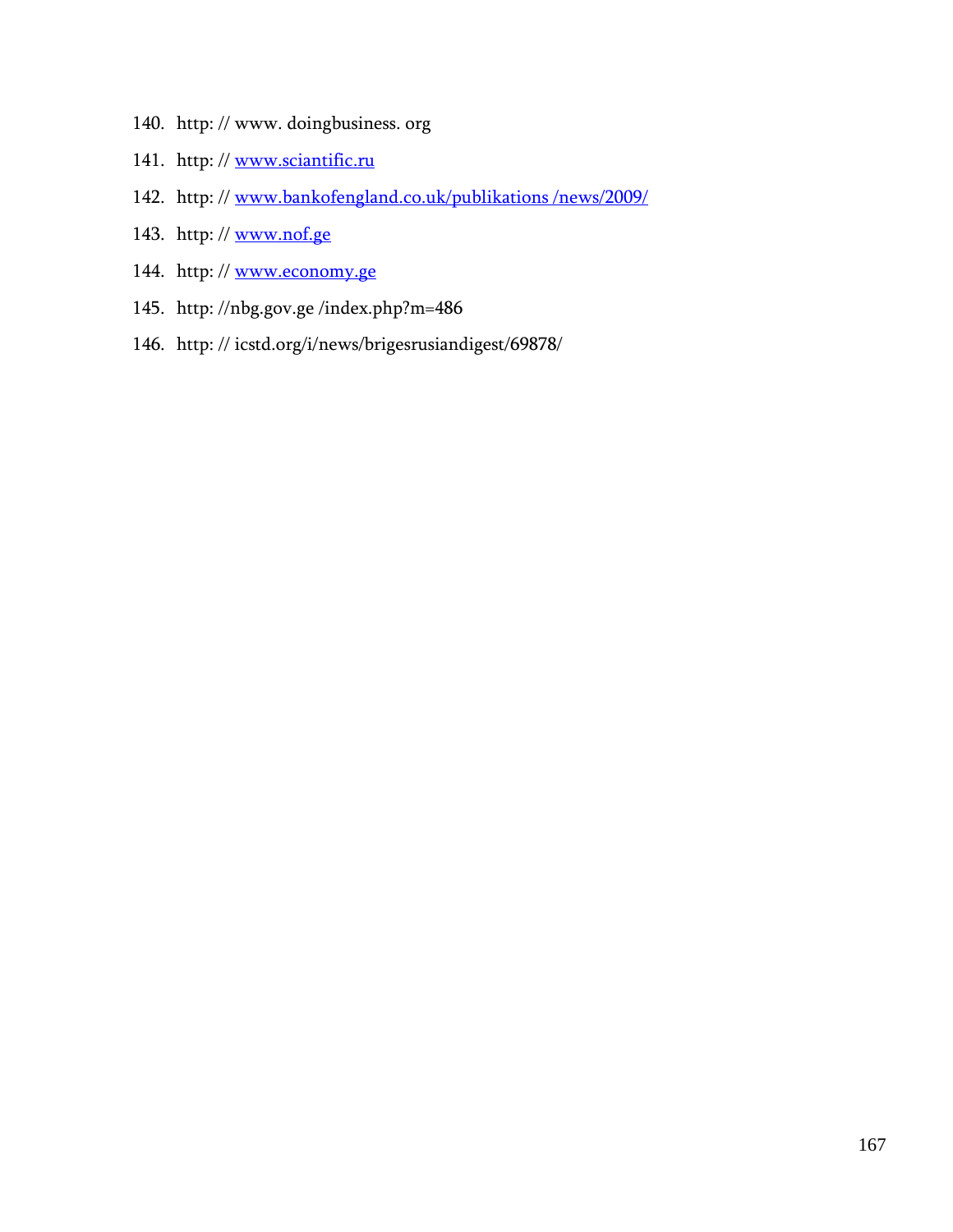140. http: // www. doingbusiness. org
141. http: // www.sciantific.ru
142. http: // www.bankofengland.co.uk/publikations /news/2009/
143. http: // www.nof.ge
144. http: // www.economy.ge
145. http: //nbg.gov.ge /index.php?m=486
146. http: // icstd.org/i/news/brigesrusiandigest/69878/